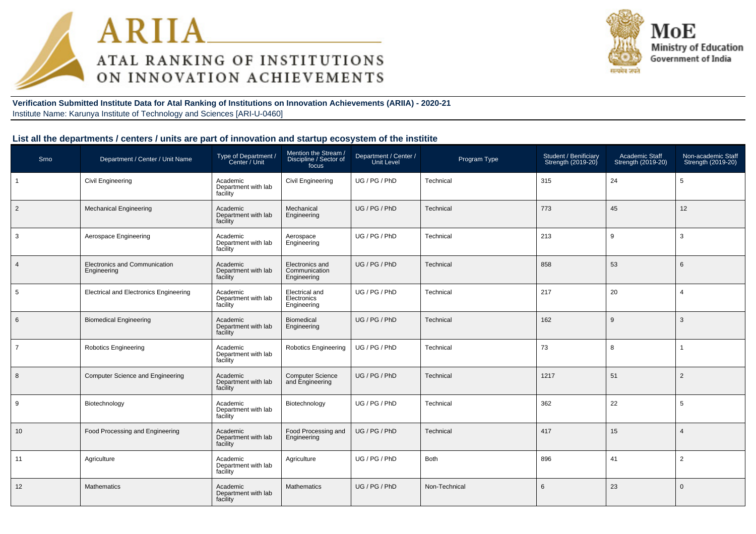**Verification Submitted Institute Data for Atal Ranking of Institutions on Innovation Achievements (ARIIA) - 2020-21**
Institute Name: Karunya Institute of Technology and Sciences [ARI-U-0460]

## List all the departments / centers / units are part of innovation and startup ecosystem of the institite

| Srno | Department / Center / Unit Name | Type of Department / Center / Unit | Mention the Stream / Discipline / Sector of focus | Department / Center / Unit Level | Program Type | Student / Benificiary Strength (2019-20) | Academic Staff Strength (2019-20) | Non-academic Staff Strength (2019-20) |
|---|---|---|---|---|---|---|---|---|
| 1 | Civil Engineering | Academic Department with lab facility | Civil Engineering | UG / PG / PhD | Technical | 315 | 24 | 5 |
| 2 | Mechanical Engineering | Academic Department with lab facility | Mechanical Engineering | UG / PG / PhD | Technical | 773 | 45 | 12 |
| 3 | Aerospace Engineering | Academic Department with lab facility | Aerospace Engineering | UG / PG / PhD | Technical | 213 | 9 | 3 |
| 4 | Electronics and Communication Engineering | Academic Department with lab facility | Electronics and Communication Engineering | UG / PG / PhD | Technical | 858 | 53 | 6 |
| 5 | Electrical and Electronics Engineering | Academic Department with lab facility | Electrical and Electronics Engineering | UG / PG / PhD | Technical | 217 | 20 | 4 |
| 6 | Biomedical Engineering | Academic Department with lab facility | Biomedical Engineering | UG / PG / PhD | Technical | 162 | 9 | 3 |
| 7 | Robotics Engineering | Academic Department with lab facility | Robotics Engineering | UG / PG / PhD | Technical | 73 | 8 | 1 |
| 8 | Computer Science and Engineering | Academic Department with lab facility | Computer Science and Engineering | UG / PG / PhD | Technical | 1217 | 51 | 2 |
| 9 | Biotechnology | Academic Department with lab facility | Biotechnology | UG / PG / PhD | Technical | 362 | 22 | 5 |
| 10 | Food Processing and Engineering | Academic Department with lab facility | Food Processing and Engineering | UG / PG / PhD | Technical | 417 | 15 | 4 |
| 11 | Agriculture | Academic Department with lab facility | Agriculture | UG / PG / PhD | Both | 896 | 41 | 2 |
| 12 | Mathematics | Academic Department with lab facility | Mathematics | UG / PG / PhD | Non-Technical | 6 | 23 | 0 |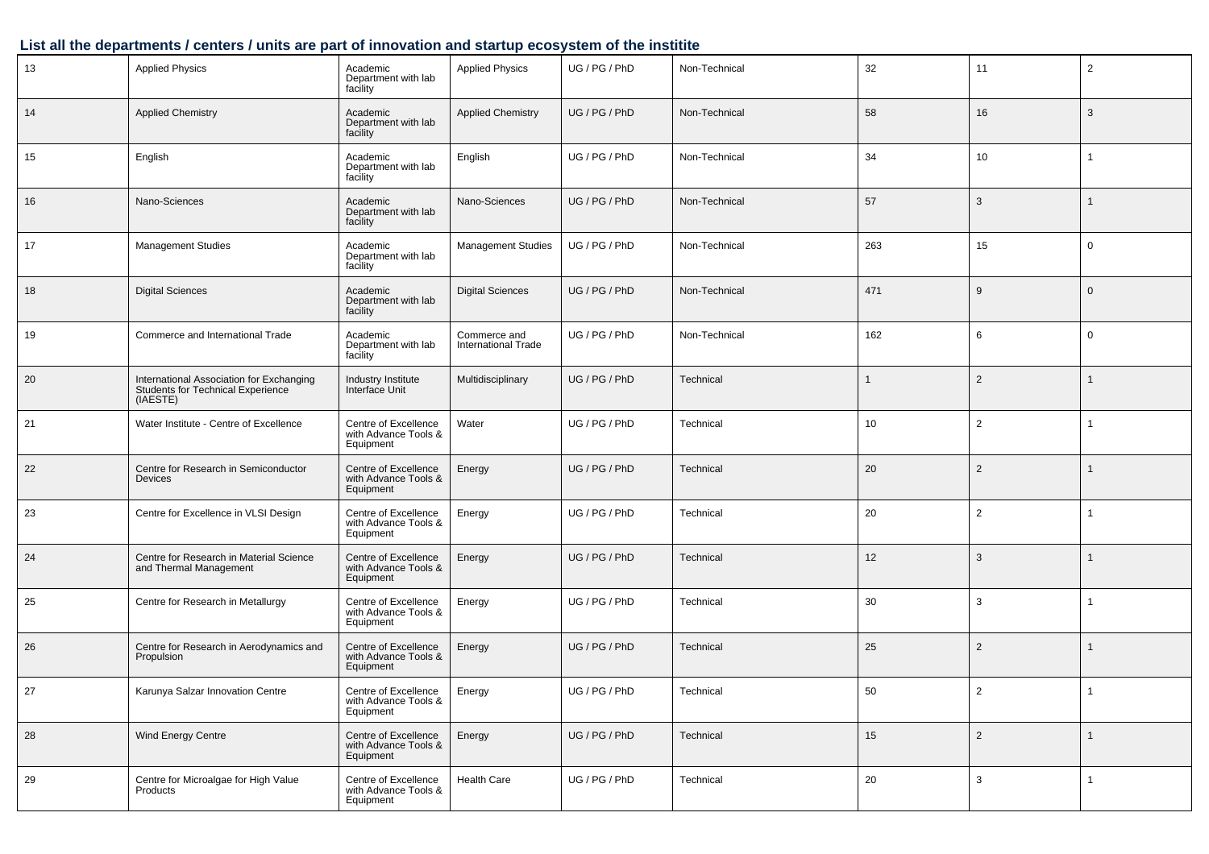### List all the departments / centers / units are part of innovation and startup ecosystem of the institite

| | | | | | | | | |
|---|---|---|---|---|---|---|---|---|
| 13 | Applied Physics | Academic Department with lab facility | Applied Physics | UG / PG / PhD | Non-Technical | 32 | 11 | 2 |
| 14 | Applied Chemistry | Academic Department with lab facility | Applied Chemistry | UG / PG / PhD | Non-Technical | 58 | 16 | 3 |
| 15 | English | Academic Department with lab facility | English | UG / PG / PhD | Non-Technical | 34 | 10 | 1 |
| 16 | Nano-Sciences | Academic Department with lab facility | Nano-Sciences | UG / PG / PhD | Non-Technical | 57 | 3 | 1 |
| 17 | Management Studies | Academic Department with lab facility | Management Studies | UG / PG / PhD | Non-Technical | 263 | 15 | 0 |
| 18 | Digital Sciences | Academic Department with lab facility | Digital Sciences | UG / PG / PhD | Non-Technical | 471 | 9 | 0 |
| 19 | Commerce and International Trade | Academic Department with lab facility | Commerce and International Trade | UG / PG / PhD | Non-Technical | 162 | 6 | 0 |
| 20 | International Association for Exchanging Students for Technical Experience (IAESTE) | Industry Institute Interface Unit | Multidisciplinary | UG / PG / PhD | Technical | 1 | 2 | 1 |
| 21 | Water Institute - Centre of Excellence | Centre of Excellence with Advance Tools & Equipment | Water | UG / PG / PhD | Technical | 10 | 2 | 1 |
| 22 | Centre for Research in Semiconductor Devices | Centre of Excellence with Advance Tools & Equipment | Energy | UG / PG / PhD | Technical | 20 | 2 | 1 |
| 23 | Centre for Excellence in VLSI Design | Centre of Excellence with Advance Tools & Equipment | Energy | UG / PG / PhD | Technical | 20 | 2 | 1 |
| 24 | Centre for Research in Material Science and Thermal Management | Centre of Excellence with Advance Tools & Equipment | Energy | UG / PG / PhD | Technical | 12 | 3 | 1 |
| 25 | Centre for Research in Metallurgy | Centre of Excellence with Advance Tools & Equipment | Energy | UG / PG / PhD | Technical | 30 | 3 | 1 |
| 26 | Centre for Research in Aerodynamics and Propulsion | Centre of Excellence with Advance Tools & Equipment | Energy | UG / PG / PhD | Technical | 25 | 2 | 1 |
| 27 | Karunya Salzar Innovation Centre | Centre of Excellence with Advance Tools & Equipment | Energy | UG / PG / PhD | Technical | 50 | 2 | 1 |
| 28 | Wind Energy Centre | Centre of Excellence with Advance Tools & Equipment | Energy | UG / PG / PhD | Technical | 15 | 2 | 1 |
| 29 | Centre for Microalgae for High Value Products | Centre of Excellence with Advance Tools & Equipment | Health Care | UG / PG / PhD | Technical | 20 | 3 | 1 |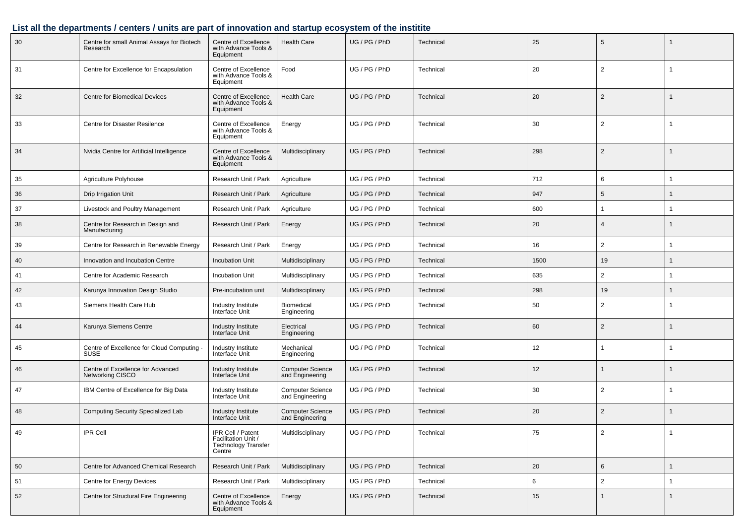## List all the departments / centers / units are part of innovation and startup ecosystem of the institite

| | | | | | | | | |
|---|---|---|---|---|---|---|---|---|
| 30 | Centre for small Animal Assays for Biotech Research | Centre of Excellence with Advance Tools & Equipment | Health Care | UG / PG / PhD | Technical | 25 | 5 | 1 |
| 31 | Centre for Excellence for Encapsulation | Centre of Excellence with Advance Tools & Equipment | Food | UG / PG / PhD | Technical | 20 | 2 | 1 |
| 32 | Centre for Biomedical Devices | Centre of Excellence with Advance Tools & Equipment | Health Care | UG / PG / PhD | Technical | 20 | 2 | 1 |
| 33 | Centre for Disaster Resilence | Centre of Excellence with Advance Tools & Equipment | Energy | UG / PG / PhD | Technical | 30 | 2 | 1 |
| 34 | Nvidia Centre for Artificial Intelligence | Centre of Excellence with Advance Tools & Equipment | Multidisciplinary | UG / PG / PhD | Technical | 298 | 2 | 1 |
| 35 | Agriculture Polyhouse | Research Unit / Park | Agriculture | UG / PG / PhD | Technical | 712 | 6 | 1 |
| 36 | Drip Irrigation Unit | Research Unit / Park | Agriculture | UG / PG / PhD | Technical | 947 | 5 | 1 |
| 37 | Livestock and Poultry Management | Research Unit / Park | Agriculture | UG / PG / PhD | Technical | 600 | 1 | 1 |
| 38 | Centre for Research in Design and Manufacturing | Research Unit / Park | Energy | UG / PG / PhD | Technical | 20 | 4 | 1 |
| 39 | Centre for Research in Renewable Energy | Research Unit / Park | Energy | UG / PG / PhD | Technical | 16 | 2 | 1 |
| 40 | Innovation and Incubation Centre | Incubation Unit | Multidisciplinary | UG / PG / PhD | Technical | 1500 | 19 | 1 |
| 41 | Centre for Academic Research | Incubation Unit | Multidisciplinary | UG / PG / PhD | Technical | 635 | 2 | 1 |
| 42 | Karunya Innovation Design Studio | Pre-incubation unit | Multidisciplinary | UG / PG / PhD | Technical | 298 | 19 | 1 |
| 43 | Siemens Health Care Hub | Industry Institute Interface Unit | Biomedical Engineering | UG / PG / PhD | Technical | 50 | 2 | 1 |
| 44 | Karunya Siemens Centre | Industry Institute Interface Unit | Electrical Engineering | UG / PG / PhD | Technical | 60 | 2 | 1 |
| 45 | Centre of Excellence for Cloud Computing - SUSE | Industry Institute Interface Unit | Mechanical Engineering | UG / PG / PhD | Technical | 12 | 1 | 1 |
| 46 | Centre of Excellence for Advanced Networking CISCO | Industry Institute Interface Unit | Computer Science and Engineering | UG / PG / PhD | Technical | 12 | 1 | 1 |
| 47 | IBM Centre of Excellence for Big Data | Industry Institute Interface Unit | Computer Science and Engineering | UG / PG / PhD | Technical | 30 | 2 | 1 |
| 48 | Computing Security Specialized Lab | Industry Institute Interface Unit | Computer Science and Engineering | UG / PG / PhD | Technical | 20 | 2 | 1 |
| 49 | IPR Cell | IPR Cell / Patent Facilitation Unit / Technology Transfer Centre | Multidisciplinary | UG / PG / PhD | Technical | 75 | 2 | 1 |
| 50 | Centre for Advanced Chemical Research | Research Unit / Park | Multidisciplinary | UG / PG / PhD | Technical | 20 | 6 | 1 |
| 51 | Centre for Energy Devices | Research Unit / Park | Multidisciplinary | UG / PG / PhD | Technical | 6 | 2 | 1 |
| 52 | Centre for Structural Fire Engineering | Centre of Excellence with Advance Tools & Equipment | Energy | UG / PG / PhD | Technical | 15 | 1 | 1 |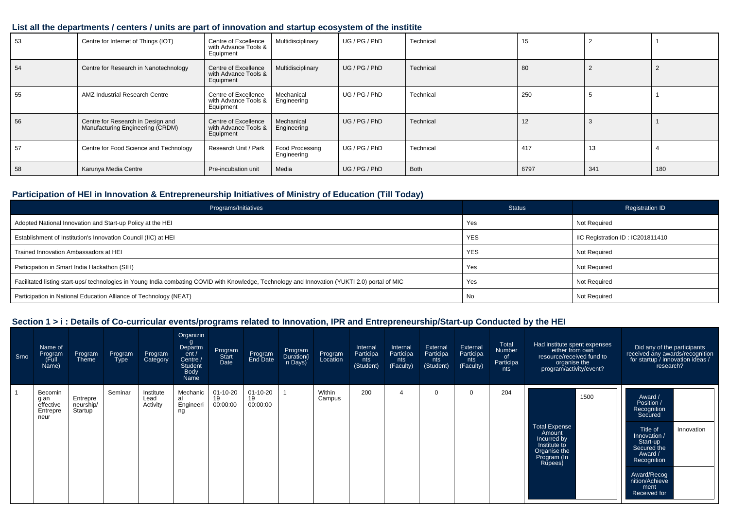## List all the departments / centers / units are part of innovation and startup ecosystem of the institite

| | | | | | | | | |
|---|---|---|---|---|---|---|---|---|
| 53 | Centre for Internet of Things (IOT) | Centre of Excellence with Advance Tools & Equipment | Multidisciplinary | UG / PG / PhD | Technical | 15 | 2 | 1 |
| 54 | Centre for Research in Nanotechnology | Centre of Excellence with Advance Tools & Equipment | Multidisciplinary | UG / PG / PhD | Technical | 80 | 2 | 2 |
| 55 | AMZ Industrial Research Centre | Centre of Excellence with Advance Tools & Equipment | Mechanical Engineering | UG / PG / PhD | Technical | 250 | 5 | 1 |
| 56 | Centre for Research in Design and Manufacturing Engineering (CRDM) | Centre of Excellence with Advance Tools & Equipment | Mechanical Engineering | UG / PG / PhD | Technical | 12 | 3 | 1 |
| 57 | Centre for Food Science and Technology | Research Unit / Park | Food Processing Engineering | UG / PG / PhD | Technical | 417 | 13 | 4 |
| 58 | Karunya Media Centre | Pre-incubation unit | Media | UG / PG / PhD | Both | 6797 | 341 | 180 |

## Participation of HEI in Innovation & Entrepreneurship Initiatives of Ministry of Education (Till Today)

| Programs/Initiatives | Status | Registration ID |
|---|---|---|
| Adopted National Innovation and Start-up Policy at the HEI | Yes | Not Required |
| Establishment of Institution's Innovation Council (IIC) at HEI | YES | IIC Registration ID : IC201811410 |
| Trained Innovation Ambassadors at HEI | YES | Not Required |
| Participation in Smart India Hackathon (SIH) | Yes | Not Required |
| Facilitated listing start-ups/ technologies in Young India combating COVID with Knowledge, Technology and Innovation (YUKTI 2.0) portal of MIC | Yes | Not Required |
| Participation in National Education Alliance of Technology (NEAT) | No | Not Required |

## Section 1 > i : Details of Co-curricular events/programs related to Innovation, IPR and Entrepreneurship/Start-up Conducted by the HEI

| Srno | Name of Program (Full Name) | Program Theme | Program Type | Program Category | Organizing Department / Centre / Student Body Name | Program Start Date | Program End Date | Program Duration(in Days) | Program Location | Internal Participants (Student) | Internal Participants (Faculty) | External Participants (Student) | External Participants (Faculty) | Total Number of Participants | Had institute spent expenses either from own resource/received fund to organise the program/activity/event? | Did any of the participants received any awards/recognition for startup / innovation ideas / research? |
|---|---|---|---|---|---|---|---|---|---|---|---|---|---|---|---|---|
| 1 | Becoming an effective Entrepreneur | Entrepreneurship/ Startup | Seminar | Institute Lead Activity | Mechanical Engineering | 01-10-2019 00:00:00 | 01-10-2019 00:00:00 | 1 | Within Campus | 200 | 4 | 0 | 0 | 204 | Total Expense Amount Incurred by Institute to Organise the Program (In Rupees): 1500 | Award / Position / Recognition Secured: ; Title of Innovation / Start-up Secured the Award / Recognition: Innovation; Award/Recognition/Achievement Received for: |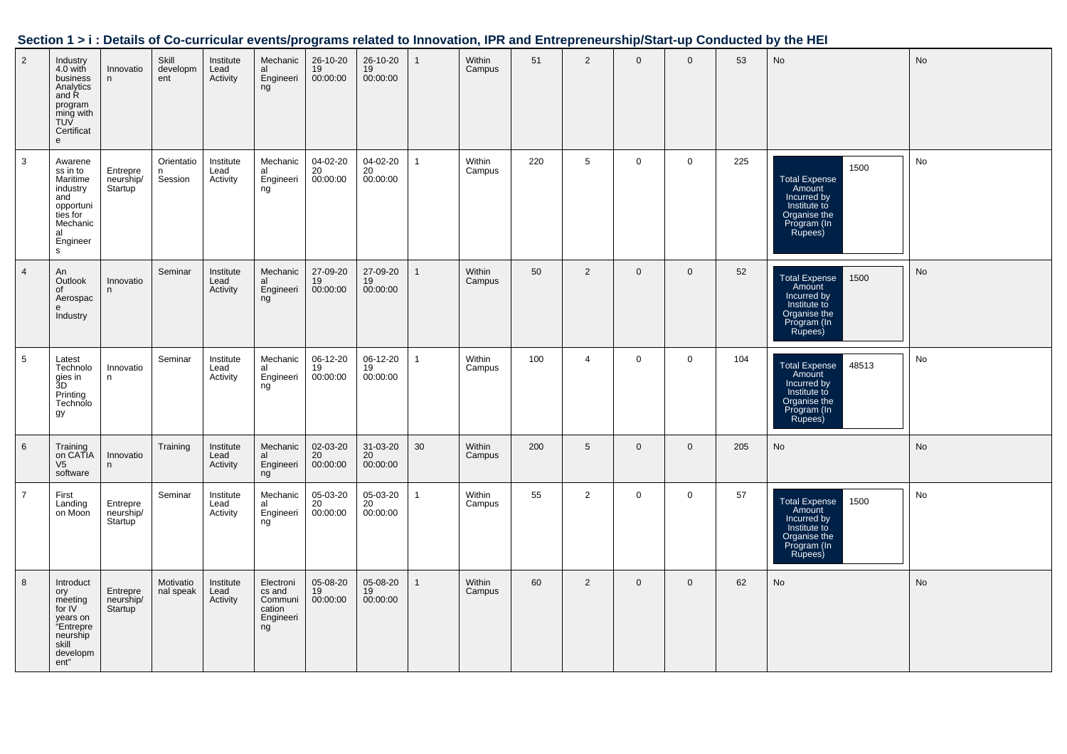## Section 1 > i : Details of Co-curricular events/programs related to Innovation, IPR and Entrepreneurship/Start-up Conducted by the HEI

| | | | | | | | | | | | | | | | | |
|---|---|---|---|---|---|---|---|---|---|---|---|---|---|---|---|---|
| 2 | Industry 4.0 with business Analytics and R programming with TUV Certificate | Innovation | Skill development | Institute Lead Activity | Mechanical Engineering | 26-10-2019 00:00:00 | 26-10-2019 00:00:00 | 1 | Within Campus | 51 | 2 | 0 | 0 | 53 | No | No |
| 3 | Awareness in to Maritime industry and opportunities for Mechanical Engineers | Entrepreneurship/Startup | Orientation Session | Institute Lead Activity | Mechanical Engineering | 04-02-2020 00:00:00 | 04-02-2020 00:00:00 | 1 | Within Campus | 220 | 5 | 0 | 0 | 225 | Total Expense Amount Incurred by Institute to Organise the Program (In Rupees): 1500 | No |
| 4 | An Outlook of Aerospace Industry | Innovation | Seminar | Institute Lead Activity | Mechanical Engineering | 27-09-2019 00:00:00 | 27-09-2019 00:00:00 | 1 | Within Campus | 50 | 2 | 0 | 0 | 52 | Total Expense Amount Incurred by Institute to Organise the Program (In Rupees): 1500 | No |
| 5 | Latest Technologies in 3D Printing Technology | Innovation | Seminar | Institute Lead Activity | Mechanical Engineering | 06-12-2019 00:00:00 | 06-12-2019 00:00:00 | 1 | Within Campus | 100 | 4 | 0 | 0 | 104 | Total Expense Amount Incurred by Institute to Organise the Program (In Rupees): 48513 | No |
| 6 | Training on CATIA V5 software | Innovation | Training | Institute Lead Activity | Mechanical Engineering | 02-03-2020 00:00:00 | 31-03-2020 00:00:00 | 30 | Within Campus | 200 | 5 | 0 | 0 | 205 | No | No |
| 7 | First Landing on Moon | Entrepreneurship/Startup | Seminar | Institute Lead Activity | Mechanical Engineering | 05-03-2020 00:00:00 | 05-03-2020 00:00:00 | 1 | Within Campus | 55 | 2 | 0 | 0 | 57 | Total Expense Amount Incurred by Institute to Organise the Program (In Rupees): 1500 | No |
| 8 | Introductory meeting for IV years on "Entrepreneurship skill development" | Entrepreneurship/Startup | Motivational speak | Institute Lead Activity | Electronics and Communication Engineering | 05-08-2019 00:00:00 | 05-08-2019 00:00:00 | 1 | Within Campus | 60 | 2 | 0 | 0 | 62 | No | No |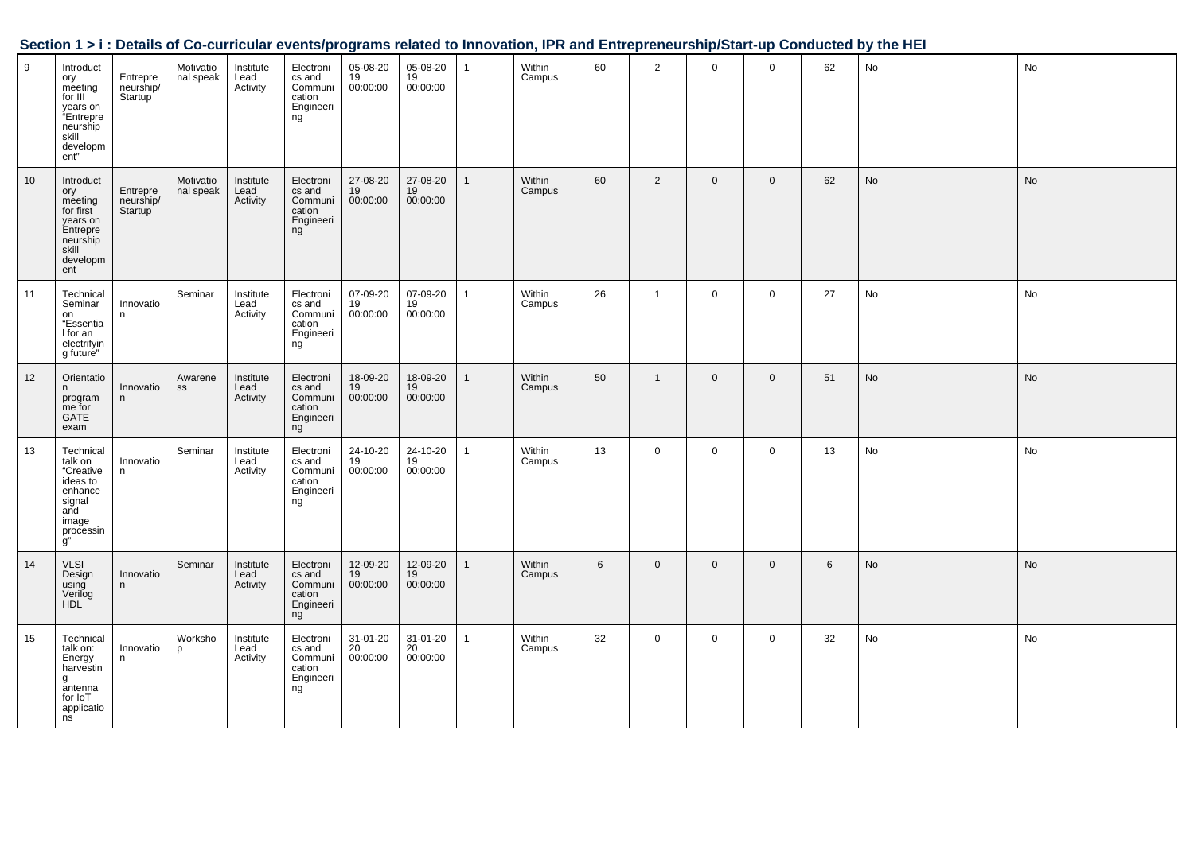## Section 1 > i : Details of Co-curricular events/programs related to Innovation, IPR and Entrepreneurship/Start-up Conducted by the HEI

| | | | | | | | | | | | | | | | | |
|---|---|---|---|---|---|---|---|---|---|---|---|---|---|---|---|---|
| 9 | Introductory meeting for III years on "Entrepreneurship skill development" | Entrepreneurship/ Startup | Motivational speak | Institute Lead Activity | Electronics and Communication Engineering | 05-08-2019 00:00:00 | 05-08-2019 00:00:00 | 1 | Within Campus | 60 | 2 | 0 | 0 | 62 | No | No |
| 10 | Introductory meeting for first years on Entrepreneurship skill development | Entrepreneurship/ Startup | Motivational speak | Institute Lead Activity | Electronics and Communication Engineering | 27-08-2019 00:00:00 | 27-08-2019 00:00:00 | 1 | Within Campus | 60 | 2 | 0 | 0 | 62 | No | No |
| 11 | Technical Seminar on "Essential for an electrifying future" | Innovation | Seminar | Institute Lead Activity | Electronics and Communication Engineering | 07-09-2019 00:00:00 | 07-09-2019 00:00:00 | 1 | Within Campus | 26 | 1 | 0 | 0 | 27 | No | No |
| 12 | Orientation programme for GATE exam | Innovation | Awareness | Institute Lead Activity | Electronics and Communication Engineering | 18-09-2019 00:00:00 | 18-09-2019 00:00:00 | 1 | Within Campus | 50 | 1 | 0 | 0 | 51 | No | No |
| 13 | Technical talk on "Creative ideas to enhance signal and image processing" | Innovation | Seminar | Institute Lead Activity | Electronics and Communication Engineering | 24-10-2019 00:00:00 | 24-10-2019 00:00:00 | 1 | Within Campus | 13 | 0 | 0 | 0 | 13 | No | No |
| 14 | VLSI Design using Verilog HDL | Innovation | Seminar | Institute Lead Activity | Electronics and Communication Engineering | 12-09-2019 00:00:00 | 12-09-2019 00:00:00 | 1 | Within Campus | 6 | 0 | 0 | 0 | 6 | No | No |
| 15 | Technical talk: Energy harvesting antenna for IoT applications | Innovation | Workshop | Institute Lead Activity | Electronics and Communication Engineering | 31-01-2020 00:00:00 | 31-01-2020 00:00:00 | 1 | Within Campus | 32 | 0 | 0 | 0 | 32 | No | No |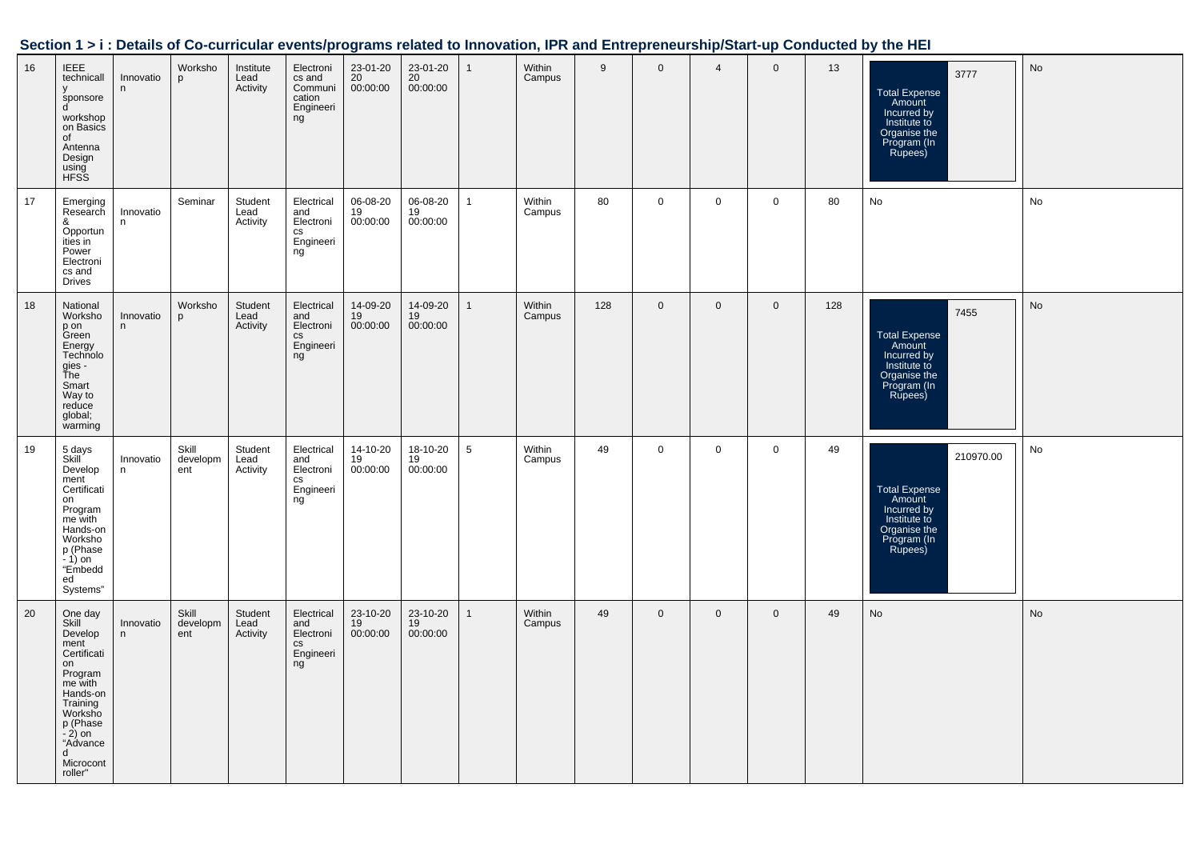## Section 1 > i : Details of Co-curricular events/programs related to Innovation, IPR and Entrepreneurship/Start-up Conducted by the HEI

| | | | | | | | | | | | | | | | | |
|---|---|---|---|---|---|---|---|---|---|---|---|---|---|---|---|---|
| 16 | IEEE technically sponsored workshop on Basics of Antenna Design using HFSS | Innovation | Workshop | Institute Lead Activity | Electronics and Communication Engineering | 23-01-2020 00:00:00 | 23-01-2020 00:00:00 | 1 | Within Campus | 9 | 0 | 4 | 0 | 13 | Total Expense Amount Incurred by Institute to Organise the Program (In Rupees): 3777 | No |
| 17 | Emerging Research & Opportunities in Power Electronics and Drives | Innovation | Seminar | Student Lead Activity | Electrical and Electronics Engineering | 06-08-2019 00:00:00 | 06-08-2019 00:00:00 | 1 | Within Campus | 80 | 0 | 0 | 0 | 80 | No | No |
| 18 | National Workshop on Green Energy Technologies - The Smart Way to reduce global; warming | Innovation | Workshop | Student Lead Activity | Electrical and Electronics Engineering | 14-09-2019 00:00:00 | 14-09-2019 00:00:00 | 1 | Within Campus | 128 | 0 | 0 | 0 | 128 | Total Expense Amount Incurred by Institute to Organise the Program (In Rupees): 7455 | No |
| 19 | 5 days Skill Development Certification Programme with Hands-on Workshop (Phase - 1) on "Embedded Systems" | Innovation | Skill development | Student Lead Activity | Electrical and Electronics Engineering | 14-10-2019 00:00:00 | 18-10-2019 00:00:00 | 5 | Within Campus | 49 | 0 | 0 | 0 | 49 | Total Expense Amount Incurred by Institute to Organise the Program (In Rupees): 210970.00 | No |
| 20 | One day Skill Development Certification Programme with Hands-on Training Workshop (Phase - 2) on "Advanced Microcontroller" | Innovation | Skill development | Student Lead Activity | Electrical and Electronics Engineering | 23-10-2019 00:00:00 | 23-10-2019 00:00:00 | 1 | Within Campus | 49 | 0 | 0 | 0 | 49 | No | No |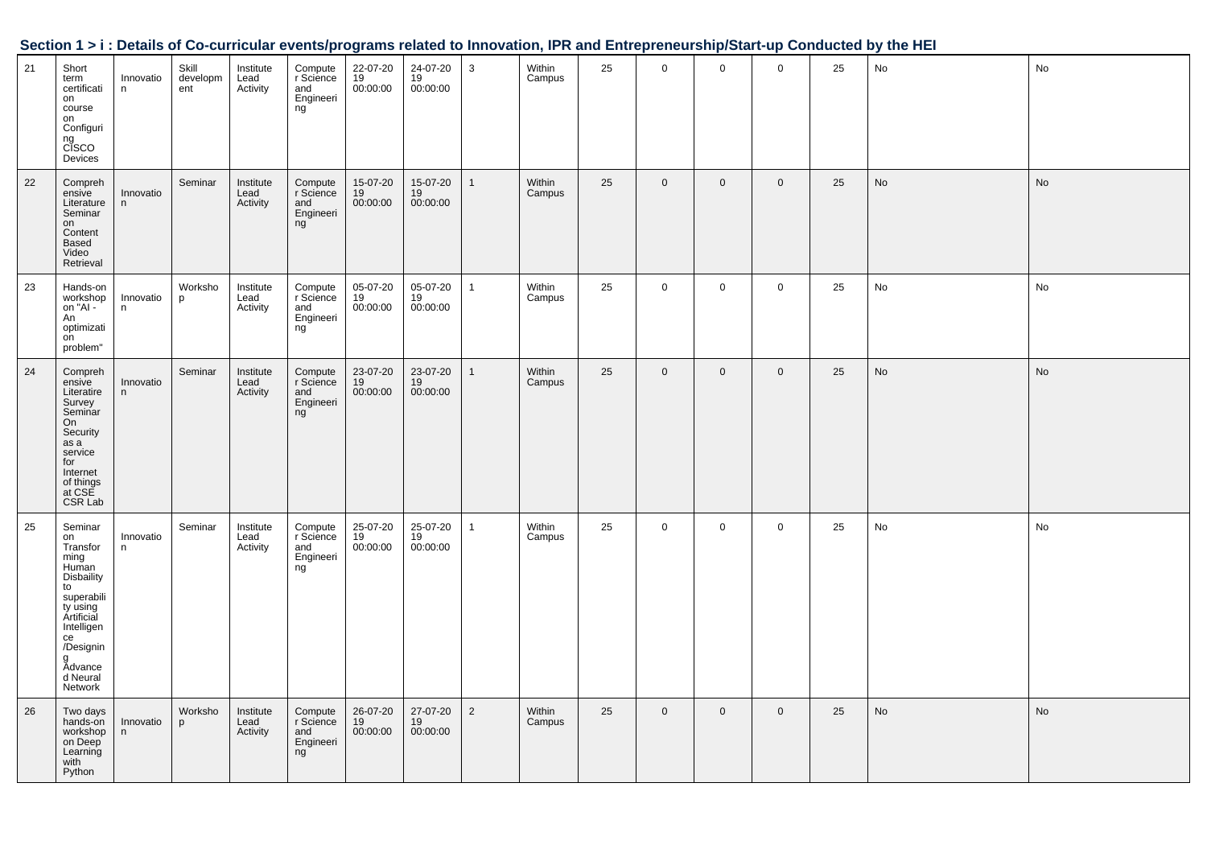## Section 1 > i : Details of Co-curricular events/programs related to Innovation, IPR and Entrepreneurship/Start-up Conducted by the HEI

| | | | | | | | | | | | | | | | | |
|---|---|---|---|---|---|---|---|---|---|---|---|---|---|---|---|---|
| 21 | Short term certification course on Configuring CISCO Devices | Innovation | Skill development | Institute Lead Activity | Computer Science and Engineering | 22-07-2019 00:00:00 | 24-07-2019 00:00:00 | 3 | Within Campus | 25 | 0 | 0 | 0 | 25 | No | No |
| 22 | Comprehensive Literature Seminar on Content Based Video Retrieval | Innovation | Seminar | Institute Lead Activity | Computer Science and Engineering | 15-07-2019 00:00:00 | 15-07-2019 00:00:00 | 1 | Within Campus | 25 | 0 | 0 | 0 | 25 | No | No |
| 23 | Hands-on workshop on "AI - An optimization problem" | Innovation | Workshop | Institute Lead Activity | Computer Science and Engineering | 05-07-2019 00:00:00 | 05-07-2019 00:00:00 | 1 | Within Campus | 25 | 0 | 0 | 0 | 25 | No | No |
| 24 | Comprehensive Literatire Survey Seminar On Security as a service for Internet of things at CSE CSR Lab | Innovation | Seminar | Institute Lead Activity | Computer Science and Engineering | 23-07-2019 00:00:00 | 23-07-2019 00:00:00 | 1 | Within Campus | 25 | 0 | 0 | 0 | 25 | No | No |
| 25 | Seminar on Transforming Human Disbaility to superability using Artificial Intelligence /Designing Advanced Neural Network | Innovation | Seminar | Institute Lead Activity | Computer Science and Engineering | 25-07-2019 00:00:00 | 25-07-2019 00:00:00 | 1 | Within Campus | 25 | 0 | 0 | 0 | 25 | No | No |
| 26 | Two days hands-on workshop on Deep Learning with Python | Innovation | Workshop | Institute Lead Activity | Computer Science and Engineering | 26-07-2019 00:00:00 | 27-07-2019 00:00:00 | 2 | Within Campus | 25 | 0 | 0 | 0 | 25 | No | No |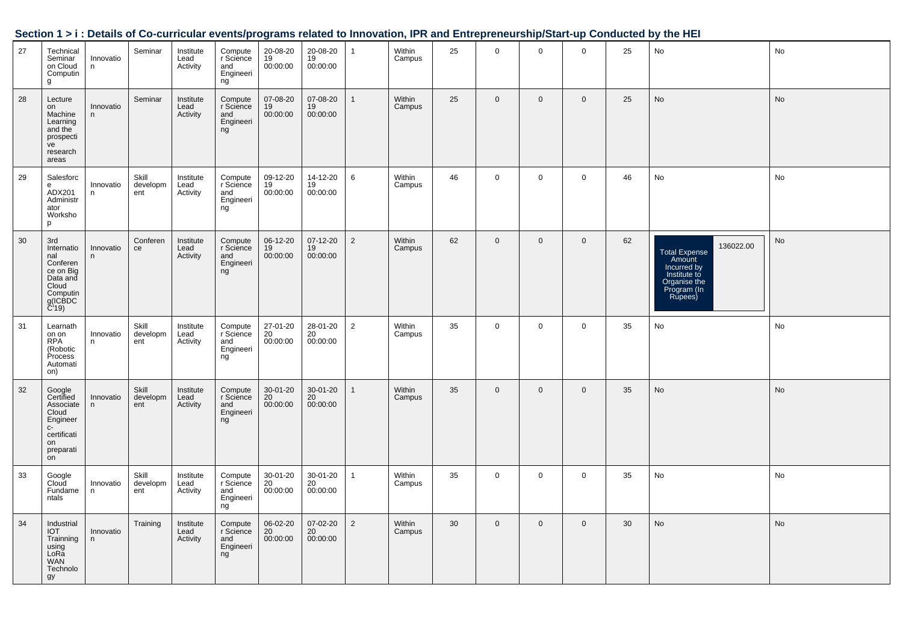## Section 1 > i : Details of Co-curricular events/programs related to Innovation, IPR and Entrepreneurship/Start-up Conducted by the HEI

| | | | | | | | | | | | | | | | | |
|---|---|---|---|---|---|---|---|---|---|---|---|---|---|---|---|---|
| 27 | Technical Seminar on Cloud Computing | Innovation | Seminar | Institute Lead Activity | Computer Science and Engineering | 20-08-2019 00:00:00 | 20-08-2019 00:00:00 | 1 | Within Campus | 25 | 0 | 0 | 0 | 25 | No | No |
| 28 | Lecture on Machine Learning and the prospective research areas | Innovation | Seminar | Institute Lead Activity | Computer Science and Engineering | 07-08-2019 00:00:00 | 07-08-2019 00:00:00 | 1 | Within Campus | 25 | 0 | 0 | 0 | 25 | No | No |
| 29 | Salesforce ADX201 Administrator Workshop | Innovation | Skill development | Institute Lead Activity | Computer Science and Engineering | 09-12-2019 00:00:00 | 14-12-2019 00:00:00 | 6 | Within Campus | 46 | 0 | 0 | 0 | 46 | No | No |
| 30 | 3rd International Conference on Big Data and Cloud Computing(ICBDCC'19) | Innovation | Conference | Institute Lead Activity | Computer Science and Engineering | 06-12-2019 00:00:00 | 07-12-2019 00:00:00 | 2 | Within Campus | 62 | 0 | 0 | 0 | 62 | Total Expense Amount Incurred by Institute to Organise the Program (In Rupees): 136022.00 | No |
| 31 | Learnathon on RPA (Robotic Process Automation) | Innovation | Skill development | Institute Lead Activity | Computer Science and Engineering | 27-01-2020 00:00:00 | 28-01-2020 00:00:00 | 2 | Within Campus | 35 | 0 | 0 | 0 | 35 | No | No |
| 32 | Google Certified Associate Cloud Engineer c-certification preparation | Innovation | Skill development | Institute Lead Activity | Computer Science and Engineering | 30-01-2020 00:00:00 | 30-01-2020 00:00:00 | 1 | Within Campus | 35 | 0 | 0 | 0 | 35 | No | No |
| 33 | Google Cloud Fundamentals | Innovation | Skill development | Institute Lead Activity | Computer Science and Engineering | 30-01-2020 00:00:00 | 30-01-2020 00:00:00 | 1 | Within Campus | 35 | 0 | 0 | 0 | 35 | No | No |
| 34 | Industrial IOT Trainning using LoRa WAN Technology | Innovation | Training | Institute Lead Activity | Computer Science and Engineering | 06-02-2020 00:00:00 | 07-02-2020 00:00:00 | 2 | Within Campus | 30 | 0 | 0 | 0 | 30 | No | No |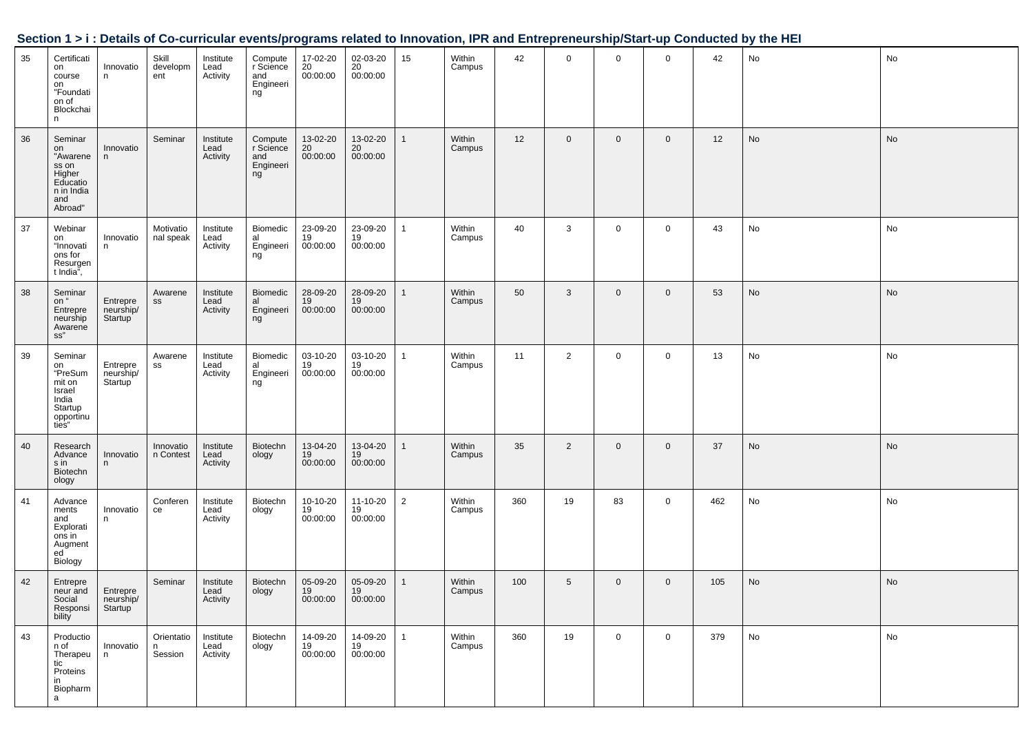### Section 1 > i : Details of Co-curricular events/programs related to Innovation, IPR and Entrepreneurship/Start-up Conducted by the HEI

| | | | | | | | | | | | | | | | | |
|---|---|---|---|---|---|---|---|---|---|---|---|---|---|---|---|---|
| 35 | Certification course on "Foundation of Blockchain | Innovation | Skill development | Institute Lead Activity | Computer Science and Engineering | 17-02-2020 00:00:00 | 02-03-2020 00:00:00 | 15 | Within Campus | 42 | 0 | 0 | 0 | 42 | No | No |
| 36 | Seminar on "Awareness on Higher Education in India and Abroad" | Innovation | Seminar | Institute Lead Activity | Computer Science and Engineering | 13-02-2020 00:00:00 | 13-02-2020 00:00:00 | 1 | Within Campus | 12 | 0 | 0 | 0 | 12 | No | No |
| 37 | Webinar on "Innovations for Resurgent India", | Innovation | Motivational speak | Institute Lead Activity | Biomedical Engineering | 23-09-2019 00:00:00 | 23-09-2019 00:00:00 | 1 | Within Campus | 40 | 3 | 0 | 0 | 43 | No | No |
| 38 | Seminar on " Entrepreneurship Awareness" | Entrepreneurship/ Startup | Awareness | Institute Lead Activity | Biomedical Engineering | 28-09-2019 00:00:00 | 28-09-2019 00:00:00 | 1 | Within Campus | 50 | 3 | 0 | 0 | 53 | No | No |
| 39 | Seminar on "PreSummit on Israel India Startup opportunities" | Entrepreneurship/ Startup | Awareness | Institute Lead Activity | Biomedical Engineering | 03-10-2019 00:00:00 | 03-10-2019 00:00:00 | 1 | Within Campus | 11 | 2 | 0 | 0 | 13 | No | No |
| 40 | Research Advances in Biotechnology | Innovation | Innovation Contest | Institute Lead Activity | Biotechnology | 13-04-2019 00:00:00 | 13-04-2019 00:00:00 | 1 | Within Campus | 35 | 2 | 0 | 0 | 37 | No | No |
| 41 | Advancements and Explorations in Augmented Biology | Innovation | Conference | Institute Lead Activity | Biotechnology | 10-10-2019 00:00:00 | 11-10-2019 00:00:00 | 2 | Within Campus | 360 | 19 | 83 | 0 | 462 | No | No |
| 42 | Entrepreneur and Social Responsibility | Entrepreneurship/ Startup | Seminar | Institute Lead Activity | Biotechnology | 05-09-2019 00:00:00 | 05-09-2019 00:00:00 | 1 | Within Campus | 100 | 5 | 0 | 0 | 105 | No | No |
| 43 | Production of Therapeutic Proteins in Biopharma | Innovation | Orientation Session | Institute Lead Activity | Biotechnology | 14-09-2019 00:00:00 | 14-09-2019 00:00:00 | 1 | Within Campus | 360 | 19 | 0 | 0 | 379 | No | No |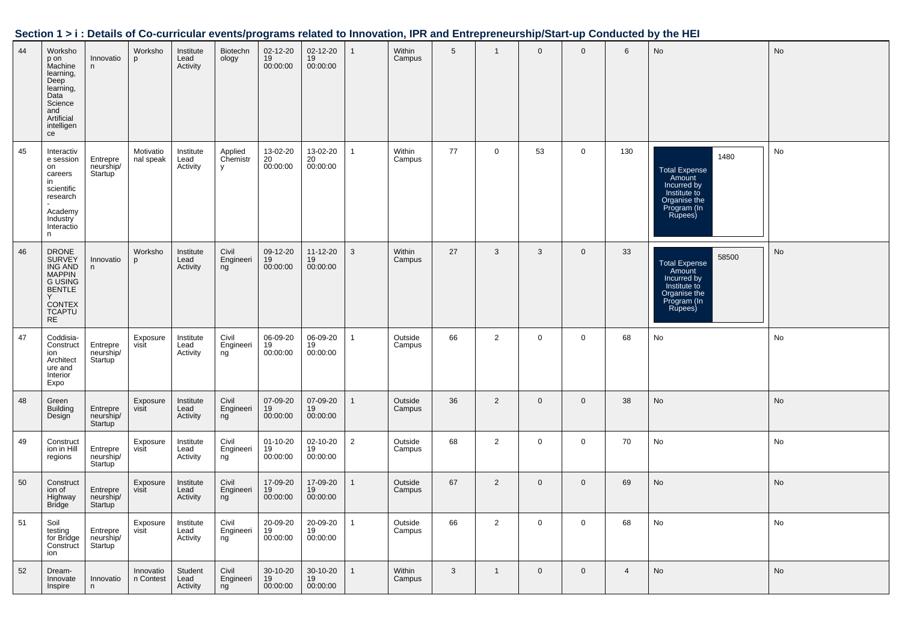## Section 1 > i : Details of Co-curricular events/programs related to Innovation, IPR and Entrepreneurship/Start-up Conducted by the HEI

| | | | | | | | | | | | | | | | | |
|---|---|---|---|---|---|---|---|---|---|---|---|---|---|---|---|---|
| 44 | Workshop on Machine learning, Deep learning, Data Science and Artificial intelligence | Innovation | Workshop | Institute Lead Activity | Biotechnology | 02-12-2019 00:00:00 | 02-12-2019 00:00:00 | 1 | Within Campus | 5 | 1 | 0 | 0 | 6 | No | No |
| 45 | Interactive session on careers in scientific research - Academy Industry Interaction | Entrepreneurship/Startup | Motivational speak | Institute Lead Activity | Applied Chemistry | 13-02-2020 00:00:00 | 13-02-2020 00:00:00 | 1 | Within Campus | 77 | 0 | 53 | 0 | 130 | Total Expense Amount Incurred by Institute to Organise the Program (In Rupees): 1480 | No |
| 46 | DRONE SURVEYING AND MAPPING USING BENTLEY CONTEXTCAPTURE | Innovation | Workshop | Institute Lead Activity | Civil Engineering | 09-12-2019 00:00:00 | 11-12-2019 00:00:00 | 3 | Within Campus | 27 | 3 | 3 | 0 | 33 | Total Expense Amount Incurred by Institute to Organise the Program (In Rupees): 58500 | No |
| 47 | Coddisia-Construction Architecture and Interior Expo | Entrepreneurship/Startup | Exposure visit | Institute Lead Activity | Civil Engineering | 06-09-2019 00:00:00 | 06-09-2019 00:00:00 | 1 | Outside Campus | 66 | 2 | 0 | 0 | 68 | No | No |
| 48 | Green Building Design | Entrepreneurship/Startup | Exposure visit | Institute Lead Activity | Civil Engineering | 07-09-2019 00:00:00 | 07-09-2019 00:00:00 | 1 | Outside Campus | 36 | 2 | 0 | 0 | 38 | No | No |
| 49 | Construction in Hill regions | Entrepreneurship/Startup | Exposure visit | Institute Lead Activity | Civil Engineering | 01-10-2019 00:00:00 | 02-10-2019 00:00:00 | 2 | Outside Campus | 68 | 2 | 0 | 0 | 70 | No | No |
| 50 | Construction of Highway Bridge | Entrepreneurship/Startup | Exposure visit | Institute Lead Activity | Civil Engineering | 17-09-2019 00:00:00 | 17-09-2019 00:00:00 | 1 | Outside Campus | 67 | 2 | 0 | 0 | 69 | No | No |
| 51 | Soil testing for Bridge Construction | Entrepreneurship/Startup | Exposure visit | Institute Lead Activity | Civil Engineering | 20-09-2019 00:00:00 | 20-09-2019 00:00:00 | 1 | Outside Campus | 66 | 2 | 0 | 0 | 68 | No | No |
| 52 | Dream-Innovate Inspire | Innovation | Innovation Contest | Student Lead Activity | Civil Engineering | 30-10-2019 00:00:00 | 30-10-2019 00:00:00 | 1 | Within Campus | 3 | 1 | 0 | 0 | 4 | No | No |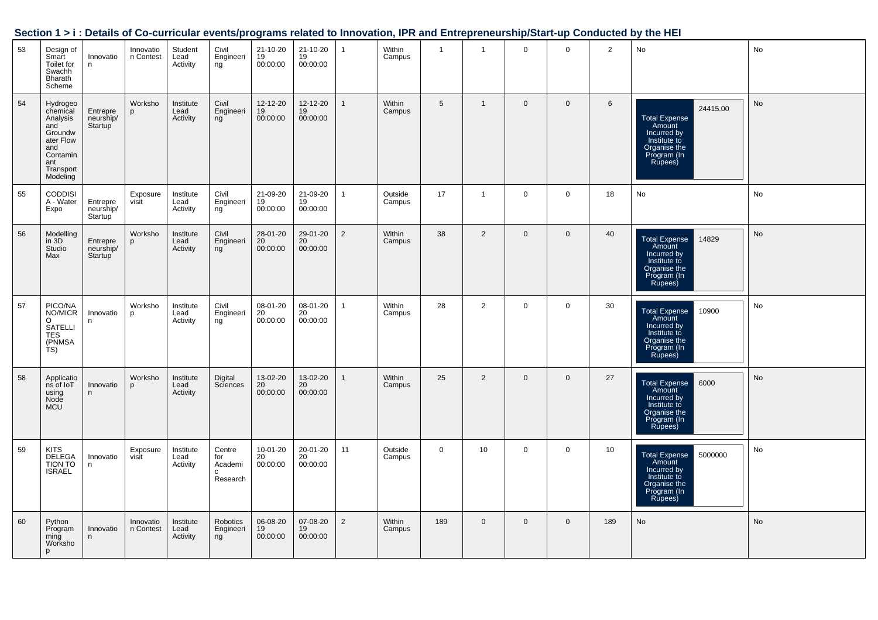## Section 1 > i : Details of Co-curricular events/programs related to Innovation, IPR and Entrepreneurship/Start-up Conducted by the HEI

| | | | | | | | | | | | | | | | | |
|---|---|---|---|---|---|---|---|---|---|---|---|---|---|---|---|---|
| 53 | Design of Smart Toilet for Swachh Bharath Scheme | Innovation | Innovation Contest | Student Lead Activity | Civil Engineering | 21-10-2019 00:00:00 | 21-10-2019 00:00:00 | 1 | Within Campus | 1 | 1 | 0 | 0 | 2 | No | No |
| 54 | Hydrogeochemical Analysis and Groundwater Flow and Contaminant Transport Modeling | Entrepreneurship/Startup | Workshop | Institute Lead Activity | Civil Engineering | 12-12-2019 00:00:00 | 12-12-2019 00:00:00 | 1 | Within Campus | 5 | 1 | 0 | 0 | 6 | Total Expense Amount Incurred by Institute to Organise the Program (In Rupees) 24415.00 | No |
| 55 | CODDISIA - Water Expo | Entrepreneurship/Startup | Exposure visit | Institute Lead Activity | Civil Engineering | 21-09-2019 00:00:00 | 21-09-2019 00:00:00 | 1 | Outside Campus | 17 | 1 | 0 | 0 | 18 | No | No |
| 56 | Modelling in 3D Studio Max | Entrepreneurship/Startup | Workshop | Institute Lead Activity | Civil Engineering | 28-01-2020 00:00:00 | 29-01-2020 00:00:00 | 2 | Within Campus | 38 | 2 | 0 | 0 | 40 | Total Expense Amount Incurred by Institute to Organise the Program (In Rupees) 14829 | No |
| 57 | PICO/NANO/MICRO SATELLITES (PNMSATS) | Innovation | Workshop | Institute Lead Activity | Civil Engineering | 08-01-2020 00:00:00 | 08-01-2020 00:00:00 | 1 | Within Campus | 28 | 2 | 0 | 0 | 30 | Total Expense Amount Incurred by Institute to Organise the Program (In Rupees) 10900 | No |
| 58 | Applications of IoT using Node MCU | Innovation | Workshop | Institute Lead Activity | Digital Sciences | 13-02-2020 00:00:00 | 13-02-2020 00:00:00 | 1 | Within Campus | 25 | 2 | 0 | 0 | 27 | Total Expense Amount Incurred by Institute to Organise the Program (In Rupees) 6000 | No |
| 59 | KITS DELEGATION TO ISRAEL | Innovation | Exposure visit | Institute Lead Activity | Centre for Academic Research | 10-01-2020 00:00:00 | 20-01-2020 00:00:00 | 11 | Outside Campus | 0 | 10 | 0 | 0 | 10 | Total Expense Amount Incurred by Institute to Organise the Program (In Rupees) 5000000 | No |
| 60 | Python Programming Workshop | Innovation | Innovation Contest | Institute Lead Activity | Robotics Engineering | 06-08-2019 00:00:00 | 07-08-2019 00:00:00 | 2 | Within Campus | 189 | 0 | 0 | 0 | 189 | No | No |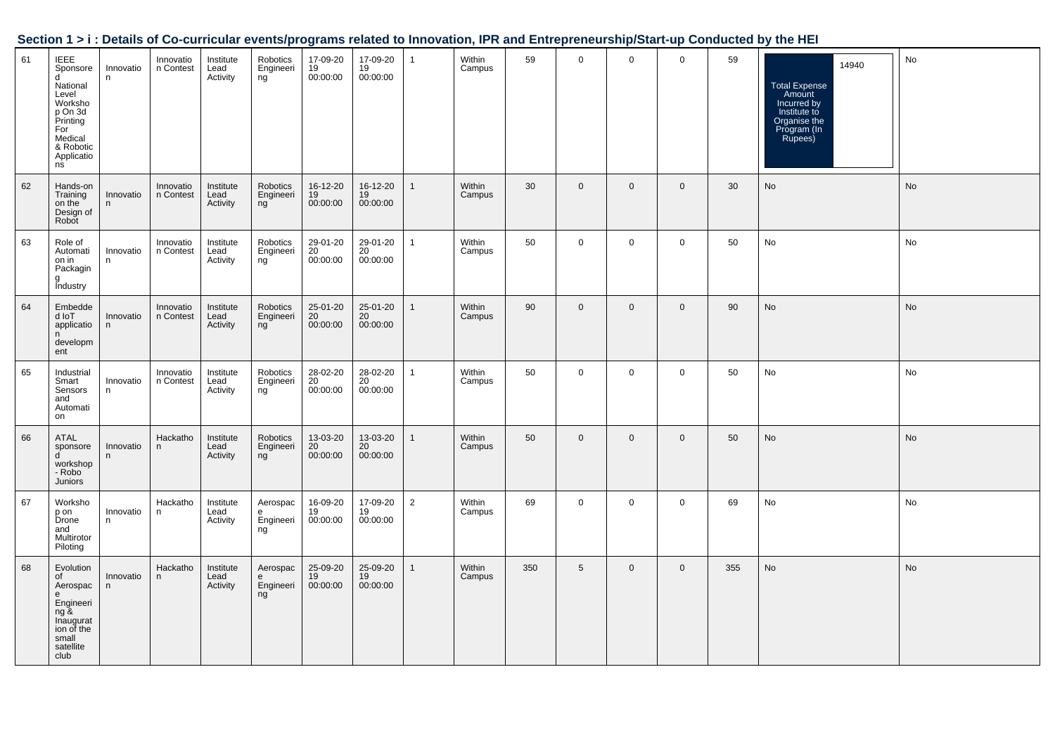## Section 1 > i : Details of Co-curricular events/programs related to Innovation, IPR and Entrepreneurship/Start-up Conducted by the HEI

| | | | | | | | | | | | | | | | | |
|---|---|---|---|---|---|---|---|---|---|---|---|---|---|---|---|---|
| 61 | IEEE Sponsored National Level Workshop On 3d Printing For Medical & Robotic Applications | Innovation | Innovation Contest | Institute Lead Activity | Robotics Engineering | 17-09-2019 00:00:00 | 17-09-2019 00:00:00 | 1 | Within Campus | 59 | 0 | 0 | 0 | 59 | Total Expense Amount Incurred by Institute to Organise the Program (In Rupees) 14940 | No |
| 62 | Hands-on Training on the Design of Robot | Innovation | Innovation Contest | Institute Lead Activity | Robotics Engineering | 16-12-2019 00:00:00 | 16-12-2019 00:00:00 | 1 | Within Campus | 30 | 0 | 0 | 0 | 30 | No | No |
| 63 | Role of Automation in Packaging Industry | Innovation | Innovation Contest | Institute Lead Activity | Robotics Engineering | 29-01-2020 00:00:00 | 29-01-2020 00:00:00 | 1 | Within Campus | 50 | 0 | 0 | 0 | 50 | No | No |
| 64 | Embedded IoT application development | Innovation | Innovation Contest | Institute Lead Activity | Robotics Engineering | 25-01-2020 00:00:00 | 25-01-2020 00:00:00 | 1 | Within Campus | 90 | 0 | 0 | 0 | 90 | No | No |
| 65 | Industrial Smart Sensors and Automation | Innovation | Innovation Contest | Institute Lead Activity | Robotics Engineering | 28-02-2020 00:00:00 | 28-02-2020 00:00:00 | 1 | Within Campus | 50 | 0 | 0 | 0 | 50 | No | No |
| 66 | ATAL sponsored workshop - Robo Juniors | Innovation | Hackathon | Institute Lead Activity | Robotics Engineering | 13-03-2020 00:00:00 | 13-03-2020 00:00:00 | 1 | Within Campus | 50 | 0 | 0 | 0 | 50 | No | No |
| 67 | Workshop on Drone and Multirotor Piloting | Innovation | Hackathon | Institute Lead Activity | Aerospace Engineering | 16-09-2019 00:00:00 | 17-09-2019 00:00:00 | 2 | Within Campus | 69 | 0 | 0 | 0 | 69 | No | No |
| 68 | Evolution of Aerospace Engineering & Inauguration of the small satellite club | Innovation | Hackathon | Institute Lead Activity | Aerospace Engineering | 25-09-2019 00:00:00 | 25-09-2019 00:00:00 | 1 | Within Campus | 350 | 5 | 0 | 0 | 355 | No | No |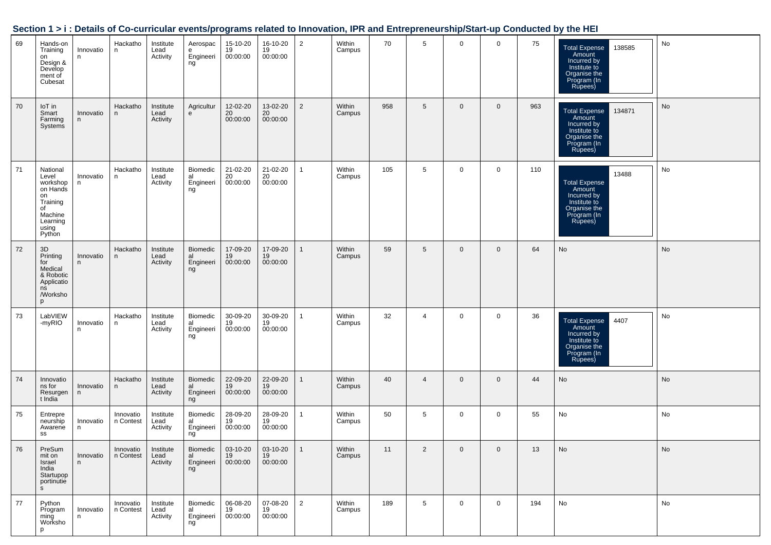## Section 1 > i : Details of Co-curricular events/programs related to Innovation, IPR and Entrepreneurship/Start-up Conducted by the HEI

| | | | | | | | | | | | | | | | | |
|---|---|---|---|---|---|---|---|---|---|---|---|---|---|---|---|---|
| 69 | Hands-on Training on Design & Development of Cubesat | Innovation | Hackathon | Institute Lead Activity | Aerospace Engineering | 15-10-2019 00:00:00 | 16-10-2019 00:00:00 | 2 | Within Campus | 70 | 5 | 0 | 0 | 75 | Total Expense Amount Incurred by Institute to Organise the Program (In Rupees): 138585 | No |
| 70 | IoT in Smart Farming Systems | Innovation | Hackathon | Institute Lead Activity | Agriculture | 12-02-2020 00:00:00 | 13-02-2020 00:00:00 | 2 | Within Campus | 958 | 5 | 0 | 0 | 963 | Total Expense Amount Incurred by Institute to Organise the Program (In Rupees): 134871 | No |
| 71 | National Level workshop on Hands on Training of Machine Learning using Python | Innovation | Hackathon | Institute Lead Activity | Biomedical Engineering | 21-02-2020 00:00:00 | 21-02-2020 00:00:00 | 1 | Within Campus | 105 | 5 | 0 | 0 | 110 | Total Expense Amount Incurred by Institute to Organise the Program (In Rupees): 13488 | No |
| 72 | 3D Printing for Medical & Robotic Applications /Workshop | Innovation | Hackathon | Institute Lead Activity | Biomedical Engineering | 17-09-2019 00:00:00 | 17-09-2019 00:00:00 | 1 | Within Campus | 59 | 5 | 0 | 0 | 64 | No | No |
| 73 | LabVIEW -myRIO | Innovation | Hackathon | Institute Lead Activity | Biomedical Engineering | 30-09-2019 00:00:00 | 30-09-2019 00:00:00 | 1 | Within Campus | 32 | 4 | 0 | 0 | 36 | Total Expense Amount Incurred by Institute to Organise the Program (In Rupees): 4407 | No |
| 74 | Innovations for Resurgent India | Innovation | Hackathon | Institute Lead Activity | Biomedical Engineering | 22-09-2019 00:00:00 | 22-09-2019 00:00:00 | 1 | Within Campus | 40 | 4 | 0 | 0 | 44 | No | No |
| 75 | Entrepreneurship Awareness | Innovation | Innovation Contest | Institute Lead Activity | Biomedical Engineering | 28-09-2019 00:00:00 | 28-09-2019 00:00:00 | 1 | Within Campus | 50 | 5 | 0 | 0 | 55 | No | No |
| 76 | PreSummit on Israel India Startupopportunities | Innovation | Innovation Contest | Institute Lead Activity | Biomedical Engineering | 03-10-2019 00:00:00 | 03-10-2019 00:00:00 | 1 | Within Campus | 11 | 2 | 0 | 0 | 13 | No | No |
| 77 | Python Programming Workshop | Innovation | Innovation Contest | Institute Lead Activity | Biomedical Engineering | 06-08-2019 00:00:00 | 07-08-2019 00:00:00 | 2 | Within Campus | 189 | 5 | 0 | 0 | 194 | No | No |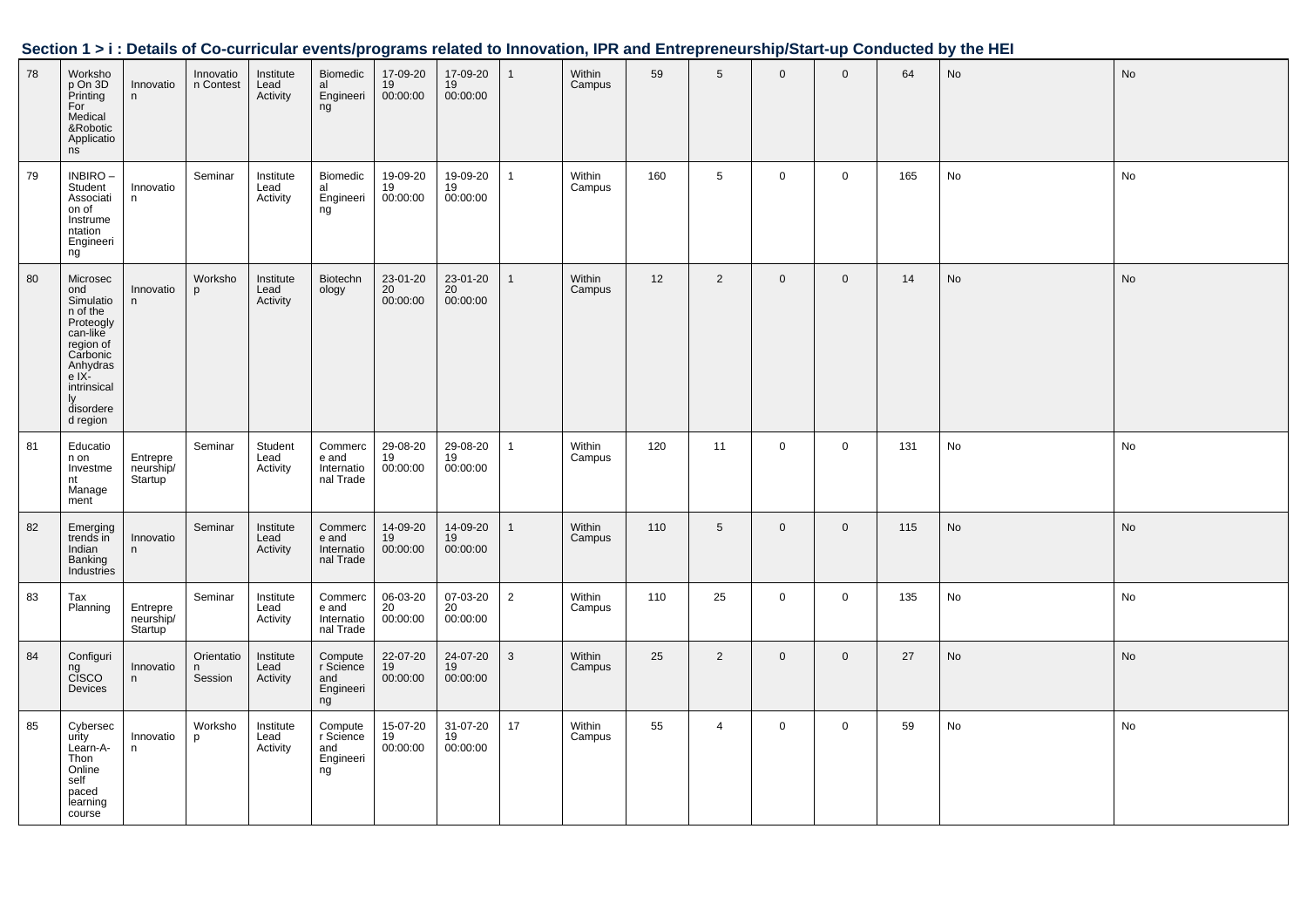## Section 1 > i : Details of Co-curricular events/programs related to Innovation, IPR and Entrepreneurship/Start-up Conducted by the HEI

| | | | | | | | | | | | | | | | | |
|---|---|---|---|---|---|---|---|---|---|---|---|---|---|---|---|---|
| 78 | Workshop On 3D Printing For Medical &Robotic Applications | Innovation | Innovation Contest | Institute Lead Activity | Biomedical Engineering | 17-09-2019 00:00:00 | 17-09-2019 00:00:00 | 1 | Within Campus | 59 | 5 | 0 | 0 | 64 | No | No |
| 79 | INBIRO – Student Association of Instrumentation Engineering | Innovation | Seminar | Institute Lead Activity | Biomedical Engineering | 19-09-2019 00:00:00 | 19-09-2019 00:00:00 | 1 | Within Campus | 160 | 5 | 0 | 0 | 165 | No | No |
| 80 | Microsecond Simulation of the Proteoglycan-like region of Carbonic Anhydrase IX-intrinsically disordered region | Innovation | Workshop | Institute Lead Activity | Biotechnology | 23-01-2020 00:00:00 | 23-01-2020 00:00:00 | 1 | Within Campus | 12 | 2 | 0 | 0 | 14 | No | No |
| 81 | Education on Investment Management | Entrepreneurship/Startup | Seminar | Student Lead Activity | Commerce and International Trade | 29-08-2019 00:00:00 | 29-08-2019 00:00:00 | 1 | Within Campus | 120 | 11 | 0 | 0 | 131 | No | No |
| 82 | Emerging trends in Indian Banking Industries | Innovation | Seminar | Institute Lead Activity | Commerce and International Trade | 14-09-2019 00:00:00 | 14-09-2019 00:00:00 | 1 | Within Campus | 110 | 5 | 0 | 0 | 115 | No | No |
| 83 | Tax Planning | Entrepreneurship/Startup | Seminar | Institute Lead Activity | Commerce and International Trade | 06-03-2020 00:00:00 | 07-03-2020 00:00:00 | 2 | Within Campus | 110 | 25 | 0 | 0 | 135 | No | No |
| 84 | Configuring CISCO Devices | Innovation | Orientation Session | Institute Lead Activity | Computer Science and Engineering | 22-07-2019 00:00:00 | 24-07-2019 00:00:00 | 3 | Within Campus | 25 | 2 | 0 | 0 | 27 | No | No |
| 85 | Cybersecurity Learn-A-Thon Online self paced learning course | Innovation | Workshop | Institute Lead Activity | Computer Science and Engineering | 15-07-2019 00:00:00 | 31-07-2019 00:00:00 | 17 | Within Campus | 55 | 4 | 0 | 0 | 59 | No | No |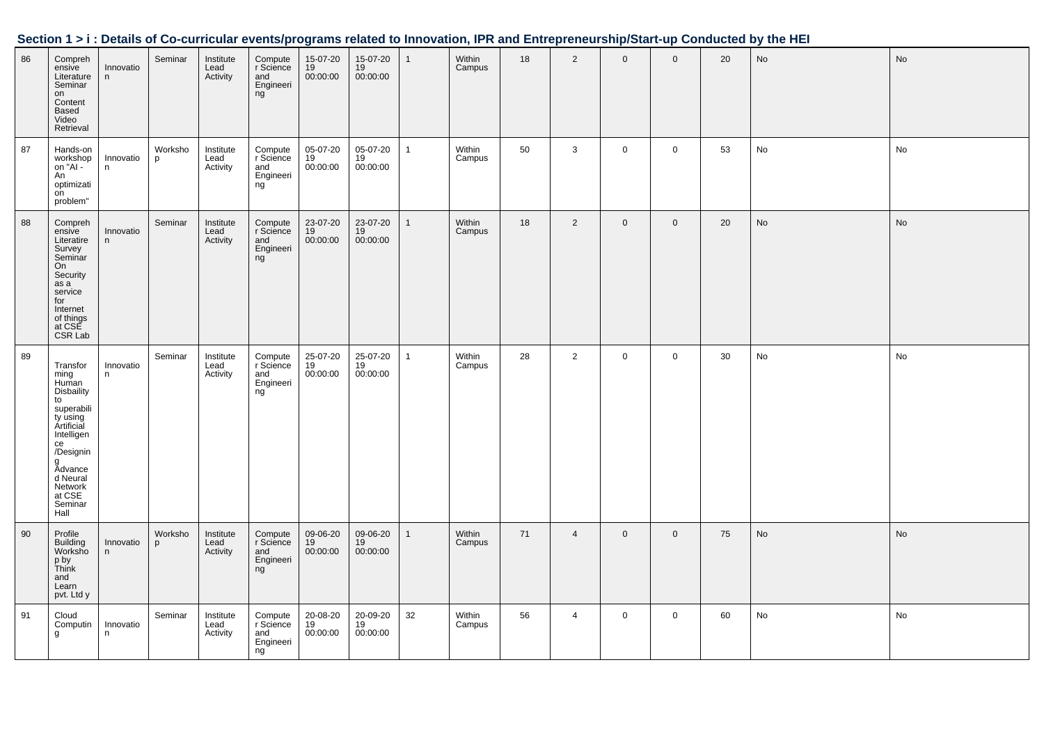## Section 1 > i : Details of Co-curricular events/programs related to Innovation, IPR and Entrepreneurship/Start-up Conducted by the HEI

| | | | | | | | | | | | | | | | | |
|---|---|---|---|---|---|---|---|---|---|---|---|---|---|---|---|---|
| 86 | Comprehensive Literature Seminar on Content Based Video Retrieval | Innovation | Seminar | Institute Lead Activity | Computer Science and Engineering | 15-07-2019 00:00:00 | 15-07-2019 00:00:00 | 1 | Within Campus | 18 | 2 | 0 | 0 | 20 | No | No |
| 87 | Hands-on workshop on "AI - An optimization problem" | Innovation | Workshop | Institute Lead Activity | Computer Science and Engineering | 05-07-2019 00:00:00 | 05-07-2019 00:00:00 | 1 | Within Campus | 50 | 3 | 0 | 0 | 53 | No | No |
| 88 | Comprehensive Literatire Survey Seminar On Security as a service for Internet of things at CSE CSR Lab | Innovation | Seminar | Institute Lead Activity | Computer Science and Engineering | 23-07-2019 00:00:00 | 23-07-2019 00:00:00 | 1 | Within Campus | 18 | 2 | 0 | 0 | 20 | No | No |
| 89 | Transforming Human Disbaility to superability using Artificial Intelligence /Designing Advanced Neural Network at CSE Seminar Hall | Innovation | Seminar | Institute Lead Activity | Computer Science and Engineering | 25-07-2019 00:00:00 | 25-07-2019 00:00:00 | 1 | Within Campus | 28 | 2 | 0 | 0 | 30 | No | No |
| 90 | Profile Building Workshop by Think and Learn pvt. Ltd y | Innovation | Workshop | Institute Lead Activity | Computer Science and Engineering | 09-06-2019 00:00:00 | 09-06-2019 00:00:00 | 1 | Within Campus | 71 | 4 | 0 | 0 | 75 | No | No |
| 91 | Cloud Computing | Innovation | Seminar | Institute Lead Activity | Computer Science and Engineering | 20-08-2019 00:00:00 | 20-09-2019 00:00:00 | 32 | Within Campus | 56 | 4 | 0 | 0 | 60 | No | No |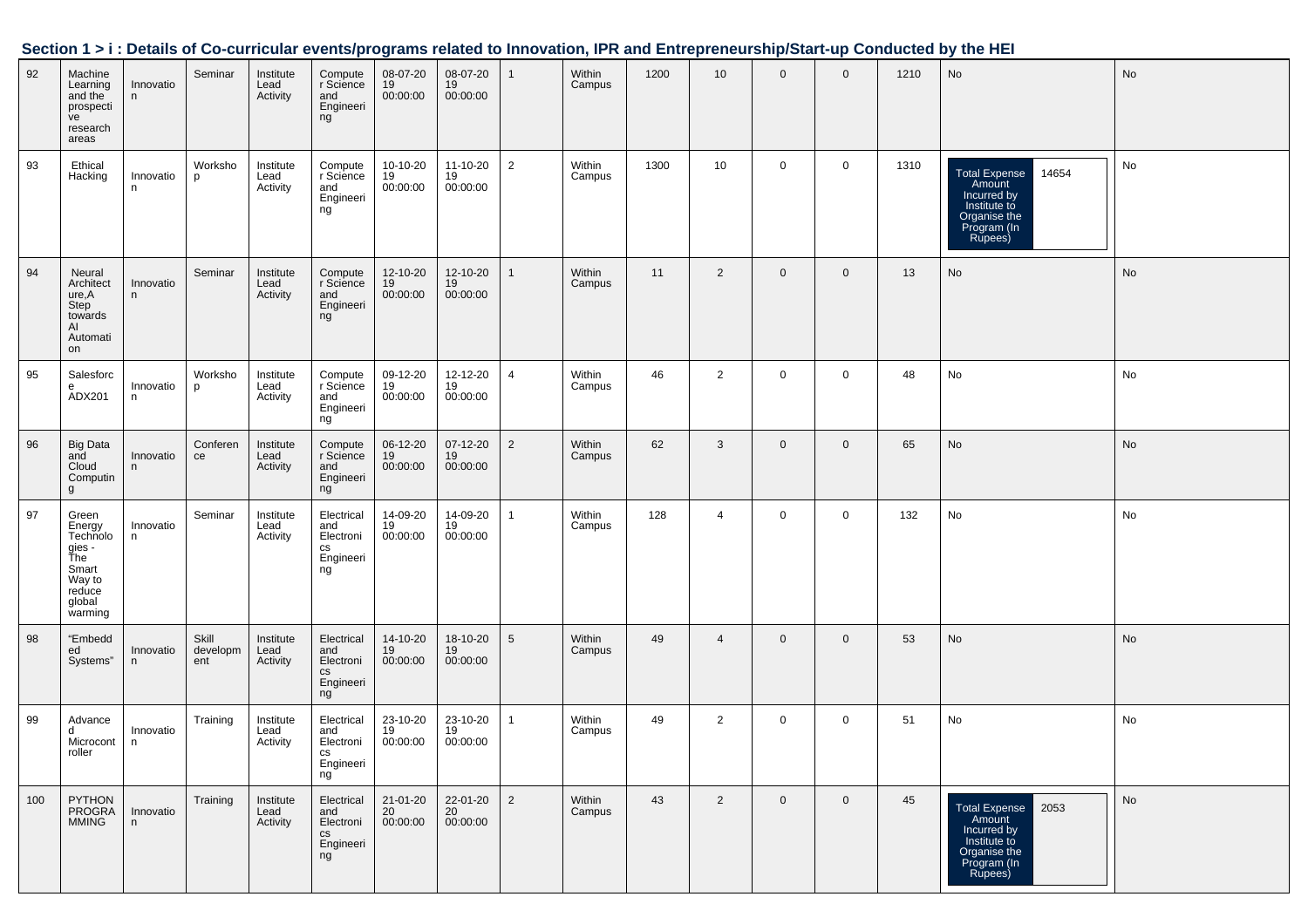## Section 1 > i : Details of Co-curricular events/programs related to Innovation, IPR and Entrepreneurship/Start-up Conducted by the HEI

| | | | | | | | | | | | | | | | | |
|---|---|---|---|---|---|---|---|---|---|---|---|---|---|---|---|---|
| 92 | Machine Learning and the prospective research areas | Innovation | Seminar | Institute Lead Activity | Computer Science and Engineering | 08-07-2019 00:00:00 | 08-07-2019 00:00:00 | 1 | Within Campus | 1200 | 10 | 0 | 0 | 1210 | No | No |
| 93 | Ethical Hacking | Innovation | Workshop | Institute Lead Activity | Computer Science and Engineering | 10-10-2019 00:00:00 | 11-10-2019 00:00:00 | 2 | Within Campus | 1300 | 10 | 0 | 0 | 1310 | Total Expense Amount Incurred by Institute to Organise the Program (In Rupees): 14654 | No |
| 94 | Neural Architecture,A Step towards AI Automation | Innovation | Seminar | Institute Lead Activity | Computer Science and Engineering | 12-10-2019 00:00:00 | 12-10-2019 00:00:00 | 1 | Within Campus | 11 | 2 | 0 | 0 | 13 | No | No |
| 95 | Salesforce ADX201 | Innovation | Workshop | Institute Lead Activity | Computer Science and Engineering | 09-12-2019 00:00:00 | 12-12-2019 00:00:00 | 4 | Within Campus | 46 | 2 | 0 | 0 | 48 | No | No |
| 96 | Big Data and Cloud Computing | Innovation | Conference | Institute Lead Activity | Computer Science and Engineering | 06-12-2019 00:00:00 | 07-12-2019 00:00:00 | 2 | Within Campus | 62 | 3 | 0 | 0 | 65 | No | No |
| 97 | Green Energy Technologies - The Smart Way to reduce global warming | Innovation | Seminar | Institute Lead Activity | Electrical and Electronics Engineering | 14-09-2019 00:00:00 | 14-09-2019 00:00:00 | 1 | Within Campus | 128 | 4 | 0 | 0 | 132 | No | No |
| 98 | "Embedded Systems" | Innovation | Skill development | Institute Lead Activity | Electrical and Electronics Engineering | 14-10-2019 00:00:00 | 18-10-2019 00:00:00 | 5 | Within Campus | 49 | 4 | 0 | 0 | 53 | No | No |
| 99 | Advanced Microcontroller | Innovation | Training | Institute Lead Activity | Electrical and Electronics Engineering | 23-10-2019 00:00:00 | 23-10-2019 00:00:00 | 1 | Within Campus | 49 | 2 | 0 | 0 | 51 | No | No |
| 100 | PYTHON PROGRAMMING | Innovation | Training | Institute Lead Activity | Electrical and Electronics Engineering | 21-01-2020 00:00:00 | 22-01-2020 00:00:00 | 2 | Within Campus | 43 | 2 | 0 | 0 | 45 | Total Expense Amount Incurred by Institute to Organise the Program (In Rupees): 2053 | No |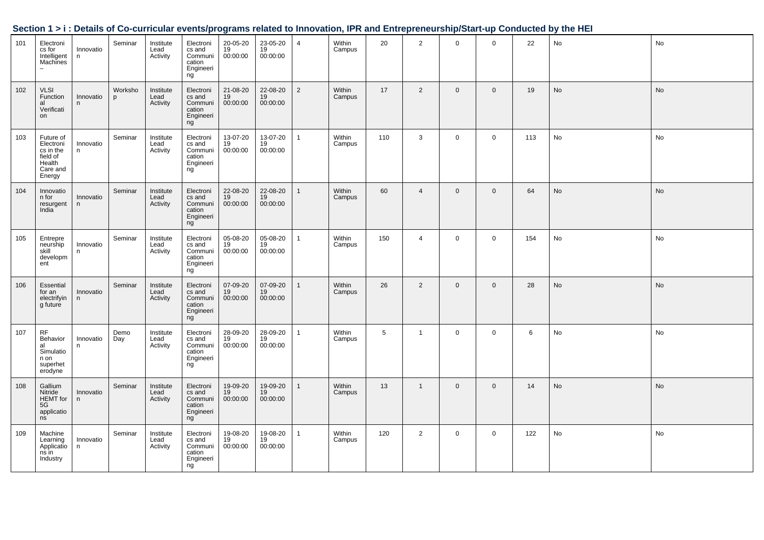## Section 1 > i : Details of Co-curricular events/programs related to Innovation, IPR and Entrepreneurship/Start-up Conducted by the HEI

| | | | | | | | | | | | | | | | | |
|---|---|---|---|---|---|---|---|---|---|---|---|---|---|---|---|---|
| 101 | Electronics for Intelligent Machines – | Innovation | Seminar | Institute Lead Activity | Electronics and Communication Engineering | 20-05-2019 00:00:00 | 23-05-2019 00:00:00 | 4 | Within Campus | 20 | 2 | 0 | 0 | 22 | No | No |
| 102 | VLSI Functional Verification | Innovation | Workshop | Institute Lead Activity | Electronics and Communication Engineering | 21-08-2019 00:00:00 | 22-08-2019 00:00:00 | 2 | Within Campus | 17 | 2 | 0 | 0 | 19 | No | No |
| 103 | Future of Electronics in the field of Health Care and Energy | Innovation | Seminar | Institute Lead Activity | Electronics and Communication Engineering | 13-07-2019 00:00:00 | 13-07-2019 00:00:00 | 1 | Within Campus | 110 | 3 | 0 | 0 | 113 | No | No |
| 104 | Innovation for resurgent India | Innovation | Seminar | Institute Lead Activity | Electronics and Communication Engineering | 22-08-2019 00:00:00 | 22-08-2019 00:00:00 | 1 | Within Campus | 60 | 4 | 0 | 0 | 64 | No | No |
| 105 | Entrepreneurship skill development | Innovation | Seminar | Institute Lead Activity | Electronics and Communication Engineering | 05-08-2019 00:00:00 | 05-08-2019 00:00:00 | 1 | Within Campus | 150 | 4 | 0 | 0 | 154 | No | No |
| 106 | Essential for an electrifying future | Innovation | Seminar | Institute Lead Activity | Electronics and Communication Engineering | 07-09-2019 00:00:00 | 07-09-2019 00:00:00 | 1 | Within Campus | 26 | 2 | 0 | 0 | 28 | No | No |
| 107 | RF Behavioral Simulation on superheterodyne | Innovation | Demo Day | Institute Lead Activity | Electronics and Communication Engineering | 28-09-2019 00:00:00 | 28-09-2019 00:00:00 | 1 | Within Campus | 5 | 1 | 0 | 0 | 6 | No | No |
| 108 | Gallium Nitride HEMT for 5G applications | Innovation | Seminar | Institute Lead Activity | Electronics and Communication Engineering | 19-09-2019 00:00:00 | 19-09-2019 00:00:00 | 1 | Within Campus | 13 | 1 | 0 | 0 | 14 | No | No |
| 109 | Machine Learning Applications in Industry | Innovation | Seminar | Institute Lead Activity | Electronics and Communication Engineering | 19-08-2019 00:00:00 | 19-08-2019 00:00:00 | 1 | Within Campus | 120 | 2 | 0 | 0 | 122 | No | No |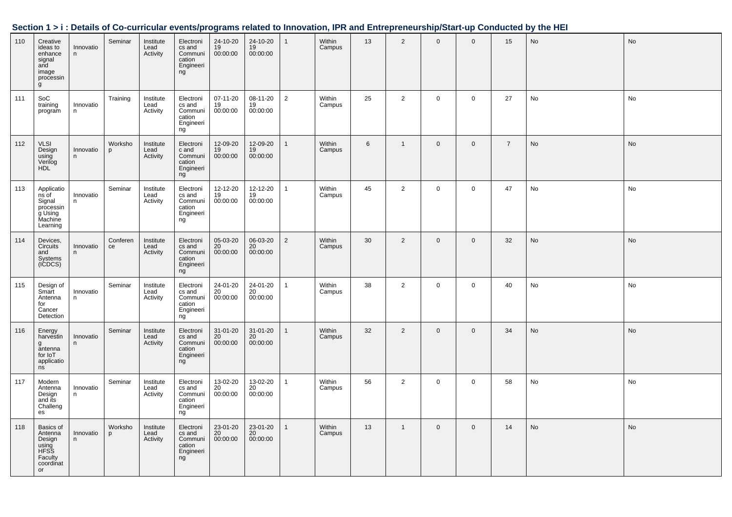## Section 1 > i : Details of Co-curricular events/programs related to Innovation, IPR and Entrepreneurship/Start-up Conducted by the HEI

| | | | | | | | | | | | | | | | | |
|---|---|---|---|---|---|---|---|---|---|---|---|---|---|---|---|---|
| 110 | Creative ideas to enhance signal and image processing | Innovation | Seminar | Institute Lead Activity | Electronics and Communication Engineering | 24-10-2019 00:00:00 | 24-10-2019 00:00:00 | 1 | Within Campus | 13 | 2 | 0 | 0 | 15 | No | No |
| 111 | SoC training program | Innovation | Training | Institute Lead Activity | Electronics and Communication Engineering | 07-11-2019 00:00:00 | 08-11-2019 00:00:00 | 2 | Within Campus | 25 | 2 | 0 | 0 | 27 | No | No |
| 112 | VLSI Design using Verilog HDL | Innovation | Workshop | Institute Lead Activity | Electronic and Communication Engineering | 12-09-2019 00:00:00 | 12-09-2019 00:00:00 | 1 | Within Campus | 6 | 1 | 0 | 0 | 7 | No | No |
| 113 | Applications of Signal processing Using Machine Learning | Innovation | Seminar | Institute Lead Activity | Electronics and Communication Engineering | 12-12-2019 00:00:00 | 12-12-2019 00:00:00 | 1 | Within Campus | 45 | 2 | 0 | 0 | 47 | No | No |
| 114 | Devices, Circuits and Systems (ICDCS) | Innovation | Conference | Institute Lead Activity | Electronics and Communication Engineering | 05-03-2020 00:00:00 | 06-03-2020 00:00:00 | 2 | Within Campus | 30 | 2 | 0 | 0 | 32 | No | No |
| 115 | Design of Smart Antenna for Cancer Detection | Innovation | Seminar | Institute Lead Activity | Electronics and Communication Engineering | 24-01-2020 00:00:00 | 24-01-2020 00:00:00 | 1 | Within Campus | 38 | 2 | 0 | 0 | 40 | No | No |
| 116 | Energy harvesting antenna for IoT applications | Innovation | Seminar | Institute Lead Activity | Electronics and Communication Engineering | 31-01-2020 00:00:00 | 31-01-2020 00:00:00 | 1 | Within Campus | 32 | 2 | 0 | 0 | 34 | No | No |
| 117 | Modern Antenna Design and its Challenges | Innovation | Seminar | Institute Lead Activity | Electronics and Communication Engineering | 13-02-2020 00:00:00 | 13-02-2020 00:00:00 | 1 | Within Campus | 56 | 2 | 0 | 0 | 58 | No | No |
| 118 | Basics of Antenna Design using HFSS Faculty coordinator | Innovation | Workshop | Institute Lead Activity | Electronics and Communication Engineering | 23-01-2020 00:00:00 | 23-01-2020 00:00:00 | 1 | Within Campus | 13 | 1 | 0 | 0 | 14 | No | No |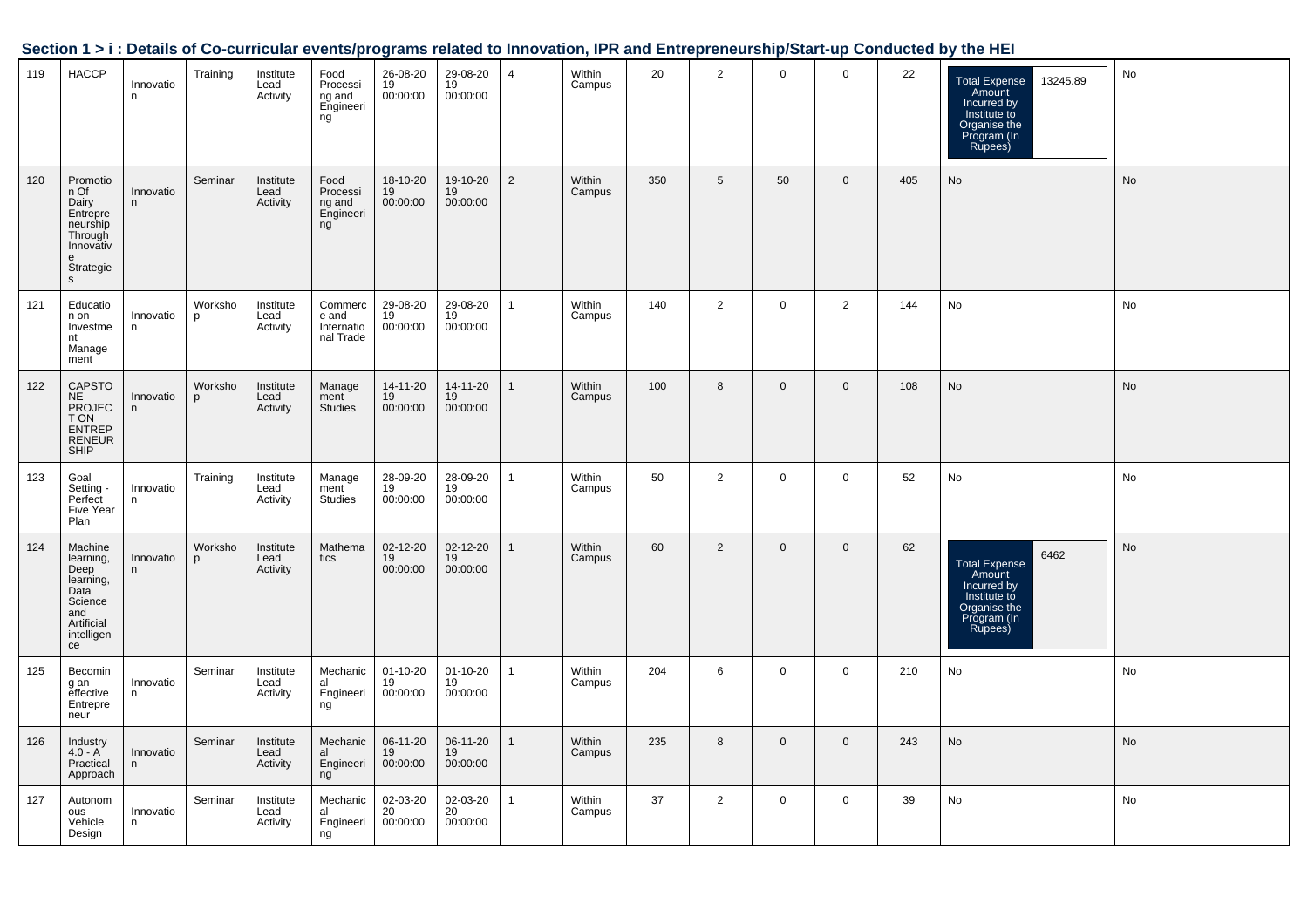## Section 1 > i : Details of Co-curricular events/programs related to Innovation, IPR and Entrepreneurship/Start-up Conducted by the HEI

| | | | | | | | | | | | | | | | | |
|---|---|---|---|---|---|---|---|---|---|---|---|---|---|---|---|---|
| 119 | HACCP | Innovation | Training | Institute Lead Activity | Food Processing and Engineering | 26-08-2019 00:00:00 | 29-08-2019 00:00:00 | 4 | Within Campus | 20 | 2 | 0 | 0 | 22 | Total Expense Amount Incurred by Institute to Organise the Program (In Rupees) 13245.89 | No |
| 120 | Promotion Of Dairy Entrepreneurship Through Innovative Strategies | Innovation | Seminar | Institute Lead Activity | Food Processing and Engineering | 18-10-2019 00:00:00 | 19-10-2019 00:00:00 | 2 | Within Campus | 350 | 5 | 50 | 0 | 405 | No | No |
| 121 | Education on Investment Management | Innovation | Workshop | Institute Lead Activity | Commerce and International Trade | 29-08-2019 00:00:00 | 29-08-2019 00:00:00 | 1 | Within Campus | 140 | 2 | 0 | 2 | 144 | No | No |
| 122 | CAPSTONE PROJECT ON ENTREPRENEURSHIP | Innovation | Workshop | Institute Lead Activity | Management Studies | 14-11-2019 00:00:00 | 14-11-2019 00:00:00 | 1 | Within Campus | 100 | 8 | 0 | 0 | 108 | No | No |
| 123 | Goal Setting - Perfect Five Year Plan | Innovation | Training | Institute Lead Activity | Management Studies | 28-09-2019 00:00:00 | 28-09-2019 00:00:00 | 1 | Within Campus | 50 | 2 | 0 | 0 | 52 | No | No |
| 124 | Machine learning, Deep learning, Data Science and Artificial intelligence | Innovation | Workshop | Institute Lead Activity | Mathematics | 02-12-2019 00:00:00 | 02-12-2019 00:00:00 | 1 | Within Campus | 60 | 2 | 0 | 0 | 62 | Total Expense Amount Incurred by Institute to Organise the Program (In Rupees) 6462 | No |
| 125 | Becoming an effective Entrepreneur | Innovation | Seminar | Institute Lead Activity | Mechanical Engineering | 01-10-2019 00:00:00 | 01-10-2019 00:00:00 | 1 | Within Campus | 204 | 6 | 0 | 0 | 210 | No | No |
| 126 | Industry 4.0 - A Practical Approach | Innovation | Seminar | Institute Lead Activity | Mechanical Engineering | 06-11-2019 00:00:00 | 06-11-2019 00:00:00 | 1 | Within Campus | 235 | 8 | 0 | 0 | 243 | No | No |
| 127 | Autonomous Vehicle Design | Innovation | Seminar | Institute Lead Activity | Mechanical Engineering | 02-03-2020 00:00:00 | 02-03-2020 00:00:00 | 1 | Within Campus | 37 | 2 | 0 | 0 | 39 | No | No |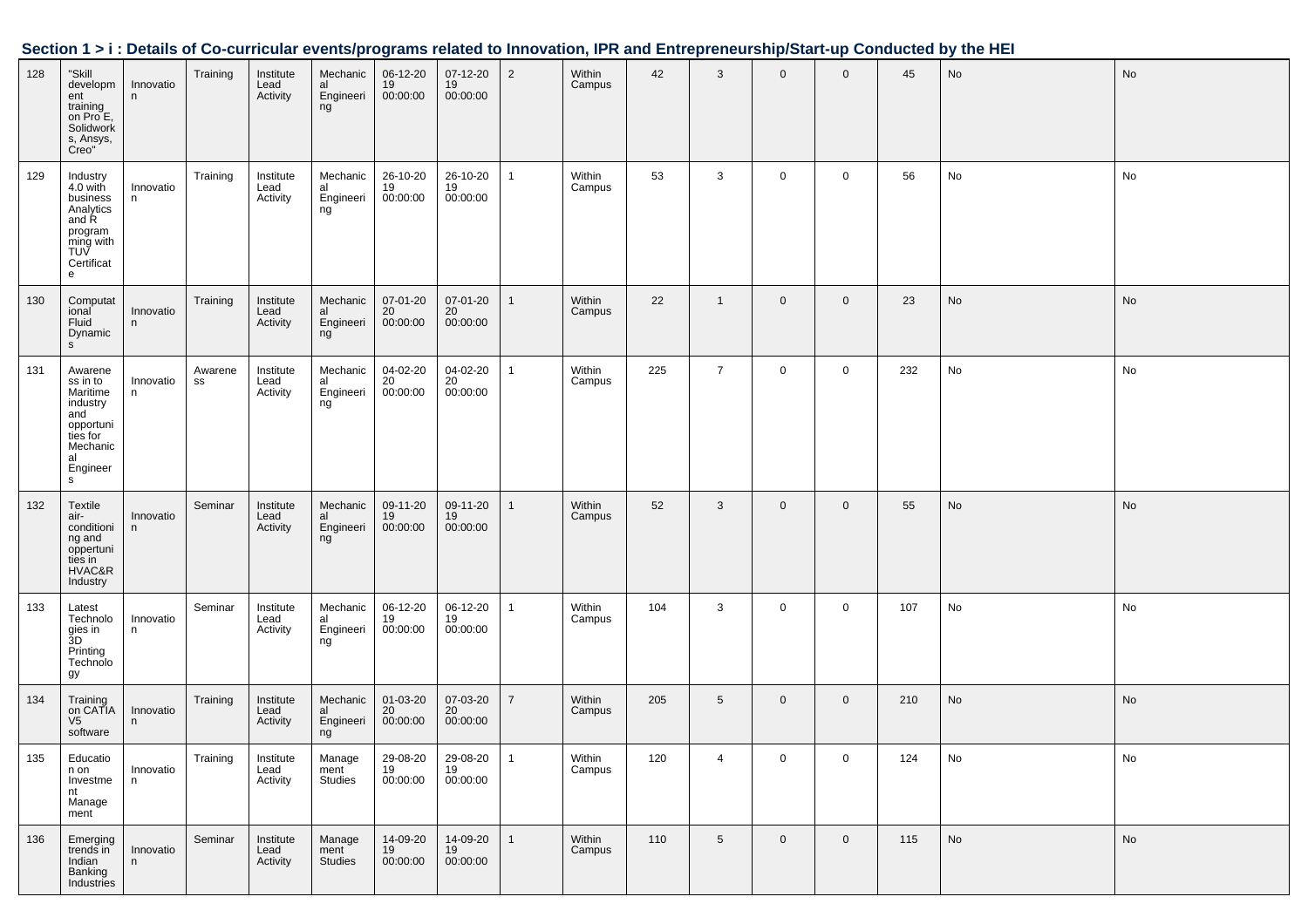## Section 1 > i : Details of Co-curricular events/programs related to Innovation, IPR and Entrepreneurship/Start-up Conducted by the HEI

| | | | | | | | | | | | | | | | | |
|---|---|---|---|---|---|---|---|---|---|---|---|---|---|---|---|---|
| 128 | "Skill development training on Pro E, Solidworks, Ansys, Creo" | Innovation | Training | Institute Lead Activity | Mechanical Engineering | 06-12-2019 00:00:00 | 07-12-2019 00:00:00 | 2 | Within Campus | 42 | 3 | 0 | 0 | 45 | No | No |
| 129 | Industry 4.0 with business Analytics and R programming with TUV Certificate | Innovation | Training | Institute Lead Activity | Mechanical Engineering | 26-10-2019 00:00:00 | 26-10-2019 00:00:00 | 1 | Within Campus | 53 | 3 | 0 | 0 | 56 | No | No |
| 130 | Computational Fluid Dynamics | Innovation | Training | Institute Lead Activity | Mechanical Engineering | 07-01-2020 00:00:00 | 07-01-2020 00:00:00 | 1 | Within Campus | 22 | 1 | 0 | 0 | 23 | No | No |
| 131 | Awareness in to Maritime industry and opportunities for Mechanical Engineers | Innovation | Awareness | Institute Lead Activity | Mechanical Engineering | 04-02-2020 00:00:00 | 04-02-2020 00:00:00 | 1 | Within Campus | 225 | 7 | 0 | 0 | 232 | No | No |
| 132 | Textile air-conditioning and oppertunities in HVAC&R Industry | Innovation | Seminar | Institute Lead Activity | Mechanical Engineering | 09-11-2019 00:00:00 | 09-11-2019 00:00:00 | 1 | Within Campus | 52 | 3 | 0 | 0 | 55 | No | No |
| 133 | Latest Technologies in 3D Printing Technology | Innovation | Seminar | Institute Lead Activity | Mechanical Engineering | 06-12-2019 00:00:00 | 06-12-2019 00:00:00 | 1 | Within Campus | 104 | 3 | 0 | 0 | 107 | No | No |
| 134 | Training on CATIA V5 software | Innovation | Training | Institute Lead Activity | Mechanical Engineering | 01-03-2020 00:00:00 | 07-03-2020 00:00:00 | 7 | Within Campus | 205 | 5 | 0 | 0 | 210 | No | No |
| 135 | Education on Investment Management | Innovation | Training | Institute Lead Activity | Management Studies | 29-08-2019 00:00:00 | 29-08-2019 00:00:00 | 1 | Within Campus | 120 | 4 | 0 | 0 | 124 | No | No |
| 136 | Emerging trends in Indian Banking Industries | Innovation | Seminar | Institute Lead Activity | Management Studies | 14-09-2019 00:00:00 | 14-09-2019 00:00:00 | 1 | Within Campus | 110 | 5 | 0 | 0 | 115 | No | No |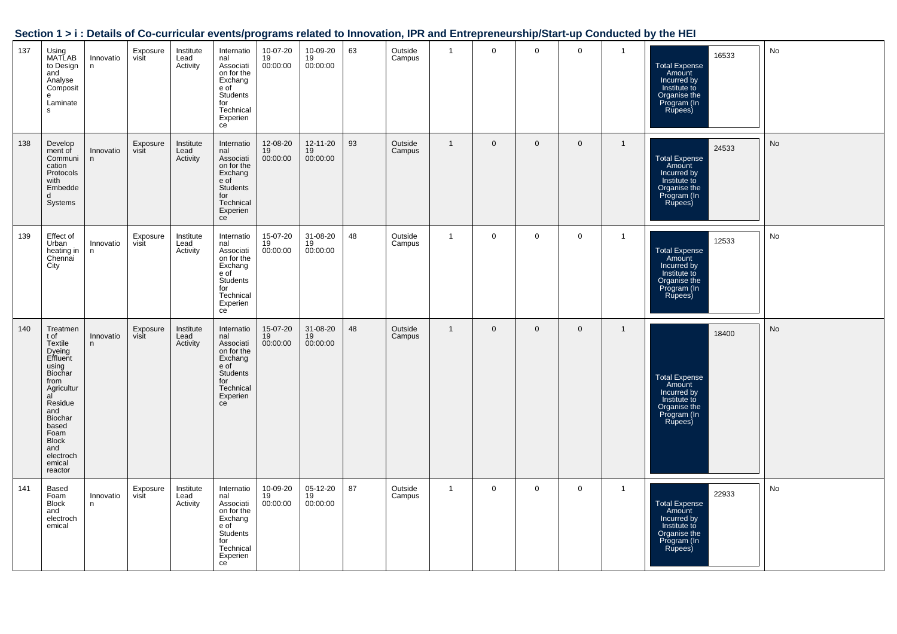## Section 1 > i : Details of Co-curricular events/programs related to Innovation, IPR and Entrepreneurship/Start-up Conducted by the HEI

| | | | | | | | | | | | | | | | | |
|---|---|---|---|---|---|---|---|---|---|---|---|---|---|---|---|---|
| 137 | Using MATLAB to Design and Analyse Composite Laminates | Innovation | Exposure visit | Institute Lead Activity | International Association for the Exchange of Students for Technical Experience | 10-07-2019 00:00:00 | 10-09-2019 00:00:00 | 63 | Outside Campus | 1 | 0 | 0 | 0 | 1 | Total Expense Amount Incurred by Institute to Organise the Program (In Rupees): 16533 | No |
| 138 | Development of Communication Protocols with Embedded Systems | Innovation | Exposure visit | Institute Lead Activity | International Association for the Exchange of Students for Technical Experience | 12-08-2019 00:00:00 | 12-11-2019 00:00:00 | 93 | Outside Campus | 1 | 0 | 0 | 0 | 1 | Total Expense Amount Incurred by Institute to Organise the Program (In Rupees): 24533 | No |
| 139 | Effect of Urban heating in Chennai City | Innovation | Exposure visit | Institute Lead Activity | International Association for the Exchange of Students for Technical Experience | 15-07-2019 00:00:00 | 31-08-2019 00:00:00 | 48 | Outside Campus | 1 | 0 | 0 | 0 | 1 | Total Expense Amount Incurred by Institute to Organise the Program (In Rupees): 12533 | No |
| 140 | Treatment of Textile Dyeing Effluent using Biochar from Agricultural Residue and Biochar based Foam Block and electrochemical reactor | Innovation | Exposure visit | Institute Lead Activity | International Association for the Exchange of Students for Technical Experience | 15-07-2019 00:00:00 | 31-08-2019 00:00:00 | 48 | Outside Campus | 1 | 0 | 0 | 0 | 1 | Total Expense Amount Incurred by Institute to Organise the Program (In Rupees): 18400 | No |
| 141 | Based Foam Block and electrochemical | Innovation | Exposure visit | Institute Lead Activity | International Association for the Exchange of Students for Technical Experience | 10-09-2019 00:00:00 | 05-12-2019 00:00:00 | 87 | Outside Campus | 1 | 0 | 0 | 0 | 1 | Total Expense Amount Incurred by Institute to Organise the Program (In Rupees): 22933 | No |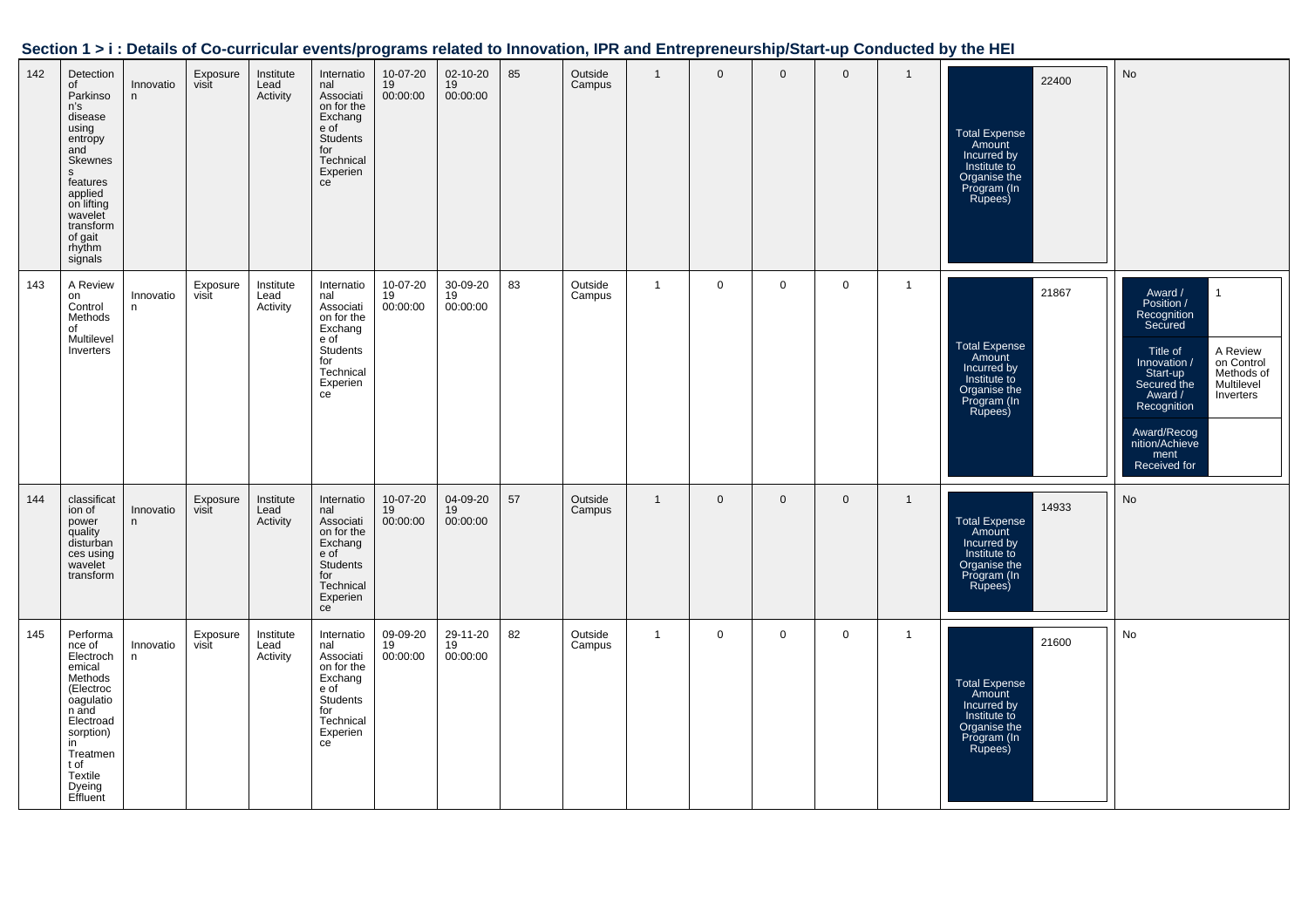## Section 1 > i : Details of Co-curricular events/programs related to Innovation, IPR and Entrepreneurship/Start-up Conducted by the HEI

| | | | | | | | | | | | | | | | | |
|---|---|---|---|---|---|---|---|---|---|---|---|---|---|---|---|---|
| 142 | Detection of Parkinson's disease using entropy and Skewness features applied on lifting wavelet transform of gait rhythm signals | Innovation | Exposure visit | Institute Lead Activity | International Association for the Exchange of Students for Technical Experience | 10-07-2019 00:00:00 | 02-10-2019 00:00:00 | 85 | Outside Campus | 1 | 0 | 0 | 0 | 1 | Total Expense Amount Incurred by Institute to Organise the Program (In Rupees): 22400 | No |
| 143 | A Review on Control Methods of Multilevel Inverters | Innovation | Exposure visit | Institute Lead Activity | International Association for the Exchange of Students for Technical Experience | 10-07-2019 00:00:00 | 30-09-2019 00:00:00 | 83 | Outside Campus | 1 | 0 | 0 | 0 | 1 | Total Expense Amount Incurred by Institute to Organise the Program (In Rupees): 21867 | Award / Position / Recognition Secured: 1; Title of Innovation / Start-up Secured the Award / Recognition: A Review on Control Methods of Multilevel Inverters; Award/Recognition/Achievement Received for: |
| 144 | classification of power quality disturbances using wavelet transform | Innovation | Exposure visit | Institute Lead Activity | International Association for the Exchange of Students for Technical Experience | 10-07-2019 00:00:00 | 04-09-2019 00:00:00 | 57 | Outside Campus | 1 | 0 | 0 | 0 | 1 | Total Expense Amount Incurred by Institute to Organise the Program (In Rupees): 14933 | No |
| 145 | Performance of Electrochemical Methods (Electrocoagulation and Electroadsorption) in Treatment of Textile Dyeing Effluent | Innovation | Exposure visit | Institute Lead Activity | International Association for the Exchange of Students for Technical Experience | 09-09-2019 00:00:00 | 29-11-2019 00:00:00 | 82 | Outside Campus | 1 | 0 | 0 | 0 | 1 | Total Expense Amount Incurred by Institute to Organise the Program (In Rupees): 21600 | No |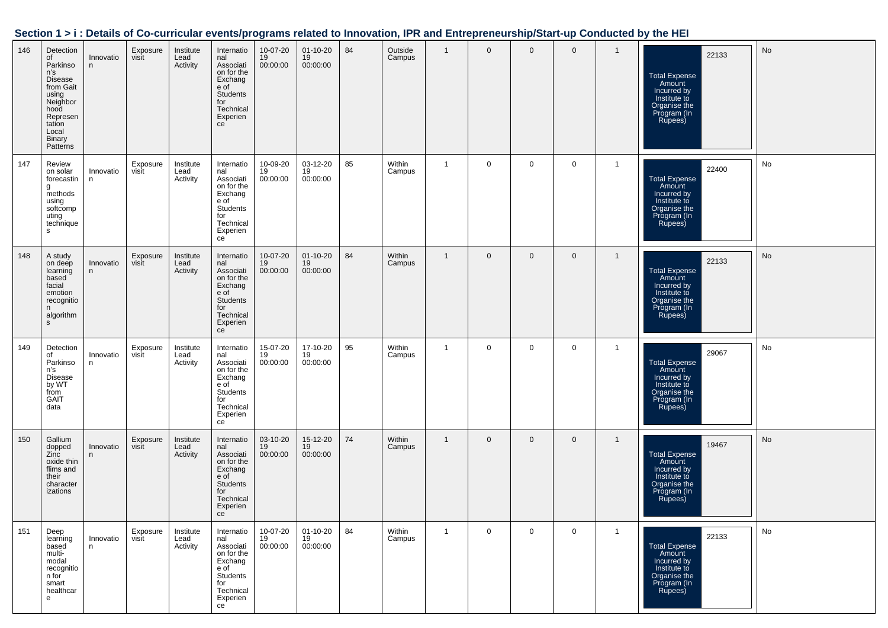## Section 1 > i : Details of Co-curricular events/programs related to Innovation, IPR and Entrepreneurship/Start-up Conducted by the HEI

| | | | | | | | | | | | | | | | | |
|---|---|---|---|---|---|---|---|---|---|---|---|---|---|---|---|---|
| 146 | Detection of Parkinson's Disease from Gait using Neighborhood Representation Local Binary Patterns | Innovation | Exposure visit | Institute Lead Activity | International Association for the Exchange of Students for Technical Experience | 10-07-2019 00:00:00 | 01-10-2019 00:00:00 | 84 | Outside Campus | 1 | 0 | 0 | 0 | 1 | Total Expense Amount Incurred by Institute to Organise the Program (In Rupees): 22133 | No |
| 147 | Review on solar forecasting methods using softcomputing techniques | Innovation | Exposure visit | Institute Lead Activity | International Association for the Exchange of Students for Technical Experience | 10-09-2019 00:00:00 | 03-12-2019 00:00:00 | 85 | Within Campus | 1 | 0 | 0 | 0 | 1 | Total Expense Amount Incurred by Institute to Organise the Program (In Rupees): 22400 | No |
| 148 | A study on deep learning based facial emotion recognition algorithms | Innovation | Exposure visit | Institute Lead Activity | International Association for the Exchange of Students for Technical Experience | 10-07-2019 00:00:00 | 01-10-2019 00:00:00 | 84 | Within Campus | 1 | 0 | 0 | 0 | 1 | Total Expense Amount Incurred by Institute to Organise the Program (In Rupees): 22133 | No |
| 149 | Detection of Parkinson's Disease by WT from GAIT data | Innovation | Exposure visit | Institute Lead Activity | International Association for the Exchange of Students for Technical Experience | 15-07-2019 00:00:00 | 17-10-2019 00:00:00 | 95 | Within Campus | 1 | 0 | 0 | 0 | 1 | Total Expense Amount Incurred by Institute to Organise the Program (In Rupees): 29067 | No |
| 150 | Gallium dopped Zinc oxide thin flims and their characterizations | Innovation | Exposure visit | Institute Lead Activity | International Association for the Exchange of Students for Technical Experience | 03-10-2019 00:00:00 | 15-12-2019 00:00:00 | 74 | Within Campus | 1 | 0 | 0 | 0 | 1 | Total Expense Amount Incurred by Institute to Organise the Program (In Rupees): 19467 | No |
| 151 | Deep learning based multi-modal recognition for smart healthcare | Innovation | Exposure visit | Institute Lead Activity | International Association for the Exchange of Students for Technical Experience | 10-07-2019 00:00:00 | 01-10-2019 00:00:00 | 84 | Within Campus | 1 | 0 | 0 | 0 | 1 | Total Expense Amount Incurred by Institute to Organise the Program (In Rupees): 22133 | No |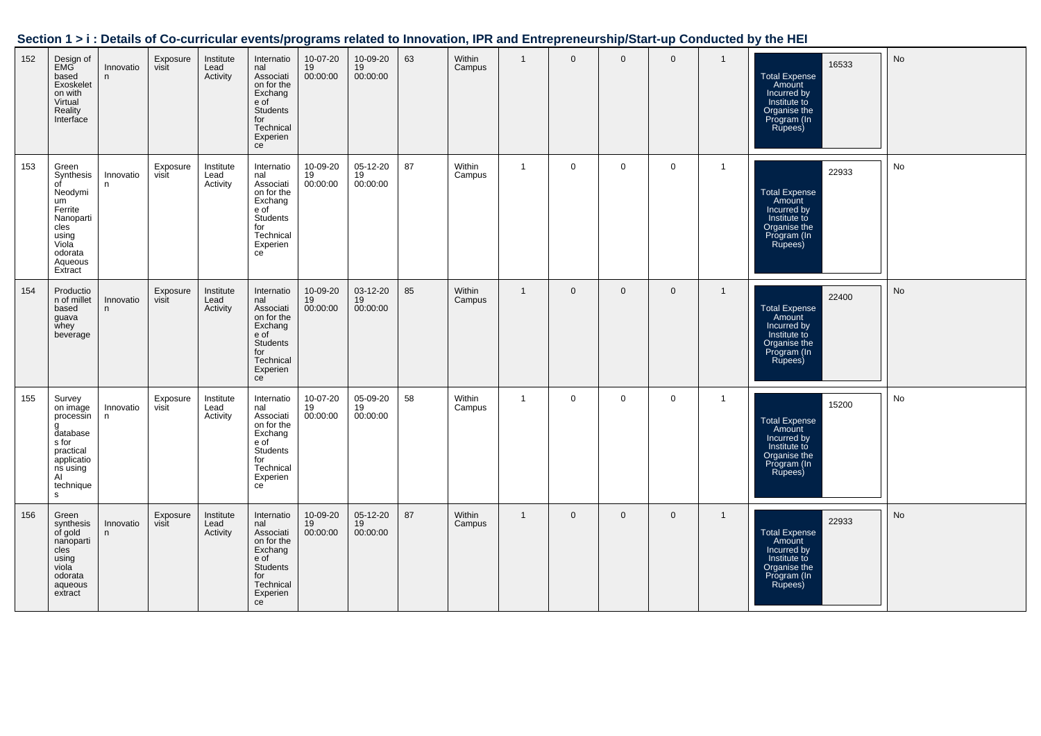## Section 1 > i : Details of Co-curricular events/programs related to Innovation, IPR and Entrepreneurship/Start-up Conducted by the HEI

| | | | | | | | | | | | | | | | | |
|---|---|---|---|---|---|---|---|---|---|---|---|---|---|---|---|---|
| 152 | Design of EMG based Exoskeleton with Virtual Reality Interface | Innovation | Exposure visit | Institute Lead Activity | International Association for the Exchange of Students for Technical Experience | 10-07-2019 00:00:00 | 10-09-2019 00:00:00 | 63 | Within Campus | 1 | 0 | 0 | 0 | 1 | Total Expense Amount Incurred by Institute to Organise the Program (In Rupees) 16533 | No |
| 153 | Green Synthesis of Neodymium Ferrite Nanoparticles using Viola odorata Aqueous Extract | Innovation | Exposure visit | Institute Lead Activity | International Association for the Exchange of Students for Technical Experience | 10-09-2019 00:00:00 | 05-12-2019 00:00:00 | 87 | Within Campus | 1 | 0 | 0 | 0 | 1 | Total Expense Amount Incurred by Institute to Organise the Program (In Rupees) 22933 | No |
| 154 | Production of millet based guava whey beverage | Innovation | Exposure visit | Institute Lead Activity | International Association for the Exchange of Students for Technical Experience | 10-09-2019 00:00:00 | 03-12-2019 00:00:00 | 85 | Within Campus | 1 | 0 | 0 | 0 | 1 | Total Expense Amount Incurred by Institute to Organise the Program (In Rupees) 22400 | No |
| 155 | Survey on image processing databases for practical applications using AI techniques | Innovation | Exposure visit | Institute Lead Activity | International Association for the Exchange of Students for Technical Experience | 10-07-2019 00:00:00 | 05-09-2019 00:00:00 | 58 | Within Campus | 1 | 0 | 0 | 0 | 1 | Total Expense Amount Incurred by Institute to Organise the Program (In Rupees) 15200 | No |
| 156 | Green synthesis of gold nanoparticles using viola odorata aqueous extract | Innovation | Exposure visit | Institute Lead Activity | International Association for the Exchange of Students for Technical Experience | 10-09-2019 00:00:00 | 05-12-2019 00:00:00 | 87 | Within Campus | 1 | 0 | 0 | 0 | 1 | Total Expense Amount Incurred by Institute to Organise the Program (In Rupees) 22933 | No |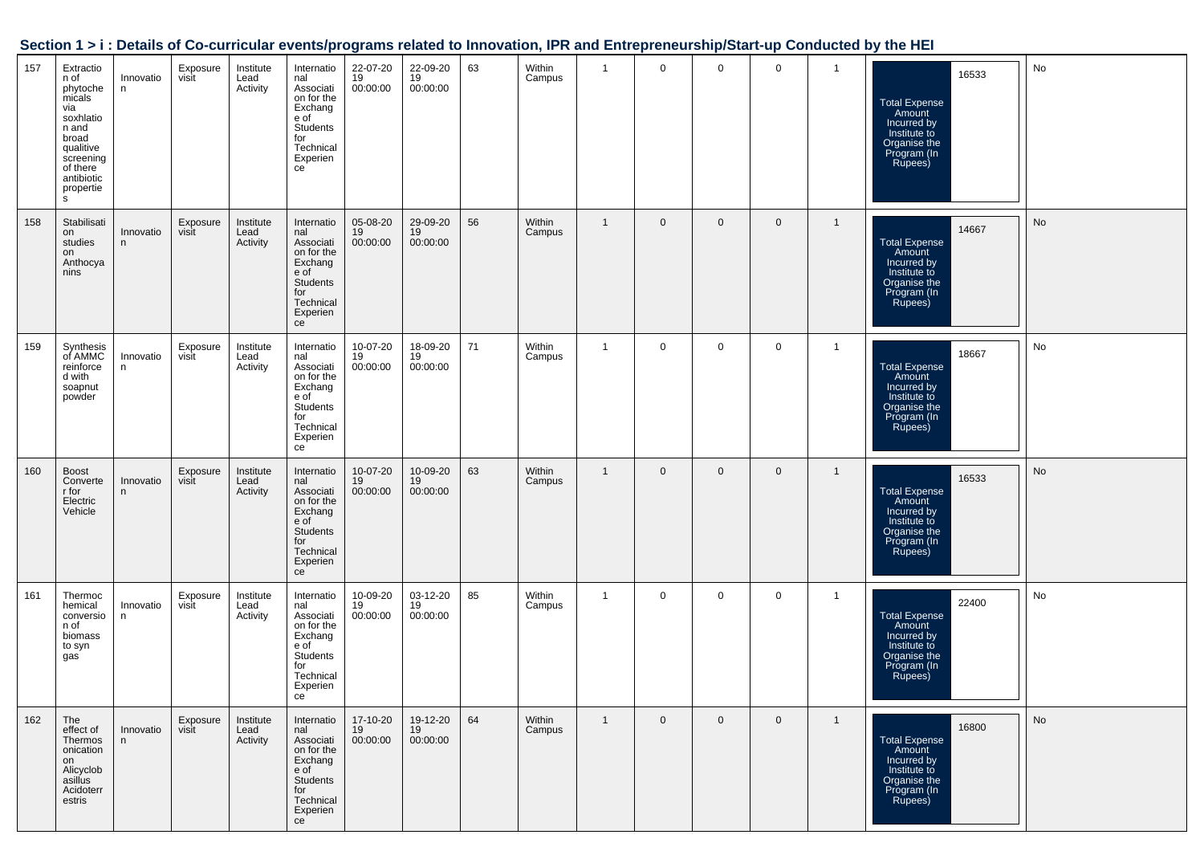## Section 1 > i : Details of Co-curricular events/programs related to Innovation, IPR and Entrepreneurship/Start-up Conducted by the HEI

| | | | | | | | | | | | | | | | | |
|---|---|---|---|---|---|---|---|---|---|---|---|---|---|---|---|---|
| 157 | Extraction of phytochemicals via soxhlation and broad qualitive screening of there antibiotic properties | Innovation | Exposure visit | Institute Lead Activity | International Association for the Exchange of Students for Technical Experience | 22-07-2019 00:00:00 | 22-09-2019 00:00:00 | 63 | Within Campus | 1 | 0 | 0 | 0 | 1 | Total Expense Amount Incurred by Institute to Organise the Program (In Rupees) 16533 | No |
| 158 | Stabilisation studies on Anthocyanins | Innovation | Exposure visit | Institute Lead Activity | International Association for the Exchange of Students for Technical Experience | 05-08-2019 00:00:00 | 29-09-2019 00:00:00 | 56 | Within Campus | 1 | 0 | 0 | 0 | 1 | Total Expense Amount Incurred by Institute to Organise the Program (In Rupees) 14667 | No |
| 159 | Synthesis of AMMC reinforced with soapnut powder | Innovation | Exposure visit | Institute Lead Activity | International Association for the Exchange of Students for Technical Experience | 10-07-2019 00:00:00 | 18-09-2019 00:00:00 | 71 | Within Campus | 1 | 0 | 0 | 0 | 1 | Total Expense Amount Incurred by Institute to Organise the Program (In Rupees) 18667 | No |
| 160 | Boost Converter for Electric Vehicle | Innovation | Exposure visit | Institute Lead Activity | International Association for the Exchange of Students for Technical Experience | 10-07-2019 00:00:00 | 10-09-2019 00:00:00 | 63 | Within Campus | 1 | 0 | 0 | 0 | 1 | Total Expense Amount Incurred by Institute to Organise the Program (In Rupees) 16533 | No |
| 161 | Thermochemical conversion of biomass to syn gas | Innovation | Exposure visit | Institute Lead Activity | International Association for the Exchange of Students for Technical Experience | 10-09-2019 00:00:00 | 03-12-2019 00:00:00 | 85 | Within Campus | 1 | 0 | 0 | 0 | 1 | Total Expense Amount Incurred by Institute to Organise the Program (In Rupees) 22400 | No |
| 162 | The effect of Thermosonication on Alicyclobasillus Acidoterrestris | Innovation | Exposure visit | Institute Lead Activity | International Association for the Exchange of Students for Technical Experience | 17-10-2019 00:00:00 | 19-12-2019 00:00:00 | 64 | Within Campus | 1 | 0 | 0 | 0 | 1 | Total Expense Amount Incurred by Institute to Organise the Program (In Rupees) 16800 | No |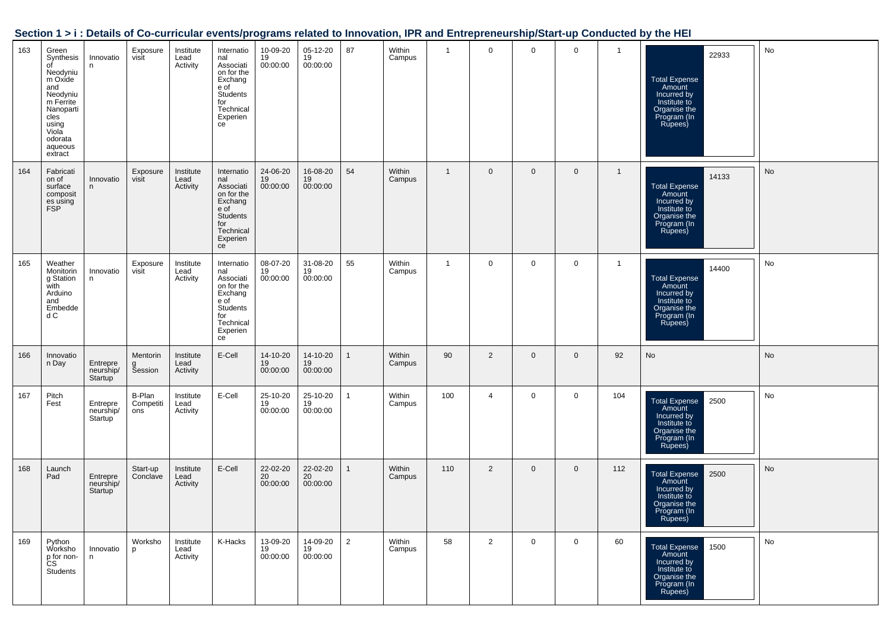## Section 1 > i : Details of Co-curricular events/programs related to Innovation, IPR and Entrepreneurship/Start-up Conducted by the HEI

| | | | | | | | | | | | | | | | | |
|---|---|---|---|---|---|---|---|---|---|---|---|---|---|---|---|---|
| 163 | Green Synthesis of Neodynium Oxide and Neodynium Ferrite Nanoparticles using Viola odorata aqueous extract | Innovation | Exposure visit | Institute Lead Activity | International Association for the Exchange of Students for Technical Experience | 10-09-2019 00:00:00 | 05-12-2019 00:00:00 | 87 | Within Campus | 1 | 0 | 0 | 0 | 1 | Total Expense Amount Incurred by Institute to Organise the Program (In Rupees): 22933 | No |
| 164 | Fabrication of surface composites using FSP | Innovation | Exposure visit | Institute Lead Activity | International Association for the Exchange of Students for Technical Experience | 24-06-2019 00:00:00 | 16-08-2019 00:00:00 | 54 | Within Campus | 1 | 0 | 0 | 0 | 1 | Total Expense Amount Incurred by Institute to Organise the Program (In Rupees): 14133 | No |
| 165 | Weather Monitoring Station with Arduino and Embedded C | Innovation | Exposure visit | Institute Lead Activity | International Association for the Exchange of Students for Technical Experience | 08-07-2019 00:00:00 | 31-08-2019 00:00:00 | 55 | Within Campus | 1 | 0 | 0 | 0 | 1 | Total Expense Amount Incurred by Institute to Organise the Program (In Rupees): 14400 | No |
| 166 | Innovation Day | Entrepreneurship/Startup | Mentoring Session | Institute Lead Activity | E-Cell | 14-10-2019 00:00:00 | 14-10-2019 00:00:00 | 1 | Within Campus | 90 | 2 | 0 | 0 | 92 | No | No |
| 167 | Pitch Fest | Entrepreneurship/Startup | B-Plan Competitions | Institute Lead Activity | E-Cell | 25-10-2019 00:00:00 | 25-10-2019 00:00:00 | 1 | Within Campus | 100 | 4 | 0 | 0 | 104 | Total Expense Amount Incurred by Institute to Organise the Program (In Rupees): 2500 | No |
| 168 | Launch Pad | Entrepreneurship/Startup | Start-up Conclave | Institute Lead Activity | E-Cell | 22-02-2020 00:00:00 | 22-02-2020 00:00:00 | 1 | Within Campus | 110 | 2 | 0 | 0 | 112 | Total Expense Amount Incurred by Institute to Organise the Program (In Rupees): 2500 | No |
| 169 | Python Workshop for non-CS Students | Innovation | Workshop | Institute Lead Activity | K-Hacks | 13-09-2019 00:00:00 | 14-09-2019 00:00:00 | 2 | Within Campus | 58 | 2 | 0 | 0 | 60 | Total Expense Amount Incurred by Institute to Organise the Program (In Rupees): 1500 | No |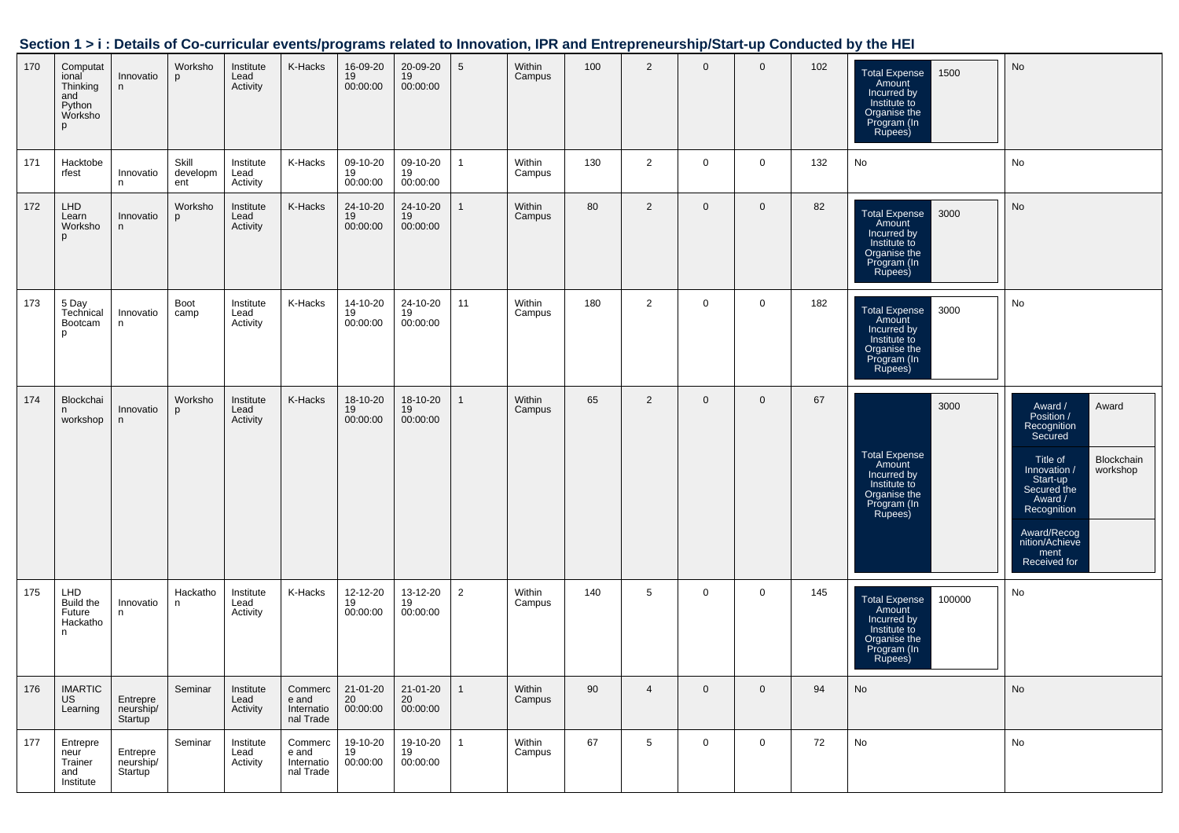## Section 1 > i : Details of Co-curricular events/programs related to Innovation, IPR and Entrepreneurship/Start-up Conducted by the HEI

| | | | | | | | | | | | | | | | | |
|---|---|---|---|---|---|---|---|---|---|---|---|---|---|---|---|---|
| 170 | Computational Thinking and Python Workshop | Innovation | Workshop | Institute Lead Activity | K-Hacks | 16-09-2019 00:00:00 | 20-09-2019 00:00:00 | 5 | Within Campus | 100 | 2 | 0 | 0 | 102 | Total Expense Amount Incurred by Institute to Organise the Program (In Rupees): 1500 | No |
| 171 | Hacktoberfest | Innovation | Skill development | Institute Lead Activity | K-Hacks | 09-10-2019 00:00:00 | 09-10-2019 00:00:00 | 1 | Within Campus | 130 | 2 | 0 | 0 | 132 | No | No |
| 172 | LHD Learn Workshop | Innovation | Workshop | Institute Lead Activity | K-Hacks | 24-10-2019 00:00:00 | 24-10-2019 00:00:00 | 1 | Within Campus | 80 | 2 | 0 | 0 | 82 | Total Expense Amount Incurred by Institute to Organise the Program (In Rupees): 3000 | No |
| 173 | 5 Day Technical Bootcamp | Innovation | Boot camp | Institute Lead Activity | K-Hacks | 14-10-2019 00:00:00 | 24-10-2019 00:00:00 | 11 | Within Campus | 180 | 2 | 0 | 0 | 182 | Total Expense Amount Incurred by Institute to Organise the Program (In Rupees): 3000 | No |
| 174 | Blockchain workshop | Innovation | Workshop | Institute Lead Activity | K-Hacks | 18-10-2019 00:00:00 | 18-10-2019 00:00:00 | 1 | Within Campus | 65 | 2 | 0 | 0 | 67 | Total Expense Amount Incurred by Institute to Organise the Program (In Rupees): 3000 | Award / Position / Recognition Secured: Award; Title of Innovation / Start-up Secured the Award / Recognition: Blockchain workshop; Award/Recognition/Achievement Received for: |
| 175 | LHD Build the Future Hackathon | Innovation | Hackathon | Institute Lead Activity | K-Hacks | 12-12-2019 00:00:00 | 13-12-2019 00:00:00 | 2 | Within Campus | 140 | 5 | 0 | 0 | 145 | Total Expense Amount Incurred by Institute to Organise the Program (In Rupees): 100000 | No |
| 176 | IMARTICUS Learning | Entrepreneurship/Startup | Seminar | Institute Lead Activity | Commerce and International Trade | 21-01-2020 00:00:00 | 21-01-2020 00:00:00 | 1 | Within Campus | 90 | 4 | 0 | 0 | 94 | No | No |
| 177 | Entrepreneur Trainer and Institute | Entrepreneurship/Startup | Seminar | Institute Lead Activity | Commerce and International Trade | 19-10-2019 00:00:00 | 19-10-2019 00:00:00 | 1 | Within Campus | 67 | 5 | 0 | 0 | 72 | No | No |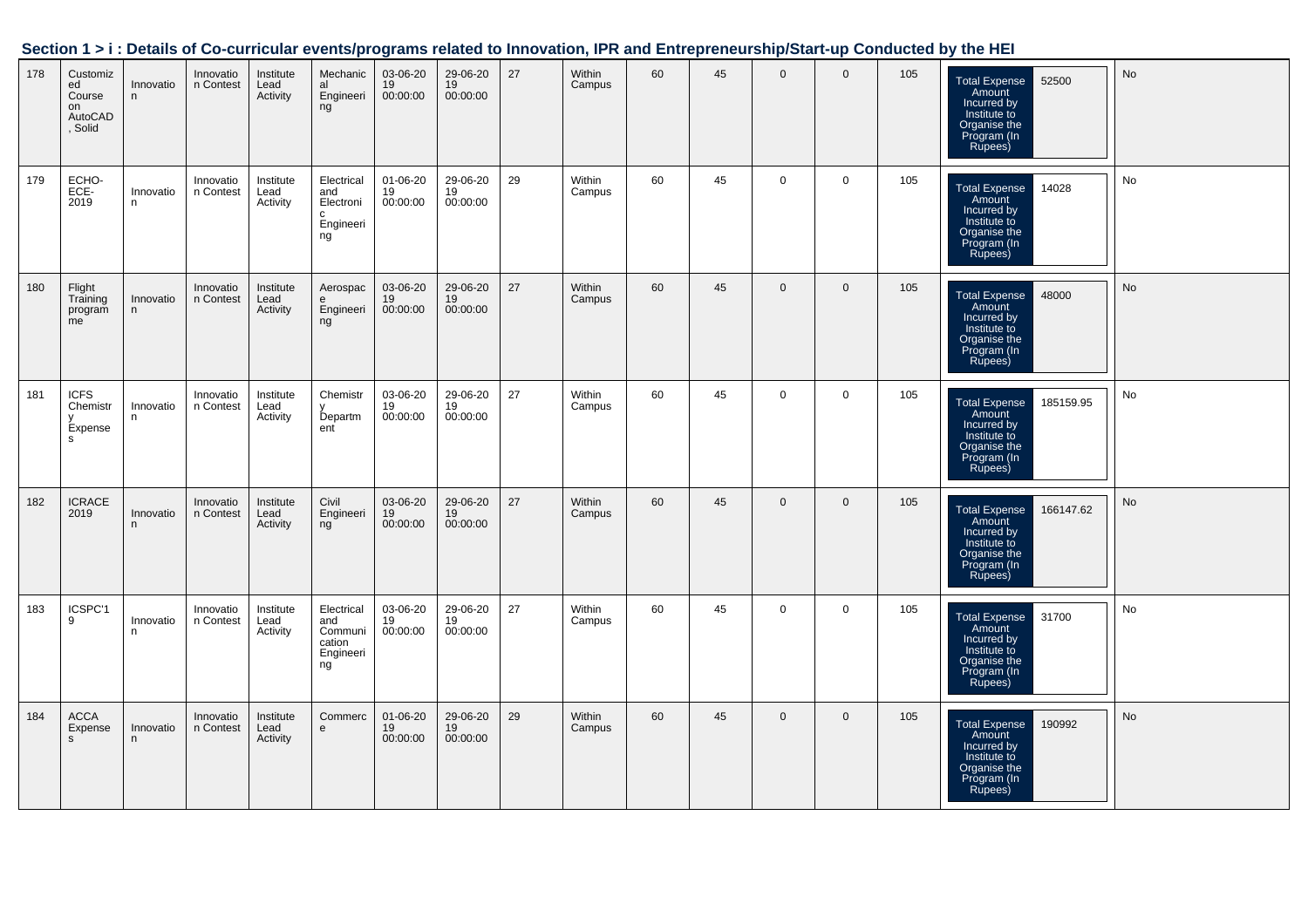## Section 1 > i : Details of Co-curricular events/programs related to Innovation, IPR and Entrepreneurship/Start-up Conducted by the HEI

| | | | | | | | | | | | | | | | | |
|---|---|---|---|---|---|---|---|---|---|---|---|---|---|---|---|---|
| 178 | Customized Course on AutoCAD, Solid | Innovation | Innovation Contest | Institute Lead Activity | Mechanical Engineering | 03-06-2019 00:00:00 | 29-06-2019 00:00:00 | 27 | Within Campus | 60 | 45 | 0 | 0 | 105 | Total Expense Amount Incurred by Institute to Organise the Program (In Rupees): 52500 | No |
| 179 | ECHO-ECE-2019 | Innovation | Innovation Contest | Institute Lead Activity | Electrical and Electronic Engineering | 01-06-2019 00:00:00 | 29-06-2019 00:00:00 | 29 | Within Campus | 60 | 45 | 0 | 0 | 105 | Total Expense Amount Incurred by Institute to Organise the Program (In Rupees): 14028 | No |
| 180 | Flight Training programme | Innovation | Innovation Contest | Institute Lead Activity | Aerospace Engineering | 03-06-2019 00:00:00 | 29-06-2019 00:00:00 | 27 | Within Campus | 60 | 45 | 0 | 0 | 105 | Total Expense Amount Incurred by Institute to Organise the Program (In Rupees): 48000 | No |
| 181 | ICFS Chemistry Expenses | Innovation | Innovation Contest | Institute Lead Activity | Chemistry Department | 03-06-2019 00:00:00 | 29-06-2019 00:00:00 | 27 | Within Campus | 60 | 45 | 0 | 0 | 105 | Total Expense Amount Incurred by Institute to Organise the Program (In Rupees): 185159.95 | No |
| 182 | ICRACE 2019 | Innovation | Innovation Contest | Institute Lead Activity | Civil Engineering | 03-06-2019 00:00:00 | 29-06-2019 00:00:00 | 27 | Within Campus | 60 | 45 | 0 | 0 | 105 | Total Expense Amount Incurred by Institute to Organise the Program (In Rupees): 166147.62 | No |
| 183 | ICSPC'19 | Innovation | Innovation Contest | Institute Lead Activity | Electrical and Communication Engineering | 03-06-2019 00:00:00 | 29-06-2019 00:00:00 | 27 | Within Campus | 60 | 45 | 0 | 0 | 105 | Total Expense Amount Incurred by Institute to Organise the Program (In Rupees): 31700 | No |
| 184 | ACCA Expenses | Innovation | Innovation Contest | Institute Lead Activity | Commerce | 01-06-2019 00:00:00 | 29-06-2019 00:00:00 | 29 | Within Campus | 60 | 45 | 0 | 0 | 105 | Total Expense Amount Incurred by Institute to Organise the Program (In Rupees): 190992 | No |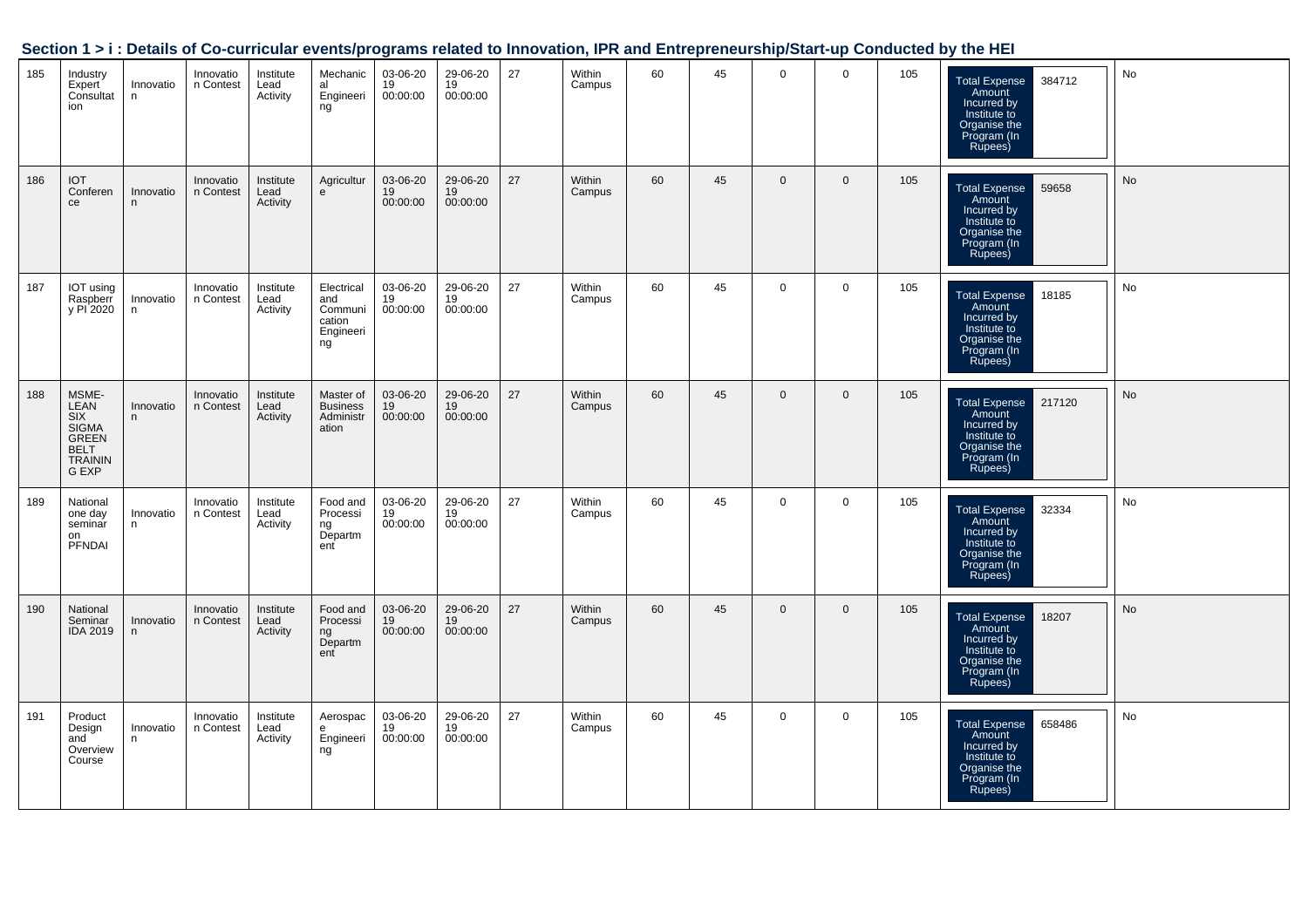## Section 1 > i : Details of Co-curricular events/programs related to Innovation, IPR and Entrepreneurship/Start-up Conducted by the HEI

| | | | | | | | | | | | | | | | | |
|---|---|---|---|---|---|---|---|---|---|---|---|---|---|---|---|---|
| 185 | Industry Expert Consultation | Innovation | Innovation Contest | Institute Lead Activity | Mechanical Engineering | 03-06-2019 00:00:00 | 29-06-2019 00:00:00 | 27 | Within Campus | 60 | 45 | 0 | 0 | 105 | Total Expense Amount Incurred by Institute to Organise the Program (In Rupees) 384712 | No |
| 186 | IOT Conference | Innovation | Innovation Contest | Institute Lead Activity | Agriculture | 03-06-2019 00:00:00 | 29-06-2019 00:00:00 | 27 | Within Campus | 60 | 45 | 0 | 0 | 105 | Total Expense Amount Incurred by Institute to Organise the Program (In Rupees) 59658 | No |
| 187 | IOT using Raspberry PI 2020 | Innovation | Innovation Contest | Institute Lead Activity | Electrical and Communication Engineering | 03-06-2019 00:00:00 | 29-06-2019 00:00:00 | 27 | Within Campus | 60 | 45 | 0 | 0 | 105 | Total Expense Amount Incurred by Institute to Organise the Program (In Rupees) 18185 | No |
| 188 | MSME-LEAN SIX SIGMA GREEN BELT TRAINING EXP | Innovation | Innovation Contest | Institute Lead Activity | Master of Business Administration | 03-06-2019 00:00:00 | 29-06-2019 00:00:00 | 27 | Within Campus | 60 | 45 | 0 | 0 | 105 | Total Expense Amount Incurred by Institute to Organise the Program (In Rupees) 217120 | No |
| 189 | National one day seminar on PFNDAI | Innovation | Innovation Contest | Institute Lead Activity | Food and Processing Department | 03-06-2019 00:00:00 | 29-06-2019 00:00:00 | 27 | Within Campus | 60 | 45 | 0 | 0 | 105 | Total Expense Amount Incurred by Institute to Organise the Program (In Rupees) 32334 | No |
| 190 | National Seminar IDA 2019 | Innovation | Innovation Contest | Institute Lead Activity | Food and Processing Department | 03-06-2019 00:00:00 | 29-06-2019 00:00:00 | 27 | Within Campus | 60 | 45 | 0 | 0 | 105 | Total Expense Amount Incurred by Institute to Organise the Program (In Rupees) 18207 | No |
| 191 | Product Design and Overview Course | Innovation | Innovation Contest | Institute Lead Activity | Aerospace Engineering | 03-06-2019 00:00:00 | 29-06-2019 00:00:00 | 27 | Within Campus | 60 | 45 | 0 | 0 | 105 | Total Expense Amount Incurred by Institute to Organise the Program (In Rupees) 658486 | No |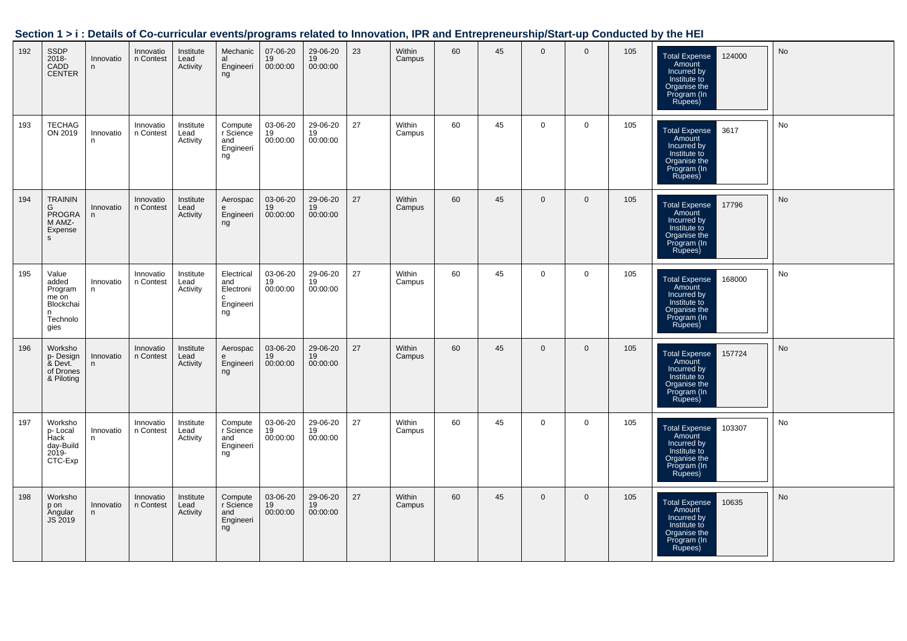## Section 1 > i : Details of Co-curricular events/programs related to Innovation, IPR and Entrepreneurship/Start-up Conducted by the HEI

| | | | | | | | | | | | | | | | | |
|---|---|---|---|---|---|---|---|---|---|---|---|---|---|---|---|---|
| 192 | SSDP 2018-CADD CENTER | Innovation | Innovation Contest | Institute Lead Activity | Mechanical Engineering | 07-06-2019 00:00:00 | 29-06-2019 00:00:00 | 23 | Within Campus | 60 | 45 | 0 | 0 | 105 | Total Expense Amount Incurred by Institute to Organise the Program (In Rupees): 124000 | No |
| 193 | TECHAGON 2019 | Innovation | Innovation Contest | Institute Lead Activity | Computer Science and Engineering | 03-06-2019 00:00:00 | 29-06-2019 00:00:00 | 27 | Within Campus | 60 | 45 | 0 | 0 | 105 | Total Expense Amount Incurred by Institute to Organise the Program (In Rupees): 3617 | No |
| 194 | TRAINING PROGRAM AMZ-Expenses | Innovation | Innovation Contest | Institute Lead Activity | Aerospace Engineering | 03-06-2019 00:00:00 | 29-06-2019 00:00:00 | 27 | Within Campus | 60 | 45 | 0 | 0 | 105 | Total Expense Amount Incurred by Institute to Organise the Program (In Rupees): 17796 | No |
| 195 | Value added Programme on Blockchain Technologies | Innovation | Innovation Contest | Institute Lead Activity | Electrical and Electronic Engineering | 03-06-2019 00:00:00 | 29-06-2019 00:00:00 | 27 | Within Campus | 60 | 45 | 0 | 0 | 105 | Total Expense Amount Incurred by Institute to Organise the Program (In Rupees): 168000 | No |
| 196 | Workshop- Design & Devt. of Drones & Piloting | Innovation | Innovation Contest | Institute Lead Activity | Aerospace Engineering | 03-06-2019 00:00:00 | 29-06-2019 00:00:00 | 27 | Within Campus | 60 | 45 | 0 | 0 | 105 | Total Expense Amount Incurred by Institute to Organise the Program (In Rupees): 157724 | No |
| 197 | Workshop- Local Hack day-Build 2019-CTC-Exp | Innovation | Innovation Contest | Institute Lead Activity | Computer Science and Engineering | 03-06-2019 00:00:00 | 29-06-2019 00:00:00 | 27 | Within Campus | 60 | 45 | 0 | 0 | 105 | Total Expense Amount Incurred by Institute to Organise the Program (In Rupees): 103307 | No |
| 198 | Workshop on Angular JS 2019 | Innovation | Innovation Contest | Institute Lead Activity | Computer Science and Engineering | 03-06-2019 00:00:00 | 29-06-2019 00:00:00 | 27 | Within Campus | 60 | 45 | 0 | 0 | 105 | Total Expense Amount Incurred by Institute to Organise the Program (In Rupees): 10635 | No |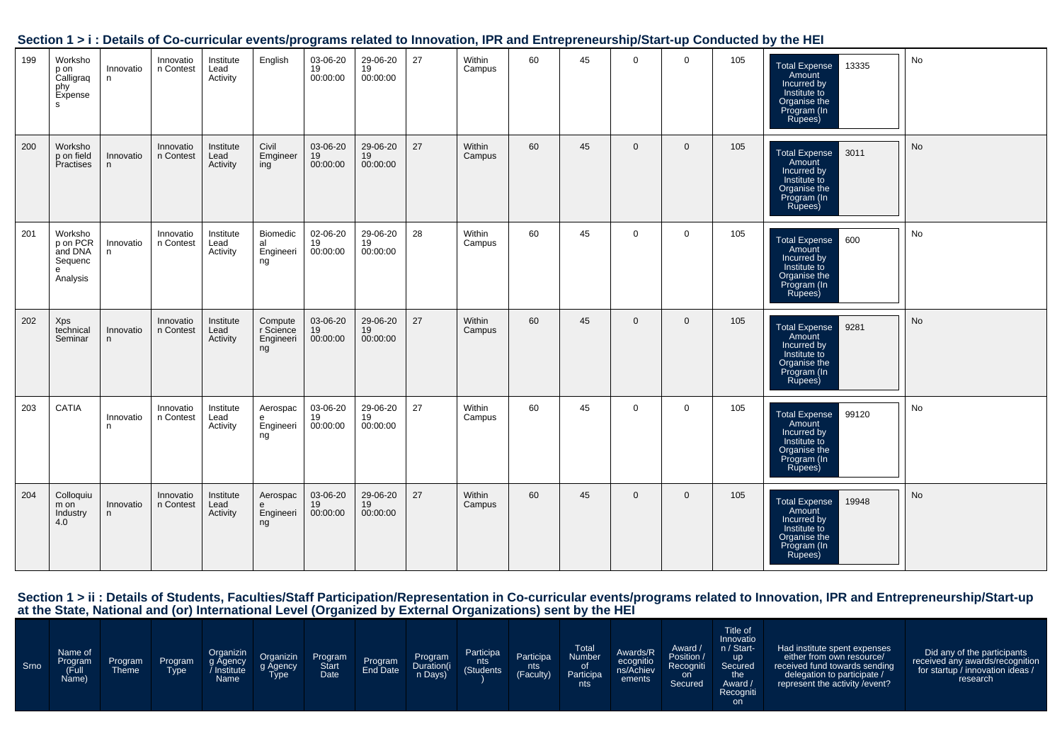## Section 1 > i : Details of Co-curricular events/programs related to Innovation, IPR and Entrepreneurship/Start-up Conducted by the HEI

| | | | | | | | | | | | | | | | | |
|---|---|---|---|---|---|---|---|---|---|---|---|---|---|---|---|---|
| 199 | Workshop on Calligraqphy Expenses | Innovation | Innovation Contest | Institute Lead Activity | English | 03-06-2019 00:00:00 | 29-06-2019 00:00:00 | 27 | Within Campus | 60 | 45 | 0 | 0 | 105 | Total Expense Amount Incurred by Institute to Organise the Program (In Rupees): 13335 | No |
| 200 | Workshop on field Practises | Innovation | Innovation Contest | Institute Lead Activity | Civil Emgineering | 03-06-2019 00:00:00 | 29-06-2019 00:00:00 | 27 | Within Campus | 60 | 45 | 0 | 0 | 105 | Total Expense Amount Incurred by Institute to Organise the Program (In Rupees): 3011 | No |
| 201 | Workshop on PCR and DNA Sequence Analysis | Innovation | Innovation Contest | Institute Lead Activity | Biomedical Engineering | 02-06-2019 00:00:00 | 29-06-2019 00:00:00 | 28 | Within Campus | 60 | 45 | 0 | 0 | 105 | Total Expense Amount Incurred by Institute to Organise the Program (In Rupees): 600 | No |
| 202 | Xps technical Seminar | Innovation | Innovation Contest | Institute Lead Activity | Computer Science Engineering | 03-06-2019 00:00:00 | 29-06-2019 00:00:00 | 27 | Within Campus | 60 | 45 | 0 | 0 | 105 | Total Expense Amount Incurred by Institute to Organise the Program (In Rupees): 9281 | No |
| 203 | CATIA | Innovation | Innovation Contest | Institute Lead Activity | Aerospace Engineering | 03-06-2019 00:00:00 | 29-06-2019 00:00:00 | 27 | Within Campus | 60 | 45 | 0 | 0 | 105 | Total Expense Amount Incurred by Institute to Organise the Program (In Rupees): 99120 | No |
| 204 | Colloquium on Industry 4.0 | Innovation | Innovation Contest | Institute Lead Activity | Aerospace Engineering | 03-06-2019 00:00:00 | 29-06-2019 00:00:00 | 27 | Within Campus | 60 | 45 | 0 | 0 | 105 | Total Expense Amount Incurred by Institute to Organise the Program (In Rupees): 19948 | No |

## Section 1 > ii : Details of Students, Faculties/Staff Participation/Representation in Co-curricular events/programs related to Innovation, IPR and Entrepreneurship/Start-up at the State, National and (or) International Level (Organized by External Organizations) sent by the HEI

| Srno | Name of Program (Full Name) | Program Theme | Program Type | Organizing Agency / Institute Name | Organizing Agency Type | Program Start Date | Program End Date | Program Duration(in Days) | Participants (Students) | Participants (Faculty) | Total Number of Participants | Awards/Recognitions/Achievements | Award / Position / Recognition Secured | Title of Innovation / Start-up Secured the Award / Recognition | Had institute spent expenses either from own resource/ received fund towards sending delegation to participate / represent the activity /event? | Did any of the participants received any awards/recognition for startup / innovation ideas / research |
|---|---|---|---|---|---|---|---|---|---|---|---|---|---|---|---|---|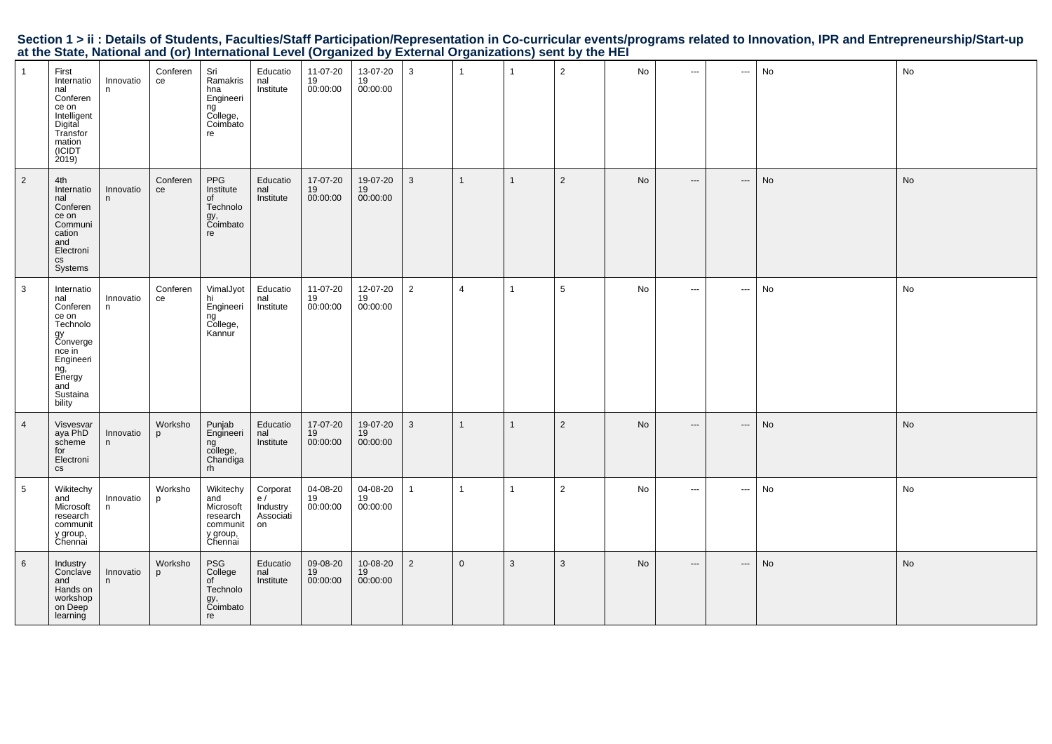**Section 1 > ii : Details of Students, Faculties/Staff Participation/Representation in Co-curricular events/programs related to Innovation, IPR and Entrepreneurship/Start-up at the State, National and (or) International Level (Organized by External Organizations) sent by the HEI**

| | | | | | | | | | | | | | | | | |
|---|---|---|---|---|---|---|---|---|---|---|---|---|---|---|---|---|
| 1 | First International Conference on Intelligent Digital Transformation (ICIDT 2019) | Innovation | Conference | Sri Ramakrishna Engineering College, Coimbatore | Educational Institute | 11-07-2019 00:00:00 | 13-07-2019 00:00:00 | 3 | 1 | 1 | 2 | No | --- | --- | No | No |
| 2 | 4th International Conference on Communication and Electronics Systems | Innovation | Conference | PPG Institute of Technology, Coimbatore | Educational Institute | 17-07-2019 00:00:00 | 19-07-2019 00:00:00 | 3 | 1 | 1 | 2 | No | --- | --- | No | No |
| 3 | International Conference on Technology Convergence in Engineering, Energy and Sustainability | Innovation | Conference | VimalJyothi Engineering College, Kannur | Educational Institute | 11-07-2019 00:00:00 | 12-07-2019 00:00:00 | 2 | 4 | 1 | 5 | No | --- | --- | No | No |
| 4 | Visvesvaraya PhD scheme for Electronics | Innovation | Workshop | Punjab Engineering college, Chandigarh | Educational Institute | 17-07-2019 00:00:00 | 19-07-2019 00:00:00 | 3 | 1 | 1 | 2 | No | --- | --- | No | No |
| 5 | Wikitechy and Microsoft research community group, Chennai | Innovation | Workshop | Wikitechy and Microsoft research community group, Chennai | Corporate / Industry Association | 04-08-2019 00:00:00 | 04-08-2019 00:00:00 | 1 | 1 | 1 | 2 | No | --- | --- | No | No |
| 6 | Industry Conclave and Hands on workshop on Deep learning | Innovation | Workshop | PSG College of Technology, Coimbatore | Educational Institute | 09-08-2019 00:00:00 | 10-08-2019 00:00:00 | 2 | 0 | 3 | 3 | No | --- | --- | No | No |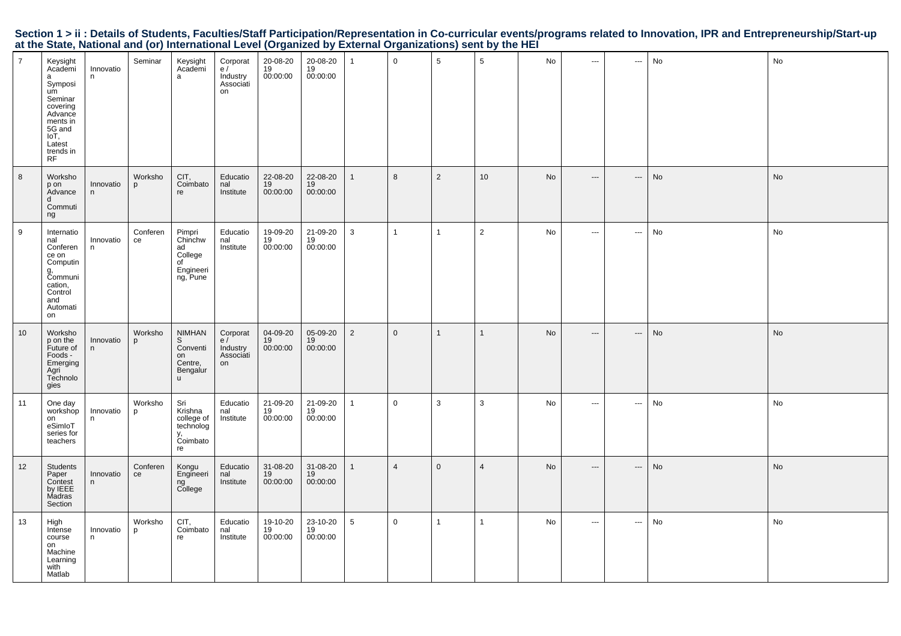## Section 1 > ii : Details of Students, Faculties/Staff Participation/Representation in Co-curricular events/programs related to Innovation, IPR and Entrepreneurship/Start-up at the State, National and (or) International Level (Organized by External Organizations) sent by the HEI

| | | | | | | | | | | | | | | | | |
|---|---|---|---|---|---|---|---|---|---|---|---|---|---|---|---|---|
| 7 | Keysight Academia Symposium Seminar covering Advancements in 5G and IoT, Latest trends in RF | Innovation | Seminar | Keysight Academia | Corporate / Industry Association | 20-08-2019 00:00:00 | 20-08-2019 00:00:00 | 1 | 0 | 5 | 5 | No | --- | --- | No | No |
| 8 | Workshop on Advanced Commuting | Innovation | Workshop | CIT, Coimbatore | Educational Institute | 22-08-2019 00:00:00 | 22-08-2019 00:00:00 | 1 | 8 | 2 | 10 | No | --- | --- | No | No |
| 9 | International Conference on Computing, Communication, Control and Automation | Innovation | Conference | Pimpri Chinchwad College of Engineering, Pune | Educational Institute | 19-09-2019 00:00:00 | 21-09-2019 00:00:00 | 3 | 1 | 1 | 2 | No | --- | --- | No | No |
| 10 | Workshop on the Future of Foods - Emerging Agri Technologies | Innovation | Workshop | NIMHANS Convention Centre, Bengaluru | Corporate / Industry Association | 04-09-2019 00:00:00 | 05-09-2019 00:00:00 | 2 | 0 | 1 | 1 | No | --- | --- | No | No |
| 11 | One day workshop on eSimIoT series for teachers | Innovation | Workshop | Sri Krishna college of technology, Coimbatore | Educational Institute | 21-09-2019 00:00:00 | 21-09-2019 00:00:00 | 1 | 0 | 3 | 3 | No | --- | --- | No | No |
| 12 | Students Paper Contest by IEEE Madras Section | Innovation | Conference | Kongu Engineering College | Educational Institute | 31-08-2019 00:00:00 | 31-08-2019 00:00:00 | 1 | 4 | 0 | 4 | No | --- | --- | No | No |
| 13 | High Intense course on Machine Learning with Matlab | Innovation | Workshop | CIT, Coimbatore | Educational Institute | 19-10-2019 00:00:00 | 23-10-2019 00:00:00 | 5 | 0 | 1 | 1 | No | --- | --- | No | No |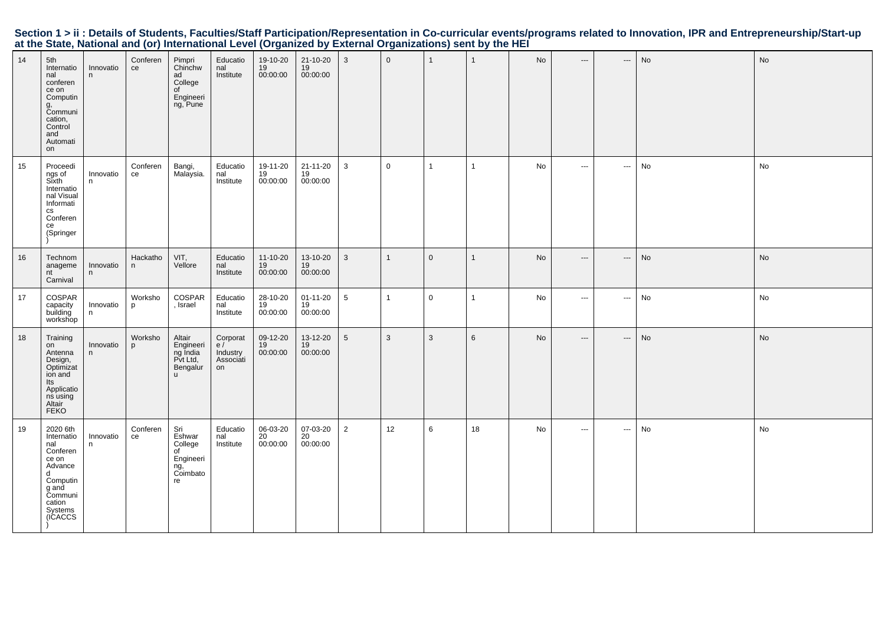## Section 1 > ii : Details of Students, Faculties/Staff Participation/Representation in Co-curricular events/programs related to Innovation, IPR and Entrepreneurship/Start-up at the State, National and (or) International Level (Organized by External Organizations) sent by the HEI

| | | | | | | | | | | | | | | | | |
|---|---|---|---|---|---|---|---|---|---|---|---|---|---|---|---|---|
| 14 | 5th International conference on Computing, Communication, Control and Automation | Innovation | Conference | Pimpri Chinchwad College of Engineering, Pune | Educational Institute | 19-10-2019 00:00:00 | 21-10-2019 00:00:00 | 3 | 0 | 1 | 1 | No | --- | --- | No | No |
| 15 | Proceedings of Sixth International Visual Informatics Conference (Springer) | Innovation | Conference | Bangi, Malaysia. | Educational Institute | 19-11-2019 00:00:00 | 21-11-2019 00:00:00 | 3 | 0 | 1 | 1 | No | --- | --- | No | No |
| 16 | Technomanagement Carnival | Innovation | Hackathon | VIT, Vellore | Educational Institute | 11-10-2019 00:00:00 | 13-10-2019 00:00:00 | 3 | 1 | 0 | 1 | No | --- | --- | No | No |
| 17 | COSPAR capacity building workshop | Innovation | Workshop | COSPAR, Israel | Educational Institute | 28-10-2019 00:00:00 | 01-11-2019 00:00:00 | 5 | 1 | 0 | 1 | No | --- | --- | No | No |
| 18 | Training on Antenna Design, Optimization and Its Applications using Altair FEKO | Innovation | Workshop | Altair Engineering India Pvt Ltd, Bengaluru | Corporate / Industry Association | 09-12-2019 00:00:00 | 13-12-2019 00:00:00 | 5 | 3 | 3 | 6 | No | --- | --- | No | No |
| 19 | 2020 6th International Conference on Advanced Computing and Communication Systems (ICACCS) | Innovation | Conference | Sri Eshwar College of Engineering, Coimbatore | Educational Institute | 06-03-2020 00:00:00 | 07-03-2020 00:00:00 | 2 | 12 | 6 | 18 | No | --- | --- | No | No |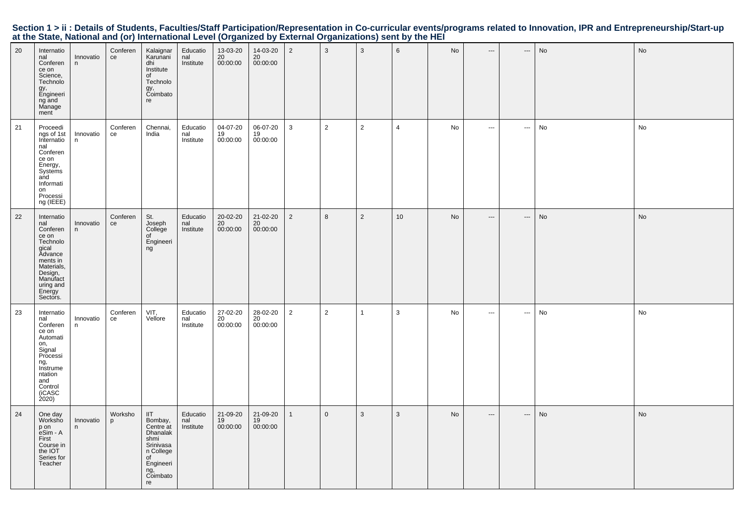**Section 1 > ii : Details of Students, Faculties/Staff Participation/Representation in Co-curricular events/programs related to Innovation, IPR and Entrepreneurship/Start-up at the State, National and (or) International Level (Organized by External Organizations) sent by the HEI**

| | | | | | | | | | | | | | | | | |
|---|---|---|---|---|---|---|---|---|---|---|---|---|---|---|---|---|
| 20 | International Conference on Science, Technology, Engineering and Management | Innovation | Conference | Kalaignar Karunanidhi Institute of Technology, Coimbatore | Educational Institute | 13-03-2020 00:00:00 | 14-03-2020 00:00:00 | 2 | 3 | 3 | 6 | No | --- | --- | No | No |
| 21 | Proceedings of 1st International Conference on Energy, Systems and Information Processing (IEEE) | Innovation | Conference | Chennai, India | Educational Institute | 04-07-2019 00:00:00 | 06-07-2019 00:00:00 | 3 | 2 | 2 | 4 | No | --- | --- | No | No |
| 22 | International Conference on Technological Advancements in Materials, Design, Manufacturing and Energy Sectors. | Innovation | Conference | St. Joseph College of Engineering | Educational Institute | 20-02-2020 00:00:00 | 21-02-2020 00:00:00 | 2 | 8 | 2 | 10 | No | --- | --- | No | No |
| 23 | International Conference on Automation, Signal Processing, Instrumentation and Control (iCASC 2020) | Innovation | Conference | VIT, Vellore | Educational Institute | 27-02-2020 00:00:00 | 28-02-2020 00:00:00 | 2 | 2 | 1 | 3 | No | --- | --- | No | No |
| 24 | One day Workshop on eSim - A First Course in the IOT Series for Teacher | Innovation | Workshop | IIT Bombay, Centre at Dhanalakshmi Srinivasan College of Engineering, Coimbatore | Educational Institute | 21-09-2019 00:00:00 | 21-09-2019 00:00:00 | 1 | 0 | 3 | 3 | No | --- | --- | No | No |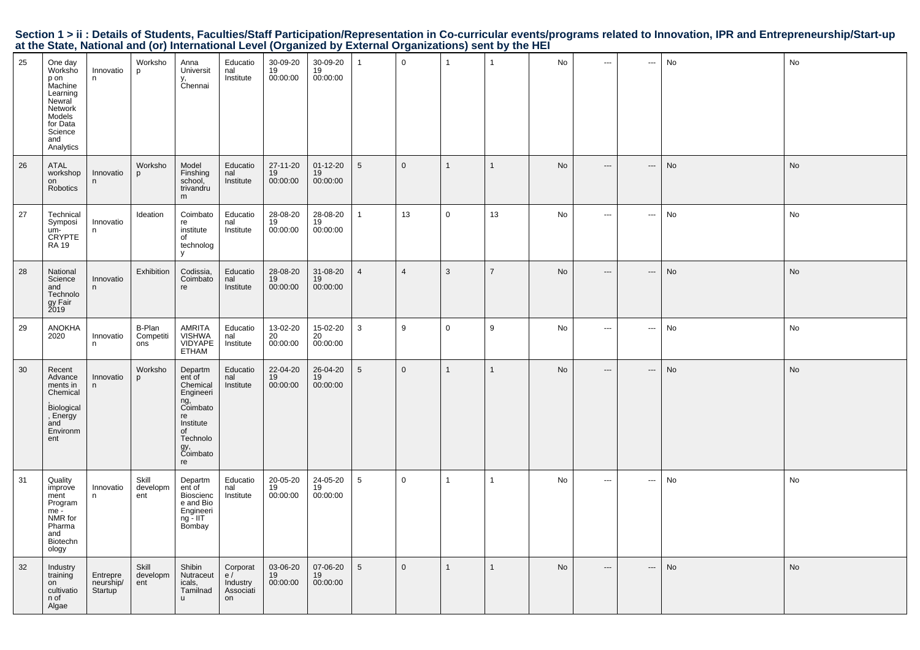## Section 1 > ii : Details of Students, Faculties/Staff Participation/Representation in Co-curricular events/programs related to Innovation, IPR and Entrepreneurship/Start-up at the State, National and (or) International Level (Organized by External Organizations) sent by the HEI

| | | | | | | | | | | | | | | | | |
|---|---|---|---|---|---|---|---|---|---|---|---|---|---|---|---|---|
| 25 | One day Workshop on Machine Learning Newral Network Models for Data Science and Analytics | Innovation | Workshop | Anna University, Chennai | Educational Institute | 30-09-2019 00:00:00 | 30-09-2019 00:00:00 | 1 | 0 | 1 | 1 | No | --- | --- | No | No |
| 26 | ATAL workshop on Robotics | Innovation | Workshop | Model Finshing school, trivandrum | Educational Institute | 27-11-2019 00:00:00 | 01-12-2019 00:00:00 | 5 | 0 | 1 | 1 | No | --- | --- | No | No |
| 27 | Technical Symposium-CRYPTERA 19 | Innovation | Ideation | Coimbatore institute of technology | Educational Institute | 28-08-2019 00:00:00 | 28-08-2019 00:00:00 | 1 | 13 | 0 | 13 | No | --- | --- | No | No |
| 28 | National Science and Technology Fair 2019 | Innovation | Exhibition | Codissia, Coimbatore | Educational Institute | 28-08-2019 00:00:00 | 31-08-2019 00:00:00 | 4 | 4 | 3 | 7 | No | --- | --- | No | No |
| 29 | ANOKHA 2020 | Innovation | B-Plan Competitions | AMRITA VISHWA VIDYAPEETHAM | Educational Institute | 13-02-2020 00:00:00 | 15-02-2020 00:00:00 | 3 | 9 | 0 | 9 | No | --- | --- | No | No |
| 30 | Recent Advancements in Chemical, Biological, Energy and Environment | Innovation | Workshop | Department of Chemical Engineering, Coimbatore Institute of Technology, Coimbatore | Educational Institute | 22-04-2019 00:00:00 | 26-04-2019 00:00:00 | 5 | 0 | 1 | 1 | No | --- | --- | No | No |
| 31 | Quality improvement Programme - NMR for Pharma and Biotechnology | Innovation | Skill development | Department of Bioscience and Bio Engineering - IIT Bombay | Educational Institute | 20-05-2019 00:00:00 | 24-05-2019 00:00:00 | 5 | 0 | 1 | 1 | No | --- | --- | No | No |
| 32 | Industry training on cultivation of Algae | Entrepreneurship/Startup | Skill development | Shibin Nutraceuticals, Tamilnadu | Corporate / Industry Association | 03-06-2019 00:00:00 | 07-06-2019 00:00:00 | 5 | 0 | 1 | 1 | No | --- | --- | No | No |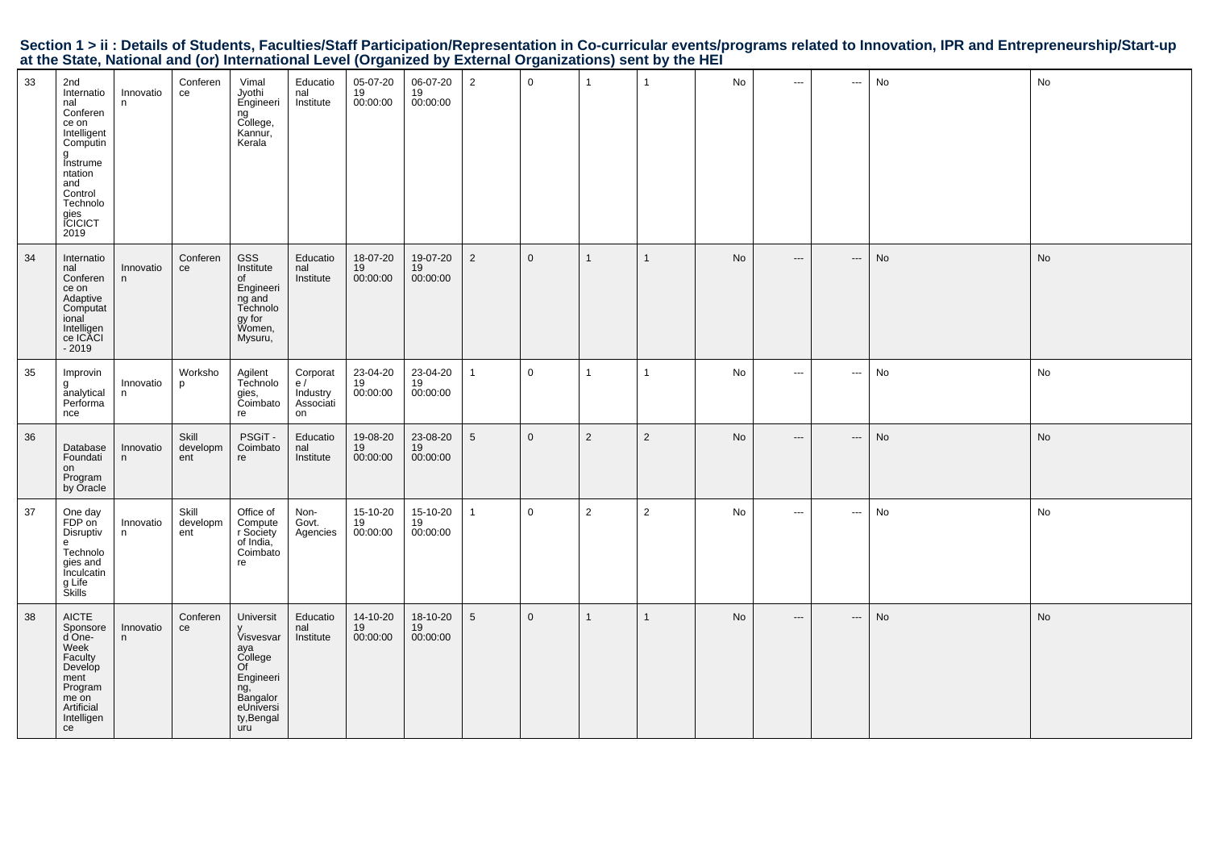## Section 1 > ii : Details of Students, Faculties/Staff Participation/Representation in Co-curricular events/programs related to Innovation, IPR and Entrepreneurship/Start-up at the State, National and (or) International Level (Organized by External Organizations) sent by the HEI

| | | | | | | | | | | | | | | | | |
|---|---|---|---|---|---|---|---|---|---|---|---|---|---|---|---|---|
| 33 | 2nd International Conference on Intelligent Computing Instrumentation and Control Technologies ICICICT 2019 | Innovation | Conference | Vimal Jyothi Engineering College, Kannur, Kerala | Educational Institute | 05-07-2019 00:00:00 | 06-07-2019 00:00:00 | 2 | 0 | 1 | 1 | No | --- | --- | No | No |
| 34 | International Conference on Adaptive Computational Intelligence ICACI - 2019 | Innovation | Conference | GSS Institute of Engineering and Technology for Women, Mysuru, | Educational Institute | 18-07-2019 00:00:00 | 19-07-2019 00:00:00 | 2 | 0 | 1 | 1 | No | --- | --- | No | No |
| 35 | Improving analytical Performance | Innovation | Workshop | Agilent Technologies, Coimbatore | Corporate / Industry Association | 23-04-2019 00:00:00 | 23-04-2019 00:00:00 | 1 | 0 | 1 | 1 | No | --- | --- | No | No |
| 36 | Database Foundation Program by Oracle | Innovation | Skill development | PSGiT - Coimbatore | Educational Institute | 19-08-2019 00:00:00 | 23-08-2019 00:00:00 | 5 | 0 | 2 | 2 | No | --- | --- | No | No |
| 37 | One day FDP on Disruptive Technologies and Inculcating Life Skills | Innovation | Skill development | Office of Computer Society of India, Coimbatore | Non-Govt. Agencies | 15-10-2019 00:00:00 | 15-10-2019 00:00:00 | 1 | 0 | 2 | 2 | No | --- | --- | No | No |
| 38 | AICTE Sponsored One-Week Faculty Development Programme on Artificial Intelligence | Innovation | Conference | University Visvesvaraya College Of Engineering, BangaloreUniversity,Bengaluru | Educational Institute | 14-10-2019 00:00:00 | 18-10-2019 00:00:00 | 5 | 0 | 1 | 1 | No | --- | --- | No | No |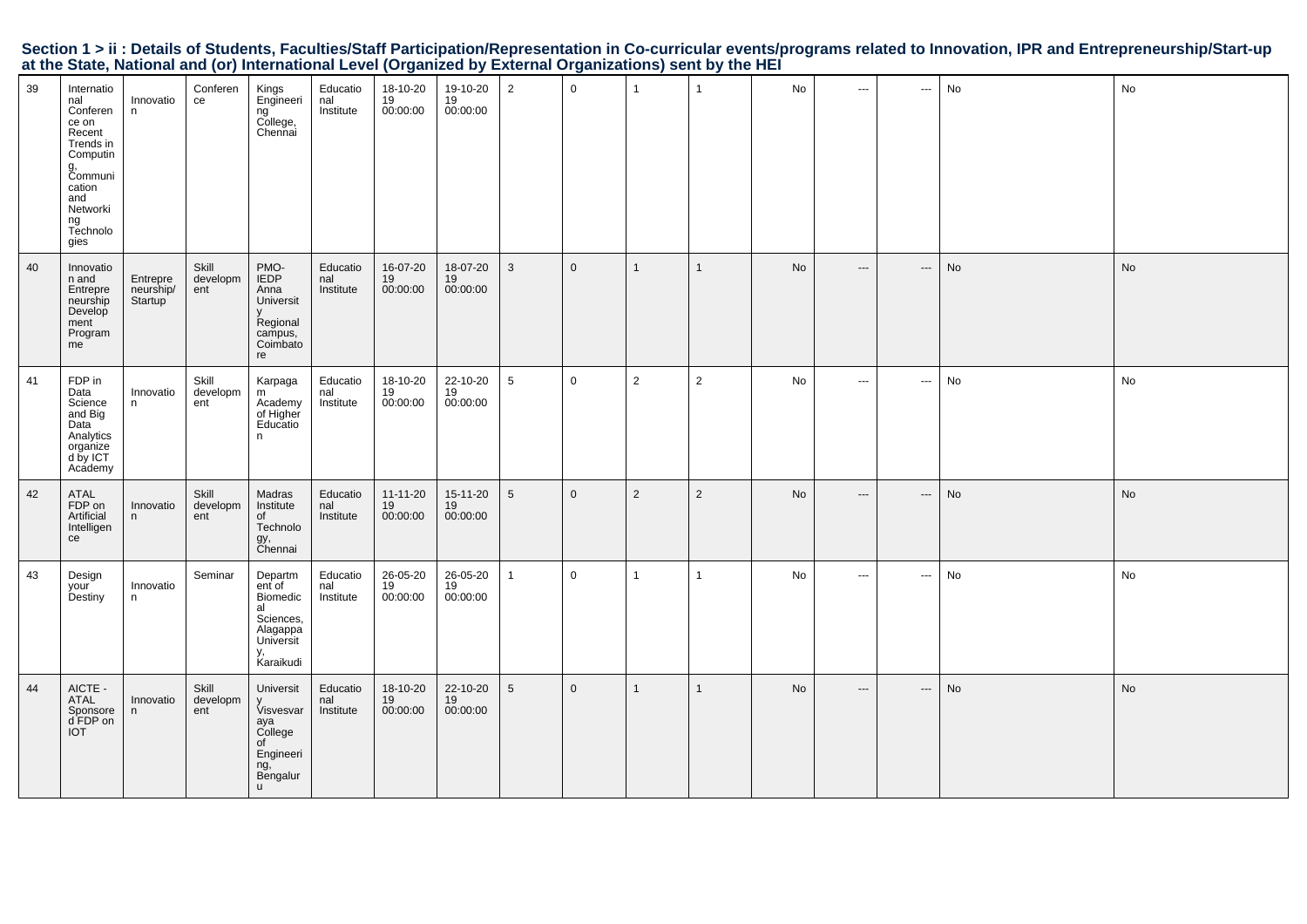## Section 1 > ii : Details of Students, Faculties/Staff Participation/Representation in Co-curricular events/programs related to Innovation, IPR and Entrepreneurship/Start-up at the State, National and (or) International Level (Organized by External Organizations) sent by the HEI

| | | | | | | | | | | | | | | | | |
|---|---|---|---|---|---|---|---|---|---|---|---|---|---|---|---|---|
| 39 | International Conference on Recent Trends in Computing, Communication and Networking Technologies | Innovation | Conference | Kings Engineering College, Chennai | Educational Institute | 18-10-2019 00:00:00 | 19-10-2019 00:00:00 | 2 | 0 | 1 | 1 | No | --- | --- | No | No |
| 40 | Innovation and Entrepreneurship Development Programme | Entrepreneurship/Startup | Skill development | PMO-IEDP Anna University Regional campus, Coimbatore | Educational Institute | 16-07-2019 00:00:00 | 18-07-2019 00:00:00 | 3 | 0 | 1 | 1 | No | --- | --- | No | No |
| 41 | FDP in Data Science and Big Data Analytics organized by ICT Academy | Innovation | Skill development | Karpagam Academy of Higher Education | Educational Institute | 18-10-2019 00:00:00 | 22-10-2019 00:00:00 | 5 | 0 | 2 | 2 | No | --- | --- | No | No |
| 42 | ATAL FDP on Artificial Intelligence | Innovation | Skill development | Madras Institute of Technology, Chennai | Educational Institute | 11-11-2019 00:00:00 | 15-11-2019 00:00:00 | 5 | 0 | 2 | 2 | No | --- | --- | No | No |
| 43 | Design your Destiny | Innovation | Seminar | Department of Biomedical Sciences, Alagappa University, Karaikudi | Educational Institute | 26-05-2019 00:00:00 | 26-05-2019 00:00:00 | 1 | 0 | 1 | 1 | No | --- | --- | No | No |
| 44 | AICTE - ATAL Sponsored FDP on IOT | Innovation | Skill development | University Visvesvaraya College of Engineering, Bengaluru | Educational Institute | 18-10-2019 00:00:00 | 22-10-2019 00:00:00 | 5 | 0 | 1 | 1 | No | --- | --- | No | No |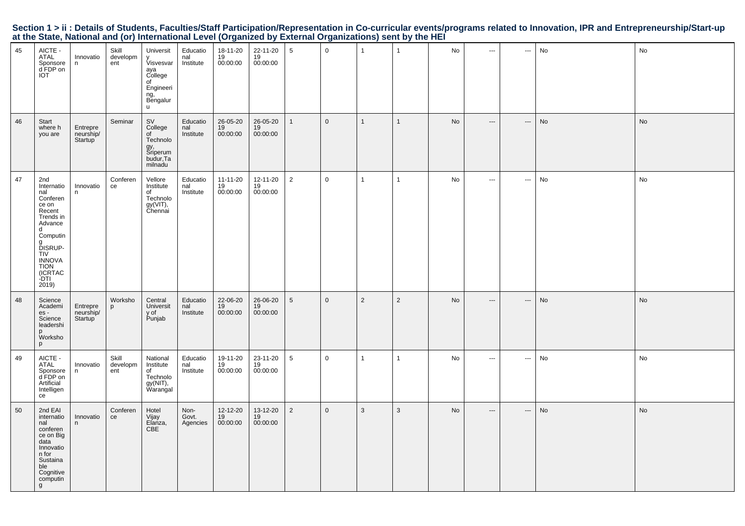**Section 1 > ii : Details of Students, Faculties/Staff Participation/Representation in Co-curricular events/programs related to Innovation, IPR and Entrepreneurship/Start-up at the State, National and (or) International Level (Organized by External Organizations) sent by the HEI**

| | | | | | | | | | | | | | | | | |
|---|---|---|---|---|---|---|---|---|---|---|---|---|---|---|---|---|
| 45 | AICTE - ATAL Sponsored FDP on IOT | Innovation | Skill development | University Visvesvaraya College of Engineering, Bengaluru | Educational Institute | 18-11-2019 00:00:00 | 22-11-2019 00:00:00 | 5 | 0 | 1 | 1 | No | --- | --- | No | No |
| 46 | Start where h you are | Entrepreneurship/ Startup | Seminar | SV College of Technology, Sriperumbudur,Tamilnadu | Educational Institute | 26-05-2019 00:00:00 | 26-05-2019 00:00:00 | 1 | 0 | 1 | 1 | No | --- | --- | No | No |
| 47 | 2nd International Conference on Recent Trends in Advanced Computing DISRUP-TIV INNOVATION (ICRTAC-DTI 2019) | Innovation | Conference | Vellore Institute of Technology(VIT), Chennai | Educational Institute | 11-11-2019 00:00:00 | 12-11-2019 00:00:00 | 2 | 0 | 1 | 1 | No | --- | --- | No | No |
| 48 | Science Academies - Science leadership Workshop | Entrepreneurship/ Startup | Workshop | Central University of Punjab | Educational Institute | 22-06-2019 00:00:00 | 26-06-2019 00:00:00 | 5 | 0 | 2 | 2 | No | --- | --- | No | No |
| 49 | AICTE - ATAL Sponsored FDP on Artificial Intelligence | Innovation | Skill development | National Institute of Technology(NIT), Warangal | Educational Institute | 19-11-2019 00:00:00 | 23-11-2019 00:00:00 | 5 | 0 | 1 | 1 | No | --- | --- | No | No |
| 50 | 2nd EAI international conference on Big data Innovation for Sustainable Cognitive computing | Innovation | Conference | Hotel Vijay Elanza, CBE | Non-Govt. Agencies | 12-12-2019 00:00:00 | 13-12-2019 00:00:00 | 2 | 0 | 3 | 3 | No | --- | --- | No | No |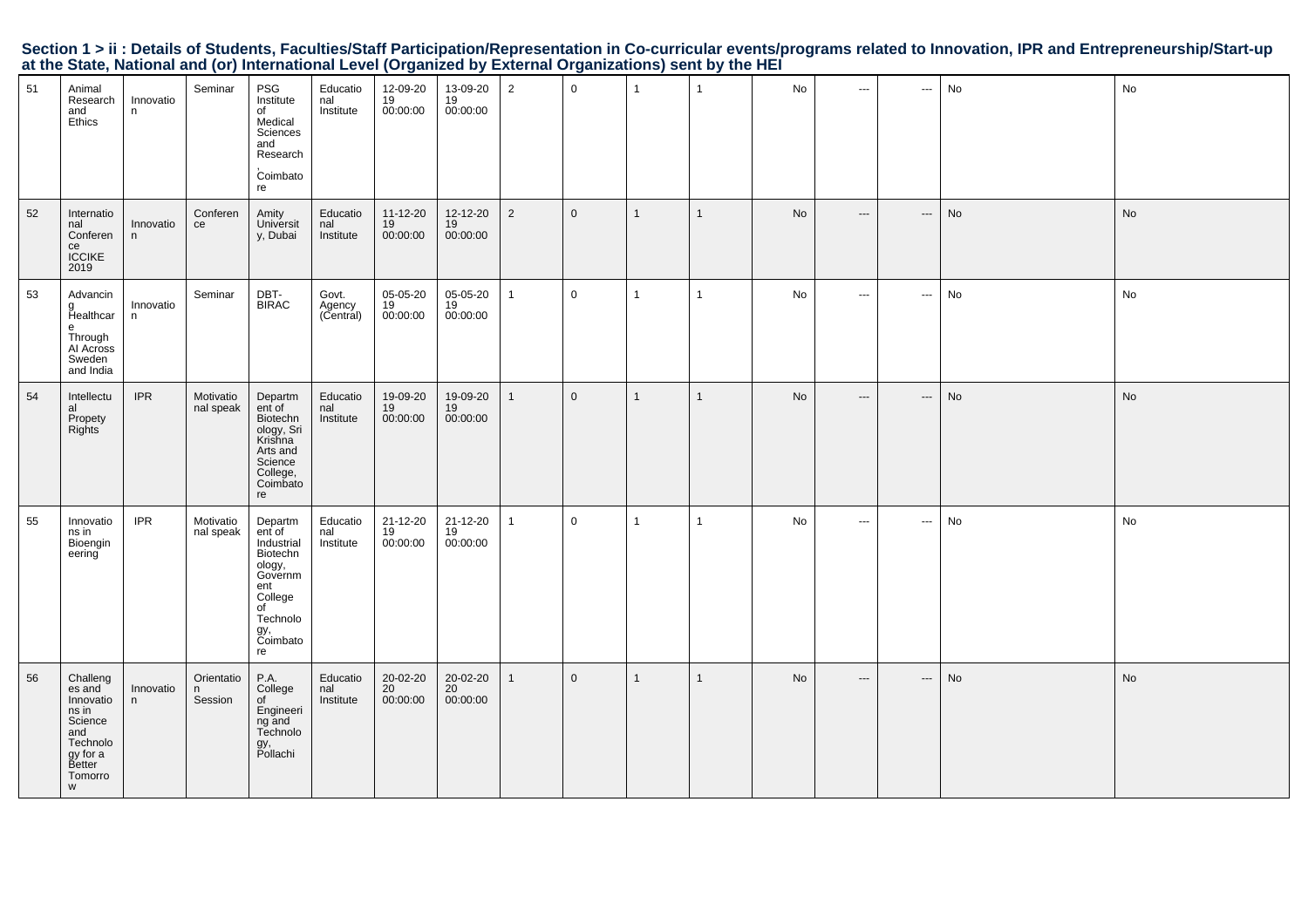## Section 1 > ii : Details of Students, Faculties/Staff Participation/Representation in Co-curricular events/programs related to Innovation, IPR and Entrepreneurship/Start-up at the State, National and (or) International Level (Organized by External Organizations) sent by the HEI

| | | | | | | | | | | | | | | | | |
|---|---|---|---|---|---|---|---|---|---|---|---|---|---|---|---|---|
| 51 | Animal Research and Ethics | Innovation | Seminar | PSG Institute of Medical Sciences and Research, Coimbatore | Educational Institute | 12-09-2019 00:00:00 | 13-09-2019 00:00:00 | 2 | 0 | 1 | 1 | No | --- | --- | No | No |
| 52 | International Conference ICCIKE 2019 | Innovation | Conference | Amity University, Dubai | Educational Institute | 11-12-2019 00:00:00 | 12-12-2019 00:00:00 | 2 | 0 | 1 | 1 | No | --- | --- | No | No |
| 53 | Advancing Healthcare Through AI Across Sweden and India | Innovation | Seminar | DBT-BIRAC | Govt. Agency (Central) | 05-05-2019 00:00:00 | 05-05-2019 00:00:00 | 1 | 0 | 1 | 1 | No | --- | --- | No | No |
| 54 | Intellectual Propety Rights | IPR | Motivational speak | Department of Biotechnology, Sri Krishna Arts and Science College, Coimbatore | Educational Institute | 19-09-2019 00:00:00 | 19-09-2019 00:00:00 | 1 | 0 | 1 | 1 | No | --- | --- | No | No |
| 55 | Innovations in Bioengineering | IPR | Motivational speak | Department of Industrial Biotechnology, Government College of Technology, Coimbatore | Educational Institute | 21-12-2019 00:00:00 | 21-12-2019 00:00:00 | 1 | 0 | 1 | 1 | No | --- | --- | No | No |
| 56 | Challenges and Innovations in Science and Technology for a Better Tomorrow | Innovation | Orientation Session | P.A. College of Engineering and Technology, Pollachi | Educational Institute | 20-02-2020 00:00:00 | 20-02-2020 00:00:00 | 1 | 0 | 1 | 1 | No | --- | --- | No | No |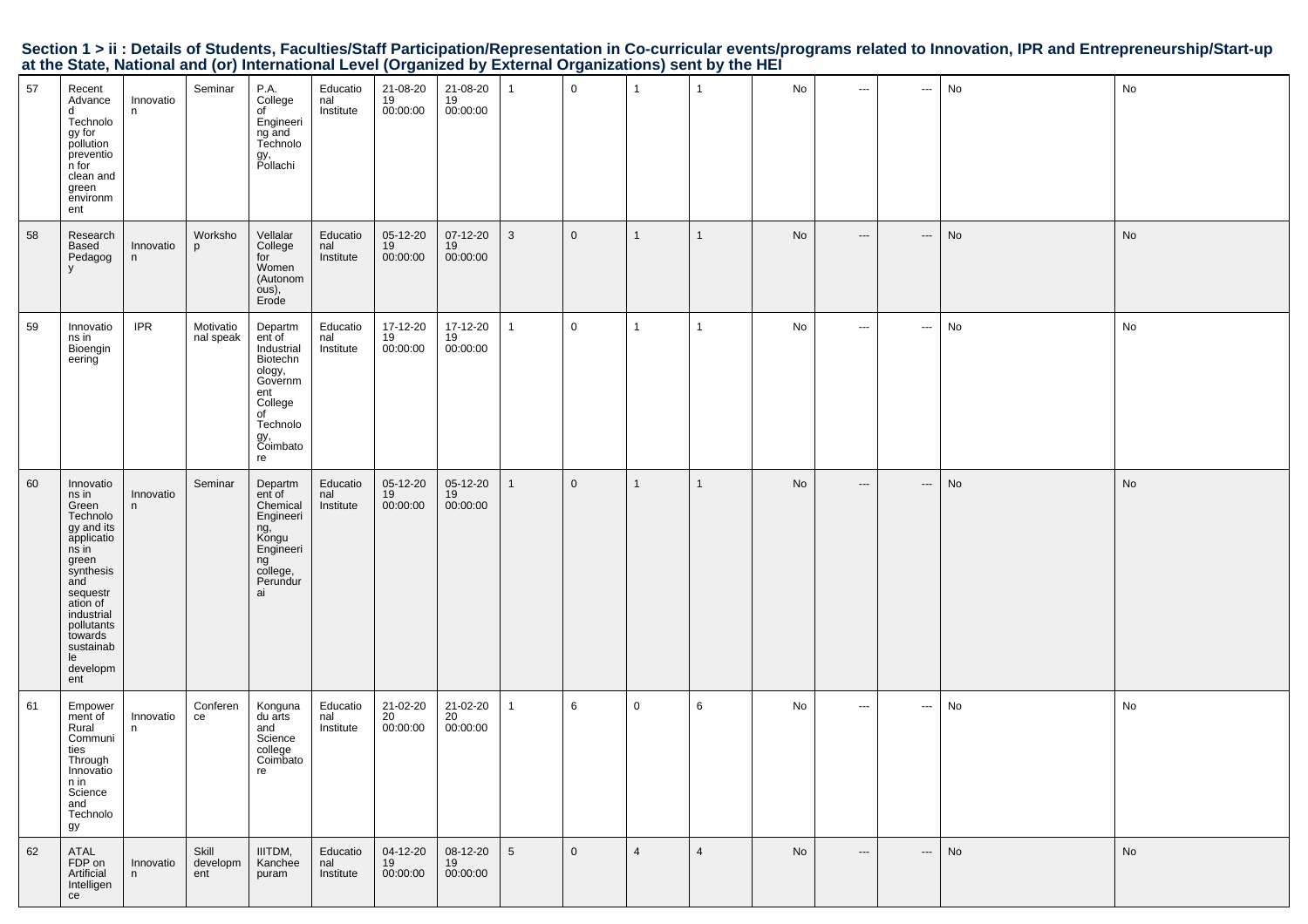## Section 1 > ii : Details of Students, Faculties/Staff Participation/Representation in Co-curricular events/programs related to Innovation, IPR and Entrepreneurship/Start-up at the State, National and (or) International Level (Organized by External Organizations) sent by the HEI

| | | | | | | | | | | | | | | | | |
|---|---|---|---|---|---|---|---|---|---|---|---|---|---|---|---|---|
| 57 | Recent Advanced Technology for pollution prevention for clean and green environment | Innovation | Seminar | P.A. College of Engineering and Technology, Pollachi | Educational Institute | 21-08-2019 00:00:00 | 21-08-2019 00:00:00 | 1 | 0 | 1 | 1 | No | --- | --- | No | No |
| 58 | Research Based Pedagogy | Innovation | Workshop | Vellalar College for Women (Autonomous), Erode | Educational Institute | 05-12-2019 00:00:00 | 07-12-2019 00:00:00 | 3 | 0 | 1 | 1 | No | --- | --- | No | No |
| 59 | Innovations in Bioengineering | IPR | Motivational speak | Department of Industrial Biotechnology, Government College of Technology, Coimbatore | Educational Institute | 17-12-2019 00:00:00 | 17-12-2019 00:00:00 | 1 | 0 | 1 | 1 | No | --- | --- | No | No |
| 60 | Innovations in Green Technology and its applications in green synthesis and sequestration of industrial pollutants towards sustainable development | Innovation | Seminar | Department of Chemical Engineering, Kongu Engineering college, Perundurai | Educational Institute | 05-12-2019 00:00:00 | 05-12-2019 00:00:00 | 1 | 0 | 1 | 1 | No | --- | --- | No | No |
| 61 | Empowerment of Rural Communities Through Innovation in Science and Technology | Innovation | Conference | Kongunadu arts and Science college Coimbatore | Educational Institute | 21-02-2020 00:00:00 | 21-02-2020 00:00:00 | 1 | 6 | 0 | 6 | No | --- | --- | No | No |
| 62 | ATAL FDP on Artificial Intelligence | Innovation | Skill development | IIITDM, Kancheepuram | Educational Institute | 04-12-2019 00:00:00 | 08-12-2019 00:00:00 | 5 | 0 | 4 | 4 | No | --- | --- | No | No |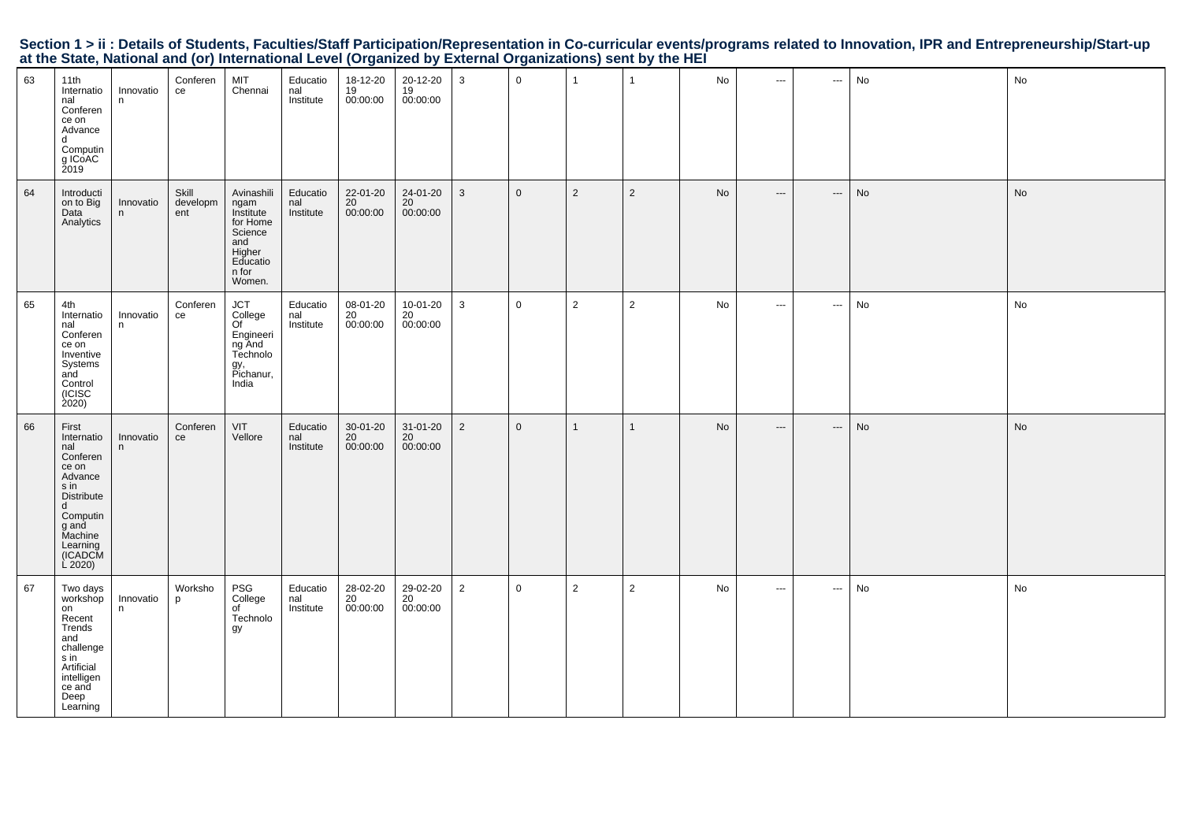### Section 1 > ii : Details of Students, Faculties/Staff Participation/Representation in Co-curricular events/programs related to Innovation, IPR and Entrepreneurship/Start-up at the State, National and (or) International Level (Organized by External Organizations) sent by the HEI

| | | | | | | | | | | | | | | | | |
|---|---|---|---|---|---|---|---|---|---|---|---|---|---|---|---|---|
| 63 | 11th International Conference on Advanced Computing ICoAC 2019 | Innovation | Conference | MIT Chennai | Educational Institute | 18-12-2019 00:00:00 | 20-12-2019 00:00:00 | 3 | 0 | 1 | 1 | No | --- | --- | No | No |
| 64 | Introduction to Big Data Analytics | Innovation | Skill development | Avinashilingam Institute for Home Science and Higher Education for Women. | Educational Institute | 22-01-2020 00:00:00 | 24-01-2020 00:00:00 | 3 | 0 | 2 | 2 | No | --- | --- | No | No |
| 65 | 4th International Conference on Inventive Systems and Control (ICISC 2020) | Innovation | Conference | JCT College Of Engineering And Technology, Pichanur, India | Educational Institute | 08-01-2020 00:00:00 | 10-01-2020 00:00:00 | 3 | 0 | 2 | 2 | No | --- | --- | No | No |
| 66 | First International Conference on Advances in Distributed Computing and Machine Learning (ICADCML 2020) | Innovation | Conference | VIT Vellore | Educational Institute | 30-01-2020 00:00:00 | 31-01-2020 00:00:00 | 2 | 0 | 1 | 1 | No | --- | --- | No | No |
| 67 | Two days workshop on Recent Trends and challenges in Artificial intelligence and Deep Learning | Innovation | Workshop | PSG College of Technology | Educational Institute | 28-02-2020 00:00:00 | 29-02-2020 00:00:00 | 2 | 0 | 2 | 2 | No | --- | --- | No | No |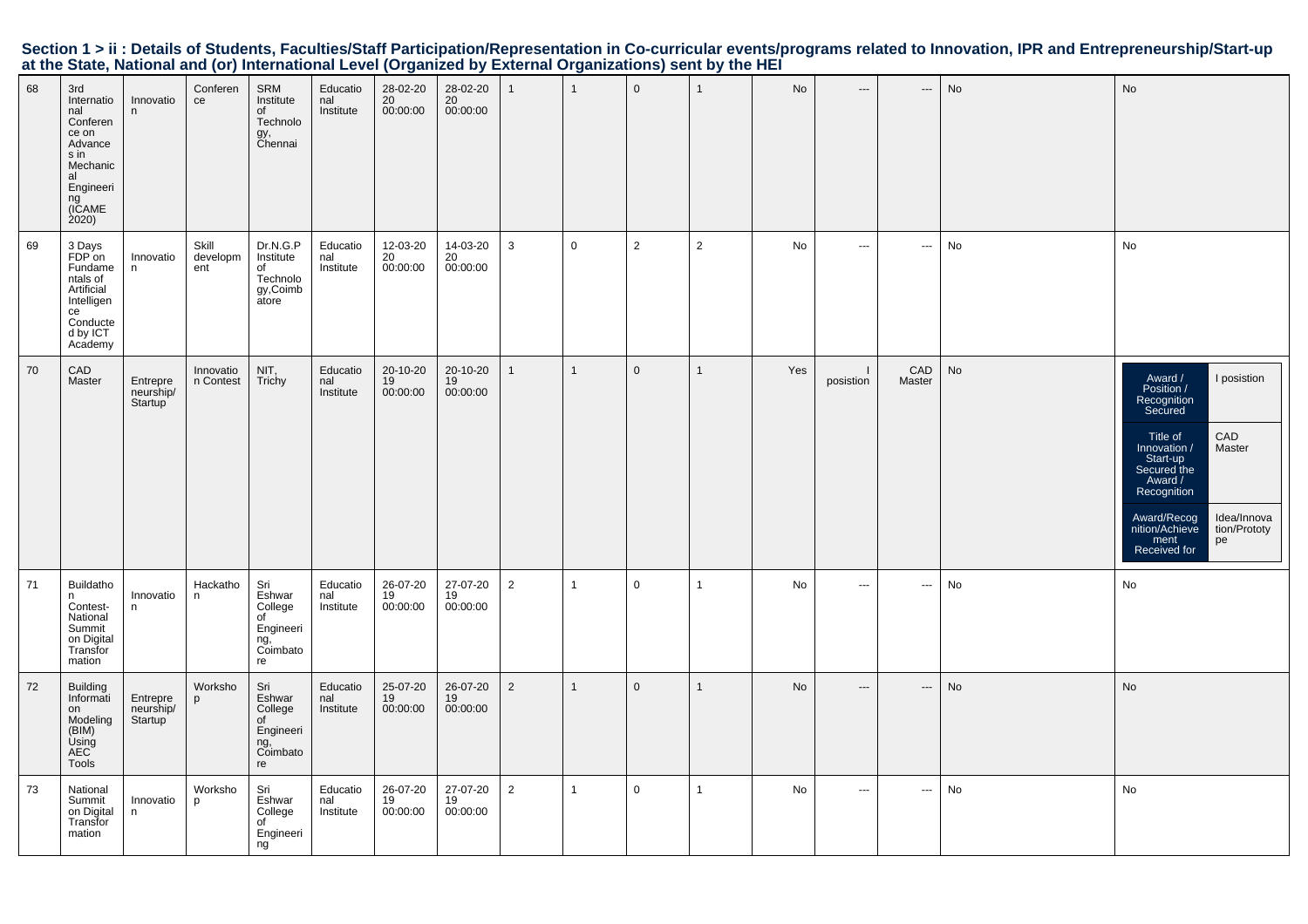## Section 1 > ii : Details of Students, Faculties/Staff Participation/Representation in Co-curricular events/programs related to Innovation, IPR and Entrepreneurship/Start-up at the State, National and (or) International Level (Organized by External Organizations) sent by the HEI

| | | | | | | | | | | | | | | | | |
|---|---|---|---|---|---|---|---|---|---|---|---|---|---|---|---|---|
| 68 | 3rd International Conference on Advances in Mechanical Engineering (ICAME 2020) | Innovation | Conference | SRM Institute of Technology, Chennai | Educational Institute | 28-02-2020 00:00:00 | 28-02-2020 00:00:00 | 1 | 1 | 0 | 1 | No | --- | --- | No | No |
| 69 | 3 Days FDP on Fundamentals of Artificial Intelligence Conducted by ICT Academy | Innovation | Skill development | Dr.N.G.P Institute of Technology,Coimbatore | Educational Institute | 12-03-2020 00:00:00 | 14-03-2020 00:00:00 | 3 | 0 | 2 | 2 | No | --- | --- | No | No |
| 70 | CAD Master | Entrepreneurship/Startup | Innovation Contest | NIT, Trichy | Educational Institute | 20-10-2019 00:00:00 | 20-10-2019 00:00:00 | 1 | 1 | 0 | 1 | Yes | I posistion | CAD Master | No | Award / Position / Recognition Secured: I posistion; Title of Innovation / Start-up Secured the Award / Recognition: CAD Master; Award/Recognition/Achievement Received for: Idea/Innovation/Prototype |
| 71 | Buildathon Contest-National Summit on Digital Transformation | Innovation | Hackathon | Sri Eshwar College of Engineering, Coimbatore | Educational Institute | 26-07-2019 00:00:00 | 27-07-2019 00:00:00 | 2 | 1 | 0 | 1 | No | --- | --- | No | No |
| 72 | Building Information Modeling (BIM) Using AEC Tools | Entrepreneurship/Startup | Workshop | Sri Eshwar College of Engineering, Coimbatore | Educational Institute | 25-07-2019 00:00:00 | 26-07-2019 00:00:00 | 2 | 1 | 0 | 1 | No | --- | --- | No | No |
| 73 | National Summit on Digital Transformation | Innovation | Workshop | Sri Eshwar College of Engineering | Educational Institute | 26-07-2019 00:00:00 | 27-07-2019 00:00:00 | 2 | 1 | 0 | 1 | No | --- | --- | No | No |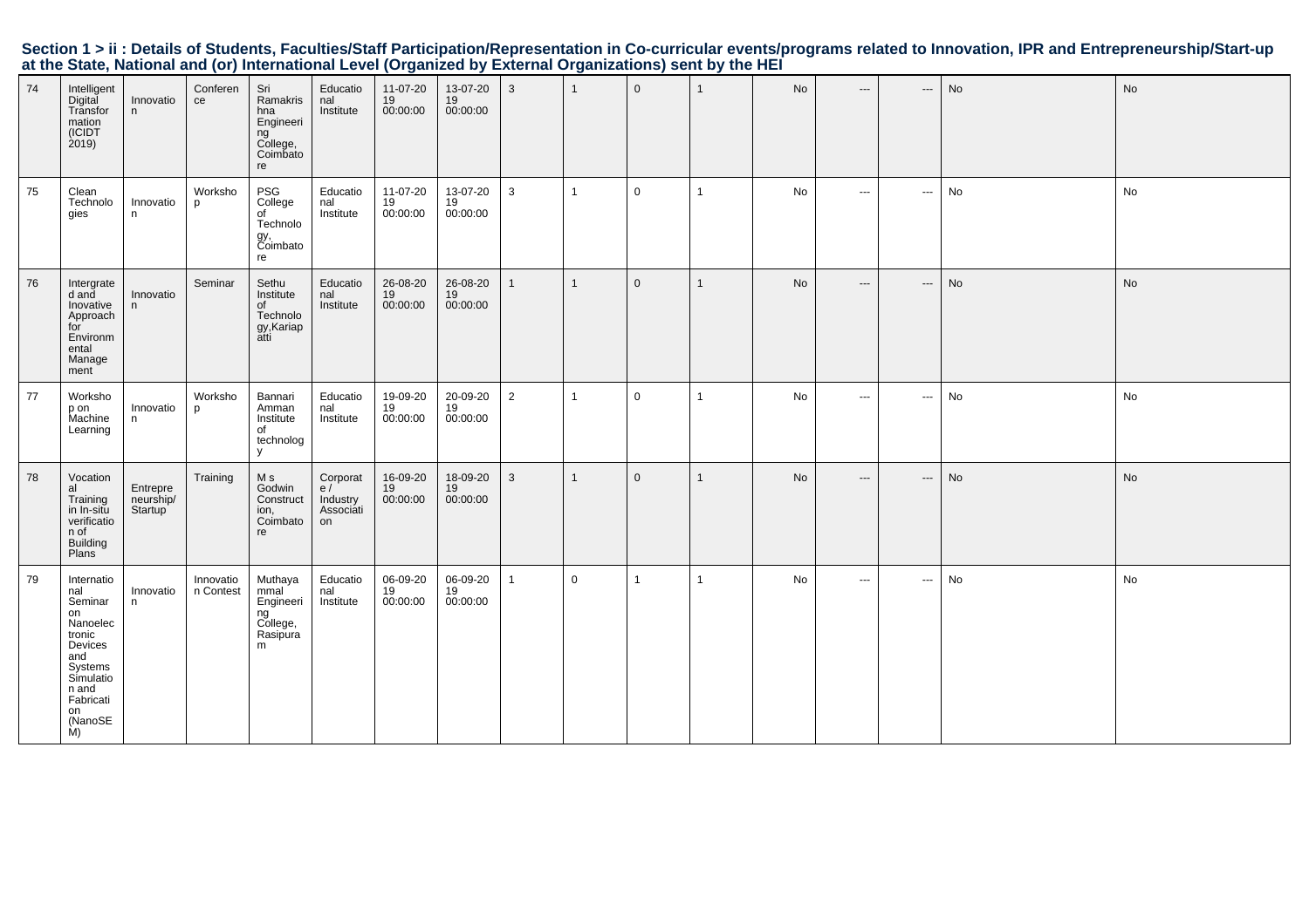## Section 1 > ii : Details of Students, Faculties/Staff Participation/Representation in Co-curricular events/programs related to Innovation, IPR and Entrepreneurship/Start-up at the State, National and (or) International Level (Organized by External Organizations) sent by the HEI

| | | | | | | | | | | | | | | | | |
|---|---|---|---|---|---|---|---|---|---|---|---|---|---|---|---|---|
| 74 | Intelligent Digital Transformation (ICIDT 2019) | Innovation | Conference | Sri Ramakrishna Engineering College, Coimbatore | Educational Institute | 11-07-2019 00:00:00 | 13-07-2019 00:00:00 | 3 | 1 | 0 | 1 | No | --- | --- | No | No |
| 75 | Clean Technologies | Innovation | Workshop | PSG College of Technology, Coimbatore | Educational Institute | 11-07-2019 00:00:00 | 13-07-2019 00:00:00 | 3 | 1 | 0 | 1 | No | --- | --- | No | No |
| 76 | Intergrated and Inovative Approach for Environmental Management | Innovation | Seminar | Sethu Institute of Technology,Kariapatti | Educational Institute | 26-08-2019 00:00:00 | 26-08-2019 00:00:00 | 1 | 1 | 0 | 1 | No | --- | --- | No | No |
| 77 | Workshop on Machine Learning | Innovation | Workshop | Bannari Amman Institute of technology | Educational Institute | 19-09-2019 00:00:00 | 20-09-2019 00:00:00 | 2 | 1 | 0 | 1 | No | --- | --- | No | No |
| 78 | Vocational Training in In-situ verification of Building Plans | Entrepreneurship/ Startup | Training | M s Godwin Construction, Coimbatore | Corporate / Industry Association | 16-09-2019 00:00:00 | 18-09-2019 00:00:00 | 3 | 1 | 0 | 1 | No | --- | --- | No | No |
| 79 | International Seminar on Nanoelectronic Devices and Systems Simulation and Fabrication (NanoSEM) | Innovation | Innovation Contest | Muthayammal Engineering College, Rasipuram | Educational Institute | 06-09-2019 00:00:00 | 06-09-2019 00:00:00 | 1 | 0 | 1 | 1 | No | --- | --- | No | No |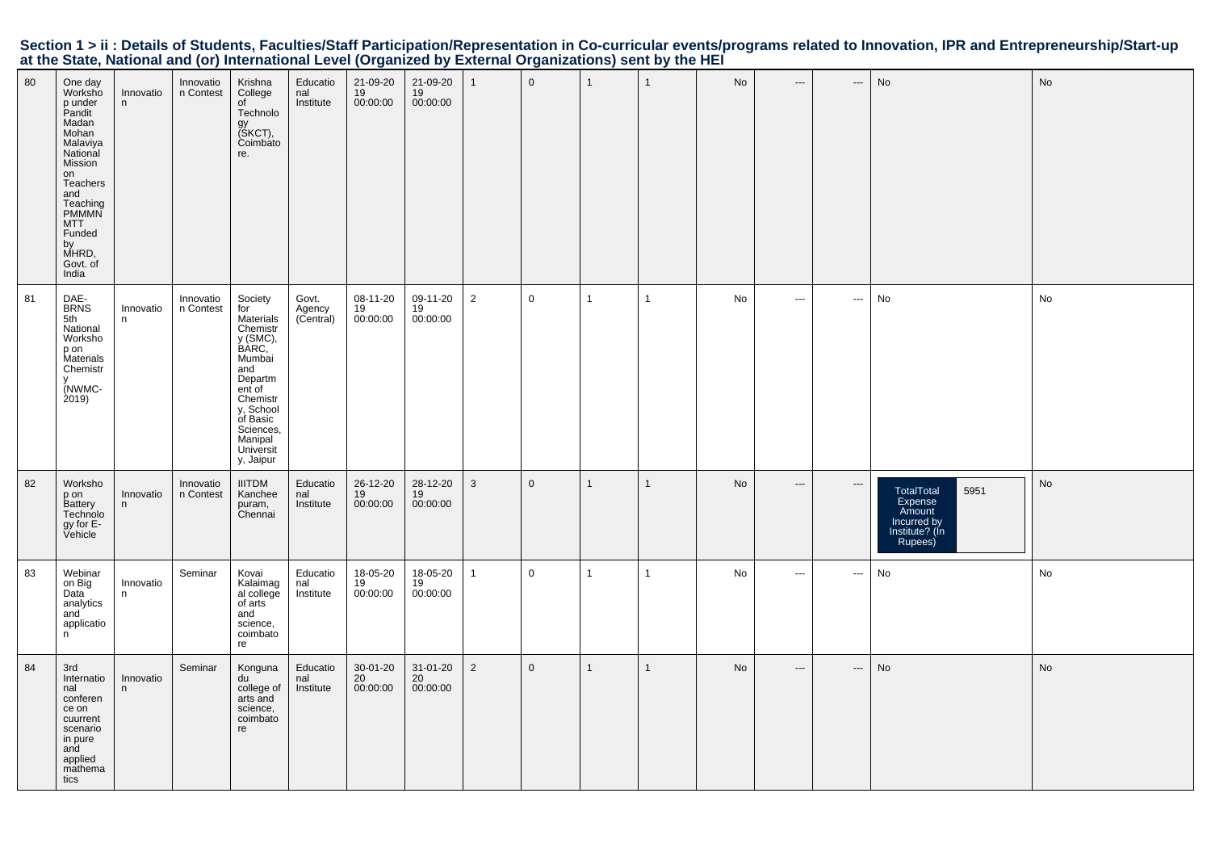## Section 1 > ii : Details of Students, Faculties/Staff Participation/Representation in Co-curricular events/programs related to Innovation, IPR and Entrepreneurship/Start-up at the State, National and (or) International Level (Organized by External Organizations) sent by the HEI

| | | | | | | | | | | | | | | | | |
|---|---|---|---|---|---|---|---|---|---|---|---|---|---|---|---|---|
| 80 | One day Workshop under Pandit Madan Mohan Malaviya National Mission on Teachers and Teaching PMMMN MTT Funded by MHRD, Govt. of India | Innovation | Innovation Contest | Krishna College of Technology (SKCT), Coimbatore. | Educational Institute | 21-09-2019 00:00:00 | 21-09-2019 00:00:00 | 1 | 0 | 1 | 1 | No | --- | --- | No | No |
| 81 | DAE-BRNS 5th National Workshop on Materials Chemistry (NWMC-2019) | Innovation | Innovation Contest | Society for Materials Chemistry (SMC), BARC, Mumbai and Department of Chemistry, School of Basic Sciences, Manipal University, Jaipur | Govt. Agency (Central) | 08-11-2019 00:00:00 | 09-11-2019 00:00:00 | 2 | 0 | 1 | 1 | No | --- | --- | No | No |
| 82 | Workshop on Battery Technology for E-Vehicle | Innovation | Innovation Contest | IIITDM Kancheepuram, Chennai | Educational Institute | 26-12-2019 00:00:00 | 28-12-2019 00:00:00 | 3 | 0 | 1 | 1 | No | --- | --- | TotalTotal Expense Amount Incurred by Institute? (In Rupees): 5951 | No |
| 83 | Webinar on Big Data analytics and application | Innovation | Seminar | Kovai Kalaimagal college of arts and science, coimbatore | Educational Institute | 18-05-2019 00:00:00 | 18-05-2019 00:00:00 | 1 | 0 | 1 | 1 | No | --- | --- | No | No |
| 84 | 3rd International conference on cuurrent scenario in pure and applied mathematics | Innovation | Seminar | Kongunadu college of arts and science, coimbatore | Educational Institute | 30-01-2020 00:00:00 | 31-01-2020 00:00:00 | 2 | 0 | 1 | 1 | No | --- | --- | No | No |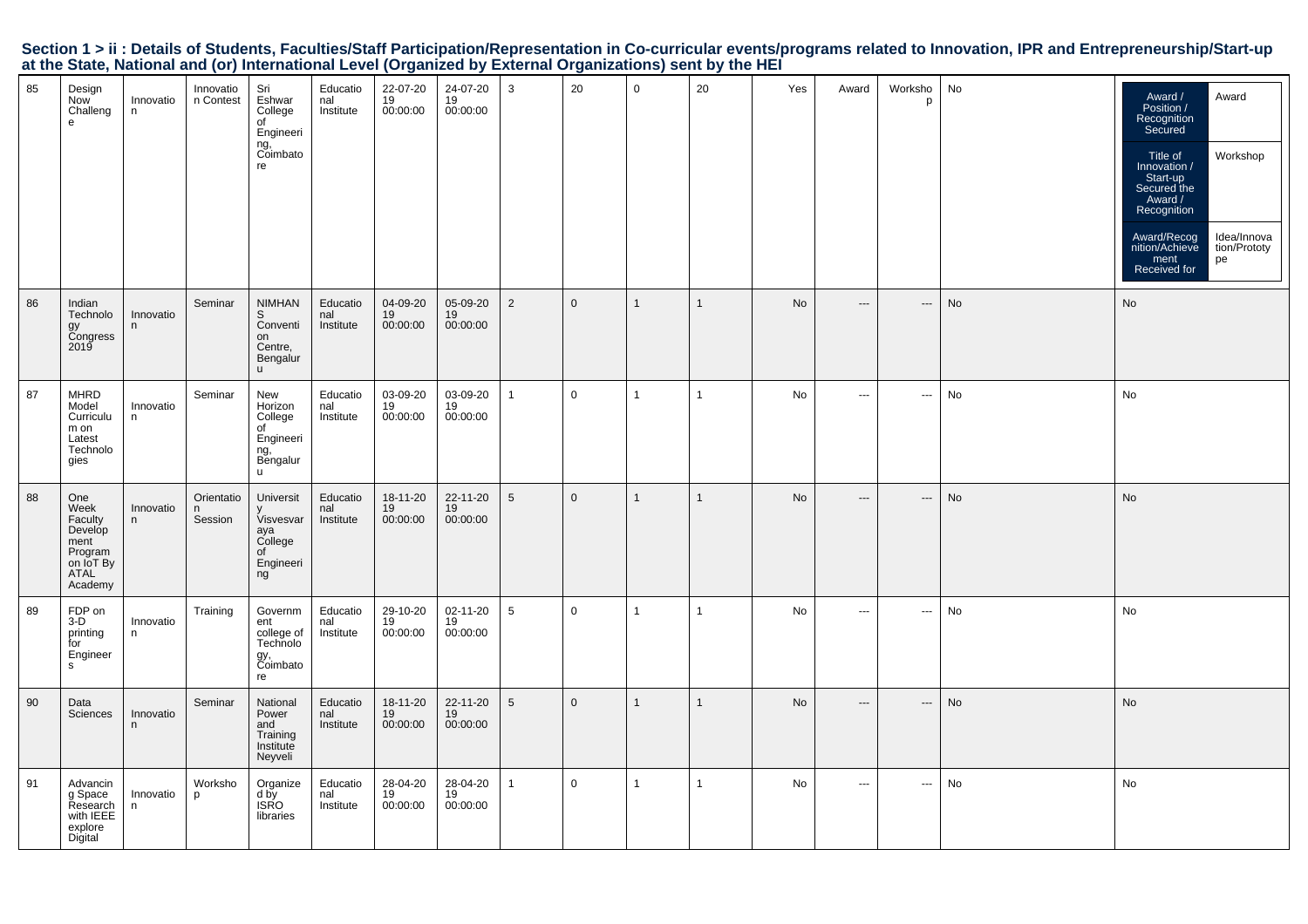## Section 1 > ii : Details of Students, Faculties/Staff Participation/Representation in Co-curricular events/programs related to Innovation, IPR and Entrepreneurship/Start-up at the State, National and (or) International Level (Organized by External Organizations) sent by the HEI

| | | | | | | | | | | | | | | | | |
|---|---|---|---|---|---|---|---|---|---|---|---|---|---|---|---|---|
| 85 | Design Now Challenge | Innovation | Innovation Contest | Sri Eshwar College of Engineering, Coimbatore | Educational Institute | 22-07-2019 00:00:00 | 24-07-2019 00:00:00 | 3 | 20 | 0 | 20 | Yes | Award | Workshop | No | Award / Position / Recognition Secured: Award; Title of Innovation / Start-up Secured the Award / Recognition: Workshop; Award/Recognition/Achievement Received for: Idea/Innovation/Prototype |
| 86 | Indian Technology Congress 2019 | Innovation | Seminar | NIMHANS Convention Centre, Bengaluru | Educational Institute | 04-09-2019 00:00:00 | 05-09-2019 00:00:00 | 2 | 0 | 1 | 1 | No | --- | --- | No | No |
| 87 | MHRD Model Curriculum on Latest Technologies | Innovation | Seminar | New Horizon College of Engineering, Bengaluru | Educational Institute | 03-09-2019 00:00:00 | 03-09-2019 00:00:00 | 1 | 0 | 1 | 1 | No | --- | --- | No | No |
| 88 | One Week Faculty Development Program on IoT By ATAL Academy | Innovation | Orientation Session | University Visvesvaraya College of Engineering | Educational Institute | 18-11-2019 00:00:00 | 22-11-2019 00:00:00 | 5 | 0 | 1 | 1 | No | --- | --- | No | No |
| 89 | FDP on 3-D printing for Engineers | Innovation | Training | Government college of Technology, Coimbatore | Educational Institute | 29-10-2019 00:00:00 | 02-11-2019 00:00:00 | 5 | 0 | 1 | 1 | No | --- | --- | No | No |
| 90 | Data Sciences | Innovation | Seminar | National Power and Training Institute Neyveli | Educational Institute | 18-11-2019 00:00:00 | 22-11-2019 00:00:00 | 5 | 0 | 1 | 1 | No | --- | --- | No | No |
| 91 | Advancing Space Research with IEEE explore Digital | Innovation | Workshop | Organized by ISRO libraries | Educational Institute | 28-04-2019 00:00:00 | 28-04-2019 00:00:00 | 1 | 0 | 1 | 1 | No | --- | --- | No | No |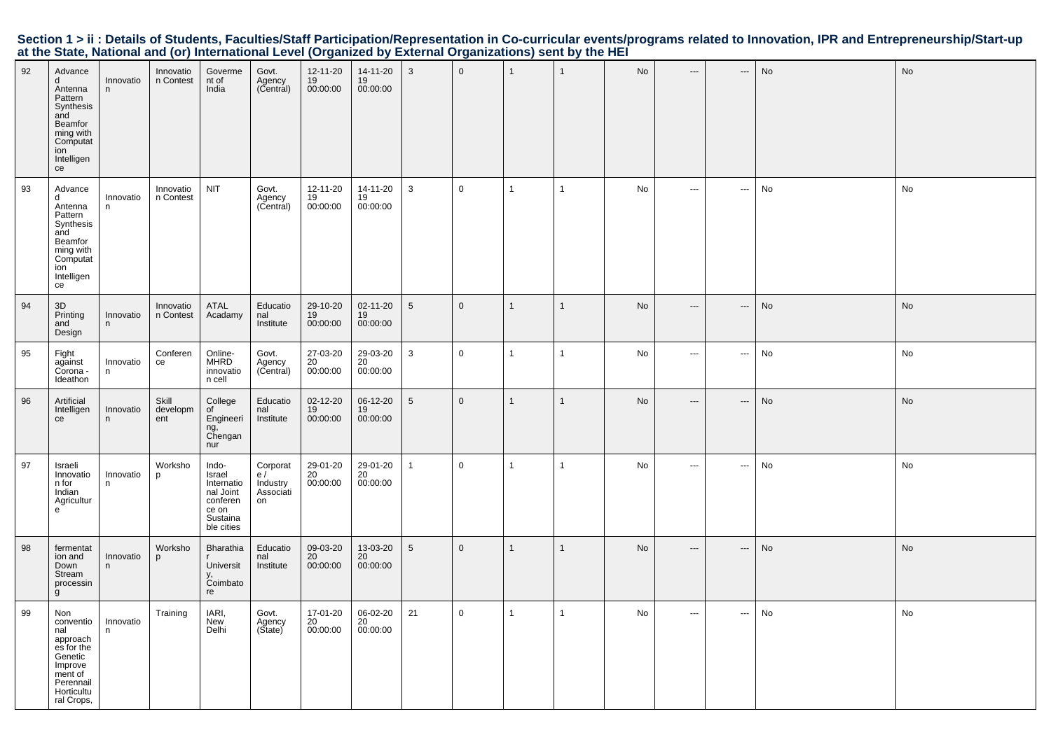## Section 1 > ii : Details of Students, Faculties/Staff Participation/Representation in Co-curricular events/programs related to Innovation, IPR and Entrepreneurship/Start-up at the State, National and (or) International Level (Organized by External Organizations) sent by the HEI

| | | | | | | | | | | | | | | | | |
|---|---|---|---|---|---|---|---|---|---|---|---|---|---|---|---|---|
| 92 | Advanced Antenna Pattern Synthesis and Beamforming with Computation Intelligence | Innovation | Innovation Contest | Government of India | Govt. Agency (Central) | 12-11-2019 00:00:00 | 14-11-2019 00:00:00 | 3 | 0 | 1 | 1 | No | --- | --- | No | No |
| 93 | Advanced Antenna Pattern Synthesis and Beamforming with Computation Intelligence | Innovation | Innovation Contest | NIT | Govt. Agency (Central) | 12-11-2019 00:00:00 | 14-11-2019 00:00:00 | 3 | 0 | 1 | 1 | No | --- | --- | No | No |
| 94 | 3D Printing and Design | Innovation | Innovation Contest | ATAL Acadamy | Educational Institute | 29-10-2019 00:00:00 | 02-11-2019 00:00:00 | 5 | 0 | 1 | 1 | No | --- | --- | No | No |
| 95 | Fight against Corona - Ideathon | Innovation | Conference | Online-MHRD innovation cell | Govt. Agency (Central) | 27-03-2020 00:00:00 | 29-03-2020 00:00:00 | 3 | 0 | 1 | 1 | No | --- | --- | No | No |
| 96 | Artificial Intelligence | Innovation | Skill development | College of Engineering, Chengannur | Educational Institute | 02-12-2019 00:00:00 | 06-12-2019 00:00:00 | 5 | 0 | 1 | 1 | No | --- | --- | No | No |
| 97 | Israeli Innovation for Indian Agriculture | Innovation | Workshop | Indo-Israel International Joint conference on Sustainable cities | Corporate / Industry Association | 29-01-2020 00:00:00 | 29-01-2020 00:00:00 | 1 | 0 | 1 | 1 | No | --- | --- | No | No |
| 98 | fermentation and Down Stream processing | Innovation | Workshop | Bharathiar University, Coimbatore | Educational Institute | 09-03-2020 00:00:00 | 13-03-2020 00:00:00 | 5 | 0 | 1 | 1 | No | --- | --- | No | No |
| 99 | Non conventional approaches for the Genetic Improvement of Perennail Horticultural Crops, | Innovation | Training | IARI, New Delhi | Govt. Agency (State) | 17-01-2020 00:00:00 | 06-02-2020 00:00:00 | 21 | 0 | 1 | 1 | No | --- | --- | No | No |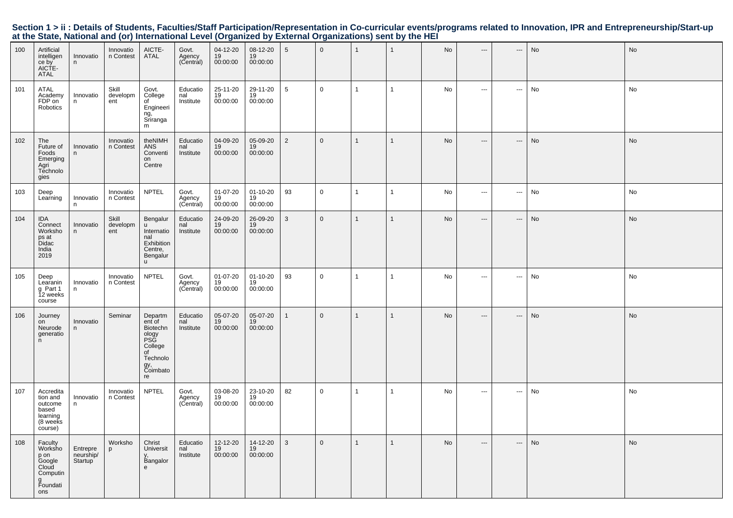## Section 1 > ii : Details of Students, Faculties/Staff Participation/Representation in Co-curricular events/programs related to Innovation, IPR and Entrepreneurship/Start-up at the State, National and (or) International Level (Organized by External Organizations) sent by the HEI

| | | | | | | | | | | | | | | | | |
|---|---|---|---|---|---|---|---|---|---|---|---|---|---|---|---|---|
| 100 | Artificial intelligence by AICTE-ATAL | Innovation | Innovation Contest | AICTE-ATAL | Govt. Agency (Central) | 04-12-2019 00:00:00 | 08-12-2019 00:00:00 | 5 | 0 | 1 | 1 | No | --- | --- | No | No |
| 101 | ATAL Academy FDP on Robotics | Innovation | Skill development | Govt. College of Engineering, Sriranga m | Educational Institute | 25-11-2019 00:00:00 | 29-11-2019 00:00:00 | 5 | 0 | 1 | 1 | No | --- | --- | No | No |
| 102 | The Future of Foods Emerging Agri Technologies | Innovation | Innovation Contest | theNIMHANS Convention Centre | Educational Institute | 04-09-2019 00:00:00 | 05-09-2019 00:00:00 | 2 | 0 | 1 | 1 | No | --- | --- | No | No |
| 103 | Deep Learning | Innovation | Innovation Contest | NPTEL | Govt. Agency (Central) | 01-07-2019 00:00:00 | 01-10-2019 00:00:00 | 93 | 0 | 1 | 1 | No | --- | --- | No | No |
| 104 | IDA Connect Workshops at Didac India 2019 | Innovation | Skill development | Bengaluru International Exhibition Centre, Bengaluru | Educational Institute | 24-09-2019 00:00:00 | 26-09-2019 00:00:00 | 3 | 0 | 1 | 1 | No | --- | --- | No | No |
| 105 | Deep Learaning Part 1 12 weeks course | Innovation | Innovation Contest | NPTEL | Govt. Agency (Central) | 01-07-2019 00:00:00 | 01-10-2019 00:00:00 | 93 | 0 | 1 | 1 | No | --- | --- | No | No |
| 106 | Journey on Neurode generation | Innovation | Seminar | Department of Biotechnology PSG College of Technology, Coimbatore | Educational Institute | 05-07-2019 00:00:00 | 05-07-2019 00:00:00 | 1 | 0 | 1 | 1 | No | --- | --- | No | No |
| 107 | Accreditation and outcome based learning (8 weeks course) | Innovation | Innovation Contest | NPTEL | Govt. Agency (Central) | 03-08-2019 00:00:00 | 23-10-2019 00:00:00 | 82 | 0 | 1 | 1 | No | --- | --- | No | No |
| 108 | Faculty Workshop on Google Cloud Computing Foundations | Entrepreneurship/ Startup | Workshop | Christ University, Bangalore | Educational Institute | 12-12-2019 00:00:00 | 14-12-2019 00:00:00 | 3 | 0 | 1 | 1 | No | --- | --- | No | No |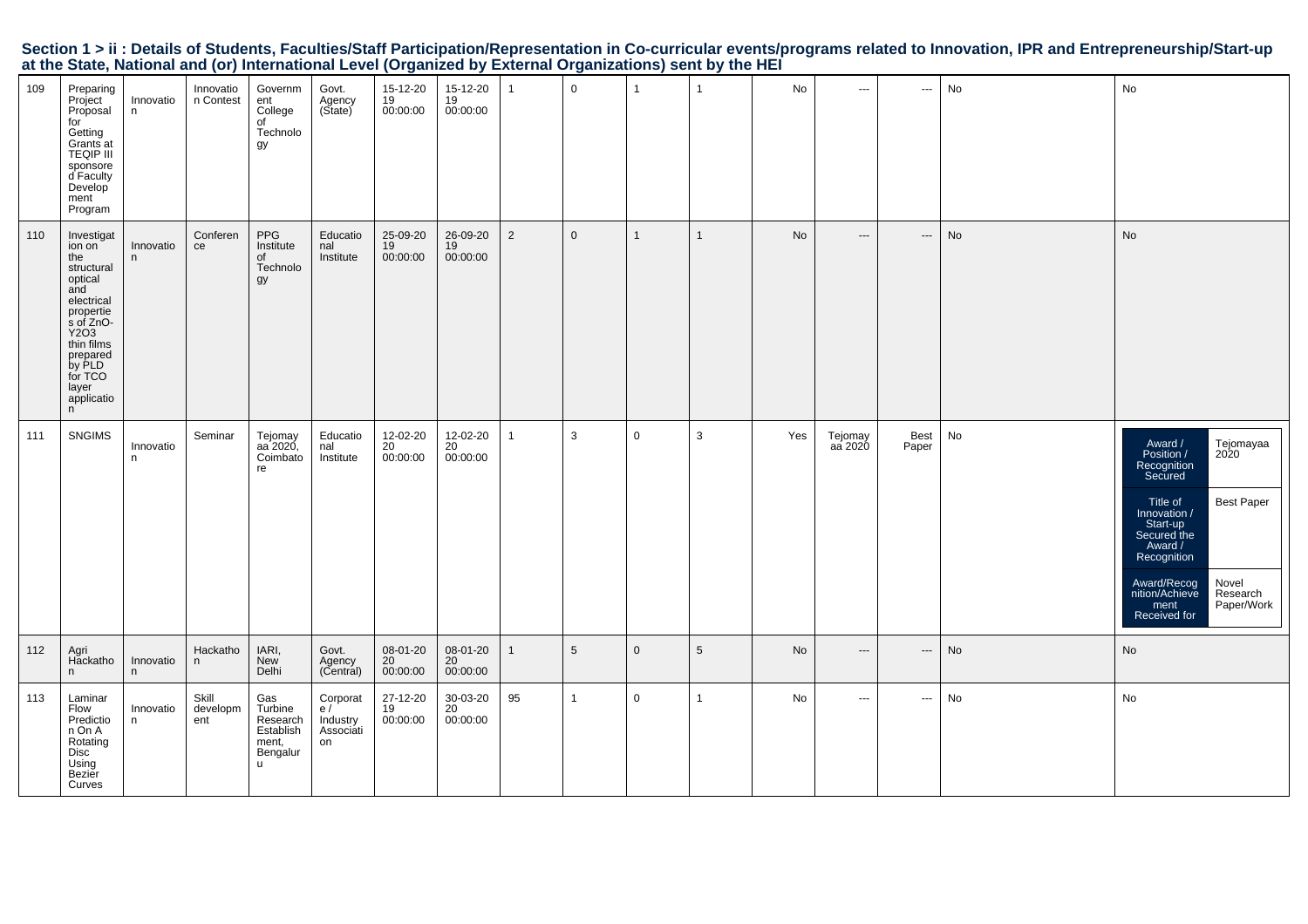## Section 1 > ii : Details of Students, Faculties/Staff Participation/Representation in Co-curricular events/programs related to Innovation, IPR and Entrepreneurship/Start-up at the State, National and (or) International Level (Organized by External Organizations) sent by the HEI

| | | | | | | | | | | | | | | | | |
|---|---|---|---|---|---|---|---|---|---|---|---|---|---|---|---|---|
| 109 | Preparing Project Proposal for Getting Grants at TEQIP III sponsored Faculty Development Program | Innovation | Innovation Contest | Government College of Technology | Govt. Agency (State) | 15-12-2019 00:00:00 | 15-12-2019 00:00:00 | 1 | 0 | 1 | 1 | No | --- | --- | No | No |
| 110 | Investigation on the structural optical and electrical properties of ZnO-$Y_2O_3$ thin films prepared by PLD for TCO layer application | Innovation | Conference | PPG Institute of Technology | Educational Institute | 25-09-2019 00:00:00 | 26-09-2019 00:00:00 | 2 | 0 | 1 | 1 | No | --- | --- | No | No |
| 111 | SNGIMS | Innovation | Seminar | Tejomayaa 2020, Coimbatore | Educational Institute | 12-02-2020 00:00:00 | 12-02-2020 00:00:00 | 1 | 3 | 0 | 3 | Yes | Tejomayaa 2020 | Best Paper | No | Award / Position / Recognition Secured: Tejomayaa 2020; Title of Innovation / Start-up Secured the Award / Recognition: Best Paper; Award/Recognition/Achievement Received for: Novel Research Paper/Work |
| 112 | Agri Hackathon | Innovation | Hackathon | IARI, New Delhi | Govt. Agency (Central) | 08-01-2020 00:00:00 | 08-01-2020 00:00:00 | 1 | 5 | 0 | 5 | No | --- | --- | No | No |
| 113 | Laminar Flow Prediction On A Rotating Disc Using Bezier Curves | Innovation | Skill development | Gas Turbine Research Establishment, Bengaluru | Corporate / Industry Association | 27-12-2019 00:00:00 | 30-03-2020 00:00:00 | 95 | 1 | 0 | 1 | No | --- | --- | No | No |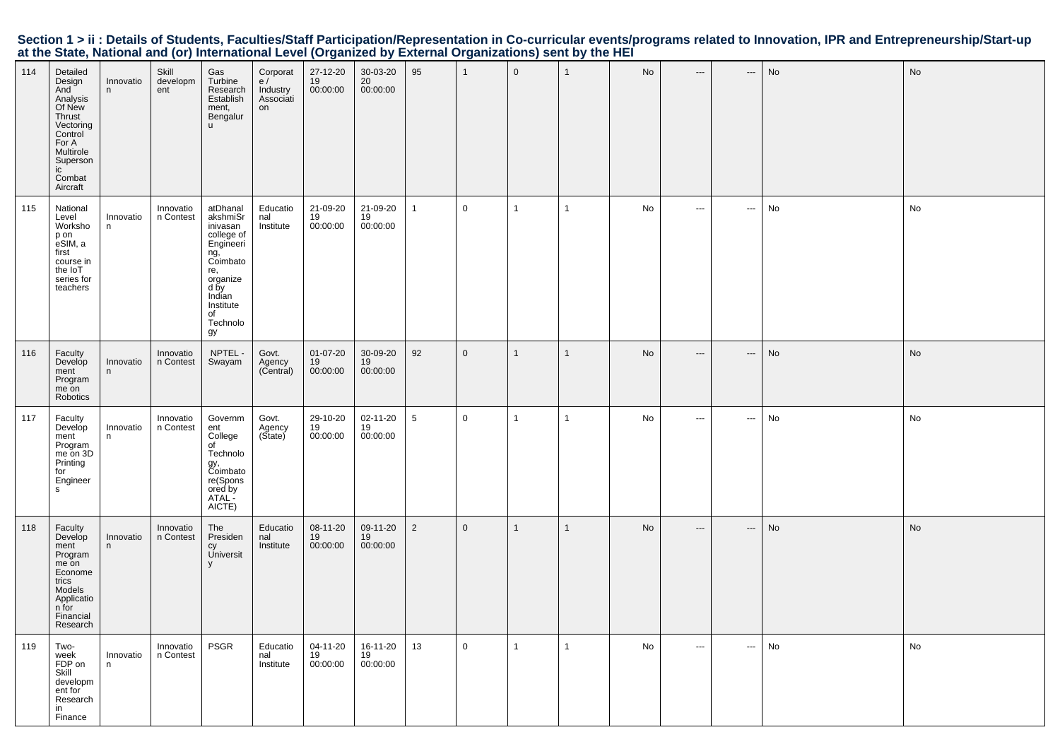## Section 1 > ii : Details of Students, Faculties/Staff Participation/Representation in Co-curricular events/programs related to Innovation, IPR and Entrepreneurship/Start-up at the State, National and (or) International Level (Organized by External Organizations) sent by the HEI

| | | | | | | | | | | | | | | | | |
|---|---|---|---|---|---|---|---|---|---|---|---|---|---|---|---|---|
| 114 | Detailed Design And Analysis Of New Thrust Vectoring Control For A Multirole Supersonic Combat Aircraft | Innovation | Skill development | Gas Turbine Research Establishment, Bengaluru | Corporate / Industry Association | 27-12-2019 00:00:00 | 30-03-2020 00:00:00 | 95 | 1 | 0 | 1 | No | --- | --- | No | No |
| 115 | National Level Workshop on eSIM, a first course in the IoT series for teachers | Innovation | Innovation Contest | atDhanalakshmiSrinivasan college of Engineering, Coimbatore, organized by Indian Institute of Technology | Educational Institute | 21-09-2019 00:00:00 | 21-09-2019 00:00:00 | 1 | 0 | 1 | 1 | No | --- | --- | No | No |
| 116 | Faculty Development Programme on Robotics | Innovation | Innovation Contest | NPTEL - Swayam | Govt. Agency (Central) | 01-07-2019 00:00:00 | 30-09-2019 00:00:00 | 92 | 0 | 1 | 1 | No | --- | --- | No | No |
| 117 | Faculty Development Programme on 3D Printing for Engineers | Innovation | Innovation Contest | Government College of Technology, Coimbatore(Sponsored by ATAL - AICTE) | Govt. Agency (State) | 29-10-2019 00:00:00 | 02-11-2019 00:00:00 | 5 | 0 | 1 | 1 | No | --- | --- | No | No |
| 118 | Faculty Development Programme on Econometrics Models Application for Financial Research | Innovation | Innovation Contest | The Presidency University | Educational Institute | 08-11-2019 00:00:00 | 09-11-2019 00:00:00 | 2 | 0 | 1 | 1 | No | --- | --- | No | No |
| 119 | Two-week FDP on Skill development for Research in Finance | Innovation | Innovation Contest | PSGR | Educational Institute | 04-11-2019 00:00:00 | 16-11-2019 00:00:00 | 13 | 0 | 1 | 1 | No | --- | --- | No | No |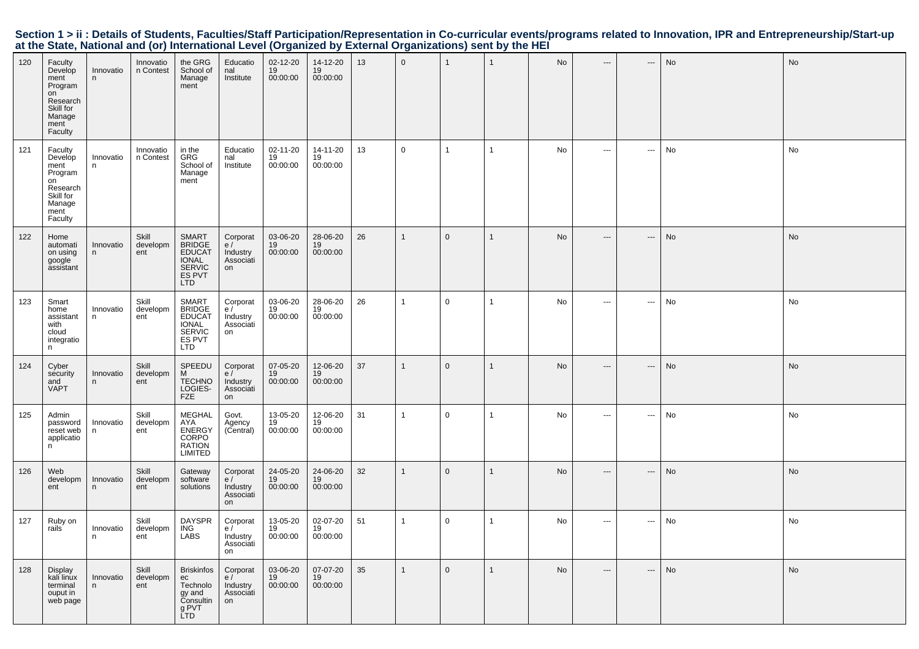## Section 1 > ii : Details of Students, Faculties/Staff Participation/Representation in Co-curricular events/programs related to Innovation, IPR and Entrepreneurship/Start-up at the State, National and (or) International Level (Organized by External Organizations) sent by the HEI

| | | | | | | | | | | | | | | | | |
|---|---|---|---|---|---|---|---|---|---|---|---|---|---|---|---|---|
| 120 | Faculty Development Program on Research Skill for Management Faculty | Innovation | Innovation Contest | the GRG School of Management | Educational Institute | 02-12-2019 00:00:00 | 14-12-2019 00:00:00 | 13 | 0 | 1 | 1 | No | --- | --- | No | No |
| 121 | Faculty Development Program on Research Skill for Management Faculty | Innovation | Innovation Contest | in the GRG School of Management | Educational Institute | 02-11-2019 00:00:00 | 14-11-2019 00:00:00 | 13 | 0 | 1 | 1 | No | --- | --- | No | No |
| 122 | Home automation using google assistant | Innovation | Skill development | SMART BRIDGE EDUCATIONAL SERVICES PVT LTD | Corporate / Industry Association | 03-06-2019 00:00:00 | 28-06-2019 00:00:00 | 26 | 1 | 0 | 1 | No | --- | --- | No | No |
| 123 | Smart home assistant with cloud integration | Innovation | Skill development | SMART BRIDGE EDUCATIONAL SERVICES PVT LTD | Corporate / Industry Association | 03-06-2019 00:00:00 | 28-06-2019 00:00:00 | 26 | 1 | 0 | 1 | No | --- | --- | No | No |
| 124 | Cyber security and VAPT | Innovation | Skill development | SPEEDUM TECHNOLOGIES-FZE | Corporate / Industry Association | 07-05-2019 00:00:00 | 12-06-2019 00:00:00 | 37 | 1 | 0 | 1 | No | --- | --- | No | No |
| 125 | Admin password reset web application | Innovation | Skill development | MEGHALAYA ENERGY CORPORATION LIMITED | Govt. Agency (Central) | 13-05-2019 00:00:00 | 12-06-2019 00:00:00 | 31 | 1 | 0 | 1 | No | --- | --- | No | No |
| 126 | Web development | Innovation | Skill development | Gateway software solutions | Corporate / Industry Association | 24-05-2019 00:00:00 | 24-06-2019 00:00:00 | 32 | 1 | 0 | 1 | No | --- | --- | No | No |
| 127 | Ruby on rails | Innovation | Skill development | DAYSPRING LABS | Corporate / Industry Association | 13-05-2019 00:00:00 | 02-07-2019 00:00:00 | 51 | 1 | 0 | 1 | No | --- | --- | No | No |
| 128 | Display kali linux terminal ouput in web page | Innovation | Skill development | Briskinfosec Technology and Consulting PVT LTD | Corporate / Industry Association | 03-06-2019 00:00:00 | 07-07-2019 00:00:00 | 35 | 1 | 0 | 1 | No | --- | --- | No | No |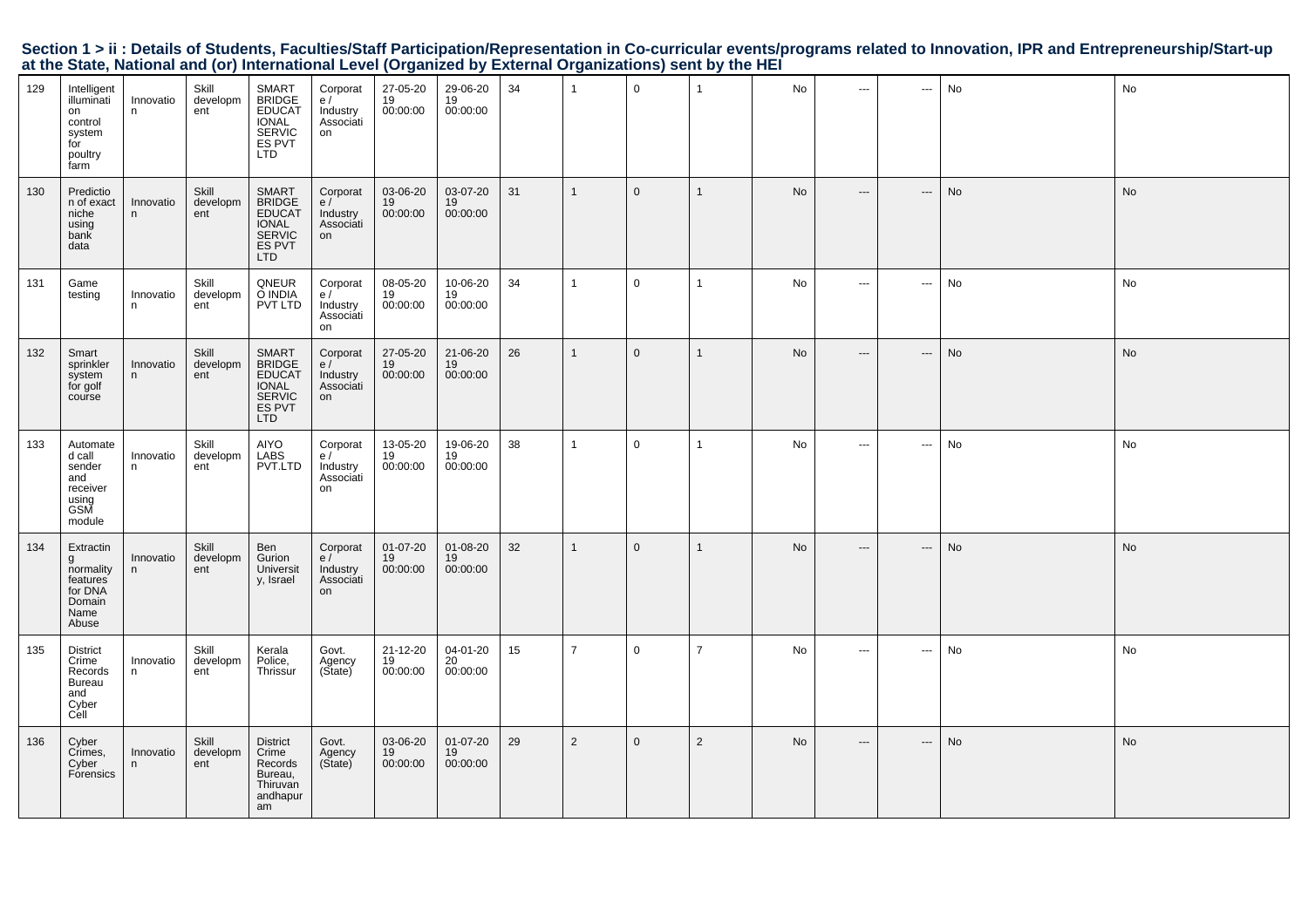## Section 1 > ii : Details of Students, Faculties/Staff Participation/Representation in Co-curricular events/programs related to Innovation, IPR and Entrepreneurship/Start-up at the State, National and (or) International Level (Organized by External Organizations) sent by the HEI

| | | | | | | | | | | | | | | | | |
|---|---|---|---|---|---|---|---|---|---|---|---|---|---|---|---|---|
| 129 | Intelligent illumination control system for poultry farm | Innovation | Skill development | SMART BRIDGE EDUCATIONAL SERVICES PVT LTD | Corporate / Industry Association | 27-05-2019 00:00:00 | 29-06-2019 00:00:00 | 34 | 1 | 0 | 1 | No | --- | --- | No | No |
| 130 | Prediction of exact niche using bank data | Innovation | Skill development | SMART BRIDGE EDUCATIONAL SERVICES PVT LTD | Corporate / Industry Association | 03-06-2019 00:00:00 | 03-07-2019 00:00:00 | 31 | 1 | 0 | 1 | No | --- | --- | No | No |
| 131 | Game testing | Innovation | Skill development | QNEURO INDIA PVT LTD | Corporate / Industry Association | 08-05-2019 00:00:00 | 10-06-2019 00:00:00 | 34 | 1 | 0 | 1 | No | --- | --- | No | No |
| 132 | Smart sprinkler system for golf course | Innovation | Skill development | SMART BRIDGE EDUCATIONAL SERVICES PVT LTD | Corporate / Industry Association | 27-05-2019 00:00:00 | 21-06-2019 00:00:00 | 26 | 1 | 0 | 1 | No | --- | --- | No | No |
| 133 | Automated call sender and receiver using GSM module | Innovation | Skill development | AIYO LABS PVT.LTD | Corporate / Industry Association | 13-05-2019 00:00:00 | 19-06-2019 00:00:00 | 38 | 1 | 0 | 1 | No | --- | --- | No | No |
| 134 | Extracting normality features for DNA Domain Name Abuse | Innovation | Skill development | Ben Gurion University, Israel | Corporate / Industry Association | 01-07-2019 00:00:00 | 01-08-2019 00:00:00 | 32 | 1 | 0 | 1 | No | --- | --- | No | No |
| 135 | District Crime Records Bureau and Cyber Cell | Innovation | Skill development | Kerala Police, Thrissur | Govt. Agency (State) | 21-12-2019 00:00:00 | 04-01-2020 00:00:00 | 15 | 7 | 0 | 7 | No | --- | --- | No | No |
| 136 | Cyber Crimes, Cyber Forensics | Innovation | Skill development | District Crime Records Bureau, Thiruvananthapuram | Govt. Agency (State) | 03-06-2019 00:00:00 | 01-07-2019 00:00:00 | 29 | 2 | 0 | 2 | No | --- | --- | No | No |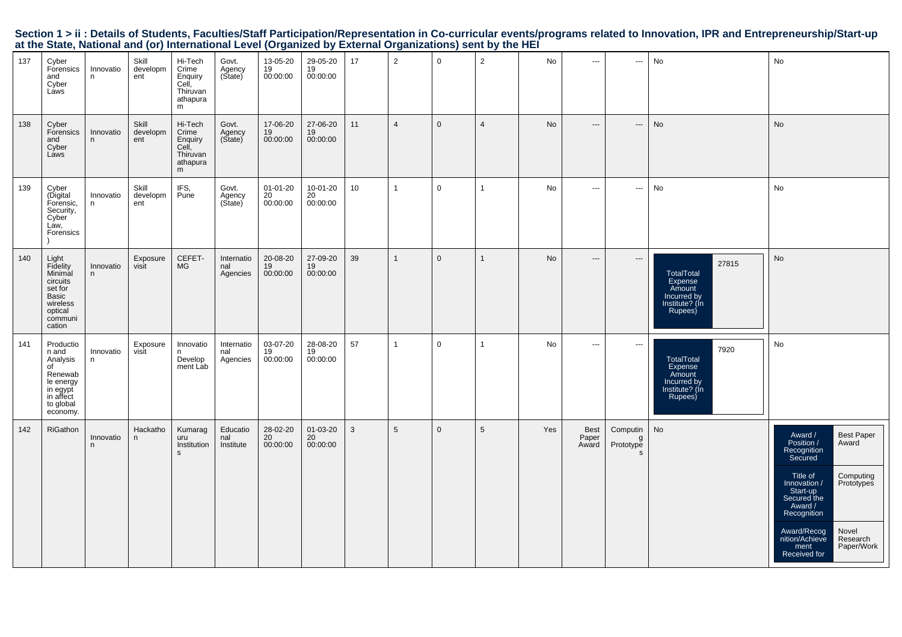**Section 1 > ii : Details of Students, Faculties/Staff Participation/Representation in Co-curricular events/programs related to Innovation, IPR and Entrepreneurship/Start-up at the State, National and (or) International Level (Organized by External Organizations) sent by the HEI**

| | | | | | | | | | | | | | | | | |
|---|---|---|---|---|---|---|---|---|---|---|---|---|---|---|---|---|
| 137 | Cyber Forensics and Cyber Laws | Innovation | Skill development | Hi-Tech Crime Enquiry Cell, Thiruvanathapuram | Govt. Agency (State) | 13-05-2019 00:00:00 | 29-05-2019 00:00:00 | 17 | 2 | 0 | 2 | No | --- | --- | No | No |
| 138 | Cyber Forensics and Cyber Laws | Innovation | Skill development | Hi-Tech Crime Enquiry Cell, Thiruvanathapuram | Govt. Agency (State) | 17-06-2019 00:00:00 | 27-06-2019 00:00:00 | 11 | 4 | 0 | 4 | No | --- | --- | No | No |
| 139 | Cyber (Digital Forensic, Security, Cyber Law, Forensics) | Innovation | Skill development | IFS, Pune | Govt. Agency (State) | 01-01-2020 00:00:00 | 10-01-2020 00:00:00 | 10 | 1 | 0 | 1 | No | --- | --- | No | No |
| 140 | Light Fidelity Minimal circuits set for Basic wireless optical communication | Innovation | Exposure visit | CEFET-MG | International Agencies | 20-08-2019 00:00:00 | 27-09-2019 00:00:00 | 39 | 1 | 0 | 1 | No | --- | --- | TotalTotal Expense Amount Incurred by Institute? (In Rupees): 27815 | No |
| 141 | Production and Analysis of Renewable energy in egypt in affect to global economy. | Innovation | Exposure visit | Innovation Development Lab | International Agencies | 03-07-2019 00:00:00 | 28-08-2019 00:00:00 | 57 | 1 | 0 | 1 | No | --- | --- | TotalTotal Expense Amount Incurred by Institute? (In Rupees): 7920 | No |
| 142 | RiGathon | Innovation | Hackathon | Kumaraguru Institutions | Educational Institute | 28-02-2020 00:00:00 | 01-03-2020 00:00:00 | 3 | 5 | 0 | 5 | Yes | Best Paper Award | Computing Prototypes | No | Award / Position / Recognition Secured: Best Paper Award; Title of Innovation / Start-up Secured the Award / Recognition: Computing Prototypes; Award/Recognition/Achievement Received for: Novel Research Paper/Work |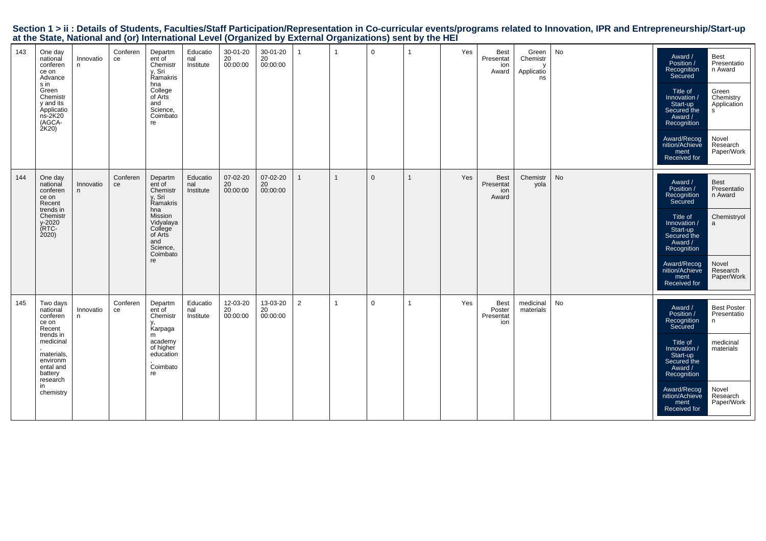## Section 1 > ii : Details of Students, Faculties/Staff Participation/Representation in Co-curricular events/programs related to Innovation, IPR and Entrepreneurship/Start-up at the State, National and (or) International Level (Organized by External Organizations) sent by the HEI

| | | | | | | | | | | | | | | | | | |
|---|---|---|---|---|---|---|---|---|---|---|---|---|---|---|---|---|---|
| 143 | One day national conference on Advances in Green Chemistry and its Applications-2K20 (AGCA-2K20) | Innovation | Conference | Department of Chemistry, Sri Ramakrishna College of Arts and Science, Coimbatore | Educational Institute | 30-01-2020 00:00:00 | 30-01-2020 00:00:00 | 1 | 1 | 0 | 1 | Yes | Best Presentation Award | Green Chemistry Applications | No | | Award / Position / Recognition Secured: Best Presentation Award; Title of Innovation / Start-up Secured the Award / Recognition: Green Chemistry Applications; Award/Recognition/Achievement Received for: Novel Research Paper/Work |
| 144 | One day national conference on Recent trends in Chemistry-2020 (RTC-2020) | Innovation | Conference | Department of Chemistry, Sri Ramakrishna Mission Vidyalaya College of Arts and Science, Coimbatore | Educational Institute | 07-02-2020 00:00:00 | 07-02-2020 00:00:00 | 1 | 1 | 0 | 1 | Yes | Best Presentation Award | Chemistryola | No | | Award / Position / Recognition Secured: Best Presentation Award; Title of Innovation / Start-up Secured the Award / Recognition: Chemistryola; Award/Recognition/Achievement Received for: Novel Research Paper/Work |
| 145 | Two days national conference on Recent trends in medicinal, materials, environmental and battery research in chemistry | Innovation | Conference | Department of Chemistry, Karpagam academy of higher education, Coimbatore | Educational Institute | 12-03-2020 00:00:00 | 13-03-2020 00:00:00 | 2 | 1 | 0 | 1 | Yes | Best Poster Presentation | medicinal materials | No | | Award / Position / Recognition Secured: Best Poster Presentation; Title of Innovation / Start-up Secured the Award / Recognition: medicinal materials; Award/Recognition/Achievement Received for: Novel Research Paper/Work |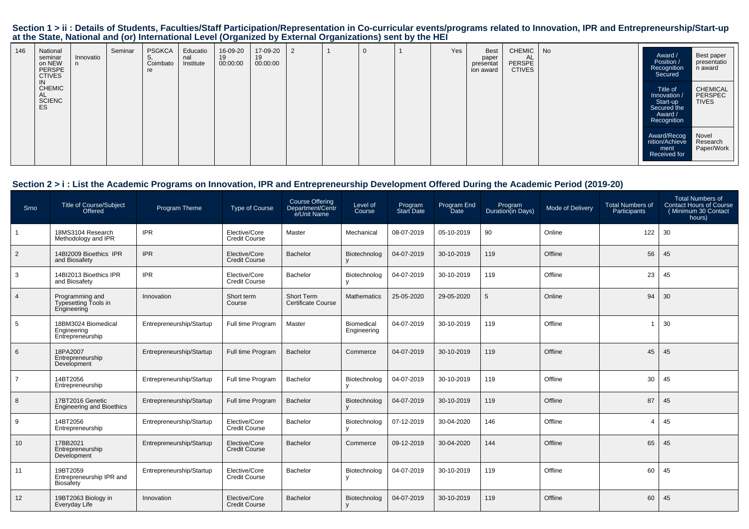## Section 1 > ii : Details of Students, Faculties/Staff Participation/Representation in Co-curricular events/programs related to Innovation, IPR and Entrepreneurship/Start-up at the State, National and (or) International Level (Organized by External Organizations) sent by the HEI

| | | | | | | | | | | | | | | | | |
|---|---|---|---|---|---|---|---|---|---|---|---|---|---|---|---|---|
| 146 | National seminar on NEW PERSPECTIVES IN CHEMICAL SCIENCES | Innovation | Seminar | PSGKCAS, Coimbatore | Educational Institute | 16-09-2019 00:00:00 | 17-09-2019 00:00:00 | 2 | 1 | 0 | 1 | Yes | Best paper presentation award | CHEMICAL PERSPECTIVES | No | Award / Position / Recognition Secured: Best paper presentation award; Title of Innovation / Start-up Secured the Award / Recognition: CHEMICAL PERSPECTIVES; Award/Recognition/Achievement Received for: Novel Research Paper/Work |

## Section 2 > i : List the Academic Programs on Innovation, IPR and Entrepreneurship Development Offered During the Academic Period (2019-20)

| Srno | Title of Course/Subject Offered | Program Theme | Type of Course | Course Offering Department/Centre/Unit Name | Level of Course | Program Start Date | Program End Date | Program Duration(in Days) | Mode of Delivery | Total Numbers of Participants | Total Numbers of Contact Hours of Course ( Minimum 30 Contact hours) |
|---|---|---|---|---|---|---|---|---|---|---|---|
| 1 | 18MS3104 Research Methodology and IPR | IPR | Elective/Core Credit Course | Master | Mechanical | 08-07-2019 | 05-10-2019 | 90 | Online | 122 | 30 |
| 2 | 14BI2009 Bioethics IPR and Biosafety | IPR | Elective/Core Credit Course | Bachelor | Biotechnology | 04-07-2019 | 30-10-2019 | 119 | Offline | 56 | 45 |
| 3 | 14BI2013 Bioethics IPR and Biosafety | IPR | Elective/Core Credit Course | Bachelor | Biotechnology | 04-07-2019 | 30-10-2019 | 119 | Offline | 23 | 45 |
| 4 | Programming and Typesetting Tools in Engineering | Innovation | Short term Course | Short Term Certificate Course | Mathematics | 25-05-2020 | 29-05-2020 | 5 | Online | 94 | 30 |
| 5 | 18BM3024 Biomedical Engineering Entrepreneurship | Entrepreneurship/Startup | Full time Program | Master | Biomedical Engineering | 04-07-2019 | 30-10-2019 | 119 | Offline | 1 | 30 |
| 6 | 18PA2007 Entrepreneurship Development | Entrepreneurship/Startup | Full time Program | Bachelor | Commerce | 04-07-2019 | 30-10-2019 | 119 | Offline | 45 | 45 |
| 7 | 14BT2056 Entrepreneurship | Entrepreneurship/Startup | Full time Program | Bachelor | Biotechnology | 04-07-2019 | 30-10-2019 | 119 | Offline | 30 | 45 |
| 8 | 17BT2016 Genetic Engineering and Bioethics | Entrepreneurship/Startup | Full time Program | Bachelor | Biotechnology | 04-07-2019 | 30-10-2019 | 119 | Offline | 87 | 45 |
| 9 | 14BT2056 Entrepreneurship | Entrepreneurship/Startup | Elective/Core Credit Course | Bachelor | Biotechnology | 07-12-2019 | 30-04-2020 | 146 | Offline | 4 | 45 |
| 10 | 17BB2021 Entrepreneurship Development | Entrepreneurship/Startup | Elective/Core Credit Course | Bachelor | Commerce | 09-12-2019 | 30-04-2020 | 144 | Offline | 65 | 45 |
| 11 | 19BT2059 Entrepreneurship IPR and Biosafety | Entrepreneurship/Startup | Elective/Core Credit Course | Bachelor | Biotechnology | 04-07-2019 | 30-10-2019 | 119 | Offline | 60 | 45 |
| 12 | 19BT2063 Biology in Everyday Life | Innovation | Elective/Core Credit Course | Bachelor | Biotechnology | 04-07-2019 | 30-10-2019 | 119 | Offline | 60 | 45 |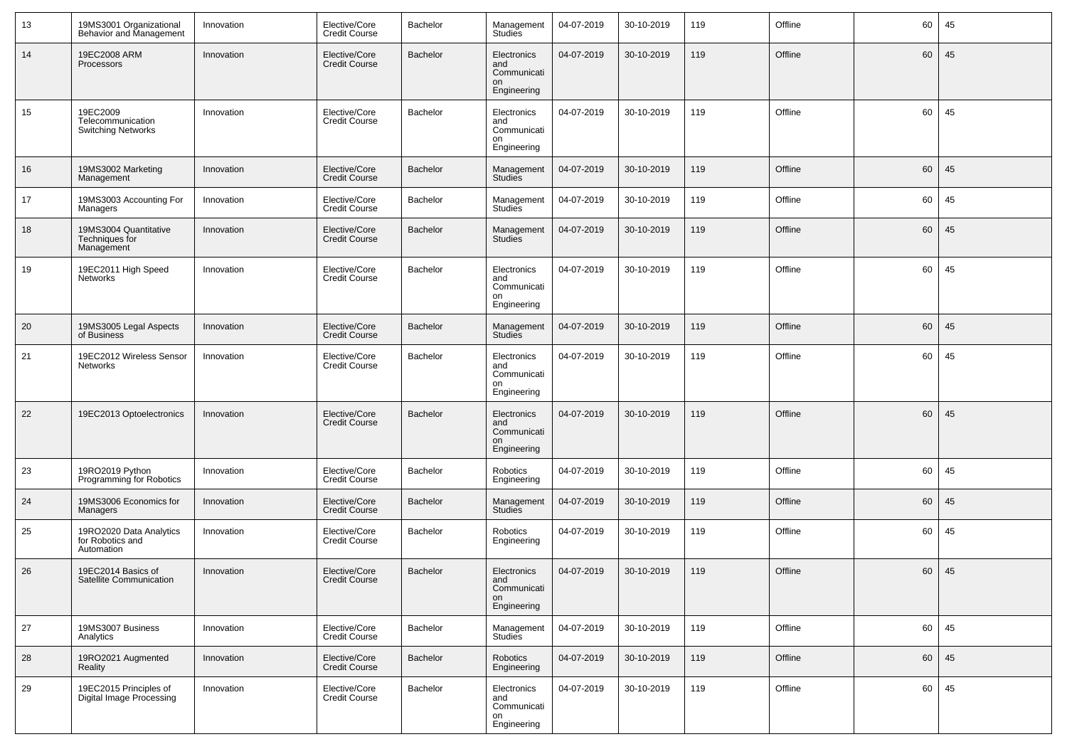| 13 | 19MS3001 Organizational Behavior and Management | Innovation | Elective/Core Credit Course | Bachelor | Management Studies | 04-07-2019 | 30-10-2019 | 119 | Offline | 60 | 45 |
|---|---|---|---|---|---|---|---|---|---|---|---|
| 14 | 19EC2008 ARM Processors | Innovation | Elective/Core Credit Course | Bachelor | Electronics and Communication Engineering | 04-07-2019 | 30-10-2019 | 119 | Offline | 60 | 45 |
| 15 | 19EC2009 Telecommunication Switching Networks | Innovation | Elective/Core Credit Course | Bachelor | Electronics and Communication Engineering | 04-07-2019 | 30-10-2019 | 119 | Offline | 60 | 45 |
| 16 | 19MS3002 Marketing Management | Innovation | Elective/Core Credit Course | Bachelor | Management Studies | 04-07-2019 | 30-10-2019 | 119 | Offline | 60 | 45 |
| 17 | 19MS3003 Accounting For Managers | Innovation | Elective/Core Credit Course | Bachelor | Management Studies | 04-07-2019 | 30-10-2019 | 119 | Offline | 60 | 45 |
| 18 | 19MS3004 Quantitative Techniques for Management | Innovation | Elective/Core Credit Course | Bachelor | Management Studies | 04-07-2019 | 30-10-2019 | 119 | Offline | 60 | 45 |
| 19 | 19EC2011 High Speed Networks | Innovation | Elective/Core Credit Course | Bachelor | Electronics and Communication Engineering | 04-07-2019 | 30-10-2019 | 119 | Offline | 60 | 45 |
| 20 | 19MS3005 Legal Aspects of Business | Innovation | Elective/Core Credit Course | Bachelor | Management Studies | 04-07-2019 | 30-10-2019 | 119 | Offline | 60 | 45 |
| 21 | 19EC2012 Wireless Sensor Networks | Innovation | Elective/Core Credit Course | Bachelor | Electronics and Communication Engineering | 04-07-2019 | 30-10-2019 | 119 | Offline | 60 | 45 |
| 22 | 19EC2013 Optoelectronics | Innovation | Elective/Core Credit Course | Bachelor | Electronics and Communication Engineering | 04-07-2019 | 30-10-2019 | 119 | Offline | 60 | 45 |
| 23 | 19RO2019 Python Programming for Robotics | Innovation | Elective/Core Credit Course | Bachelor | Robotics Engineering | 04-07-2019 | 30-10-2019 | 119 | Offline | 60 | 45 |
| 24 | 19MS3006 Economics for Managers | Innovation | Elective/Core Credit Course | Bachelor | Management Studies | 04-07-2019 | 30-10-2019 | 119 | Offline | 60 | 45 |
| 25 | 19RO2020 Data Analytics for Robotics and Automation | Innovation | Elective/Core Credit Course | Bachelor | Robotics Engineering | 04-07-2019 | 30-10-2019 | 119 | Offline | 60 | 45 |
| 26 | 19EC2014 Basics of Satellite Communication | Innovation | Elective/Core Credit Course | Bachelor | Electronics and Communication Engineering | 04-07-2019 | 30-10-2019 | 119 | Offline | 60 | 45 |
| 27 | 19MS3007 Business Analytics | Innovation | Elective/Core Credit Course | Bachelor | Management Studies | 04-07-2019 | 30-10-2019 | 119 | Offline | 60 | 45 |
| 28 | 19RO2021 Augmented Reality | Innovation | Elective/Core Credit Course | Bachelor | Robotics Engineering | 04-07-2019 | 30-10-2019 | 119 | Offline | 60 | 45 |
| 29 | 19EC2015 Principles of Digital Image Processing | Innovation | Elective/Core Credit Course | Bachelor | Electronics and Communication Engineering | 04-07-2019 | 30-10-2019 | 119 | Offline | 60 | 45 |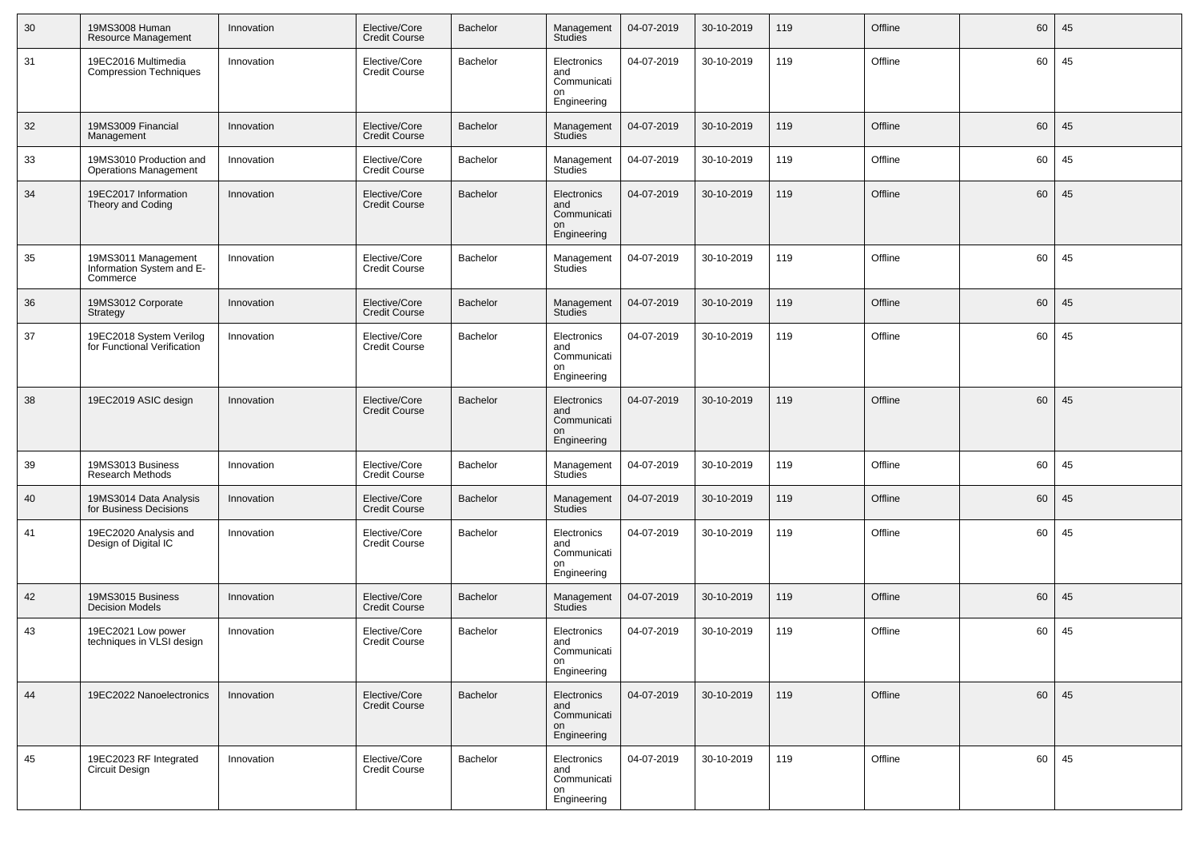| 30 | 19MS3008 Human Resource Management | Innovation | Elective/Core Credit Course | Bachelor | Management Studies | 04-07-2019 | 30-10-2019 | 119 | Offline | 60 | 45 |
|---|---|---|---|---|---|---|---|---|---|---|---|
| 31 | 19EC2016 Multimedia Compression Techniques | Innovation | Elective/Core Credit Course | Bachelor | Electronics and Communication Engineering | 04-07-2019 | 30-10-2019 | 119 | Offline | 60 | 45 |
| 32 | 19MS3009 Financial Management | Innovation | Elective/Core Credit Course | Bachelor | Management Studies | 04-07-2019 | 30-10-2019 | 119 | Offline | 60 | 45 |
| 33 | 19MS3010 Production and Operations Management | Innovation | Elective/Core Credit Course | Bachelor | Management Studies | 04-07-2019 | 30-10-2019 | 119 | Offline | 60 | 45 |
| 34 | 19EC2017 Information Theory and Coding | Innovation | Elective/Core Credit Course | Bachelor | Electronics and Communication Engineering | 04-07-2019 | 30-10-2019 | 119 | Offline | 60 | 45 |
| 35 | 19MS3011 Management Information System and E-Commerce | Innovation | Elective/Core Credit Course | Bachelor | Management Studies | 04-07-2019 | 30-10-2019 | 119 | Offline | 60 | 45 |
| 36 | 19MS3012 Corporate Strategy | Innovation | Elective/Core Credit Course | Bachelor | Management Studies | 04-07-2019 | 30-10-2019 | 119 | Offline | 60 | 45 |
| 37 | 19EC2018 System Verilog for Functional Verification | Innovation | Elective/Core Credit Course | Bachelor | Electronics and Communication Engineering | 04-07-2019 | 30-10-2019 | 119 | Offline | 60 | 45 |
| 38 | 19EC2019 ASIC design | Innovation | Elective/Core Credit Course | Bachelor | Electronics and Communication Engineering | 04-07-2019 | 30-10-2019 | 119 | Offline | 60 | 45 |
| 39 | 19MS3013 Business Research Methods | Innovation | Elective/Core Credit Course | Bachelor | Management Studies | 04-07-2019 | 30-10-2019 | 119 | Offline | 60 | 45 |
| 40 | 19MS3014 Data Analysis for Business Decisions | Innovation | Elective/Core Credit Course | Bachelor | Management Studies | 04-07-2019 | 30-10-2019 | 119 | Offline | 60 | 45 |
| 41 | 19EC2020 Analysis and Design of Digital IC | Innovation | Elective/Core Credit Course | Bachelor | Electronics and Communication Engineering | 04-07-2019 | 30-10-2019 | 119 | Offline | 60 | 45 |
| 42 | 19MS3015 Business Decision Models | Innovation | Elective/Core Credit Course | Bachelor | Management Studies | 04-07-2019 | 30-10-2019 | 119 | Offline | 60 | 45 |
| 43 | 19EC2021 Low power techniques in VLSI design | Innovation | Elective/Core Credit Course | Bachelor | Electronics and Communication Engineering | 04-07-2019 | 30-10-2019 | 119 | Offline | 60 | 45 |
| 44 | 19EC2022 Nanoelectronics | Innovation | Elective/Core Credit Course | Bachelor | Electronics and Communication Engineering | 04-07-2019 | 30-10-2019 | 119 | Offline | 60 | 45 |
| 45 | 19EC2023 RF Integrated Circuit Design | Innovation | Elective/Core Credit Course | Bachelor | Electronics and Communication Engineering | 04-07-2019 | 30-10-2019 | 119 | Offline | 60 | 45 |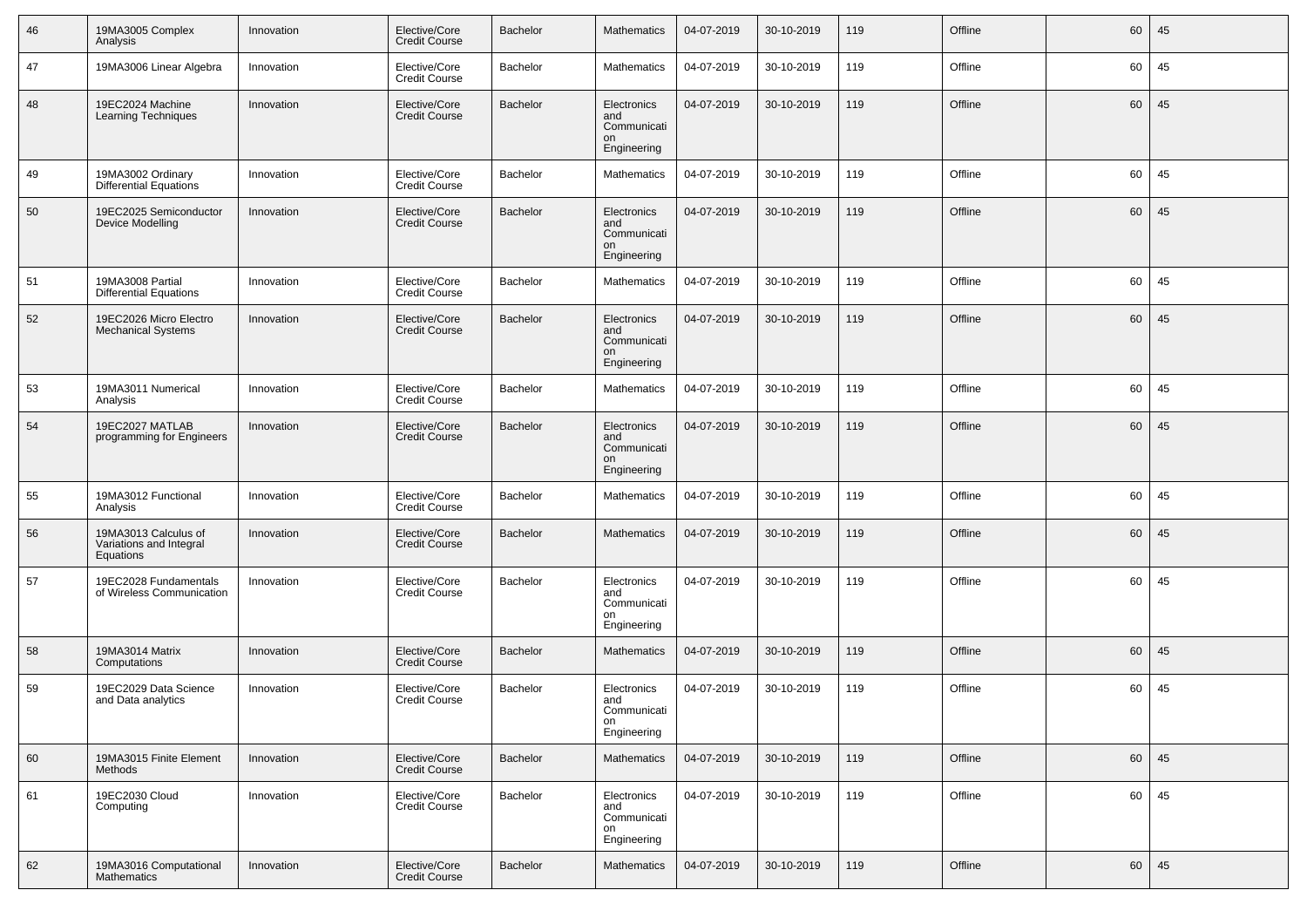| 46 | 19MA3005 Complex Analysis | Innovation | Elective/Core Credit Course | Bachelor | Mathematics | 04-07-2019 | 30-10-2019 | 119 | Offline | 60 | 45 |
|---|---|---|---|---|---|---|---|---|---|---|---|
| 47 | 19MA3006 Linear Algebra | Innovation | Elective/Core Credit Course | Bachelor | Mathematics | 04-07-2019 | 30-10-2019 | 119 | Offline | 60 | 45 |
| 48 | 19EC2024 Machine Learning Techniques | Innovation | Elective/Core Credit Course | Bachelor | Electronics and Communication Engineering | 04-07-2019 | 30-10-2019 | 119 | Offline | 60 | 45 |
| 49 | 19MA3002 Ordinary Differential Equations | Innovation | Elective/Core Credit Course | Bachelor | Mathematics | 04-07-2019 | 30-10-2019 | 119 | Offline | 60 | 45 |
| 50 | 19EC2025 Semiconductor Device Modelling | Innovation | Elective/Core Credit Course | Bachelor | Electronics and Communication Engineering | 04-07-2019 | 30-10-2019 | 119 | Offline | 60 | 45 |
| 51 | 19MA3008 Partial Differential Equations | Innovation | Elective/Core Credit Course | Bachelor | Mathematics | 04-07-2019 | 30-10-2019 | 119 | Offline | 60 | 45 |
| 52 | 19EC2026 Micro Electro Mechanical Systems | Innovation | Elective/Core Credit Course | Bachelor | Electronics and Communication Engineering | 04-07-2019 | 30-10-2019 | 119 | Offline | 60 | 45 |
| 53 | 19MA3011 Numerical Analysis | Innovation | Elective/Core Credit Course | Bachelor | Mathematics | 04-07-2019 | 30-10-2019 | 119 | Offline | 60 | 45 |
| 54 | 19EC2027 MATLAB programming for Engineers | Innovation | Elective/Core Credit Course | Bachelor | Electronics and Communication Engineering | 04-07-2019 | 30-10-2019 | 119 | Offline | 60 | 45 |
| 55 | 19MA3012 Functional Analysis | Innovation | Elective/Core Credit Course | Bachelor | Mathematics | 04-07-2019 | 30-10-2019 | 119 | Offline | 60 | 45 |
| 56 | 19MA3013 Calculus of Variations and Integral Equations | Innovation | Elective/Core Credit Course | Bachelor | Mathematics | 04-07-2019 | 30-10-2019 | 119 | Offline | 60 | 45 |
| 57 | 19EC2028 Fundamentals of Wireless Communication | Innovation | Elective/Core Credit Course | Bachelor | Electronics and Communication Engineering | 04-07-2019 | 30-10-2019 | 119 | Offline | 60 | 45 |
| 58 | 19MA3014 Matrix Computations | Innovation | Elective/Core Credit Course | Bachelor | Mathematics | 04-07-2019 | 30-10-2019 | 119 | Offline | 60 | 45 |
| 59 | 19EC2029 Data Science and Data analytics | Innovation | Elective/Core Credit Course | Bachelor | Electronics and Communication Engineering | 04-07-2019 | 30-10-2019 | 119 | Offline | 60 | 45 |
| 60 | 19MA3015 Finite Element Methods | Innovation | Elective/Core Credit Course | Bachelor | Mathematics | 04-07-2019 | 30-10-2019 | 119 | Offline | 60 | 45 |
| 61 | 19EC2030 Cloud Computing | Innovation | Elective/Core Credit Course | Bachelor | Electronics and Communication Engineering | 04-07-2019 | 30-10-2019 | 119 | Offline | 60 | 45 |
| 62 | 19MA3016 Computational Mathematics | Innovation | Elective/Core Credit Course | Bachelor | Mathematics | 04-07-2019 | 30-10-2019 | 119 | Offline | 60 | 45 |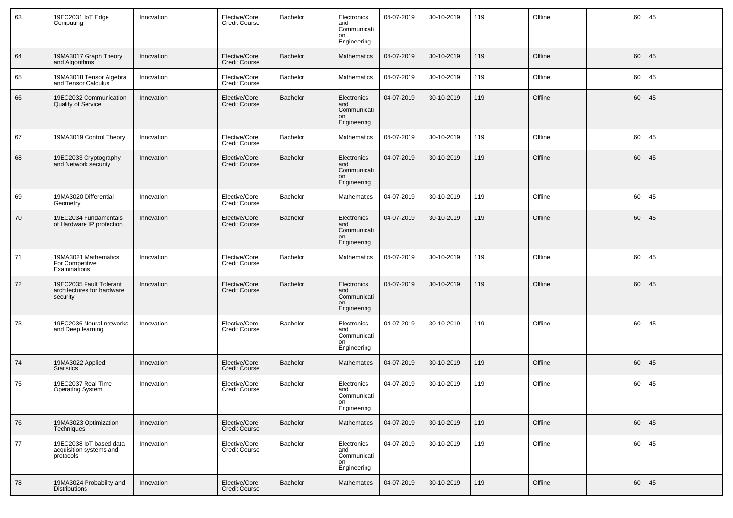| 63 | 19EC2031 IoT Edge Computing | Innovation | Elective/Core Credit Course | Bachelor | Electronics and Communication Engineering | 04-07-2019 | 30-10-2019 | 119 | Offline | 60 | 45 |
|---|---|---|---|---|---|---|---|---|---|---|---|
| 64 | 19MA3017 Graph Theory and Algorithms | Innovation | Elective/Core Credit Course | Bachelor | Mathematics | 04-07-2019 | 30-10-2019 | 119 | Offline | 60 | 45 |
| 65 | 19MA3018 Tensor Algebra and Tensor Calculus | Innovation | Elective/Core Credit Course | Bachelor | Mathematics | 04-07-2019 | 30-10-2019 | 119 | Offline | 60 | 45 |
| 66 | 19EC2032 Communication Quality of Service | Innovation | Elective/Core Credit Course | Bachelor | Electronics and Communication Engineering | 04-07-2019 | 30-10-2019 | 119 | Offline | 60 | 45 |
| 67 | 19MA3019 Control Theory | Innovation | Elective/Core Credit Course | Bachelor | Mathematics | 04-07-2019 | 30-10-2019 | 119 | Offline | 60 | 45 |
| 68 | 19EC2033 Cryptography and Network security | Innovation | Elective/Core Credit Course | Bachelor | Electronics and Communication Engineering | 04-07-2019 | 30-10-2019 | 119 | Offline | 60 | 45 |
| 69 | 19MA3020 Differential Geometry | Innovation | Elective/Core Credit Course | Bachelor | Mathematics | 04-07-2019 | 30-10-2019 | 119 | Offline | 60 | 45 |
| 70 | 19EC2034 Fundamentals of Hardware IP protection | Innovation | Elective/Core Credit Course | Bachelor | Electronics and Communication Engineering | 04-07-2019 | 30-10-2019 | 119 | Offline | 60 | 45 |
| 71 | 19MA3021 Mathematics For Competitive Examinations | Innovation | Elective/Core Credit Course | Bachelor | Mathematics | 04-07-2019 | 30-10-2019 | 119 | Offline | 60 | 45 |
| 72 | 19EC2035 Fault Tolerant architectures for hardware security | Innovation | Elective/Core Credit Course | Bachelor | Electronics and Communication Engineering | 04-07-2019 | 30-10-2019 | 119 | Offline | 60 | 45 |
| 73 | 19EC2036 Neural networks and Deep learning | Innovation | Elective/Core Credit Course | Bachelor | Electronics and Communication Engineering | 04-07-2019 | 30-10-2019 | 119 | Offline | 60 | 45 |
| 74 | 19MA3022 Applied Statistics | Innovation | Elective/Core Credit Course | Bachelor | Mathematics | 04-07-2019 | 30-10-2019 | 119 | Offline | 60 | 45 |
| 75 | 19EC2037 Real Time Operating System | Innovation | Elective/Core Credit Course | Bachelor | Electronics and Communication Engineering | 04-07-2019 | 30-10-2019 | 119 | Offline | 60 | 45 |
| 76 | 19MA3023 Optimization Techniques | Innovation | Elective/Core Credit Course | Bachelor | Mathematics | 04-07-2019 | 30-10-2019 | 119 | Offline | 60 | 45 |
| 77 | 19EC2038 IoT based data acquisition systems and protocols | Innovation | Elective/Core Credit Course | Bachelor | Electronics and Communication Engineering | 04-07-2019 | 30-10-2019 | 119 | Offline | 60 | 45 |
| 78 | 19MA3024 Probability and Distributions | Innovation | Elective/Core Credit Course | Bachelor | Mathematics | 04-07-2019 | 30-10-2019 | 119 | Offline | 60 | 45 |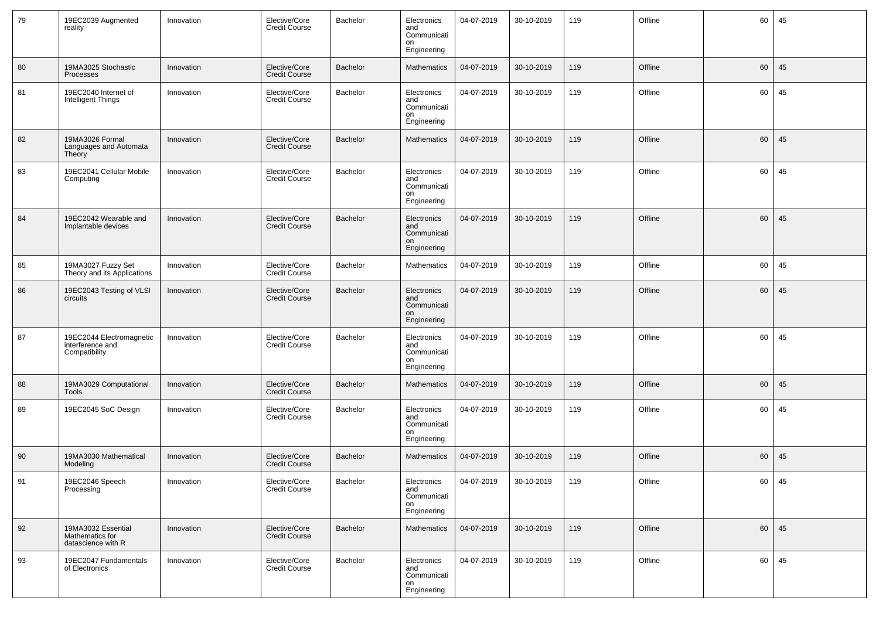| 79 | 19EC2039 Augmented reality | Innovation | Elective/Core Credit Course | Bachelor | Electronics and Communication Engineering | 04-07-2019 | 30-10-2019 | 119 | Offline | 60 | 45 |
|---|---|---|---|---|---|---|---|---|---|---|---|
| 80 | 19MA3025 Stochastic Processes | Innovation | Elective/Core Credit Course | Bachelor | Mathematics | 04-07-2019 | 30-10-2019 | 119 | Offline | 60 | 45 |
| 81 | 19EC2040 Internet of Intelligent Things | Innovation | Elective/Core Credit Course | Bachelor | Electronics and Communication Engineering | 04-07-2019 | 30-10-2019 | 119 | Offline | 60 | 45 |
| 82 | 19MA3026 Formal Languages and Automata Theory | Innovation | Elective/Core Credit Course | Bachelor | Mathematics | 04-07-2019 | 30-10-2019 | 119 | Offline | 60 | 45 |
| 83 | 19EC2041 Cellular Mobile Computing | Innovation | Elective/Core Credit Course | Bachelor | Electronics and Communication Engineering | 04-07-2019 | 30-10-2019 | 119 | Offline | 60 | 45 |
| 84 | 19EC2042 Wearable and Implantable devices | Innovation | Elective/Core Credit Course | Bachelor | Electronics and Communication Engineering | 04-07-2019 | 30-10-2019 | 119 | Offline | 60 | 45 |
| 85 | 19MA3027 Fuzzy Set Theory and its Applications | Innovation | Elective/Core Credit Course | Bachelor | Mathematics | 04-07-2019 | 30-10-2019 | 119 | Offline | 60 | 45 |
| 86 | 19EC2043 Testing of VLSI circuits | Innovation | Elective/Core Credit Course | Bachelor | Electronics and Communication Engineering | 04-07-2019 | 30-10-2019 | 119 | Offline | 60 | 45 |
| 87 | 19EC2044 Electromagnetic interference and Compatibility | Innovation | Elective/Core Credit Course | Bachelor | Electronics and Communication Engineering | 04-07-2019 | 30-10-2019 | 119 | Offline | 60 | 45 |
| 88 | 19MA3029 Computational Tools | Innovation | Elective/Core Credit Course | Bachelor | Mathematics | 04-07-2019 | 30-10-2019 | 119 | Offline | 60 | 45 |
| 89 | 19EC2045 SoC Design | Innovation | Elective/Core Credit Course | Bachelor | Electronics and Communication Engineering | 04-07-2019 | 30-10-2019 | 119 | Offline | 60 | 45 |
| 90 | 19MA3030 Mathematical Modeling | Innovation | Elective/Core Credit Course | Bachelor | Mathematics | 04-07-2019 | 30-10-2019 | 119 | Offline | 60 | 45 |
| 91 | 19EC2046 Speech Processing | Innovation | Elective/Core Credit Course | Bachelor | Electronics and Communication Engineering | 04-07-2019 | 30-10-2019 | 119 | Offline | 60 | 45 |
| 92 | 19MA3032 Essential Mathematics for datascience with R | Innovation | Elective/Core Credit Course | Bachelor | Mathematics | 04-07-2019 | 30-10-2019 | 119 | Offline | 60 | 45 |
| 93 | 19EC2047 Fundamentals of Electronics | Innovation | Elective/Core Credit Course | Bachelor | Electronics and Communication Engineering | 04-07-2019 | 30-10-2019 | 119 | Offline | 60 | 45 |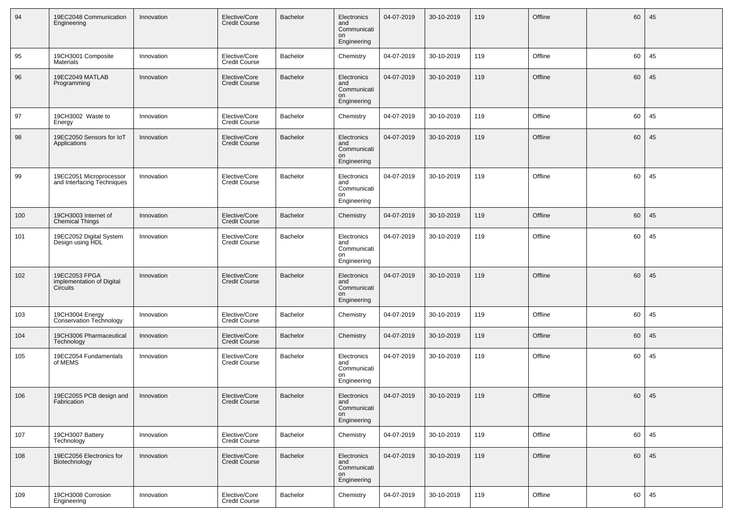| 94 | 19EC2048 Communication Engineering | Innovation | Elective/Core Credit Course | Bachelor | Electronics and Communication Engineering | 04-07-2019 | 30-10-2019 | 119 | Offline | 60 | 45 |
|---|---|---|---|---|---|---|---|---|---|---|---|
| 95 | 19CH3001 Composite Materials | Innovation | Elective/Core Credit Course | Bachelor | Chemistry | 04-07-2019 | 30-10-2019 | 119 | Offline | 60 | 45 |
| 96 | 19EC2049 MATLAB Programming | Innovation | Elective/Core Credit Course | Bachelor | Electronics and Communication Engineering | 04-07-2019 | 30-10-2019 | 119 | Offline | 60 | 45 |
| 97 | 19CH3002 Waste to Energy | Innovation | Elective/Core Credit Course | Bachelor | Chemistry | 04-07-2019 | 30-10-2019 | 119 | Offline | 60 | 45 |
| 98 | 19EC2050 Sensors for IoT Applications | Innovation | Elective/Core Credit Course | Bachelor | Electronics and Communication Engineering | 04-07-2019 | 30-10-2019 | 119 | Offline | 60 | 45 |
| 99 | 19EC2051 Microprocessor and Interfacing Techniques | Innovation | Elective/Core Credit Course | Bachelor | Electronics and Communication Engineering | 04-07-2019 | 30-10-2019 | 119 | Offline | 60 | 45 |
| 100 | 19CH3003 Internet of Chemical Things | Innovation | Elective/Core Credit Course | Bachelor | Chemistry | 04-07-2019 | 30-10-2019 | 119 | Offline | 60 | 45 |
| 101 | 19EC2052 Digital System Design using HDL | Innovation | Elective/Core Credit Course | Bachelor | Electronics and Communication Engineering | 04-07-2019 | 30-10-2019 | 119 | Offline | 60 | 45 |
| 102 | 19EC2053 FPGA implementation of Digital Circuits | Innovation | Elective/Core Credit Course | Bachelor | Electronics and Communication Engineering | 04-07-2019 | 30-10-2019 | 119 | Offline | 60 | 45 |
| 103 | 19CH3004 Energy Conservation Technology | Innovation | Elective/Core Credit Course | Bachelor | Chemistry | 04-07-2019 | 30-10-2019 | 119 | Offline | 60 | 45 |
| 104 | 19CH3006 Pharmaceutical Technology | Innovation | Elective/Core Credit Course | Bachelor | Chemistry | 04-07-2019 | 30-10-2019 | 119 | Offline | 60 | 45 |
| 105 | 19EC2054 Fundamentals of MEMS | Innovation | Elective/Core Credit Course | Bachelor | Electronics and Communication Engineering | 04-07-2019 | 30-10-2019 | 119 | Offline | 60 | 45 |
| 106 | 19EC2055 PCB design and Fabrication | Innovation | Elective/Core Credit Course | Bachelor | Electronics and Communication Engineering | 04-07-2019 | 30-10-2019 | 119 | Offline | 60 | 45 |
| 107 | 19CH3007 Battery Technology | Innovation | Elective/Core Credit Course | Bachelor | Chemistry | 04-07-2019 | 30-10-2019 | 119 | Offline | 60 | 45 |
| 108 | 19EC2056 Electronics for Biotechnology | Innovation | Elective/Core Credit Course | Bachelor | Electronics and Communication Engineering | 04-07-2019 | 30-10-2019 | 119 | Offline | 60 | 45 |
| 109 | 19CH3008 Corrosion Engineering | Innovation | Elective/Core Credit Course | Bachelor | Chemistry | 04-07-2019 | 30-10-2019 | 119 | Offline | 60 | 45 |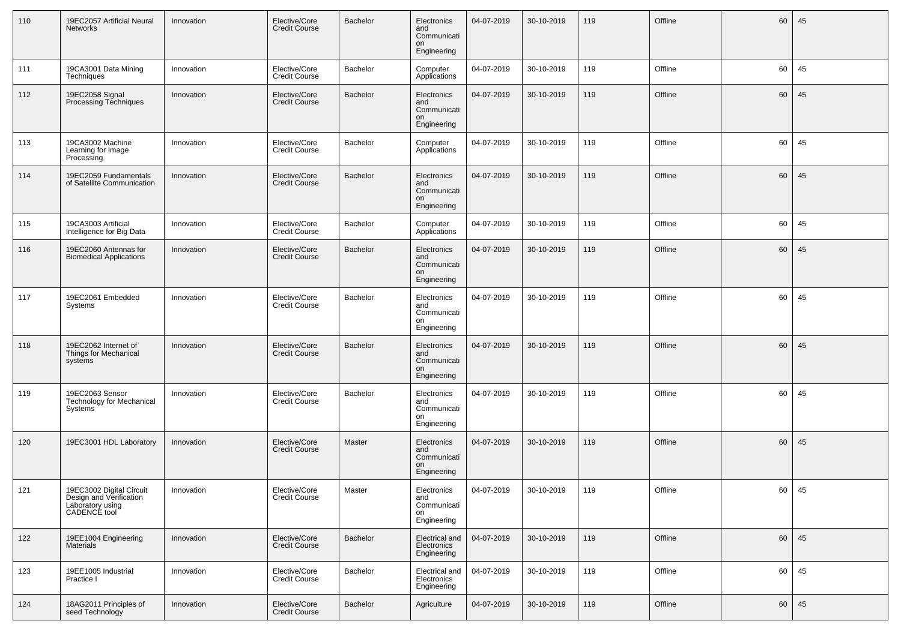| 110 | 19EC2057 Artificial Neural Networks | Innovation | Elective/Core Credit Course | Bachelor | Electronics and Communication Engineering | 04-07-2019 | 30-10-2019 | 119 | Offline | 60 | 45 |
|---|---|---|---|---|---|---|---|---|---|---|---|
| 111 | 19CA3001 Data Mining Techniques | Innovation | Elective/Core Credit Course | Bachelor | Computer Applications | 04-07-2019 | 30-10-2019 | 119 | Offline | 60 | 45 |
| 112 | 19EC2058 Signal Processing Techniques | Innovation | Elective/Core Credit Course | Bachelor | Electronics and Communication Engineering | 04-07-2019 | 30-10-2019 | 119 | Offline | 60 | 45 |
| 113 | 19CA3002 Machine Learning for Image Processing | Innovation | Elective/Core Credit Course | Bachelor | Computer Applications | 04-07-2019 | 30-10-2019 | 119 | Offline | 60 | 45 |
| 114 | 19EC2059 Fundamentals of Satellite Communication | Innovation | Elective/Core Credit Course | Bachelor | Electronics and Communication Engineering | 04-07-2019 | 30-10-2019 | 119 | Offline | 60 | 45 |
| 115 | 19CA3003 Artificial Intelligence for Big Data | Innovation | Elective/Core Credit Course | Bachelor | Computer Applications | 04-07-2019 | 30-10-2019 | 119 | Offline | 60 | 45 |
| 116 | 19EC2060 Antennas for Biomedical Applications | Innovation | Elective/Core Credit Course | Bachelor | Electronics and Communication Engineering | 04-07-2019 | 30-10-2019 | 119 | Offline | 60 | 45 |
| 117 | 19EC2061 Embedded Systems | Innovation | Elective/Core Credit Course | Bachelor | Electronics and Communication Engineering | 04-07-2019 | 30-10-2019 | 119 | Offline | 60 | 45 |
| 118 | 19EC2062 Internet of Things for Mechanical systems | Innovation | Elective/Core Credit Course | Bachelor | Electronics and Communication Engineering | 04-07-2019 | 30-10-2019 | 119 | Offline | 60 | 45 |
| 119 | 19EC2063 Sensor Technology for Mechanical Systems | Innovation | Elective/Core Credit Course | Bachelor | Electronics and Communication Engineering | 04-07-2019 | 30-10-2019 | 119 | Offline | 60 | 45 |
| 120 | 19EC3001 HDL Laboratory | Innovation | Elective/Core Credit Course | Master | Electronics and Communication Engineering | 04-07-2019 | 30-10-2019 | 119 | Offline | 60 | 45 |
| 121 | 19EC3002 Digital Circuit Design and Verification Laboratory using CADENCE tool | Innovation | Elective/Core Credit Course | Master | Electronics and Communication Engineering | 04-07-2019 | 30-10-2019 | 119 | Offline | 60 | 45 |
| 122 | 19EE1004 Engineering Materials | Innovation | Elective/Core Credit Course | Bachelor | Electrical and Electronics Engineering | 04-07-2019 | 30-10-2019 | 119 | Offline | 60 | 45 |
| 123 | 19EE1005 Industrial Practice I | Innovation | Elective/Core Credit Course | Bachelor | Electrical and Electronics Engineering | 04-07-2019 | 30-10-2019 | 119 | Offline | 60 | 45 |
| 124 | 18AG2011 Principles of seed Technology | Innovation | Elective/Core Credit Course | Bachelor | Agriculture | 04-07-2019 | 30-10-2019 | 119 | Offline | 60 | 45 |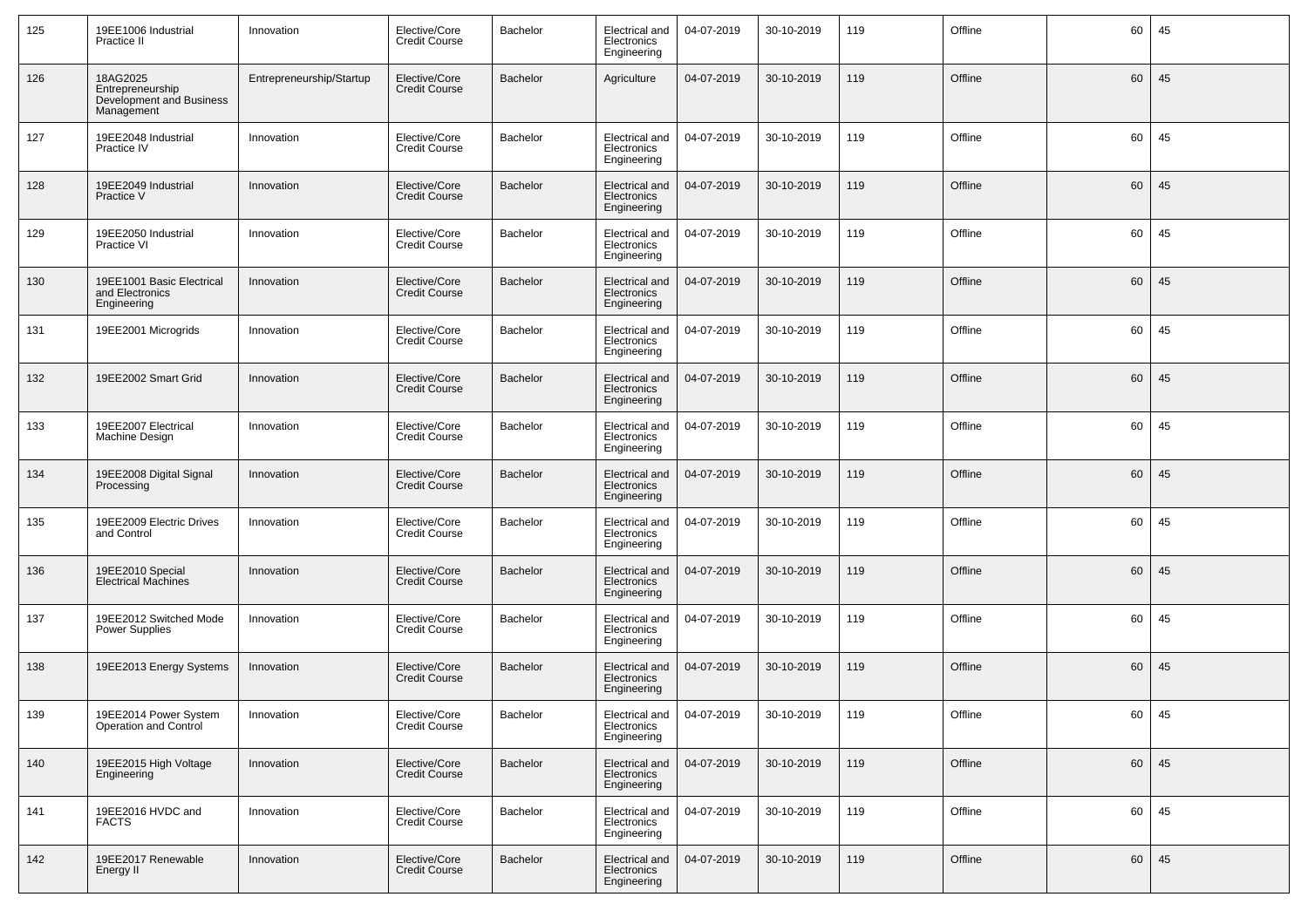| 125 | 19EE1006 Industrial Practice II | Innovation | Elective/Core Credit Course | Bachelor | Electrical and Electronics Engineering | 04-07-2019 | 30-10-2019 | 119 | Offline | 60 | 45 |
|---|---|---|---|---|---|---|---|---|---|---|---|
| 126 | 18AG2025 Entrepreneurship Development and Business Management | Entrepreneurship/Startup | Elective/Core Credit Course | Bachelor | Agriculture | 04-07-2019 | 30-10-2019 | 119 | Offline | 60 | 45 |
| 127 | 19EE2048 Industrial Practice IV | Innovation | Elective/Core Credit Course | Bachelor | Electrical and Electronics Engineering | 04-07-2019 | 30-10-2019 | 119 | Offline | 60 | 45 |
| 128 | 19EE2049 Industrial Practice V | Innovation | Elective/Core Credit Course | Bachelor | Electrical and Electronics Engineering | 04-07-2019 | 30-10-2019 | 119 | Offline | 60 | 45 |
| 129 | 19EE2050 Industrial Practice VI | Innovation | Elective/Core Credit Course | Bachelor | Electrical and Electronics Engineering | 04-07-2019 | 30-10-2019 | 119 | Offline | 60 | 45 |
| 130 | 19EE1001 Basic Electrical and Electronics Engineering | Innovation | Elective/Core Credit Course | Bachelor | Electrical and Electronics Engineering | 04-07-2019 | 30-10-2019 | 119 | Offline | 60 | 45 |
| 131 | 19EE2001 Microgrids | Innovation | Elective/Core Credit Course | Bachelor | Electrical and Electronics Engineering | 04-07-2019 | 30-10-2019 | 119 | Offline | 60 | 45 |
| 132 | 19EE2002 Smart Grid | Innovation | Elective/Core Credit Course | Bachelor | Electrical and Electronics Engineering | 04-07-2019 | 30-10-2019 | 119 | Offline | 60 | 45 |
| 133 | 19EE2007 Electrical Machine Design | Innovation | Elective/Core Credit Course | Bachelor | Electrical and Electronics Engineering | 04-07-2019 | 30-10-2019 | 119 | Offline | 60 | 45 |
| 134 | 19EE2008 Digital Signal Processing | Innovation | Elective/Core Credit Course | Bachelor | Electrical and Electronics Engineering | 04-07-2019 | 30-10-2019 | 119 | Offline | 60 | 45 |
| 135 | 19EE2009 Electric Drives and Control | Innovation | Elective/Core Credit Course | Bachelor | Electrical and Electronics Engineering | 04-07-2019 | 30-10-2019 | 119 | Offline | 60 | 45 |
| 136 | 19EE2010 Special Electrical Machines | Innovation | Elective/Core Credit Course | Bachelor | Electrical and Electronics Engineering | 04-07-2019 | 30-10-2019 | 119 | Offline | 60 | 45 |
| 137 | 19EE2012 Switched Mode Power Supplies | Innovation | Elective/Core Credit Course | Bachelor | Electrical and Electronics Engineering | 04-07-2019 | 30-10-2019 | 119 | Offline | 60 | 45 |
| 138 | 19EE2013 Energy Systems | Innovation | Elective/Core Credit Course | Bachelor | Electrical and Electronics Engineering | 04-07-2019 | 30-10-2019 | 119 | Offline | 60 | 45 |
| 139 | 19EE2014 Power System Operation and Control | Innovation | Elective/Core Credit Course | Bachelor | Electrical and Electronics Engineering | 04-07-2019 | 30-10-2019 | 119 | Offline | 60 | 45 |
| 140 | 19EE2015 High Voltage Engineering | Innovation | Elective/Core Credit Course | Bachelor | Electrical and Electronics Engineering | 04-07-2019 | 30-10-2019 | 119 | Offline | 60 | 45 |
| 141 | 19EE2016 HVDC and FACTS | Innovation | Elective/Core Credit Course | Bachelor | Electrical and Electronics Engineering | 04-07-2019 | 30-10-2019 | 119 | Offline | 60 | 45 |
| 142 | 19EE2017 Renewable Energy II | Innovation | Elective/Core Credit Course | Bachelor | Electrical and Electronics Engineering | 04-07-2019 | 30-10-2019 | 119 | Offline | 60 | 45 |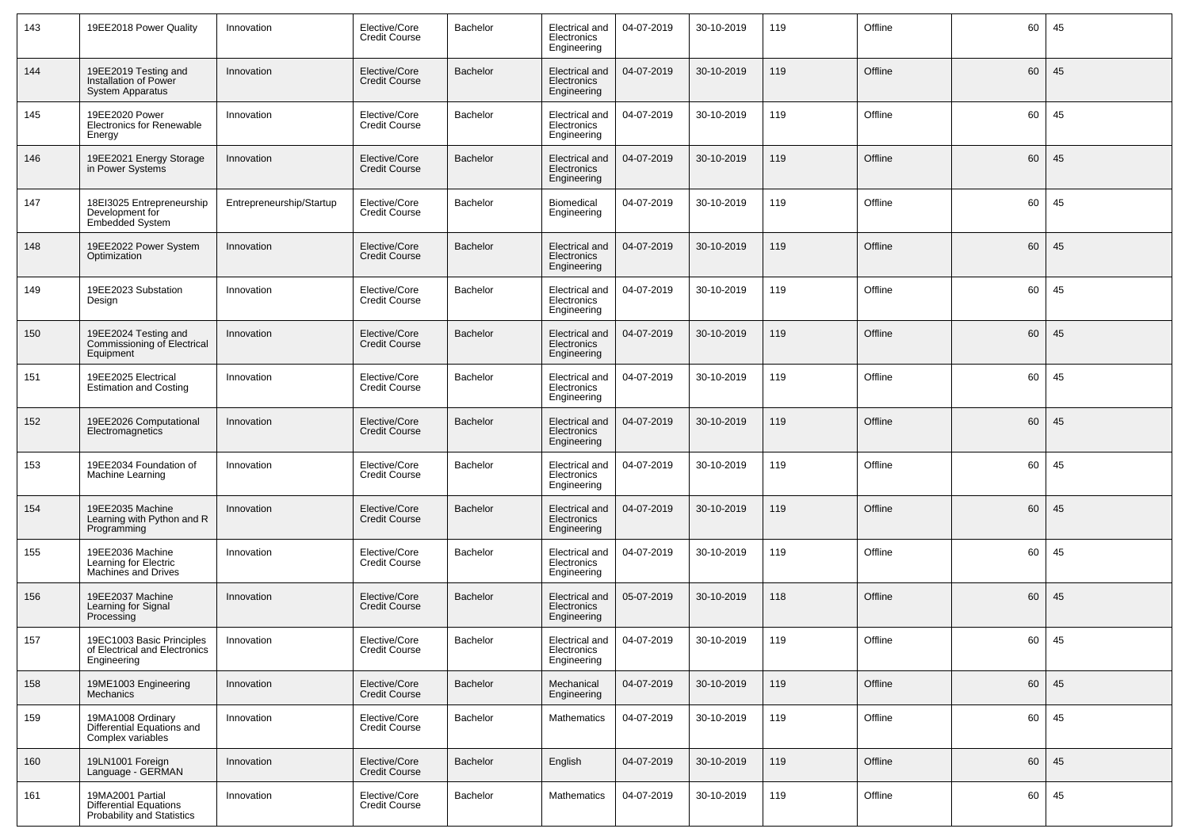| 143 | 19EE2018 Power Quality | Innovation | Elective/Core Credit Course | Bachelor | Electrical and Electronics Engineering | 04-07-2019 | 30-10-2019 | 119 | Offline | 60 | 45 |
|---|---|---|---|---|---|---|---|---|---|---|---|
| 144 | 19EE2019 Testing and Installation of Power System Apparatus | Innovation | Elective/Core Credit Course | Bachelor | Electrical and Electronics Engineering | 04-07-2019 | 30-10-2019 | 119 | Offline | 60 | 45 |
| 145 | 19EE2020 Power Electronics for Renewable Energy | Innovation | Elective/Core Credit Course | Bachelor | Electrical and Electronics Engineering | 04-07-2019 | 30-10-2019 | 119 | Offline | 60 | 45 |
| 146 | 19EE2021 Energy Storage in Power Systems | Innovation | Elective/Core Credit Course | Bachelor | Electrical and Electronics Engineering | 04-07-2019 | 30-10-2019 | 119 | Offline | 60 | 45 |
| 147 | 18EI3025 Entrepreneurship Development for Embedded System | Entrepreneurship/Startup | Elective/Core Credit Course | Bachelor | Biomedical Engineering | 04-07-2019 | 30-10-2019 | 119 | Offline | 60 | 45 |
| 148 | 19EE2022 Power System Optimization | Innovation | Elective/Core Credit Course | Bachelor | Electrical and Electronics Engineering | 04-07-2019 | 30-10-2019 | 119 | Offline | 60 | 45 |
| 149 | 19EE2023 Substation Design | Innovation | Elective/Core Credit Course | Bachelor | Electrical and Electronics Engineering | 04-07-2019 | 30-10-2019 | 119 | Offline | 60 | 45 |
| 150 | 19EE2024 Testing and Commissioning of Electrical Equipment | Innovation | Elective/Core Credit Course | Bachelor | Electrical and Electronics Engineering | 04-07-2019 | 30-10-2019 | 119 | Offline | 60 | 45 |
| 151 | 19EE2025 Electrical Estimation and Costing | Innovation | Elective/Core Credit Course | Bachelor | Electrical and Electronics Engineering | 04-07-2019 | 30-10-2019 | 119 | Offline | 60 | 45 |
| 152 | 19EE2026 Computational Electromagnetics | Innovation | Elective/Core Credit Course | Bachelor | Electrical and Electronics Engineering | 04-07-2019 | 30-10-2019 | 119 | Offline | 60 | 45 |
| 153 | 19EE2034 Foundation of Machine Learning | Innovation | Elective/Core Credit Course | Bachelor | Electrical and Electronics Engineering | 04-07-2019 | 30-10-2019 | 119 | Offline | 60 | 45 |
| 154 | 19EE2035 Machine Learning with Python and R Programming | Innovation | Elective/Core Credit Course | Bachelor | Electrical and Electronics Engineering | 04-07-2019 | 30-10-2019 | 119 | Offline | 60 | 45 |
| 155 | 19EE2036 Machine Learning for Electric Machines and Drives | Innovation | Elective/Core Credit Course | Bachelor | Electrical and Electronics Engineering | 04-07-2019 | 30-10-2019 | 119 | Offline | 60 | 45 |
| 156 | 19EE2037 Machine Learning for Signal Processing | Innovation | Elective/Core Credit Course | Bachelor | Electrical and Electronics Engineering | 05-07-2019 | 30-10-2019 | 118 | Offline | 60 | 45 |
| 157 | 19EC1003 Basic Principles of Electrical and Electronics Engineering | Innovation | Elective/Core Credit Course | Bachelor | Electrical and Electronics Engineering | 04-07-2019 | 30-10-2019 | 119 | Offline | 60 | 45 |
| 158 | 19ME1003 Engineering Mechanics | Innovation | Elective/Core Credit Course | Bachelor | Mechanical Engineering | 04-07-2019 | 30-10-2019 | 119 | Offline | 60 | 45 |
| 159 | 19MA1008 Ordinary Differential Equations and Complex variables | Innovation | Elective/Core Credit Course | Bachelor | Mathematics | 04-07-2019 | 30-10-2019 | 119 | Offline | 60 | 45 |
| 160 | 19LN1001 Foreign Language - GERMAN | Innovation | Elective/Core Credit Course | Bachelor | English | 04-07-2019 | 30-10-2019 | 119 | Offline | 60 | 45 |
| 161 | 19MA2001 Partial Differential Equations Probability and Statistics | Innovation | Elective/Core Credit Course | Bachelor | Mathematics | 04-07-2019 | 30-10-2019 | 119 | Offline | 60 | 45 |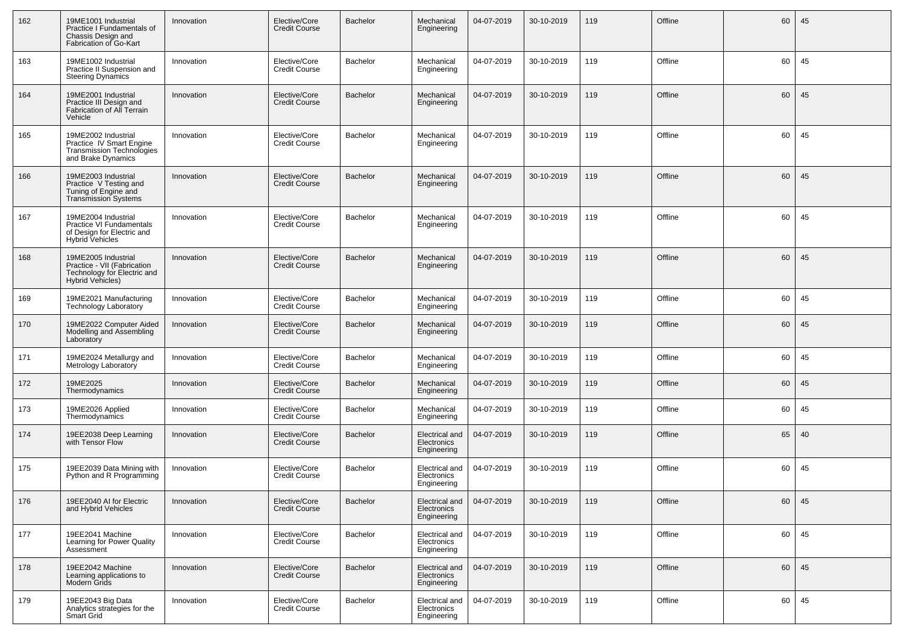| 162 | 19ME1001 Industrial Practice I Fundamentals of Chassis Design and Fabrication of Go-Kart | Innovation | Elective/Core Credit Course | Bachelor | Mechanical Engineering | 04-07-2019 | 30-10-2019 | 119 | Offline | 60 | 45 |
|---|---|---|---|---|---|---|---|---|---|---|---|
| 163 | 19ME1002 Industrial Practice II Suspension and Steering Dynamics | Innovation | Elective/Core Credit Course | Bachelor | Mechanical Engineering | 04-07-2019 | 30-10-2019 | 119 | Offline | 60 | 45 |
| 164 | 19ME2001 Industrial Practice III Design and Fabrication of All Terrain Vehicle | Innovation | Elective/Core Credit Course | Bachelor | Mechanical Engineering | 04-07-2019 | 30-10-2019 | 119 | Offline | 60 | 45 |
| 165 | 19ME2002 Industrial Practice IV Smart Engine Transmission Technologies and Brake Dynamics | Innovation | Elective/Core Credit Course | Bachelor | Mechanical Engineering | 04-07-2019 | 30-10-2019 | 119 | Offline | 60 | 45 |
| 166 | 19ME2003 Industrial Practice V Testing and Tuning of Engine and Transmission Systems | Innovation | Elective/Core Credit Course | Bachelor | Mechanical Engineering | 04-07-2019 | 30-10-2019 | 119 | Offline | 60 | 45 |
| 167 | 19ME2004 Industrial Practice VI Fundamentals of Design for Electric and Hybrid Vehicles | Innovation | Elective/Core Credit Course | Bachelor | Mechanical Engineering | 04-07-2019 | 30-10-2019 | 119 | Offline | 60 | 45 |
| 168 | 19ME2005 Industrial Practice - VII (Fabrication Technology for Electric and Hybrid Vehicles) | Innovation | Elective/Core Credit Course | Bachelor | Mechanical Engineering | 04-07-2019 | 30-10-2019 | 119 | Offline | 60 | 45 |
| 169 | 19ME2021 Manufacturing Technology Laboratory | Innovation | Elective/Core Credit Course | Bachelor | Mechanical Engineering | 04-07-2019 | 30-10-2019 | 119 | Offline | 60 | 45 |
| 170 | 19ME2022 Computer Aided Modelling and Assembling Laboratory | Innovation | Elective/Core Credit Course | Bachelor | Mechanical Engineering | 04-07-2019 | 30-10-2019 | 119 | Offline | 60 | 45 |
| 171 | 19ME2024 Metallurgy and Metrology Laboratory | Innovation | Elective/Core Credit Course | Bachelor | Mechanical Engineering | 04-07-2019 | 30-10-2019 | 119 | Offline | 60 | 45 |
| 172 | 19ME2025 Thermodynamics | Innovation | Elective/Core Credit Course | Bachelor | Mechanical Engineering | 04-07-2019 | 30-10-2019 | 119 | Offline | 60 | 45 |
| 173 | 19ME2026 Applied Thermodynamics | Innovation | Elective/Core Credit Course | Bachelor | Mechanical Engineering | 04-07-2019 | 30-10-2019 | 119 | Offline | 60 | 45 |
| 174 | 19EE2038 Deep Learning with Tensor Flow | Innovation | Elective/Core Credit Course | Bachelor | Electrical and Electronics Engineering | 04-07-2019 | 30-10-2019 | 119 | Offline | 65 | 40 |
| 175 | 19EE2039 Data Mining with Python and R Programming | Innovation | Elective/Core Credit Course | Bachelor | Electrical and Electronics Engineering | 04-07-2019 | 30-10-2019 | 119 | Offline | 60 | 45 |
| 176 | 19EE2040 AI for Electric and Hybrid Vehicles | Innovation | Elective/Core Credit Course | Bachelor | Electrical and Electronics Engineering | 04-07-2019 | 30-10-2019 | 119 | Offline | 60 | 45 |
| 177 | 19EE2041 Machine Learning for Power Quality Assessment | Innovation | Elective/Core Credit Course | Bachelor | Electrical and Electronics Engineering | 04-07-2019 | 30-10-2019 | 119 | Offline | 60 | 45 |
| 178 | 19EE2042 Machine Learning applications to Modern Grids | Innovation | Elective/Core Credit Course | Bachelor | Electrical and Electronics Engineering | 04-07-2019 | 30-10-2019 | 119 | Offline | 60 | 45 |
| 179 | 19EE2043 Big Data Analytics strategies for the Smart Grid | Innovation | Elective/Core Credit Course | Bachelor | Electrical and Electronics Engineering | 04-07-2019 | 30-10-2019 | 119 | Offline | 60 | 45 |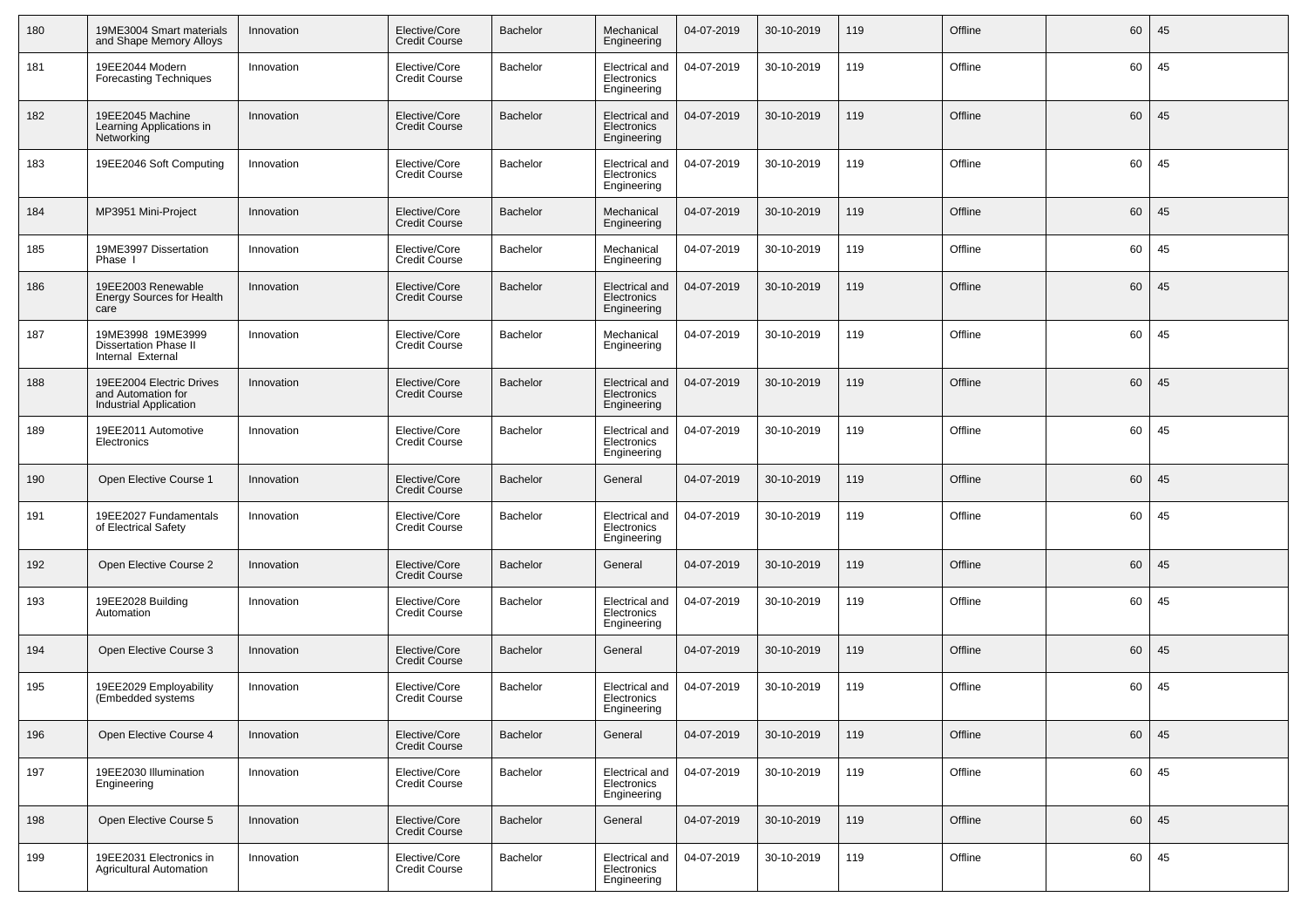| 180 | 19ME3004 Smart materials and Shape Memory Alloys | Innovation | Elective/Core Credit Course | Bachelor | Mechanical Engineering | 04-07-2019 | 30-10-2019 | 119 | Offline | 60 | 45 |
|---|---|---|---|---|---|---|---|---|---|---|---|
| 181 | 19EE2044 Modern Forecasting Techniques | Innovation | Elective/Core Credit Course | Bachelor | Electrical and Electronics Engineering | 04-07-2019 | 30-10-2019 | 119 | Offline | 60 | 45 |
| 182 | 19EE2045 Machine Learning Applications in Networking | Innovation | Elective/Core Credit Course | Bachelor | Electrical and Electronics Engineering | 04-07-2019 | 30-10-2019 | 119 | Offline | 60 | 45 |
| 183 | 19EE2046 Soft Computing | Innovation | Elective/Core Credit Course | Bachelor | Electrical and Electronics Engineering | 04-07-2019 | 30-10-2019 | 119 | Offline | 60 | 45 |
| 184 | MP3951 Mini-Project | Innovation | Elective/Core Credit Course | Bachelor | Mechanical Engineering | 04-07-2019 | 30-10-2019 | 119 | Offline | 60 | 45 |
| 185 | 19ME3997 Dissertation Phase I | Innovation | Elective/Core Credit Course | Bachelor | Mechanical Engineering | 04-07-2019 | 30-10-2019 | 119 | Offline | 60 | 45 |
| 186 | 19EE2003 Renewable Energy Sources for Health care | Innovation | Elective/Core Credit Course | Bachelor | Electrical and Electronics Engineering | 04-07-2019 | 30-10-2019 | 119 | Offline | 60 | 45 |
| 187 | 19ME3998 19ME3999 Dissertation Phase II Internal External | Innovation | Elective/Core Credit Course | Bachelor | Mechanical Engineering | 04-07-2019 | 30-10-2019 | 119 | Offline | 60 | 45 |
| 188 | 19EE2004 Electric Drives and Automation for Industrial Application | Innovation | Elective/Core Credit Course | Bachelor | Electrical and Electronics Engineering | 04-07-2019 | 30-10-2019 | 119 | Offline | 60 | 45 |
| 189 | 19EE2011 Automotive Electronics | Innovation | Elective/Core Credit Course | Bachelor | Electrical and Electronics Engineering | 04-07-2019 | 30-10-2019 | 119 | Offline | 60 | 45 |
| 190 | Open Elective Course 1 | Innovation | Elective/Core Credit Course | Bachelor | General | 04-07-2019 | 30-10-2019 | 119 | Offline | 60 | 45 |
| 191 | 19EE2027 Fundamentals of Electrical Safety | Innovation | Elective/Core Credit Course | Bachelor | Electrical and Electronics Engineering | 04-07-2019 | 30-10-2019 | 119 | Offline | 60 | 45 |
| 192 | Open Elective Course 2 | Innovation | Elective/Core Credit Course | Bachelor | General | 04-07-2019 | 30-10-2019 | 119 | Offline | 60 | 45 |
| 193 | 19EE2028 Building Automation | Innovation | Elective/Core Credit Course | Bachelor | Electrical and Electronics Engineering | 04-07-2019 | 30-10-2019 | 119 | Offline | 60 | 45 |
| 194 | Open Elective Course 3 | Innovation | Elective/Core Credit Course | Bachelor | General | 04-07-2019 | 30-10-2019 | 119 | Offline | 60 | 45 |
| 195 | 19EE2029 Employability (Embedded systems | Innovation | Elective/Core Credit Course | Bachelor | Electrical and Electronics Engineering | 04-07-2019 | 30-10-2019 | 119 | Offline | 60 | 45 |
| 196 | Open Elective Course 4 | Innovation | Elective/Core Credit Course | Bachelor | General | 04-07-2019 | 30-10-2019 | 119 | Offline | 60 | 45 |
| 197 | 19EE2030 Illumination Engineering | Innovation | Elective/Core Credit Course | Bachelor | Electrical and Electronics Engineering | 04-07-2019 | 30-10-2019 | 119 | Offline | 60 | 45 |
| 198 | Open Elective Course 5 | Innovation | Elective/Core Credit Course | Bachelor | General | 04-07-2019 | 30-10-2019 | 119 | Offline | 60 | 45 |
| 199 | 19EE2031 Electronics in Agricultural Automation | Innovation | Elective/Core Credit Course | Bachelor | Electrical and Electronics Engineering | 04-07-2019 | 30-10-2019 | 119 | Offline | 60 | 45 |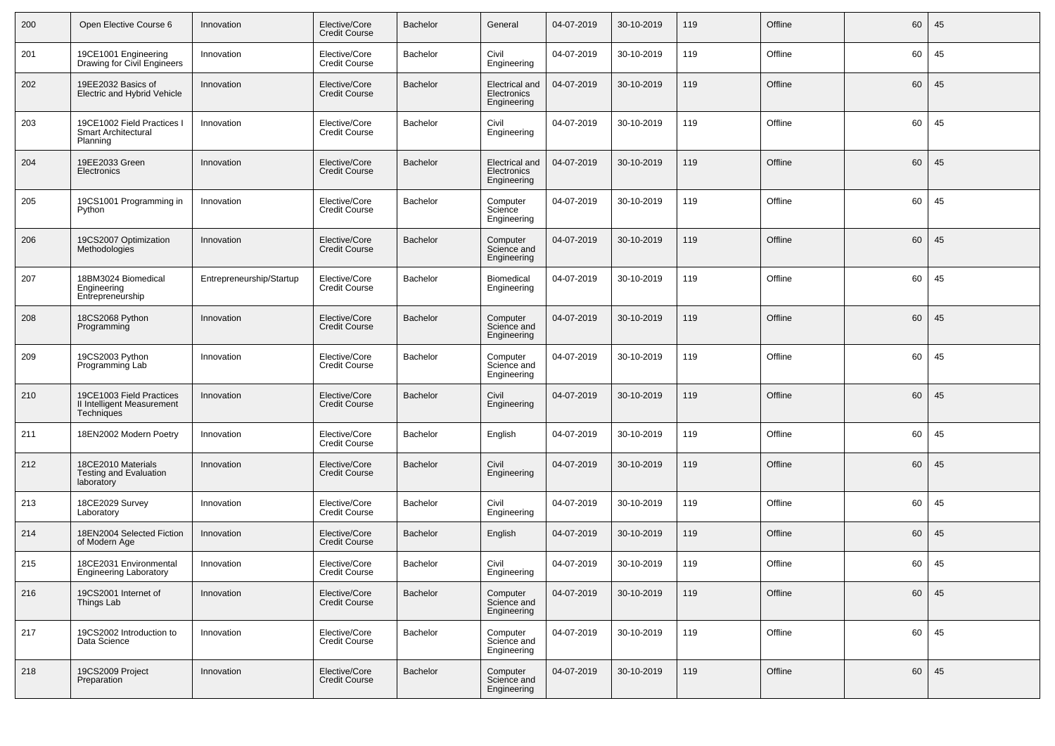| 200 | Open Elective Course 6 | Innovation | Elective/Core Credit Course | Bachelor | General | 04-07-2019 | 30-10-2019 | 119 | Offline | 60 | 45 |
|---|---|---|---|---|---|---|---|---|---|---|---|
| 201 | 19CE1001 Engineering Drawing for Civil Engineers | Innovation | Elective/Core Credit Course | Bachelor | Civil Engineering | 04-07-2019 | 30-10-2019 | 119 | Offline | 60 | 45 |
| 202 | 19EE2032 Basics of Electric and Hybrid Vehicle | Innovation | Elective/Core Credit Course | Bachelor | Electrical and Electronics Engineering | 04-07-2019 | 30-10-2019 | 119 | Offline | 60 | 45 |
| 203 | 19CE1002 Field Practices I Smart Architectural Planning | Innovation | Elective/Core Credit Course | Bachelor | Civil Engineering | 04-07-2019 | 30-10-2019 | 119 | Offline | 60 | 45 |
| 204 | 19EE2033 Green Electronics | Innovation | Elective/Core Credit Course | Bachelor | Electrical and Electronics Engineering | 04-07-2019 | 30-10-2019 | 119 | Offline | 60 | 45 |
| 205 | 19CS1001 Programming in Python | Innovation | Elective/Core Credit Course | Bachelor | Computer Science Engineering | 04-07-2019 | 30-10-2019 | 119 | Offline | 60 | 45 |
| 206 | 19CS2007 Optimization Methodologies | Innovation | Elective/Core Credit Course | Bachelor | Computer Science and Engineering | 04-07-2019 | 30-10-2019 | 119 | Offline | 60 | 45 |
| 207 | 18BM3024 Biomedical Engineering Entrepreneurship | Entrepreneurship/Startup | Elective/Core Credit Course | Bachelor | Biomedical Engineering | 04-07-2019 | 30-10-2019 | 119 | Offline | 60 | 45 |
| 208 | 18CS2068 Python Programming | Innovation | Elective/Core Credit Course | Bachelor | Computer Science and Engineering | 04-07-2019 | 30-10-2019 | 119 | Offline | 60 | 45 |
| 209 | 19CS2003 Python Programming Lab | Innovation | Elective/Core Credit Course | Bachelor | Computer Science and Engineering | 04-07-2019 | 30-10-2019 | 119 | Offline | 60 | 45 |
| 210 | 19CE1003 Field Practices II Intelligent Measurement Techniques | Innovation | Elective/Core Credit Course | Bachelor | Civil Engineering | 04-07-2019 | 30-10-2019 | 119 | Offline | 60 | 45 |
| 211 | 18EN2002 Modern Poetry | Innovation | Elective/Core Credit Course | Bachelor | English | 04-07-2019 | 30-10-2019 | 119 | Offline | 60 | 45 |
| 212 | 18CE2010 Materials Testing and Evaluation laboratory | Innovation | Elective/Core Credit Course | Bachelor | Civil Engineering | 04-07-2019 | 30-10-2019 | 119 | Offline | 60 | 45 |
| 213 | 18CE2029 Survey Laboratory | Innovation | Elective/Core Credit Course | Bachelor | Civil Engineering | 04-07-2019 | 30-10-2019 | 119 | Offline | 60 | 45 |
| 214 | 18EN2004 Selected Fiction of Modern Age | Innovation | Elective/Core Credit Course | Bachelor | English | 04-07-2019 | 30-10-2019 | 119 | Offline | 60 | 45 |
| 215 | 18CE2031 Environmental Engineering Laboratory | Innovation | Elective/Core Credit Course | Bachelor | Civil Engineering | 04-07-2019 | 30-10-2019 | 119 | Offline | 60 | 45 |
| 216 | 19CS2001 Internet of Things Lab | Innovation | Elective/Core Credit Course | Bachelor | Computer Science and Engineering | 04-07-2019 | 30-10-2019 | 119 | Offline | 60 | 45 |
| 217 | 19CS2002 Introduction to Data Science | Innovation | Elective/Core Credit Course | Bachelor | Computer Science and Engineering | 04-07-2019 | 30-10-2019 | 119 | Offline | 60 | 45 |
| 218 | 19CS2009 Project Preparation | Innovation | Elective/Core Credit Course | Bachelor | Computer Science and Engineering | 04-07-2019 | 30-10-2019 | 119 | Offline | 60 | 45 |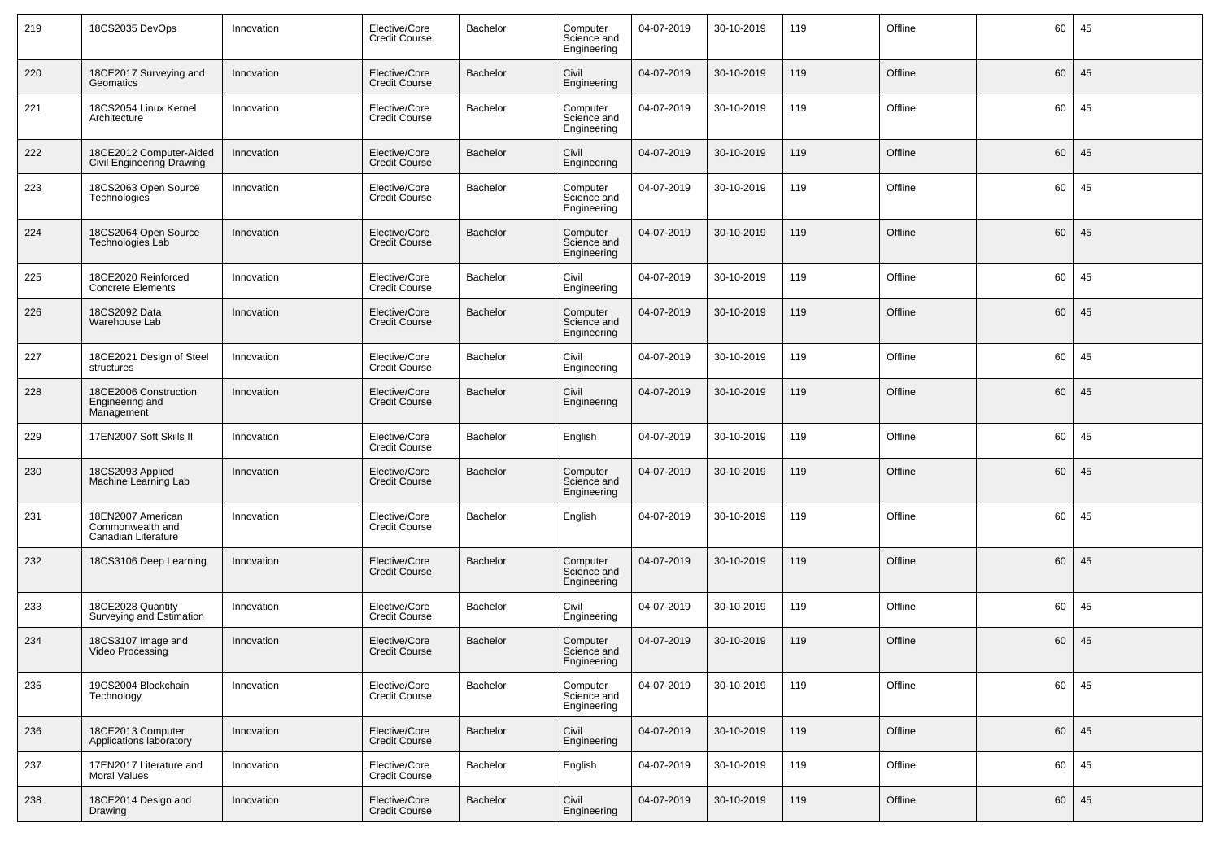| 219 | 18CS2035 DevOps | Innovation | Elective/Core Credit Course | Bachelor | Computer Science and Engineering | 04-07-2019 | 30-10-2019 | 119 | Offline | 60 | 45 |
|---|---|---|---|---|---|---|---|---|---|---|---|
| 220 | 18CE2017 Surveying and Geomatics | Innovation | Elective/Core Credit Course | Bachelor | Civil Engineering | 04-07-2019 | 30-10-2019 | 119 | Offline | 60 | 45 |
| 221 | 18CS2054 Linux Kernel Architecture | Innovation | Elective/Core Credit Course | Bachelor | Computer Science and Engineering | 04-07-2019 | 30-10-2019 | 119 | Offline | 60 | 45 |
| 222 | 18CE2012 Computer-Aided Civil Engineering Drawing | Innovation | Elective/Core Credit Course | Bachelor | Civil Engineering | 04-07-2019 | 30-10-2019 | 119 | Offline | 60 | 45 |
| 223 | 18CS2063 Open Source Technologies | Innovation | Elective/Core Credit Course | Bachelor | Computer Science and Engineering | 04-07-2019 | 30-10-2019 | 119 | Offline | 60 | 45 |
| 224 | 18CS2064 Open Source Technologies Lab | Innovation | Elective/Core Credit Course | Bachelor | Computer Science and Engineering | 04-07-2019 | 30-10-2019 | 119 | Offline | 60 | 45 |
| 225 | 18CE2020 Reinforced Concrete Elements | Innovation | Elective/Core Credit Course | Bachelor | Civil Engineering | 04-07-2019 | 30-10-2019 | 119 | Offline | 60 | 45 |
| 226 | 18CS2092 Data Warehouse Lab | Innovation | Elective/Core Credit Course | Bachelor | Computer Science and Engineering | 04-07-2019 | 30-10-2019 | 119 | Offline | 60 | 45 |
| 227 | 18CE2021 Design of Steel structures | Innovation | Elective/Core Credit Course | Bachelor | Civil Engineering | 04-07-2019 | 30-10-2019 | 119 | Offline | 60 | 45 |
| 228 | 18CE2006 Construction Engineering and Management | Innovation | Elective/Core Credit Course | Bachelor | Civil Engineering | 04-07-2019 | 30-10-2019 | 119 | Offline | 60 | 45 |
| 229 | 17EN2007 Soft Skills II | Innovation | Elective/Core Credit Course | Bachelor | English | 04-07-2019 | 30-10-2019 | 119 | Offline | 60 | 45 |
| 230 | 18CS2093 Applied Machine Learning Lab | Innovation | Elective/Core Credit Course | Bachelor | Computer Science and Engineering | 04-07-2019 | 30-10-2019 | 119 | Offline | 60 | 45 |
| 231 | 18EN2007 American Commonwealth and Canadian Literature | Innovation | Elective/Core Credit Course | Bachelor | English | 04-07-2019 | 30-10-2019 | 119 | Offline | 60 | 45 |
| 232 | 18CS3106 Deep Learning | Innovation | Elective/Core Credit Course | Bachelor | Computer Science and Engineering | 04-07-2019 | 30-10-2019 | 119 | Offline | 60 | 45 |
| 233 | 18CE2028 Quantity Surveying and Estimation | Innovation | Elective/Core Credit Course | Bachelor | Civil Engineering | 04-07-2019 | 30-10-2019 | 119 | Offline | 60 | 45 |
| 234 | 18CS3107 Image and Video Processing | Innovation | Elective/Core Credit Course | Bachelor | Computer Science and Engineering | 04-07-2019 | 30-10-2019 | 119 | Offline | 60 | 45 |
| 235 | 19CS2004 Blockchain Technology | Innovation | Elective/Core Credit Course | Bachelor | Computer Science and Engineering | 04-07-2019 | 30-10-2019 | 119 | Offline | 60 | 45 |
| 236 | 18CE2013 Computer Applications laboratory | Innovation | Elective/Core Credit Course | Bachelor | Civil Engineering | 04-07-2019 | 30-10-2019 | 119 | Offline | 60 | 45 |
| 237 | 17EN2017 Literature and Moral Values | Innovation | Elective/Core Credit Course | Bachelor | English | 04-07-2019 | 30-10-2019 | 119 | Offline | 60 | 45 |
| 238 | 18CE2014 Design and Drawing | Innovation | Elective/Core Credit Course | Bachelor | Civil Engineering | 04-07-2019 | 30-10-2019 | 119 | Offline | 60 | 45 |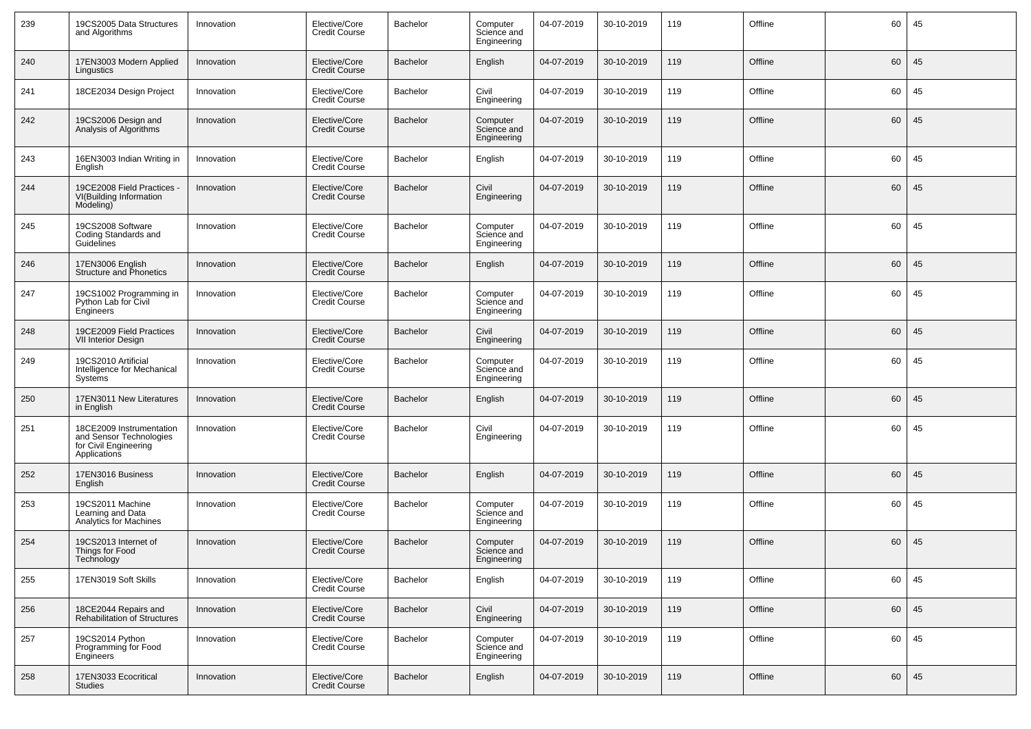| 239 | 19CS2005 Data Structures and Algorithms | Innovation | Elective/Core Credit Course | Bachelor | Computer Science and Engineering | 04-07-2019 | 30-10-2019 | 119 | Offline | 60 | 45 |
|---|---|---|---|---|---|---|---|---|---|---|---|
| 240 | 17EN3003 Modern Applied Lingustics | Innovation | Elective/Core Credit Course | Bachelor | English | 04-07-2019 | 30-10-2019 | 119 | Offline | 60 | 45 |
| 241 | 18CE2034 Design Project | Innovation | Elective/Core Credit Course | Bachelor | Civil Engineering | 04-07-2019 | 30-10-2019 | 119 | Offline | 60 | 45 |
| 242 | 19CS2006 Design and Analysis of Algorithms | Innovation | Elective/Core Credit Course | Bachelor | Computer Science and Engineering | 04-07-2019 | 30-10-2019 | 119 | Offline | 60 | 45 |
| 243 | 16EN3003 Indian Writing in English | Innovation | Elective/Core Credit Course | Bachelor | English | 04-07-2019 | 30-10-2019 | 119 | Offline | 60 | 45 |
| 244 | 19CE2008 Field Practices - VI(Building Information Modeling) | Innovation | Elective/Core Credit Course | Bachelor | Civil Engineering | 04-07-2019 | 30-10-2019 | 119 | Offline | 60 | 45 |
| 245 | 19CS2008 Software Coding Standards and Guidelines | Innovation | Elective/Core Credit Course | Bachelor | Computer Science and Engineering | 04-07-2019 | 30-10-2019 | 119 | Offline | 60 | 45 |
| 246 | 17EN3006 English Structure and Phonetics | Innovation | Elective/Core Credit Course | Bachelor | English | 04-07-2019 | 30-10-2019 | 119 | Offline | 60 | 45 |
| 247 | 19CS1002 Programming in Python Lab for Civil Engineers | Innovation | Elective/Core Credit Course | Bachelor | Computer Science and Engineering | 04-07-2019 | 30-10-2019 | 119 | Offline | 60 | 45 |
| 248 | 19CE2009 Field Practices VII Interior Design | Innovation | Elective/Core Credit Course | Bachelor | Civil Engineering | 04-07-2019 | 30-10-2019 | 119 | Offline | 60 | 45 |
| 249 | 19CS2010 Artificial Intelligence for Mechanical Systems | Innovation | Elective/Core Credit Course | Bachelor | Computer Science and Engineering | 04-07-2019 | 30-10-2019 | 119 | Offline | 60 | 45 |
| 250 | 17EN3011 New Literatures in English | Innovation | Elective/Core Credit Course | Bachelor | English | 04-07-2019 | 30-10-2019 | 119 | Offline | 60 | 45 |
| 251 | 18CE2009 Instrumentation and Sensor Technologies for Civil Engineering Applications | Innovation | Elective/Core Credit Course | Bachelor | Civil Engineering | 04-07-2019 | 30-10-2019 | 119 | Offline | 60 | 45 |
| 252 | 17EN3016 Business English | Innovation | Elective/Core Credit Course | Bachelor | English | 04-07-2019 | 30-10-2019 | 119 | Offline | 60 | 45 |
| 253 | 19CS2011 Machine Learning and Data Analytics for Machines | Innovation | Elective/Core Credit Course | Bachelor | Computer Science and Engineering | 04-07-2019 | 30-10-2019 | 119 | Offline | 60 | 45 |
| 254 | 19CS2013 Internet of Things for Food Technology | Innovation | Elective/Core Credit Course | Bachelor | Computer Science and Engineering | 04-07-2019 | 30-10-2019 | 119 | Offline | 60 | 45 |
| 255 | 17EN3019 Soft Skills | Innovation | Elective/Core Credit Course | Bachelor | English | 04-07-2019 | 30-10-2019 | 119 | Offline | 60 | 45 |
| 256 | 18CE2044 Repairs and Rehabilitation of Structures | Innovation | Elective/Core Credit Course | Bachelor | Civil Engineering | 04-07-2019 | 30-10-2019 | 119 | Offline | 60 | 45 |
| 257 | 19CS2014 Python Programming for Food Engineers | Innovation | Elective/Core Credit Course | Bachelor | Computer Science and Engineering | 04-07-2019 | 30-10-2019 | 119 | Offline | 60 | 45 |
| 258 | 17EN3033 Ecocritical Studies | Innovation | Elective/Core Credit Course | Bachelor | English | 04-07-2019 | 30-10-2019 | 119 | Offline | 60 | 45 |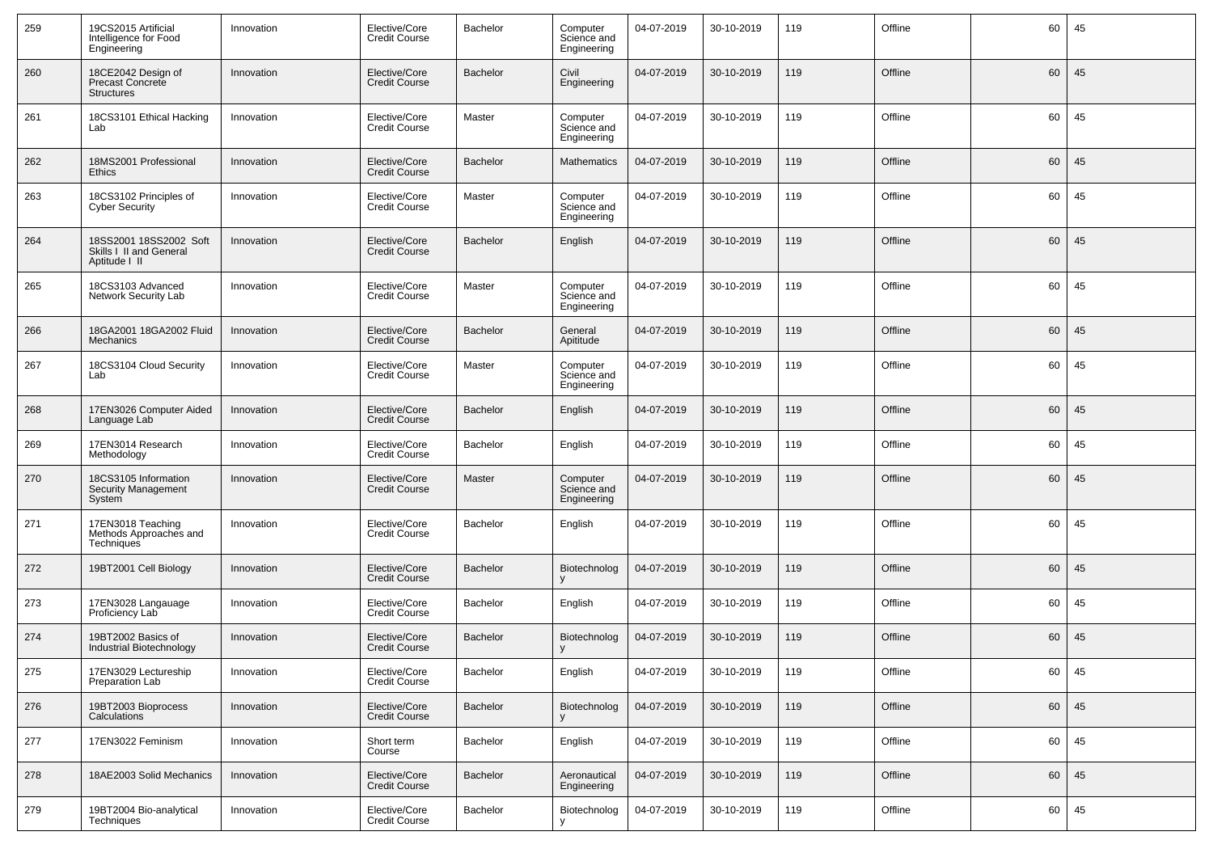| 259 | 19CS2015 Artificial Intelligence for Food Engineering | Innovation | Elective/Core Credit Course | Bachelor | Computer Science and Engineering | 04-07-2019 | 30-10-2019 | 119 | Offline | 60 | 45 |
|---|---|---|---|---|---|---|---|---|---|---|---|
| 260 | 18CE2042 Design of Precast Concrete Structures | Innovation | Elective/Core Credit Course | Bachelor | Civil Engineering | 04-07-2019 | 30-10-2019 | 119 | Offline | 60 | 45 |
| 261 | 18CS3101 Ethical Hacking Lab | Innovation | Elective/Core Credit Course | Master | Computer Science and Engineering | 04-07-2019 | 30-10-2019 | 119 | Offline | 60 | 45 |
| 262 | 18MS2001 Professional Ethics | Innovation | Elective/Core Credit Course | Bachelor | Mathematics | 04-07-2019 | 30-10-2019 | 119 | Offline | 60 | 45 |
| 263 | 18CS3102 Principles of Cyber Security | Innovation | Elective/Core Credit Course | Master | Computer Science and Engineering | 04-07-2019 | 30-10-2019 | 119 | Offline | 60 | 45 |
| 264 | 18SS2001 18SS2002 Soft Skills I II and General Aptitude I II | Innovation | Elective/Core Credit Course | Bachelor | English | 04-07-2019 | 30-10-2019 | 119 | Offline | 60 | 45 |
| 265 | 18CS3103 Advanced Network Security Lab | Innovation | Elective/Core Credit Course | Master | Computer Science and Engineering | 04-07-2019 | 30-10-2019 | 119 | Offline | 60 | 45 |
| 266 | 18GA2001 18GA2002 Fluid Mechanics | Innovation | Elective/Core Credit Course | Bachelor | General Apititude | 04-07-2019 | 30-10-2019 | 119 | Offline | 60 | 45 |
| 267 | 18CS3104 Cloud Security Lab | Innovation | Elective/Core Credit Course | Master | Computer Science and Engineering | 04-07-2019 | 30-10-2019 | 119 | Offline | 60 | 45 |
| 268 | 17EN3026 Computer Aided Language Lab | Innovation | Elective/Core Credit Course | Bachelor | English | 04-07-2019 | 30-10-2019 | 119 | Offline | 60 | 45 |
| 269 | 17EN3014 Research Methodology | Innovation | Elective/Core Credit Course | Bachelor | English | 04-07-2019 | 30-10-2019 | 119 | Offline | 60 | 45 |
| 270 | 18CS3105 Information Security Management System | Innovation | Elective/Core Credit Course | Master | Computer Science and Engineering | 04-07-2019 | 30-10-2019 | 119 | Offline | 60 | 45 |
| 271 | 17EN3018 Teaching Methods Approaches and Techniques | Innovation | Elective/Core Credit Course | Bachelor | English | 04-07-2019 | 30-10-2019 | 119 | Offline | 60 | 45 |
| 272 | 19BT2001 Cell Biology | Innovation | Elective/Core Credit Course | Bachelor | Biotechnology | 04-07-2019 | 30-10-2019 | 119 | Offline | 60 | 45 |
| 273 | 17EN3028 Langauage Proficiency Lab | Innovation | Elective/Core Credit Course | Bachelor | English | 04-07-2019 | 30-10-2019 | 119 | Offline | 60 | 45 |
| 274 | 19BT2002 Basics of Industrial Biotechnology | Innovation | Elective/Core Credit Course | Bachelor | Biotechnology | 04-07-2019 | 30-10-2019 | 119 | Offline | 60 | 45 |
| 275 | 17EN3029 Lectureship Preparation Lab | Innovation | Elective/Core Credit Course | Bachelor | English | 04-07-2019 | 30-10-2019 | 119 | Offline | 60 | 45 |
| 276 | 19BT2003 Bioprocess Calculations | Innovation | Elective/Core Credit Course | Bachelor | Biotechnology | 04-07-2019 | 30-10-2019 | 119 | Offline | 60 | 45 |
| 277 | 17EN3022 Feminism | Innovation | Short term Course | Bachelor | English | 04-07-2019 | 30-10-2019 | 119 | Offline | 60 | 45 |
| 278 | 18AE2003 Solid Mechanics | Innovation | Elective/Core Credit Course | Bachelor | Aeronautical Engineering | 04-07-2019 | 30-10-2019 | 119 | Offline | 60 | 45 |
| 279 | 19BT2004 Bio-analytical Techniques | Innovation | Elective/Core Credit Course | Bachelor | Biotechnology | 04-07-2019 | 30-10-2019 | 119 | Offline | 60 | 45 |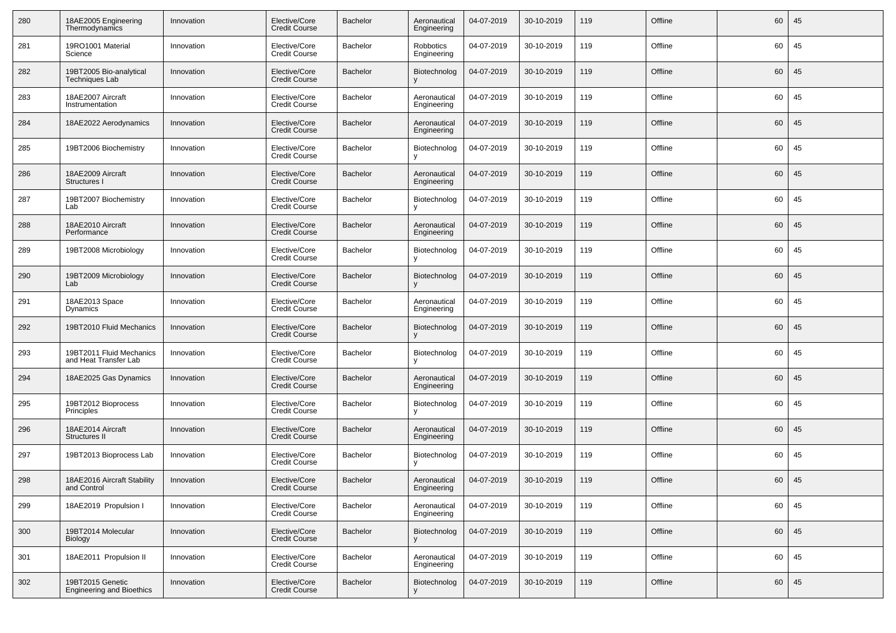| 280 | 18AE2005 Engineering Thermodynamics | Innovation | Elective/Core Credit Course | Bachelor | Aeronautical Engineering | 04-07-2019 | 30-10-2019 | 119 | Offline | 60 | 45 |
|---|---|---|---|---|---|---|---|---|---|---|---|
| 281 | 19RO1001 Material Science | Innovation | Elective/Core Credit Course | Bachelor | Robbotics Engineering | 04-07-2019 | 30-10-2019 | 119 | Offline | 60 | 45 |
| 282 | 19BT2005 Bio-analytical Techniques Lab | Innovation | Elective/Core Credit Course | Bachelor | Biotechnology | 04-07-2019 | 30-10-2019 | 119 | Offline | 60 | 45 |
| 283 | 18AE2007 Aircraft Instrumentation | Innovation | Elective/Core Credit Course | Bachelor | Aeronautical Engineering | 04-07-2019 | 30-10-2019 | 119 | Offline | 60 | 45 |
| 284 | 18AE2022 Aerodynamics | Innovation | Elective/Core Credit Course | Bachelor | Aeronautical Engineering | 04-07-2019 | 30-10-2019 | 119 | Offline | 60 | 45 |
| 285 | 19BT2006 Biochemistry | Innovation | Elective/Core Credit Course | Bachelor | Biotechnology | 04-07-2019 | 30-10-2019 | 119 | Offline | 60 | 45 |
| 286 | 18AE2009 Aircraft Structures I | Innovation | Elective/Core Credit Course | Bachelor | Aeronautical Engineering | 04-07-2019 | 30-10-2019 | 119 | Offline | 60 | 45 |
| 287 | 19BT2007 Biochemistry Lab | Innovation | Elective/Core Credit Course | Bachelor | Biotechnology | 04-07-2019 | 30-10-2019 | 119 | Offline | 60 | 45 |
| 288 | 18AE2010 Aircraft Performance | Innovation | Elective/Core Credit Course | Bachelor | Aeronautical Engineering | 04-07-2019 | 30-10-2019 | 119 | Offline | 60 | 45 |
| 289 | 19BT2008 Microbiology | Innovation | Elective/Core Credit Course | Bachelor | Biotechnology | 04-07-2019 | 30-10-2019 | 119 | Offline | 60 | 45 |
| 290 | 19BT2009 Microbiology Lab | Innovation | Elective/Core Credit Course | Bachelor | Biotechnology | 04-07-2019 | 30-10-2019 | 119 | Offline | 60 | 45 |
| 291 | 18AE2013 Space Dynamics | Innovation | Elective/Core Credit Course | Bachelor | Aeronautical Engineering | 04-07-2019 | 30-10-2019 | 119 | Offline | 60 | 45 |
| 292 | 19BT2010 Fluid Mechanics | Innovation | Elective/Core Credit Course | Bachelor | Biotechnology | 04-07-2019 | 30-10-2019 | 119 | Offline | 60 | 45 |
| 293 | 19BT2011 Fluid Mechanics and Heat Transfer Lab | Innovation | Elective/Core Credit Course | Bachelor | Biotechnology | 04-07-2019 | 30-10-2019 | 119 | Offline | 60 | 45 |
| 294 | 18AE2025 Gas Dynamics | Innovation | Elective/Core Credit Course | Bachelor | Aeronautical Engineering | 04-07-2019 | 30-10-2019 | 119 | Offline | 60 | 45 |
| 295 | 19BT2012 Bioprocess Principles | Innovation | Elective/Core Credit Course | Bachelor | Biotechnology | 04-07-2019 | 30-10-2019 | 119 | Offline | 60 | 45 |
| 296 | 18AE2014 Aircraft Structures II | Innovation | Elective/Core Credit Course | Bachelor | Aeronautical Engineering | 04-07-2019 | 30-10-2019 | 119 | Offline | 60 | 45 |
| 297 | 19BT2013 Bioprocess Lab | Innovation | Elective/Core Credit Course | Bachelor | Biotechnology | 04-07-2019 | 30-10-2019 | 119 | Offline | 60 | 45 |
| 298 | 18AE2016 Aircraft Stability and Control | Innovation | Elective/Core Credit Course | Bachelor | Aeronautical Engineering | 04-07-2019 | 30-10-2019 | 119 | Offline | 60 | 45 |
| 299 | 18AE2019 Propulsion I | Innovation | Elective/Core Credit Course | Bachelor | Aeronautical Engineering | 04-07-2019 | 30-10-2019 | 119 | Offline | 60 | 45 |
| 300 | 19BT2014 Molecular Biology | Innovation | Elective/Core Credit Course | Bachelor | Biotechnology | 04-07-2019 | 30-10-2019 | 119 | Offline | 60 | 45 |
| 301 | 18AE2011 Propulsion II | Innovation | Elective/Core Credit Course | Bachelor | Aeronautical Engineering | 04-07-2019 | 30-10-2019 | 119 | Offline | 60 | 45 |
| 302 | 19BT2015 Genetic Engineering and Bioethics | Innovation | Elective/Core Credit Course | Bachelor | Biotechnology | 04-07-2019 | 30-10-2019 | 119 | Offline | 60 | 45 |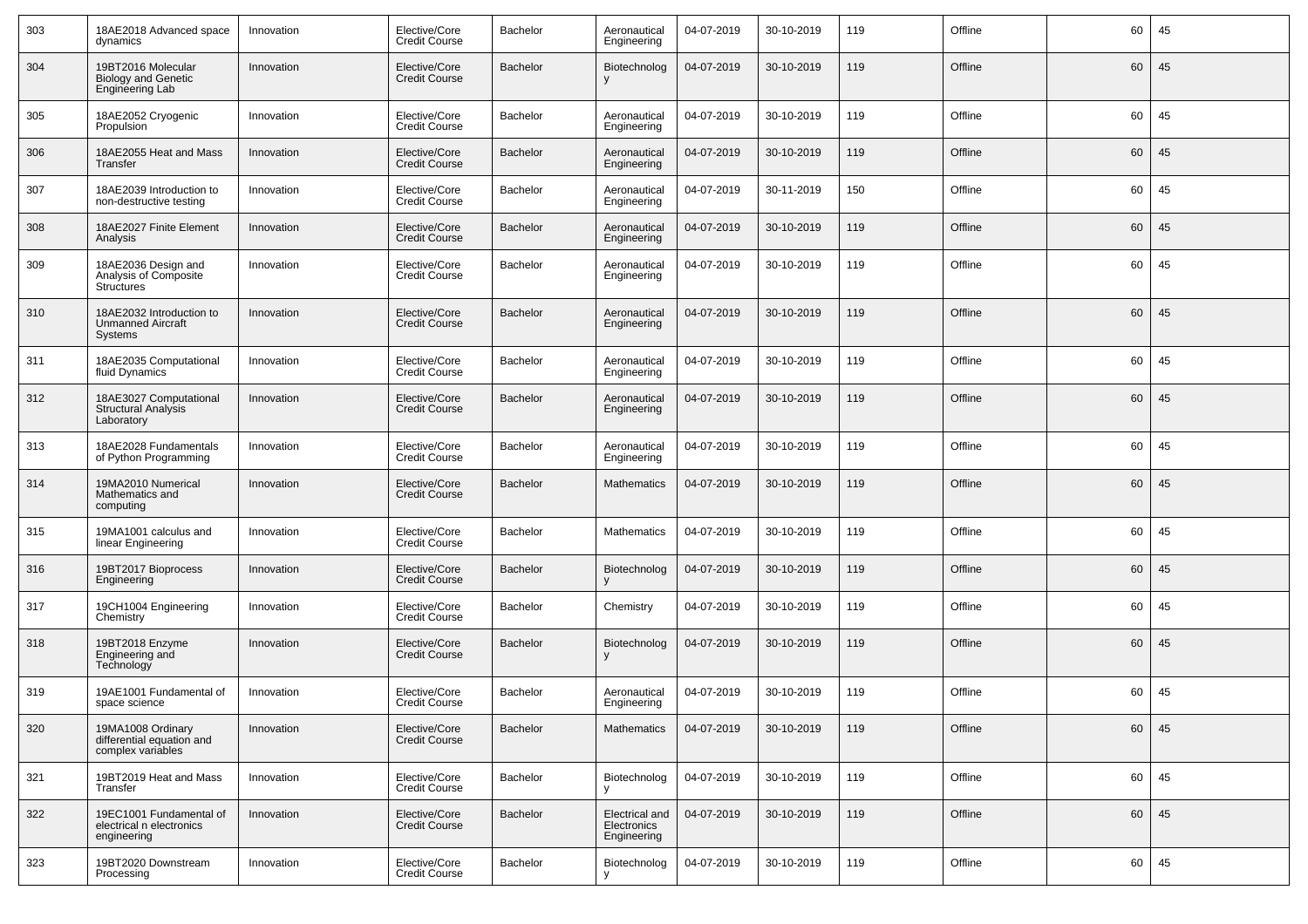| 303 | 18AE2018 Advanced space dynamics | Innovation | Elective/Core Credit Course | Bachelor | Aeronautical Engineering | 04-07-2019 | 30-10-2019 | 119 | Offline | 60 | 45 |
|---|---|---|---|---|---|---|---|---|---|---|---|
| 304 | 19BT2016 Molecular Biology and Genetic Engineering Lab | Innovation | Elective/Core Credit Course | Bachelor | Biotechnology | 04-07-2019 | 30-10-2019 | 119 | Offline | 60 | 45 |
| 305 | 18AE2052 Cryogenic Propulsion | Innovation | Elective/Core Credit Course | Bachelor | Aeronautical Engineering | 04-07-2019 | 30-10-2019 | 119 | Offline | 60 | 45 |
| 306 | 18AE2055 Heat and Mass Transfer | Innovation | Elective/Core Credit Course | Bachelor | Aeronautical Engineering | 04-07-2019 | 30-10-2019 | 119 | Offline | 60 | 45 |
| 307 | 18AE2039 Introduction to non-destructive testing | Innovation | Elective/Core Credit Course | Bachelor | Aeronautical Engineering | 04-07-2019 | 30-11-2019 | 150 | Offline | 60 | 45 |
| 308 | 18AE2027 Finite Element Analysis | Innovation | Elective/Core Credit Course | Bachelor | Aeronautical Engineering | 04-07-2019 | 30-10-2019 | 119 | Offline | 60 | 45 |
| 309 | 18AE2036 Design and Analysis of Composite Structures | Innovation | Elective/Core Credit Course | Bachelor | Aeronautical Engineering | 04-07-2019 | 30-10-2019 | 119 | Offline | 60 | 45 |
| 310 | 18AE2032 Introduction to Unmanned Aircraft Systems | Innovation | Elective/Core Credit Course | Bachelor | Aeronautical Engineering | 04-07-2019 | 30-10-2019 | 119 | Offline | 60 | 45 |
| 311 | 18AE2035 Computational fluid Dynamics | Innovation | Elective/Core Credit Course | Bachelor | Aeronautical Engineering | 04-07-2019 | 30-10-2019 | 119 | Offline | 60 | 45 |
| 312 | 18AE3027 Computational Structural Analysis Laboratory | Innovation | Elective/Core Credit Course | Bachelor | Aeronautical Engineering | 04-07-2019 | 30-10-2019 | 119 | Offline | 60 | 45 |
| 313 | 18AE2028 Fundamentals of Python Programming | Innovation | Elective/Core Credit Course | Bachelor | Aeronautical Engineering | 04-07-2019 | 30-10-2019 | 119 | Offline | 60 | 45 |
| 314 | 19MA2010 Numerical Mathematics and computing | Innovation | Elective/Core Credit Course | Bachelor | Mathematics | 04-07-2019 | 30-10-2019 | 119 | Offline | 60 | 45 |
| 315 | 19MA1001 calculus and linear Engineering | Innovation | Elective/Core Credit Course | Bachelor | Mathematics | 04-07-2019 | 30-10-2019 | 119 | Offline | 60 | 45 |
| 316 | 19BT2017 Bioprocess Engineering | Innovation | Elective/Core Credit Course | Bachelor | Biotechnology | 04-07-2019 | 30-10-2019 | 119 | Offline | 60 | 45 |
| 317 | 19CH1004 Engineering Chemistry | Innovation | Elective/Core Credit Course | Bachelor | Chemistry | 04-07-2019 | 30-10-2019 | 119 | Offline | 60 | 45 |
| 318 | 19BT2018 Enzyme Engineering and Technology | Innovation | Elective/Core Credit Course | Bachelor | Biotechnology | 04-07-2019 | 30-10-2019 | 119 | Offline | 60 | 45 |
| 319 | 19AE1001 Fundamental of space science | Innovation | Elective/Core Credit Course | Bachelor | Aeronautical Engineering | 04-07-2019 | 30-10-2019 | 119 | Offline | 60 | 45 |
| 320 | 19MA1008 Ordinary differential equation and complex variables | Innovation | Elective/Core Credit Course | Bachelor | Mathematics | 04-07-2019 | 30-10-2019 | 119 | Offline | 60 | 45 |
| 321 | 19BT2019 Heat and Mass Transfer | Innovation | Elective/Core Credit Course | Bachelor | Biotechnology | 04-07-2019 | 30-10-2019 | 119 | Offline | 60 | 45 |
| 322 | 19EC1001 Fundamental of electrical n electronics engineering | Innovation | Elective/Core Credit Course | Bachelor | Electrical and Electronics Engineering | 04-07-2019 | 30-10-2019 | 119 | Offline | 60 | 45 |
| 323 | 19BT2020 Downstream Processing | Innovation | Elective/Core Credit Course | Bachelor | Biotechnology | 04-07-2019 | 30-10-2019 | 119 | Offline | 60 | 45 |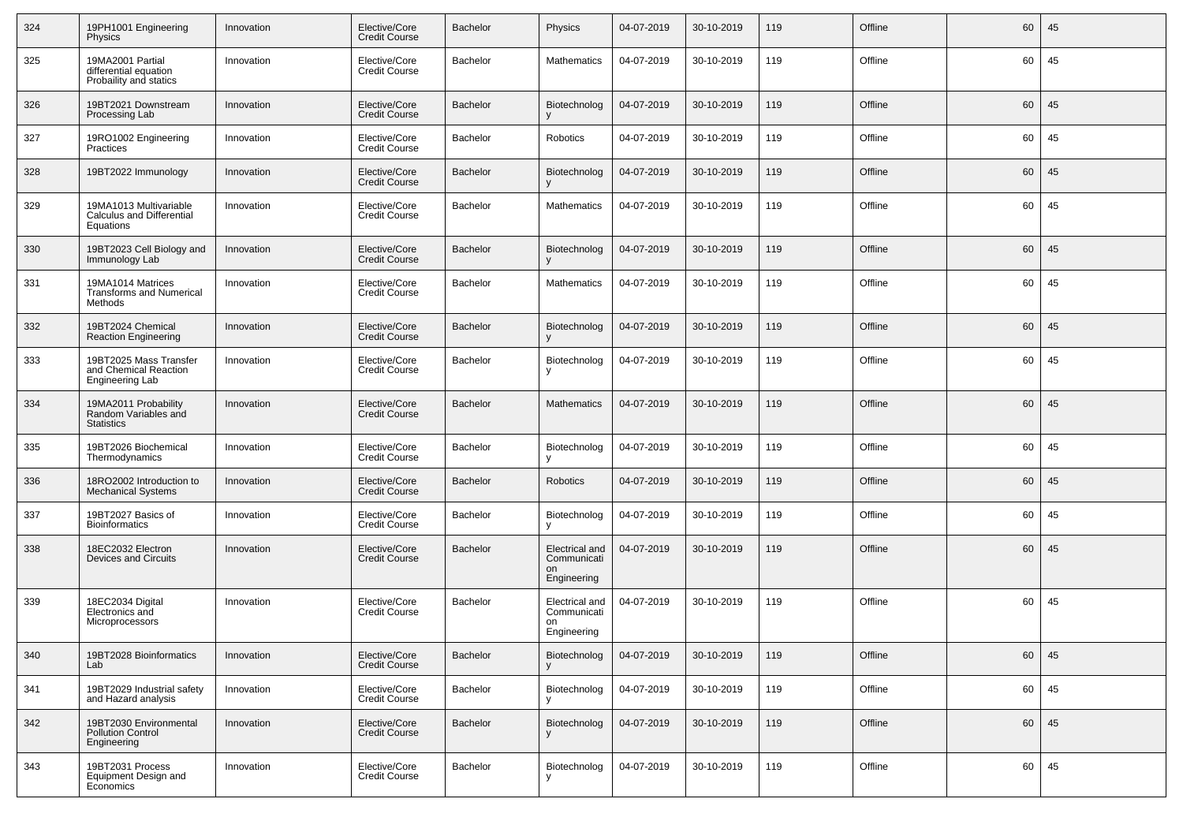| 324 | 19PH1001 Engineering Physics | Innovation | Elective/Core Credit Course | Bachelor | Physics | 04-07-2019 | 30-10-2019 | 119 | Offline | 60 | 45 |
|---|---|---|---|---|---|---|---|---|---|---|---|
| 325 | 19MA2001 Partial differential equation Probaility and statics | Innovation | Elective/Core Credit Course | Bachelor | Mathematics | 04-07-2019 | 30-10-2019 | 119 | Offline | 60 | 45 |
| 326 | 19BT2021 Downstream Processing Lab | Innovation | Elective/Core Credit Course | Bachelor | Biotechnology | 04-07-2019 | 30-10-2019 | 119 | Offline | 60 | 45 |
| 327 | 19RO1002 Engineering Practices | Innovation | Elective/Core Credit Course | Bachelor | Robotics | 04-07-2019 | 30-10-2019 | 119 | Offline | 60 | 45 |
| 328 | 19BT2022 Immunology | Innovation | Elective/Core Credit Course | Bachelor | Biotechnology | 04-07-2019 | 30-10-2019 | 119 | Offline | 60 | 45 |
| 329 | 19MA1013 Multivariable Calculus and Differential Equations | Innovation | Elective/Core Credit Course | Bachelor | Mathematics | 04-07-2019 | 30-10-2019 | 119 | Offline | 60 | 45 |
| 330 | 19BT2023 Cell Biology and Immunology Lab | Innovation | Elective/Core Credit Course | Bachelor | Biotechnology | 04-07-2019 | 30-10-2019 | 119 | Offline | 60 | 45 |
| 331 | 19MA1014 Matrices Transforms and Numerical Methods | Innovation | Elective/Core Credit Course | Bachelor | Mathematics | 04-07-2019 | 30-10-2019 | 119 | Offline | 60 | 45 |
| 332 | 19BT2024 Chemical Reaction Engineering | Innovation | Elective/Core Credit Course | Bachelor | Biotechnology | 04-07-2019 | 30-10-2019 | 119 | Offline | 60 | 45 |
| 333 | 19BT2025 Mass Transfer and Chemical Reaction Engineering Lab | Innovation | Elective/Core Credit Course | Bachelor | Biotechnology | 04-07-2019 | 30-10-2019 | 119 | Offline | 60 | 45 |
| 334 | 19MA2011 Probability Random Variables and Statistics | Innovation | Elective/Core Credit Course | Bachelor | Mathematics | 04-07-2019 | 30-10-2019 | 119 | Offline | 60 | 45 |
| 335 | 19BT2026 Biochemical Thermodynamics | Innovation | Elective/Core Credit Course | Bachelor | Biotechnology | 04-07-2019 | 30-10-2019 | 119 | Offline | 60 | 45 |
| 336 | 18RO2002 Introduction to Mechanical Systems | Innovation | Elective/Core Credit Course | Bachelor | Robotics | 04-07-2019 | 30-10-2019 | 119 | Offline | 60 | 45 |
| 337 | 19BT2027 Basics of Bioinformatics | Innovation | Elective/Core Credit Course | Bachelor | Biotechnology | 04-07-2019 | 30-10-2019 | 119 | Offline | 60 | 45 |
| 338 | 18EC2032 Electron Devices and Circuits | Innovation | Elective/Core Credit Course | Bachelor | Electrical and Communication Engineering | 04-07-2019 | 30-10-2019 | 119 | Offline | 60 | 45 |
| 339 | 18EC2034 Digital Electronics and Microprocessors | Innovation | Elective/Core Credit Course | Bachelor | Electrical and Communication Engineering | 04-07-2019 | 30-10-2019 | 119 | Offline | 60 | 45 |
| 340 | 19BT2028 Bioinformatics Lab | Innovation | Elective/Core Credit Course | Bachelor | Biotechnology | 04-07-2019 | 30-10-2019 | 119 | Offline | 60 | 45 |
| 341 | 19BT2029 Industrial safety and Hazard analysis | Innovation | Elective/Core Credit Course | Bachelor | Biotechnology | 04-07-2019 | 30-10-2019 | 119 | Offline | 60 | 45 |
| 342 | 19BT2030 Environmental Pollution Control Engineering | Innovation | Elective/Core Credit Course | Bachelor | Biotechnology | 04-07-2019 | 30-10-2019 | 119 | Offline | 60 | 45 |
| 343 | 19BT2031 Process Equipment Design and Economics | Innovation | Elective/Core Credit Course | Bachelor | Biotechnology | 04-07-2019 | 30-10-2019 | 119 | Offline | 60 | 45 |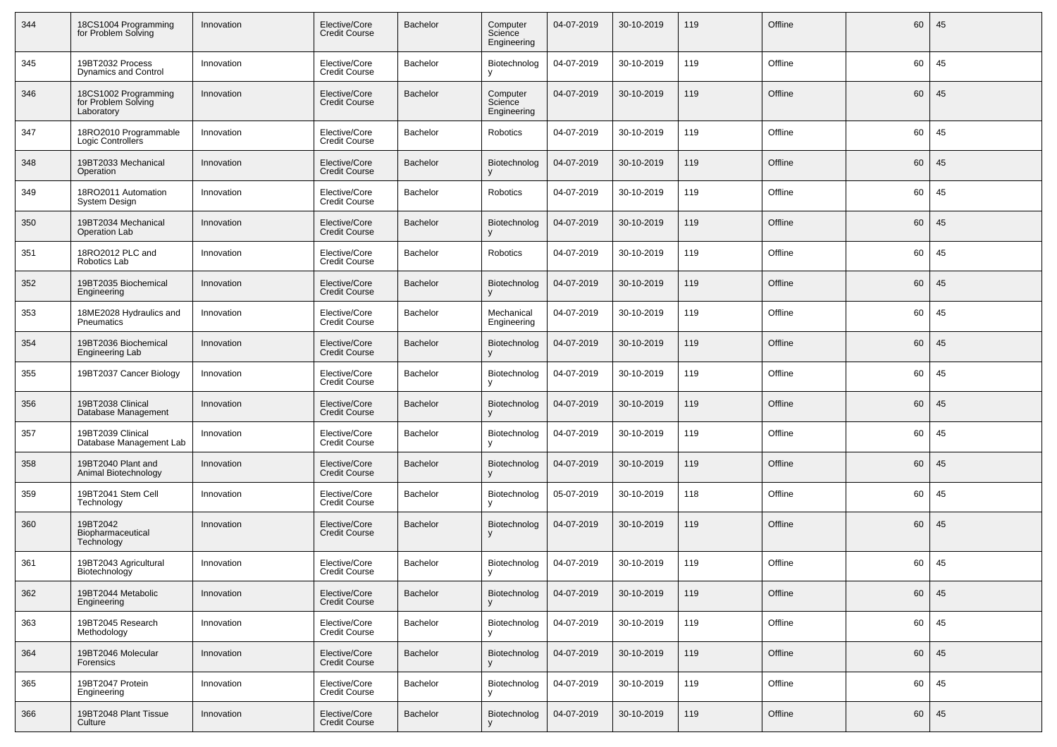| | | | | | | | | | | | |
|---|---|---|---|---|---|---|---|---|---|---|---|
| 344 | 18CS1004 Programming for Problem Solving | Innovation | Elective/Core Credit Course | Bachelor | Computer Science Engineering | 04-07-2019 | 30-10-2019 | 119 | Offline | 60 | 45 |
| 345 | 19BT2032 Process Dynamics and Control | Innovation | Elective/Core Credit Course | Bachelor | Biotechnology | 04-07-2019 | 30-10-2019 | 119 | Offline | 60 | 45 |
| 346 | 18CS1002 Programming for Problem Solving Laboratory | Innovation | Elective/Core Credit Course | Bachelor | Computer Science Engineering | 04-07-2019 | 30-10-2019 | 119 | Offline | 60 | 45 |
| 347 | 18RO2010 Programmable Logic Controllers | Innovation | Elective/Core Credit Course | Bachelor | Robotics | 04-07-2019 | 30-10-2019 | 119 | Offline | 60 | 45 |
| 348 | 19BT2033 Mechanical Operation | Innovation | Elective/Core Credit Course | Bachelor | Biotechnology | 04-07-2019 | 30-10-2019 | 119 | Offline | 60 | 45 |
| 349 | 18RO2011 Automation System Design | Innovation | Elective/Core Credit Course | Bachelor | Robotics | 04-07-2019 | 30-10-2019 | 119 | Offline | 60 | 45 |
| 350 | 19BT2034 Mechanical Operation Lab | Innovation | Elective/Core Credit Course | Bachelor | Biotechnology | 04-07-2019 | 30-10-2019 | 119 | Offline | 60 | 45 |
| 351 | 18RO2012 PLC and Robotics Lab | Innovation | Elective/Core Credit Course | Bachelor | Robotics | 04-07-2019 | 30-10-2019 | 119 | Offline | 60 | 45 |
| 352 | 19BT2035 Biochemical Engineering | Innovation | Elective/Core Credit Course | Bachelor | Biotechnology | 04-07-2019 | 30-10-2019 | 119 | Offline | 60 | 45 |
| 353 | 18ME2028 Hydraulics and Pneumatics | Innovation | Elective/Core Credit Course | Bachelor | Mechanical Engineering | 04-07-2019 | 30-10-2019 | 119 | Offline | 60 | 45 |
| 354 | 19BT2036 Biochemical Engineering Lab | Innovation | Elective/Core Credit Course | Bachelor | Biotechnology | 04-07-2019 | 30-10-2019 | 119 | Offline | 60 | 45 |
| 355 | 19BT2037 Cancer Biology | Innovation | Elective/Core Credit Course | Bachelor | Biotechnology | 04-07-2019 | 30-10-2019 | 119 | Offline | 60 | 45 |
| 356 | 19BT2038 Clinical Database Management | Innovation | Elective/Core Credit Course | Bachelor | Biotechnology | 04-07-2019 | 30-10-2019 | 119 | Offline | 60 | 45 |
| 357 | 19BT2039 Clinical Database Management Lab | Innovation | Elective/Core Credit Course | Bachelor | Biotechnology | 04-07-2019 | 30-10-2019 | 119 | Offline | 60 | 45 |
| 358 | 19BT2040 Plant and Animal Biotechnology | Innovation | Elective/Core Credit Course | Bachelor | Biotechnology | 04-07-2019 | 30-10-2019 | 119 | Offline | 60 | 45 |
| 359 | 19BT2041 Stem Cell Technology | Innovation | Elective/Core Credit Course | Bachelor | Biotechnology | 05-07-2019 | 30-10-2019 | 118 | Offline | 60 | 45 |
| 360 | 19BT2042 Biopharmaceutical Technology | Innovation | Elective/Core Credit Course | Bachelor | Biotechnology | 04-07-2019 | 30-10-2019 | 119 | Offline | 60 | 45 |
| 361 | 19BT2043 Agricultural Biotechnology | Innovation | Elective/Core Credit Course | Bachelor | Biotechnology | 04-07-2019 | 30-10-2019 | 119 | Offline | 60 | 45 |
| 362 | 19BT2044 Metabolic Engineering | Innovation | Elective/Core Credit Course | Bachelor | Biotechnology | 04-07-2019 | 30-10-2019 | 119 | Offline | 60 | 45 |
| 363 | 19BT2045 Research Methodology | Innovation | Elective/Core Credit Course | Bachelor | Biotechnology | 04-07-2019 | 30-10-2019 | 119 | Offline | 60 | 45 |
| 364 | 19BT2046 Molecular Forensics | Innovation | Elective/Core Credit Course | Bachelor | Biotechnology | 04-07-2019 | 30-10-2019 | 119 | Offline | 60 | 45 |
| 365 | 19BT2047 Protein Engineering | Innovation | Elective/Core Credit Course | Bachelor | Biotechnology | 04-07-2019 | 30-10-2019 | 119 | Offline | 60 | 45 |
| 366 | 19BT2048 Plant Tissue Culture | Innovation | Elective/Core Credit Course | Bachelor | Biotechnology | 04-07-2019 | 30-10-2019 | 119 | Offline | 60 | 45 |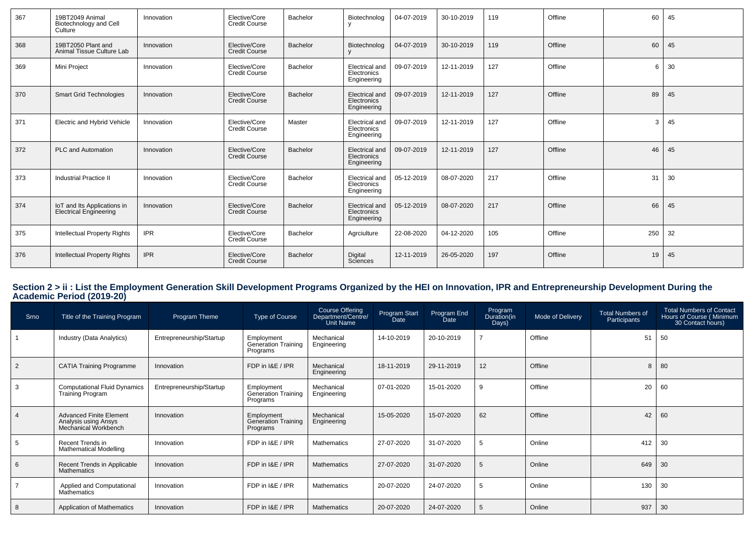| 367 | 19BT2049 Animal Biotechnology and Cell Culture | Innovation | Elective/Core Credit Course | Bachelor | Biotechnology | 04-07-2019 | 30-10-2019 | 119 | Offline | 60 | 45 |
|---|---|---|---|---|---|---|---|---|---|---|---|
| 368 | 19BT2050 Plant and Animal Tissue Culture Lab | Innovation | Elective/Core Credit Course | Bachelor | Biotechnology | 04-07-2019 | 30-10-2019 | 119 | Offline | 60 | 45 |
| 369 | Mini Project | Innovation | Elective/Core Credit Course | Bachelor | Electrical and Electronics Engineering | 09-07-2019 | 12-11-2019 | 127 | Offline | 6 | 30 |
| 370 | Smart Grid Technologies | Innovation | Elective/Core Credit Course | Bachelor | Electrical and Electronics Engineering | 09-07-2019 | 12-11-2019 | 127 | Offline | 89 | 45 |
| 371 | Electric and Hybrid Vehicle | Innovation | Elective/Core Credit Course | Master | Electrical and Electronics Engineering | 09-07-2019 | 12-11-2019 | 127 | Offline | 3 | 45 |
| 372 | PLC and Automation | Innovation | Elective/Core Credit Course | Bachelor | Electrical and Electronics Engineering | 09-07-2019 | 12-11-2019 | 127 | Offline | 46 | 45 |
| 373 | Industrial Practice II | Innovation | Elective/Core Credit Course | Bachelor | Electrical and Electronics Engineering | 05-12-2019 | 08-07-2020 | 217 | Offline | 31 | 30 |
| 374 | IoT and Its Applications in Electrical Engineering | Innovation | Elective/Core Credit Course | Bachelor | Electrical and Electronics Engineering | 05-12-2019 | 08-07-2020 | 217 | Offline | 66 | 45 |
| 375 | Intellectual Property Rights | IPR | Elective/Core Credit Course | Bachelor | Agrciulture | 22-08-2020 | 04-12-2020 | 105 | Offline | 250 | 32 |
| 376 | Intellectual Property Rights | IPR | Elective/Core Credit Course | Bachelor | Digital Sciences | 12-11-2019 | 26-05-2020 | 197 | Offline | 19 | 45 |

## Section 2 > ii : List the Employment Generation Skill Development Programs Organized by the HEI on Innovation, IPR and Entrepreneurship Development During the Academic Period (2019-20)

| Srno | Title of the Training Program | Program Theme | Type of Course | Course Offering Department/Centre/ Unit Name | Program Start Date | Program End Date | Program Duration(in Days) | Mode of Delivery | Total Numbers of Participants | Total Numbers of Contact Hours of Course ( Minimum 30 Contact hours) |
|---|---|---|---|---|---|---|---|---|---|---|
| 1 | Industry (Data Analytics) | Entrepreneurship/Startup | Employment Generation Training Programs | Mechanical Engineering | 14-10-2019 | 20-10-2019 | 7 | Offline | 51 | 50 |
| 2 | CATIA Training Programme | Innovation | FDP in I&E / IPR | Mechanical Engineering | 18-11-2019 | 29-11-2019 | 12 | Offline | 8 | 80 |
| 3 | Computational Fluid Dynamics Training Program | Entrepreneurship/Startup | Employment Generation Training Programs | Mechanical Engineering | 07-01-2020 | 15-01-2020 | 9 | Offline | 20 | 60 |
| 4 | Advanced Finite Element Analysis using Ansys Mechanical Workbench | Innovation | Employment Generation Training Programs | Mechanical Engineering | 15-05-2020 | 15-07-2020 | 62 | Offline | 42 | 60 |
| 5 | Recent Trends in Mathematical Modelling | Innovation | FDP in I&E / IPR | Mathematics | 27-07-2020 | 31-07-2020 | 5 | Online | 412 | 30 |
| 6 | Recent Trends in Applicable Mathematics | Innovation | FDP in I&E / IPR | Mathematics | 27-07-2020 | 31-07-2020 | 5 | Online | 649 | 30 |
| 7 | Applied and Computational Mathematics | Innovation | FDP in I&E / IPR | Mathematics | 20-07-2020 | 24-07-2020 | 5 | Online | 130 | 30 |
| 8 | Application of Mathematics | Innovation | FDP in I&E / IPR | Mathematics | 20-07-2020 | 24-07-2020 | 5 | Online | 937 | 30 |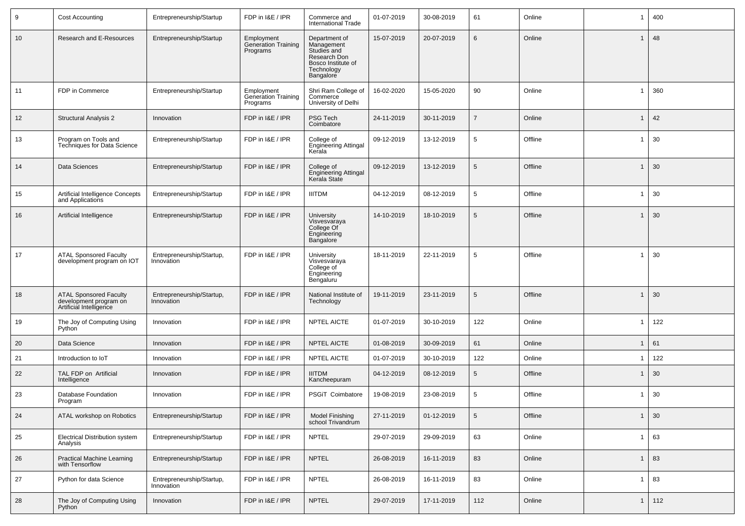| 9 | Cost Accounting | Entrepreneurship/Startup | FDP in I&E / IPR | Commerce and International Trade | 01-07-2019 | 30-08-2019 | 61 | Online | 1 | 400 |
|---|---|---|---|---|---|---|---|---|---|---|
| 10 | Research and E-Resources | Entrepreneurship/Startup | Employment Generation Training Programs | Department of Management Studies and Research Don Bosco Institute of Technology Bangalore | 15-07-2019 | 20-07-2019 | 6 | Online | 1 | 48 |
| 11 | FDP in Commerce | Entrepreneurship/Startup | Employment Generation Training Programs | Shri Ram College of Commerce University of Delhi | 16-02-2020 | 15-05-2020 | 90 | Online | 1 | 360 |
| 12 | Structural Analysis 2 | Innovation | FDP in I&E / IPR | PSG Tech Coimbatore | 24-11-2019 | 30-11-2019 | 7 | Online | 1 | 42 |
| 13 | Program on Tools and Techniques for Data Science | Entrepreneurship/Startup | FDP in I&E / IPR | College of Engineering Attingal Kerala | 09-12-2019 | 13-12-2019 | 5 | Offline | 1 | 30 |
| 14 | Data Sciences | Entrepreneurship/Startup | FDP in I&E / IPR | College of Engineering Attingal Kerala State | 09-12-2019 | 13-12-2019 | 5 | Offline | 1 | 30 |
| 15 | Artificial Intelligence Concepts and Applications | Entrepreneurship/Startup | FDP in I&E / IPR | IIITDM | 04-12-2019 | 08-12-2019 | 5 | Offline | 1 | 30 |
| 16 | Artificial Intelligence | Entrepreneurship/Startup | FDP in I&E / IPR | University Visvesvaraya College Of Engineering Bangalore | 14-10-2019 | 18-10-2019 | 5 | Offline | 1 | 30 |
| 17 | ATAL Sponsored Faculty development program on IOT | Entrepreneurship/Startup, Innovation | FDP in I&E / IPR | University Visvesvaraya College of Engineering Bengaluru | 18-11-2019 | 22-11-2019 | 5 | Offline | 1 | 30 |
| 18 | ATAL Sponsored Faculty development program on Artificial Intelligence | Entrepreneurship/Startup, Innovation | FDP in I&E / IPR | National Institute of Technology | 19-11-2019 | 23-11-2019 | 5 | Offline | 1 | 30 |
| 19 | The Joy of Computing Using Python | Innovation | FDP in I&E / IPR | NPTEL AICTE | 01-07-2019 | 30-10-2019 | 122 | Online | 1 | 122 |
| 20 | Data Science | Innovation | FDP in I&E / IPR | NPTEL AICTE | 01-08-2019 | 30-09-2019 | 61 | Online | 1 | 61 |
| 21 | Introduction to IoT | Innovation | FDP in I&E / IPR | NPTEL AICTE | 01-07-2019 | 30-10-2019 | 122 | Online | 1 | 122 |
| 22 | TAL FDP on Artificial Intelligence | Innovation | FDP in I&E / IPR | IIITDM Kancheepuram | 04-12-2019 | 08-12-2019 | 5 | Offline | 1 | 30 |
| 23 | Database Foundation Program | Innovation | FDP in I&E / IPR | PSGiT Coimbatore | 19-08-2019 | 23-08-2019 | 5 | Offline | 1 | 30 |
| 24 | ATAL workshop on Robotics | Entrepreneurship/Startup | FDP in I&E / IPR | Model Finishing school Trivandrum | 27-11-2019 | 01-12-2019 | 5 | Offline | 1 | 30 |
| 25 | Electrical Distribution system Analysis | Entrepreneurship/Startup | FDP in I&E / IPR | NPTEL | 29-07-2019 | 29-09-2019 | 63 | Online | 1 | 63 |
| 26 | Practical Machine Learning with Tensorflow | Entrepreneurship/Startup | FDP in I&E / IPR | NPTEL | 26-08-2019 | 16-11-2019 | 83 | Online | 1 | 83 |
| 27 | Python for data Science | Entrepreneurship/Startup, Innovation | FDP in I&E / IPR | NPTEL | 26-08-2019 | 16-11-2019 | 83 | Online | 1 | 83 |
| 28 | The Joy of Computing Using Python | Innovation | FDP in I&E / IPR | NPTEL | 29-07-2019 | 17-11-2019 | 112 | Online | 1 | 112 |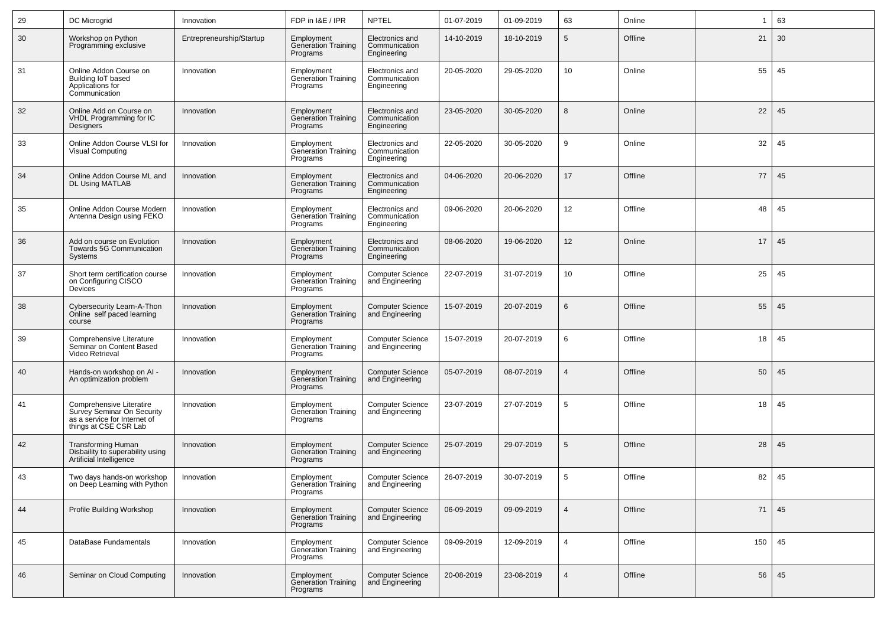| 29 | DC Microgrid | Innovation | FDP in I&E / IPR | NPTEL | 01-07-2019 | 01-09-2019 | 63 | Online | 1 | 63 |
|---|---|---|---|---|---|---|---|---|---|---|
| 30 | Workshop on Python Programming exclusive | Entrepreneurship/Startup | Employment Generation Training Programs | Electronics and Communication Engineering | 14-10-2019 | 18-10-2019 | 5 | Offline | 21 | 30 |
| 31 | Online Addon Course on Building IoT based Applications for Communication | Innovation | Employment Generation Training Programs | Electronics and Communication Engineering | 20-05-2020 | 29-05-2020 | 10 | Online | 55 | 45 |
| 32 | Online Add on Course on VHDL Programming for IC Designers | Innovation | Employment Generation Training Programs | Electronics and Communication Engineering | 23-05-2020 | 30-05-2020 | 8 | Online | 22 | 45 |
| 33 | Online Addon Course VLSI for Visual Computing | Innovation | Employment Generation Training Programs | Electronics and Communication Engineering | 22-05-2020 | 30-05-2020 | 9 | Online | 32 | 45 |
| 34 | Online Addon Course ML and DL Using MATLAB | Innovation | Employment Generation Training Programs | Electronics and Communication Engineering | 04-06-2020 | 20-06-2020 | 17 | Offline | 77 | 45 |
| 35 | Online Addon Course Modern Antenna Design using FEKO | Innovation | Employment Generation Training Programs | Electronics and Communication Engineering | 09-06-2020 | 20-06-2020 | 12 | Offline | 48 | 45 |
| 36 | Add on course on Evolution Towards 5G Communication Systems | Innovation | Employment Generation Training Programs | Electronics and Communication Engineering | 08-06-2020 | 19-06-2020 | 12 | Online | 17 | 45 |
| 37 | Short term certification course on Configuring CISCO Devices | Innovation | Employment Generation Training Programs | Computer Science and Engineering | 22-07-2019 | 31-07-2019 | 10 | Offline | 25 | 45 |
| 38 | Cybersecurity Learn-A-Thon Online self paced learning course | Innovation | Employment Generation Training Programs | Computer Science and Engineering | 15-07-2019 | 20-07-2019 | 6 | Offline | 55 | 45 |
| 39 | Comprehensive Literature Seminar on Content Based Video Retrieval | Innovation | Employment Generation Training Programs | Computer Science and Engineering | 15-07-2019 | 20-07-2019 | 6 | Offline | 18 | 45 |
| 40 | Hands-on workshop on AI - An optimization problem | Innovation | Employment Generation Training Programs | Computer Science and Engineering | 05-07-2019 | 08-07-2019 | 4 | Offline | 50 | 45 |
| 41 | Comprehensive Literatire Survey Seminar On Security as a service for Internet of things at CSE CSR Lab | Innovation | Employment Generation Training Programs | Computer Science and Engineering | 23-07-2019 | 27-07-2019 | 5 | Offline | 18 | 45 |
| 42 | Transforming Human Disbaility to superability using Artificial Intelligence | Innovation | Employment Generation Training Programs | Computer Science and Engineering | 25-07-2019 | 29-07-2019 | 5 | Offline | 28 | 45 |
| 43 | Two days hands-on workshop on Deep Learning with Python | Innovation | Employment Generation Training Programs | Computer Science and Engineering | 26-07-2019 | 30-07-2019 | 5 | Offline | 82 | 45 |
| 44 | Profile Building Workshop | Innovation | Employment Generation Training Programs | Computer Science and Engineering | 06-09-2019 | 09-09-2019 | 4 | Offline | 71 | 45 |
| 45 | DataBase Fundamentals | Innovation | Employment Generation Training Programs | Computer Science and Engineering | 09-09-2019 | 12-09-2019 | 4 | Offline | 150 | 45 |
| 46 | Seminar on Cloud Computing | Innovation | Employment Generation Training Programs | Computer Science and Engineering | 20-08-2019 | 23-08-2019 | 4 | Offline | 56 | 45 |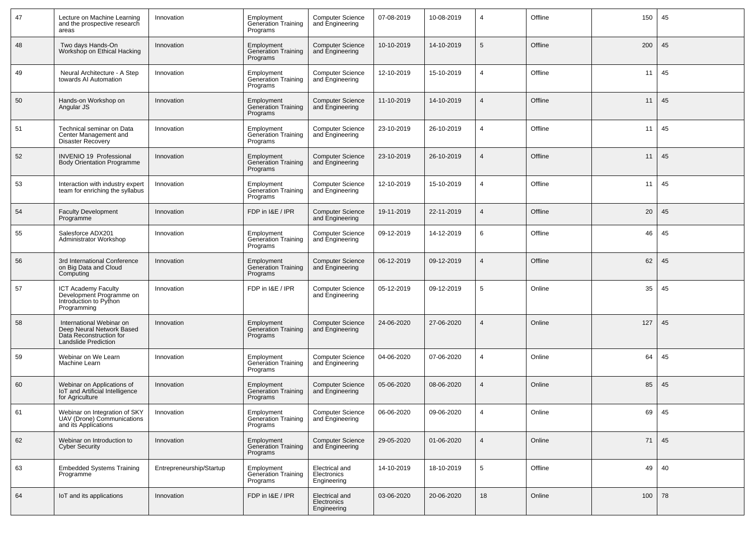| 47 | Lecture on Machine Learning and the prospective research areas | Innovation | Employment Generation Training Programs | Computer Science and Engineering | 07-08-2019 | 10-08-2019 | 4 | Offline | 150 | 45 |
|---|---|---|---|---|---|---|---|---|---|---|
| 48 | Two days Hands-On Workshop on Ethical Hacking | Innovation | Employment Generation Training Programs | Computer Science and Engineering | 10-10-2019 | 14-10-2019 | 5 | Offline | 200 | 45 |
| 49 | Neural Architecture - A Step towards AI Automation | Innovation | Employment Generation Training Programs | Computer Science and Engineering | 12-10-2019 | 15-10-2019 | 4 | Offline | 11 | 45 |
| 50 | Hands-on Workshop on Angular JS | Innovation | Employment Generation Training Programs | Computer Science and Engineering | 11-10-2019 | 14-10-2019 | 4 | Offline | 11 | 45 |
| 51 | Technical seminar on Data Center Management and Disaster Recovery | Innovation | Employment Generation Training Programs | Computer Science and Engineering | 23-10-2019 | 26-10-2019 | 4 | Offline | 11 | 45 |
| 52 | INVENIO 19 Professional Body Orientation Programme | Innovation | Employment Generation Training Programs | Computer Science and Engineering | 23-10-2019 | 26-10-2019 | 4 | Offline | 11 | 45 |
| 53 | Interaction with industry expert team for enriching the syllabus | Innovation | Employment Generation Training Programs | Computer Science and Engineering | 12-10-2019 | 15-10-2019 | 4 | Offline | 11 | 45 |
| 54 | Faculty Development Programme | Innovation | FDP in I&E / IPR | Computer Science and Engineering | 19-11-2019 | 22-11-2019 | 4 | Offline | 20 | 45 |
| 55 | Salesforce ADX201 Administrator Workshop | Innovation | Employment Generation Training Programs | Computer Science and Engineering | 09-12-2019 | 14-12-2019 | 6 | Offline | 46 | 45 |
| 56 | 3rd International Conference on Big Data and Cloud Computing | Innovation | Employment Generation Training Programs | Computer Science and Engineering | 06-12-2019 | 09-12-2019 | 4 | Offline | 62 | 45 |
| 57 | ICT Academy Faculty Development Programme on Introduction to Python Programming | Innovation | FDP in I&E / IPR | Computer Science and Engineering | 05-12-2019 | 09-12-2019 | 5 | Online | 35 | 45 |
| 58 | International Webinar on Deep Neural Network Based Data Reconstruction for Landslide Prediction | Innovation | Employment Generation Training Programs | Computer Science and Engineering | 24-06-2020 | 27-06-2020 | 4 | Online | 127 | 45 |
| 59 | Webinar on We Learn Machine Learn | Innovation | Employment Generation Training Programs | Computer Science and Engineering | 04-06-2020 | 07-06-2020 | 4 | Online | 64 | 45 |
| 60 | Webinar on Applications of IoT and Artificial Intelligence for Agriculture | Innovation | Employment Generation Training Programs | Computer Science and Engineering | 05-06-2020 | 08-06-2020 | 4 | Online | 85 | 45 |
| 61 | Webinar on Integration of SKY UAV (Drone) Communications and its Applications | Innovation | Employment Generation Training Programs | Computer Science and Engineering | 06-06-2020 | 09-06-2020 | 4 | Online | 69 | 45 |
| 62 | Webinar on Introduction to Cyber Security | Innovation | Employment Generation Training Programs | Computer Science and Engineering | 29-05-2020 | 01-06-2020 | 4 | Online | 71 | 45 |
| 63 | Embedded Systems Training Programme | Entrepreneurship/Startup | Employment Generation Training Programs | Electrical and Electronics Engineering | 14-10-2019 | 18-10-2019 | 5 | Offline | 49 | 40 |
| 64 | IoT and its applications | Innovation | FDP in I&E / IPR | Electrical and Electronics Engineering | 03-06-2020 | 20-06-2020 | 18 | Online | 100 | 78 |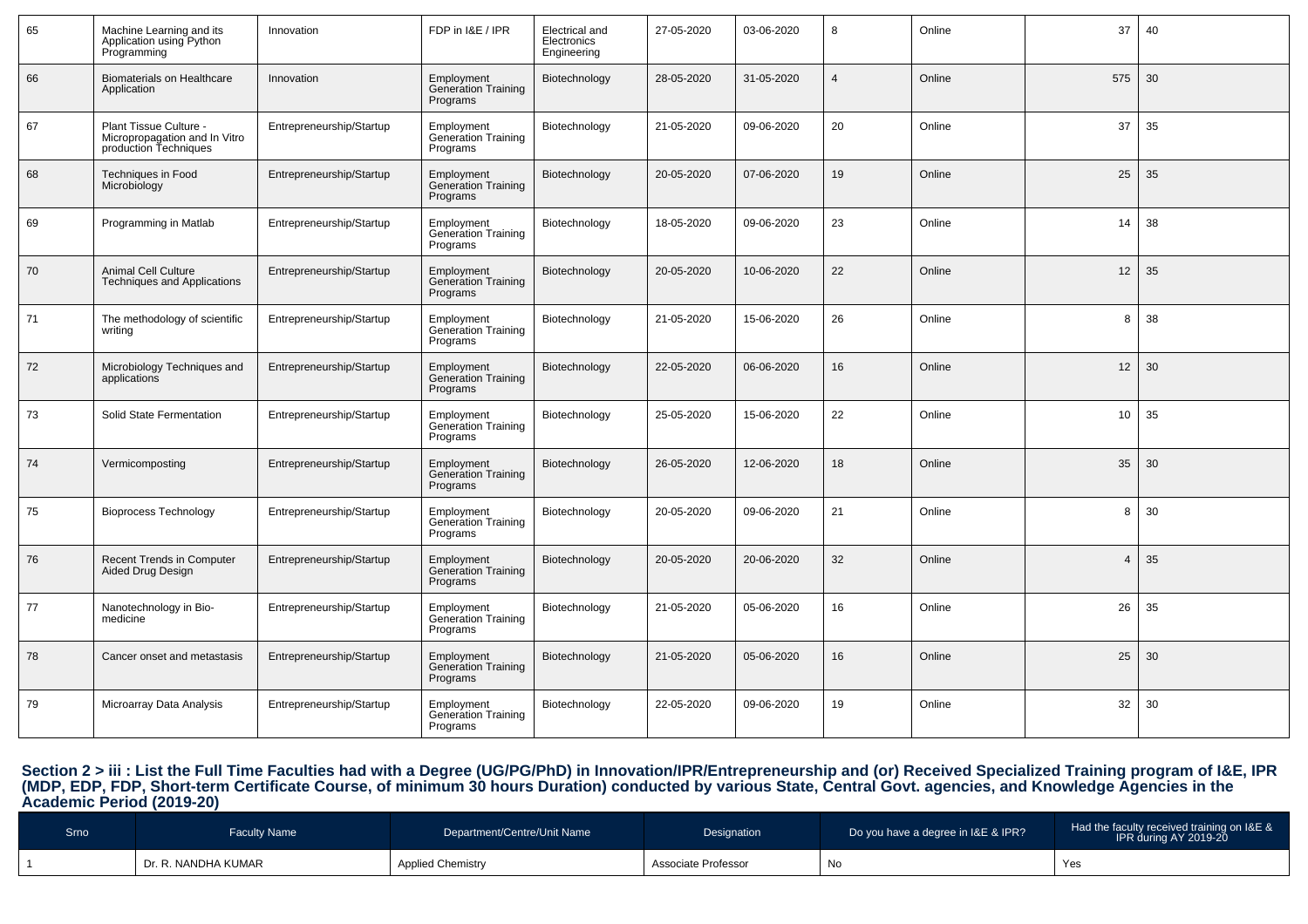| 65 | Machine Learning and its Application using Python Programming | Innovation | FDP in I&E / IPR | Electrical and Electronics Engineering | 27-05-2020 | 03-06-2020 | 8 | Online | 37 | 40 |
|---|---|---|---|---|---|---|---|---|---|---|
| 66 | Biomaterials on Healthcare Application | Innovation | Employment Generation Training Programs | Biotechnology | 28-05-2020 | 31-05-2020 | 4 | Online | 575 | 30 |
| 67 | Plant Tissue Culture - Micropropagation and In Vitro production Techniques | Entrepreneurship/Startup | Employment Generation Training Programs | Biotechnology | 21-05-2020 | 09-06-2020 | 20 | Online | 37 | 35 |
| 68 | Techniques in Food Microbiology | Entrepreneurship/Startup | Employment Generation Training Programs | Biotechnology | 20-05-2020 | 07-06-2020 | 19 | Online | 25 | 35 |
| 69 | Programming in Matlab | Entrepreneurship/Startup | Employment Generation Training Programs | Biotechnology | 18-05-2020 | 09-06-2020 | 23 | Online | 14 | 38 |
| 70 | Animal Cell Culture Techniques and Applications | Entrepreneurship/Startup | Employment Generation Training Programs | Biotechnology | 20-05-2020 | 10-06-2020 | 22 | Online | 12 | 35 |
| 71 | The methodology of scientific writing | Entrepreneurship/Startup | Employment Generation Training Programs | Biotechnology | 21-05-2020 | 15-06-2020 | 26 | Online | 8 | 38 |
| 72 | Microbiology Techniques and applications | Entrepreneurship/Startup | Employment Generation Training Programs | Biotechnology | 22-05-2020 | 06-06-2020 | 16 | Online | 12 | 30 |
| 73 | Solid State Fermentation | Entrepreneurship/Startup | Employment Generation Training Programs | Biotechnology | 25-05-2020 | 15-06-2020 | 22 | Online | 10 | 35 |
| 74 | Vermicomposting | Entrepreneurship/Startup | Employment Generation Training Programs | Biotechnology | 26-05-2020 | 12-06-2020 | 18 | Online | 35 | 30 |
| 75 | Bioprocess Technology | Entrepreneurship/Startup | Employment Generation Training Programs | Biotechnology | 20-05-2020 | 09-06-2020 | 21 | Online | 8 | 30 |
| 76 | Recent Trends in Computer Aided Drug Design | Entrepreneurship/Startup | Employment Generation Training Programs | Biotechnology | 20-05-2020 | 20-06-2020 | 32 | Online | 4 | 35 |
| 77 | Nanotechnology in Bio-medicine | Entrepreneurship/Startup | Employment Generation Training Programs | Biotechnology | 21-05-2020 | 05-06-2020 | 16 | Online | 26 | 35 |
| 78 | Cancer onset and metastasis | Entrepreneurship/Startup | Employment Generation Training Programs | Biotechnology | 21-05-2020 | 05-06-2020 | 16 | Online | 25 | 30 |
| 79 | Microarray Data Analysis | Entrepreneurship/Startup | Employment Generation Training Programs | Biotechnology | 22-05-2020 | 09-06-2020 | 19 | Online | 32 | 30 |

### Section 2 > iii : List the Full Time Faculties had with a Degree (UG/PG/PhD) in Innovation/IPR/Entrepreneurship and (or) Received Specialized Training program of I&E, IPR (MDP, EDP, FDP, Short-term Certificate Course, of minimum 30 hours Duration) conducted by various State, Central Govt. agencies, and Knowledge Agencies in the Academic Period (2019-20)

| Srno | Faculty Name | Department/Centre/Unit Name | Designation | Do you have a degree in I&E & IPR? | Had the faculty received training on I&E & IPR during AY 2019-20 |
|---|---|---|---|---|---|
| 1 | Dr. R. NANDHA KUMAR | Applied Chemistry | Associate Professor | No | Yes |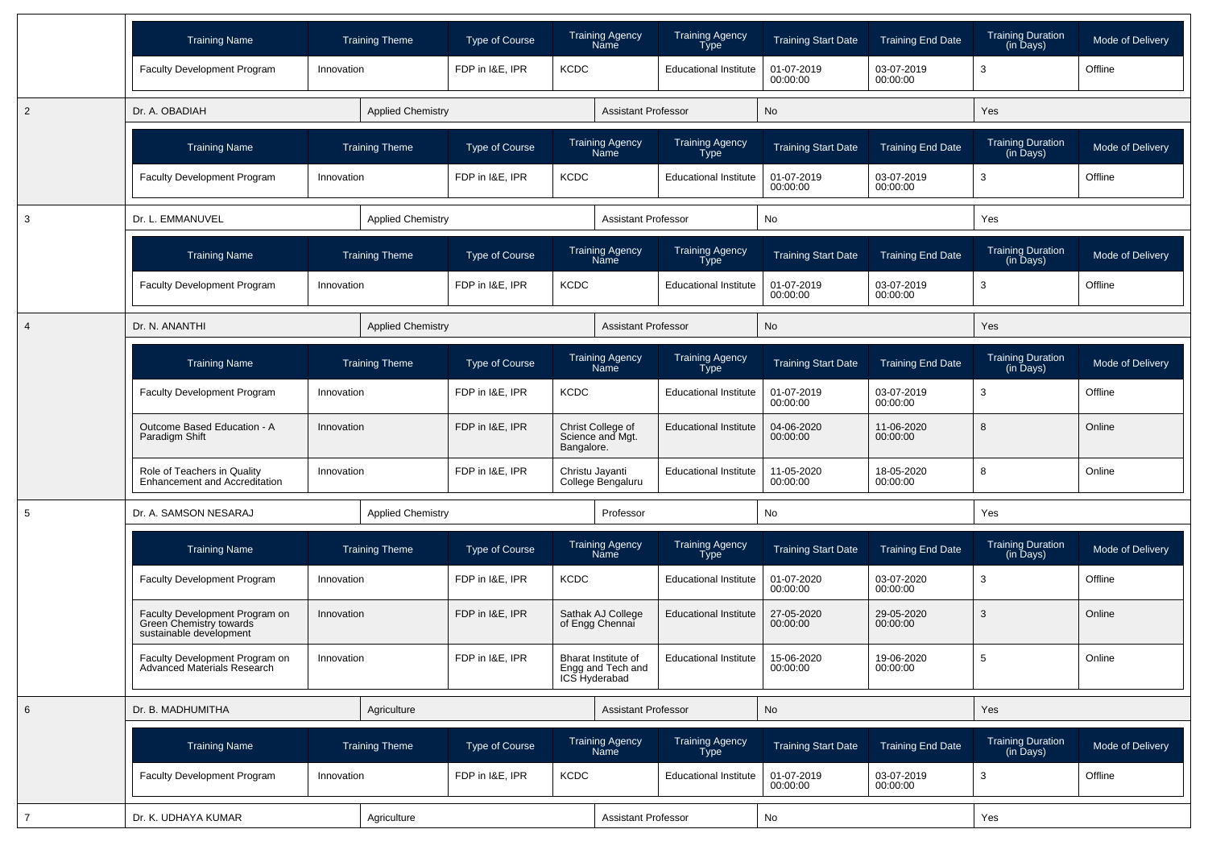| Training Name | Training Theme | Type of Course | Training Agency Name | Training Agency Type | Training Start Date | Training End Date | Training Duration (in Days) | Mode of Delivery |
|---|---|---|---|---|---|---|---|---|
| Faculty Development Program | Innovation | FDP in I&E, IPR | KCDC | Educational Institute | 01-07-2019 00:00:00 | 03-07-2019 00:00:00 | 3 | Offline |

| 2 | Dr. A. OBADIAH | Applied Chemistry | Assistant Professor | No | Yes |
|---|---|---|---|---|---|

| Training Name | Training Theme | Type of Course | Training Agency Name | Training Agency Type | Training Start Date | Training End Date | Training Duration (in Days) | Mode of Delivery |
|---|---|---|---|---|---|---|---|---|
| Faculty Development Program | Innovation | FDP in I&E, IPR | KCDC | Educational Institute | 01-07-2019 00:00:00 | 03-07-2019 00:00:00 | 3 | Offline |

| 3 | Dr. L. EMMANUVEL | Applied Chemistry | Assistant Professor | No | Yes |
|---|---|---|---|---|---|

| Training Name | Training Theme | Type of Course | Training Agency Name | Training Agency Type | Training Start Date | Training End Date | Training Duration (in Days) | Mode of Delivery |
|---|---|---|---|---|---|---|---|---|
| Faculty Development Program | Innovation | FDP in I&E, IPR | KCDC | Educational Institute | 01-07-2019 00:00:00 | 03-07-2019 00:00:00 | 3 | Offline |

| 4 | Dr. N. ANANTHI | Applied Chemistry | Assistant Professor | No | Yes |
|---|---|---|---|---|---|

| Training Name | Training Theme | Type of Course | Training Agency Name | Training Agency Type | Training Start Date | Training End Date | Training Duration (in Days) | Mode of Delivery |
|---|---|---|---|---|---|---|---|---|
| Faculty Development Program | Innovation | FDP in I&E, IPR | KCDC | Educational Institute | 01-07-2019 00:00:00 | 03-07-2019 00:00:00 | 3 | Offline |
| Outcome Based Education - A Paradigm Shift | Innovation | FDP in I&E, IPR | Christ College of Science and Mgt. Bangalore. | Educational Institute | 04-06-2020 00:00:00 | 11-06-2020 00:00:00 | 8 | Online |
| Role of Teachers in Quality Enhancement and Accreditation | Innovation | FDP in I&E, IPR | Christu Jayanti College Bengaluru | Educational Institute | 11-05-2020 00:00:00 | 18-05-2020 00:00:00 | 8 | Online |

| 5 | Dr. A. SAMSON NESARAJ | Applied Chemistry | Professor | No | Yes |
|---|---|---|---|---|---|

| Training Name | Training Theme | Type of Course | Training Agency Name | Training Agency Type | Training Start Date | Training End Date | Training Duration (in Days) | Mode of Delivery |
|---|---|---|---|---|---|---|---|---|
| Faculty Development Program | Innovation | FDP in I&E, IPR | KCDC | Educational Institute | 01-07-2020 00:00:00 | 03-07-2020 00:00:00 | 3 | Offline |
| Faculty Development Program on Green Chemistry towards sustainable development | Innovation | FDP in I&E, IPR | Sathak AJ College of Engg Chennai | Educational Institute | 27-05-2020 00:00:00 | 29-05-2020 00:00:00 | 3 | Online |
| Faculty Development Program on Advanced Materials Research | Innovation | FDP in I&E, IPR | Bharat Institute of Engg and Tech and ICS Hyderabad | Educational Institute | 15-06-2020 00:00:00 | 19-06-2020 00:00:00 | 5 | Online |

| 6 | Dr. B. MADHUMITHA | Agriculture | Assistant Professor | No | Yes |
|---|---|---|---|---|---|

| Training Name | Training Theme | Type of Course | Training Agency Name | Training Agency Type | Training Start Date | Training End Date | Training Duration (in Days) | Mode of Delivery |
|---|---|---|---|---|---|---|---|---|
| Faculty Development Program | Innovation | FDP in I&E, IPR | KCDC | Educational Institute | 01-07-2019 00:00:00 | 03-07-2019 00:00:00 | 3 | Offline |

| 7 | Dr. K. UDHAYA KUMAR | Agriculture | Assistant Professor | No | Yes |
|---|---|---|---|---|---|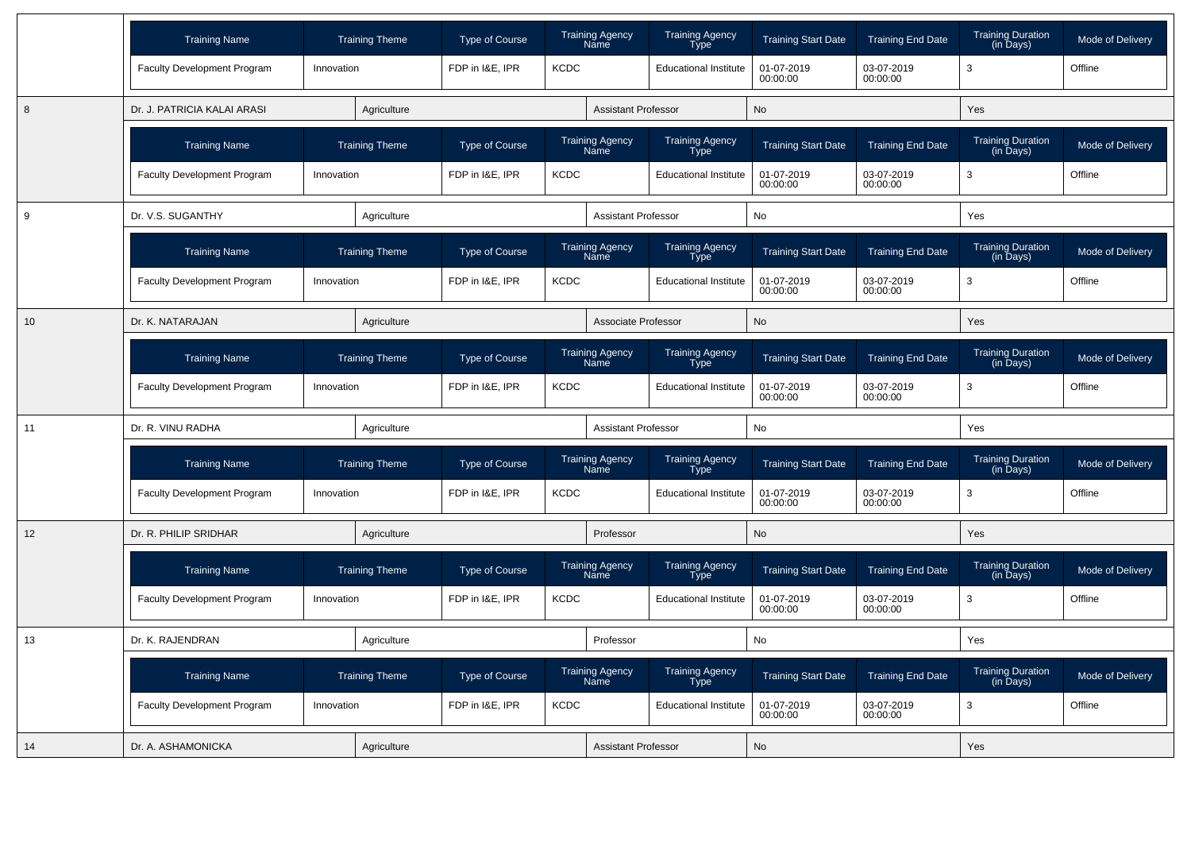| Training Name | Training Theme | Type of Course | Training Agency Name | Training Agency Type | Training Start Date | Training End Date | Training Duration (in Days) | Mode of Delivery |
|---|---|---|---|---|---|---|---|---|
| Faculty Development Program | Innovation | FDP in I&E, IPR | KCDC | Educational Institute | 01-07-2019 00:00:00 | 03-07-2019 00:00:00 | 3 | Offline |

| 8 | Dr. J. PATRICIA KALAI ARASI | Agriculture | Assistant Professor | No | Yes |
|---|---|---|---|---|---|

| Training Name | Training Theme | Type of Course | Training Agency Name | Training Agency Type | Training Start Date | Training End Date | Training Duration (in Days) | Mode of Delivery |
|---|---|---|---|---|---|---|---|---|
| Faculty Development Program | Innovation | FDP in I&E, IPR | KCDC | Educational Institute | 01-07-2019 00:00:00 | 03-07-2019 00:00:00 | 3 | Offline |

| 9 | Dr. V.S. SUGANTHY | Agriculture | Assistant Professor | No | Yes |
|---|---|---|---|---|---|

| Training Name | Training Theme | Type of Course | Training Agency Name | Training Agency Type | Training Start Date | Training End Date | Training Duration (in Days) | Mode of Delivery |
|---|---|---|---|---|---|---|---|---|
| Faculty Development Program | Innovation | FDP in I&E, IPR | KCDC | Educational Institute | 01-07-2019 00:00:00 | 03-07-2019 00:00:00 | 3 | Offline |

| 10 | Dr. K. NATARAJAN | Agriculture | Associate Professor | No | Yes |
|---|---|---|---|---|---|

| Training Name | Training Theme | Type of Course | Training Agency Name | Training Agency Type | Training Start Date | Training End Date | Training Duration (in Days) | Mode of Delivery |
|---|---|---|---|---|---|---|---|---|
| Faculty Development Program | Innovation | FDP in I&E, IPR | KCDC | Educational Institute | 01-07-2019 00:00:00 | 03-07-2019 00:00:00 | 3 | Offline |

| 11 | Dr. R. VINU RADHA | Agriculture | Assistant Professor | No | Yes |
|---|---|---|---|---|---|

| Training Name | Training Theme | Type of Course | Training Agency Name | Training Agency Type | Training Start Date | Training End Date | Training Duration (in Days) | Mode of Delivery |
|---|---|---|---|---|---|---|---|---|
| Faculty Development Program | Innovation | FDP in I&E, IPR | KCDC | Educational Institute | 01-07-2019 00:00:00 | 03-07-2019 00:00:00 | 3 | Offline |

| 12 | Dr. R. PHILIP SRIDHAR | Agriculture | Professor | No | Yes |
|---|---|---|---|---|---|

| Training Name | Training Theme | Type of Course | Training Agency Name | Training Agency Type | Training Start Date | Training End Date | Training Duration (in Days) | Mode of Delivery |
|---|---|---|---|---|---|---|---|---|
| Faculty Development Program | Innovation | FDP in I&E, IPR | KCDC | Educational Institute | 01-07-2019 00:00:00 | 03-07-2019 00:00:00 | 3 | Offline |

| 13 | Dr. K. RAJENDRAN | Agriculture | Professor | No | Yes |
|---|---|---|---|---|---|

| Training Name | Training Theme | Type of Course | Training Agency Name | Training Agency Type | Training Start Date | Training End Date | Training Duration (in Days) | Mode of Delivery |
|---|---|---|---|---|---|---|---|---|
| Faculty Development Program | Innovation | FDP in I&E, IPR | KCDC | Educational Institute | 01-07-2019 00:00:00 | 03-07-2019 00:00:00 | 3 | Offline |

| 14 | Dr. A. ASHAMONICKA | Agriculture | Assistant Professor | No | Yes |
|---|---|---|---|---|---|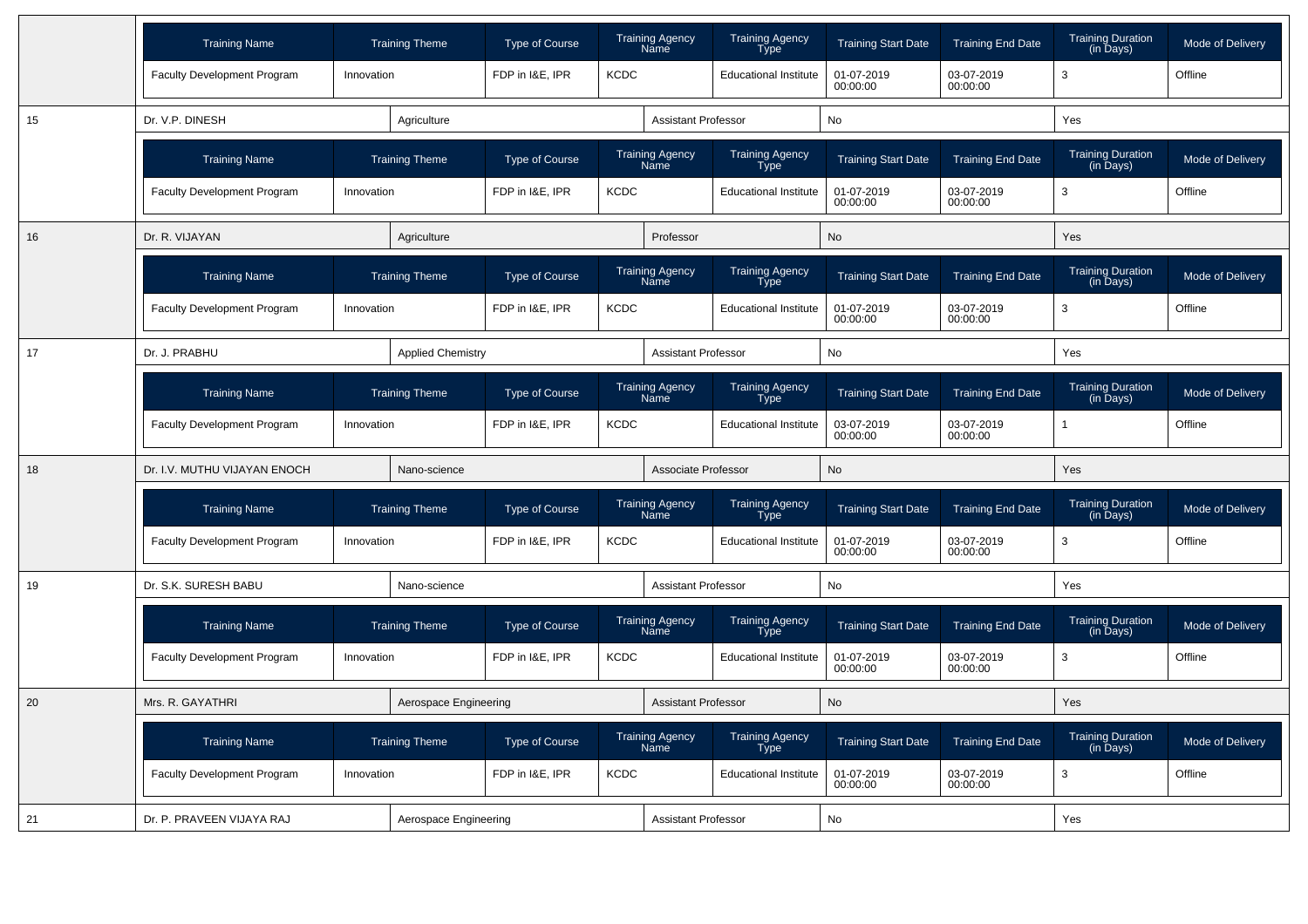| Training Name | Training Theme | Type of Course | Training Agency Name | Training Agency Type | Training Start Date | Training End Date | Training Duration (in Days) | Mode of Delivery |
|---|---|---|---|---|---|---|---|---|
| Faculty Development Program | Innovation | FDP in I&E, IPR | KCDC | Educational Institute | 01-07-2019 00:00:00 | 03-07-2019 00:00:00 | 3 | Offline |

| 15 | Dr. V.P. DINESH | Agriculture | Assistant Professor | No | Yes |
|---|---|---|---|---|---|

| Training Name | Training Theme | Type of Course | Training Agency Name | Training Agency Type | Training Start Date | Training End Date | Training Duration (in Days) | Mode of Delivery |
|---|---|---|---|---|---|---|---|---|
| Faculty Development Program | Innovation | FDP in I&E, IPR | KCDC | Educational Institute | 01-07-2019 00:00:00 | 03-07-2019 00:00:00 | 3 | Offline |

| 16 | Dr. R. VIJAYAN | Agriculture | Professor | No | Yes |
|---|---|---|---|---|---|

| Training Name | Training Theme | Type of Course | Training Agency Name | Training Agency Type | Training Start Date | Training End Date | Training Duration (in Days) | Mode of Delivery |
|---|---|---|---|---|---|---|---|---|
| Faculty Development Program | Innovation | FDP in I&E, IPR | KCDC | Educational Institute | 01-07-2019 00:00:00 | 03-07-2019 00:00:00 | 3 | Offline |

| 17 | Dr. J. PRABHU | Applied Chemistry | Assistant Professor | No | Yes |
|---|---|---|---|---|---|

| Training Name | Training Theme | Type of Course | Training Agency Name | Training Agency Type | Training Start Date | Training End Date | Training Duration (in Days) | Mode of Delivery |
|---|---|---|---|---|---|---|---|---|
| Faculty Development Program | Innovation | FDP in I&E, IPR | KCDC | Educational Institute | 03-07-2019 00:00:00 | 03-07-2019 00:00:00 | 1 | Offline |

| 18 | Dr. I.V. MUTHU VIJAYAN ENOCH | Nano-science | Associate Professor | No | Yes |
|---|---|---|---|---|---|

| Training Name | Training Theme | Type of Course | Training Agency Name | Training Agency Type | Training Start Date | Training End Date | Training Duration (in Days) | Mode of Delivery |
|---|---|---|---|---|---|---|---|---|
| Faculty Development Program | Innovation | FDP in I&E, IPR | KCDC | Educational Institute | 01-07-2019 00:00:00 | 03-07-2019 00:00:00 | 3 | Offline |

| 19 | Dr. S.K. SURESH BABU | Nano-science | Assistant Professor | No | Yes |
|---|---|---|---|---|---|

| Training Name | Training Theme | Type of Course | Training Agency Name | Training Agency Type | Training Start Date | Training End Date | Training Duration (in Days) | Mode of Delivery |
|---|---|---|---|---|---|---|---|---|
| Faculty Development Program | Innovation | FDP in I&E, IPR | KCDC | Educational Institute | 01-07-2019 00:00:00 | 03-07-2019 00:00:00 | 3 | Offline |

| 20 | Mrs. R. GAYATHRI | Aerospace Engineering | Assistant Professor | No | Yes |
|---|---|---|---|---|---|

| Training Name | Training Theme | Type of Course | Training Agency Name | Training Agency Type | Training Start Date | Training End Date | Training Duration (in Days) | Mode of Delivery |
|---|---|---|---|---|---|---|---|---|
| Faculty Development Program | Innovation | FDP in I&E, IPR | KCDC | Educational Institute | 01-07-2019 00:00:00 | 03-07-2019 00:00:00 | 3 | Offline |

| 21 | Dr. P. PRAVEEN VIJAYA RAJ | Aerospace Engineering | Assistant Professor | No | Yes |
|---|---|---|---|---|---|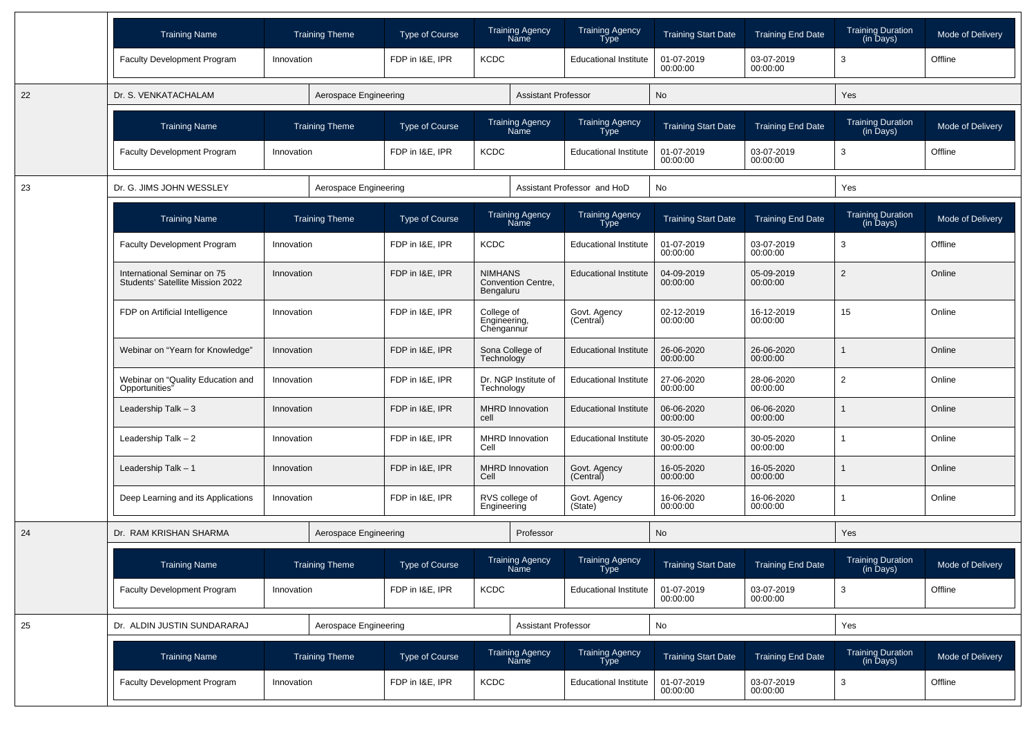| Training Name | Training Theme | Type of Course | Training Agency Name | Training Agency Type | Training Start Date | Training End Date | Training Duration (in Days) | Mode of Delivery |
|---|---|---|---|---|---|---|---|---|
| Faculty Development Program | Innovation | FDP in I&E, IPR | KCDC | Educational Institute | 01-07-2019 00:00:00 | 03-07-2019 00:00:00 | 3 | Offline |

| 22 | Dr. S. VENKATACHALAM | Aerospace Engineering | Assistant Professor | No | Yes |
|---|---|---|---|---|---|

| Training Name | Training Theme | Type of Course | Training Agency Name | Training Agency Type | Training Start Date | Training End Date | Training Duration (in Days) | Mode of Delivery |
|---|---|---|---|---|---|---|---|---|
| Faculty Development Program | Innovation | FDP in I&E, IPR | KCDC | Educational Institute | 01-07-2019 00:00:00 | 03-07-2019 00:00:00 | 3 | Offline |

| 23 | Dr. G. JIMS JOHN WESSLEY | Aerospace Engineering | Assistant Professor and HoD | No | Yes |
|---|---|---|---|---|---|

| Training Name | Training Theme | Type of Course | Training Agency Name | Training Agency Type | Training Start Date | Training End Date | Training Duration (in Days) | Mode of Delivery |
|---|---|---|---|---|---|---|---|---|
| Faculty Development Program | Innovation | FDP in I&E, IPR | KCDC | Educational Institute | 01-07-2019 00:00:00 | 03-07-2019 00:00:00 | 3 | Offline |
| International Seminar on 75 Students' Satellite Mission 2022 | Innovation | FDP in I&E, IPR | NIMHANS Convention Centre, Bengaluru | Educational Institute | 04-09-2019 00:00:00 | 05-09-2019 00:00:00 | 2 | Online |
| FDP on Artificial Intelligence | Innovation | FDP in I&E, IPR | College of Engineering, Chengannur | Govt. Agency (Central) | 02-12-2019 00:00:00 | 16-12-2019 00:00:00 | 15 | Online |
| Webinar on "Yearn for Knowledge" | Innovation | FDP in I&E, IPR | Sona College of Technology | Educational Institute | 26-06-2020 00:00:00 | 26-06-2020 00:00:00 | 1 | Online |
| Webinar on "Quality Education and Opportunities" | Innovation | FDP in I&E, IPR | Dr. NGP Institute of Technology | Educational Institute | 27-06-2020 00:00:00 | 28-06-2020 00:00:00 | 2 | Online |
| Leadership Talk – 3 | Innovation | FDP in I&E, IPR | MHRD Innovation cell | Educational Institute | 06-06-2020 00:00:00 | 06-06-2020 00:00:00 | 1 | Online |
| Leadership Talk – 2 | Innovation | FDP in I&E, IPR | MHRD Innovation Cell | Educational Institute | 30-05-2020 00:00:00 | 30-05-2020 00:00:00 | 1 | Online |
| Leadership Talk – 1 | Innovation | FDP in I&E, IPR | MHRD Innovation Cell | Govt. Agency (Central) | 16-05-2020 00:00:00 | 16-05-2020 00:00:00 | 1 | Online |
| Deep Learning and its Applications | Innovation | FDP in I&E, IPR | RVS college of Engineering | Govt. Agency (State) | 16-06-2020 00:00:00 | 16-06-2020 00:00:00 | 1 | Online |

| 24 | Dr. RAM KRISHAN SHARMA | Aerospace Engineering | Professor | No | Yes |
|---|---|---|---|---|---|

| Training Name | Training Theme | Type of Course | Training Agency Name | Training Agency Type | Training Start Date | Training End Date | Training Duration (in Days) | Mode of Delivery |
|---|---|---|---|---|---|---|---|---|
| Faculty Development Program | Innovation | FDP in I&E, IPR | KCDC | Educational Institute | 01-07-2019 00:00:00 | 03-07-2019 00:00:00 | 3 | Offline |

| 25 | Dr. ALDIN JUSTIN SUNDARARAJ | Aerospace Engineering | Assistant Professor | No | Yes |
|---|---|---|---|---|---|

| Training Name | Training Theme | Type of Course | Training Agency Name | Training Agency Type | Training Start Date | Training End Date | Training Duration (in Days) | Mode of Delivery |
|---|---|---|---|---|---|---|---|---|
| Faculty Development Program | Innovation | FDP in I&E, IPR | KCDC | Educational Institute | 01-07-2019 00:00:00 | 03-07-2019 00:00:00 | 3 | Offline |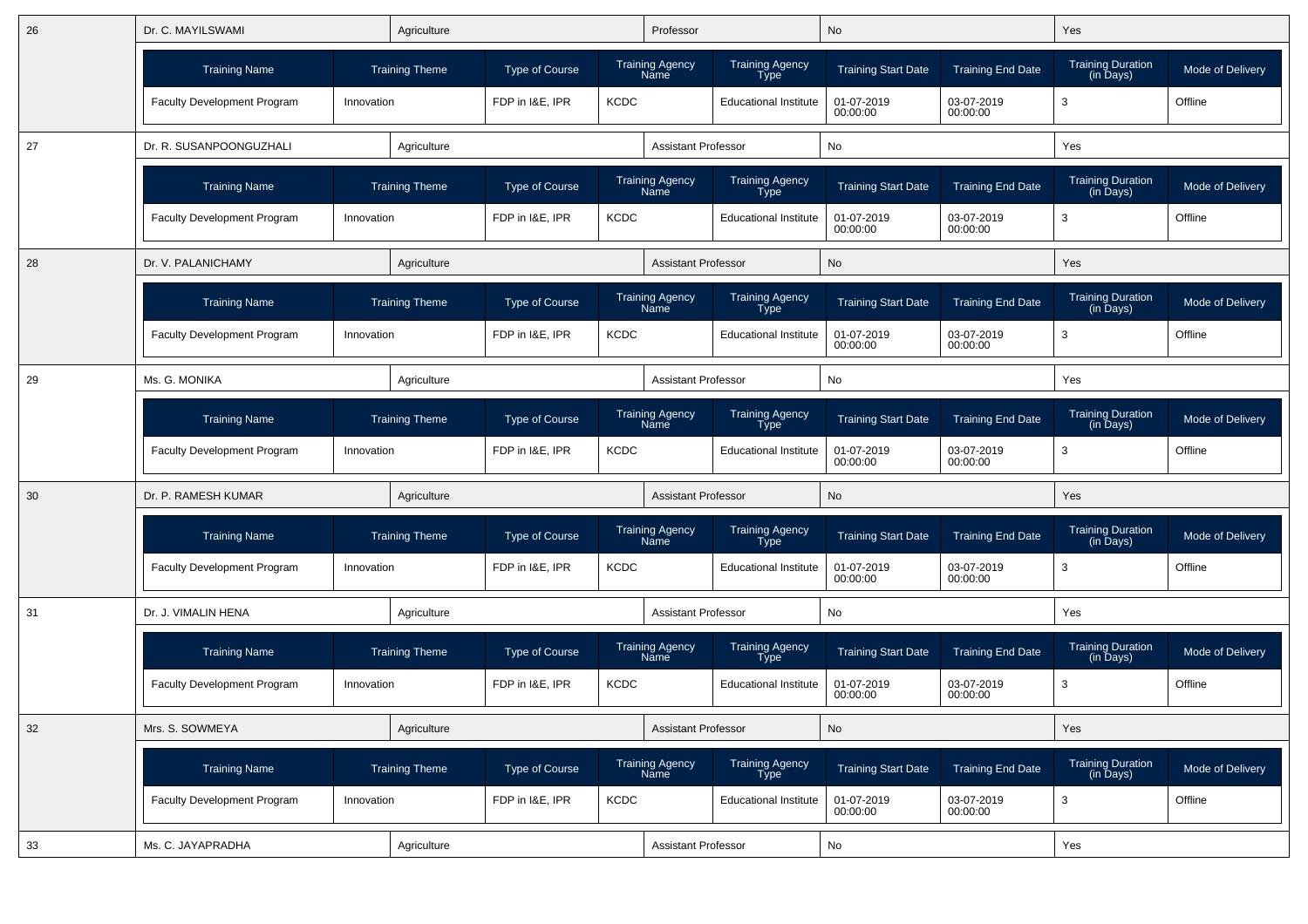| 26 | Dr. C. MAYILSWAMI | Agriculture | Professor | No | Yes |
|---|---|---|---|---|---|

| Training Name | Training Theme | Type of Course | Training Agency Name | Training Agency Type | Training Start Date | Training End Date | Training Duration (in Days) | Mode of Delivery |
|---|---|---|---|---|---|---|---|---|
| Faculty Development Program | Innovation | FDP in I&E, IPR | KCDC | Educational Institute | 01-07-2019 00:00:00 | 03-07-2019 00:00:00 | 3 | Offline |

| 27 | Dr. R. SUSANPOONGUZHALI | Agriculture | Assistant Professor | No | Yes |
|---|---|---|---|---|---|

| Training Name | Training Theme | Type of Course | Training Agency Name | Training Agency Type | Training Start Date | Training End Date | Training Duration (in Days) | Mode of Delivery |
|---|---|---|---|---|---|---|---|---|
| Faculty Development Program | Innovation | FDP in I&E, IPR | KCDC | Educational Institute | 01-07-2019 00:00:00 | 03-07-2019 00:00:00 | 3 | Offline |

| 28 | Dr. V. PALANICHAMY | Agriculture | Assistant Professor | No | Yes |
|---|---|---|---|---|---|

| Training Name | Training Theme | Type of Course | Training Agency Name | Training Agency Type | Training Start Date | Training End Date | Training Duration (in Days) | Mode of Delivery |
|---|---|---|---|---|---|---|---|---|
| Faculty Development Program | Innovation | FDP in I&E, IPR | KCDC | Educational Institute | 01-07-2019 00:00:00 | 03-07-2019 00:00:00 | 3 | Offline |

| 29 | Ms. G. MONIKA | Agriculture | Assistant Professor | No | Yes |
|---|---|---|---|---|---|

| Training Name | Training Theme | Type of Course | Training Agency Name | Training Agency Type | Training Start Date | Training End Date | Training Duration (in Days) | Mode of Delivery |
|---|---|---|---|---|---|---|---|---|
| Faculty Development Program | Innovation | FDP in I&E, IPR | KCDC | Educational Institute | 01-07-2019 00:00:00 | 03-07-2019 00:00:00 | 3 | Offline |

| 30 | Dr. P. RAMESH KUMAR | Agriculture | Assistant Professor | No | Yes |
|---|---|---|---|---|---|

| Training Name | Training Theme | Type of Course | Training Agency Name | Training Agency Type | Training Start Date | Training End Date | Training Duration (in Days) | Mode of Delivery |
|---|---|---|---|---|---|---|---|---|
| Faculty Development Program | Innovation | FDP in I&E, IPR | KCDC | Educational Institute | 01-07-2019 00:00:00 | 03-07-2019 00:00:00 | 3 | Offline |

| 31 | Dr. J. VIMALIN HENA | Agriculture | Assistant Professor | No | Yes |
|---|---|---|---|---|---|

| Training Name | Training Theme | Type of Course | Training Agency Name | Training Agency Type | Training Start Date | Training End Date | Training Duration (in Days) | Mode of Delivery |
|---|---|---|---|---|---|---|---|---|
| Faculty Development Program | Innovation | FDP in I&E, IPR | KCDC | Educational Institute | 01-07-2019 00:00:00 | 03-07-2019 00:00:00 | 3 | Offline |

| 32 | Mrs. S. SOWMEYA | Agriculture | Assistant Professor | No | Yes |
|---|---|---|---|---|---|

| Training Name | Training Theme | Type of Course | Training Agency Name | Training Agency Type | Training Start Date | Training End Date | Training Duration (in Days) | Mode of Delivery |
|---|---|---|---|---|---|---|---|---|
| Faculty Development Program | Innovation | FDP in I&E, IPR | KCDC | Educational Institute | 01-07-2019 00:00:00 | 03-07-2019 00:00:00 | 3 | Offline |

| 33 | Ms. C. JAYAPRADHA | Agriculture | Assistant Professor | No | Yes |
|---|---|---|---|---|---|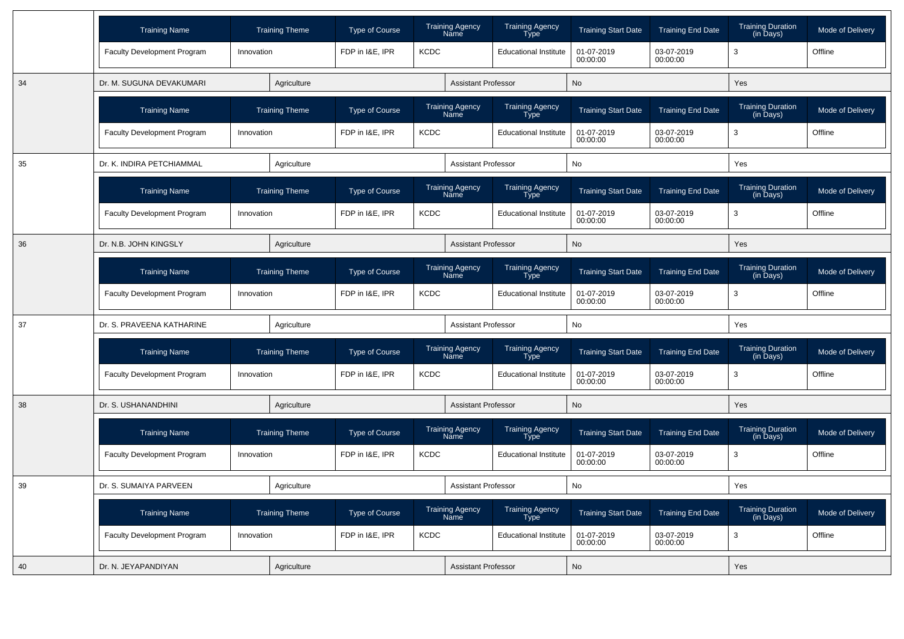| Training Name | Training Theme | Type of Course | Training Agency Name | Training Agency Type | Training Start Date | Training End Date | Training Duration (in Days) | Mode of Delivery |
|---|---|---|---|---|---|---|---|---|
| Faculty Development Program | Innovation | FDP in I&E, IPR | KCDC | Educational Institute | 01-07-2019 00:00:00 | 03-07-2019 00:00:00 | 3 | Offline |

| 34 | Dr. M. SUGUNA DEVAKUMARI | Agriculture | Assistant Professor | No | Yes |
|---|---|---|---|---|---|

| Training Name | Training Theme | Type of Course | Training Agency Name | Training Agency Type | Training Start Date | Training End Date | Training Duration (in Days) | Mode of Delivery |
|---|---|---|---|---|---|---|---|---|
| Faculty Development Program | Innovation | FDP in I&E, IPR | KCDC | Educational Institute | 01-07-2019 00:00:00 | 03-07-2019 00:00:00 | 3 | Offline |

| 35 | Dr. K. INDIRA PETCHIAMMAL | Agriculture | Assistant Professor | No | Yes |
|---|---|---|---|---|---|

| Training Name | Training Theme | Type of Course | Training Agency Name | Training Agency Type | Training Start Date | Training End Date | Training Duration (in Days) | Mode of Delivery |
|---|---|---|---|---|---|---|---|---|
| Faculty Development Program | Innovation | FDP in I&E, IPR | KCDC | Educational Institute | 01-07-2019 00:00:00 | 03-07-2019 00:00:00 | 3 | Offline |

| 36 | Dr. N.B. JOHN KINGSLY | Agriculture | Assistant Professor | No | Yes |
|---|---|---|---|---|---|

| Training Name | Training Theme | Type of Course | Training Agency Name | Training Agency Type | Training Start Date | Training End Date | Training Duration (in Days) | Mode of Delivery |
|---|---|---|---|---|---|---|---|---|
| Faculty Development Program | Innovation | FDP in I&E, IPR | KCDC | Educational Institute | 01-07-2019 00:00:00 | 03-07-2019 00:00:00 | 3 | Offline |

| 37 | Dr. S. PRAVEENA KATHARINE | Agriculture | Assistant Professor | No | Yes |
|---|---|---|---|---|---|

| Training Name | Training Theme | Type of Course | Training Agency Name | Training Agency Type | Training Start Date | Training End Date | Training Duration (in Days) | Mode of Delivery |
|---|---|---|---|---|---|---|---|---|
| Faculty Development Program | Innovation | FDP in I&E, IPR | KCDC | Educational Institute | 01-07-2019 00:00:00 | 03-07-2019 00:00:00 | 3 | Offline |

| 38 | Dr. S. USHANANDHINI | Agriculture | Assistant Professor | No | Yes |
|---|---|---|---|---|---|

| Training Name | Training Theme | Type of Course | Training Agency Name | Training Agency Type | Training Start Date | Training End Date | Training Duration (in Days) | Mode of Delivery |
|---|---|---|---|---|---|---|---|---|
| Faculty Development Program | Innovation | FDP in I&E, IPR | KCDC | Educational Institute | 01-07-2019 00:00:00 | 03-07-2019 00:00:00 | 3 | Offline |

| 39 | Dr. S. SUMAIYA PARVEEN | Agriculture | Assistant Professor | No | Yes |
|---|---|---|---|---|---|

| Training Name | Training Theme | Type of Course | Training Agency Name | Training Agency Type | Training Start Date | Training End Date | Training Duration (in Days) | Mode of Delivery |
|---|---|---|---|---|---|---|---|---|
| Faculty Development Program | Innovation | FDP in I&E, IPR | KCDC | Educational Institute | 01-07-2019 00:00:00 | 03-07-2019 00:00:00 | 3 | Offline |

| 40 | Dr. N. JEYAPANDIYAN | Agriculture | Assistant Professor | No | Yes |
|---|---|---|---|---|---|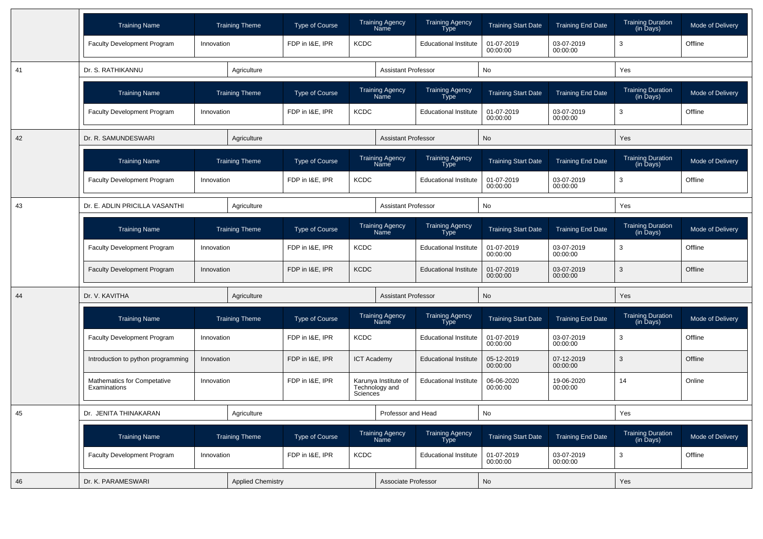| Training Name | Training Theme | Type of Course | Training Agency Name | Training Agency Type | Training Start Date | Training End Date | Training Duration (in Days) | Mode of Delivery |
|---|---|---|---|---|---|---|---|---|
| Faculty Development Program | Innovation | FDP in I&E, IPR | KCDC | Educational Institute | 01-07-2019 00:00:00 | 03-07-2019 00:00:00 | 3 | Offline |

| 41 | Dr. S. RATHIKANNU | Agriculture | Assistant Professor | No | Yes |
|---|---|---|---|---|---|

| Training Name | Training Theme | Type of Course | Training Agency Name | Training Agency Type | Training Start Date | Training End Date | Training Duration (in Days) | Mode of Delivery |
|---|---|---|---|---|---|---|---|---|
| Faculty Development Program | Innovation | FDP in I&E, IPR | KCDC | Educational Institute | 01-07-2019 00:00:00 | 03-07-2019 00:00:00 | 3 | Offline |

| 42 | Dr. R. SAMUNDESWARI | Agriculture | Assistant Professor | No | Yes |
|---|---|---|---|---|---|

| Training Name | Training Theme | Type of Course | Training Agency Name | Training Agency Type | Training Start Date | Training End Date | Training Duration (in Days) | Mode of Delivery |
|---|---|---|---|---|---|---|---|---|
| Faculty Development Program | Innovation | FDP in I&E, IPR | KCDC | Educational Institute | 01-07-2019 00:00:00 | 03-07-2019 00:00:00 | 3 | Offline |

| 43 | Dr. E. ADLIN PRICILLA VASANTHI | Agriculture | Assistant Professor | No | Yes |
|---|---|---|---|---|---|

| Training Name | Training Theme | Type of Course | Training Agency Name | Training Agency Type | Training Start Date | Training End Date | Training Duration (in Days) | Mode of Delivery |
|---|---|---|---|---|---|---|---|---|
| Faculty Development Program | Innovation | FDP in I&E, IPR | KCDC | Educational Institute | 01-07-2019 00:00:00 | 03-07-2019 00:00:00 | 3 | Offline |
| Faculty Development Program | Innovation | FDP in I&E, IPR | KCDC | Educational Institute | 01-07-2019 00:00:00 | 03-07-2019 00:00:00 | 3 | Offline |

| 44 | Dr. V. KAVITHA | Agriculture | Assistant Professor | No | Yes |
|---|---|---|---|---|---|

| Training Name | Training Theme | Type of Course | Training Agency Name | Training Agency Type | Training Start Date | Training End Date | Training Duration (in Days) | Mode of Delivery |
|---|---|---|---|---|---|---|---|---|
| Faculty Development Program | Innovation | FDP in I&E, IPR | KCDC | Educational Institute | 01-07-2019 00:00:00 | 03-07-2019 00:00:00 | 3 | Offline |
| Introduction to python programming | Innovation | FDP in I&E, IPR | ICT Academy | Educational Institute | 05-12-2019 00:00:00 | 07-12-2019 00:00:00 | 3 | Offline |
| Mathematics for Competative Examinations | Innovation | FDP in I&E, IPR | Karunya Institute of Technology and Sciences | Educational Institute | 06-06-2020 00:00:00 | 19-06-2020 00:00:00 | 14 | Online |

| 45 | Dr. JENITA THINAKARAN | Agriculture | Professor and Head | No | Yes |
|---|---|---|---|---|---|

| Training Name | Training Theme | Type of Course | Training Agency Name | Training Agency Type | Training Start Date | Training End Date | Training Duration (in Days) | Mode of Delivery |
|---|---|---|---|---|---|---|---|---|
| Faculty Development Program | Innovation | FDP in I&E, IPR | KCDC | Educational Institute | 01-07-2019 00:00:00 | 03-07-2019 00:00:00 | 3 | Offline |

| 46 | Dr. K. PARAMESWARI | Applied Chemistry | Associate Professor | No | Yes |
|---|---|---|---|---|---|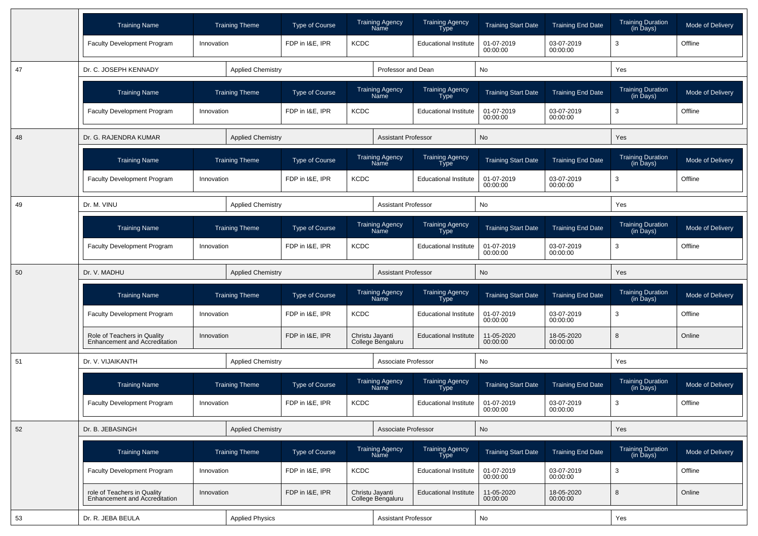| Training Name | Training Theme | Type of Course | Training Agency Name | Training Agency Type | Training Start Date | Training End Date | Training Duration (in Days) | Mode of Delivery |
|---|---|---|---|---|---|---|---|---|
| Faculty Development Program | Innovation | FDP in I&E, IPR | KCDC | Educational Institute | 01-07-2019 00:00:00 | 03-07-2019 00:00:00 | 3 | Offline |

| 47 | Dr. C. JOSEPH KENNADY | Applied Chemistry | Professor and Dean | No | Yes |
|---|---|---|---|---|---|

| Training Name | Training Theme | Type of Course | Training Agency Name | Training Agency Type | Training Start Date | Training End Date | Training Duration (in Days) | Mode of Delivery |
|---|---|---|---|---|---|---|---|---|
| Faculty Development Program | Innovation | FDP in I&E, IPR | KCDC | Educational Institute | 01-07-2019 00:00:00 | 03-07-2019 00:00:00 | 3 | Offline |

| 48 | Dr. G. RAJENDRA KUMAR | Applied Chemistry | Assistant Professor | No | Yes |
|---|---|---|---|---|---|

| Training Name | Training Theme | Type of Course | Training Agency Name | Training Agency Type | Training Start Date | Training End Date | Training Duration (in Days) | Mode of Delivery |
|---|---|---|---|---|---|---|---|---|
| Faculty Development Program | Innovation | FDP in I&E, IPR | KCDC | Educational Institute | 01-07-2019 00:00:00 | 03-07-2019 00:00:00 | 3 | Offline |

| 49 | Dr. M. VINU | Applied Chemistry | Assistant Professor | No | Yes |
|---|---|---|---|---|---|

| Training Name | Training Theme | Type of Course | Training Agency Name | Training Agency Type | Training Start Date | Training End Date | Training Duration (in Days) | Mode of Delivery |
|---|---|---|---|---|---|---|---|---|
| Faculty Development Program | Innovation | FDP in I&E, IPR | KCDC | Educational Institute | 01-07-2019 00:00:00 | 03-07-2019 00:00:00 | 3 | Offline |

| 50 | Dr. V. MADHU | Applied Chemistry | Assistant Professor | No | Yes |
|---|---|---|---|---|---|

| Training Name | Training Theme | Type of Course | Training Agency Name | Training Agency Type | Training Start Date | Training End Date | Training Duration (in Days) | Mode of Delivery |
|---|---|---|---|---|---|---|---|---|
| Faculty Development Program | Innovation | FDP in I&E, IPR | KCDC | Educational Institute | 01-07-2019 00:00:00 | 03-07-2019 00:00:00 | 3 | Offline |
| Role of Teachers in Quality Enhancement and Accreditation | Innovation | FDP in I&E, IPR | Christu Jayanti College Bengaluru | Educational Institute | 11-05-2020 00:00:00 | 18-05-2020 00:00:00 | 8 | Online |

| 51 | Dr. V. VIJAIKANTH | Applied Chemistry | Associate Professor | No | Yes |
|---|---|---|---|---|---|

| Training Name | Training Theme | Type of Course | Training Agency Name | Training Agency Type | Training Start Date | Training End Date | Training Duration (in Days) | Mode of Delivery |
|---|---|---|---|---|---|---|---|---|
| Faculty Development Program | Innovation | FDP in I&E, IPR | KCDC | Educational Institute | 01-07-2019 00:00:00 | 03-07-2019 00:00:00 | 3 | Offline |

| 52 | Dr. B. JEBASINGH | Applied Chemistry | Associate Professor | No | Yes |
|---|---|---|---|---|---|

| Training Name | Training Theme | Type of Course | Training Agency Name | Training Agency Type | Training Start Date | Training End Date | Training Duration (in Days) | Mode of Delivery |
|---|---|---|---|---|---|---|---|---|
| Faculty Development Program | Innovation | FDP in I&E, IPR | KCDC | Educational Institute | 01-07-2019 00:00:00 | 03-07-2019 00:00:00 | 3 | Offline |
| role of Teachers in Quality Enhancement and Accreditation | Innovation | FDP in I&E, IPR | Christu Jayanti College Bengaluru | Educational Institute | 11-05-2020 00:00:00 | 18-05-2020 00:00:00 | 8 | Online |

| 53 | Dr. R. JEBA BEULA | Applied Physics | Assistant Professor | No | Yes |
|---|---|---|---|---|---|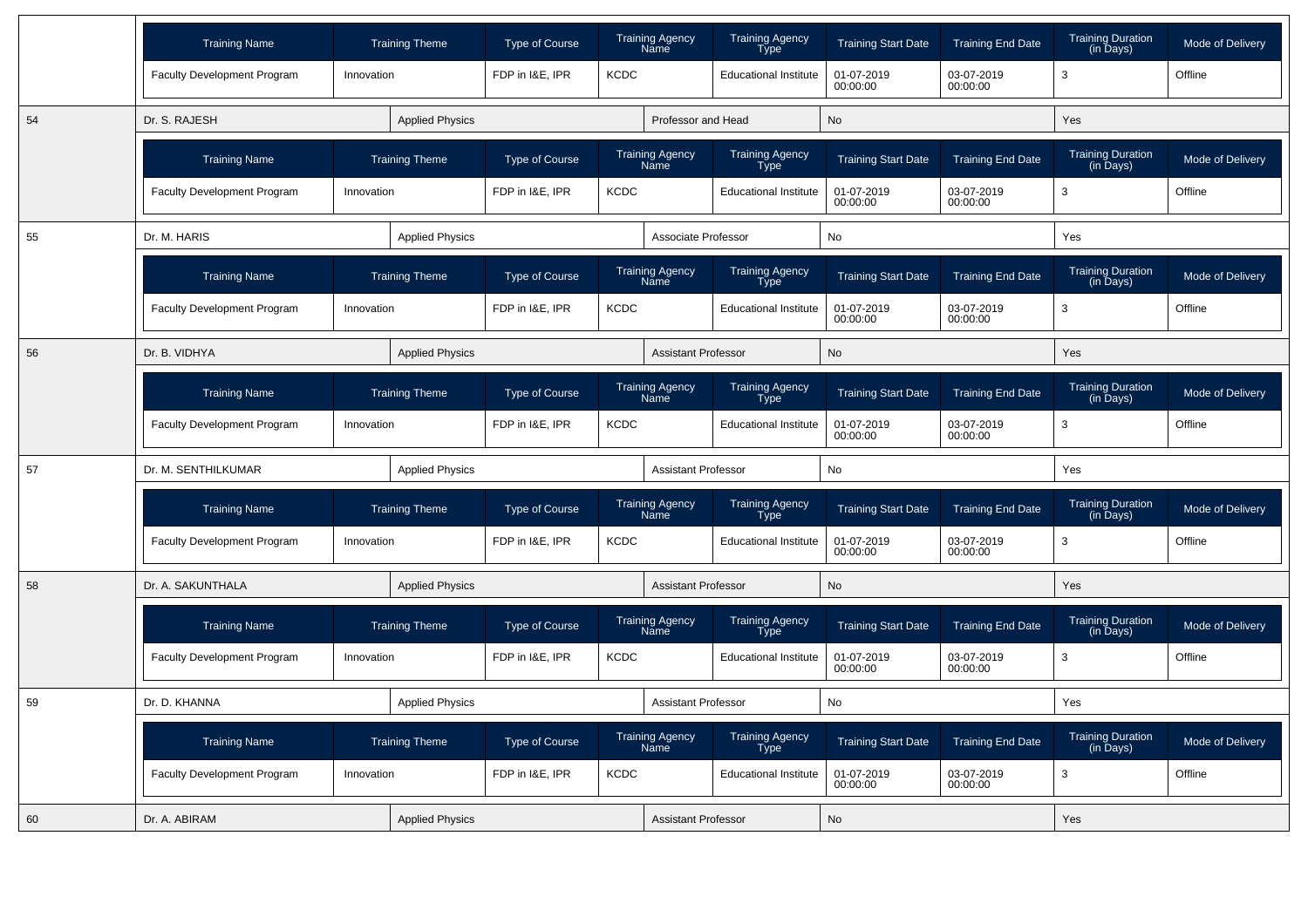| Training Name | Training Theme | Type of Course | Training Agency Name | Training Agency Type | Training Start Date | Training End Date | Training Duration (in Days) | Mode of Delivery |
|---|---|---|---|---|---|---|---|---|
| Faculty Development Program | Innovation | FDP in I&E, IPR | KCDC | Educational Institute | 01-07-2019 00:00:00 | 03-07-2019 00:00:00 | 3 | Offline |

| 54 | Dr. S. RAJESH | Applied Physics | Professor and Head | No | Yes |
|---|---|---|---|---|---|

| Training Name | Training Theme | Type of Course | Training Agency Name | Training Agency Type | Training Start Date | Training End Date | Training Duration (in Days) | Mode of Delivery |
|---|---|---|---|---|---|---|---|---|
| Faculty Development Program | Innovation | FDP in I&E, IPR | KCDC | Educational Institute | 01-07-2019 00:00:00 | 03-07-2019 00:00:00 | 3 | Offline |

| 55 | Dr. M. HARIS | Applied Physics | Associate Professor | No | Yes |
|---|---|---|---|---|---|

| Training Name | Training Theme | Type of Course | Training Agency Name | Training Agency Type | Training Start Date | Training End Date | Training Duration (in Days) | Mode of Delivery |
|---|---|---|---|---|---|---|---|---|
| Faculty Development Program | Innovation | FDP in I&E, IPR | KCDC | Educational Institute | 01-07-2019 00:00:00 | 03-07-2019 00:00:00 | 3 | Offline |

| 56 | Dr. B. VIDHYA | Applied Physics | Assistant Professor | No | Yes |
|---|---|---|---|---|---|

| Training Name | Training Theme | Type of Course | Training Agency Name | Training Agency Type | Training Start Date | Training End Date | Training Duration (in Days) | Mode of Delivery |
|---|---|---|---|---|---|---|---|---|
| Faculty Development Program | Innovation | FDP in I&E, IPR | KCDC | Educational Institute | 01-07-2019 00:00:00 | 03-07-2019 00:00:00 | 3 | Offline |

| 57 | Dr. M. SENTHILKUMAR | Applied Physics | Assistant Professor | No | Yes |
|---|---|---|---|---|---|

| Training Name | Training Theme | Type of Course | Training Agency Name | Training Agency Type | Training Start Date | Training End Date | Training Duration (in Days) | Mode of Delivery |
|---|---|---|---|---|---|---|---|---|
| Faculty Development Program | Innovation | FDP in I&E, IPR | KCDC | Educational Institute | 01-07-2019 00:00:00 | 03-07-2019 00:00:00 | 3 | Offline |

| 58 | Dr. A. SAKUNTHALA | Applied Physics | Assistant Professor | No | Yes |
|---|---|---|---|---|---|

| Training Name | Training Theme | Type of Course | Training Agency Name | Training Agency Type | Training Start Date | Training End Date | Training Duration (in Days) | Mode of Delivery |
|---|---|---|---|---|---|---|---|---|
| Faculty Development Program | Innovation | FDP in I&E, IPR | KCDC | Educational Institute | 01-07-2019 00:00:00 | 03-07-2019 00:00:00 | 3 | Offline |

| 59 | Dr. D. KHANNA | Applied Physics | Assistant Professor | No | Yes |
|---|---|---|---|---|---|

| Training Name | Training Theme | Type of Course | Training Agency Name | Training Agency Type | Training Start Date | Training End Date | Training Duration (in Days) | Mode of Delivery |
|---|---|---|---|---|---|---|---|---|
| Faculty Development Program | Innovation | FDP in I&E, IPR | KCDC | Educational Institute | 01-07-2019 00:00:00 | 03-07-2019 00:00:00 | 3 | Offline |

| 60 | Dr. A. ABIRAM | Applied Physics | Assistant Professor | No | Yes |
|---|---|---|---|---|---|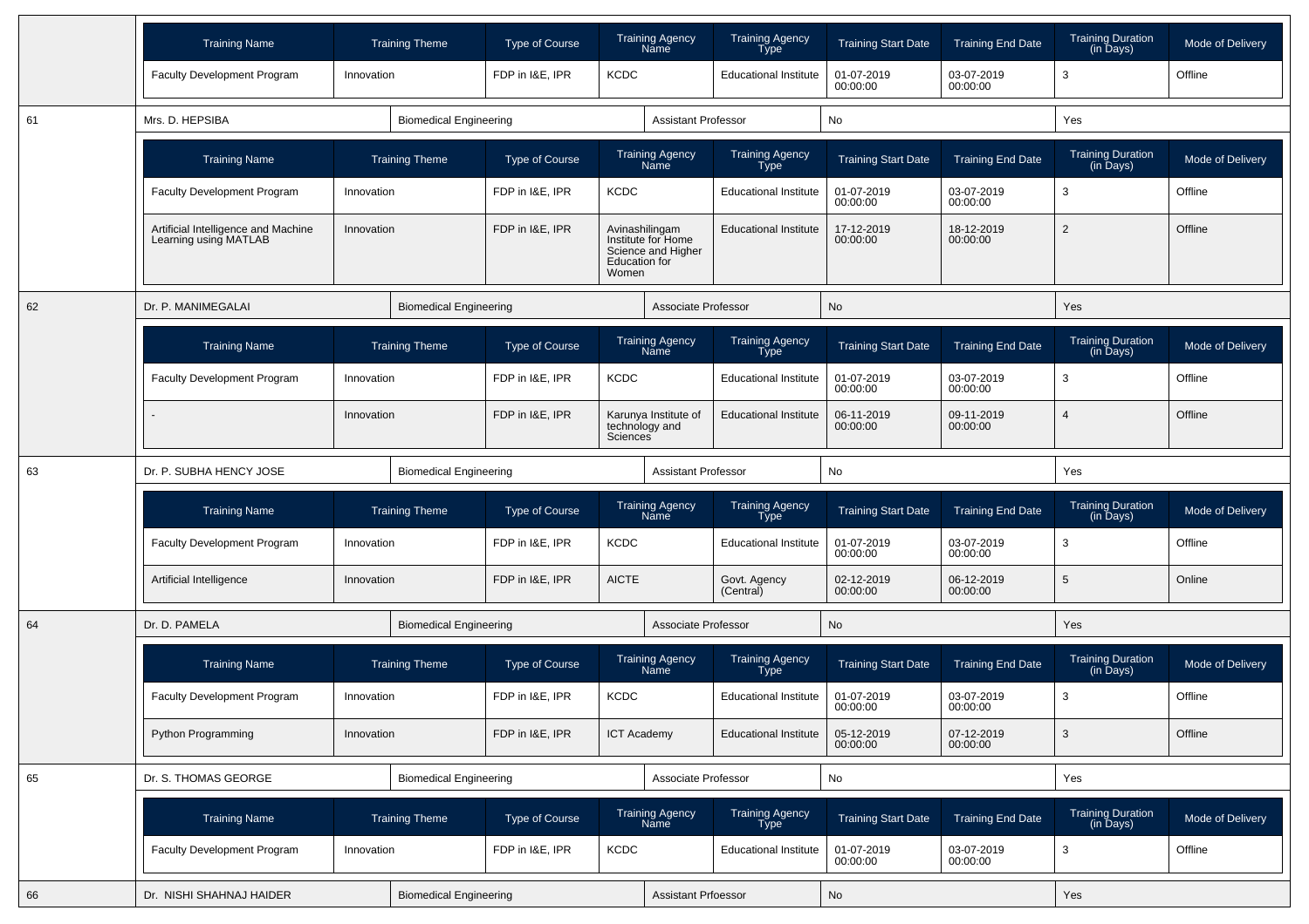| Training Name | Training Theme | Type of Course | Training Agency Name | Training Agency Type | Training Start Date | Training End Date | Training Duration (in Days) | Mode of Delivery |
|---|---|---|---|---|---|---|---|---|
| Faculty Development Program | Innovation | FDP in I&E, IPR | KCDC | Educational Institute | 01-07-2019 00:00:00 | 03-07-2019 00:00:00 | 3 | Offline |

| 61 | Mrs. D. HEPSIBA | Biomedical Engineering | Assistant Professor | No | Yes |
|---|---|---|---|---|---|

| Training Name | Training Theme | Type of Course | Training Agency Name | Training Agency Type | Training Start Date | Training End Date | Training Duration (in Days) | Mode of Delivery |
|---|---|---|---|---|---|---|---|---|
| Faculty Development Program | Innovation | FDP in I&E, IPR | KCDC | Educational Institute | 01-07-2019 00:00:00 | 03-07-2019 00:00:00 | 3 | Offline |
| Artificial Intelligence and Machine Learning using MATLAB | Innovation | FDP in I&E, IPR | Avinashilingam Institute for Home Science and Higher Education for Women | Educational Institute | 17-12-2019 00:00:00 | 18-12-2019 00:00:00 | 2 | Offline |

| 62 | Dr. P. MANIMEGALAI | Biomedical Engineering | Associate Professor | No | Yes |
|---|---|---|---|---|---|

| Training Name | Training Theme | Type of Course | Training Agency Name | Training Agency Type | Training Start Date | Training End Date | Training Duration (in Days) | Mode of Delivery |
|---|---|---|---|---|---|---|---|---|
| Faculty Development Program | Innovation | FDP in I&E, IPR | KCDC | Educational Institute | 01-07-2019 00:00:00 | 03-07-2019 00:00:00 | 3 | Offline |
| - | Innovation | FDP in I&E, IPR | Karunya Institute of technology and Sciences | Educational Institute | 06-11-2019 00:00:00 | 09-11-2019 00:00:00 | 4 | Offline |

| 63 | Dr. P. SUBHA HENCY JOSE | Biomedical Engineering | Assistant Professor | No | Yes |
|---|---|---|---|---|---|

| Training Name | Training Theme | Type of Course | Training Agency Name | Training Agency Type | Training Start Date | Training End Date | Training Duration (in Days) | Mode of Delivery |
|---|---|---|---|---|---|---|---|---|
| Faculty Development Program | Innovation | FDP in I&E, IPR | KCDC | Educational Institute | 01-07-2019 00:00:00 | 03-07-2019 00:00:00 | 3 | Offline |
| Artificial Intelligence | Innovation | FDP in I&E, IPR | AICTE | Govt. Agency (Central) | 02-12-2019 00:00:00 | 06-12-2019 00:00:00 | 5 | Online |

| 64 | Dr. D. PAMELA | Biomedical Engineering | Associate Professor | No | Yes |
|---|---|---|---|---|---|

| Training Name | Training Theme | Type of Course | Training Agency Name | Training Agency Type | Training Start Date | Training End Date | Training Duration (in Days) | Mode of Delivery |
|---|---|---|---|---|---|---|---|---|
| Faculty Development Program | Innovation | FDP in I&E, IPR | KCDC | Educational Institute | 01-07-2019 00:00:00 | 03-07-2019 00:00:00 | 3 | Offline |
| Python Programming | Innovation | FDP in I&E, IPR | ICT Academy | Educational Institute | 05-12-2019 00:00:00 | 07-12-2019 00:00:00 | 3 | Offline |

| 65 | Dr. S. THOMAS GEORGE | Biomedical Engineering | Associate Professor | No | Yes |
|---|---|---|---|---|---|

| Training Name | Training Theme | Type of Course | Training Agency Name | Training Agency Type | Training Start Date | Training End Date | Training Duration (in Days) | Mode of Delivery |
|---|---|---|---|---|---|---|---|---|
| Faculty Development Program | Innovation | FDP in I&E, IPR | KCDC | Educational Institute | 01-07-2019 00:00:00 | 03-07-2019 00:00:00 | 3 | Offline |

| 66 | Dr. NISHI SHAHNAJ HAIDER | Biomedical Engineering | Assistant Prfoessor | No | Yes |
|---|---|---|---|---|---|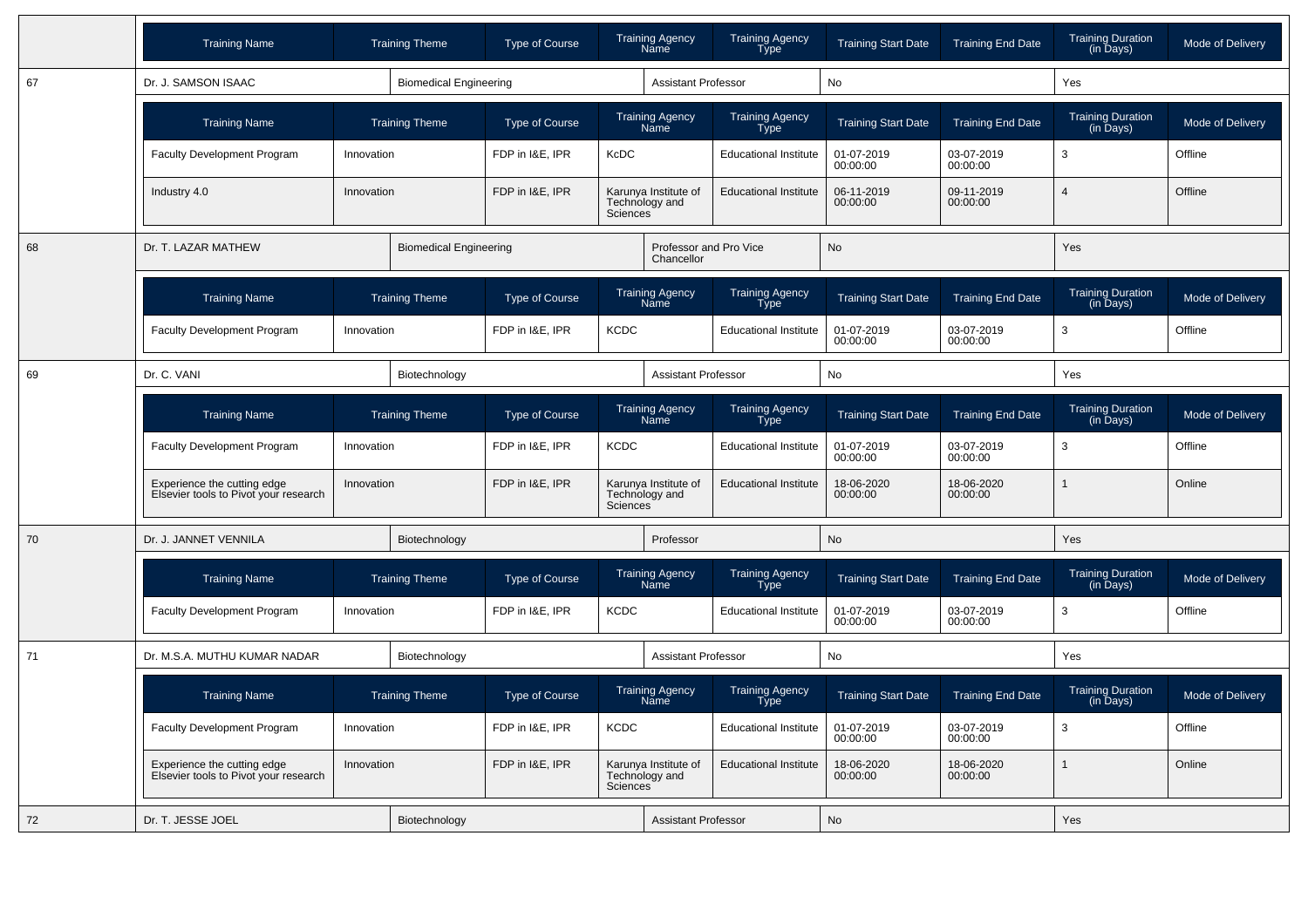| | Training Name | Training Theme | Type of Course | Training Agency Name | Training Agency Type | Training Start Date | Training End Date | Training Duration (in Days) | Mode of Delivery |
|---|---|---|---|---|---|---|---|---|---|
| 67 | Dr. J. SAMSON ISAAC | Biomedical Engineering | | Assistant Professor | | No | | Yes | |
| | Training Name | Training Theme | Type of Course | Training Agency Name | Training Agency Type | Training Start Date | Training End Date | Training Duration (in Days) | Mode of Delivery |
| | Faculty Development Program | Innovation | FDP in I&E, IPR | KcDC | Educational Institute | 01-07-2019 00:00:00 | 03-07-2019 00:00:00 | 3 | Offline |
| | Industry 4.0 | Innovation | FDP in I&E, IPR | Karunya Institute of Technology and Sciences | Educational Institute | 06-11-2019 00:00:00 | 09-11-2019 00:00:00 | 4 | Offline |
| 68 | Dr. T. LAZAR MATHEW | Biomedical Engineering | | Professor and Pro Vice Chancellor | | No | | Yes | |
| | Training Name | Training Theme | Type of Course | Training Agency Name | Training Agency Type | Training Start Date | Training End Date | Training Duration (in Days) | Mode of Delivery |
| | Faculty Development Program | Innovation | FDP in I&E, IPR | KCDC | Educational Institute | 01-07-2019 00:00:00 | 03-07-2019 00:00:00 | 3 | Offline |
| 69 | Dr. C. VANI | Biotechnology | | Assistant Professor | | No | | Yes | |
| | Training Name | Training Theme | Type of Course | Training Agency Name | Training Agency Type | Training Start Date | Training End Date | Training Duration (in Days) | Mode of Delivery |
| | Faculty Development Program | Innovation | FDP in I&E, IPR | KCDC | Educational Institute | 01-07-2019 00:00:00 | 03-07-2019 00:00:00 | 3 | Offline |
| | Experience the cutting edge Elsevier tools to Pivot your research | Innovation | FDP in I&E, IPR | Karunya Institute of Technology and Sciences | Educational Institute | 18-06-2020 00:00:00 | 18-06-2020 00:00:00 | 1 | Online |
| 70 | Dr. J. JANNET VENNILA | Biotechnology | | Professor | | No | | Yes | |
| | Training Name | Training Theme | Type of Course | Training Agency Name | Training Agency Type | Training Start Date | Training End Date | Training Duration (in Days) | Mode of Delivery |
| | Faculty Development Program | Innovation | FDP in I&E, IPR | KCDC | Educational Institute | 01-07-2019 00:00:00 | 03-07-2019 00:00:00 | 3 | Offline |
| 71 | Dr. M.S.A. MUTHU KUMAR NADAR | Biotechnology | | Assistant Professor | | No | | Yes | |
| | Training Name | Training Theme | Type of Course | Training Agency Name | Training Agency Type | Training Start Date | Training End Date | Training Duration (in Days) | Mode of Delivery |
| | Faculty Development Program | Innovation | FDP in I&E, IPR | KCDC | Educational Institute | 01-07-2019 00:00:00 | 03-07-2019 00:00:00 | 3 | Offline |
| | Experience the cutting edge Elsevier tools to Pivot your research | Innovation | FDP in I&E, IPR | Karunya Institute of Technology and Sciences | Educational Institute | 18-06-2020 00:00:00 | 18-06-2020 00:00:00 | 1 | Online |
| 72 | Dr. T. JESSE JOEL | Biotechnology | | Assistant Professor | | No | | Yes | |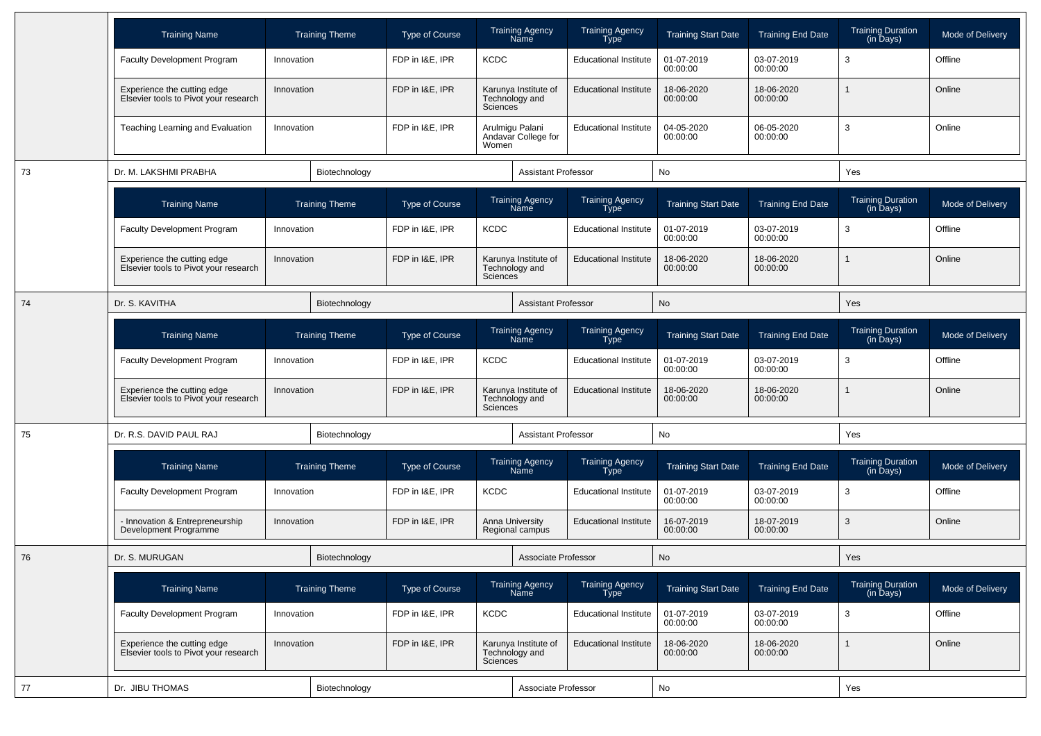| Training Name | Training Theme | Type of Course | Training Agency Name | Training Agency Type | Training Start Date | Training End Date | Training Duration (in Days) | Mode of Delivery |
|---|---|---|---|---|---|---|---|---|
| Faculty Development Program | Innovation | FDP in I&E, IPR | KCDC | Educational Institute | 01-07-2019 00:00:00 | 03-07-2019 00:00:00 | 3 | Offline |
| Experience the cutting edge Elsevier tools to Pivot your research | Innovation | FDP in I&E, IPR | Karunya Institute of Technology and Sciences | Educational Institute | 18-06-2020 00:00:00 | 18-06-2020 00:00:00 | 1 | Online |
| Teaching Learning and Evaluation | Innovation | FDP in I&E, IPR | Arulmigu Palani Andavar College for Women | Educational Institute | 04-05-2020 00:00:00 | 06-05-2020 00:00:00 | 3 | Online |

| 73 | Dr. M. LAKSHMI PRABHA | Biotechnology | Assistant Professor | No | Yes |
|---|---|---|---|---|---|

| Training Name | Training Theme | Type of Course | Training Agency Name | Training Agency Type | Training Start Date | Training End Date | Training Duration (in Days) | Mode of Delivery |
|---|---|---|---|---|---|---|---|---|
| Faculty Development Program | Innovation | FDP in I&E, IPR | KCDC | Educational Institute | 01-07-2019 00:00:00 | 03-07-2019 00:00:00 | 3 | Offline |
| Experience the cutting edge Elsevier tools to Pivot your research | Innovation | FDP in I&E, IPR | Karunya Institute of Technology and Sciences | Educational Institute | 18-06-2020 00:00:00 | 18-06-2020 00:00:00 | 1 | Online |

| 74 | Dr. S. KAVITHA | Biotechnology | Assistant Professor | No | Yes |
|---|---|---|---|---|---|

| Training Name | Training Theme | Type of Course | Training Agency Name | Training Agency Type | Training Start Date | Training End Date | Training Duration (in Days) | Mode of Delivery |
|---|---|---|---|---|---|---|---|---|
| Faculty Development Program | Innovation | FDP in I&E, IPR | KCDC | Educational Institute | 01-07-2019 00:00:00 | 03-07-2019 00:00:00 | 3 | Offline |
| Experience the cutting edge Elsevier tools to Pivot your research | Innovation | FDP in I&E, IPR | Karunya Institute of Technology and Sciences | Educational Institute | 18-06-2020 00:00:00 | 18-06-2020 00:00:00 | 1 | Online |

| 75 | Dr. R.S. DAVID PAUL RAJ | Biotechnology | Assistant Professor | No | Yes |
|---|---|---|---|---|---|

| Training Name | Training Theme | Type of Course | Training Agency Name | Training Agency Type | Training Start Date | Training End Date | Training Duration (in Days) | Mode of Delivery |
|---|---|---|---|---|---|---|---|---|
| Faculty Development Program | Innovation | FDP in I&E, IPR | KCDC | Educational Institute | 01-07-2019 00:00:00 | 03-07-2019 00:00:00 | 3 | Offline |
| - Innovation & Entrepreneurship Development Programme | Innovation | FDP in I&E, IPR | Anna University Regional campus | Educational Institute | 16-07-2019 00:00:00 | 18-07-2019 00:00:00 | 3 | Online |

| 76 | Dr. S. MURUGAN | Biotechnology | Associate Professor | No | Yes |
|---|---|---|---|---|---|

| Training Name | Training Theme | Type of Course | Training Agency Name | Training Agency Type | Training Start Date | Training End Date | Training Duration (in Days) | Mode of Delivery |
|---|---|---|---|---|---|---|---|---|
| Faculty Development Program | Innovation | FDP in I&E, IPR | KCDC | Educational Institute | 01-07-2019 00:00:00 | 03-07-2019 00:00:00 | 3 | Offline |
| Experience the cutting edge Elsevier tools to Pivot your research | Innovation | FDP in I&E, IPR | Karunya Institute of Technology and Sciences | Educational Institute | 18-06-2020 00:00:00 | 18-06-2020 00:00:00 | 1 | Online |

| 77 | Dr. JIBU THOMAS | Biotechnology | Associate Professor | No | Yes |
|---|---|---|---|---|---|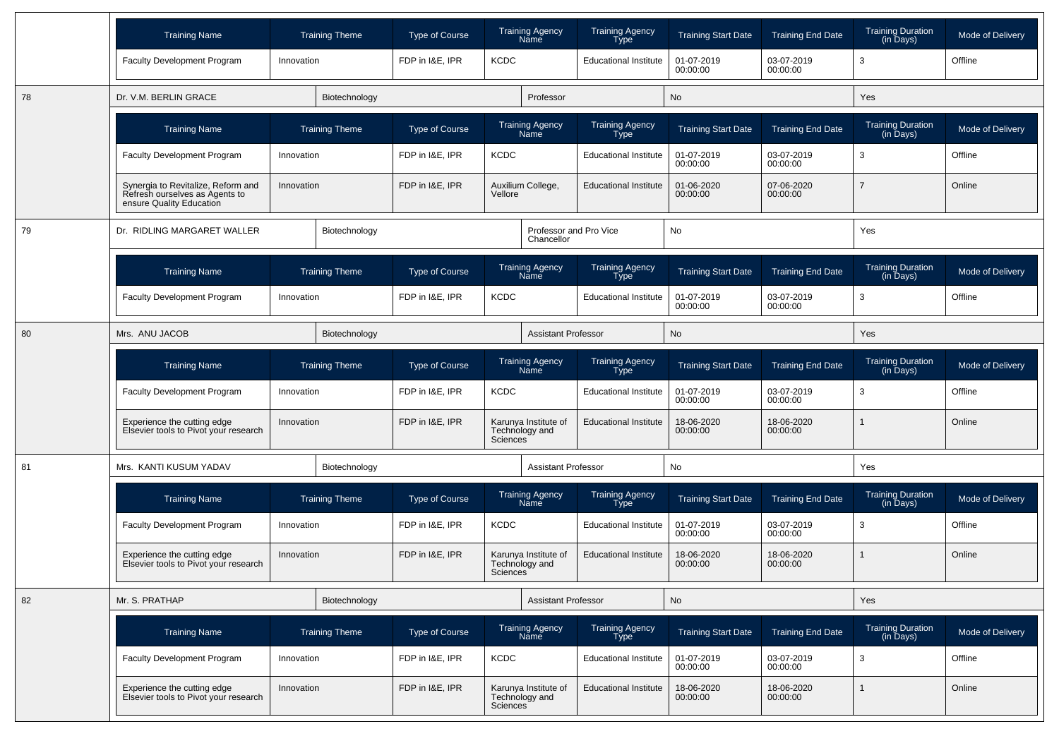| Training Name | Training Theme | Type of Course | Training Agency Name | Training Agency Type | Training Start Date | Training End Date | Training Duration (in Days) | Mode of Delivery |
|---|---|---|---|---|---|---|---|---|
| Faculty Development Program | Innovation | FDP in I&E, IPR | KCDC | Educational Institute | 01-07-2019 00:00:00 | 03-07-2019 00:00:00 | 3 | Offline |

| 78 | Dr. V.M. BERLIN GRACE | Biotechnology | Professor | No | Yes |
|---|---|---|---|---|---|

| Training Name | Training Theme | Type of Course | Training Agency Name | Training Agency Type | Training Start Date | Training End Date | Training Duration (in Days) | Mode of Delivery |
|---|---|---|---|---|---|---|---|---|
| Faculty Development Program | Innovation | FDP in I&E, IPR | KCDC | Educational Institute | 01-07-2019 00:00:00 | 03-07-2019 00:00:00 | 3 | Offline |
| Synergia to Revitalize, Reform and Refresh ourselves as Agents to ensure Quality Education | Innovation | FDP in I&E, IPR | Auxilium College, Vellore | Educational Institute | 01-06-2020 00:00:00 | 07-06-2020 00:00:00 | 7 | Online |

| 79 | Dr. RIDLING MARGARET WALLER | Biotechnology | Professor and Pro Vice Chancellor | No | Yes |
|---|---|---|---|---|---|

| Training Name | Training Theme | Type of Course | Training Agency Name | Training Agency Type | Training Start Date | Training End Date | Training Duration (in Days) | Mode of Delivery |
|---|---|---|---|---|---|---|---|---|
| Faculty Development Program | Innovation | FDP in I&E, IPR | KCDC | Educational Institute | 01-07-2019 00:00:00 | 03-07-2019 00:00:00 | 3 | Offline |

| 80 | Mrs. ANU JACOB | Biotechnology | Assistant Professor | No | Yes |
|---|---|---|---|---|---|

| Training Name | Training Theme | Type of Course | Training Agency Name | Training Agency Type | Training Start Date | Training End Date | Training Duration (in Days) | Mode of Delivery |
|---|---|---|---|---|---|---|---|---|
| Faculty Development Program | Innovation | FDP in I&E, IPR | KCDC | Educational Institute | 01-07-2019 00:00:00 | 03-07-2019 00:00:00 | 3 | Offline |
| Experience the cutting edge Elsevier tools to Pivot your research | Innovation | FDP in I&E, IPR | Karunya Institute of Technology and Sciences | Educational Institute | 18-06-2020 00:00:00 | 18-06-2020 00:00:00 | 1 | Online |

| 81 | Mrs. KANTI KUSUM YADAV | Biotechnology | Assistant Professor | No | Yes |
|---|---|---|---|---|---|

| Training Name | Training Theme | Type of Course | Training Agency Name | Training Agency Type | Training Start Date | Training End Date | Training Duration (in Days) | Mode of Delivery |
|---|---|---|---|---|---|---|---|---|
| Faculty Development Program | Innovation | FDP in I&E, IPR | KCDC | Educational Institute | 01-07-2019 00:00:00 | 03-07-2019 00:00:00 | 3 | Offline |
| Experience the cutting edge Elsevier tools to Pivot your research | Innovation | FDP in I&E, IPR | Karunya Institute of Technology and Sciences | Educational Institute | 18-06-2020 00:00:00 | 18-06-2020 00:00:00 | 1 | Online |

| 82 | Mr. S. PRATHAP | Biotechnology | Assistant Professor | No | Yes |
|---|---|---|---|---|---|

| Training Name | Training Theme | Type of Course | Training Agency Name | Training Agency Type | Training Start Date | Training End Date | Training Duration (in Days) | Mode of Delivery |
|---|---|---|---|---|---|---|---|---|
| Faculty Development Program | Innovation | FDP in I&E, IPR | KCDC | Educational Institute | 01-07-2019 00:00:00 | 03-07-2019 00:00:00 | 3 | Offline |
| Experience the cutting edge Elsevier tools to Pivot your research | Innovation | FDP in I&E, IPR | Karunya Institute of Technology and Sciences | Educational Institute | 18-06-2020 00:00:00 | 18-06-2020 00:00:00 | 1 | Online |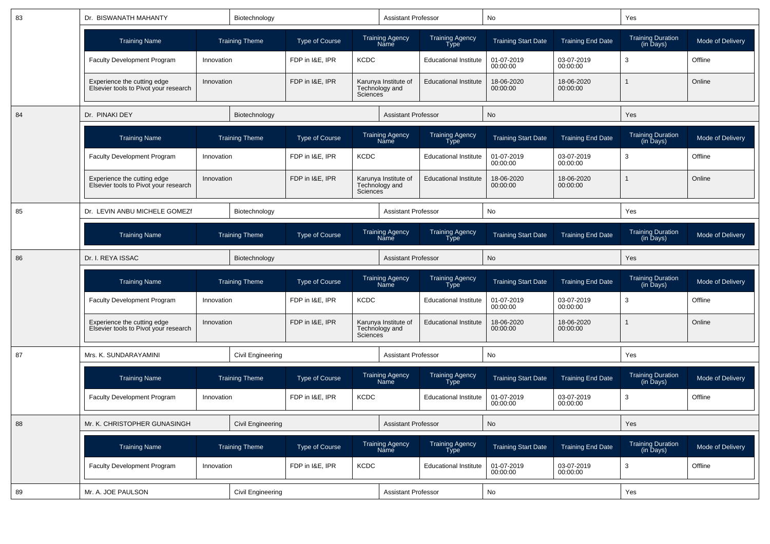| 83 | Dr. BISWANATH MAHANTY | Biotechnology | Assistant Professor | No | Yes |
|---|---|---|---|---|---|

| Training Name | Training Theme | Type of Course | Training Agency Name | Training Agency Type | Training Start Date | Training End Date | Training Duration (in Days) | Mode of Delivery |
|---|---|---|---|---|---|---|---|---|
| Faculty Development Program | Innovation | FDP in I&E, IPR | KCDC | Educational Institute | 01-07-2019 00:00:00 | 03-07-2019 00:00:00 | 3 | Offline |
| Experience the cutting edge Elsevier tools to Pivot your research | Innovation | FDP in I&E, IPR | Karunya Institute of Technology and Sciences | Educational Institute | 18-06-2020 00:00:00 | 18-06-2020 00:00:00 | 1 | Online |

| 84 | Dr. PINAKI DEY | Biotechnology | Assistant Professor | No | Yes |
|---|---|---|---|---|---|

| Training Name | Training Theme | Type of Course | Training Agency Name | Training Agency Type | Training Start Date | Training End Date | Training Duration (in Days) | Mode of Delivery |
|---|---|---|---|---|---|---|---|---|
| Faculty Development Program | Innovation | FDP in I&E, IPR | KCDC | Educational Institute | 01-07-2019 00:00:00 | 03-07-2019 00:00:00 | 3 | Offline |
| Experience the cutting edge Elsevier tools to Pivot your research | Innovation | FDP in I&E, IPR | Karunya Institute of Technology and Sciences | Educational Institute | 18-06-2020 00:00:00 | 18-06-2020 00:00:00 | 1 | Online |

| 85 | Dr. LEVIN ANBU MICHELE GOMEZf | Biotechnology | Assistant Professor | No | Yes |
|---|---|---|---|---|---|

| Training Name | Training Theme | Type of Course | Training Agency Name | Training Agency Type | Training Start Date | Training End Date | Training Duration (in Days) | Mode of Delivery |
|---|---|---|---|---|---|---|---|---|

| 86 | Dr. I. REYA ISSAC | Biotechnology | Assistant Professor | No | Yes |
|---|---|---|---|---|---|

| Training Name | Training Theme | Type of Course | Training Agency Name | Training Agency Type | Training Start Date | Training End Date | Training Duration (in Days) | Mode of Delivery |
|---|---|---|---|---|---|---|---|---|
| Faculty Development Program | Innovation | FDP in I&E, IPR | KCDC | Educational Institute | 01-07-2019 00:00:00 | 03-07-2019 00:00:00 | 3 | Offline |
| Experience the cutting edge Elsevier tools to Pivot your research | Innovation | FDP in I&E, IPR | Karunya Institute of Technology and Sciences | Educational Institute | 18-06-2020 00:00:00 | 18-06-2020 00:00:00 | 1 | Online |

| 87 | Mrs. K. SUNDARAYAMINI | Civil Engineering | Assistant Professor | No | Yes |
|---|---|---|---|---|---|

| Training Name | Training Theme | Type of Course | Training Agency Name | Training Agency Type | Training Start Date | Training End Date | Training Duration (in Days) | Mode of Delivery |
|---|---|---|---|---|---|---|---|---|
| Faculty Development Program | Innovation | FDP in I&E, IPR | KCDC | Educational Institute | 01-07-2019 00:00:00 | 03-07-2019 00:00:00 | 3 | Offline |

| 88 | Mr. K. CHRISTOPHER GUNASINGH | Civil Engineering | Assistant Professor | No | Yes |
|---|---|---|---|---|---|

| Training Name | Training Theme | Type of Course | Training Agency Name | Training Agency Type | Training Start Date | Training End Date | Training Duration (in Days) | Mode of Delivery |
|---|---|---|---|---|---|---|---|---|
| Faculty Development Program | Innovation | FDP in I&E, IPR | KCDC | Educational Institute | 01-07-2019 00:00:00 | 03-07-2019 00:00:00 | 3 | Offline |

| 89 | Mr. A. JOE PAULSON | Civil Engineering | Assistant Professor | No | Yes |
|---|---|---|---|---|---|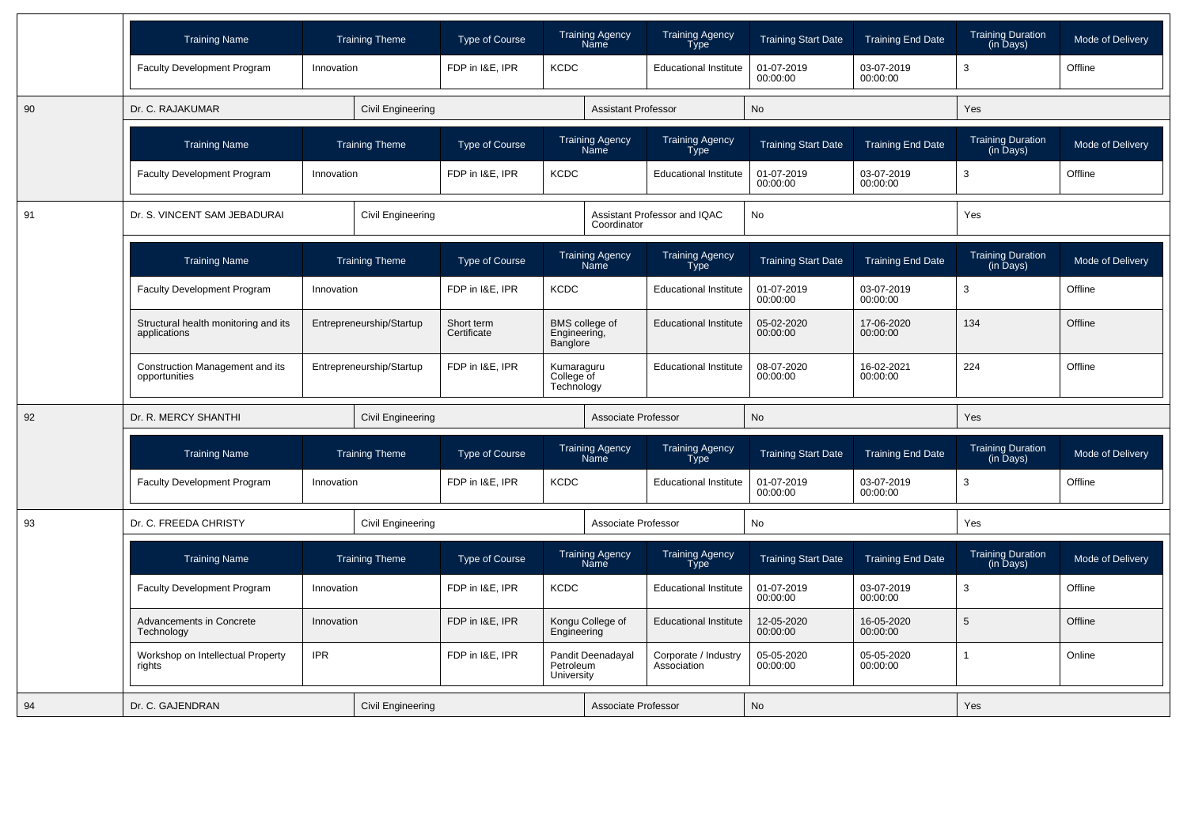| Training Name | Training Theme | Type of Course | Training Agency Name | Training Agency Type | Training Start Date | Training End Date | Training Duration (in Days) | Mode of Delivery |
|---|---|---|---|---|---|---|---|---|
| Faculty Development Program | Innovation | FDP in I&E, IPR | KCDC | Educational Institute | 01-07-2019 00:00:00 | 03-07-2019 00:00:00 | 3 | Offline |

| 90 | Dr. C. RAJAKUMAR | Civil Engineering | Assistant Professor | No | Yes |
|---|---|---|---|---|---|

| Training Name | Training Theme | Type of Course | Training Agency Name | Training Agency Type | Training Start Date | Training End Date | Training Duration (in Days) | Mode of Delivery |
|---|---|---|---|---|---|---|---|---|
| Faculty Development Program | Innovation | FDP in I&E, IPR | KCDC | Educational Institute | 01-07-2019 00:00:00 | 03-07-2019 00:00:00 | 3 | Offline |

| 91 | Dr. S. VINCENT SAM JEBADURAI | Civil Engineering | Assistant Professor and IQAC Coordinator | No | Yes |
|---|---|---|---|---|---|

| Training Name | Training Theme | Type of Course | Training Agency Name | Training Agency Type | Training Start Date | Training End Date | Training Duration (in Days) | Mode of Delivery |
|---|---|---|---|---|---|---|---|---|
| Faculty Development Program | Innovation | FDP in I&E, IPR | KCDC | Educational Institute | 01-07-2019 00:00:00 | 03-07-2019 00:00:00 | 3 | Offline |
| Structural health monitoring and its applications | Entrepreneurship/Startup | Short term Certificate | BMS college of Engineering, Banglore | Educational Institute | 05-02-2020 00:00:00 | 17-06-2020 00:00:00 | 134 | Offline |
| Construction Management and its opportunities | Entrepreneurship/Startup | FDP in I&E, IPR | Kumaraguru College of Technology | Educational Institute | 08-07-2020 00:00:00 | 16-02-2021 00:00:00 | 224 | Offline |

| 92 | Dr. R. MERCY SHANTHI | Civil Engineering | Associate Professor | No | Yes |
|---|---|---|---|---|---|

| Training Name | Training Theme | Type of Course | Training Agency Name | Training Agency Type | Training Start Date | Training End Date | Training Duration (in Days) | Mode of Delivery |
|---|---|---|---|---|---|---|---|---|
| Faculty Development Program | Innovation | FDP in I&E, IPR | KCDC | Educational Institute | 01-07-2019 00:00:00 | 03-07-2019 00:00:00 | 3 | Offline |

| 93 | Dr. C. FREEDA CHRISTY | Civil Engineering | Associate Professor | No | Yes |
|---|---|---|---|---|---|

| Training Name | Training Theme | Type of Course | Training Agency Name | Training Agency Type | Training Start Date | Training End Date | Training Duration (in Days) | Mode of Delivery |
|---|---|---|---|---|---|---|---|---|
| Faculty Development Program | Innovation | FDP in I&E, IPR | KCDC | Educational Institute | 01-07-2019 00:00:00 | 03-07-2019 00:00:00 | 3 | Offline |
| Advancements in Concrete Technology | Innovation | FDP in I&E, IPR | Kongu College of Engineering | Educational Institute | 12-05-2020 00:00:00 | 16-05-2020 00:00:00 | 5 | Offline |
| Workshop on Intellectual Property rights | IPR | FDP in I&E, IPR | Pandit Deenadayal Petroleum University | Corporate / Industry Association | 05-05-2020 00:00:00 | 05-05-2020 00:00:00 | 1 | Online |

| 94 | Dr. C. GAJENDRAN | Civil Engineering | Associate Professor | No | Yes |
|---|---|---|---|---|---|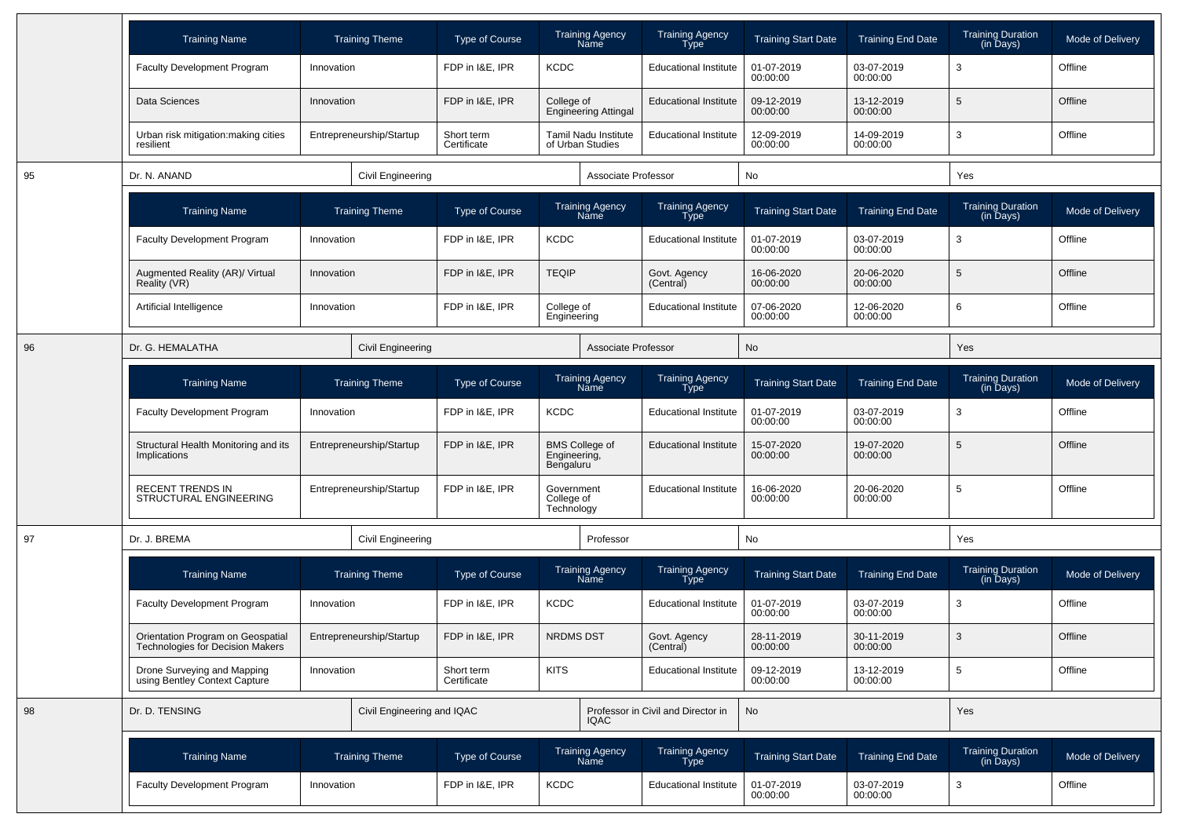| Training Name | Training Theme | Type of Course | Training Agency Name | Training Agency Type | Training Start Date | Training End Date | Training Duration (in Days) | Mode of Delivery |
|---|---|---|---|---|---|---|---|---|
| Faculty Development Program | Innovation | FDP in I&E, IPR | KCDC | Educational Institute | 01-07-2019 00:00:00 | 03-07-2019 00:00:00 | 3 | Offline |
| Data Sciences | Innovation | FDP in I&E, IPR | College of Engineering Attingal | Educational Institute | 09-12-2019 00:00:00 | 13-12-2019 00:00:00 | 5 | Offline |
| Urban risk mitigation:making cities resilient | Entrepreneurship/Startup | Short term Certificate | Tamil Nadu Institute of Urban Studies | Educational Institute | 12-09-2019 00:00:00 | 14-09-2019 00:00:00 | 3 | Offline |

| 95 | Dr. N. ANAND | Civil Engineering | Associate Professor | No | Yes |
|---|---|---|---|---|---|

| Training Name | Training Theme | Type of Course | Training Agency Name | Training Agency Type | Training Start Date | Training End Date | Training Duration (in Days) | Mode of Delivery |
|---|---|---|---|---|---|---|---|---|
| Faculty Development Program | Innovation | FDP in I&E, IPR | KCDC | Educational Institute | 01-07-2019 00:00:00 | 03-07-2019 00:00:00 | 3 | Offline |
| Augmented Reality (AR)/ Virtual Reality (VR) | Innovation | FDP in I&E, IPR | TEQIP | Govt. Agency (Central) | 16-06-2020 00:00:00 | 20-06-2020 00:00:00 | 5 | Offline |
| Artificial Intelligence | Innovation | FDP in I&E, IPR | College of Engineering | Educational Institute | 07-06-2020 00:00:00 | 12-06-2020 00:00:00 | 6 | Offline |

| 96 | Dr. G. HEMALATHA | Civil Engineering | Associate Professor | No | Yes |
|---|---|---|---|---|---|

| Training Name | Training Theme | Type of Course | Training Agency Name | Training Agency Type | Training Start Date | Training End Date | Training Duration (in Days) | Mode of Delivery |
|---|---|---|---|---|---|---|---|---|
| Faculty Development Program | Innovation | FDP in I&E, IPR | KCDC | Educational Institute | 01-07-2019 00:00:00 | 03-07-2019 00:00:00 | 3 | Offline |
| Structural Health Monitoring and its Implications | Entrepreneurship/Startup | FDP in I&E, IPR | BMS College of Engineering, Bengaluru | Educational Institute | 15-07-2020 00:00:00 | 19-07-2020 00:00:00 | 5 | Offline |
| RECENT TRENDS IN STRUCTURAL ENGINEERING | Entrepreneurship/Startup | FDP in I&E, IPR | Government College of Technology | Educational Institute | 16-06-2020 00:00:00 | 20-06-2020 00:00:00 | 5 | Offline |

| 97 | Dr. J. BREMA | Civil Engineering | Professor | No | Yes |
|---|---|---|---|---|---|

| Training Name | Training Theme | Type of Course | Training Agency Name | Training Agency Type | Training Start Date | Training End Date | Training Duration (in Days) | Mode of Delivery |
|---|---|---|---|---|---|---|---|---|
| Faculty Development Program | Innovation | FDP in I&E, IPR | KCDC | Educational Institute | 01-07-2019 00:00:00 | 03-07-2019 00:00:00 | 3 | Offline |
| Orientation Program on Geospatial Technologies for Decision Makers | Entrepreneurship/Startup | FDP in I&E, IPR | NRDMS DST | Govt. Agency (Central) | 28-11-2019 00:00:00 | 30-11-2019 00:00:00 | 3 | Offline |
| Drone Surveying and Mapping using Bentley Context Capture | Innovation | Short term Certificate | KITS | Educational Institute | 09-12-2019 00:00:00 | 13-12-2019 00:00:00 | 5 | Offline |

| 98 | Dr. D. TENSING | Civil Engineering and IQAC | Professor in Civil and Director in IQAC | No | Yes |
|---|---|---|---|---|---|

| Training Name | Training Theme | Type of Course | Training Agency Name | Training Agency Type | Training Start Date | Training End Date | Training Duration (in Days) | Mode of Delivery |
|---|---|---|---|---|---|---|---|---|
| Faculty Development Program | Innovation | FDP in I&E, IPR | KCDC | Educational Institute | 01-07-2019 00:00:00 | 03-07-2019 00:00:00 | 3 | Offline |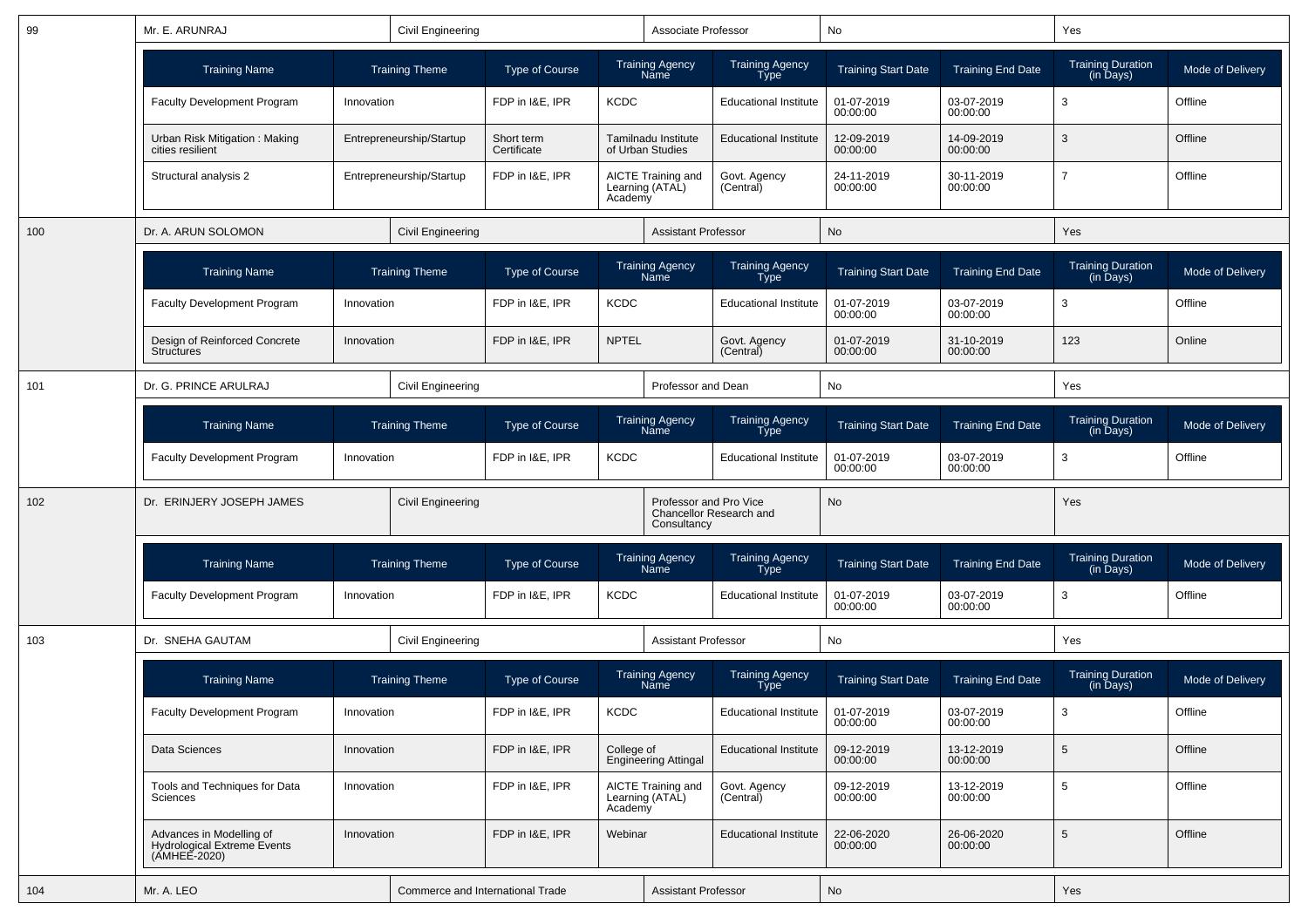| 99 | Mr. E. ARUNRAJ | Civil Engineering | Associate Professor | No | Yes |
|---|---|---|---|---|---|

| Training Name | Training Theme | Type of Course | Training Agency Name | Training Agency Type | Training Start Date | Training End Date | Training Duration (in Days) | Mode of Delivery |
|---|---|---|---|---|---|---|---|---|
| Faculty Development Program | Innovation | FDP in I&E, IPR | KCDC | Educational Institute | 01-07-2019 00:00:00 | 03-07-2019 00:00:00 | 3 | Offline |
| Urban Risk Mitigation : Making cities resilient | Entrepreneurship/Startup | Short term Certificate | Tamilnadu Institute of Urban Studies | Educational Institute | 12-09-2019 00:00:00 | 14-09-2019 00:00:00 | 3 | Offline |
| Structural analysis 2 | Entrepreneurship/Startup | FDP in I&E, IPR | AICTE Training and Learning (ATAL) Academy | Govt. Agency (Central) | 24-11-2019 00:00:00 | 30-11-2019 00:00:00 | 7 | Offline |

| 100 | Dr. A. ARUN SOLOMON | Civil Engineering | Assistant Professor | No | Yes |
|---|---|---|---|---|---|

| Training Name | Training Theme | Type of Course | Training Agency Name | Training Agency Type | Training Start Date | Training End Date | Training Duration (in Days) | Mode of Delivery |
|---|---|---|---|---|---|---|---|---|
| Faculty Development Program | Innovation | FDP in I&E, IPR | KCDC | Educational Institute | 01-07-2019 00:00:00 | 03-07-2019 00:00:00 | 3 | Offline |
| Design of Reinforced Concrete Structures | Innovation | FDP in I&E, IPR | NPTEL | Govt. Agency (Central) | 01-07-2019 00:00:00 | 31-10-2019 00:00:00 | 123 | Online |

| 101 | Dr. G. PRINCE ARULRAJ | Civil Engineering | Professor and Dean | No | Yes |
|---|---|---|---|---|---|

| Training Name | Training Theme | Type of Course | Training Agency Name | Training Agency Type | Training Start Date | Training End Date | Training Duration (in Days) | Mode of Delivery |
|---|---|---|---|---|---|---|---|---|
| Faculty Development Program | Innovation | FDP in I&E, IPR | KCDC | Educational Institute | 01-07-2019 00:00:00 | 03-07-2019 00:00:00 | 3 | Offline |

| 102 | Dr. ERINJERY JOSEPH JAMES | Civil Engineering | Professor and Pro Vice Chancellor Research and Consultancy | No | Yes |
|---|---|---|---|---|---|

| Training Name | Training Theme | Type of Course | Training Agency Name | Training Agency Type | Training Start Date | Training End Date | Training Duration (in Days) | Mode of Delivery |
|---|---|---|---|---|---|---|---|---|
| Faculty Development Program | Innovation | FDP in I&E, IPR | KCDC | Educational Institute | 01-07-2019 00:00:00 | 03-07-2019 00:00:00 | 3 | Offline |

| 103 | Dr. SNEHA GAUTAM | Civil Engineering | Assistant Professor | No | Yes |
|---|---|---|---|---|---|

| Training Name | Training Theme | Type of Course | Training Agency Name | Training Agency Type | Training Start Date | Training End Date | Training Duration (in Days) | Mode of Delivery |
|---|---|---|---|---|---|---|---|---|
| Faculty Development Program | Innovation | FDP in I&E, IPR | KCDC | Educational Institute | 01-07-2019 00:00:00 | 03-07-2019 00:00:00 | 3 | Offline |
| Data Sciences | Innovation | FDP in I&E, IPR | College of Engineering Attingal | Educational Institute | 09-12-2019 00:00:00 | 13-12-2019 00:00:00 | 5 | Offline |
| Tools and Techniques for Data Sciences | Innovation | FDP in I&E, IPR | AICTE Training and Learning (ATAL) Academy | Govt. Agency (Central) | 09-12-2019 00:00:00 | 13-12-2019 00:00:00 | 5 | Offline |
| Advances in Modelling of Hydrological Extreme Events (AMHEE-2020) | Innovation | FDP in I&E, IPR | Webinar | Educational Institute | 22-06-2020 00:00:00 | 26-06-2020 00:00:00 | 5 | Offline |

| 104 | Mr. A. LEO | Commerce and International Trade | Assistant Professor | No | Yes |
|---|---|---|---|---|---|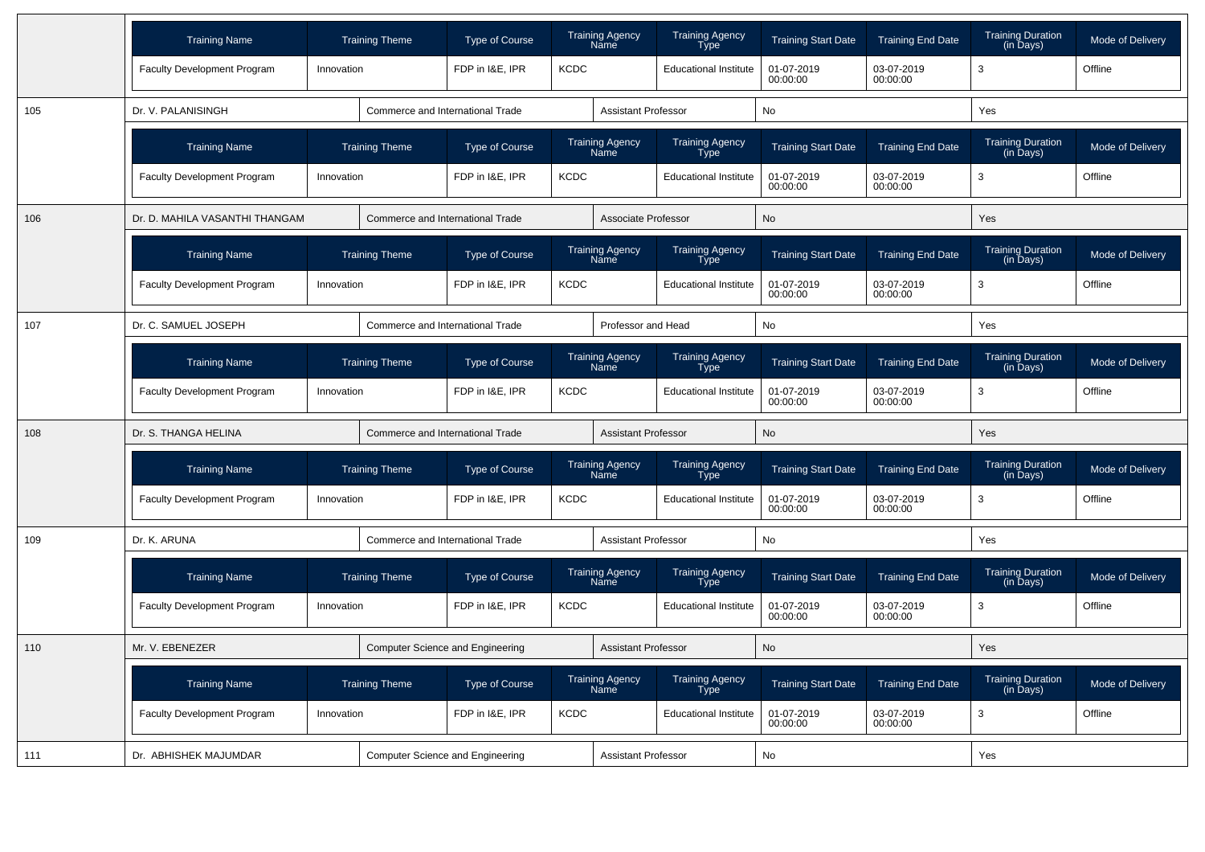| Training Name | Training Theme | Type of Course | Training Agency Name | Training Agency Type | Training Start Date | Training End Date | Training Duration (in Days) | Mode of Delivery |
|---|---|---|---|---|---|---|---|---|
| Faculty Development Program | Innovation | FDP in I&E, IPR | KCDC | Educational Institute | 01-07-2019 00:00:00 | 03-07-2019 00:00:00 | 3 | Offline |

| 105 | Dr. V. PALANISINGH | Commerce and International Trade | Assistant Professor | No | Yes |
|---|---|---|---|---|---|

| Training Name | Training Theme | Type of Course | Training Agency Name | Training Agency Type | Training Start Date | Training End Date | Training Duration (in Days) | Mode of Delivery |
|---|---|---|---|---|---|---|---|---|
| Faculty Development Program | Innovation | FDP in I&E, IPR | KCDC | Educational Institute | 01-07-2019 00:00:00 | 03-07-2019 00:00:00 | 3 | Offline |

| 106 | Dr. D. MAHILA VASANTHI THANGAM | Commerce and International Trade | Associate Professor | No | Yes |
|---|---|---|---|---|---|

| Training Name | Training Theme | Type of Course | Training Agency Name | Training Agency Type | Training Start Date | Training End Date | Training Duration (in Days) | Mode of Delivery |
|---|---|---|---|---|---|---|---|---|
| Faculty Development Program | Innovation | FDP in I&E, IPR | KCDC | Educational Institute | 01-07-2019 00:00:00 | 03-07-2019 00:00:00 | 3 | Offline |

| 107 | Dr. C. SAMUEL JOSEPH | Commerce and International Trade | Professor and Head | No | Yes |
|---|---|---|---|---|---|

| Training Name | Training Theme | Type of Course | Training Agency Name | Training Agency Type | Training Start Date | Training End Date | Training Duration (in Days) | Mode of Delivery |
|---|---|---|---|---|---|---|---|---|
| Faculty Development Program | Innovation | FDP in I&E, IPR | KCDC | Educational Institute | 01-07-2019 00:00:00 | 03-07-2019 00:00:00 | 3 | Offline |

| 108 | Dr. S. THANGA HELINA | Commerce and International Trade | Assistant Professor | No | Yes |
|---|---|---|---|---|---|

| Training Name | Training Theme | Type of Course | Training Agency Name | Training Agency Type | Training Start Date | Training End Date | Training Duration (in Days) | Mode of Delivery |
|---|---|---|---|---|---|---|---|---|
| Faculty Development Program | Innovation | FDP in I&E, IPR | KCDC | Educational Institute | 01-07-2019 00:00:00 | 03-07-2019 00:00:00 | 3 | Offline |

| 109 | Dr. K. ARUNA | Commerce and International Trade | Assistant Professor | No | Yes |
|---|---|---|---|---|---|

| Training Name | Training Theme | Type of Course | Training Agency Name | Training Agency Type | Training Start Date | Training End Date | Training Duration (in Days) | Mode of Delivery |
|---|---|---|---|---|---|---|---|---|
| Faculty Development Program | Innovation | FDP in I&E, IPR | KCDC | Educational Institute | 01-07-2019 00:00:00 | 03-07-2019 00:00:00 | 3 | Offline |

| 110 | Mr. V. EBENEZER | Computer Science and Engineering | Assistant Professor | No | Yes |
|---|---|---|---|---|---|

| Training Name | Training Theme | Type of Course | Training Agency Name | Training Agency Type | Training Start Date | Training End Date | Training Duration (in Days) | Mode of Delivery |
|---|---|---|---|---|---|---|---|---|
| Faculty Development Program | Innovation | FDP in I&E, IPR | KCDC | Educational Institute | 01-07-2019 00:00:00 | 03-07-2019 00:00:00 | 3 | Offline |

| 111 | Dr. ABHISHEK MAJUMDAR | Computer Science and Engineering | Assistant Professor | No | Yes |
|---|---|---|---|---|---|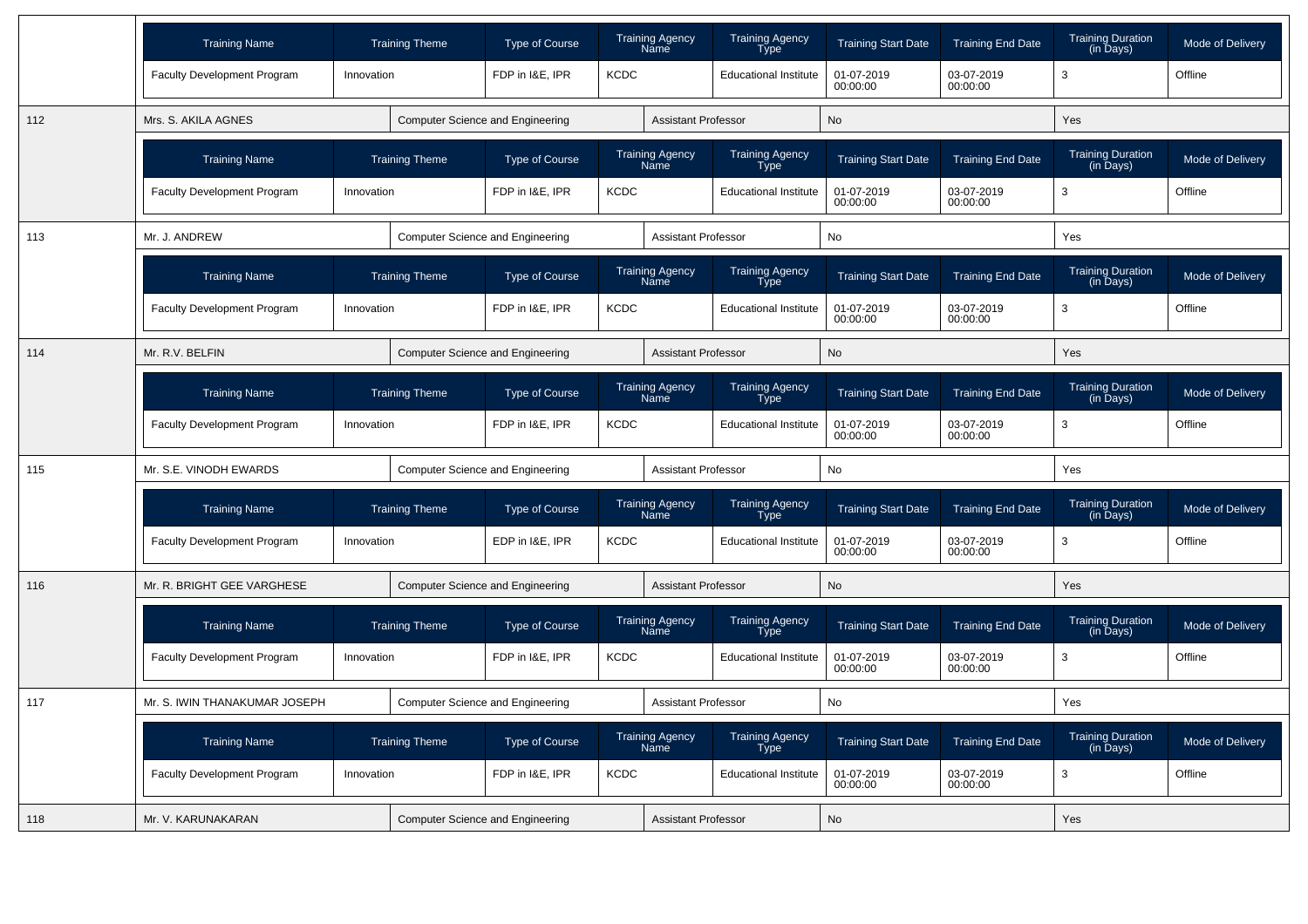| Training Name | Training Theme | Type of Course | Training Agency Name | Training Agency Type | Training Start Date | Training End Date | Training Duration (in Days) | Mode of Delivery |
|---|---|---|---|---|---|---|---|---|
| Faculty Development Program | Innovation | FDP in I&E, IPR | KCDC | Educational Institute | 01-07-2019 00:00:00 | 03-07-2019 00:00:00 | 3 | Offline |

| 112 | Mrs. S. AKILA AGNES | Computer Science and Engineering | Assistant Professor | No | Yes |
|---|---|---|---|---|---|

| Training Name | Training Theme | Type of Course | Training Agency Name | Training Agency Type | Training Start Date | Training End Date | Training Duration (in Days) | Mode of Delivery |
|---|---|---|---|---|---|---|---|---|
| Faculty Development Program | Innovation | FDP in I&E, IPR | KCDC | Educational Institute | 01-07-2019 00:00:00 | 03-07-2019 00:00:00 | 3 | Offline |

| 113 | Mr. J. ANDREW | Computer Science and Engineering | Assistant Professor | No | Yes |
|---|---|---|---|---|---|

| Training Name | Training Theme | Type of Course | Training Agency Name | Training Agency Type | Training Start Date | Training End Date | Training Duration (in Days) | Mode of Delivery |
|---|---|---|---|---|---|---|---|---|
| Faculty Development Program | Innovation | FDP in I&E, IPR | KCDC | Educational Institute | 01-07-2019 00:00:00 | 03-07-2019 00:00:00 | 3 | Offline |

| 114 | Mr. R.V. BELFIN | Computer Science and Engineering | Assistant Professor | No | Yes |
|---|---|---|---|---|---|

| Training Name | Training Theme | Type of Course | Training Agency Name | Training Agency Type | Training Start Date | Training End Date | Training Duration (in Days) | Mode of Delivery |
|---|---|---|---|---|---|---|---|---|
| Faculty Development Program | Innovation | FDP in I&E, IPR | KCDC | Educational Institute | 01-07-2019 00:00:00 | 03-07-2019 00:00:00 | 3 | Offline |

| 115 | Mr. S.E. VINODH EWARDS | Computer Science and Engineering | Assistant Professor | No | Yes |
|---|---|---|---|---|---|

| Training Name | Training Theme | Type of Course | Training Agency Name | Training Agency Type | Training Start Date | Training End Date | Training Duration (in Days) | Mode of Delivery |
|---|---|---|---|---|---|---|---|---|
| Faculty Development Program | Innovation | EDP in I&E, IPR | KCDC | Educational Institute | 01-07-2019 00:00:00 | 03-07-2019 00:00:00 | 3 | Offline |

| 116 | Mr. R. BRIGHT GEE VARGHESE | Computer Science and Engineering | Assistant Professor | No | Yes |
|---|---|---|---|---|---|

| Training Name | Training Theme | Type of Course | Training Agency Name | Training Agency Type | Training Start Date | Training End Date | Training Duration (in Days) | Mode of Delivery |
|---|---|---|---|---|---|---|---|---|
| Faculty Development Program | Innovation | FDP in I&E, IPR | KCDC | Educational Institute | 01-07-2019 00:00:00 | 03-07-2019 00:00:00 | 3 | Offline |

| 117 | Mr. S. IWIN THANAKUMAR JOSEPH | Computer Science and Engineering | Assistant Professor | No | Yes |
|---|---|---|---|---|---|

| Training Name | Training Theme | Type of Course | Training Agency Name | Training Agency Type | Training Start Date | Training End Date | Training Duration (in Days) | Mode of Delivery |
|---|---|---|---|---|---|---|---|---|
| Faculty Development Program | Innovation | FDP in I&E, IPR | KCDC | Educational Institute | 01-07-2019 00:00:00 | 03-07-2019 00:00:00 | 3 | Offline |

| 118 | Mr. V. KARUNAKARAN | Computer Science and Engineering | Assistant Professor | No | Yes |
|---|---|---|---|---|---|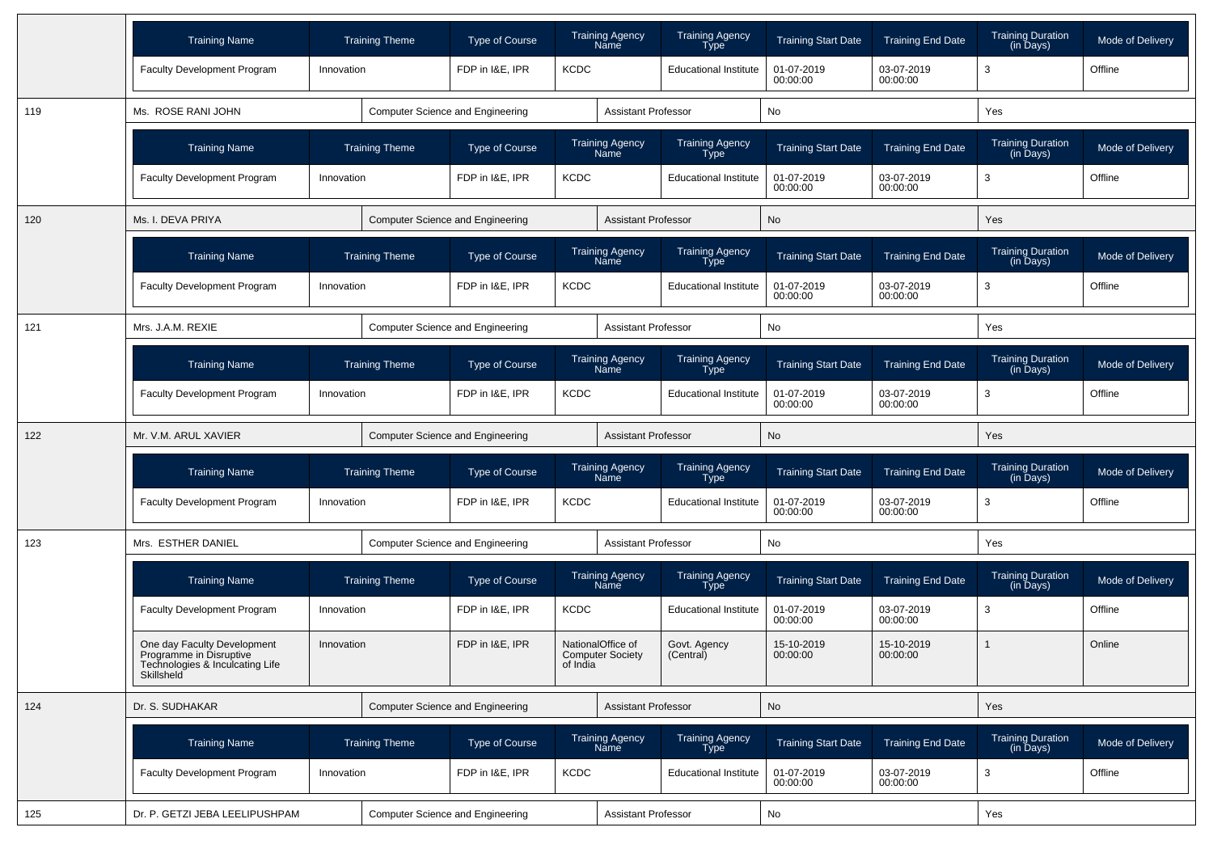| Training Name | Training Theme | Type of Course | Training Agency Name | Training Agency Type | Training Start Date | Training End Date | Training Duration (in Days) | Mode of Delivery |
|---|---|---|---|---|---|---|---|---|
| Faculty Development Program | Innovation | FDP in I&E, IPR | KCDC | Educational Institute | 01-07-2019 00:00:00 | 03-07-2019 00:00:00 | 3 | Offline |

| 119 | Ms. ROSE RANI JOHN | Computer Science and Engineering | Assistant Professor | No | Yes |
|---|---|---|---|---|---|

| Training Name | Training Theme | Type of Course | Training Agency Name | Training Agency Type | Training Start Date | Training End Date | Training Duration (in Days) | Mode of Delivery |
|---|---|---|---|---|---|---|---|---|
| Faculty Development Program | Innovation | FDP in I&E, IPR | KCDC | Educational Institute | 01-07-2019 00:00:00 | 03-07-2019 00:00:00 | 3 | Offline |

| 120 | Ms. I. DEVA PRIYA | Computer Science and Engineering | Assistant Professor | No | Yes |
|---|---|---|---|---|---|

| Training Name | Training Theme | Type of Course | Training Agency Name | Training Agency Type | Training Start Date | Training End Date | Training Duration (in Days) | Mode of Delivery |
|---|---|---|---|---|---|---|---|---|
| Faculty Development Program | Innovation | FDP in I&E, IPR | KCDC | Educational Institute | 01-07-2019 00:00:00 | 03-07-2019 00:00:00 | 3 | Offline |

| 121 | Mrs. J.A.M. REXIE | Computer Science and Engineering | Assistant Professor | No | Yes |
|---|---|---|---|---|---|

| Training Name | Training Theme | Type of Course | Training Agency Name | Training Agency Type | Training Start Date | Training End Date | Training Duration (in Days) | Mode of Delivery |
|---|---|---|---|---|---|---|---|---|
| Faculty Development Program | Innovation | FDP in I&E, IPR | KCDC | Educational Institute | 01-07-2019 00:00:00 | 03-07-2019 00:00:00 | 3 | Offline |

| 122 | Mr. V.M. ARUL XAVIER | Computer Science and Engineering | Assistant Professor | No | Yes |
|---|---|---|---|---|---|

| Training Name | Training Theme | Type of Course | Training Agency Name | Training Agency Type | Training Start Date | Training End Date | Training Duration (in Days) | Mode of Delivery |
|---|---|---|---|---|---|---|---|---|
| Faculty Development Program | Innovation | FDP in I&E, IPR | KCDC | Educational Institute | 01-07-2019 00:00:00 | 03-07-2019 00:00:00 | 3 | Offline |

| 123 | Mrs. ESTHER DANIEL | Computer Science and Engineering | Assistant Professor | No | Yes |
|---|---|---|---|---|---|

| Training Name | Training Theme | Type of Course | Training Agency Name | Training Agency Type | Training Start Date | Training End Date | Training Duration (in Days) | Mode of Delivery |
|---|---|---|---|---|---|---|---|---|
| Faculty Development Program | Innovation | FDP in I&E, IPR | KCDC | Educational Institute | 01-07-2019 00:00:00 | 03-07-2019 00:00:00 | 3 | Offline |
| One day Faculty Development Programme in Disruptive Technologies & Inculcating Life Skillsheld | Innovation | FDP in I&E, IPR | NationalOffice of Computer Society of India | Govt. Agency (Central) | 15-10-2019 00:00:00 | 15-10-2019 00:00:00 | 1 | Online |

| 124 | Dr. S. SUDHAKAR | Computer Science and Engineering | Assistant Professor | No | Yes |
|---|---|---|---|---|---|

| Training Name | Training Theme | Type of Course | Training Agency Name | Training Agency Type | Training Start Date | Training End Date | Training Duration (in Days) | Mode of Delivery |
|---|---|---|---|---|---|---|---|---|
| Faculty Development Program | Innovation | FDP in I&E, IPR | KCDC | Educational Institute | 01-07-2019 00:00:00 | 03-07-2019 00:00:00 | 3 | Offline |

| 125 | Dr. P. GETZI JEBA LEELIPUSHPAM | Computer Science and Engineering | Assistant Professor | No | Yes |
|---|---|---|---|---|---|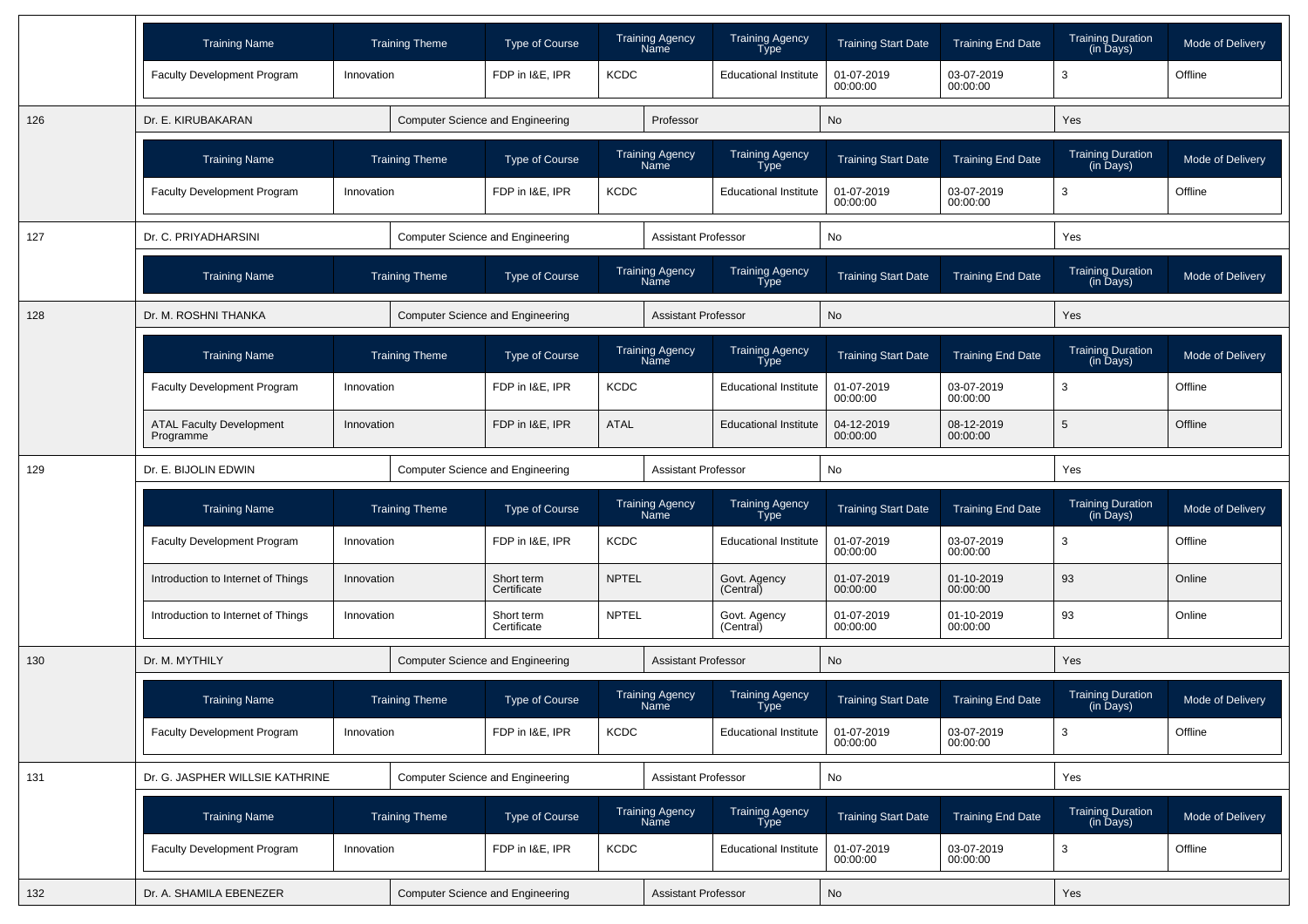| Training Name | Training Theme | Type of Course | Training Agency Name | Training Agency Type | Training Start Date | Training End Date | Training Duration (in Days) | Mode of Delivery |
|---|---|---|---|---|---|---|---|---|
| Faculty Development Program | Innovation | FDP in I&E, IPR | KCDC | Educational Institute | 01-07-2019 00:00:00 | 03-07-2019 00:00:00 | 3 | Offline |

| 126 | Dr. E. KIRUBAKARAN | Computer Science and Engineering | Professor | No | Yes |
|---|---|---|---|---|---|

| Training Name | Training Theme | Type of Course | Training Agency Name | Training Agency Type | Training Start Date | Training End Date | Training Duration (in Days) | Mode of Delivery |
|---|---|---|---|---|---|---|---|---|
| Faculty Development Program | Innovation | FDP in I&E, IPR | KCDC | Educational Institute | 01-07-2019 00:00:00 | 03-07-2019 00:00:00 | 3 | Offline |

| 127 | Dr. C. PRIYADHARSINI | Computer Science and Engineering | Assistant Professor | No | Yes |
|---|---|---|---|---|---|

| Training Name | Training Theme | Type of Course | Training Agency Name | Training Agency Type | Training Start Date | Training End Date | Training Duration (in Days) | Mode of Delivery |
|---|---|---|---|---|---|---|---|---|

| 128 | Dr. M. ROSHNI THANKA | Computer Science and Engineering | Assistant Professor | No | Yes |
|---|---|---|---|---|---|

| Training Name | Training Theme | Type of Course | Training Agency Name | Training Agency Type | Training Start Date | Training End Date | Training Duration (in Days) | Mode of Delivery |
|---|---|---|---|---|---|---|---|---|
| Faculty Development Program | Innovation | FDP in I&E, IPR | KCDC | Educational Institute | 01-07-2019 00:00:00 | 03-07-2019 00:00:00 | 3 | Offline |
| ATAL Faculty Development Programme | Innovation | FDP in I&E, IPR | ATAL | Educational Institute | 04-12-2019 00:00:00 | 08-12-2019 00:00:00 | 5 | Offline |

| 129 | Dr. E. BIJOLIN EDWIN | Computer Science and Engineering | Assistant Professor | No | Yes |
|---|---|---|---|---|---|

| Training Name | Training Theme | Type of Course | Training Agency Name | Training Agency Type | Training Start Date | Training End Date | Training Duration (in Days) | Mode of Delivery |
|---|---|---|---|---|---|---|---|---|
| Faculty Development Program | Innovation | FDP in I&E, IPR | KCDC | Educational Institute | 01-07-2019 00:00:00 | 03-07-2019 00:00:00 | 3 | Offline |
| Introduction to Internet of Things | Innovation | Short term Certificate | NPTEL | Govt. Agency (Central) | 01-07-2019 00:00:00 | 01-10-2019 00:00:00 | 93 | Online |
| Introduction to Internet of Things | Innovation | Short term Certificate | NPTEL | Govt. Agency (Central) | 01-07-2019 00:00:00 | 01-10-2019 00:00:00 | 93 | Online |

| 130 | Dr. M. MYTHILY | Computer Science and Engineering | Assistant Professor | No | Yes |
|---|---|---|---|---|---|

| Training Name | Training Theme | Type of Course | Training Agency Name | Training Agency Type | Training Start Date | Training End Date | Training Duration (in Days) | Mode of Delivery |
|---|---|---|---|---|---|---|---|---|
| Faculty Development Program | Innovation | FDP in I&E, IPR | KCDC | Educational Institute | 01-07-2019 00:00:00 | 03-07-2019 00:00:00 | 3 | Offline |

| 131 | Dr. G. JASPHER WILLSIE KATHRINE | Computer Science and Engineering | Assistant Professor | No | Yes |
|---|---|---|---|---|---|

| Training Name | Training Theme | Type of Course | Training Agency Name | Training Agency Type | Training Start Date | Training End Date | Training Duration (in Days) | Mode of Delivery |
|---|---|---|---|---|---|---|---|---|
| Faculty Development Program | Innovation | FDP in I&E, IPR | KCDC | Educational Institute | 01-07-2019 00:00:00 | 03-07-2019 00:00:00 | 3 | Offline |

| 132 | Dr. A. SHAMILA EBENEZER | Computer Science and Engineering | Assistant Professor | No | Yes |
|---|---|---|---|---|---|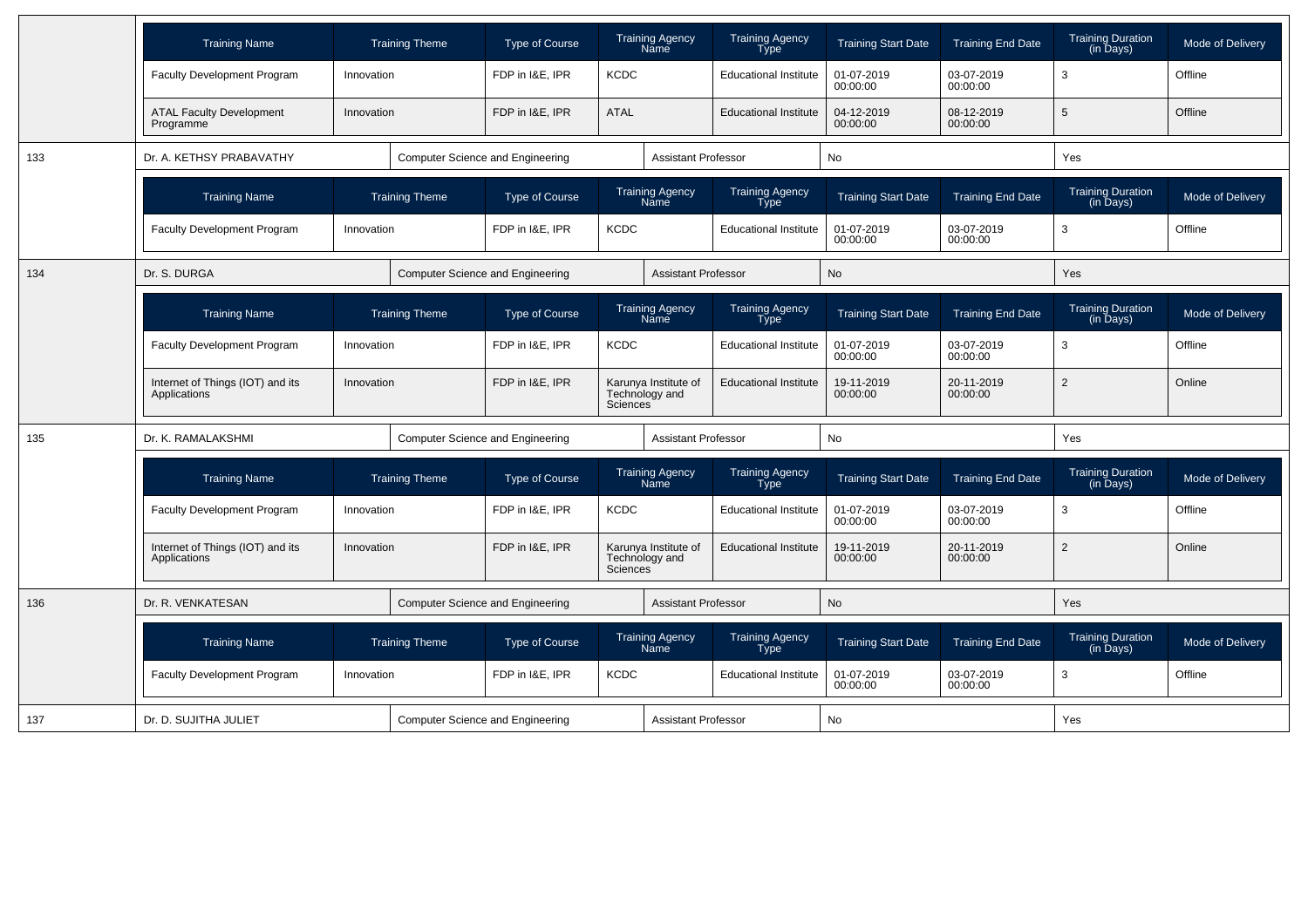| Training Name | Training Theme | Type of Course | Training Agency Name | Training Agency Type | Training Start Date | Training End Date | Training Duration (in Days) | Mode of Delivery |
|---|---|---|---|---|---|---|---|---|
| Faculty Development Program | Innovation | FDP in I&E, IPR | KCDC | Educational Institute | 01-07-2019 00:00:00 | 03-07-2019 00:00:00 | 3 | Offline |
| ATAL Faculty Development Programme | Innovation | FDP in I&E, IPR | ATAL | Educational Institute | 04-12-2019 00:00:00 | 08-12-2019 00:00:00 | 5 | Offline |

| 133 | Dr. A. KETHSY PRABAVATHY | Computer Science and Engineering | Assistant Professor | No | Yes |
|---|---|---|---|---|---|

| Training Name | Training Theme | Type of Course | Training Agency Name | Training Agency Type | Training Start Date | Training End Date | Training Duration (in Days) | Mode of Delivery |
|---|---|---|---|---|---|---|---|---|
| Faculty Development Program | Innovation | FDP in I&E, IPR | KCDC | Educational Institute | 01-07-2019 00:00:00 | 03-07-2019 00:00:00 | 3 | Offline |

| 134 | Dr. S. DURGA | Computer Science and Engineering | Assistant Professor | No | Yes |
|---|---|---|---|---|---|

| Training Name | Training Theme | Type of Course | Training Agency Name | Training Agency Type | Training Start Date | Training End Date | Training Duration (in Days) | Mode of Delivery |
|---|---|---|---|---|---|---|---|---|
| Faculty Development Program | Innovation | FDP in I&E, IPR | KCDC | Educational Institute | 01-07-2019 00:00:00 | 03-07-2019 00:00:00 | 3 | Offline |
| Internet of Things (IOT) and its Applications | Innovation | FDP in I&E, IPR | Karunya Institute of Technology and Sciences | Educational Institute | 19-11-2019 00:00:00 | 20-11-2019 00:00:00 | 2 | Online |

| 135 | Dr. K. RAMALAKSHMI | Computer Science and Engineering | Assistant Professor | No | Yes |
|---|---|---|---|---|---|

| Training Name | Training Theme | Type of Course | Training Agency Name | Training Agency Type | Training Start Date | Training End Date | Training Duration (in Days) | Mode of Delivery |
|---|---|---|---|---|---|---|---|---|
| Faculty Development Program | Innovation | FDP in I&E, IPR | KCDC | Educational Institute | 01-07-2019 00:00:00 | 03-07-2019 00:00:00 | 3 | Offline |
| Internet of Things (IOT) and its Applications | Innovation | FDP in I&E, IPR | Karunya Institute of Technology and Sciences | Educational Institute | 19-11-2019 00:00:00 | 20-11-2019 00:00:00 | 2 | Online |

| 136 | Dr. R. VENKATESAN | Computer Science and Engineering | Assistant Professor | No | Yes |
|---|---|---|---|---|---|

| Training Name | Training Theme | Type of Course | Training Agency Name | Training Agency Type | Training Start Date | Training End Date | Training Duration (in Days) | Mode of Delivery |
|---|---|---|---|---|---|---|---|---|
| Faculty Development Program | Innovation | FDP in I&E, IPR | KCDC | Educational Institute | 01-07-2019 00:00:00 | 03-07-2019 00:00:00 | 3 | Offline |

| 137 | Dr. D. SUJITHA JULIET | Computer Science and Engineering | Assistant Professor | No | Yes |
|---|---|---|---|---|---|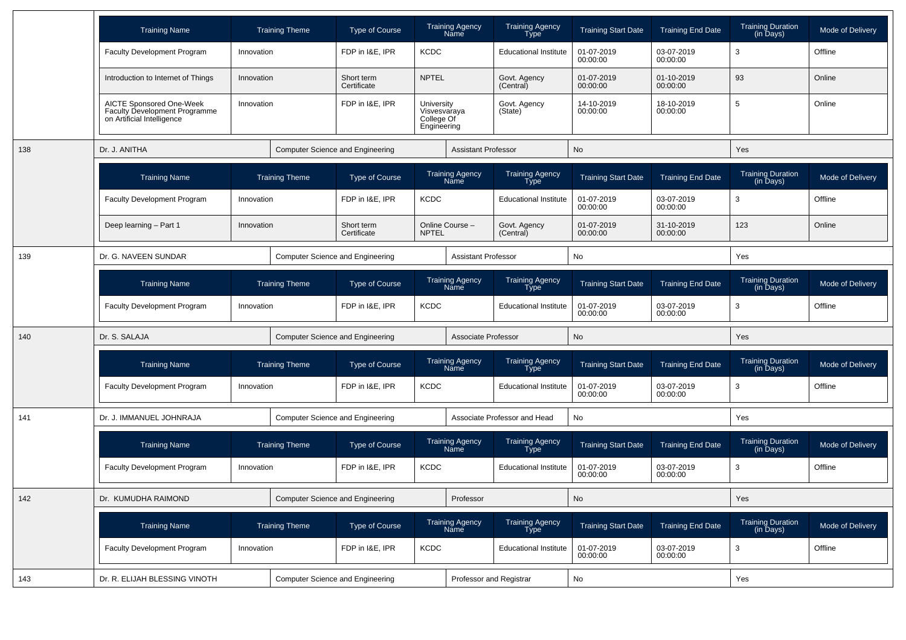| Training Name | Training Theme | Type of Course | Training Agency Name | Training Agency Type | Training Start Date | Training End Date | Training Duration (in Days) | Mode of Delivery |
|---|---|---|---|---|---|---|---|---|
| Faculty Development Program | Innovation | FDP in I&E, IPR | KCDC | Educational Institute | 01-07-2019 00:00:00 | 03-07-2019 00:00:00 | 3 | Offline |
| Introduction to Internet of Things | Innovation | Short term Certificate | NPTEL | Govt. Agency (Central) | 01-07-2019 00:00:00 | 01-10-2019 00:00:00 | 93 | Online |
| AICTE Sponsored One-Week Faculty Development Programme on Artificial Intelligence | Innovation | FDP in I&E, IPR | University Visvesvaraya College Of Engineering | Govt. Agency (State) | 14-10-2019 00:00:00 | 18-10-2019 00:00:00 | 5 | Online |

| 138 | Dr. J. ANITHA | Computer Science and Engineering | Assistant Professor | No | Yes |
|---|---|---|---|---|---|

| Training Name | Training Theme | Type of Course | Training Agency Name | Training Agency Type | Training Start Date | Training End Date | Training Duration (in Days) | Mode of Delivery |
|---|---|---|---|---|---|---|---|---|
| Faculty Development Program | Innovation | FDP in I&E, IPR | KCDC | Educational Institute | 01-07-2019 00:00:00 | 03-07-2019 00:00:00 | 3 | Offline |
| Deep learning – Part 1 | Innovation | Short term Certificate | Online Course – NPTEL | Govt. Agency (Central) | 01-07-2019 00:00:00 | 31-10-2019 00:00:00 | 123 | Online |

| 139 | Dr. G. NAVEEN SUNDAR | Computer Science and Engineering | Assistant Professor | No | Yes |
|---|---|---|---|---|---|

| Training Name | Training Theme | Type of Course | Training Agency Name | Training Agency Type | Training Start Date | Training End Date | Training Duration (in Days) | Mode of Delivery |
|---|---|---|---|---|---|---|---|---|
| Faculty Development Program | Innovation | FDP in I&E, IPR | KCDC | Educational Institute | 01-07-2019 00:00:00 | 03-07-2019 00:00:00 | 3 | Offline |

| 140 | Dr. S. SALAJA | Computer Science and Engineering | Associate Professor | No | Yes |
|---|---|---|---|---|---|

| Training Name | Training Theme | Type of Course | Training Agency Name | Training Agency Type | Training Start Date | Training End Date | Training Duration (in Days) | Mode of Delivery |
|---|---|---|---|---|---|---|---|---|
| Faculty Development Program | Innovation | FDP in I&E, IPR | KCDC | Educational Institute | 01-07-2019 00:00:00 | 03-07-2019 00:00:00 | 3 | Offline |

| 141 | Dr. J. IMMANUEL JOHNRAJA | Computer Science and Engineering | Associate Professor and Head | No | Yes |
|---|---|---|---|---|---|

| Training Name | Training Theme | Type of Course | Training Agency Name | Training Agency Type | Training Start Date | Training End Date | Training Duration (in Days) | Mode of Delivery |
|---|---|---|---|---|---|---|---|---|
| Faculty Development Program | Innovation | FDP in I&E, IPR | KCDC | Educational Institute | 01-07-2019 00:00:00 | 03-07-2019 00:00:00 | 3 | Offline |

| 142 | Dr. KUMUDHA RAIMOND | Computer Science and Engineering | Professor | No | Yes |
|---|---|---|---|---|---|

| Training Name | Training Theme | Type of Course | Training Agency Name | Training Agency Type | Training Start Date | Training End Date | Training Duration (in Days) | Mode of Delivery |
|---|---|---|---|---|---|---|---|---|
| Faculty Development Program | Innovation | FDP in I&E, IPR | KCDC | Educational Institute | 01-07-2019 00:00:00 | 03-07-2019 00:00:00 | 3 | Offline |

| 143 | Dr. R. ELIJAH BLESSING VINOTH | Computer Science and Engineering | Professor and Registrar | No | Yes |
|---|---|---|---|---|---|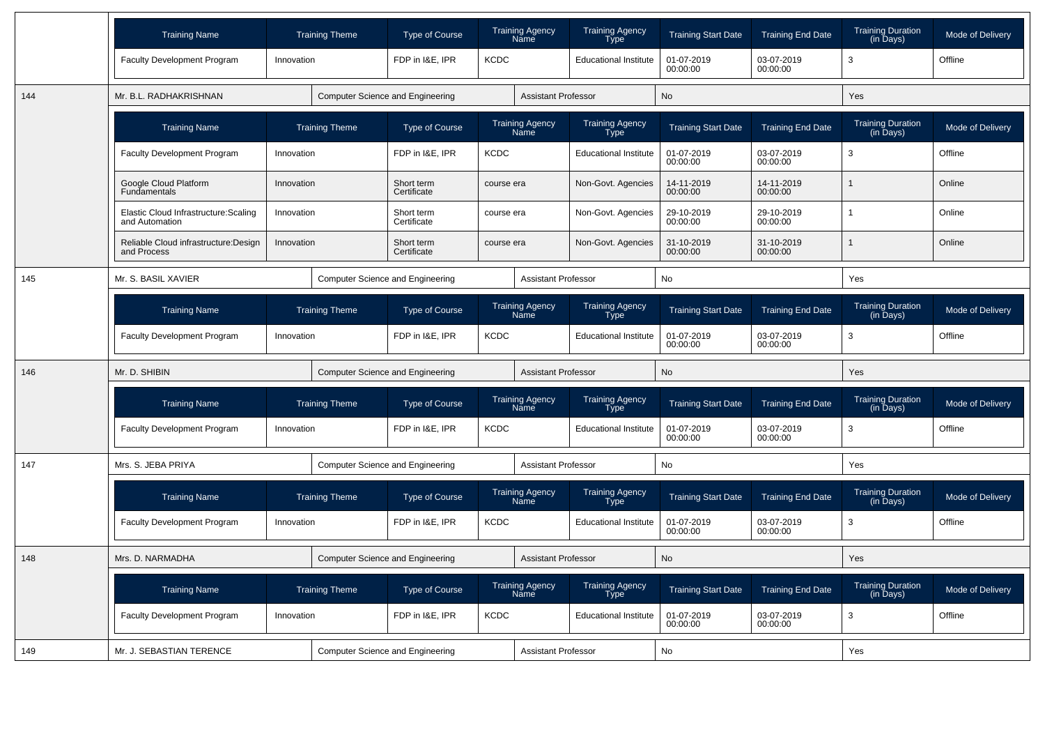| Training Name | Training Theme | Type of Course | Training Agency Name | Training Agency Type | Training Start Date | Training End Date | Training Duration (in Days) | Mode of Delivery |
|---|---|---|---|---|---|---|---|---|
| Faculty Development Program | Innovation | FDP in I&E, IPR | KCDC | Educational Institute | 01-07-2019 00:00:00 | 03-07-2019 00:00:00 | 3 | Offline |

| 144 | Mr. B.L. RADHAKRISHNAN | Computer Science and Engineering | Assistant Professor | No | Yes |
|---|---|---|---|---|---|

| Training Name | Training Theme | Type of Course | Training Agency Name | Training Agency Type | Training Start Date | Training End Date | Training Duration (in Days) | Mode of Delivery |
|---|---|---|---|---|---|---|---|---|
| Faculty Development Program | Innovation | FDP in I&E, IPR | KCDC | Educational Institute | 01-07-2019 00:00:00 | 03-07-2019 00:00:00 | 3 | Offline |
| Google Cloud Platform Fundamentals | Innovation | Short term Certificate | course era | Non-Govt. Agencies | 14-11-2019 00:00:00 | 14-11-2019 00:00:00 | 1 | Online |
| Elastic Cloud Infrastructure:Scaling and Automation | Innovation | Short term Certificate | course era | Non-Govt. Agencies | 29-10-2019 00:00:00 | 29-10-2019 00:00:00 | 1 | Online |
| Reliable Cloud infrastructure:Design and Process | Innovation | Short term Certificate | course era | Non-Govt. Agencies | 31-10-2019 00:00:00 | 31-10-2019 00:00:00 | 1 | Online |

| 145 | Mr. S. BASIL XAVIER | Computer Science and Engineering | Assistant Professor | No | Yes |
|---|---|---|---|---|---|

| Training Name | Training Theme | Type of Course | Training Agency Name | Training Agency Type | Training Start Date | Training End Date | Training Duration (in Days) | Mode of Delivery |
|---|---|---|---|---|---|---|---|---|
| Faculty Development Program | Innovation | FDP in I&E, IPR | KCDC | Educational Institute | 01-07-2019 00:00:00 | 03-07-2019 00:00:00 | 3 | Offline |

| 146 | Mr. D. SHIBIN | Computer Science and Engineering | Assistant Professor | No | Yes |
|---|---|---|---|---|---|

| Training Name | Training Theme | Type of Course | Training Agency Name | Training Agency Type | Training Start Date | Training End Date | Training Duration (in Days) | Mode of Delivery |
|---|---|---|---|---|---|---|---|---|
| Faculty Development Program | Innovation | FDP in I&E, IPR | KCDC | Educational Institute | 01-07-2019 00:00:00 | 03-07-2019 00:00:00 | 3 | Offline |

| 147 | Mrs. S. JEBA PRIYA | Computer Science and Engineering | Assistant Professor | No | Yes |
|---|---|---|---|---|---|

| Training Name | Training Theme | Type of Course | Training Agency Name | Training Agency Type | Training Start Date | Training End Date | Training Duration (in Days) | Mode of Delivery |
|---|---|---|---|---|---|---|---|---|
| Faculty Development Program | Innovation | FDP in I&E, IPR | KCDC | Educational Institute | 01-07-2019 00:00:00 | 03-07-2019 00:00:00 | 3 | Offline |

| 148 | Mrs. D. NARMADHA | Computer Science and Engineering | Assistant Professor | No | Yes |
|---|---|---|---|---|---|

| Training Name | Training Theme | Type of Course | Training Agency Name | Training Agency Type | Training Start Date | Training End Date | Training Duration (in Days) | Mode of Delivery |
|---|---|---|---|---|---|---|---|---|
| Faculty Development Program | Innovation | FDP in I&E, IPR | KCDC | Educational Institute | 01-07-2019 00:00:00 | 03-07-2019 00:00:00 | 3 | Offline |

| 149 | Mr. J. SEBASTIAN TERENCE | Computer Science and Engineering | Assistant Professor | No | Yes |
|---|---|---|---|---|---|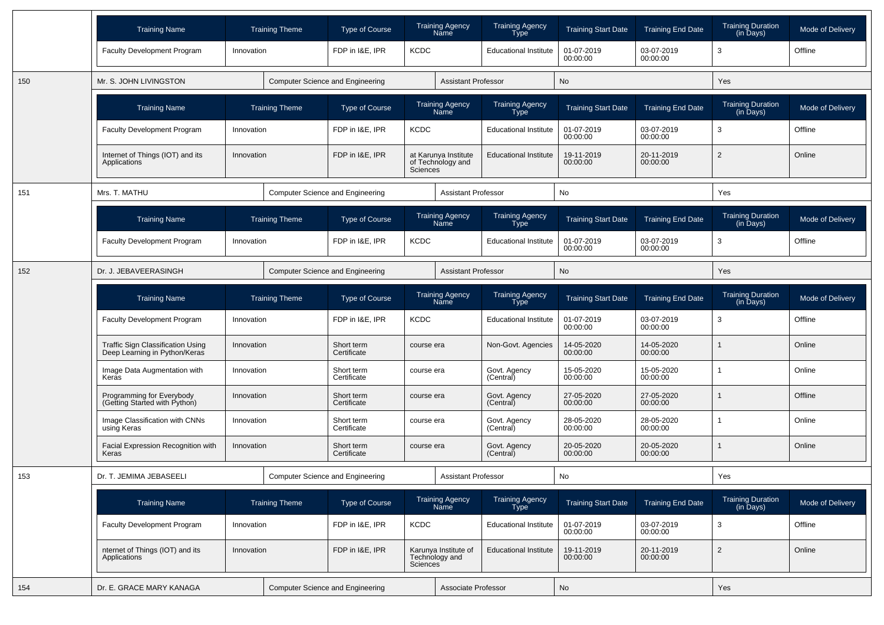| Training Name | Training Theme | Type of Course | Training Agency Name | Training Agency Type | Training Start Date | Training End Date | Training Duration (in Days) | Mode of Delivery |
|---|---|---|---|---|---|---|---|---|
| Faculty Development Program | Innovation | FDP in I&E, IPR | KCDC | Educational Institute | 01-07-2019 00:00:00 | 03-07-2019 00:00:00 | 3 | Offline |

| 150 | Mr. S. JOHN LIVINGSTON | Computer Science and Engineering | Assistant Professor | No | Yes |
|---|---|---|---|---|---|

| Training Name | Training Theme | Type of Course | Training Agency Name | Training Agency Type | Training Start Date | Training End Date | Training Duration (in Days) | Mode of Delivery |
|---|---|---|---|---|---|---|---|---|
| Faculty Development Program | Innovation | FDP in I&E, IPR | KCDC | Educational Institute | 01-07-2019 00:00:00 | 03-07-2019 00:00:00 | 3 | Offline |
| Internet of Things (IOT) and its Applications | Innovation | FDP in I&E, IPR | at Karunya Institute of Technology and Sciences | Educational Institute | 19-11-2019 00:00:00 | 20-11-2019 00:00:00 | 2 | Online |

| 151 | Mrs. T. MATHU | Computer Science and Engineering | Assistant Professor | No | Yes |
|---|---|---|---|---|---|

| Training Name | Training Theme | Type of Course | Training Agency Name | Training Agency Type | Training Start Date | Training End Date | Training Duration (in Days) | Mode of Delivery |
|---|---|---|---|---|---|---|---|---|
| Faculty Development Program | Innovation | FDP in I&E, IPR | KCDC | Educational Institute | 01-07-2019 00:00:00 | 03-07-2019 00:00:00 | 3 | Offline |

| 152 | Dr. J. JEBAVEERASINGH | Computer Science and Engineering | Assistant Professor | No | Yes |
|---|---|---|---|---|---|

| Training Name | Training Theme | Type of Course | Training Agency Name | Training Agency Type | Training Start Date | Training End Date | Training Duration (in Days) | Mode of Delivery |
|---|---|---|---|---|---|---|---|---|
| Faculty Development Program | Innovation | FDP in I&E, IPR | KCDC | Educational Institute | 01-07-2019 00:00:00 | 03-07-2019 00:00:00 | 3 | Offline |
| Traffic Sign Classification Using Deep Learning in Python/Keras | Innovation | Short term Certificate | course era | Non-Govt. Agencies | 14-05-2020 00:00:00 | 14-05-2020 00:00:00 | 1 | Online |
| Image Data Augmentation with Keras | Innovation | Short term Certificate | course era | Govt. Agency (Central) | 15-05-2020 00:00:00 | 15-05-2020 00:00:00 | 1 | Online |
| Programming for Everybody (Getting Started with Python) | Innovation | Short term Certificate | course era | Govt. Agency (Central) | 27-05-2020 00:00:00 | 27-05-2020 00:00:00 | 1 | Offline |
| Image Classification with CNNs using Keras | Innovation | Short term Certificate | course era | Govt. Agency (Central) | 28-05-2020 00:00:00 | 28-05-2020 00:00:00 | 1 | Online |
| Facial Expression Recognition with Keras | Innovation | Short term Certificate | course era | Govt. Agency (Central) | 20-05-2020 00:00:00 | 20-05-2020 00:00:00 | 1 | Online |

| 153 | Dr. T. JEMIMA JEBASEELI | Computer Science and Engineering | Assistant Professor | No | Yes |
|---|---|---|---|---|---|

| Training Name | Training Theme | Type of Course | Training Agency Name | Training Agency Type | Training Start Date | Training End Date | Training Duration (in Days) | Mode of Delivery |
|---|---|---|---|---|---|---|---|---|
| Faculty Development Program | Innovation | FDP in I&E, IPR | KCDC | Educational Institute | 01-07-2019 00:00:00 | 03-07-2019 00:00:00 | 3 | Offline |
| nternet of Things (IOT) and its Applications | Innovation | FDP in I&E, IPR | Karunya Institute of Technology and Sciences | Educational Institute | 19-11-2019 00:00:00 | 20-11-2019 00:00:00 | 2 | Online |

| 154 | Dr. E. GRACE MARY KANAGA | Computer Science and Engineering | Associate Professor | No | Yes |
|---|---|---|---|---|---|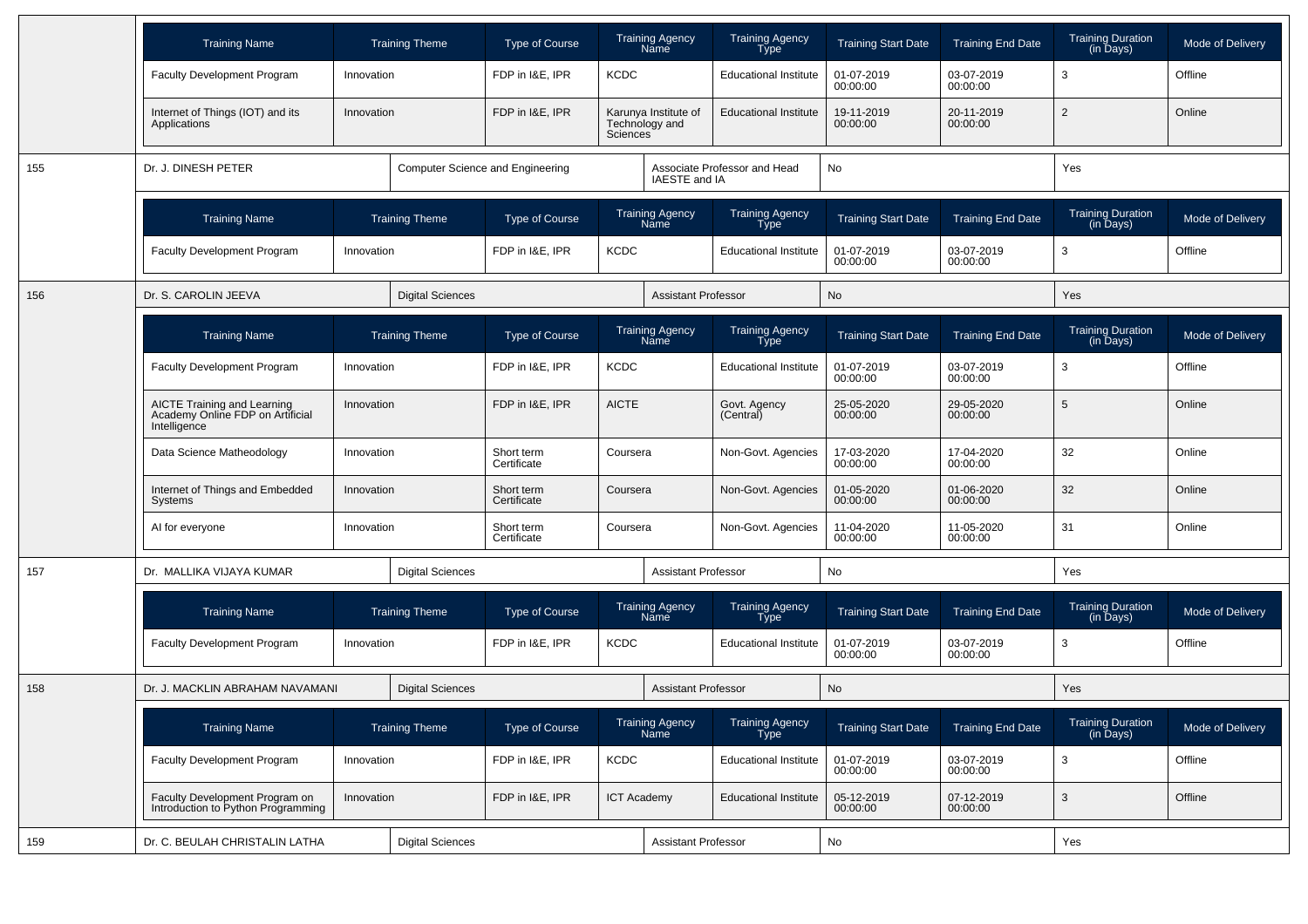| Training Name | Training Theme | Type of Course | Training Agency Name | Training Agency Type | Training Start Date | Training End Date | Training Duration (in Days) | Mode of Delivery |
|---|---|---|---|---|---|---|---|---|
| Faculty Development Program | Innovation | FDP in I&E, IPR | KCDC | Educational Institute | 01-07-2019 00:00:00 | 03-07-2019 00:00:00 | 3 | Offline |
| Internet of Things (IOT) and its Applications | Innovation | FDP in I&E, IPR | Karunya Institute of Technology and Sciences | Educational Institute | 19-11-2019 00:00:00 | 20-11-2019 00:00:00 | 2 | Online |

| 155 | Dr. J. DINESH PETER | Computer Science and Engineering | Associate Professor and Head IAESTE and IA | No | Yes |
|---|---|---|---|---|---|

| Training Name | Training Theme | Type of Course | Training Agency Name | Training Agency Type | Training Start Date | Training End Date | Training Duration (in Days) | Mode of Delivery |
|---|---|---|---|---|---|---|---|---|
| Faculty Development Program | Innovation | FDP in I&E, IPR | KCDC | Educational Institute | 01-07-2019 00:00:00 | 03-07-2019 00:00:00 | 3 | Offline |

| 156 | Dr. S. CAROLIN JEEVA | Digital Sciences | Assistant Professor | No | Yes |
|---|---|---|---|---|---|

| Training Name | Training Theme | Type of Course | Training Agency Name | Training Agency Type | Training Start Date | Training End Date | Training Duration (in Days) | Mode of Delivery |
|---|---|---|---|---|---|---|---|---|
| Faculty Development Program | Innovation | FDP in I&E, IPR | KCDC | Educational Institute | 01-07-2019 00:00:00 | 03-07-2019 00:00:00 | 3 | Offline |
| AICTE Training and Learning Academy Online FDP on Artificial Intelligence | Innovation | FDP in I&E, IPR | AICTE | Govt. Agency (Central) | 25-05-2020 00:00:00 | 29-05-2020 00:00:00 | 5 | Online |
| Data Science Matheodology | Innovation | Short term Certificate | Coursera | Non-Govt. Agencies | 17-03-2020 00:00:00 | 17-04-2020 00:00:00 | 32 | Online |
| Internet of Things and Embedded Systems | Innovation | Short term Certificate | Coursera | Non-Govt. Agencies | 01-05-2020 00:00:00 | 01-06-2020 00:00:00 | 32 | Online |
| AI for everyone | Innovation | Short term Certificate | Coursera | Non-Govt. Agencies | 11-04-2020 00:00:00 | 11-05-2020 00:00:00 | 31 | Online |

| 157 | Dr. MALLIKA VIJAYA KUMAR | Digital Sciences | Assistant Professor | No | Yes |
|---|---|---|---|---|---|

| Training Name | Training Theme | Type of Course | Training Agency Name | Training Agency Type | Training Start Date | Training End Date | Training Duration (in Days) | Mode of Delivery |
|---|---|---|---|---|---|---|---|---|
| Faculty Development Program | Innovation | FDP in I&E, IPR | KCDC | Educational Institute | 01-07-2019 00:00:00 | 03-07-2019 00:00:00 | 3 | Offline |

| 158 | Dr. J. MACKLIN ABRAHAM NAVAMANI | Digital Sciences | Assistant Professor | No | Yes |
|---|---|---|---|---|---|

| Training Name | Training Theme | Type of Course | Training Agency Name | Training Agency Type | Training Start Date | Training End Date | Training Duration (in Days) | Mode of Delivery |
|---|---|---|---|---|---|---|---|---|
| Faculty Development Program | Innovation | FDP in I&E, IPR | KCDC | Educational Institute | 01-07-2019 00:00:00 | 03-07-2019 00:00:00 | 3 | Offline |
| Faculty Development Program on Introduction to Python Programming | Innovation | FDP in I&E, IPR | ICT Academy | Educational Institute | 05-12-2019 00:00:00 | 07-12-2019 00:00:00 | 3 | Offline |

| 159 | Dr. C. BEULAH CHRISTALIN LATHA | Digital Sciences | Assistant Professor | No | Yes |
|---|---|---|---|---|---|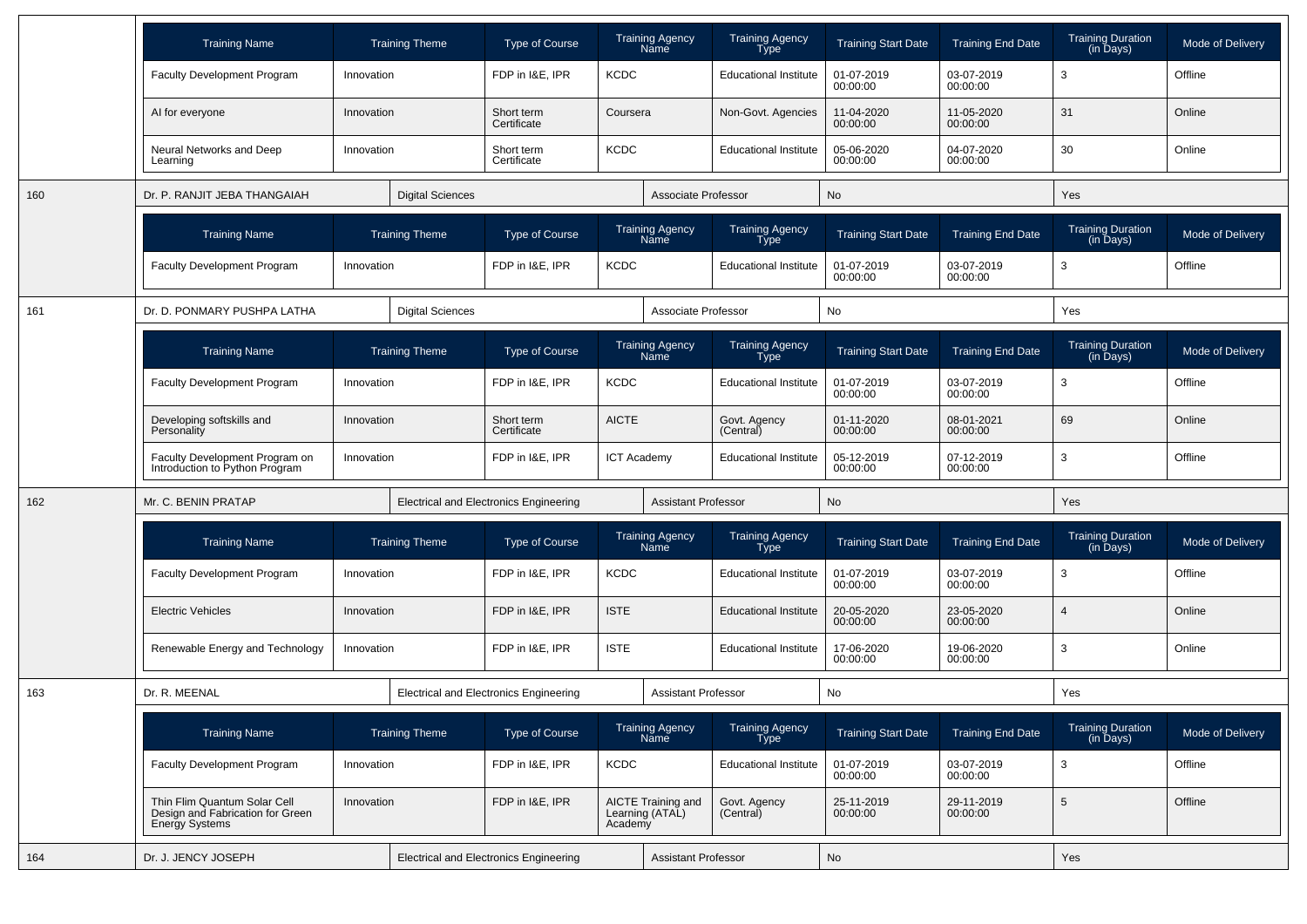| Training Name | Training Theme | Type of Course | Training Agency Name | Training Agency Type | Training Start Date | Training End Date | Training Duration (in Days) | Mode of Delivery |
|---|---|---|---|---|---|---|---|---|
| Faculty Development Program | Innovation | FDP in I&E, IPR | KCDC | Educational Institute | 01-07-2019 00:00:00 | 03-07-2019 00:00:00 | 3 | Offline |
| AI for everyone | Innovation | Short term Certificate | Coursera | Non-Govt. Agencies | 11-04-2020 00:00:00 | 11-05-2020 00:00:00 | 31 | Online |
| Neural Networks and Deep Learning | Innovation | Short term Certificate | KCDC | Educational Institute | 05-06-2020 00:00:00 | 04-07-2020 00:00:00 | 30 | Online |

| 160 | Dr. P. RANJIT JEBA THANGAIAH | Digital Sciences | Associate Professor | No | Yes |
|---|---|---|---|---|---|

| Training Name | Training Theme | Type of Course | Training Agency Name | Training Agency Type | Training Start Date | Training End Date | Training Duration (in Days) | Mode of Delivery |
|---|---|---|---|---|---|---|---|---|
| Faculty Development Program | Innovation | FDP in I&E, IPR | KCDC | Educational Institute | 01-07-2019 00:00:00 | 03-07-2019 00:00:00 | 3 | Offline |

| 161 | Dr. D. PONMARY PUSHPA LATHA | Digital Sciences | Associate Professor | No | Yes |
|---|---|---|---|---|---|

| Training Name | Training Theme | Type of Course | Training Agency Name | Training Agency Type | Training Start Date | Training End Date | Training Duration (in Days) | Mode of Delivery |
|---|---|---|---|---|---|---|---|---|
| Faculty Development Program | Innovation | FDP in I&E, IPR | KCDC | Educational Institute | 01-07-2019 00:00:00 | 03-07-2019 00:00:00 | 3 | Offline |
| Developing softskills and Personality | Innovation | Short term Certificate | AICTE | Govt. Agency (Central) | 01-11-2020 00:00:00 | 08-01-2021 00:00:00 | 69 | Online |
| Faculty Development Program on Introduction to Python Program | Innovation | FDP in I&E, IPR | ICT Academy | Educational Institute | 05-12-2019 00:00:00 | 07-12-2019 00:00:00 | 3 | Offline |

| 162 | Mr. C. BENIN PRATAP | Electrical and Electronics Engineering | Assistant Professor | No | Yes |
|---|---|---|---|---|---|

| Training Name | Training Theme | Type of Course | Training Agency Name | Training Agency Type | Training Start Date | Training End Date | Training Duration (in Days) | Mode of Delivery |
|---|---|---|---|---|---|---|---|---|
| Faculty Development Program | Innovation | FDP in I&E, IPR | KCDC | Educational Institute | 01-07-2019 00:00:00 | 03-07-2019 00:00:00 | 3 | Offline |
| Electric Vehicles | Innovation | FDP in I&E, IPR | ISTE | Educational Institute | 20-05-2020 00:00:00 | 23-05-2020 00:00:00 | 4 | Online |
| Renewable Energy and Technology | Innovation | FDP in I&E, IPR | ISTE | Educational Institute | 17-06-2020 00:00:00 | 19-06-2020 00:00:00 | 3 | Online |

| 163 | Dr. R. MEENAL | Electrical and Electronics Engineering | Assistant Professor | No | Yes |
|---|---|---|---|---|---|

| Training Name | Training Theme | Type of Course | Training Agency Name | Training Agency Type | Training Start Date | Training End Date | Training Duration (in Days) | Mode of Delivery |
|---|---|---|---|---|---|---|---|---|
| Faculty Development Program | Innovation | FDP in I&E, IPR | KCDC | Educational Institute | 01-07-2019 00:00:00 | 03-07-2019 00:00:00 | 3 | Offline |
| Thin Flim Quantum Solar Cell Design and Fabrication for Green Energy Systems | Innovation | FDP in I&E, IPR | AICTE Training and Learning (ATAL) Academy | Govt. Agency (Central) | 25-11-2019 00:00:00 | 29-11-2019 00:00:00 | 5 | Offline |

| 164 | Dr. J. JENCY JOSEPH | Electrical and Electronics Engineering | Assistant Professor | No | Yes |
|---|---|---|---|---|---|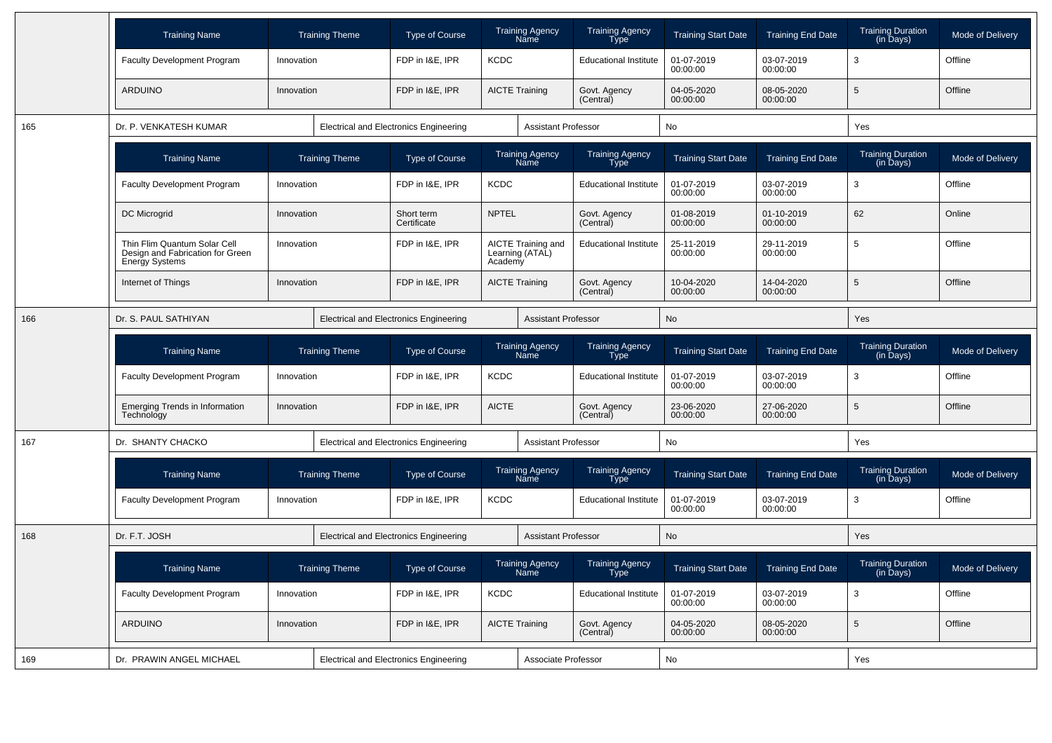| Training Name | Training Theme | Type of Course | Training Agency Name | Training Agency Type | Training Start Date | Training End Date | Training Duration (in Days) | Mode of Delivery |
|---|---|---|---|---|---|---|---|---|
| Faculty Development Program | Innovation | FDP in I&E, IPR | KCDC | Educational Institute | 01-07-2019 00:00:00 | 03-07-2019 00:00:00 | 3 | Offline |
| ARDUINO | Innovation | FDP in I&E, IPR | AICTE Training | Govt. Agency (Central) | 04-05-2020 00:00:00 | 08-05-2020 00:00:00 | 5 | Offline |

| 165 | Dr. P. VENKATESH KUMAR | Electrical and Electronics Engineering | Assistant Professor | No | Yes |
|---|---|---|---|---|---|

| Training Name | Training Theme | Type of Course | Training Agency Name | Training Agency Type | Training Start Date | Training End Date | Training Duration (in Days) | Mode of Delivery |
|---|---|---|---|---|---|---|---|---|
| Faculty Development Program | Innovation | FDP in I&E, IPR | KCDC | Educational Institute | 01-07-2019 00:00:00 | 03-07-2019 00:00:00 | 3 | Offline |
| DC Microgrid | Innovation | Short term Certificate | NPTEL | Govt. Agency (Central) | 01-08-2019 00:00:00 | 01-10-2019 00:00:00 | 62 | Online |
| Thin Flim Quantum Solar Cell Design and Fabrication for Green Energy Systems | Innovation | FDP in I&E, IPR | AICTE Training and Learning (ATAL) Academy | Educational Institute | 25-11-2019 00:00:00 | 29-11-2019 00:00:00 | 5 | Offline |
| Internet of Things | Innovation | FDP in I&E, IPR | AICTE Training | Govt. Agency (Central) | 10-04-2020 00:00:00 | 14-04-2020 00:00:00 | 5 | Offline |

| 166 | Dr. S. PAUL SATHIYAN | Electrical and Electronics Engineering | Assistant Professor | No | Yes |
|---|---|---|---|---|---|

| Training Name | Training Theme | Type of Course | Training Agency Name | Training Agency Type | Training Start Date | Training End Date | Training Duration (in Days) | Mode of Delivery |
|---|---|---|---|---|---|---|---|---|
| Faculty Development Program | Innovation | FDP in I&E, IPR | KCDC | Educational Institute | 01-07-2019 00:00:00 | 03-07-2019 00:00:00 | 3 | Offline |
| Emerging Trends in Information Technology | Innovation | FDP in I&E, IPR | AICTE | Govt. Agency (Central) | 23-06-2020 00:00:00 | 27-06-2020 00:00:00 | 5 | Offline |

| 167 | Dr. SHANTY CHACKO | Electrical and Electronics Engineering | Assistant Professor | No | Yes |
|---|---|---|---|---|---|

| Training Name | Training Theme | Type of Course | Training Agency Name | Training Agency Type | Training Start Date | Training End Date | Training Duration (in Days) | Mode of Delivery |
|---|---|---|---|---|---|---|---|---|
| Faculty Development Program | Innovation | FDP in I&E, IPR | KCDC | Educational Institute | 01-07-2019 00:00:00 | 03-07-2019 00:00:00 | 3 | Offline |

| 168 | Dr. F.T. JOSH | Electrical and Electronics Engineering | Assistant Professor | No | Yes |
|---|---|---|---|---|---|

| Training Name | Training Theme | Type of Course | Training Agency Name | Training Agency Type | Training Start Date | Training End Date | Training Duration (in Days) | Mode of Delivery |
|---|---|---|---|---|---|---|---|---|
| Faculty Development Program | Innovation | FDP in I&E, IPR | KCDC | Educational Institute | 01-07-2019 00:00:00 | 03-07-2019 00:00:00 | 3 | Offline |
| ARDUINO | Innovation | FDP in I&E, IPR | AICTE Training | Govt. Agency (Central) | 04-05-2020 00:00:00 | 08-05-2020 00:00:00 | 5 | Offline |

| 169 | Dr. PRAWIN ANGEL MICHAEL | Electrical and Electronics Engineering | Associate Professor | No | Yes |
|---|---|---|---|---|---|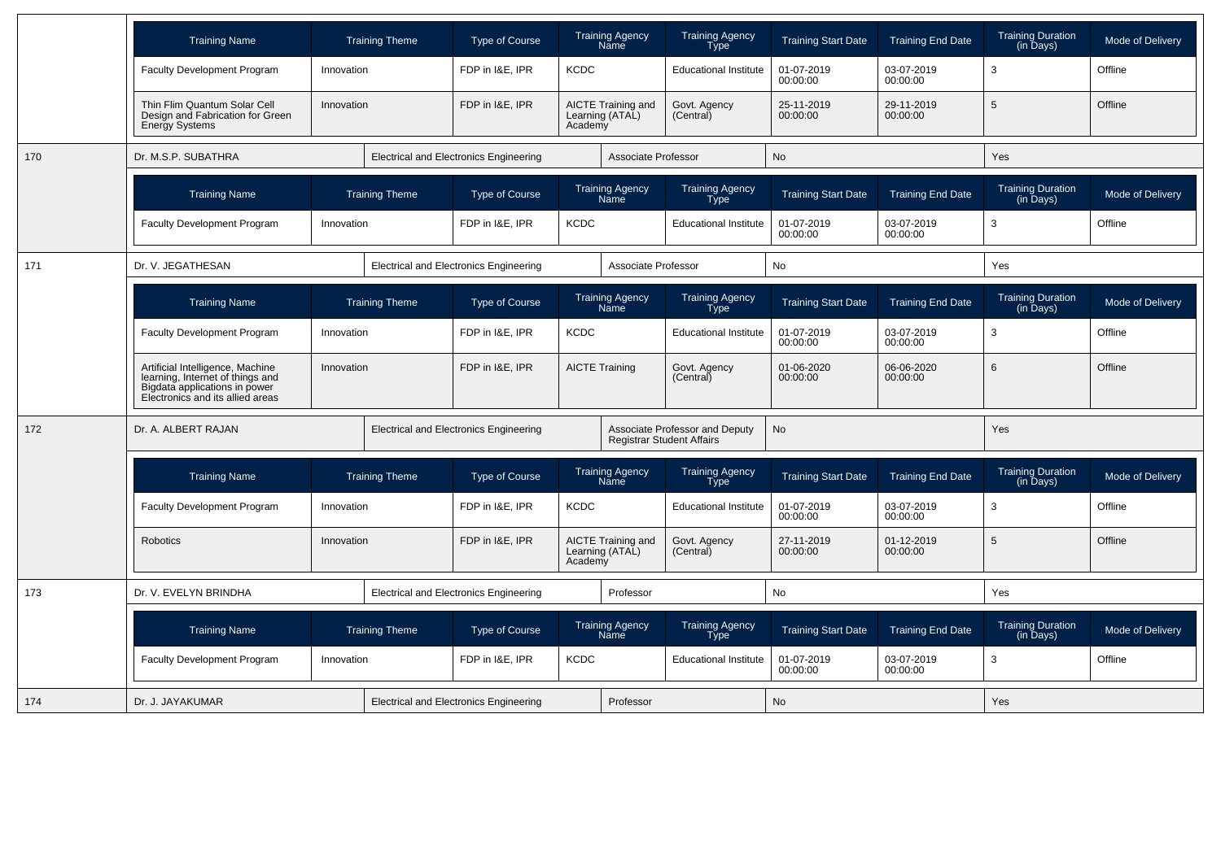| Training Name | Training Theme | Type of Course | Training Agency Name | Training Agency Type | Training Start Date | Training End Date | Training Duration (in Days) | Mode of Delivery |
|---|---|---|---|---|---|---|---|---|
| Faculty Development Program | Innovation | FDP in I&E, IPR | KCDC | Educational Institute | 01-07-2019 00:00:00 | 03-07-2019 00:00:00 | 3 | Offline |
| Thin Flim Quantum Solar Cell Design and Fabrication for Green Energy Systems | Innovation | FDP in I&E, IPR | AICTE Training and Learning (ATAL) Academy | Govt. Agency (Central) | 25-11-2019 00:00:00 | 29-11-2019 00:00:00 | 5 | Offline |

| 170 | Dr. M.S.P. SUBATHRA | Electrical and Electronics Engineering | Associate Professor | No | Yes |
|---|---|---|---|---|---|

| Training Name | Training Theme | Type of Course | Training Agency Name | Training Agency Type | Training Start Date | Training End Date | Training Duration (in Days) | Mode of Delivery |
|---|---|---|---|---|---|---|---|---|
| Faculty Development Program | Innovation | FDP in I&E, IPR | KCDC | Educational Institute | 01-07-2019 00:00:00 | 03-07-2019 00:00:00 | 3 | Offline |

| 171 | Dr. V. JEGATHESAN | Electrical and Electronics Engineering | Associate Professor | No | Yes |
|---|---|---|---|---|---|

| Training Name | Training Theme | Type of Course | Training Agency Name | Training Agency Type | Training Start Date | Training End Date | Training Duration (in Days) | Mode of Delivery |
|---|---|---|---|---|---|---|---|---|
| Faculty Development Program | Innovation | FDP in I&E, IPR | KCDC | Educational Institute | 01-07-2019 00:00:00 | 03-07-2019 00:00:00 | 3 | Offline |
| Artificial Intelligence, Machine learning, Internet of things and Bigdata applications in power Electronics and its allied areas | Innovation | FDP in I&E, IPR | AICTE Training | Govt. Agency (Central) | 01-06-2020 00:00:00 | 06-06-2020 00:00:00 | 6 | Offline |

| 172 | Dr. A. ALBERT RAJAN | Electrical and Electronics Engineering | Associate Professor and Deputy Registrar Student Affairs | No | Yes |
|---|---|---|---|---|---|

| Training Name | Training Theme | Type of Course | Training Agency Name | Training Agency Type | Training Start Date | Training End Date | Training Duration (in Days) | Mode of Delivery |
|---|---|---|---|---|---|---|---|---|
| Faculty Development Program | Innovation | FDP in I&E, IPR | KCDC | Educational Institute | 01-07-2019 00:00:00 | 03-07-2019 00:00:00 | 3 | Offline |
| Robotics | Innovation | FDP in I&E, IPR | AICTE Training and Learning (ATAL) Academy | Govt. Agency (Central) | 27-11-2019 00:00:00 | 01-12-2019 00:00:00 | 5 | Offline |

| 173 | Dr. V. EVELYN BRINDHA | Electrical and Electronics Engineering | Professor | No | Yes |
|---|---|---|---|---|---|

| Training Name | Training Theme | Type of Course | Training Agency Name | Training Agency Type | Training Start Date | Training End Date | Training Duration (in Days) | Mode of Delivery |
|---|---|---|---|---|---|---|---|---|
| Faculty Development Program | Innovation | FDP in I&E, IPR | KCDC | Educational Institute | 01-07-2019 00:00:00 | 03-07-2019 00:00:00 | 3 | Offline |

| 174 | Dr. J. JAYAKUMAR | Electrical and Electronics Engineering | Professor | No | Yes |
|---|---|---|---|---|---|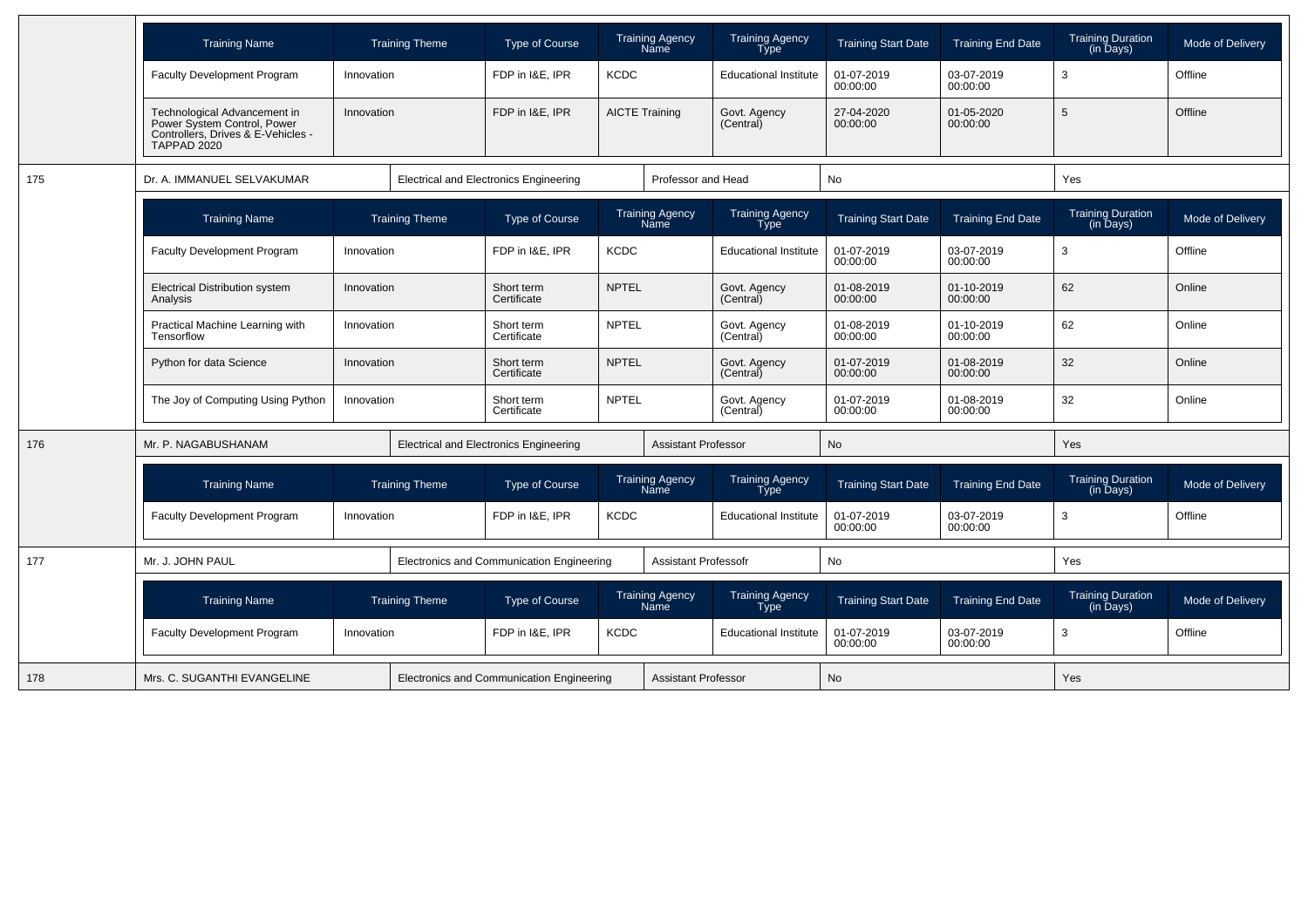| Training Name | Training Theme | Type of Course | Training Agency Name | Training Agency Type | Training Start Date | Training End Date | Training Duration (in Days) | Mode of Delivery |
|---|---|---|---|---|---|---|---|---|
| Faculty Development Program | Innovation | FDP in I&E, IPR | KCDC | Educational Institute | 01-07-2019 00:00:00 | 03-07-2019 00:00:00 | 3 | Offline |
| Technological Advancement in Power System Control, Power Controllers, Drives & E-Vehicles - TAPPAD 2020 | Innovation | FDP in I&E, IPR | AICTE Training | Govt. Agency (Central) | 27-04-2020 00:00:00 | 01-05-2020 00:00:00 | 5 | Offline |

| 175 | Dr. A. IMMANUEL SELVAKUMAR | Electrical and Electronics Engineering | Professor and Head | No | Yes |
|---|---|---|---|---|---|

| Training Name | Training Theme | Type of Course | Training Agency Name | Training Agency Type | Training Start Date | Training End Date | Training Duration (in Days) | Mode of Delivery |
|---|---|---|---|---|---|---|---|---|
| Faculty Development Program | Innovation | FDP in I&E, IPR | KCDC | Educational Institute | 01-07-2019 00:00:00 | 03-07-2019 00:00:00 | 3 | Offline |
| Electrical Distribution system Analysis | Innovation | Short term Certificate | NPTEL | Govt. Agency (Central) | 01-08-2019 00:00:00 | 01-10-2019 00:00:00 | 62 | Online |
| Practical Machine Learning with Tensorflow | Innovation | Short term Certificate | NPTEL | Govt. Agency (Central) | 01-08-2019 00:00:00 | 01-10-2019 00:00:00 | 62 | Online |
| Python for data Science | Innovation | Short term Certificate | NPTEL | Govt. Agency (Central) | 01-07-2019 00:00:00 | 01-08-2019 00:00:00 | 32 | Online |
| The Joy of Computing Using Python | Innovation | Short term Certificate | NPTEL | Govt. Agency (Central) | 01-07-2019 00:00:00 | 01-08-2019 00:00:00 | 32 | Online |

| 176 | Mr. P. NAGABUSHANAM | Electrical and Electronics Engineering | Assistant Professor | No | Yes |
|---|---|---|---|---|---|

| Training Name | Training Theme | Type of Course | Training Agency Name | Training Agency Type | Training Start Date | Training End Date | Training Duration (in Days) | Mode of Delivery |
|---|---|---|---|---|---|---|---|---|
| Faculty Development Program | Innovation | FDP in I&E, IPR | KCDC | Educational Institute | 01-07-2019 00:00:00 | 03-07-2019 00:00:00 | 3 | Offline |

| 177 | Mr. J. JOHN PAUL | Electronics and Communication Engineering | Assistant Professofr | No | Yes |
|---|---|---|---|---|---|

| Training Name | Training Theme | Type of Course | Training Agency Name | Training Agency Type | Training Start Date | Training End Date | Training Duration (in Days) | Mode of Delivery |
|---|---|---|---|---|---|---|---|---|
| Faculty Development Program | Innovation | FDP in I&E, IPR | KCDC | Educational Institute | 01-07-2019 00:00:00 | 03-07-2019 00:00:00 | 3 | Offline |

| 178 | Mrs. C. SUGANTHI EVANGELINE | Electronics and Communication Engineering | Assistant Professor | No | Yes |
|---|---|---|---|---|---|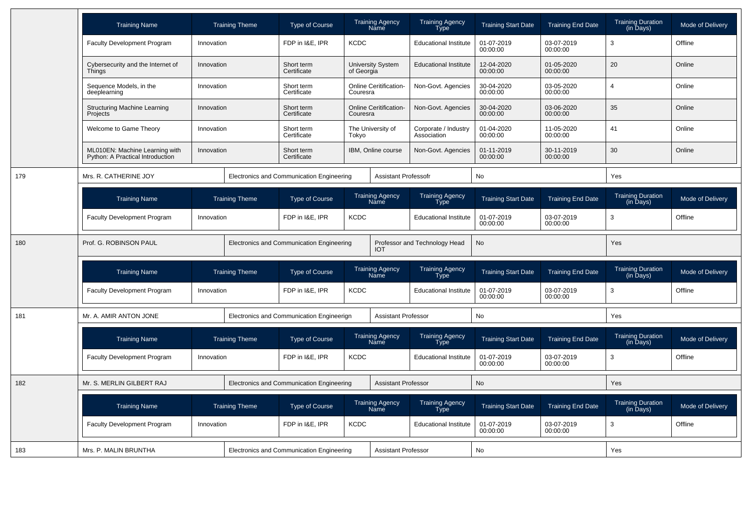| Training Name | Training Theme | Type of Course | Training Agency Name | Training Agency Type | Training Start Date | Training End Date | Training Duration (in Days) | Mode of Delivery |
|---|---|---|---|---|---|---|---|---|
| Faculty Development Program | Innovation | FDP in I&E, IPR | KCDC | Educational Institute | 01-07-2019 00:00:00 | 03-07-2019 00:00:00 | 3 | Offline |
| Cybersecurity and the Internet of Things | Innovation | Short term Certificate | University System of Georgia | Educational Institute | 12-04-2020 00:00:00 | 01-05-2020 00:00:00 | 20 | Online |
| Sequence Models, in the deeplearning | Innovation | Short term Certificate | Online Ceritification- Couresra | Non-Govt. Agencies | 30-04-2020 00:00:00 | 03-05-2020 00:00:00 | 4 | Online |
| Structuring Machine Learning Projects | Innovation | Short term Certificate | Online Ceritification- Couresra | Non-Govt. Agencies | 30-04-2020 00:00:00 | 03-06-2020 00:00:00 | 35 | Online |
| Welcome to Game Theory | Innovation | Short term Certificate | The University of Tokyo | Corporate / Industry Association | 01-04-2020 00:00:00 | 11-05-2020 00:00:00 | 41 | Online |
| ML010EN: Machine Learning with Python: A Practical Introduction | Innovation | Short term Certificate | IBM, Online course | Non-Govt. Agencies | 01-11-2019 00:00:00 | 30-11-2019 00:00:00 | 30 | Online |

| 179 | Mrs. R. CATHERINE JOY | Electronics and Communication Engineering | Assistant Professofr | No | Yes |
|---|---|---|---|---|---|

| Training Name | Training Theme | Type of Course | Training Agency Name | Training Agency Type | Training Start Date | Training End Date | Training Duration (in Days) | Mode of Delivery |
|---|---|---|---|---|---|---|---|---|
| Faculty Development Program | Innovation | FDP in I&E, IPR | KCDC | Educational Institute | 01-07-2019 00:00:00 | 03-07-2019 00:00:00 | 3 | Offline |

| 180 | Prof. G. ROBINSON PAUL | Electronics and Communication Engineering | Professor and Technology Head IOT | No | Yes |
|---|---|---|---|---|---|

| Training Name | Training Theme | Type of Course | Training Agency Name | Training Agency Type | Training Start Date | Training End Date | Training Duration (in Days) | Mode of Delivery |
|---|---|---|---|---|---|---|---|---|
| Faculty Development Program | Innovation | FDP in I&E, IPR | KCDC | Educational Institute | 01-07-2019 00:00:00 | 03-07-2019 00:00:00 | 3 | Offline |

| 181 | Mr. A. AMIR ANTON JONE | Electronics and Communication Engineerign | Assistant Professor | No | Yes |
|---|---|---|---|---|---|

| Training Name | Training Theme | Type of Course | Training Agency Name | Training Agency Type | Training Start Date | Training End Date | Training Duration (in Days) | Mode of Delivery |
|---|---|---|---|---|---|---|---|---|
| Faculty Development Program | Innovation | FDP in I&E, IPR | KCDC | Educational Institute | 01-07-2019 00:00:00 | 03-07-2019 00:00:00 | 3 | Offline |

| 182 | Mr. S. MERLIN GILBERT RAJ | Electronics and Communication Engineering | Assistant Professor | No | Yes |
|---|---|---|---|---|---|

| Training Name | Training Theme | Type of Course | Training Agency Name | Training Agency Type | Training Start Date | Training End Date | Training Duration (in Days) | Mode of Delivery |
|---|---|---|---|---|---|---|---|---|
| Faculty Development Program | Innovation | FDP in I&E, IPR | KCDC | Educational Institute | 01-07-2019 00:00:00 | 03-07-2019 00:00:00 | 3 | Offline |

| 183 | Mrs. P. MALIN BRUNTHA | Electronics and Communication Engineering | Assistant Professor | No | Yes |
|---|---|---|---|---|---|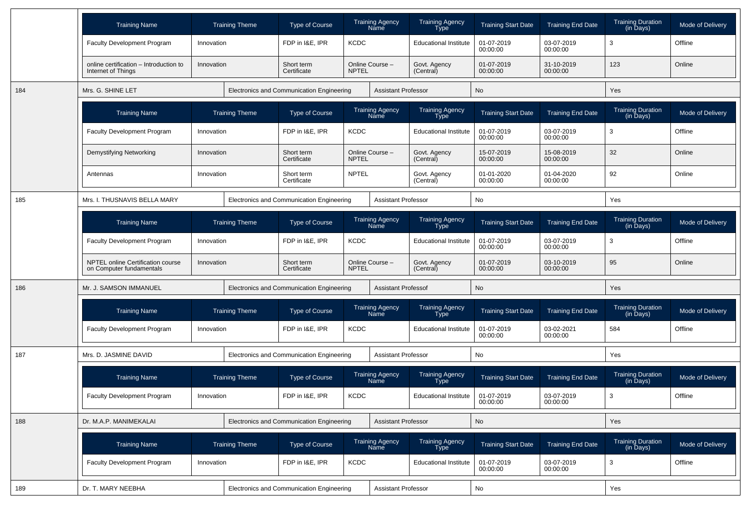| Training Name | Training Theme | Type of Course | Training Agency Name | Training Agency Type | Training Start Date | Training End Date | Training Duration (in Days) | Mode of Delivery |
|---|---|---|---|---|---|---|---|---|
| Faculty Development Program | Innovation | FDP in I&E, IPR | KCDC | Educational Institute | 01-07-2019 00:00:00 | 03-07-2019 00:00:00 | 3 | Offline |
| online certification – Introduction to Internet of Things | Innovation | Short term Certificate | Online Course – NPTEL | Govt. Agency (Central) | 01-07-2019 00:00:00 | 31-10-2019 00:00:00 | 123 | Online |

| 184 | Mrs. G. SHINE LET | Electronics and Communication Engineering | Assistant Professor | No | Yes |
|---|---|---|---|---|---|

| Training Name | Training Theme | Type of Course | Training Agency Name | Training Agency Type | Training Start Date | Training End Date | Training Duration (in Days) | Mode of Delivery |
|---|---|---|---|---|---|---|---|---|
| Faculty Development Program | Innovation | FDP in I&E, IPR | KCDC | Educational Institute | 01-07-2019 00:00:00 | 03-07-2019 00:00:00 | 3 | Offline |
| Demystifying Networking | Innovation | Short term Certificate | Online Course – NPTEL | Govt. Agency (Central) | 15-07-2019 00:00:00 | 15-08-2019 00:00:00 | 32 | Online |
| Antennas | Innovation | Short term Certificate | NPTEL | Govt. Agency (Central) | 01-01-2020 00:00:00 | 01-04-2020 00:00:00 | 92 | Online |

| 185 | Mrs. I. THUSNAVIS BELLA MARY | Electronics and Communication Engineering | Assistant Professor | No | Yes |
|---|---|---|---|---|---|

| Training Name | Training Theme | Type of Course | Training Agency Name | Training Agency Type | Training Start Date | Training End Date | Training Duration (in Days) | Mode of Delivery |
|---|---|---|---|---|---|---|---|---|
| Faculty Development Program | Innovation | FDP in I&E, IPR | KCDC | Educational Institute | 01-07-2019 00:00:00 | 03-07-2019 00:00:00 | 3 | Offline |
| NPTEL online Certification course on Computer fundamentals | Innovation | Short term Certificate | Online Course – NPTEL | Govt. Agency (Central) | 01-07-2019 00:00:00 | 03-10-2019 00:00:00 | 95 | Online |

| 186 | Mr. J. SAMSON IMMANUEL | Electronics and Communication Engineering | Assistant Professof | No | Yes |
|---|---|---|---|---|---|

| Training Name | Training Theme | Type of Course | Training Agency Name | Training Agency Type | Training Start Date | Training End Date | Training Duration (in Days) | Mode of Delivery |
|---|---|---|---|---|---|---|---|---|
| Faculty Development Program | Innovation | FDP in I&E, IPR | KCDC | Educational Institute | 01-07-2019 00:00:00 | 03-02-2021 00:00:00 | 584 | Offline |

| 187 | Mrs. D. JASMINE DAVID | Electronics and Communication Engineering | Assistant Professor | No | Yes |
|---|---|---|---|---|---|

| Training Name | Training Theme | Type of Course | Training Agency Name | Training Agency Type | Training Start Date | Training End Date | Training Duration (in Days) | Mode of Delivery |
|---|---|---|---|---|---|---|---|---|
| Faculty Development Program | Innovation | FDP in I&E, IPR | KCDC | Educational Institute | 01-07-2019 00:00:00 | 03-07-2019 00:00:00 | 3 | Offline |

| 188 | Dr. M.A.P. MANIMEKALAI | Electronics and Communication Engineering | Assistant Professor | No | Yes |
|---|---|---|---|---|---|

| Training Name | Training Theme | Type of Course | Training Agency Name | Training Agency Type | Training Start Date | Training End Date | Training Duration (in Days) | Mode of Delivery |
|---|---|---|---|---|---|---|---|---|
| Faculty Development Program | Innovation | FDP in I&E, IPR | KCDC | Educational Institute | 01-07-2019 00:00:00 | 03-07-2019 00:00:00 | 3 | Offline |

| 189 | Dr. T. MARY NEEBHA | Electronics and Communication Engineering | Assistant Professor | No | Yes |
|---|---|---|---|---|---|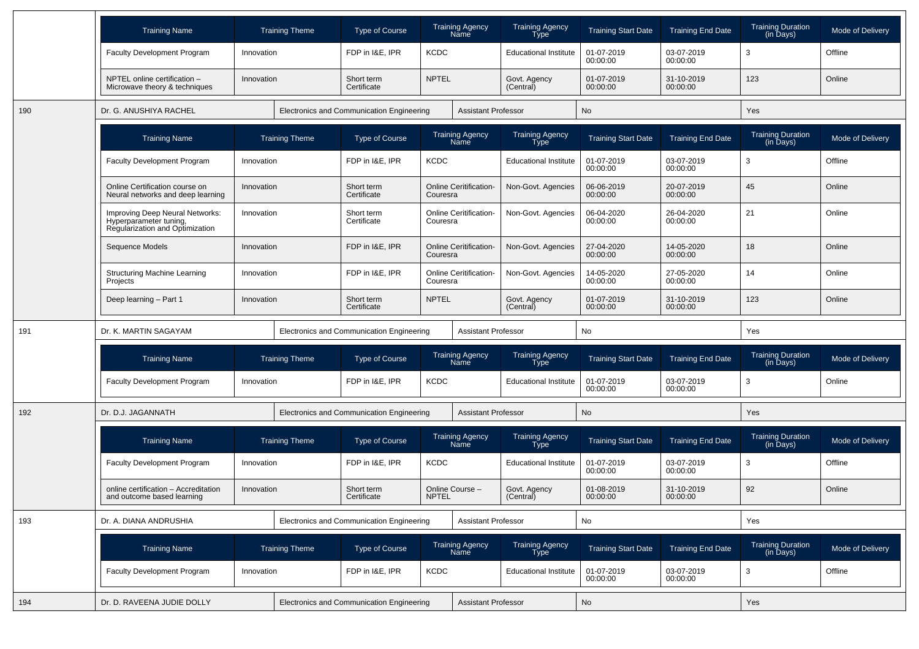| Training Name | Training Theme | Type of Course | Training Agency Name | Training Agency Type | Training Start Date | Training End Date | Training Duration (in Days) | Mode of Delivery |
|---|---|---|---|---|---|---|---|---|
| Faculty Development Program | Innovation | FDP in I&E, IPR | KCDC | Educational Institute | 01-07-2019 00:00:00 | 03-07-2019 00:00:00 | 3 | Offline |
| NPTEL online certification – Microwave theory & techniques | Innovation | Short term Certificate | NPTEL | Govt. Agency (Central) | 01-07-2019 00:00:00 | 31-10-2019 00:00:00 | 123 | Online |

| 190 | Dr. G. ANUSHIYA RACHEL | Electronics and Communication Engineering | Assistant Professor | No | Yes |
|---|---|---|---|---|---|

| Training Name | Training Theme | Type of Course | Training Agency Name | Training Agency Type | Training Start Date | Training End Date | Training Duration (in Days) | Mode of Delivery |
|---|---|---|---|---|---|---|---|---|
| Faculty Development Program | Innovation | FDP in I&E, IPR | KCDC | Educational Institute | 01-07-2019 00:00:00 | 03-07-2019 00:00:00 | 3 | Offline |
| Online Certification course on Neural networks and deep learning | Innovation | Short term Certificate | Online Ceritification-Couresra | Non-Govt. Agencies | 06-06-2019 00:00:00 | 20-07-2019 00:00:00 | 45 | Online |
| Improving Deep Neural Networks: Hyperparameter tuning, Regularization and Optimization | Innovation | Short term Certificate | Online Ceritification-Couresra | Non-Govt. Agencies | 06-04-2020 00:00:00 | 26-04-2020 00:00:00 | 21 | Online |
| Sequence Models | Innovation | FDP in I&E, IPR | Online Ceritification-Couresra | Non-Govt. Agencies | 27-04-2020 00:00:00 | 14-05-2020 00:00:00 | 18 | Online |
| Structuring Machine Learning Projects | Innovation | FDP in I&E, IPR | Online Ceritification-Couresra | Non-Govt. Agencies | 14-05-2020 00:00:00 | 27-05-2020 00:00:00 | 14 | Online |
| Deep learning – Part 1 | Innovation | Short term Certificate | NPTEL | Govt. Agency (Central) | 01-07-2019 00:00:00 | 31-10-2019 00:00:00 | 123 | Online |

| 191 | Dr. K. MARTIN SAGAYAM | Electronics and Communication Engineering | Assistant Professor | No | Yes |
|---|---|---|---|---|---|

| Training Name | Training Theme | Type of Course | Training Agency Name | Training Agency Type | Training Start Date | Training End Date | Training Duration (in Days) | Mode of Delivery |
|---|---|---|---|---|---|---|---|---|
| Faculty Development Program | Innovation | FDP in I&E, IPR | KCDC | Educational Institute | 01-07-2019 00:00:00 | 03-07-2019 00:00:00 | 3 | Online |

| 192 | Dr. D.J. JAGANNATH | Electronics and Communication Engineering | Assistant Professor | No | Yes |
|---|---|---|---|---|---|

| Training Name | Training Theme | Type of Course | Training Agency Name | Training Agency Type | Training Start Date | Training End Date | Training Duration (in Days) | Mode of Delivery |
|---|---|---|---|---|---|---|---|---|
| Faculty Development Program | Innovation | FDP in I&E, IPR | KCDC | Educational Institute | 01-07-2019 00:00:00 | 03-07-2019 00:00:00 | 3 | Offline |
| online certification – Accreditation and outcome based learning | Innovation | Short term Certificate | Online Course – NPTEL | Govt. Agency (Central) | 01-08-2019 00:00:00 | 31-10-2019 00:00:00 | 92 | Online |

| 193 | Dr. A. DIANA ANDRUSHIA | Electronics and Communication Engineering | Assistant Professor | No | Yes |
|---|---|---|---|---|---|

| Training Name | Training Theme | Type of Course | Training Agency Name | Training Agency Type | Training Start Date | Training End Date | Training Duration (in Days) | Mode of Delivery |
|---|---|---|---|---|---|---|---|---|
| Faculty Development Program | Innovation | FDP in I&E, IPR | KCDC | Educational Institute | 01-07-2019 00:00:00 | 03-07-2019 00:00:00 | 3 | Offline |

| 194 | Dr. D. RAVEENA JUDIE DOLLY | Electronics and Communication Engineering | Assistant Professor | No | Yes |
|---|---|---|---|---|---|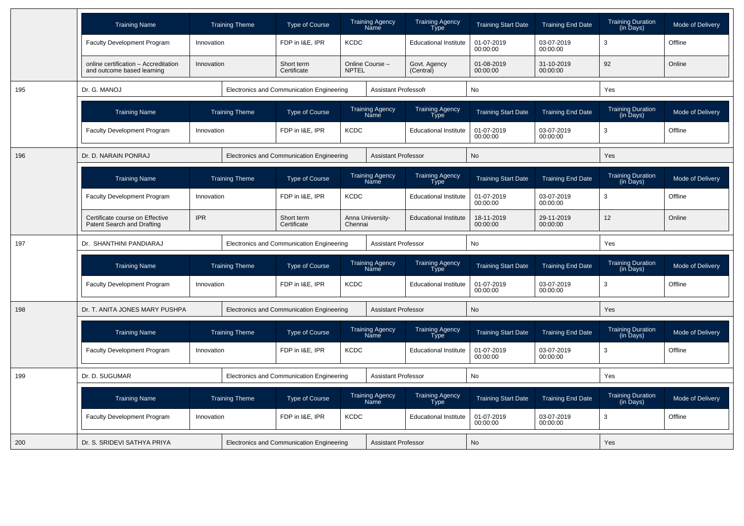| Training Name | Training Theme | Type of Course | Training Agency Name | Training Agency Type | Training Start Date | Training End Date | Training Duration (in Days) | Mode of Delivery |
|---|---|---|---|---|---|---|---|---|
| Faculty Development Program | Innovation | FDP in I&E, IPR | KCDC | Educational Institute | 01-07-2019 00:00:00 | 03-07-2019 00:00:00 | 3 | Offline |
| online certification – Accreditation and outcome based learning | Innovation | Short term Certificate | Online Course – NPTEL | Govt. Agency (Central) | 01-08-2019 00:00:00 | 31-10-2019 00:00:00 | 92 | Online |

| 195 | Dr. G. MANOJ | Electronics and Communication Engineering | Assistant Professofr | No | Yes |
|---|---|---|---|---|---|

| Training Name | Training Theme | Type of Course | Training Agency Name | Training Agency Type | Training Start Date | Training End Date | Training Duration (in Days) | Mode of Delivery |
|---|---|---|---|---|---|---|---|---|
| Faculty Development Program | Innovation | FDP in I&E, IPR | KCDC | Educational Institute | 01-07-2019 00:00:00 | 03-07-2019 00:00:00 | 3 | Offline |

| 196 | Dr. D. NARAIN PONRAJ | Electronics and Communication Engineering | Assistant Professor | No | Yes |
|---|---|---|---|---|---|

| Training Name | Training Theme | Type of Course | Training Agency Name | Training Agency Type | Training Start Date | Training End Date | Training Duration (in Days) | Mode of Delivery |
|---|---|---|---|---|---|---|---|---|
| Faculty Development Program | Innovation | FDP in I&E, IPR | KCDC | Educational Institute | 01-07-2019 00:00:00 | 03-07-2019 00:00:00 | 3 | Offline |
| Certificate course on Effective Patent Search and Drafting | IPR | Short term Certificate | Anna University-Chennai | Educational Institute | 18-11-2019 00:00:00 | 29-11-2019 00:00:00 | 12 | Online |

| 197 | Dr. SHANTHINI PANDIARAJ | Electronics and Communication Engineering | Assistant Professor | No | Yes |
|---|---|---|---|---|---|

| Training Name | Training Theme | Type of Course | Training Agency Name | Training Agency Type | Training Start Date | Training End Date | Training Duration (in Days) | Mode of Delivery |
|---|---|---|---|---|---|---|---|---|
| Faculty Development Program | Innovation | FDP in I&E, IPR | KCDC | Educational Institute | 01-07-2019 00:00:00 | 03-07-2019 00:00:00 | 3 | Offline |

| 198 | Dr. T. ANITA JONES MARY PUSHPA | Electronics and Communication Engineering | Assistant Professor | No | Yes |
|---|---|---|---|---|---|

| Training Name | Training Theme | Type of Course | Training Agency Name | Training Agency Type | Training Start Date | Training End Date | Training Duration (in Days) | Mode of Delivery |
|---|---|---|---|---|---|---|---|---|
| Faculty Development Program | Innovation | FDP in I&E, IPR | KCDC | Educational Institute | 01-07-2019 00:00:00 | 03-07-2019 00:00:00 | 3 | Offline |

| 199 | Dr. D. SUGUMAR | Electronics and Communication Engineering | Assistant Professor | No | Yes |
|---|---|---|---|---|---|

| Training Name | Training Theme | Type of Course | Training Agency Name | Training Agency Type | Training Start Date | Training End Date | Training Duration (in Days) | Mode of Delivery |
|---|---|---|---|---|---|---|---|---|
| Faculty Development Program | Innovation | FDP in I&E, IPR | KCDC | Educational Institute | 01-07-2019 00:00:00 | 03-07-2019 00:00:00 | 3 | Offline |

| 200 | Dr. S. SRIDEVI SATHYA PRIYA | Electronics and Communication Engineering | Assistant Professor | No | Yes |
|---|---|---|---|---|---|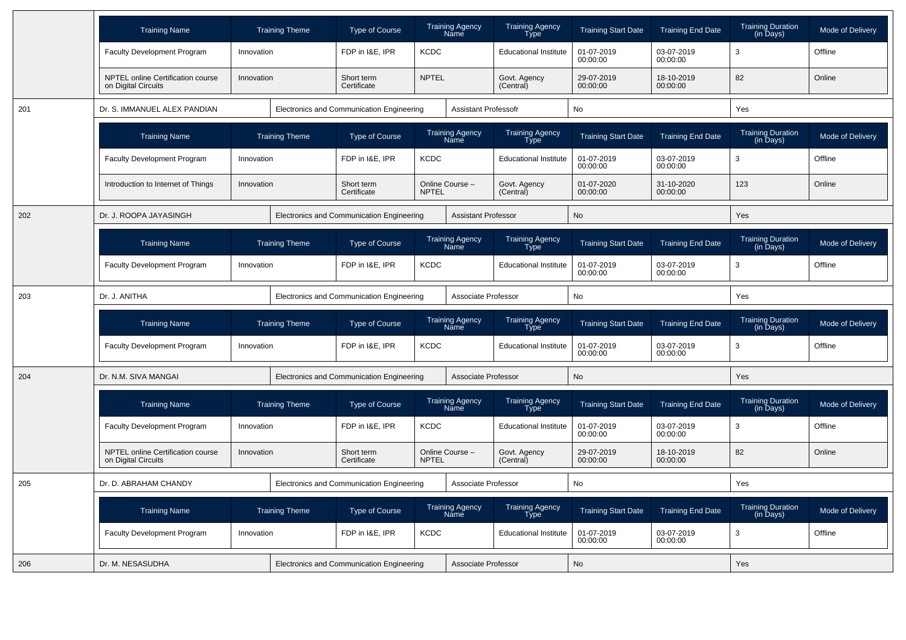| Training Name | Training Theme | Type of Course | Training Agency Name | Training Agency Type | Training Start Date | Training End Date | Training Duration (in Days) | Mode of Delivery |
|---|---|---|---|---|---|---|---|---|
| Faculty Development Program | Innovation | FDP in I&E, IPR | KCDC | Educational Institute | 01-07-2019 00:00:00 | 03-07-2019 00:00:00 | 3 | Offline |
| NPTEL online Certification course on Digital Circuits | Innovation | Short term Certificate | NPTEL | Govt. Agency (Central) | 29-07-2019 00:00:00 | 18-10-2019 00:00:00 | 82 | Online |

| 201 | Dr. S. IMMANUEL ALEX PANDIAN | Electronics and Communication Engineering | Assistant Professofr | No | Yes |
|---|---|---|---|---|---|

| Training Name | Training Theme | Type of Course | Training Agency Name | Training Agency Type | Training Start Date | Training End Date | Training Duration (in Days) | Mode of Delivery |
|---|---|---|---|---|---|---|---|---|
| Faculty Development Program | Innovation | FDP in I&E, IPR | KCDC | Educational Institute | 01-07-2019 00:00:00 | 03-07-2019 00:00:00 | 3 | Offline |
| Introduction to Internet of Things | Innovation | Short term Certificate | Online Course – NPTEL | Govt. Agency (Central) | 01-07-2020 00:00:00 | 31-10-2020 00:00:00 | 123 | Online |

| 202 | Dr. J. ROOPA JAYASINGH | Electronics and Communication Engineering | Assistant Professor | No | Yes |
|---|---|---|---|---|---|

| Training Name | Training Theme | Type of Course | Training Agency Name | Training Agency Type | Training Start Date | Training End Date | Training Duration (in Days) | Mode of Delivery |
|---|---|---|---|---|---|---|---|---|
| Faculty Development Program | Innovation | FDP in I&E, IPR | KCDC | Educational Institute | 01-07-2019 00:00:00 | 03-07-2019 00:00:00 | 3 | Offline |

| 203 | Dr. J. ANITHA | Electronics and Communication Engineering | Associate Professor | No | Yes |
|---|---|---|---|---|---|

| Training Name | Training Theme | Type of Course | Training Agency Name | Training Agency Type | Training Start Date | Training End Date | Training Duration (in Days) | Mode of Delivery |
|---|---|---|---|---|---|---|---|---|
| Faculty Development Program | Innovation | FDP in I&E, IPR | KCDC | Educational Institute | 01-07-2019 00:00:00 | 03-07-2019 00:00:00 | 3 | Offline |

| 204 | Dr. N.M. SIVA MANGAI | Electronics and Communication Engineering | Associate Professor | No | Yes |
|---|---|---|---|---|---|

| Training Name | Training Theme | Type of Course | Training Agency Name | Training Agency Type | Training Start Date | Training End Date | Training Duration (in Days) | Mode of Delivery |
|---|---|---|---|---|---|---|---|---|
| Faculty Development Program | Innovation | FDP in I&E, IPR | KCDC | Educational Institute | 01-07-2019 00:00:00 | 03-07-2019 00:00:00 | 3 | Offline |
| NPTEL online Certification course on Digital Circuits | Innovation | Short term Certificate | Online Course – NPTEL | Govt. Agency (Central) | 29-07-2019 00:00:00 | 18-10-2019 00:00:00 | 82 | Online |

| 205 | Dr. D. ABRAHAM CHANDY | Electronics and Communication Engineering | Associate Professor | No | Yes |
|---|---|---|---|---|---|

| Training Name | Training Theme | Type of Course | Training Agency Name | Training Agency Type | Training Start Date | Training End Date | Training Duration (in Days) | Mode of Delivery |
|---|---|---|---|---|---|---|---|---|
| Faculty Development Program | Innovation | FDP in I&E, IPR | KCDC | Educational Institute | 01-07-2019 00:00:00 | 03-07-2019 00:00:00 | 3 | Offline |

| 206 | Dr. M. NESASUDHA | Electronics and Communication Engineering | Associate Professor | No | Yes |
|---|---|---|---|---|---|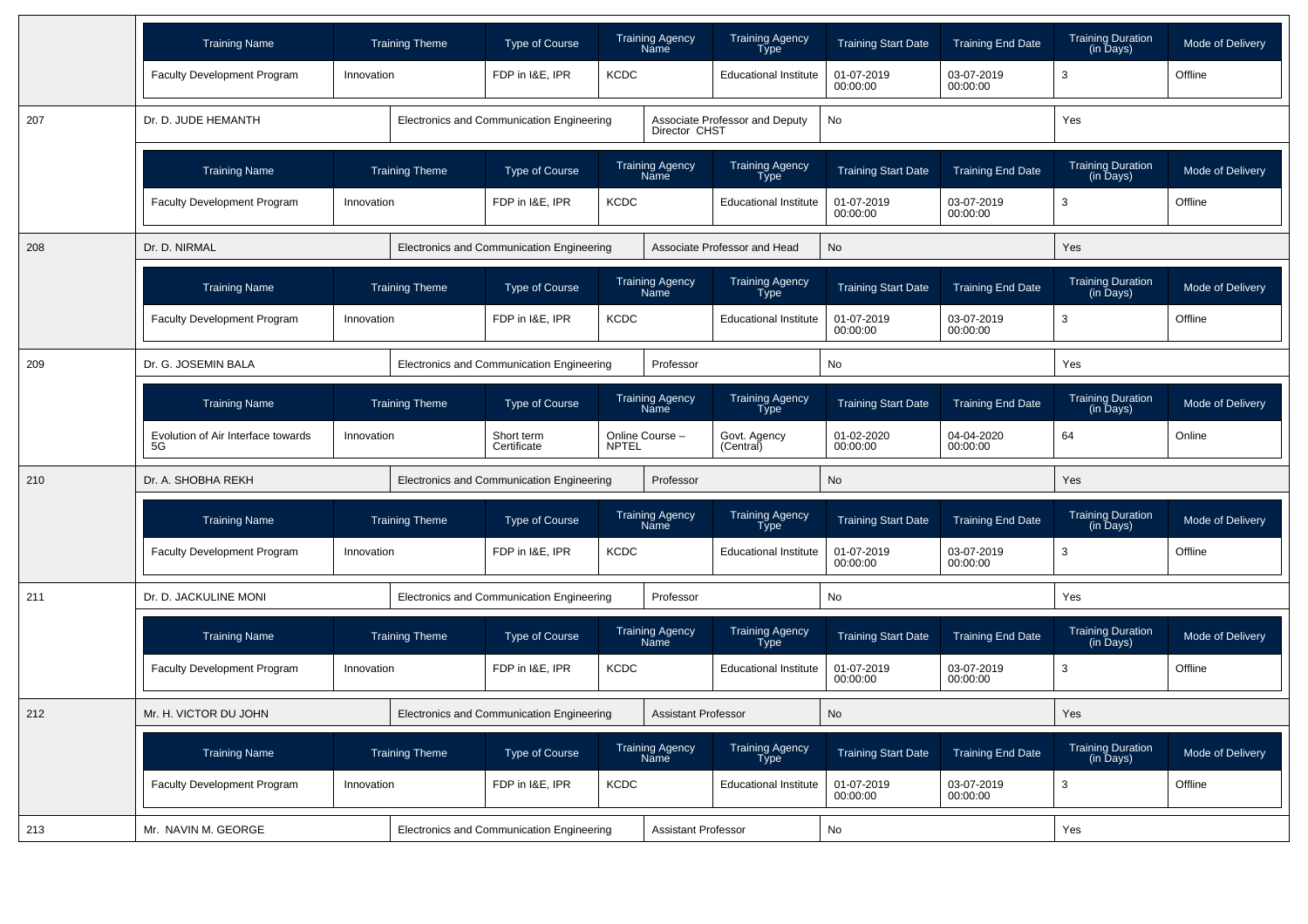| Training Name | Training Theme | Type of Course | Training Agency Name | Training Agency Type | Training Start Date | Training End Date | Training Duration (in Days) | Mode of Delivery |
|---|---|---|---|---|---|---|---|---|
| Faculty Development Program | Innovation | FDP in I&E, IPR | KCDC | Educational Institute | 01-07-2019 00:00:00 | 03-07-2019 00:00:00 | 3 | Offline |

| 207 | Dr. D. JUDE HEMANTH | Electronics and Communication Engineering | Associate Professor and Deputy Director CHST | No | Yes |
|---|---|---|---|---|---|

| Training Name | Training Theme | Type of Course | Training Agency Name | Training Agency Type | Training Start Date | Training End Date | Training Duration (in Days) | Mode of Delivery |
|---|---|---|---|---|---|---|---|---|
| Faculty Development Program | Innovation | FDP in I&E, IPR | KCDC | Educational Institute | 01-07-2019 00:00:00 | 03-07-2019 00:00:00 | 3 | Offline |

| 208 | Dr. D. NIRMAL | Electronics and Communication Engineering | Associate Professor and Head | No | Yes |
|---|---|---|---|---|---|

| Training Name | Training Theme | Type of Course | Training Agency Name | Training Agency Type | Training Start Date | Training End Date | Training Duration (in Days) | Mode of Delivery |
|---|---|---|---|---|---|---|---|---|
| Faculty Development Program | Innovation | FDP in I&E, IPR | KCDC | Educational Institute | 01-07-2019 00:00:00 | 03-07-2019 00:00:00 | 3 | Offline |

| 209 | Dr. G. JOSEMIN BALA | Electronics and Communication Engineering | Professor | No | Yes |
|---|---|---|---|---|---|

| Training Name | Training Theme | Type of Course | Training Agency Name | Training Agency Type | Training Start Date | Training End Date | Training Duration (in Days) | Mode of Delivery |
|---|---|---|---|---|---|---|---|---|
| Evolution of Air Interface towards 5G | Innovation | Short term Certificate | Online Course – NPTEL | Govt. Agency (Central) | 01-02-2020 00:00:00 | 04-04-2020 00:00:00 | 64 | Online |

| 210 | Dr. A. SHOBHA REKH | Electronics and Communication Engineering | Professor | No | Yes |
|---|---|---|---|---|---|

| Training Name | Training Theme | Type of Course | Training Agency Name | Training Agency Type | Training Start Date | Training End Date | Training Duration (in Days) | Mode of Delivery |
|---|---|---|---|---|---|---|---|---|
| Faculty Development Program | Innovation | FDP in I&E, IPR | KCDC | Educational Institute | 01-07-2019 00:00:00 | 03-07-2019 00:00:00 | 3 | Offline |

| 211 | Dr. D. JACKULINE MONI | Electronics and Communication Engineering | Professor | No | Yes |
|---|---|---|---|---|---|

| Training Name | Training Theme | Type of Course | Training Agency Name | Training Agency Type | Training Start Date | Training End Date | Training Duration (in Days) | Mode of Delivery |
|---|---|---|---|---|---|---|---|---|
| Faculty Development Program | Innovation | FDP in I&E, IPR | KCDC | Educational Institute | 01-07-2019 00:00:00 | 03-07-2019 00:00:00 | 3 | Offline |

| 212 | Mr. H. VICTOR DU JOHN | Electronics and Communication Engineering | Assistant Professor | No | Yes |
|---|---|---|---|---|---|

| Training Name | Training Theme | Type of Course | Training Agency Name | Training Agency Type | Training Start Date | Training End Date | Training Duration (in Days) | Mode of Delivery |
|---|---|---|---|---|---|---|---|---|
| Faculty Development Program | Innovation | FDP in I&E, IPR | KCDC | Educational Institute | 01-07-2019 00:00:00 | 03-07-2019 00:00:00 | 3 | Offline |

| 213 | Mr. NAVIN M. GEORGE | Electronics and Communication Engineering | Assistant Professor | No | Yes |
|---|---|---|---|---|---|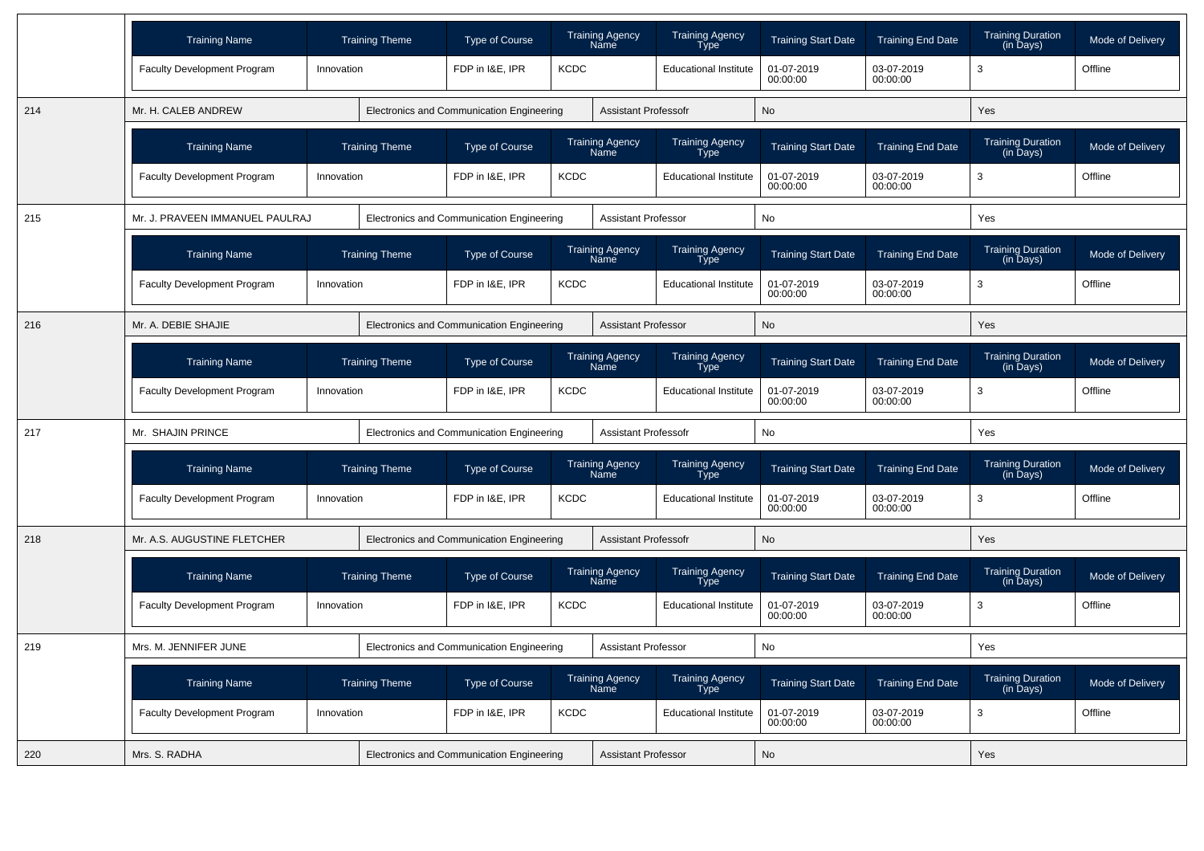| Training Name | Training Theme | Type of Course | Training Agency Name | Training Agency Type | Training Start Date | Training End Date | Training Duration (in Days) | Mode of Delivery |
|---|---|---|---|---|---|---|---|---|
| Faculty Development Program | Innovation | FDP in I&E, IPR | KCDC | Educational Institute | 01-07-2019 00:00:00 | 03-07-2019 00:00:00 | 3 | Offline |

| 214 | Mr. H. CALEB ANDREW | Electronics and Communication Engineering | Assistant Professofr | No | Yes |
|---|---|---|---|---|---|

| Training Name | Training Theme | Type of Course | Training Agency Name | Training Agency Type | Training Start Date | Training End Date | Training Duration (in Days) | Mode of Delivery |
|---|---|---|---|---|---|---|---|---|
| Faculty Development Program | Innovation | FDP in I&E, IPR | KCDC | Educational Institute | 01-07-2019 00:00:00 | 03-07-2019 00:00:00 | 3 | Offline |

| 215 | Mr. J. PRAVEEN IMMANUEL PAULRAJ | Electronics and Communication Engineering | Assistant Professor | No | Yes |
|---|---|---|---|---|---|

| Training Name | Training Theme | Type of Course | Training Agency Name | Training Agency Type | Training Start Date | Training End Date | Training Duration (in Days) | Mode of Delivery |
|---|---|---|---|---|---|---|---|---|
| Faculty Development Program | Innovation | FDP in I&E, IPR | KCDC | Educational Institute | 01-07-2019 00:00:00 | 03-07-2019 00:00:00 | 3 | Offline |

| 216 | Mr. A. DEBIE SHAJIE | Electronics and Communication Engineering | Assistant Professor | No | Yes |
|---|---|---|---|---|---|

| Training Name | Training Theme | Type of Course | Training Agency Name | Training Agency Type | Training Start Date | Training End Date | Training Duration (in Days) | Mode of Delivery |
|---|---|---|---|---|---|---|---|---|
| Faculty Development Program | Innovation | FDP in I&E, IPR | KCDC | Educational Institute | 01-07-2019 00:00:00 | 03-07-2019 00:00:00 | 3 | Offline |

| 217 | Mr. SHAJIN PRINCE | Electronics and Communication Engineering | Assistant Professofr | No | Yes |
|---|---|---|---|---|---|

| Training Name | Training Theme | Type of Course | Training Agency Name | Training Agency Type | Training Start Date | Training End Date | Training Duration (in Days) | Mode of Delivery |
|---|---|---|---|---|---|---|---|---|
| Faculty Development Program | Innovation | FDP in I&E, IPR | KCDC | Educational Institute | 01-07-2019 00:00:00 | 03-07-2019 00:00:00 | 3 | Offline |

| 218 | Mr. A.S. AUGUSTINE FLETCHER | Electronics and Communication Engineering | Assistant Professofr | No | Yes |
|---|---|---|---|---|---|

| Training Name | Training Theme | Type of Course | Training Agency Name | Training Agency Type | Training Start Date | Training End Date | Training Duration (in Days) | Mode of Delivery |
|---|---|---|---|---|---|---|---|---|
| Faculty Development Program | Innovation | FDP in I&E, IPR | KCDC | Educational Institute | 01-07-2019 00:00:00 | 03-07-2019 00:00:00 | 3 | Offline |

| 219 | Mrs. M. JENNIFER JUNE | Electronics and Communication Engineering | Assistant Professor | No | Yes |
|---|---|---|---|---|---|

| Training Name | Training Theme | Type of Course | Training Agency Name | Training Agency Type | Training Start Date | Training End Date | Training Duration (in Days) | Mode of Delivery |
|---|---|---|---|---|---|---|---|---|
| Faculty Development Program | Innovation | FDP in I&E, IPR | KCDC | Educational Institute | 01-07-2019 00:00:00 | 03-07-2019 00:00:00 | 3 | Offline |

| 220 | Mrs. S. RADHA | Electronics and Communication Engineering | Assistant Professor | No | Yes |
|---|---|---|---|---|---|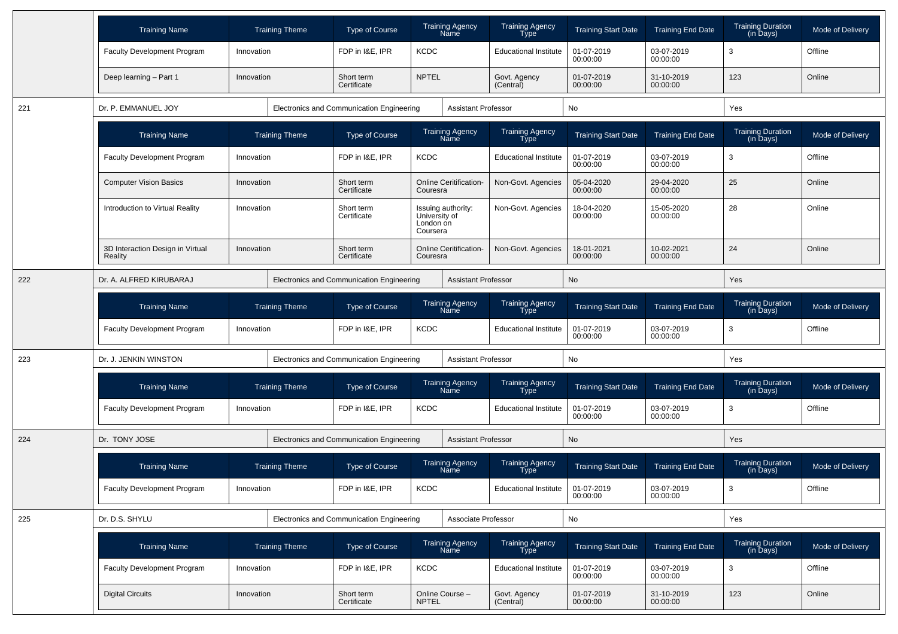| Training Name | Training Theme | Type of Course | Training Agency Name | Training Agency Type | Training Start Date | Training End Date | Training Duration (in Days) | Mode of Delivery |
|---|---|---|---|---|---|---|---|---|
| Faculty Development Program | Innovation | FDP in I&E, IPR | KCDC | Educational Institute | 01-07-2019 00:00:00 | 03-07-2019 00:00:00 | 3 | Offline |
| Deep learning – Part 1 | Innovation | Short term Certificate | NPTEL | Govt. Agency (Central) | 01-07-2019 00:00:00 | 31-10-2019 00:00:00 | 123 | Online |

| 221 | Dr. P. EMMANUEL JOY | Electronics and Communication Engineering | Assistant Professor | No | Yes |
|---|---|---|---|---|---|

| Training Name | Training Theme | Type of Course | Training Agency Name | Training Agency Type | Training Start Date | Training End Date | Training Duration (in Days) | Mode of Delivery |
|---|---|---|---|---|---|---|---|---|
| Faculty Development Program | Innovation | FDP in I&E, IPR | KCDC | Educational Institute | 01-07-2019 00:00:00 | 03-07-2019 00:00:00 | 3 | Offline |
| Computer Vision Basics | Innovation | Short term Certificate | Online Ceritification-Couresra | Non-Govt. Agencies | 05-04-2020 00:00:00 | 29-04-2020 00:00:00 | 25 | Online |
| Introduction to Virtual Reality | Innovation | Short term Certificate | Issuing authority: University of London on Coursera | Non-Govt. Agencies | 18-04-2020 00:00:00 | 15-05-2020 00:00:00 | 28 | Online |
| 3D Interaction Design in Virtual Reality | Innovation | Short term Certificate | Online Ceritification-Couresra | Non-Govt. Agencies | 18-01-2021 00:00:00 | 10-02-2021 00:00:00 | 24 | Online |

| 222 | Dr. A. ALFRED KIRUBARAJ | Electronics and Communication Engineering | Assistant Professor | No | Yes |
|---|---|---|---|---|---|

| Training Name | Training Theme | Type of Course | Training Agency Name | Training Agency Type | Training Start Date | Training End Date | Training Duration (in Days) | Mode of Delivery |
|---|---|---|---|---|---|---|---|---|
| Faculty Development Program | Innovation | FDP in I&E, IPR | KCDC | Educational Institute | 01-07-2019 00:00:00 | 03-07-2019 00:00:00 | 3 | Offline |

| 223 | Dr. J. JENKIN WINSTON | Electronics and Communication Engineering | Assistant Professor | No | Yes |
|---|---|---|---|---|---|

| Training Name | Training Theme | Type of Course | Training Agency Name | Training Agency Type | Training Start Date | Training End Date | Training Duration (in Days) | Mode of Delivery |
|---|---|---|---|---|---|---|---|---|
| Faculty Development Program | Innovation | FDP in I&E, IPR | KCDC | Educational Institute | 01-07-2019 00:00:00 | 03-07-2019 00:00:00 | 3 | Offline |

| 224 | Dr. TONY JOSE | Electronics and Communication Engineering | Assistant Professor | No | Yes |
|---|---|---|---|---|---|

| Training Name | Training Theme | Type of Course | Training Agency Name | Training Agency Type | Training Start Date | Training End Date | Training Duration (in Days) | Mode of Delivery |
|---|---|---|---|---|---|---|---|---|
| Faculty Development Program | Innovation | FDP in I&E, IPR | KCDC | Educational Institute | 01-07-2019 00:00:00 | 03-07-2019 00:00:00 | 3 | Offline |

| 225 | Dr. D.S. SHYLU | Electronics and Communication Engineering | Associate Professor | No | Yes |
|---|---|---|---|---|---|

| Training Name | Training Theme | Type of Course | Training Agency Name | Training Agency Type | Training Start Date | Training End Date | Training Duration (in Days) | Mode of Delivery |
|---|---|---|---|---|---|---|---|---|
| Faculty Development Program | Innovation | FDP in I&E, IPR | KCDC | Educational Institute | 01-07-2019 00:00:00 | 03-07-2019 00:00:00 | 3 | Offline |
| Digital Circuits | Innovation | Short term Certificate | Online Course – NPTEL | Govt. Agency (Central) | 01-07-2019 00:00:00 | 31-10-2019 00:00:00 | 123 | Online |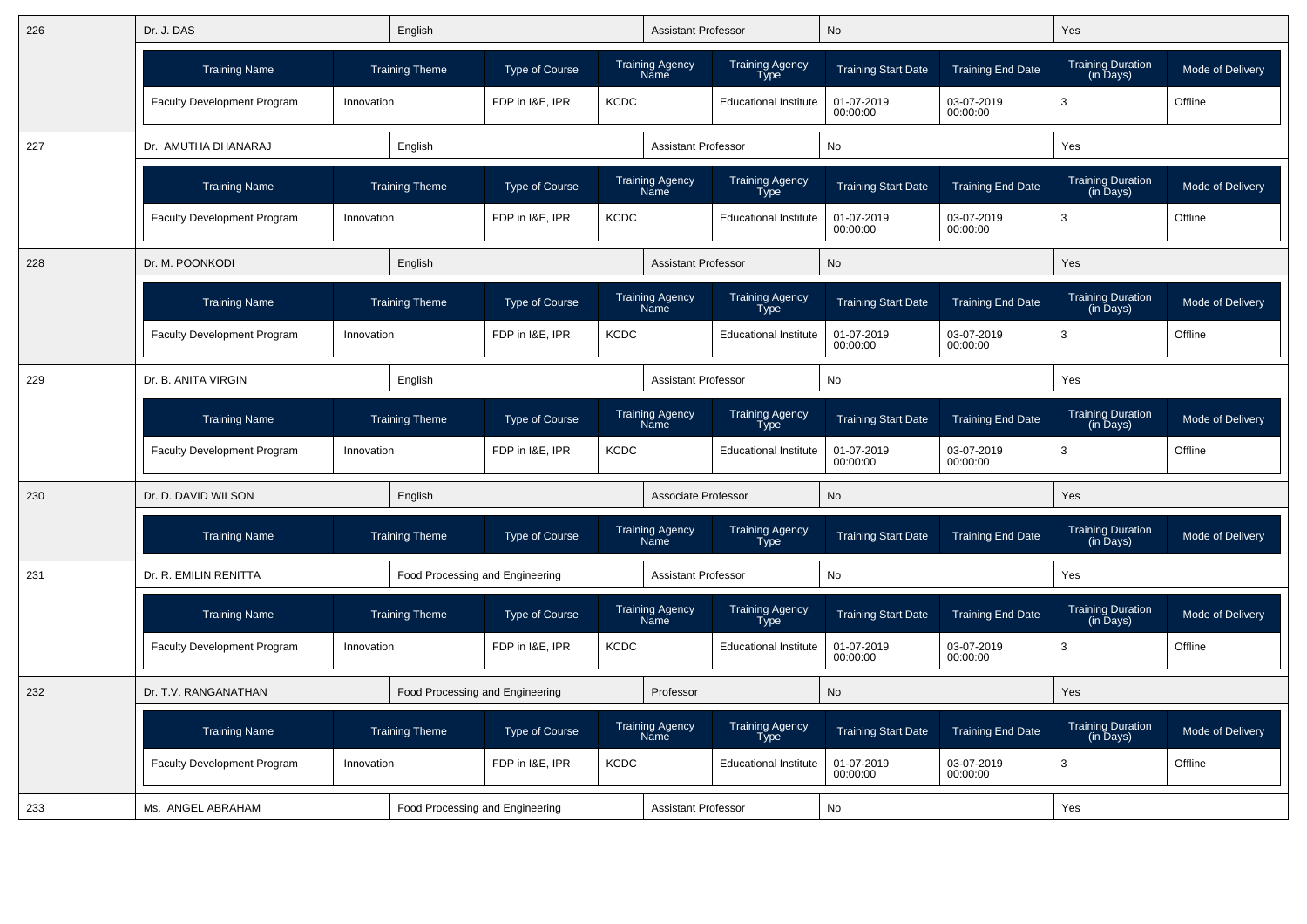| 226 | Dr. J. DAS | English | Assistant Professor | No | Yes |
|---|---|---|---|---|---|

| Training Name | Training Theme | Type of Course | Training Agency Name | Training Agency Type | Training Start Date | Training End Date | Training Duration (in Days) | Mode of Delivery |
|---|---|---|---|---|---|---|---|---|
| Faculty Development Program | Innovation | FDP in I&E, IPR | KCDC | Educational Institute | 01-07-2019 00:00:00 | 03-07-2019 00:00:00 | 3 | Offline |

| 227 | Dr. AMUTHA DHANARAJ | English | Assistant Professor | No | Yes |
|---|---|---|---|---|---|

| Training Name | Training Theme | Type of Course | Training Agency Name | Training Agency Type | Training Start Date | Training End Date | Training Duration (in Days) | Mode of Delivery |
|---|---|---|---|---|---|---|---|---|
| Faculty Development Program | Innovation | FDP in I&E, IPR | KCDC | Educational Institute | 01-07-2019 00:00:00 | 03-07-2019 00:00:00 | 3 | Offline |

| 228 | Dr. M. POONKODI | English | Assistant Professor | No | Yes |
|---|---|---|---|---|---|

| Training Name | Training Theme | Type of Course | Training Agency Name | Training Agency Type | Training Start Date | Training End Date | Training Duration (in Days) | Mode of Delivery |
|---|---|---|---|---|---|---|---|---|
| Faculty Development Program | Innovation | FDP in I&E, IPR | KCDC | Educational Institute | 01-07-2019 00:00:00 | 03-07-2019 00:00:00 | 3 | Offline |

| 229 | Dr. B. ANITA VIRGIN | English | Assistant Professor | No | Yes |
|---|---|---|---|---|---|

| Training Name | Training Theme | Type of Course | Training Agency Name | Training Agency Type | Training Start Date | Training End Date | Training Duration (in Days) | Mode of Delivery |
|---|---|---|---|---|---|---|---|---|
| Faculty Development Program | Innovation | FDP in I&E, IPR | KCDC | Educational Institute | 01-07-2019 00:00:00 | 03-07-2019 00:00:00 | 3 | Offline |

| 230 | Dr. D. DAVID WILSON | English | Associate Professor | No | Yes |
|---|---|---|---|---|---|

| Training Name | Training Theme | Type of Course | Training Agency Name | Training Agency Type | Training Start Date | Training End Date | Training Duration (in Days) | Mode of Delivery |
|---|---|---|---|---|---|---|---|---|

| 231 | Dr. R. EMILIN RENITTA | Food Processing and Engineering | Assistant Professor | No | Yes |
|---|---|---|---|---|---|

| Training Name | Training Theme | Type of Course | Training Agency Name | Training Agency Type | Training Start Date | Training End Date | Training Duration (in Days) | Mode of Delivery |
|---|---|---|---|---|---|---|---|---|
| Faculty Development Program | Innovation | FDP in I&E, IPR | KCDC | Educational Institute | 01-07-2019 00:00:00 | 03-07-2019 00:00:00 | 3 | Offline |

| 232 | Dr. T.V. RANGANATHAN | Food Processing and Engineering | Professor | No | Yes |
|---|---|---|---|---|---|

| Training Name | Training Theme | Type of Course | Training Agency Name | Training Agency Type | Training Start Date | Training End Date | Training Duration (in Days) | Mode of Delivery |
|---|---|---|---|---|---|---|---|---|
| Faculty Development Program | Innovation | FDP in I&E, IPR | KCDC | Educational Institute | 01-07-2019 00:00:00 | 03-07-2019 00:00:00 | 3 | Offline |

| 233 | Ms. ANGEL ABRAHAM | Food Processing and Engineering | Assistant Professor | No | Yes |
|---|---|---|---|---|---|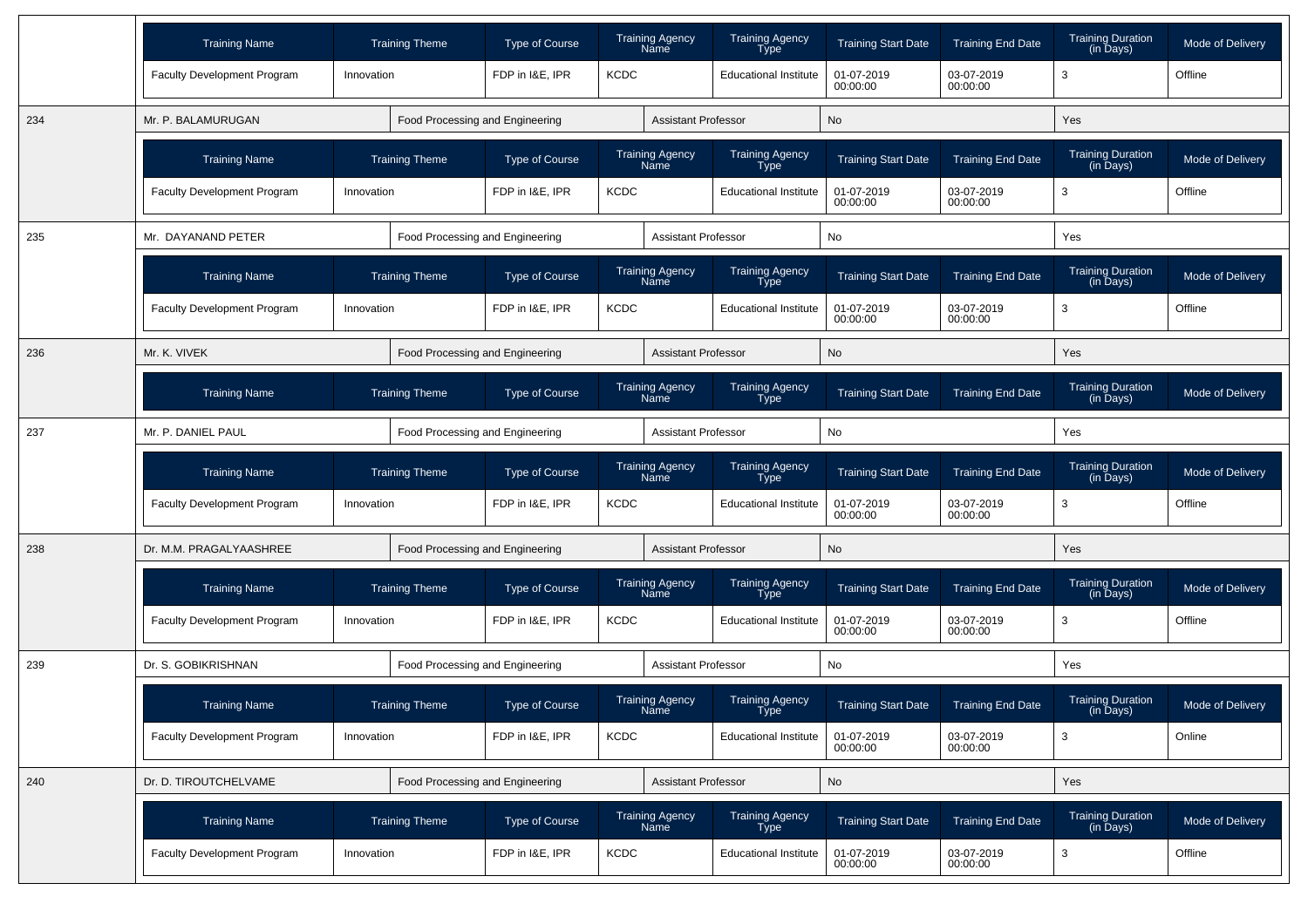| Training Name | Training Theme | Type of Course | Training Agency Name | Training Agency Type | Training Start Date | Training End Date | Training Duration (in Days) | Mode of Delivery |
|---|---|---|---|---|---|---|---|---|
| Faculty Development Program | Innovation | FDP in I&E, IPR | KCDC | Educational Institute | 01-07-2019 00:00:00 | 03-07-2019 00:00:00 | 3 | Offline |

| 234 | Mr. P. BALAMURUGAN | Food Processing and Engineering | Assistant Professor | No | Yes |
|---|---|---|---|---|---|

| Training Name | Training Theme | Type of Course | Training Agency Name | Training Agency Type | Training Start Date | Training End Date | Training Duration (in Days) | Mode of Delivery |
|---|---|---|---|---|---|---|---|---|
| Faculty Development Program | Innovation | FDP in I&E, IPR | KCDC | Educational Institute | 01-07-2019 00:00:00 | 03-07-2019 00:00:00 | 3 | Offline |

| 235 | Mr. DAYANAND PETER | Food Processing and Engineering | Assistant Professor | No | Yes |
|---|---|---|---|---|---|

| Training Name | Training Theme | Type of Course | Training Agency Name | Training Agency Type | Training Start Date | Training End Date | Training Duration (in Days) | Mode of Delivery |
|---|---|---|---|---|---|---|---|---|
| Faculty Development Program | Innovation | FDP in I&E, IPR | KCDC | Educational Institute | 01-07-2019 00:00:00 | 03-07-2019 00:00:00 | 3 | Offline |

| 236 | Mr. K. VIVEK | Food Processing and Engineering | Assistant Professor | No | Yes |
|---|---|---|---|---|---|

| Training Name | Training Theme | Type of Course | Training Agency Name | Training Agency Type | Training Start Date | Training End Date | Training Duration (in Days) | Mode of Delivery |
|---|---|---|---|---|---|---|---|---|

| 237 | Mr. P. DANIEL PAUL | Food Processing and Engineering | Assistant Professor | No | Yes |
|---|---|---|---|---|---|

| Training Name | Training Theme | Type of Course | Training Agency Name | Training Agency Type | Training Start Date | Training End Date | Training Duration (in Days) | Mode of Delivery |
|---|---|---|---|---|---|---|---|---|
| Faculty Development Program | Innovation | FDP in I&E, IPR | KCDC | Educational Institute | 01-07-2019 00:00:00 | 03-07-2019 00:00:00 | 3 | Offline |

| 238 | Dr. M.M. PRAGALYAASHREE | Food Processing and Engineering | Assistant Professor | No | Yes |
|---|---|---|---|---|---|

| Training Name | Training Theme | Type of Course | Training Agency Name | Training Agency Type | Training Start Date | Training End Date | Training Duration (in Days) | Mode of Delivery |
|---|---|---|---|---|---|---|---|---|
| Faculty Development Program | Innovation | FDP in I&E, IPR | KCDC | Educational Institute | 01-07-2019 00:00:00 | 03-07-2019 00:00:00 | 3 | Offline |

| 239 | Dr. S. GOBIKRISHNAN | Food Processing and Engineering | Assistant Professor | No | Yes |
|---|---|---|---|---|---|

| Training Name | Training Theme | Type of Course | Training Agency Name | Training Agency Type | Training Start Date | Training End Date | Training Duration (in Days) | Mode of Delivery |
|---|---|---|---|---|---|---|---|---|
| Faculty Development Program | Innovation | FDP in I&E, IPR | KCDC | Educational Institute | 01-07-2019 00:00:00 | 03-07-2019 00:00:00 | 3 | Online |

| 240 | Dr. D. TIROUTCHELVAME | Food Processing and Engineering | Assistant Professor | No | Yes |
|---|---|---|---|---|---|

| Training Name | Training Theme | Type of Course | Training Agency Name | Training Agency Type | Training Start Date | Training End Date | Training Duration (in Days) | Mode of Delivery |
|---|---|---|---|---|---|---|---|---|
| Faculty Development Program | Innovation | FDP in I&E, IPR | KCDC | Educational Institute | 01-07-2019 00:00:00 | 03-07-2019 00:00:00 | 3 | Offline |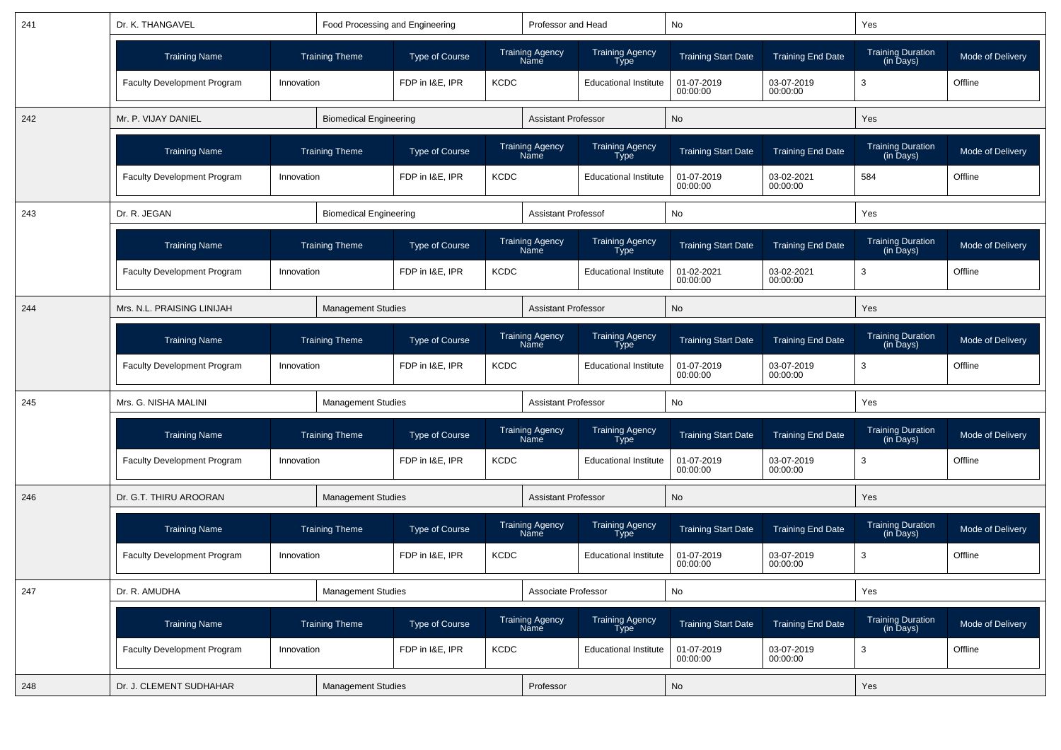| 241 | Dr. K. THANGAVEL | Food Processing and Engineering | Professor and Head | No | Yes |
|---|---|---|---|---|---|

| Training Name | Training Theme | Type of Course | Training Agency Name | Training Agency Type | Training Start Date | Training End Date | Training Duration (in Days) | Mode of Delivery |
|---|---|---|---|---|---|---|---|---|
| Faculty Development Program | Innovation | FDP in I&E, IPR | KCDC | Educational Institute | 01-07-2019 00:00:00 | 03-07-2019 00:00:00 | 3 | Offline |

| 242 | Mr. P. VIJAY DANIEL | Biomedical Engineering | Assistant Professor | No | Yes |
|---|---|---|---|---|---|

| Training Name | Training Theme | Type of Course | Training Agency Name | Training Agency Type | Training Start Date | Training End Date | Training Duration (in Days) | Mode of Delivery |
|---|---|---|---|---|---|---|---|---|
| Faculty Development Program | Innovation | FDP in I&E, IPR | KCDC | Educational Institute | 01-07-2019 00:00:00 | 03-02-2021 00:00:00 | 584 | Offline |

| 243 | Dr. R. JEGAN | Biomedical Engineering | Assistant Professof | No | Yes |
|---|---|---|---|---|---|

| Training Name | Training Theme | Type of Course | Training Agency Name | Training Agency Type | Training Start Date | Training End Date | Training Duration (in Days) | Mode of Delivery |
|---|---|---|---|---|---|---|---|---|
| Faculty Development Program | Innovation | FDP in I&E, IPR | KCDC | Educational Institute | 01-02-2021 00:00:00 | 03-02-2021 00:00:00 | 3 | Offline |

| 244 | Mrs. N.L. PRAISING LINIJAH | Management Studies | Assistant Professor | No | Yes |
|---|---|---|---|---|---|

| Training Name | Training Theme | Type of Course | Training Agency Name | Training Agency Type | Training Start Date | Training End Date | Training Duration (in Days) | Mode of Delivery |
|---|---|---|---|---|---|---|---|---|
| Faculty Development Program | Innovation | FDP in I&E, IPR | KCDC | Educational Institute | 01-07-2019 00:00:00 | 03-07-2019 00:00:00 | 3 | Offline |

| 245 | Mrs. G. NISHA MALINI | Management Studies | Assistant Professor | No | Yes |
|---|---|---|---|---|---|

| Training Name | Training Theme | Type of Course | Training Agency Name | Training Agency Type | Training Start Date | Training End Date | Training Duration (in Days) | Mode of Delivery |
|---|---|---|---|---|---|---|---|---|
| Faculty Development Program | Innovation | FDP in I&E, IPR | KCDC | Educational Institute | 01-07-2019 00:00:00 | 03-07-2019 00:00:00 | 3 | Offline |

| 246 | Dr. G.T. THIRU AROORAN | Management Studies | Assistant Professor | No | Yes |
|---|---|---|---|---|---|

| Training Name | Training Theme | Type of Course | Training Agency Name | Training Agency Type | Training Start Date | Training End Date | Training Duration (in Days) | Mode of Delivery |
|---|---|---|---|---|---|---|---|---|
| Faculty Development Program | Innovation | FDP in I&E, IPR | KCDC | Educational Institute | 01-07-2019 00:00:00 | 03-07-2019 00:00:00 | 3 | Offline |

| 247 | Dr. R. AMUDHA | Management Studies | Associate Professor | No | Yes |
|---|---|---|---|---|---|

| Training Name | Training Theme | Type of Course | Training Agency Name | Training Agency Type | Training Start Date | Training End Date | Training Duration (in Days) | Mode of Delivery |
|---|---|---|---|---|---|---|---|---|
| Faculty Development Program | Innovation | FDP in I&E, IPR | KCDC | Educational Institute | 01-07-2019 00:00:00 | 03-07-2019 00:00:00 | 3 | Offline |

| 248 | Dr. J. CLEMENT SUDHAHAR | Management Studies | Professor | No | Yes |
|---|---|---|---|---|---|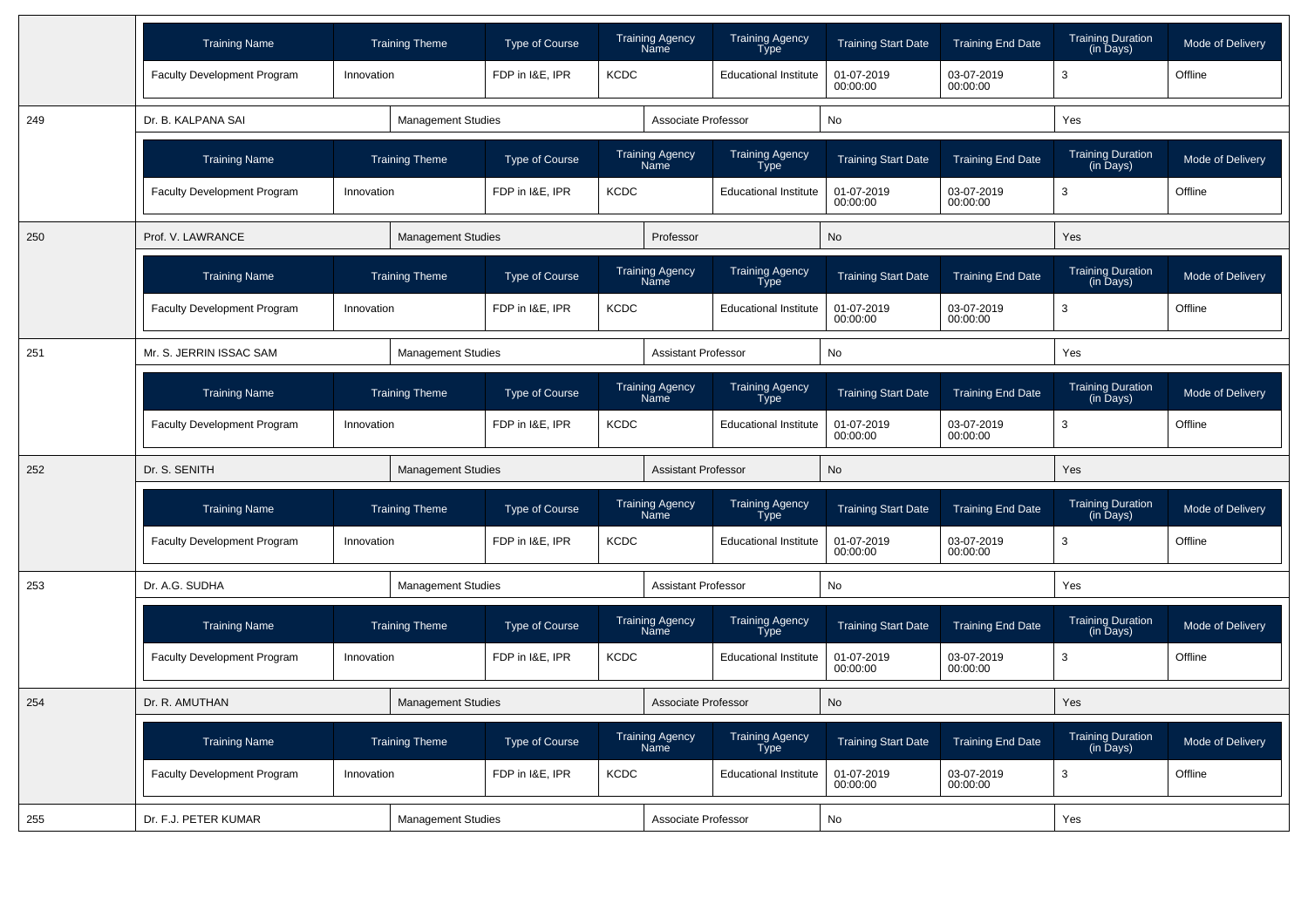| Training Name | Training Theme | Type of Course | Training Agency Name | Training Agency Type | Training Start Date | Training End Date | Training Duration (in Days) | Mode of Delivery |
|---|---|---|---|---|---|---|---|---|
| Faculty Development Program | Innovation | FDP in I&E, IPR | KCDC | Educational Institute | 01-07-2019 00:00:00 | 03-07-2019 00:00:00 | 3 | Offline |

| 249 | Dr. B. KALPANA SAI | Management Studies | Associate Professor | No | Yes |
|---|---|---|---|---|---|

| Training Name | Training Theme | Type of Course | Training Agency Name | Training Agency Type | Training Start Date | Training End Date | Training Duration (in Days) | Mode of Delivery |
|---|---|---|---|---|---|---|---|---|
| Faculty Development Program | Innovation | FDP in I&E, IPR | KCDC | Educational Institute | 01-07-2019 00:00:00 | 03-07-2019 00:00:00 | 3 | Offline |

| 250 | Prof. V. LAWRANCE | Management Studies | Professor | No | Yes |
|---|---|---|---|---|---|

| Training Name | Training Theme | Type of Course | Training Agency Name | Training Agency Type | Training Start Date | Training End Date | Training Duration (in Days) | Mode of Delivery |
|---|---|---|---|---|---|---|---|---|
| Faculty Development Program | Innovation | FDP in I&E, IPR | KCDC | Educational Institute | 01-07-2019 00:00:00 | 03-07-2019 00:00:00 | 3 | Offline |

| 251 | Mr. S. JERRIN ISSAC SAM | Management Studies | Assistant Professor | No | Yes |
|---|---|---|---|---|---|

| Training Name | Training Theme | Type of Course | Training Agency Name | Training Agency Type | Training Start Date | Training End Date | Training Duration (in Days) | Mode of Delivery |
|---|---|---|---|---|---|---|---|---|
| Faculty Development Program | Innovation | FDP in I&E, IPR | KCDC | Educational Institute | 01-07-2019 00:00:00 | 03-07-2019 00:00:00 | 3 | Offline |

| 252 | Dr. S. SENITH | Management Studies | Assistant Professor | No | Yes |
|---|---|---|---|---|---|

| Training Name | Training Theme | Type of Course | Training Agency Name | Training Agency Type | Training Start Date | Training End Date | Training Duration (in Days) | Mode of Delivery |
|---|---|---|---|---|---|---|---|---|
| Faculty Development Program | Innovation | FDP in I&E, IPR | KCDC | Educational Institute | 01-07-2019 00:00:00 | 03-07-2019 00:00:00 | 3 | Offline |

| 253 | Dr. A.G. SUDHA | Management Studies | Assistant Professor | No | Yes |
|---|---|---|---|---|---|

| Training Name | Training Theme | Type of Course | Training Agency Name | Training Agency Type | Training Start Date | Training End Date | Training Duration (in Days) | Mode of Delivery |
|---|---|---|---|---|---|---|---|---|
| Faculty Development Program | Innovation | FDP in I&E, IPR | KCDC | Educational Institute | 01-07-2019 00:00:00 | 03-07-2019 00:00:00 | 3 | Offline |

| 254 | Dr. R. AMUTHAN | Management Studies | Associate Professor | No | Yes |
|---|---|---|---|---|---|

| Training Name | Training Theme | Type of Course | Training Agency Name | Training Agency Type | Training Start Date | Training End Date | Training Duration (in Days) | Mode of Delivery |
|---|---|---|---|---|---|---|---|---|
| Faculty Development Program | Innovation | FDP in I&E, IPR | KCDC | Educational Institute | 01-07-2019 00:00:00 | 03-07-2019 00:00:00 | 3 | Offline |

| 255 | Dr. F.J. PETER KUMAR | Management Studies | Associate Professor | No | Yes |
|---|---|---|---|---|---|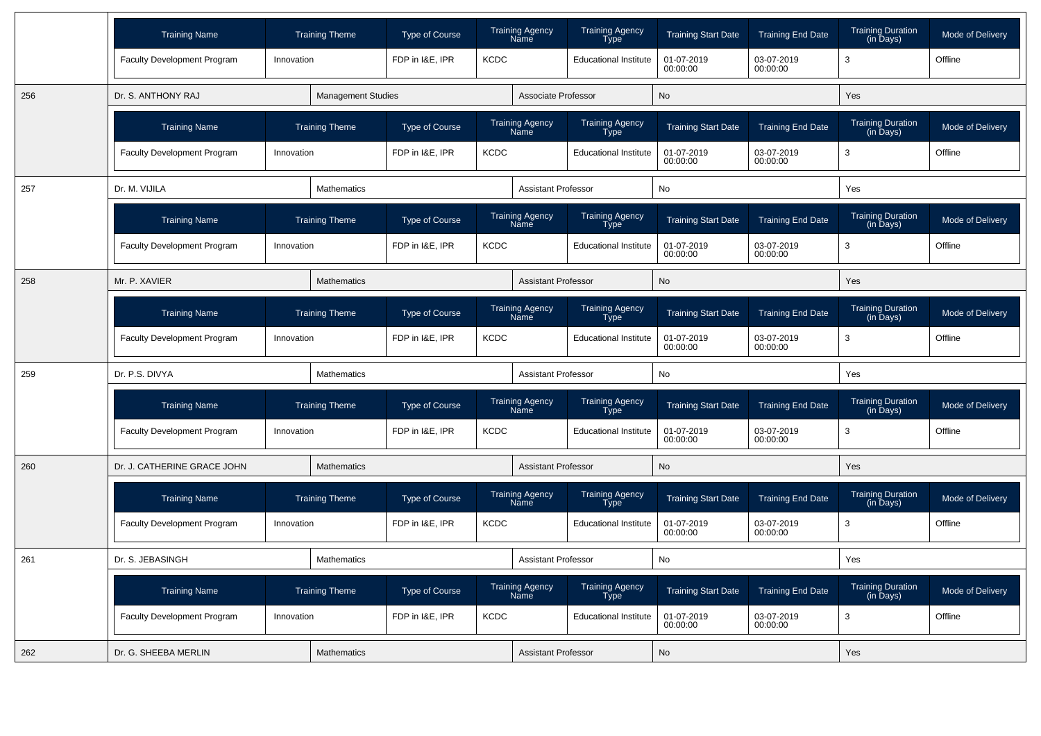| Training Name | Training Theme | Type of Course | Training Agency Name | Training Agency Type | Training Start Date | Training End Date | Training Duration (in Days) | Mode of Delivery |
|---|---|---|---|---|---|---|---|---|
| Faculty Development Program | Innovation | FDP in I&E, IPR | KCDC | Educational Institute | 01-07-2019 00:00:00 | 03-07-2019 00:00:00 | 3 | Offline |

| 256 | Dr. S. ANTHONY RAJ | Management Studies | Associate Professor | No | Yes |
|---|---|---|---|---|---|

| Training Name | Training Theme | Type of Course | Training Agency Name | Training Agency Type | Training Start Date | Training End Date | Training Duration (in Days) | Mode of Delivery |
|---|---|---|---|---|---|---|---|---|
| Faculty Development Program | Innovation | FDP in I&E, IPR | KCDC | Educational Institute | 01-07-2019 00:00:00 | 03-07-2019 00:00:00 | 3 | Offline |

| 257 | Dr. M. VIJILA | Mathematics | Assistant Professor | No | Yes |
|---|---|---|---|---|---|

| Training Name | Training Theme | Type of Course | Training Agency Name | Training Agency Type | Training Start Date | Training End Date | Training Duration (in Days) | Mode of Delivery |
|---|---|---|---|---|---|---|---|---|
| Faculty Development Program | Innovation | FDP in I&E, IPR | KCDC | Educational Institute | 01-07-2019 00:00:00 | 03-07-2019 00:00:00 | 3 | Offline |

| 258 | Mr. P. XAVIER | Mathematics | Assistant Professor | No | Yes |
|---|---|---|---|---|---|

| Training Name | Training Theme | Type of Course | Training Agency Name | Training Agency Type | Training Start Date | Training End Date | Training Duration (in Days) | Mode of Delivery |
|---|---|---|---|---|---|---|---|---|
| Faculty Development Program | Innovation | FDP in I&E, IPR | KCDC | Educational Institute | 01-07-2019 00:00:00 | 03-07-2019 00:00:00 | 3 | Offline |

| 259 | Dr. P.S. DIVYA | Mathematics | Assistant Professor | No | Yes |
|---|---|---|---|---|---|

| Training Name | Training Theme | Type of Course | Training Agency Name | Training Agency Type | Training Start Date | Training End Date | Training Duration (in Days) | Mode of Delivery |
|---|---|---|---|---|---|---|---|---|
| Faculty Development Program | Innovation | FDP in I&E, IPR | KCDC | Educational Institute | 01-07-2019 00:00:00 | 03-07-2019 00:00:00 | 3 | Offline |

| 260 | Dr. J. CATHERINE GRACE JOHN | Mathematics | Assistant Professor | No | Yes |
|---|---|---|---|---|---|

| Training Name | Training Theme | Type of Course | Training Agency Name | Training Agency Type | Training Start Date | Training End Date | Training Duration (in Days) | Mode of Delivery |
|---|---|---|---|---|---|---|---|---|
| Faculty Development Program | Innovation | FDP in I&E, IPR | KCDC | Educational Institute | 01-07-2019 00:00:00 | 03-07-2019 00:00:00 | 3 | Offline |

| 261 | Dr. S. JEBASINGH | Mathematics | Assistant Professor | No | Yes |
|---|---|---|---|---|---|

| Training Name | Training Theme | Type of Course | Training Agency Name | Training Agency Type | Training Start Date | Training End Date | Training Duration (in Days) | Mode of Delivery |
|---|---|---|---|---|---|---|---|---|
| Faculty Development Program | Innovation | FDP in I&E, IPR | KCDC | Educational Institute | 01-07-2019 00:00:00 | 03-07-2019 00:00:00 | 3 | Offline |

| 262 | Dr. G. SHEEBA MERLIN | Mathematics | Assistant Professor | No | Yes |
|---|---|---|---|---|---|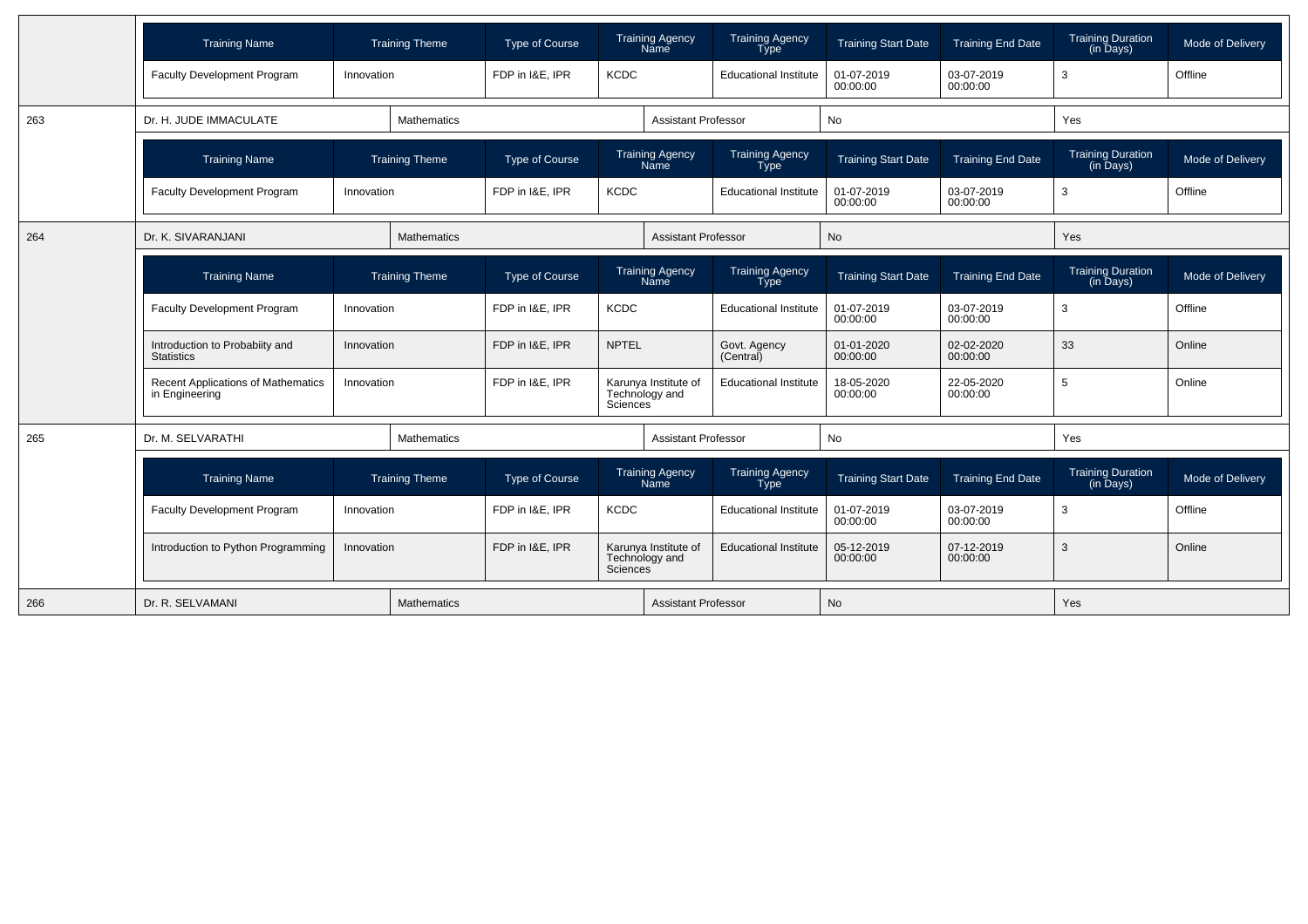| Training Name | Training Theme | Type of Course | Training Agency Name | Training Agency Type | Training Start Date | Training End Date | Training Duration (in Days) | Mode of Delivery |
|---|---|---|---|---|---|---|---|---|
| Faculty Development Program | Innovation | FDP in I&E, IPR | KCDC | Educational Institute | 01-07-2019 00:00:00 | 03-07-2019 00:00:00 | 3 | Offline |

| 263 | Dr. H. JUDE IMMACULATE | Mathematics | Assistant Professor | No | Yes |
|---|---|---|---|---|---|

| Training Name | Training Theme | Type of Course | Training Agency Name | Training Agency Type | Training Start Date | Training End Date | Training Duration (in Days) | Mode of Delivery |
|---|---|---|---|---|---|---|---|---|
| Faculty Development Program | Innovation | FDP in I&E, IPR | KCDC | Educational Institute | 01-07-2019 00:00:00 | 03-07-2019 00:00:00 | 3 | Offline |

| 264 | Dr. K. SIVARANJANI | Mathematics | Assistant Professor | No | Yes |
|---|---|---|---|---|---|

| Training Name | Training Theme | Type of Course | Training Agency Name | Training Agency Type | Training Start Date | Training End Date | Training Duration (in Days) | Mode of Delivery |
|---|---|---|---|---|---|---|---|---|
| Faculty Development Program | Innovation | FDP in I&E, IPR | KCDC | Educational Institute | 01-07-2019 00:00:00 | 03-07-2019 00:00:00 | 3 | Offline |
| Introduction to Probabiity and Statistics | Innovation | FDP in I&E, IPR | NPTEL | Govt. Agency (Central) | 01-01-2020 00:00:00 | 02-02-2020 00:00:00 | 33 | Online |
| Recent Applications of Mathematics in Engineering | Innovation | FDP in I&E, IPR | Karunya Institute of Technology and Sciences | Educational Institute | 18-05-2020 00:00:00 | 22-05-2020 00:00:00 | 5 | Online |

| 265 | Dr. M. SELVARATHI | Mathematics | Assistant Professor | No | Yes |
|---|---|---|---|---|---|

| Training Name | Training Theme | Type of Course | Training Agency Name | Training Agency Type | Training Start Date | Training End Date | Training Duration (in Days) | Mode of Delivery |
|---|---|---|---|---|---|---|---|---|
| Faculty Development Program | Innovation | FDP in I&E, IPR | KCDC | Educational Institute | 01-07-2019 00:00:00 | 03-07-2019 00:00:00 | 3 | Offline |
| Introduction to Python Programming | Innovation | FDP in I&E, IPR | Karunya Institute of Technology and Sciences | Educational Institute | 05-12-2019 00:00:00 | 07-12-2019 00:00:00 | 3 | Online |

| 266 | Dr. R. SELVAMANI | Mathematics | Assistant Professor | No | Yes |
|---|---|---|---|---|---|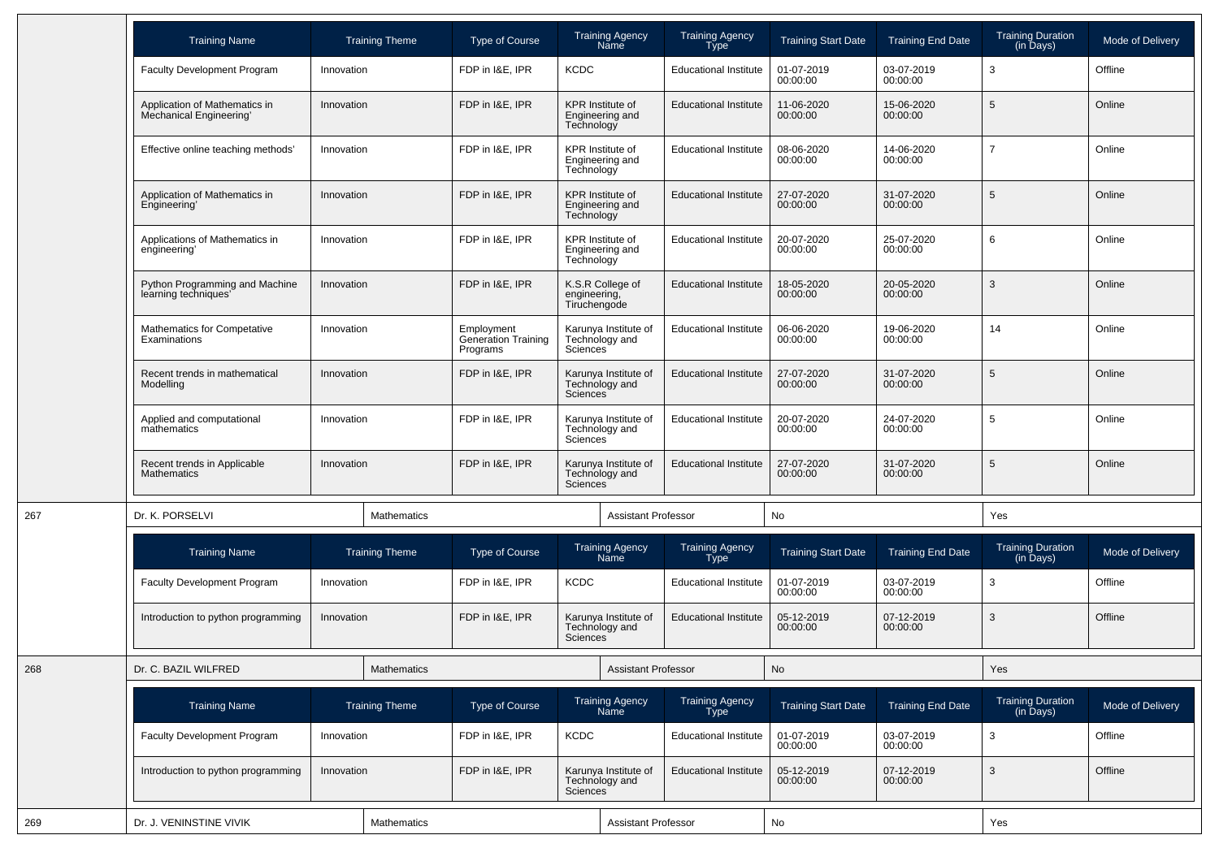| Training Name | Training Theme | Type of Course | Training Agency Name | Training Agency Type | Training Start Date | Training End Date | Training Duration (in Days) | Mode of Delivery |
|---|---|---|---|---|---|---|---|---|
| Faculty Development Program | Innovation | FDP in I&E, IPR | KCDC | Educational Institute | 01-07-2019 00:00:00 | 03-07-2019 00:00:00 | 3 | Offline |
| Application of Mathematics in Mechanical Engineering' | Innovation | FDP in I&E, IPR | KPR Institute of Engineering and Technology | Educational Institute | 11-06-2020 00:00:00 | 15-06-2020 00:00:00 | 5 | Online |
| Effective online teaching methods' | Innovation | FDP in I&E, IPR | KPR Institute of Engineering and Technology | Educational Institute | 08-06-2020 00:00:00 | 14-06-2020 00:00:00 | 7 | Online |
| Application of Mathematics in Engineering' | Innovation | FDP in I&E, IPR | KPR Institute of Engineering and Technology | Educational Institute | 27-07-2020 00:00:00 | 31-07-2020 00:00:00 | 5 | Online |
| Applications of Mathematics in engineering' | Innovation | FDP in I&E, IPR | KPR Institute of Engineering and Technology | Educational Institute | 20-07-2020 00:00:00 | 25-07-2020 00:00:00 | 6 | Online |
| Python Programming and Machine learning techniques' | Innovation | FDP in I&E, IPR | K.S.R College of engineering, Tiruchengode | Educational Institute | 18-05-2020 00:00:00 | 20-05-2020 00:00:00 | 3 | Online |
| Mathematics for Competative Examinations | Innovation | Employment Generation Training Programs | Karunya Institute of Technology and Sciences | Educational Institute | 06-06-2020 00:00:00 | 19-06-2020 00:00:00 | 14 | Online |
| Recent trends in mathematical Modelling | Innovation | FDP in I&E, IPR | Karunya Institute of Technology and Sciences | Educational Institute | 27-07-2020 00:00:00 | 31-07-2020 00:00:00 | 5 | Online |
| Applied and computational mathematics | Innovation | FDP in I&E, IPR | Karunya Institute of Technology and Sciences | Educational Institute | 20-07-2020 00:00:00 | 24-07-2020 00:00:00 | 5 | Online |
| Recent trends in Applicable Mathematics | Innovation | FDP in I&E, IPR | Karunya Institute of Technology and Sciences | Educational Institute | 27-07-2020 00:00:00 | 31-07-2020 00:00:00 | 5 | Online |

| 267 | Dr. K. PORSELVI | Mathematics | Assistant Professor | No | Yes |
|---|---|---|---|---|---|

| Training Name | Training Theme | Type of Course | Training Agency Name | Training Agency Type | Training Start Date | Training End Date | Training Duration (in Days) | Mode of Delivery |
|---|---|---|---|---|---|---|---|---|
| Faculty Development Program | Innovation | FDP in I&E, IPR | KCDC | Educational Institute | 01-07-2019 00:00:00 | 03-07-2019 00:00:00 | 3 | Offline |
| Introduction to python programming | Innovation | FDP in I&E, IPR | Karunya Institute of Technology and Sciences | Educational Institute | 05-12-2019 00:00:00 | 07-12-2019 00:00:00 | 3 | Offline |

| 268 | Dr. C. BAZIL WILFRED | Mathematics | Assistant Professor | No | Yes |
|---|---|---|---|---|---|

| Training Name | Training Theme | Type of Course | Training Agency Name | Training Agency Type | Training Start Date | Training End Date | Training Duration (in Days) | Mode of Delivery |
|---|---|---|---|---|---|---|---|---|
| Faculty Development Program | Innovation | FDP in I&E, IPR | KCDC | Educational Institute | 01-07-2019 00:00:00 | 03-07-2019 00:00:00 | 3 | Offline |
| Introduction to python programming | Innovation | FDP in I&E, IPR | Karunya Institute of Technology and Sciences | Educational Institute | 05-12-2019 00:00:00 | 07-12-2019 00:00:00 | 3 | Offline |

| 269 | Dr. J. VENINSTINE VIVIK | Mathematics | Assistant Professor | No | Yes |
|---|---|---|---|---|---|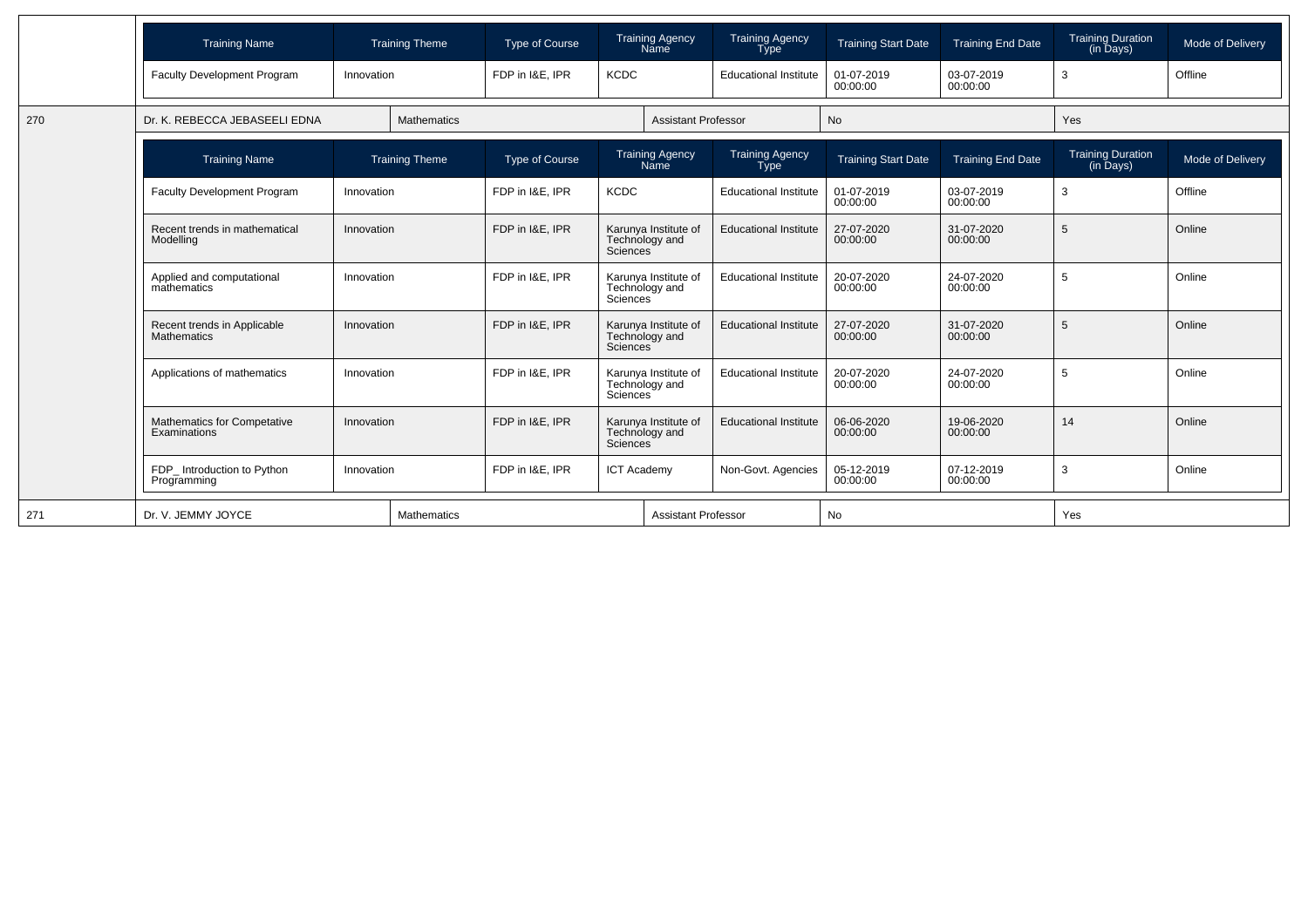| Training Name | Training Theme | Type of Course | Training Agency Name | Training Agency Type | Training Start Date | Training End Date | Training Duration (in Days) | Mode of Delivery |
|---|---|---|---|---|---|---|---|---|
| Faculty Development Program | Innovation | FDP in I&E, IPR | KCDC | Educational Institute | 01-07-2019 00:00:00 | 03-07-2019 00:00:00 | 3 | Offline |

| 270 | Dr. K. REBECCA JEBASEELI EDNA | Mathematics | Assistant Professor | No | Yes |
|---|---|---|---|---|---|

| Training Name | Training Theme | Type of Course | Training Agency Name | Training Agency Type | Training Start Date | Training End Date | Training Duration (in Days) | Mode of Delivery |
|---|---|---|---|---|---|---|---|---|
| Faculty Development Program | Innovation | FDP in I&E, IPR | KCDC | Educational Institute | 01-07-2019 00:00:00 | 03-07-2019 00:00:00 | 3 | Offline |
| Recent trends in mathematical Modelling | Innovation | FDP in I&E, IPR | Karunya Institute of Technology and Sciences | Educational Institute | 27-07-2020 00:00:00 | 31-07-2020 00:00:00 | 5 | Online |
| Applied and computational mathematics | Innovation | FDP in I&E, IPR | Karunya Institute of Technology and Sciences | Educational Institute | 20-07-2020 00:00:00 | 24-07-2020 00:00:00 | 5 | Online |
| Recent trends in Applicable Mathematics | Innovation | FDP in I&E, IPR | Karunya Institute of Technology and Sciences | Educational Institute | 27-07-2020 00:00:00 | 31-07-2020 00:00:00 | 5 | Online |
| Applications of mathematics | Innovation | FDP in I&E, IPR | Karunya Institute of Technology and Sciences | Educational Institute | 20-07-2020 00:00:00 | 24-07-2020 00:00:00 | 5 | Online |
| Mathematics for Competative Examinations | Innovation | FDP in I&E, IPR | Karunya Institute of Technology and Sciences | Educational Institute | 06-06-2020 00:00:00 | 19-06-2020 00:00:00 | 14 | Online |
| FDP_ Introduction to Python Programming | Innovation | FDP in I&E, IPR | ICT Academy | Non-Govt. Agencies | 05-12-2019 00:00:00 | 07-12-2019 00:00:00 | 3 | Online |

| 271 | Dr. V. JEMMY JOYCE | Mathematics | Assistant Professor | No | Yes |
|---|---|---|---|---|---|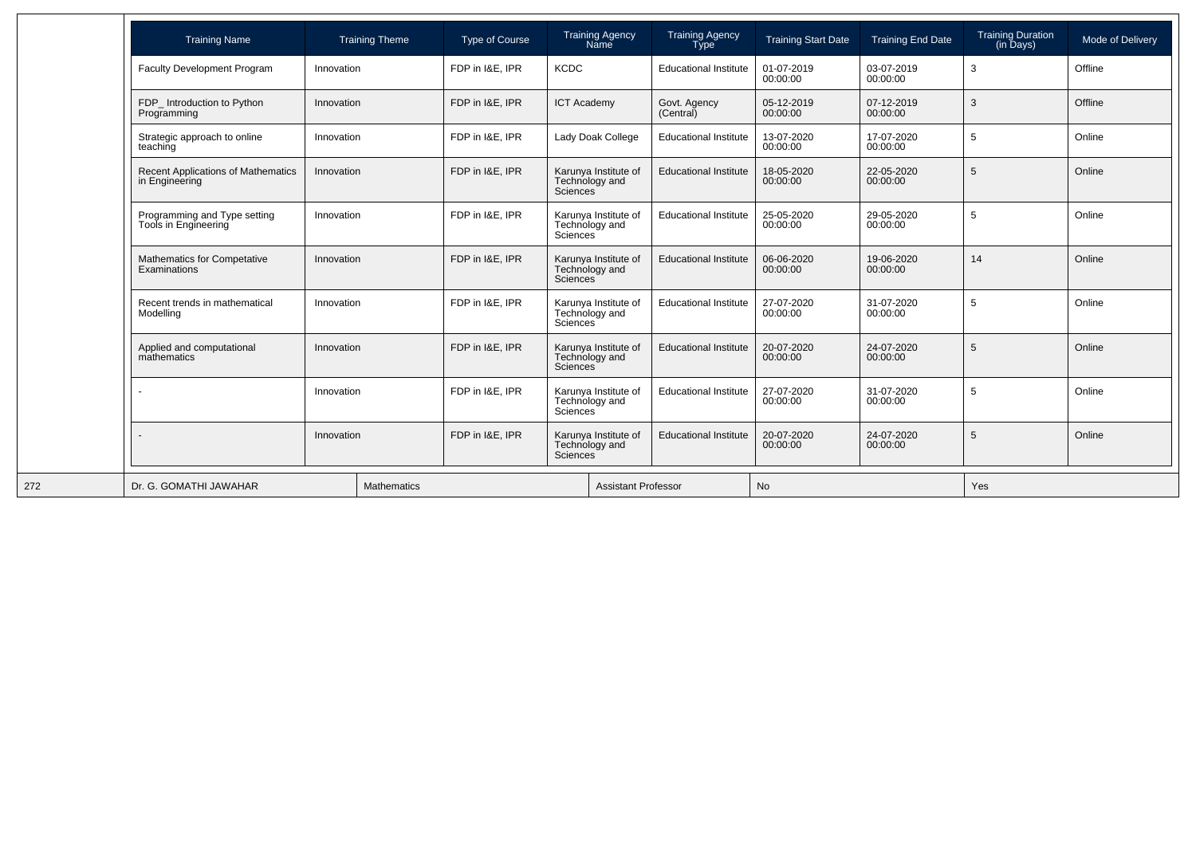| Training Name | Training Theme | Type of Course | Training Agency Name | Training Agency Type | Training Start Date | Training End Date | Training Duration (in Days) | Mode of Delivery |
|---|---|---|---|---|---|---|---|---|
| Faculty Development Program | Innovation | FDP in I&E, IPR | KCDC | Educational Institute | 01-07-2019 00:00:00 | 03-07-2019 00:00:00 | 3 | Offline |
| FDP_ Introduction to Python Programming | Innovation | FDP in I&E, IPR | ICT Academy | Govt. Agency (Central) | 05-12-2019 00:00:00 | 07-12-2019 00:00:00 | 3 | Offline |
| Strategic approach to online teaching | Innovation | FDP in I&E, IPR | Lady Doak College | Educational Institute | 13-07-2020 00:00:00 | 17-07-2020 00:00:00 | 5 | Online |
| Recent Applications of Mathematics in Engineering | Innovation | FDP in I&E, IPR | Karunya Institute of Technology and Sciences | Educational Institute | 18-05-2020 00:00:00 | 22-05-2020 00:00:00 | 5 | Online |
| Programming and Type setting Tools in Engineering | Innovation | FDP in I&E, IPR | Karunya Institute of Technology and Sciences | Educational Institute | 25-05-2020 00:00:00 | 29-05-2020 00:00:00 | 5 | Online |
| Mathematics for Competative Examinations | Innovation | FDP in I&E, IPR | Karunya Institute of Technology and Sciences | Educational Institute | 06-06-2020 00:00:00 | 19-06-2020 00:00:00 | 14 | Online |
| Recent trends in mathematical Modelling | Innovation | FDP in I&E, IPR | Karunya Institute of Technology and Sciences | Educational Institute | 27-07-2020 00:00:00 | 31-07-2020 00:00:00 | 5 | Online |
| Applied and computational mathematics | Innovation | FDP in I&E, IPR | Karunya Institute of Technology and Sciences | Educational Institute | 20-07-2020 00:00:00 | 24-07-2020 00:00:00 | 5 | Online |
| - | Innovation | FDP in I&E, IPR | Karunya Institute of Technology and Sciences | Educational Institute | 27-07-2020 00:00:00 | 31-07-2020 00:00:00 | 5 | Online |
| - | Innovation | FDP in I&E, IPR | Karunya Institute of Technology and Sciences | Educational Institute | 20-07-2020 00:00:00 | 24-07-2020 00:00:00 | 5 | Online |

| 272 | Dr. G. GOMATHI JAWAHAR | Mathematics | Assistant Professor | No | Yes |
|---|---|---|---|---|---|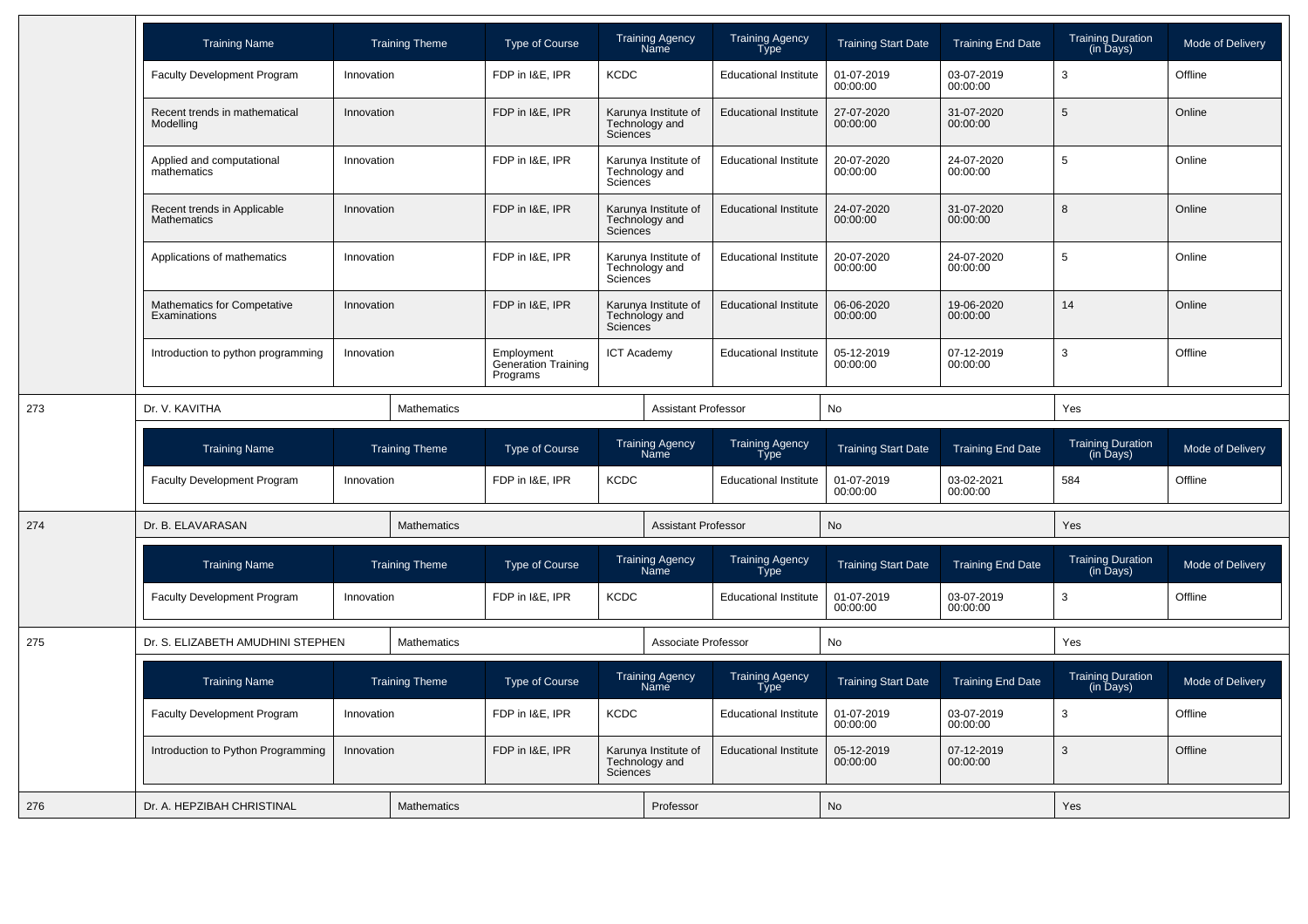| Training Name | Training Theme | Type of Course | Training Agency Name | Training Agency Type | Training Start Date | Training End Date | Training Duration (in Days) | Mode of Delivery |
|---|---|---|---|---|---|---|---|---|
| Faculty Development Program | Innovation | FDP in I&E, IPR | KCDC | Educational Institute | 01-07-2019 00:00:00 | 03-07-2019 00:00:00 | 3 | Offline |
| Recent trends in mathematical Modelling | Innovation | FDP in I&E, IPR | Karunya Institute of Technology and Sciences | Educational Institute | 27-07-2020 00:00:00 | 31-07-2020 00:00:00 | 5 | Online |
| Applied and computational mathematics | Innovation | FDP in I&E, IPR | Karunya Institute of Technology and Sciences | Educational Institute | 20-07-2020 00:00:00 | 24-07-2020 00:00:00 | 5 | Online |
| Recent trends in Applicable Mathematics | Innovation | FDP in I&E, IPR | Karunya Institute of Technology and Sciences | Educational Institute | 24-07-2020 00:00:00 | 31-07-2020 00:00:00 | 8 | Online |
| Applications of mathematics | Innovation | FDP in I&E, IPR | Karunya Institute of Technology and Sciences | Educational Institute | 20-07-2020 00:00:00 | 24-07-2020 00:00:00 | 5 | Online |
| Mathematics for Competative Examinations | Innovation | FDP in I&E, IPR | Karunya Institute of Technology and Sciences | Educational Institute | 06-06-2020 00:00:00 | 19-06-2020 00:00:00 | 14 | Online |
| Introduction to python programming | Innovation | Employment Generation Training Programs | ICT Academy | Educational Institute | 05-12-2019 00:00:00 | 07-12-2019 00:00:00 | 3 | Offline |

| 273 | Dr. V. KAVITHA | Mathematics | Assistant Professor | No | Yes |
|---|---|---|---|---|---|

| Training Name | Training Theme | Type of Course | Training Agency Name | Training Agency Type | Training Start Date | Training End Date | Training Duration (in Days) | Mode of Delivery |
|---|---|---|---|---|---|---|---|---|
| Faculty Development Program | Innovation | FDP in I&E, IPR | KCDC | Educational Institute | 01-07-2019 00:00:00 | 03-02-2021 00:00:00 | 584 | Offline |

| 274 | Dr. B. ELAVARASAN | Mathematics | Assistant Professor | No | Yes |
|---|---|---|---|---|---|

| Training Name | Training Theme | Type of Course | Training Agency Name | Training Agency Type | Training Start Date | Training End Date | Training Duration (in Days) | Mode of Delivery |
|---|---|---|---|---|---|---|---|---|
| Faculty Development Program | Innovation | FDP in I&E, IPR | KCDC | Educational Institute | 01-07-2019 00:00:00 | 03-07-2019 00:00:00 | 3 | Offline |

| 275 | Dr. S. ELIZABETH AMUDHINI STEPHEN | Mathematics | Associate Professor | No | Yes |
|---|---|---|---|---|---|

| Training Name | Training Theme | Type of Course | Training Agency Name | Training Agency Type | Training Start Date | Training End Date | Training Duration (in Days) | Mode of Delivery |
|---|---|---|---|---|---|---|---|---|
| Faculty Development Program | Innovation | FDP in I&E, IPR | KCDC | Educational Institute | 01-07-2019 00:00:00 | 03-07-2019 00:00:00 | 3 | Offline |
| Introduction to Python Programming | Innovation | FDP in I&E, IPR | Karunya Institute of Technology and Sciences | Educational Institute | 05-12-2019 00:00:00 | 07-12-2019 00:00:00 | 3 | Offline |

| 276 | Dr. A. HEPZIBAH CHRISTINAL | Mathematics | Professor | No | Yes |
|---|---|---|---|---|---|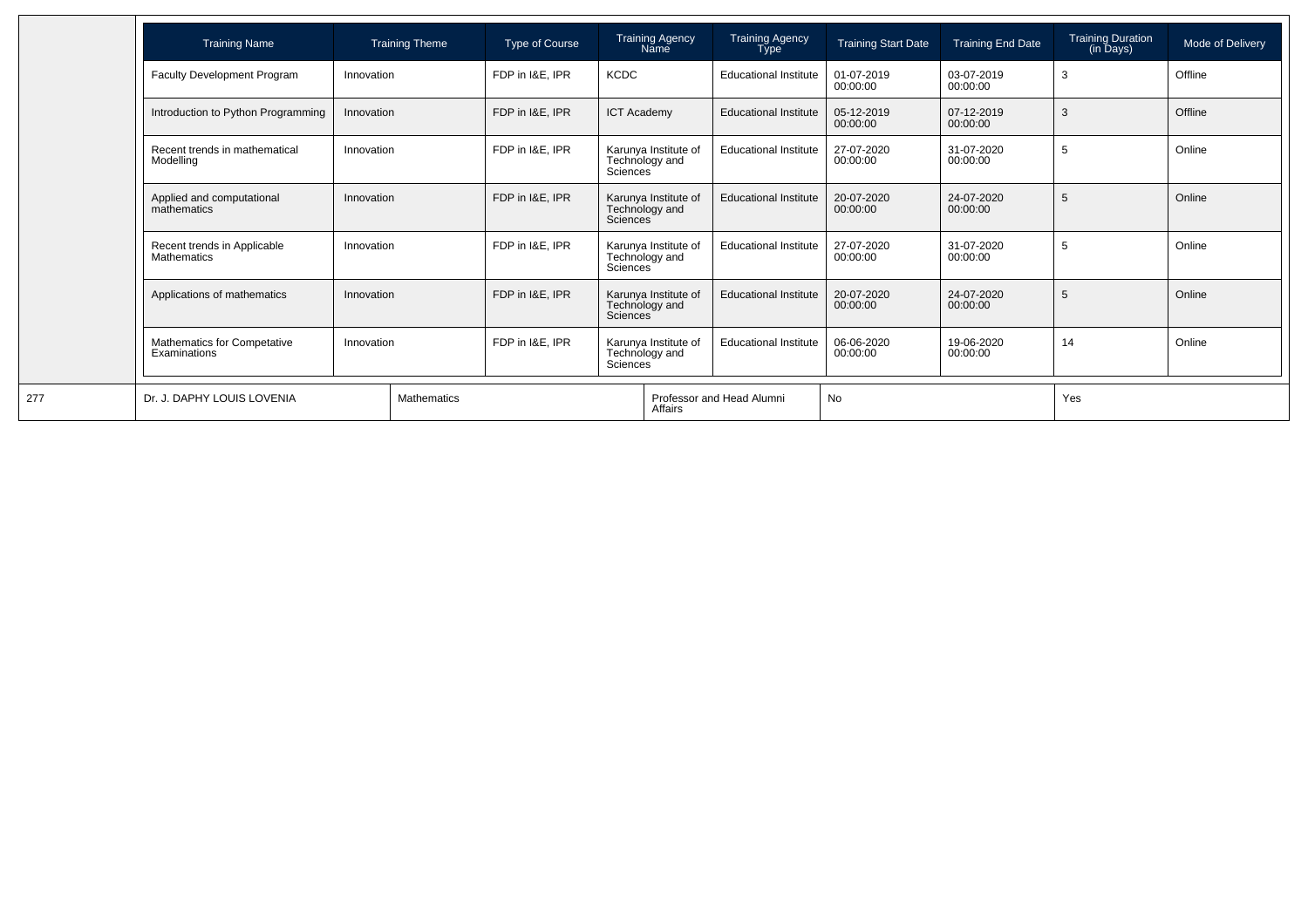| Training Name | Training Theme | Type of Course | Training Agency Name | Training Agency Type | Training Start Date | Training End Date | Training Duration (in Days) | Mode of Delivery |
|---|---|---|---|---|---|---|---|---|
| Faculty Development Program | Innovation | FDP in I&E, IPR | KCDC | Educational Institute | 01-07-2019 00:00:00 | 03-07-2019 00:00:00 | 3 | Offline |
| Introduction to Python Programming | Innovation | FDP in I&E, IPR | ICT Academy | Educational Institute | 05-12-2019 00:00:00 | 07-12-2019 00:00:00 | 3 | Offline |
| Recent trends in mathematical Modelling | Innovation | FDP in I&E, IPR | Karunya Institute of Technology and Sciences | Educational Institute | 27-07-2020 00:00:00 | 31-07-2020 00:00:00 | 5 | Online |
| Applied and computational mathematics | Innovation | FDP in I&E, IPR | Karunya Institute of Technology and Sciences | Educational Institute | 20-07-2020 00:00:00 | 24-07-2020 00:00:00 | 5 | Online |
| Recent trends in Applicable Mathematics | Innovation | FDP in I&E, IPR | Karunya Institute of Technology and Sciences | Educational Institute | 27-07-2020 00:00:00 | 31-07-2020 00:00:00 | 5 | Online |
| Applications of mathematics | Innovation | FDP in I&E, IPR | Karunya Institute of Technology and Sciences | Educational Institute | 20-07-2020 00:00:00 | 24-07-2020 00:00:00 | 5 | Online |
| Mathematics for Competative Examinations | Innovation | FDP in I&E, IPR | Karunya Institute of Technology and Sciences | Educational Institute | 06-06-2020 00:00:00 | 19-06-2020 00:00:00 | 14 | Online |

| | | | | | |
|---|---|---|---|---|---|
| 277 | Dr. J. DAPHY LOUIS LOVENIA | Mathematics | Professor and Head Alumni Affairs | No | Yes |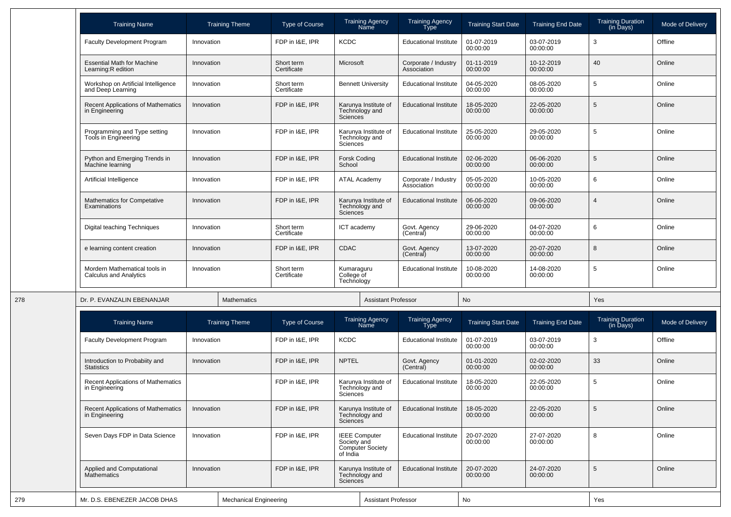| Training Name | Training Theme | Type of Course | Training Agency Name | Training Agency Type | Training Start Date | Training End Date | Training Duration (in Days) | Mode of Delivery |
|---|---|---|---|---|---|---|---|---|
| Faculty Development Program | Innovation | FDP in I&E, IPR | KCDC | Educational Institute | 01-07-2019 00:00:00 | 03-07-2019 00:00:00 | 3 | Offline |
| Essential Math for Machine Learning:R edition | Innovation | Short term Certificate | Microsoft | Corporate / Industry Association | 01-11-2019 00:00:00 | 10-12-2019 00:00:00 | 40 | Online |
| Workshop on Artificial Intelligence and Deep Learning | Innovation | Short term Certificate | Bennett University | Educational Institute | 04-05-2020 00:00:00 | 08-05-2020 00:00:00 | 5 | Online |
| Recent Applications of Mathematics in Engineering | Innovation | FDP in I&E, IPR | Karunya Institute of Technology and Sciences | Educational Institute | 18-05-2020 00:00:00 | 22-05-2020 00:00:00 | 5 | Online |
| Programming and Type setting Tools in Engineering | Innovation | FDP in I&E, IPR | Karunya Institute of Technology and Sciences | Educational Institute | 25-05-2020 00:00:00 | 29-05-2020 00:00:00 | 5 | Online |
| Python and Emerging Trends in Machine learning | Innovation | FDP in I&E, IPR | Forsk Coding School | Educational Institute | 02-06-2020 00:00:00 | 06-06-2020 00:00:00 | 5 | Online |
| Artificial Intelligence | Innovation | FDP in I&E, IPR | ATAL Academy | Corporate / Industry Association | 05-05-2020 00:00:00 | 10-05-2020 00:00:00 | 6 | Online |
| Mathematics for Competative Examinations | Innovation | FDP in I&E, IPR | Karunya Institute of Technology and Sciences | Educational Institute | 06-06-2020 00:00:00 | 09-06-2020 00:00:00 | 4 | Online |
| Digital teaching Techniques | Innovation | Short term Certificate | ICT academy | Govt. Agency (Central) | 29-06-2020 00:00:00 | 04-07-2020 00:00:00 | 6 | Online |
| e learning content creation | Innovation | FDP in I&E, IPR | CDAC | Govt. Agency (Central) | 13-07-2020 00:00:00 | 20-07-2020 00:00:00 | 8 | Online |
| Mordern Mathematical tools in Calculus and Analytics | Innovation | Short term Certificate | Kumaraguru College of Technology | Educational Institute | 10-08-2020 00:00:00 | 14-08-2020 00:00:00 | 5 | Online |

| 278 | Dr. P. EVANZALIN EBENANJAR | Mathematics | Assistant Professor | No | Yes |
|---|---|---|---|---|---|

| Training Name | Training Theme | Type of Course | Training Agency Name | Training Agency Type | Training Start Date | Training End Date | Training Duration (in Days) | Mode of Delivery |
|---|---|---|---|---|---|---|---|---|
| Faculty Development Program | Innovation | FDP in I&E, IPR | KCDC | Educational Institute | 01-07-2019 00:00:00 | 03-07-2019 00:00:00 | 3 | Offline |
| Introduction to Probabiity and Statistics | Innovation | FDP in I&E, IPR | NPTEL | Govt. Agency (Central) | 01-01-2020 00:00:00 | 02-02-2020 00:00:00 | 33 | Online |
| Recent Applications of Mathematics in Engineering | | FDP in I&E, IPR | Karunya Institute of Technology and Sciences | Educational Institute | 18-05-2020 00:00:00 | 22-05-2020 00:00:00 | 5 | Online |
| Recent Applications of Mathematics in Engineering | Innovation | FDP in I&E, IPR | Karunya Institute of Technology and Sciences | Educational Institute | 18-05-2020 00:00:00 | 22-05-2020 00:00:00 | 5 | Online |
| Seven Days FDP in Data Science | Innovation | FDP in I&E, IPR | IEEE Computer Society and Computer Society of India | Educational Institute | 20-07-2020 00:00:00 | 27-07-2020 00:00:00 | 8 | Online |
| Applied and Computational Mathematics | Innovation | FDP in I&E, IPR | Karunya Institute of Technology and Sciences | Educational Institute | 20-07-2020 00:00:00 | 24-07-2020 00:00:00 | 5 | Online |

| 279 | Mr. D.S. EBENEZER JACOB DHAS | Mechanical Engineering | Assistant Professor | No | Yes |
|---|---|---|---|---|---|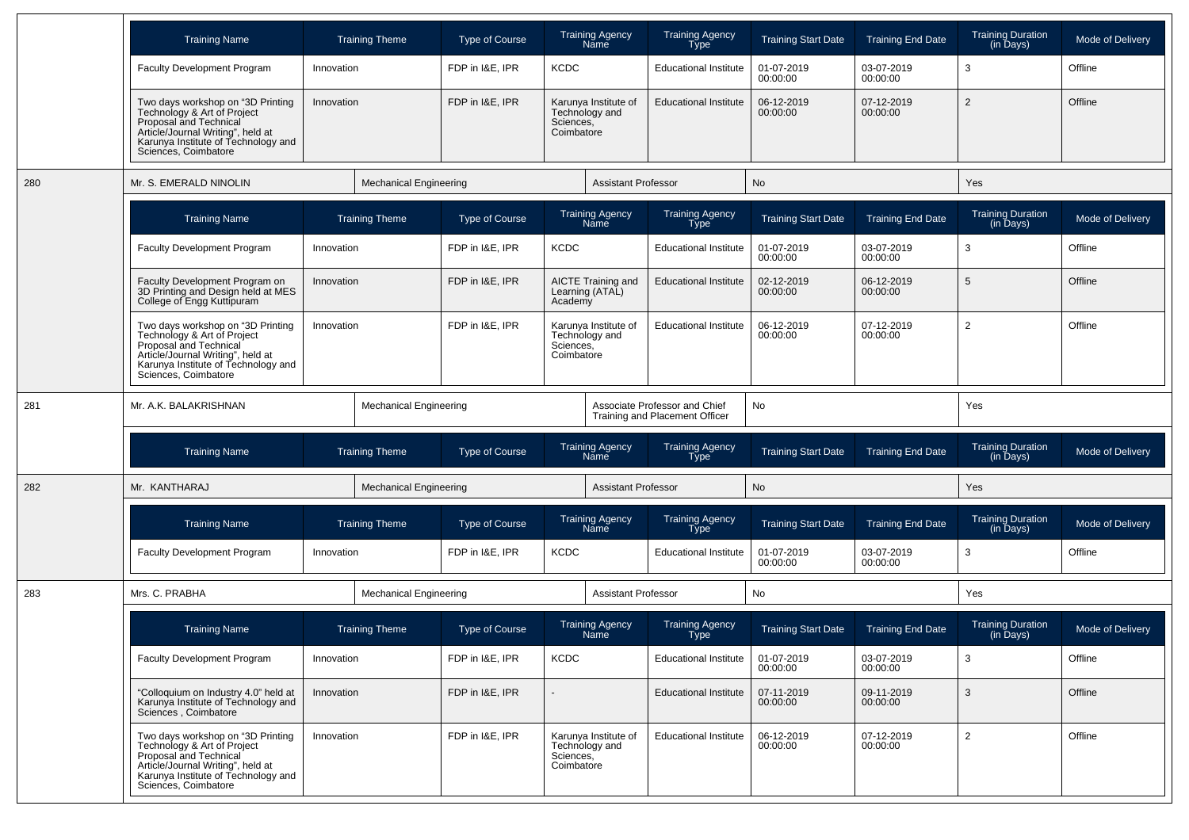| Training Name | Training Theme | Type of Course | Training Agency Name | Training Agency Type | Training Start Date | Training End Date | Training Duration (in Days) | Mode of Delivery |
|---|---|---|---|---|---|---|---|---|
| Faculty Development Program | Innovation | FDP in I&E, IPR | KCDC | Educational Institute | 01-07-2019 00:00:00 | 03-07-2019 00:00:00 | 3 | Offline |
| Two days workshop on "3D Printing Technology & Art of Project Proposal and Technical Article/Journal Writing", held at Karunya Institute of Technology and Sciences, Coimbatore | Innovation | FDP in I&E, IPR | Karunya Institute of Technology and Sciences, Coimbatore | Educational Institute | 06-12-2019 00:00:00 | 07-12-2019 00:00:00 | 2 | Offline |

| 280 | Mr. S. EMERALD NINOLIN | Mechanical Engineering | Assistant Professor | No | Yes |
|---|---|---|---|---|---|

| Training Name | Training Theme | Type of Course | Training Agency Name | Training Agency Type | Training Start Date | Training End Date | Training Duration (in Days) | Mode of Delivery |
|---|---|---|---|---|---|---|---|---|
| Faculty Development Program | Innovation | FDP in I&E, IPR | KCDC | Educational Institute | 01-07-2019 00:00:00 | 03-07-2019 00:00:00 | 3 | Offline |
| Faculty Development Program on 3D Printing and Design held at MES College of Engg Kuttipuram | Innovation | FDP in I&E, IPR | AICTE Training and Learning (ATAL) Academy | Educational Institute | 02-12-2019 00:00:00 | 06-12-2019 00:00:00 | 5 | Offline |
| Two days workshop on "3D Printing Technology & Art of Project Proposal and Technical Article/Journal Writing", held at Karunya Institute of Technology and Sciences, Coimbatore | Innovation | FDP in I&E, IPR | Karunya Institute of Technology and Sciences, Coimbatore | Educational Institute | 06-12-2019 00:00:00 | 07-12-2019 00:00:00 | 2 | Offline |

| 281 | Mr. A.K. BALAKRISHNAN | Mechanical Engineering | Associate Professor and Chief Training and Placement Officer | No | Yes |
|---|---|---|---|---|---|

| Training Name | Training Theme | Type of Course | Training Agency Name | Training Agency Type | Training Start Date | Training End Date | Training Duration (in Days) | Mode of Delivery |
|---|---|---|---|---|---|---|---|---|

| 282 | Mr. KANTHARAJ | Mechanical Engineering | Assistant Professor | No | Yes |
|---|---|---|---|---|---|

| Training Name | Training Theme | Type of Course | Training Agency Name | Training Agency Type | Training Start Date | Training End Date | Training Duration (in Days) | Mode of Delivery |
|---|---|---|---|---|---|---|---|---|
| Faculty Development Program | Innovation | FDP in I&E, IPR | KCDC | Educational Institute | 01-07-2019 00:00:00 | 03-07-2019 00:00:00 | 3 | Offline |

| 283 | Mrs. C. PRABHA | Mechanical Engineering | Assistant Professor | No | Yes |
|---|---|---|---|---|---|

| Training Name | Training Theme | Type of Course | Training Agency Name | Training Agency Type | Training Start Date | Training End Date | Training Duration (in Days) | Mode of Delivery |
|---|---|---|---|---|---|---|---|---|
| Faculty Development Program | Innovation | FDP in I&E, IPR | KCDC | Educational Institute | 01-07-2019 00:00:00 | 03-07-2019 00:00:00 | 3 | Offline |
| "Colloquium on Industry 4.0" held at Karunya Institute of Technology and Sciences , Coimbatore | Innovation | FDP in I&E, IPR | - | Educational Institute | 07-11-2019 00:00:00 | 09-11-2019 00:00:00 | 3 | Offline |
| Two days workshop on "3D Printing Technology & Art of Project Proposal and Technical Article/Journal Writing", held at Karunya Institute of Technology and Sciences, Coimbatore | Innovation | FDP in I&E, IPR | Karunya Institute of Technology and Sciences, Coimbatore | Educational Institute | 06-12-2019 00:00:00 | 07-12-2019 00:00:00 | 2 | Offline |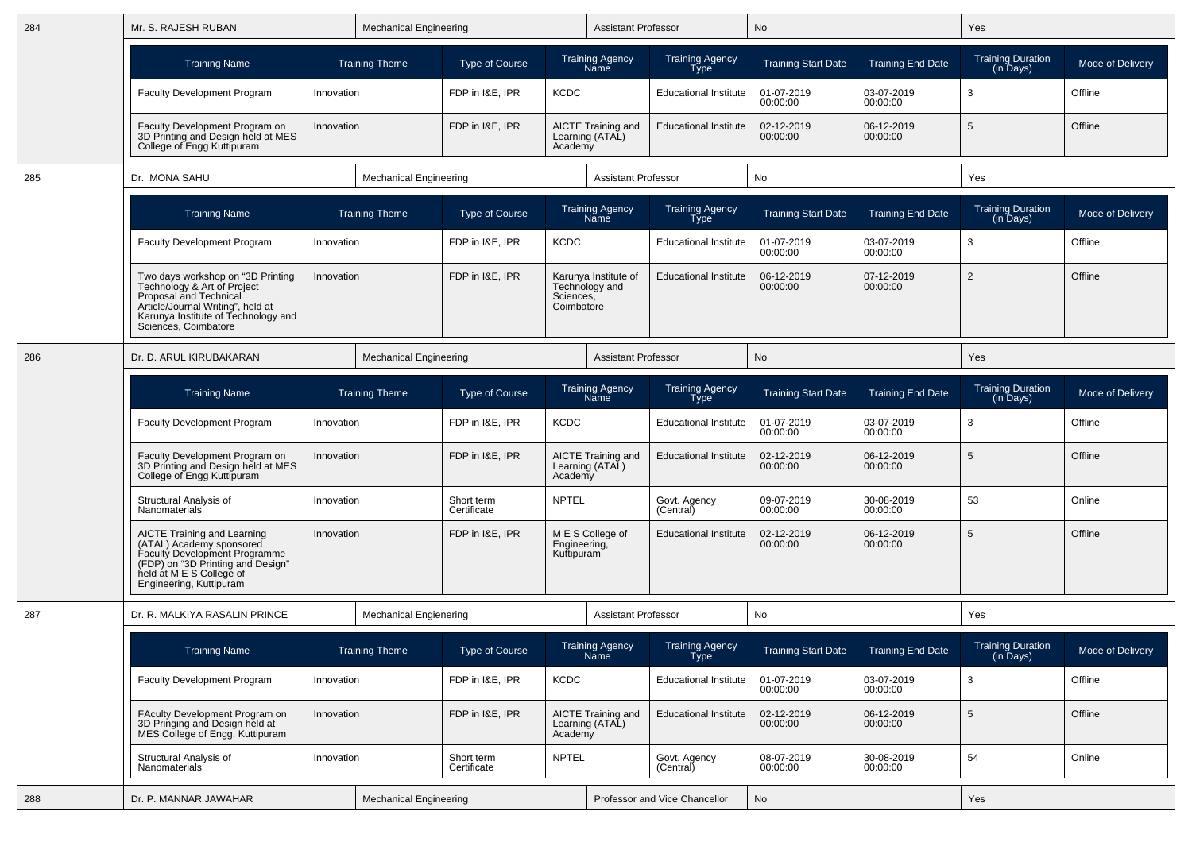| 284 | Mr. S. RAJESH RUBAN | Mechanical Engineering | Assistant Professor | No | Yes |
|---|---|---|---|---|---|

| Training Name | Training Theme | Type of Course | Training Agency Name | Training Agency Type | Training Start Date | Training End Date | Training Duration (in Days) | Mode of Delivery |
|---|---|---|---|---|---|---|---|---|
| Faculty Development Program | Innovation | FDP in I&E, IPR | KCDC | Educational Institute | 01-07-2019 00:00:00 | 03-07-2019 00:00:00 | 3 | Offline |
| Faculty Development Program on 3D Printing and Design held at MES College of Engg Kuttipuram | Innovation | FDP in I&E, IPR | AICTE Training and Learning (ATAL) Academy | Educational Institute | 02-12-2019 00:00:00 | 06-12-2019 00:00:00 | 5 | Offline |

| 285 | Dr. MONA SAHU | Mechanical Engineering | Assistant Professor | No | Yes |
|---|---|---|---|---|---|

| Training Name | Training Theme | Type of Course | Training Agency Name | Training Agency Type | Training Start Date | Training End Date | Training Duration (in Days) | Mode of Delivery |
|---|---|---|---|---|---|---|---|---|
| Faculty Development Program | Innovation | FDP in I&E, IPR | KCDC | Educational Institute | 01-07-2019 00:00:00 | 03-07-2019 00:00:00 | 3 | Offline |
| Two days workshop on "3D Printing Technology & Art of Project Proposal and Technical Article/Journal Writing", held at Karunya Institute of Technology and Sciences, Coimbatore | Innovation | FDP in I&E, IPR | Karunya Institute of Technology and Sciences, Coimbatore | Educational Institute | 06-12-2019 00:00:00 | 07-12-2019 00:00:00 | 2 | Offline |

| 286 | Dr. D. ARUL KIRUBAKARAN | Mechanical Engineering | Assistant Professor | No | Yes |
|---|---|---|---|---|---|

| Training Name | Training Theme | Type of Course | Training Agency Name | Training Agency Type | Training Start Date | Training End Date | Training Duration (in Days) | Mode of Delivery |
|---|---|---|---|---|---|---|---|---|
| Faculty Development Program | Innovation | FDP in I&E, IPR | KCDC | Educational Institute | 01-07-2019 00:00:00 | 03-07-2019 00:00:00 | 3 | Offline |
| Faculty Development Program on 3D Printing and Design held at MES College of Engg Kuttipuram | Innovation | FDP in I&E, IPR | AICTE Training and Learning (ATAL) Academy | Educational Institute | 02-12-2019 00:00:00 | 06-12-2019 00:00:00 | 5 | Offline |
| Structural Analysis of Nanomaterials | Innovation | Short term Certificate | NPTEL | Govt. Agency (Central) | 09-07-2019 00:00:00 | 30-08-2019 00:00:00 | 53 | Online |
| AICTE Training and Learning (ATAL) Academy sponsored Faculty Development Programme (FDP) on "3D Printing and Design" held at M E S College of Engineering, Kuttipuram | Innovation | FDP in I&E, IPR | M E S College of Engineering, Kuttipuram | Educational Institute | 02-12-2019 00:00:00 | 06-12-2019 00:00:00 | 5 | Offline |

| 287 | Dr. R. MALKIYA RASALIN PRINCE | Mechanical Engienering | Assistant Professor | No | Yes |
|---|---|---|---|---|---|

| Training Name | Training Theme | Type of Course | Training Agency Name | Training Agency Type | Training Start Date | Training End Date | Training Duration (in Days) | Mode of Delivery |
|---|---|---|---|---|---|---|---|---|
| Faculty Development Program | Innovation | FDP in I&E, IPR | KCDC | Educational Institute | 01-07-2019 00:00:00 | 03-07-2019 00:00:00 | 3 | Offline |
| FAculty Development Program on 3D Pringing and Design held at MES College of Engg. Kuttipuram | Innovation | FDP in I&E, IPR | AICTE Training and Learning (ATAL) Academy | Educational Institute | 02-12-2019 00:00:00 | 06-12-2019 00:00:00 | 5 | Offline |
| Structural Analysis of Nanomaterials | Innovation | Short term Certificate | NPTEL | Govt. Agency (Central) | 08-07-2019 00:00:00 | 30-08-2019 00:00:00 | 54 | Online |

| 288 | Dr. P. MANNAR JAWAHAR | Mechanical Engineering | Professor and Vice Chancellor | No | Yes |
|---|---|---|---|---|---|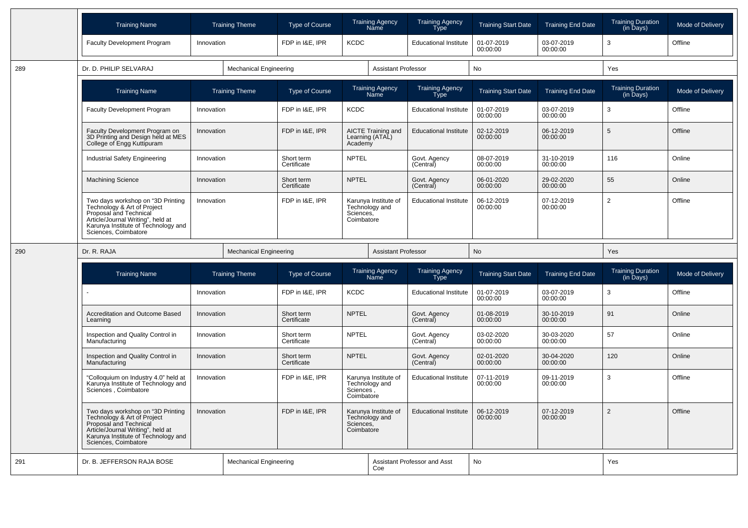| Training Name | Training Theme | Type of Course | Training Agency Name | Training Agency Type | Training Start Date | Training End Date | Training Duration (in Days) | Mode of Delivery |
|---|---|---|---|---|---|---|---|---|
| Faculty Development Program | Innovation | FDP in I&E, IPR | KCDC | Educational Institute | 01-07-2019 00:00:00 | 03-07-2019 00:00:00 | 3 | Offline |

| 289 | Dr. D. PHILIP SELVARAJ | Mechanical Engineering | Assistant Professor | No | Yes |
|---|---|---|---|---|---|

| Training Name | Training Theme | Type of Course | Training Agency Name | Training Agency Type | Training Start Date | Training End Date | Training Duration (in Days) | Mode of Delivery |
|---|---|---|---|---|---|---|---|---|
| Faculty Development Program | Innovation | FDP in I&E, IPR | KCDC | Educational Institute | 01-07-2019 00:00:00 | 03-07-2019 00:00:00 | 3 | Offline |
| Faculty Development Program on 3D Printing and Design held at MES College of Engg Kuttipuram | Innovation | FDP in I&E, IPR | AICTE Training and Learning (ATAL) Academy | Educational Institute | 02-12-2019 00:00:00 | 06-12-2019 00:00:00 | 5 | Offline |
| Industrial Safety Engineering | Innovation | Short term Certificate | NPTEL | Govt. Agency (Central) | 08-07-2019 00:00:00 | 31-10-2019 00:00:00 | 116 | Online |
| Machining Science | Innovation | Short term Certificate | NPTEL | Govt. Agency (Central) | 06-01-2020 00:00:00 | 29-02-2020 00:00:00 | 55 | Online |
| Two days workshop on "3D Printing Technology & Art of Project Proposal and Technical Article/Journal Writing", held at Karunya Institute of Technology and Sciences, Coimbatore | Innovation | FDP in I&E, IPR | Karunya Institute of Technology and Sciences, Coimbatore | Educational Institute | 06-12-2019 00:00:00 | 07-12-2019 00:00:00 | 2 | Offline |

| 290 | Dr. R. RAJA | Mechanical Engineering | Assistant Professor | No | Yes |
|---|---|---|---|---|---|

| Training Name | Training Theme | Type of Course | Training Agency Name | Training Agency Type | Training Start Date | Training End Date | Training Duration (in Days) | Mode of Delivery |
|---|---|---|---|---|---|---|---|---|
| - | Innovation | FDP in I&E, IPR | KCDC | Educational Institute | 01-07-2019 00:00:00 | 03-07-2019 00:00:00 | 3 | Offline |
| Accreditation and Outcome Based Learning | Innovation | Short term Certificate | NPTEL | Govt. Agency (Central) | 01-08-2019 00:00:00 | 30-10-2019 00:00:00 | 91 | Online |
| Inspection and Quality Control in Manufacturing | Innovation | Short term Certificate | NPTEL | Govt. Agency (Central) | 03-02-2020 00:00:00 | 30-03-2020 00:00:00 | 57 | Online |
| Inspection and Quality Control in Manufacturing | Innovation | Short term Certificate | NPTEL | Govt. Agency (Central) | 02-01-2020 00:00:00 | 30-04-2020 00:00:00 | 120 | Online |
| "Colloquium on Industry 4.0" held at Karunya Institute of Technology and Sciences , Coimbatore | Innovation | FDP in I&E, IPR | Karunya Institute of Technology and Sciences , Coimbatore | Educational Institute | 07-11-2019 00:00:00 | 09-11-2019 00:00:00 | 3 | Offline |
| Two days workshop on "3D Printing Technology & Art of Project Proposal and Technical Article/Journal Writing", held at Karunya Institute of Technology and Sciences, Coimbatore | Innovation | FDP in I&E, IPR | Karunya Institute of Technology and Sciences, Coimbatore | Educational Institute | 06-12-2019 00:00:00 | 07-12-2019 00:00:00 | 2 | Offline |

| 291 | Dr. B. JEFFERSON RAJA BOSE | Mechanical Engineering | Assistant Professor and Asst Coe | No | Yes |
|---|---|---|---|---|---|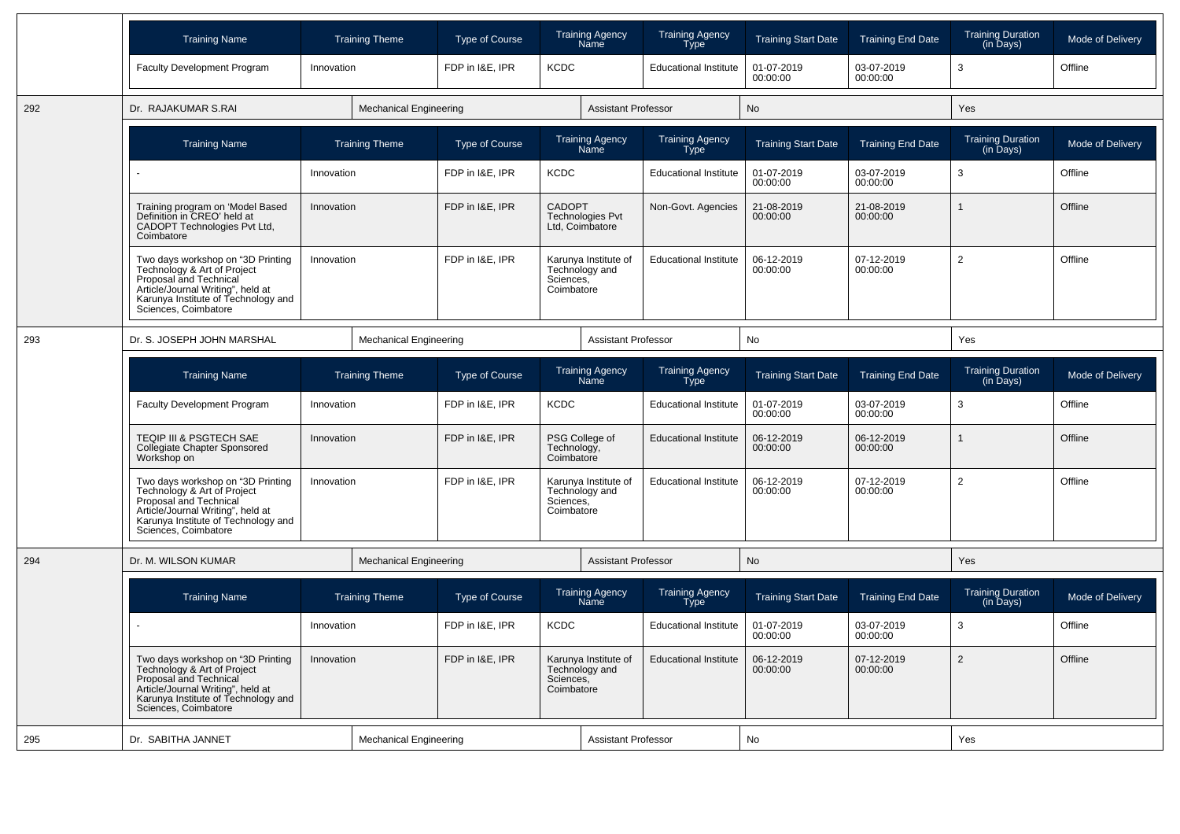| Training Name | Training Theme | Type of Course | Training Agency Name | Training Agency Type | Training Start Date | Training End Date | Training Duration (in Days) | Mode of Delivery |
|---|---|---|---|---|---|---|---|---|
| Faculty Development Program | Innovation | FDP in I&E, IPR | KCDC | Educational Institute | 01-07-2019 00:00:00 | 03-07-2019 00:00:00 | 3 | Offline |

| 292 | Dr. RAJAKUMAR S.RAI | Mechanical Engineering | Assistant Professor | No | Yes |
|---|---|---|---|---|---|

| Training Name | Training Theme | Type of Course | Training Agency Name | Training Agency Type | Training Start Date | Training End Date | Training Duration (in Days) | Mode of Delivery |
|---|---|---|---|---|---|---|---|---|
| - | Innovation | FDP in I&E, IPR | KCDC | Educational Institute | 01-07-2019 00:00:00 | 03-07-2019 00:00:00 | 3 | Offline |
| Training program on 'Model Based Definition in CREO' held at CADOPT Technologies Pvt Ltd, Coimbatore | Innovation | FDP in I&E, IPR | CADOPT Technologies Pvt Ltd, Coimbatore | Non-Govt. Agencies | 21-08-2019 00:00:00 | 21-08-2019 00:00:00 | 1 | Offline |
| Two days workshop on "3D Printing Technology & Art of Project Proposal and Technical Article/Journal Writing", held at Karunya Institute of Technology and Sciences, Coimbatore | Innovation | FDP in I&E, IPR | Karunya Institute of Technology and Sciences, Coimbatore | Educational Institute | 06-12-2019 00:00:00 | 07-12-2019 00:00:00 | 2 | Offline |

| 293 | Dr. S. JOSEPH JOHN MARSHAL | Mechanical Engineering | Assistant Professor | No | Yes |
|---|---|---|---|---|---|

| Training Name | Training Theme | Type of Course | Training Agency Name | Training Agency Type | Training Start Date | Training End Date | Training Duration (in Days) | Mode of Delivery |
|---|---|---|---|---|---|---|---|---|
| Faculty Development Program | Innovation | FDP in I&E, IPR | KCDC | Educational Institute | 01-07-2019 00:00:00 | 03-07-2019 00:00:00 | 3 | Offline |
| TEQIP III & PSGTECH SAE Collegiate Chapter Sponsored Workshop on | Innovation | FDP in I&E, IPR | PSG College of Technology, Coimbatore | Educational Institute | 06-12-2019 00:00:00 | 06-12-2019 00:00:00 | 1 | Offline |
| Two days workshop on "3D Printing Technology & Art of Project Proposal and Technical Article/Journal Writing", held at Karunya Institute of Technology and Sciences, Coimbatore | Innovation | FDP in I&E, IPR | Karunya Institute of Technology and Sciences, Coimbatore | Educational Institute | 06-12-2019 00:00:00 | 07-12-2019 00:00:00 | 2 | Offline |

| 294 | Dr. M. WILSON KUMAR | Mechanical Engineering | Assistant Professor | No | Yes |
|---|---|---|---|---|---|

| Training Name | Training Theme | Type of Course | Training Agency Name | Training Agency Type | Training Start Date | Training End Date | Training Duration (in Days) | Mode of Delivery |
|---|---|---|---|---|---|---|---|---|
| - | Innovation | FDP in I&E, IPR | KCDC | Educational Institute | 01-07-2019 00:00:00 | 03-07-2019 00:00:00 | 3 | Offline |
| Two days workshop on "3D Printing Technology & Art of Project Proposal and Technical Article/Journal Writing", held at Karunya Institute of Technology and Sciences, Coimbatore | Innovation | FDP in I&E, IPR | Karunya Institute of Technology and Sciences, Coimbatore | Educational Institute | 06-12-2019 00:00:00 | 07-12-2019 00:00:00 | 2 | Offline |

| 295 | Dr. SABITHA JANNET | Mechanical Engineering | Assistant Professor | No | Yes |
|---|---|---|---|---|---|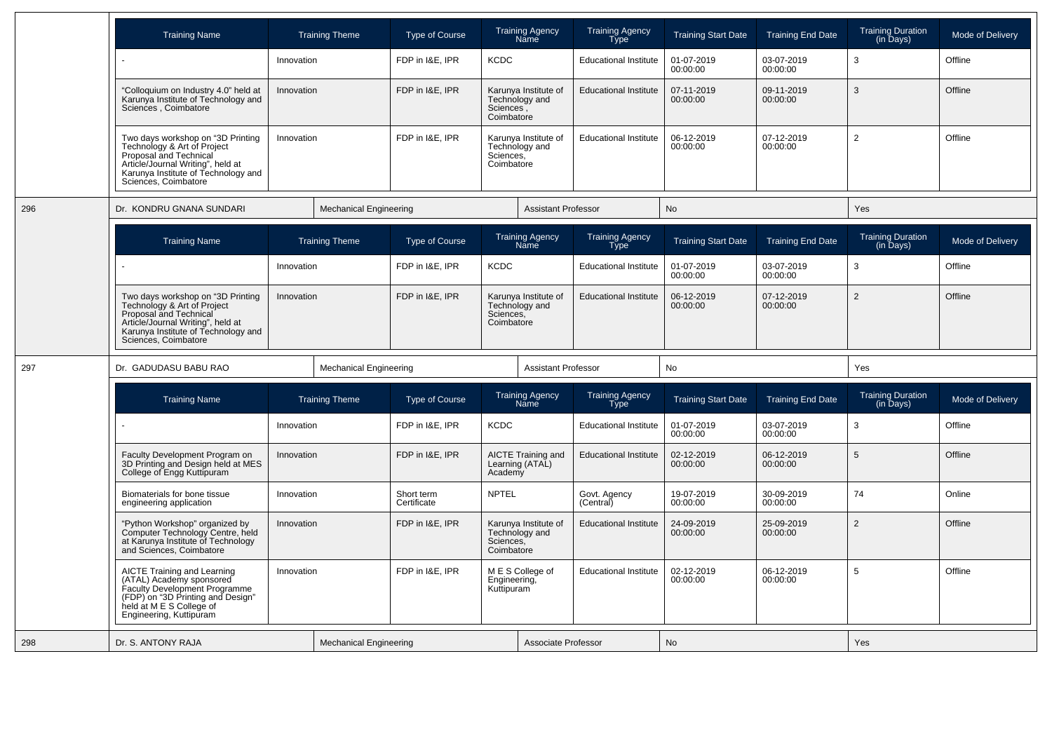| Training Name | Training Theme | Type of Course | Training Agency Name | Training Agency Type | Training Start Date | Training End Date | Training Duration (in Days) | Mode of Delivery |
|---|---|---|---|---|---|---|---|---|
| - | Innovation | FDP in I&E, IPR | KCDC | Educational Institute | 01-07-2019 00:00:00 | 03-07-2019 00:00:00 | 3 | Offline |
| "Colloquium on Industry 4.0" held at Karunya Institute of Technology and Sciences , Coimbatore | Innovation | FDP in I&E, IPR | Karunya Institute of Technology and Sciences , Coimbatore | Educational Institute | 07-11-2019 00:00:00 | 09-11-2019 00:00:00 | 3 | Offline |
| Two days workshop on "3D Printing Technology & Art of Project Proposal and Technical Article/Journal Writing", held at Karunya Institute of Technology and Sciences, Coimbatore | Innovation | FDP in I&E, IPR | Karunya Institute of Technology and Sciences, Coimbatore | Educational Institute | 06-12-2019 00:00:00 | 07-12-2019 00:00:00 | 2 | Offline |

| 296 | Dr. KONDRU GNANA SUNDARI | Mechanical Engineering | Assistant Professor | No | Yes |
|---|---|---|---|---|---|

| Training Name | Training Theme | Type of Course | Training Agency Name | Training Agency Type | Training Start Date | Training End Date | Training Duration (in Days) | Mode of Delivery |
|---|---|---|---|---|---|---|---|---|
| - | Innovation | FDP in I&E, IPR | KCDC | Educational Institute | 01-07-2019 00:00:00 | 03-07-2019 00:00:00 | 3 | Offline |
| Two days workshop on "3D Printing Technology & Art of Project Proposal and Technical Article/Journal Writing", held at Karunya Institute of Technology and Sciences, Coimbatore | Innovation | FDP in I&E, IPR | Karunya Institute of Technology and Sciences, Coimbatore | Educational Institute | 06-12-2019 00:00:00 | 07-12-2019 00:00:00 | 2 | Offline |

| 297 | Dr. GADUDASU BABU RAO | Mechanical Engineering | Assistant Professor | No | Yes |
|---|---|---|---|---|---|

| Training Name | Training Theme | Type of Course | Training Agency Name | Training Agency Type | Training Start Date | Training End Date | Training Duration (in Days) | Mode of Delivery |
|---|---|---|---|---|---|---|---|---|
| - | Innovation | FDP in I&E, IPR | KCDC | Educational Institute | 01-07-2019 00:00:00 | 03-07-2019 00:00:00 | 3 | Offline |
| Faculty Development Program on 3D Printing and Design held at MES College of Engg Kuttipuram | Innovation | FDP in I&E, IPR | AICTE Training and Learning (ATAL) Academy | Educational Institute | 02-12-2019 00:00:00 | 06-12-2019 00:00:00 | 5 | Offline |
| Biomaterials for bone tissue engineering application | Innovation | Short term Certificate | NPTEL | Govt. Agency (Central) | 19-07-2019 00:00:00 | 30-09-2019 00:00:00 | 74 | Online |
| "Python Workshop" organized by Computer Technology Centre, held at Karunya Institute of Technology and Sciences, Coimbatore | Innovation | FDP in I&E, IPR | Karunya Institute of Technology and Sciences, Coimbatore | Educational Institute | 24-09-2019 00:00:00 | 25-09-2019 00:00:00 | 2 | Offline |
| AICTE Training and Learning (ATAL) Academy sponsored Faculty Development Programme (FDP) on "3D Printing and Design" held at M E S College of Engineering, Kuttipuram | Innovation | FDP in I&E, IPR | M E S College of Engineering, Kuttipuram | Educational Institute | 02-12-2019 00:00:00 | 06-12-2019 00:00:00 | 5 | Offline |

| 298 | Dr. S. ANTONY RAJA | Mechanical Engineering | Associate Professor | No | Yes |
|---|---|---|---|---|---|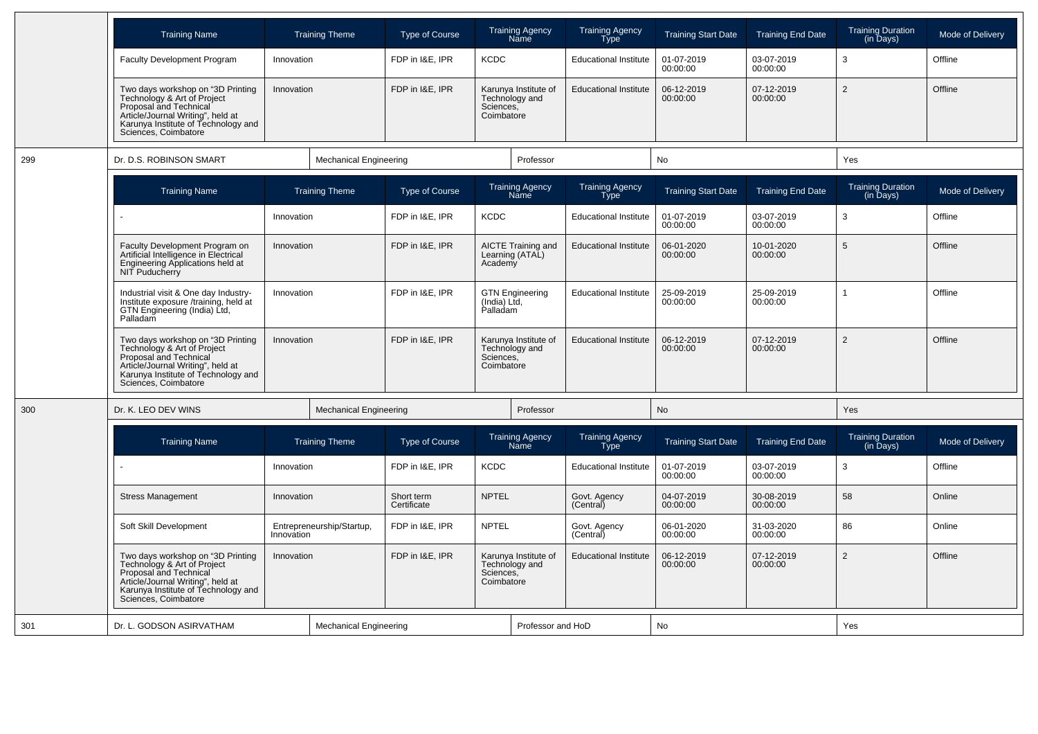| Training Name | Training Theme | Type of Course | Training Agency Name | Training Agency Type | Training Start Date | Training End Date | Training Duration (in Days) | Mode of Delivery |
|---|---|---|---|---|---|---|---|---|
| Faculty Development Program | Innovation | FDP in I&E, IPR | KCDC | Educational Institute | 01-07-2019 00:00:00 | 03-07-2019 00:00:00 | 3 | Offline |
| Two days workshop on "3D Printing Technology & Art of Project Proposal and Technical Article/Journal Writing", held at Karunya Institute of Technology and Sciences, Coimbatore | Innovation | FDP in I&E, IPR | Karunya Institute of Technology and Sciences, Coimbatore | Educational Institute | 06-12-2019 00:00:00 | 07-12-2019 00:00:00 | 2 | Offline |

| 299 | Dr. D.S. ROBINSON SMART | Mechanical Engineering | Professor | No | Yes |
|---|---|---|---|---|---|

| Training Name | Training Theme | Type of Course | Training Agency Name | Training Agency Type | Training Start Date | Training End Date | Training Duration (in Days) | Mode of Delivery |
|---|---|---|---|---|---|---|---|---|
| - | Innovation | FDP in I&E, IPR | KCDC | Educational Institute | 01-07-2019 00:00:00 | 03-07-2019 00:00:00 | 3 | Offline |
| Faculty Development Program on Artificial Intelligence in Electrical Engineering Applications held at NIT Puducherry | Innovation | FDP in I&E, IPR | AICTE Training and Learning (ATAL) Academy | Educational Institute | 06-01-2020 00:00:00 | 10-01-2020 00:00:00 | 5 | Offline |
| Industrial visit & One day Industry-Institute exposure /training, held at GTN Engineering (India) Ltd, Palladam | Innovation | FDP in I&E, IPR | GTN Engineering (India) Ltd, Palladam | Educational Institute | 25-09-2019 00:00:00 | 25-09-2019 00:00:00 | 1 | Offline |
| Two days workshop on "3D Printing Technology & Art of Project Proposal and Technical Article/Journal Writing", held at Karunya Institute of Technology and Sciences, Coimbatore | Innovation | FDP in I&E, IPR | Karunya Institute of Technology and Sciences, Coimbatore | Educational Institute | 06-12-2019 00:00:00 | 07-12-2019 00:00:00 | 2 | Offline |

| 300 | Dr. K. LEO DEV WINS | Mechanical Engineering | Professor | No | Yes |
|---|---|---|---|---|---|

| Training Name | Training Theme | Type of Course | Training Agency Name | Training Agency Type | Training Start Date | Training End Date | Training Duration (in Days) | Mode of Delivery |
|---|---|---|---|---|---|---|---|---|
| - | Innovation | FDP in I&E, IPR | KCDC | Educational Institute | 01-07-2019 00:00:00 | 03-07-2019 00:00:00 | 3 | Offline |
| Stress Management | Innovation | Short term Certificate | NPTEL | Govt. Agency (Central) | 04-07-2019 00:00:00 | 30-08-2019 00:00:00 | 58 | Online |
| Soft Skill Development | Entrepreneurship/Startup, Innovation | FDP in I&E, IPR | NPTEL | Govt. Agency (Central) | 06-01-2020 00:00:00 | 31-03-2020 00:00:00 | 86 | Online |
| Two days workshop on "3D Printing Technology & Art of Project Proposal and Technical Article/Journal Writing", held at Karunya Institute of Technology and Sciences, Coimbatore | Innovation | FDP in I&E, IPR | Karunya Institute of Technology and Sciences, Coimbatore | Educational Institute | 06-12-2019 00:00:00 | 07-12-2019 00:00:00 | 2 | Offline |

| 301 | Dr. L. GODSON ASIRVATHAM | Mechanical Engineering | Professor and HoD | No | Yes |
|---|---|---|---|---|---|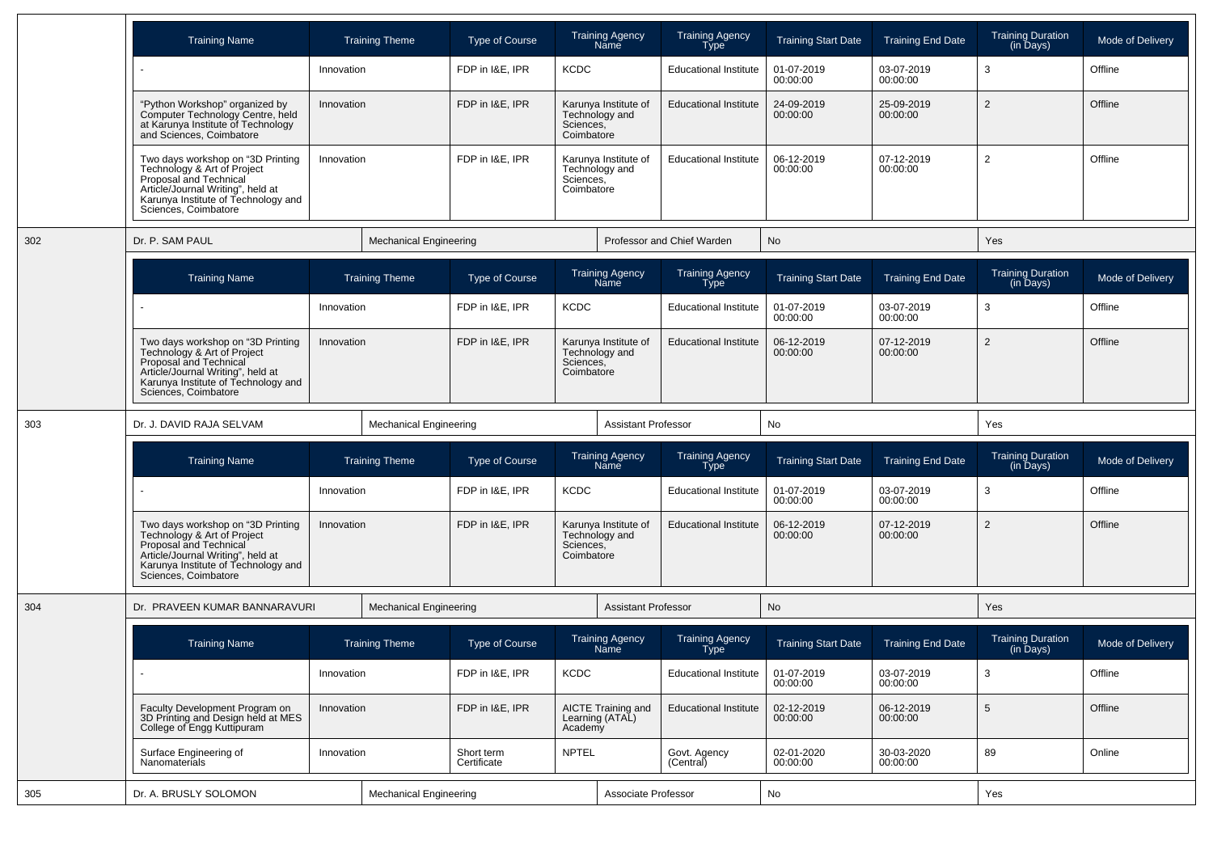| Training Name | Training Theme | Type of Course | Training Agency Name | Training Agency Type | Training Start Date | Training End Date | Training Duration (in Days) | Mode of Delivery |
|---|---|---|---|---|---|---|---|---|
| - | Innovation | FDP in I&E, IPR | KCDC | Educational Institute | 01-07-2019 00:00:00 | 03-07-2019 00:00:00 | 3 | Offline |
| "Python Workshop" organized by Computer Technology Centre, held at Karunya Institute of Technology and Sciences, Coimbatore | Innovation | FDP in I&E, IPR | Karunya Institute of Technology and Sciences, Coimbatore | Educational Institute | 24-09-2019 00:00:00 | 25-09-2019 00:00:00 | 2 | Offline |
| Two days workshop on "3D Printing Technology & Art of Project Proposal and Technical Article/Journal Writing", held at Karunya Institute of Technology and Sciences, Coimbatore | Innovation | FDP in I&E, IPR | Karunya Institute of Technology and Sciences, Coimbatore | Educational Institute | 06-12-2019 00:00:00 | 07-12-2019 00:00:00 | 2 | Offline |

| 302 | Dr. P. SAM PAUL | Mechanical Engineering | Professor and Chief Warden | No | Yes |
|---|---|---|---|---|---|

| Training Name | Training Theme | Type of Course | Training Agency Name | Training Agency Type | Training Start Date | Training End Date | Training Duration (in Days) | Mode of Delivery |
|---|---|---|---|---|---|---|---|---|
| - | Innovation | FDP in I&E, IPR | KCDC | Educational Institute | 01-07-2019 00:00:00 | 03-07-2019 00:00:00 | 3 | Offline |
| Two days workshop on "3D Printing Technology & Art of Project Proposal and Technical Article/Journal Writing", held at Karunya Institute of Technology and Sciences, Coimbatore | Innovation | FDP in I&E, IPR | Karunya Institute of Technology and Sciences, Coimbatore | Educational Institute | 06-12-2019 00:00:00 | 07-12-2019 00:00:00 | 2 | Offline |

| 303 | Dr. J. DAVID RAJA SELVAM | Mechanical Engineering | Assistant Professor | No | Yes |
|---|---|---|---|---|---|

| Training Name | Training Theme | Type of Course | Training Agency Name | Training Agency Type | Training Start Date | Training End Date | Training Duration (in Days) | Mode of Delivery |
|---|---|---|---|---|---|---|---|---|
| - | Innovation | FDP in I&E, IPR | KCDC | Educational Institute | 01-07-2019 00:00:00 | 03-07-2019 00:00:00 | 3 | Offline |
| Two days workshop on "3D Printing Technology & Art of Project Proposal and Technical Article/Journal Writing", held at Karunya Institute of Technology and Sciences, Coimbatore | Innovation | FDP in I&E, IPR | Karunya Institute of Technology and Sciences, Coimbatore | Educational Institute | 06-12-2019 00:00:00 | 07-12-2019 00:00:00 | 2 | Offline |

| 304 | Dr. PRAVEEN KUMAR BANNARAVURI | Mechanical Engineering | Assistant Professor | No | Yes |
|---|---|---|---|---|---|

| Training Name | Training Theme | Type of Course | Training Agency Name | Training Agency Type | Training Start Date | Training End Date | Training Duration (in Days) | Mode of Delivery |
|---|---|---|---|---|---|---|---|---|
| - | Innovation | FDP in I&E, IPR | KCDC | Educational Institute | 01-07-2019 00:00:00 | 03-07-2019 00:00:00 | 3 | Offline |
| Faculty Development Program on 3D Printing and Design held at MES College of Engg Kuttipuram | Innovation | FDP in I&E, IPR | AICTE Training and Learning (ATAL) Academy | Educational Institute | 02-12-2019 00:00:00 | 06-12-2019 00:00:00 | 5 | Offline |
| Surface Engineering of Nanomaterials | Innovation | Short term Certificate | NPTEL | Govt. Agency (Central) | 02-01-2020 00:00:00 | 30-03-2020 00:00:00 | 89 | Online |

| 305 | Dr. A. BRUSLY SOLOMON | Mechanical Engineering | Associate Professor | No | Yes |
|---|---|---|---|---|---|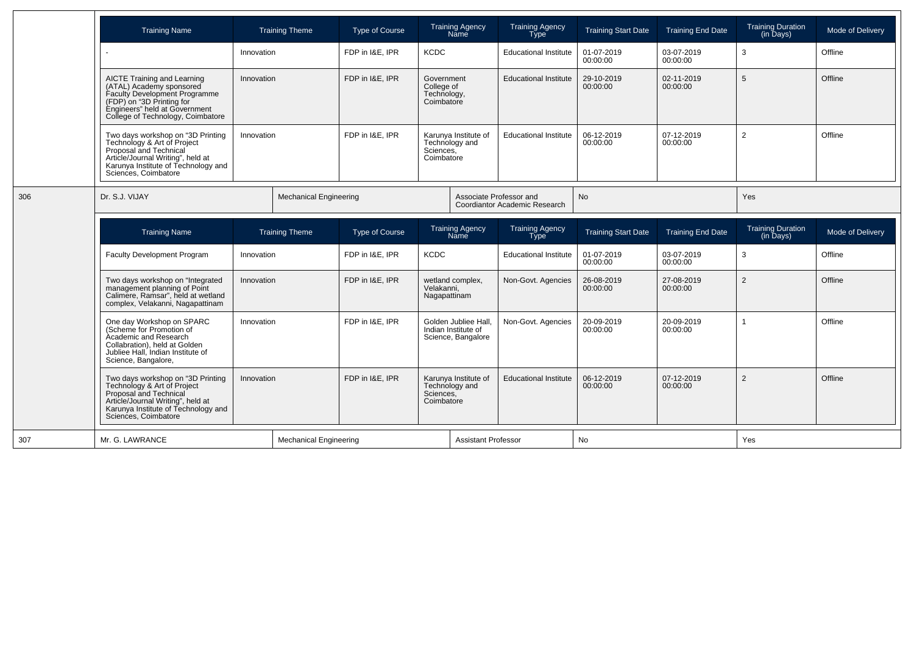| Training Name | Training Theme | Type of Course | Training Agency Name | Training Agency Type | Training Start Date | Training End Date | Training Duration (in Days) | Mode of Delivery |
|---|---|---|---|---|---|---|---|---|
| - | Innovation | FDP in I&E, IPR | KCDC | Educational Institute | 01-07-2019 00:00:00 | 03-07-2019 00:00:00 | 3 | Offline |
| AICTE Training and Learning (ATAL) Academy sponsored Faculty Development Programme (FDP) on "3D Printing for Engineers" held at Government College of Technology, Coimbatore | Innovation | FDP in I&E, IPR | Government College of Technology, Coimbatore | Educational Institute | 29-10-2019 00:00:00 | 02-11-2019 00:00:00 | 5 | Offline |
| Two days workshop on "3D Printing Technology & Art of Project Proposal and Technical Article/Journal Writing", held at Karunya Institute of Technology and Sciences, Coimbatore | Innovation | FDP in I&E, IPR | Karunya Institute of Technology and Sciences, Coimbatore | Educational Institute | 06-12-2019 00:00:00 | 07-12-2019 00:00:00 | 2 | Offline |

| 306 | Dr. S.J. VIJAY | Mechanical Engineering | Associate Professor and Coordiantor Academic Research | No | Yes |
|---|---|---|---|---|---|

| Training Name | Training Theme | Type of Course | Training Agency Name | Training Agency Type | Training Start Date | Training End Date | Training Duration (in Days) | Mode of Delivery |
|---|---|---|---|---|---|---|---|---|
| Faculty Development Program | Innovation | FDP in I&E, IPR | KCDC | Educational Institute | 01-07-2019 00:00:00 | 03-07-2019 00:00:00 | 3 | Offline |
| Two days workshop on "Integrated management planning of Point Calimere, Ramsar", held at wetland complex, Velakanni, Nagapattinam | Innovation | FDP in I&E, IPR | wetland complex, Velakanni, Nagapattinam | Non-Govt. Agencies | 26-08-2019 00:00:00 | 27-08-2019 00:00:00 | 2 | Offline |
| One day Workshop on SPARC (Scheme for Promotion of Academic and Research Collabration), held at Golden Jubliee Hall, Indian Institute of Science, Bangalore, | Innovation | FDP in I&E, IPR | Golden Jubliee Hall, Indian Institute of Science, Bangalore | Non-Govt. Agencies | 20-09-2019 00:00:00 | 20-09-2019 00:00:00 | 1 | Offline |
| Two days workshop on "3D Printing Technology & Art of Project Proposal and Technical Article/Journal Writing", held at Karunya Institute of Technology and Sciences, Coimbatore | Innovation | FDP in I&E, IPR | Karunya Institute of Technology and Sciences, Coimbatore | Educational Institute | 06-12-2019 00:00:00 | 07-12-2019 00:00:00 | 2 | Offline |

| 307 | Mr. G. LAWRANCE | Mechanical Engineering | Assistant Professor | No | Yes |
|---|---|---|---|---|---|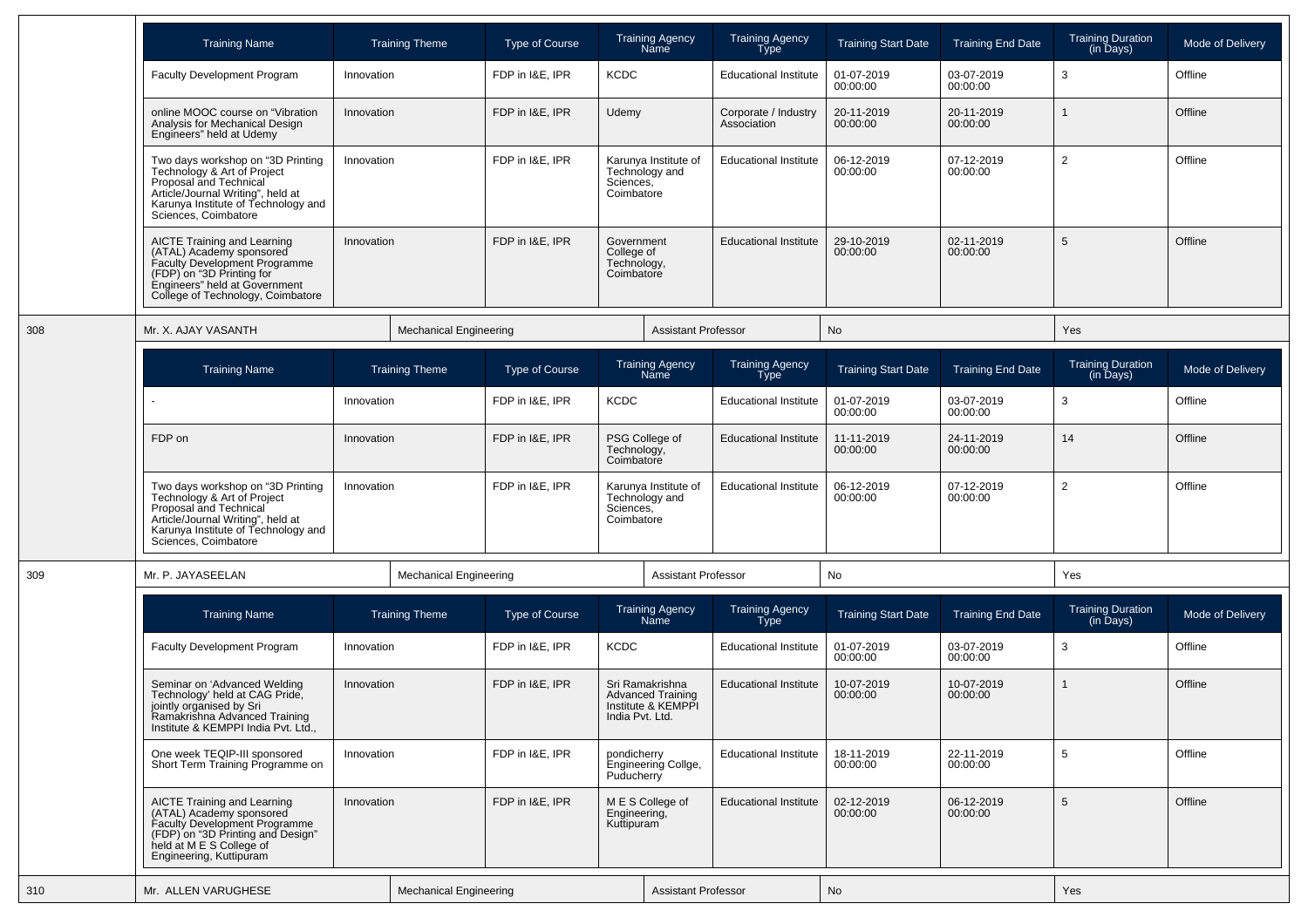| Training Name | Training Theme | Type of Course | Training Agency Name | Training Agency Type | Training Start Date | Training End Date | Training Duration (in Days) | Mode of Delivery |
|---|---|---|---|---|---|---|---|---|
| Faculty Development Program | Innovation | FDP in I&E, IPR | KCDC | Educational Institute | 01-07-2019 00:00:00 | 03-07-2019 00:00:00 | 3 | Offline |
| online MOOC course on "Vibration Analysis for Mechanical Design Engineers" held at Udemy | Innovation | FDP in I&E, IPR | Udemy | Corporate / Industry Association | 20-11-2019 00:00:00 | 20-11-2019 00:00:00 | 1 | Offline |
| Two days workshop on "3D Printing Technology & Art of Project Proposal and Technical Article/Journal Writing", held at Karunya Institute of Technology and Sciences, Coimbatore | Innovation | FDP in I&E, IPR | Karunya Institute of Technology and Sciences, Coimbatore | Educational Institute | 06-12-2019 00:00:00 | 07-12-2019 00:00:00 | 2 | Offline |
| AICTE Training and Learning (ATAL) Academy sponsored Faculty Development Programme (FDP) on "3D Printing for Engineers" held at Government College of Technology, Coimbatore | Innovation | FDP in I&E, IPR | Government College of Technology, Coimbatore | Educational Institute | 29-10-2019 00:00:00 | 02-11-2019 00:00:00 | 5 | Offline |

| 308 | Mr. X. AJAY VASANTH | Mechanical Engineering | Assistant Professor | No | Yes |
|---|---|---|---|---|---|

| Training Name | Training Theme | Type of Course | Training Agency Name | Training Agency Type | Training Start Date | Training End Date | Training Duration (in Days) | Mode of Delivery |
|---|---|---|---|---|---|---|---|---|
| - | Innovation | FDP in I&E, IPR | KCDC | Educational Institute | 01-07-2019 00:00:00 | 03-07-2019 00:00:00 | 3 | Offline |
| FDP on | Innovation | FDP in I&E, IPR | PSG College of Technology, Coimbatore | Educational Institute | 11-11-2019 00:00:00 | 24-11-2019 00:00:00 | 14 | Offline |
| Two days workshop on "3D Printing Technology & Art of Project Proposal and Technical Article/Journal Writing", held at Karunya Institute of Technology and Sciences, Coimbatore | Innovation | FDP in I&E, IPR | Karunya Institute of Technology and Sciences, Coimbatore | Educational Institute | 06-12-2019 00:00:00 | 07-12-2019 00:00:00 | 2 | Offline |

| 309 | Mr. P. JAYASEELAN | Mechanical Engineering | Assistant Professor | No | Yes |
|---|---|---|---|---|---|

| Training Name | Training Theme | Type of Course | Training Agency Name | Training Agency Type | Training Start Date | Training End Date | Training Duration (in Days) | Mode of Delivery |
|---|---|---|---|---|---|---|---|---|
| Faculty Development Program | Innovation | FDP in I&E, IPR | KCDC | Educational Institute | 01-07-2019 00:00:00 | 03-07-2019 00:00:00 | 3 | Offline |
| Seminar on 'Advanced Welding Technology' held at CAG Pride, jointly organised by Sri Ramakrishna Advanced Training Institute & KEMPPI India Pvt. Ltd., | Innovation | FDP in I&E, IPR | Sri Ramakrishna Advanced Training Institute & KEMPPI India Pvt. Ltd. | Educational Institute | 10-07-2019 00:00:00 | 10-07-2019 00:00:00 | 1 | Offline |
| One week TEQIP-III sponsored Short Term Training Programme on | Innovation | FDP in I&E, IPR | pondicherry Engineering Collge, Puducherry | Educational Institute | 18-11-2019 00:00:00 | 22-11-2019 00:00:00 | 5 | Offline |
| AICTE Training and Learning (ATAL) Academy sponsored Faculty Development Programme (FDP) on "3D Printing and Design" held at M E S College of Engineering, Kuttipuram | Innovation | FDP in I&E, IPR | M E S College of Engineering, Kuttipuram | Educational Institute | 02-12-2019 00:00:00 | 06-12-2019 00:00:00 | 5 | Offline |

| 310 | Mr. ALLEN VARUGHESE | Mechanical Engineering | Assistant Professor | No | Yes |
|---|---|---|---|---|---|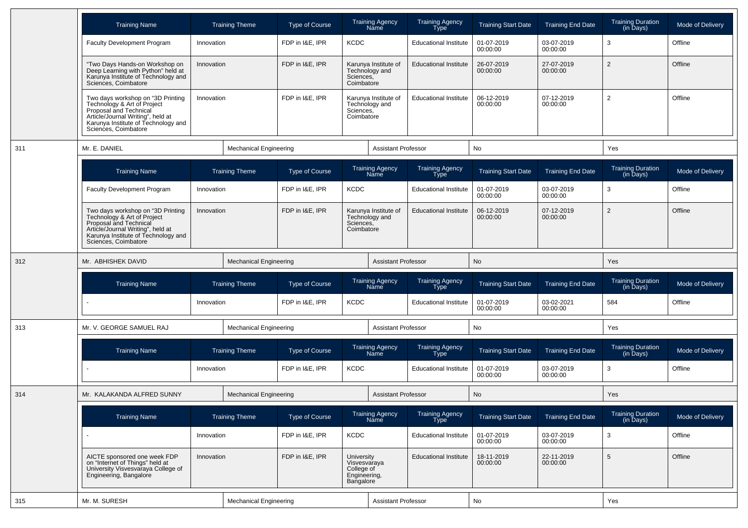| Training Name | Training Theme | Type of Course | Training Agency Name | Training Agency Type | Training Start Date | Training End Date | Training Duration (in Days) | Mode of Delivery |
|---|---|---|---|---|---|---|---|---|
| Faculty Development Program | Innovation | FDP in I&E, IPR | KCDC | Educational Institute | 01-07-2019 00:00:00 | 03-07-2019 00:00:00 | 3 | Offline |
| "Two Days Hands-on Workshop on Deep Learning with Python" held at Karunya Institute of Technology and Sciences, Coimbatore | Innovation | FDP in I&E, IPR | Karunya Institute of Technology and Sciences, Coimbatore | Educational Institute | 26-07-2019 00:00:00 | 27-07-2019 00:00:00 | 2 | Offline |
| Two days workshop on "3D Printing Technology & Art of Project Proposal and Technical Article/Journal Writing", held at Karunya Institute of Technology and Sciences, Coimbatore | Innovation | FDP in I&E, IPR | Karunya Institute of Technology and Sciences, Coimbatore | Educational Institute | 06-12-2019 00:00:00 | 07-12-2019 00:00:00 | 2 | Offline |

| 311 | Mr. E. DANIEL | Mechanical Engineering | Assistant Professor | No | Yes |
|---|---|---|---|---|---|

| Training Name | Training Theme | Type of Course | Training Agency Name | Training Agency Type | Training Start Date | Training End Date | Training Duration (in Days) | Mode of Delivery |
|---|---|---|---|---|---|---|---|---|
| Faculty Development Program | Innovation | FDP in I&E, IPR | KCDC | Educational Institute | 01-07-2019 00:00:00 | 03-07-2019 00:00:00 | 3 | Offline |
| Two days workshop on "3D Printing Technology & Art of Project Proposal and Technical Article/Journal Writing", held at Karunya Institute of Technology and Sciences, Coimbatore | Innovation | FDP in I&E, IPR | Karunya Institute of Technology and Sciences, Coimbatore | Educational Institute | 06-12-2019 00:00:00 | 07-12-2019 00:00:00 | 2 | Offline |

| 312 | Mr. ABHISHEK DAVID | Mechanical Engineering | Assistant Professor | No | Yes |
|---|---|---|---|---|---|

| Training Name | Training Theme | Type of Course | Training Agency Name | Training Agency Type | Training Start Date | Training End Date | Training Duration (in Days) | Mode of Delivery |
|---|---|---|---|---|---|---|---|---|
| - | Innovation | FDP in I&E, IPR | KCDC | Educational Institute | 01-07-2019 00:00:00 | 03-02-2021 00:00:00 | 584 | Offline |

| 313 | Mr. V. GEORGE SAMUEL RAJ | Mechanical Engineering | Assistant Professor | No | Yes |
|---|---|---|---|---|---|

| Training Name | Training Theme | Type of Course | Training Agency Name | Training Agency Type | Training Start Date | Training End Date | Training Duration (in Days) | Mode of Delivery |
|---|---|---|---|---|---|---|---|---|
| - | Innovation | FDP in I&E, IPR | KCDC | Educational Institute | 01-07-2019 00:00:00 | 03-07-2019 00:00:00 | 3 | Offline |

| 314 | Mr. KALAKANDA ALFRED SUNNY | Mechanical Engineering | Assistant Professor | No | Yes |
|---|---|---|---|---|---|

| Training Name | Training Theme | Type of Course | Training Agency Name | Training Agency Type | Training Start Date | Training End Date | Training Duration (in Days) | Mode of Delivery |
|---|---|---|---|---|---|---|---|---|
| - | Innovation | FDP in I&E, IPR | KCDC | Educational Institute | 01-07-2019 00:00:00 | 03-07-2019 00:00:00 | 3 | Offline |
| AICTE sponsored one week FDP on "Internet of Things" held at University Visvesvaraya College of Engineering, Bangalore | Innovation | FDP in I&E, IPR | University Visvesvaraya College of Engineering, Bangalore | Educational Institute | 18-11-2019 00:00:00 | 22-11-2019 00:00:00 | 5 | Offline |

| 315 | Mr. M. SURESH | Mechanical Engineering | Assistant Professor | No | Yes |
|---|---|---|---|---|---|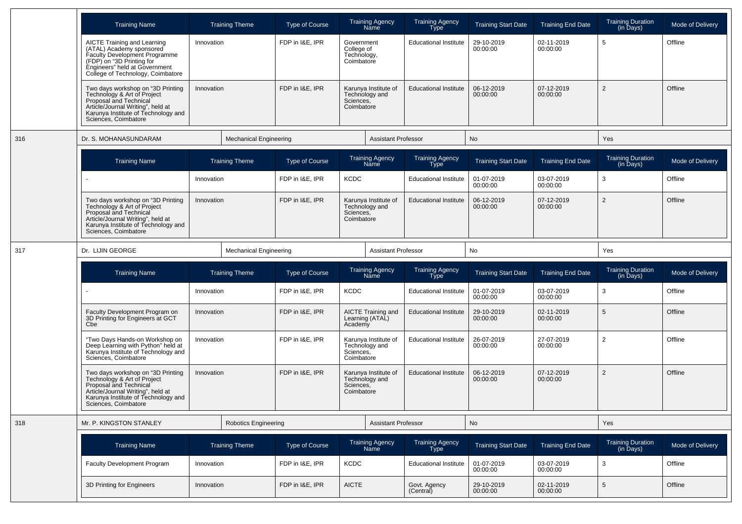| Training Name | Training Theme | Type of Course | Training Agency Name | Training Agency Type | Training Start Date | Training End Date | Training Duration (in Days) | Mode of Delivery |
|---|---|---|---|---|---|---|---|---|
| AICTE Training and Learning (ATAL) Academy sponsored Faculty Development Programme (FDP) on "3D Printing for Engineers" held at Government College of Technology, Coimbatore | Innovation | FDP in I&E, IPR | Government College of Technology, Coimbatore | Educational Institute | 29-10-2019 00:00:00 | 02-11-2019 00:00:00 | 5 | Offline |
| Two days workshop on "3D Printing Technology & Art of Project Proposal and Technical Article/Journal Writing", held at Karunya Institute of Technology and Sciences, Coimbatore | Innovation | FDP in I&E, IPR | Karunya Institute of Technology and Sciences, Coimbatore | Educational Institute | 06-12-2019 00:00:00 | 07-12-2019 00:00:00 | 2 | Offline |

| 316 | Dr. S. MOHANASUNDARAM | Mechanical Engineering | Assistant Professor | No | Yes |
|---|---|---|---|---|---|

| Training Name | Training Theme | Type of Course | Training Agency Name | Training Agency Type | Training Start Date | Training End Date | Training Duration (in Days) | Mode of Delivery |
|---|---|---|---|---|---|---|---|---|
| - | Innovation | FDP in I&E, IPR | KCDC | Educational Institute | 01-07-2019 00:00:00 | 03-07-2019 00:00:00 | 3 | Offline |
| Two days workshop on "3D Printing Technology & Art of Project Proposal and Technical Article/Journal Writing", held at Karunya Institute of Technology and Sciences, Coimbatore | Innovation | FDP in I&E, IPR | Karunya Institute of Technology and Sciences, Coimbatore | Educational Institute | 06-12-2019 00:00:00 | 07-12-2019 00:00:00 | 2 | Offline |

| 317 | Dr. LIJIN GEORGE | Mechanical Engineering | Assistant Professor | No | Yes |
|---|---|---|---|---|---|

| Training Name | Training Theme | Type of Course | Training Agency Name | Training Agency Type | Training Start Date | Training End Date | Training Duration (in Days) | Mode of Delivery |
|---|---|---|---|---|---|---|---|---|
| - | Innovation | FDP in I&E, IPR | KCDC | Educational Institute | 01-07-2019 00:00:00 | 03-07-2019 00:00:00 | 3 | Offline |
| Faculty Development Program on 3D Printing for Engineers at GCT Cbe | Innovation | FDP in I&E, IPR | AICTE Training and Learning (ATAL) Academy | Educational Institute | 29-10-2019 00:00:00 | 02-11-2019 00:00:00 | 5 | Offline |
| "Two Days Hands-on Workshop on Deep Learning with Python" held at Karunya Institute of Technology and Sciences, Coimbatore | Innovation | FDP in I&E, IPR | Karunya Institute of Technology and Sciences, Coimbatore | Educational Institute | 26-07-2019 00:00:00 | 27-07-2019 00:00:00 | 2 | Offline |
| Two days workshop on "3D Printing Technology & Art of Project Proposal and Technical Article/Journal Writing", held at Karunya Institute of Technology and Sciences, Coimbatore | Innovation | FDP in I&E, IPR | Karunya Institute of Technology and Sciences, Coimbatore | Educational Institute | 06-12-2019 00:00:00 | 07-12-2019 00:00:00 | 2 | Offline |

| 318 | Mr. P. KINGSTON STANLEY | Robotics Engineering | Assistant Professor | No | Yes |
|---|---|---|---|---|---|

| Training Name | Training Theme | Type of Course | Training Agency Name | Training Agency Type | Training Start Date | Training End Date | Training Duration (in Days) | Mode of Delivery |
|---|---|---|---|---|---|---|---|---|
| Faculty Development Program | Innovation | FDP in I&E, IPR | KCDC | Educational Institute | 01-07-2019 00:00:00 | 03-07-2019 00:00:00 | 3 | Offline |
| 3D Printing for Engineers | Innovation | FDP in I&E, IPR | AICTE | Govt. Agency (Central) | 29-10-2019 00:00:00 | 02-11-2019 00:00:00 | 5 | Offline |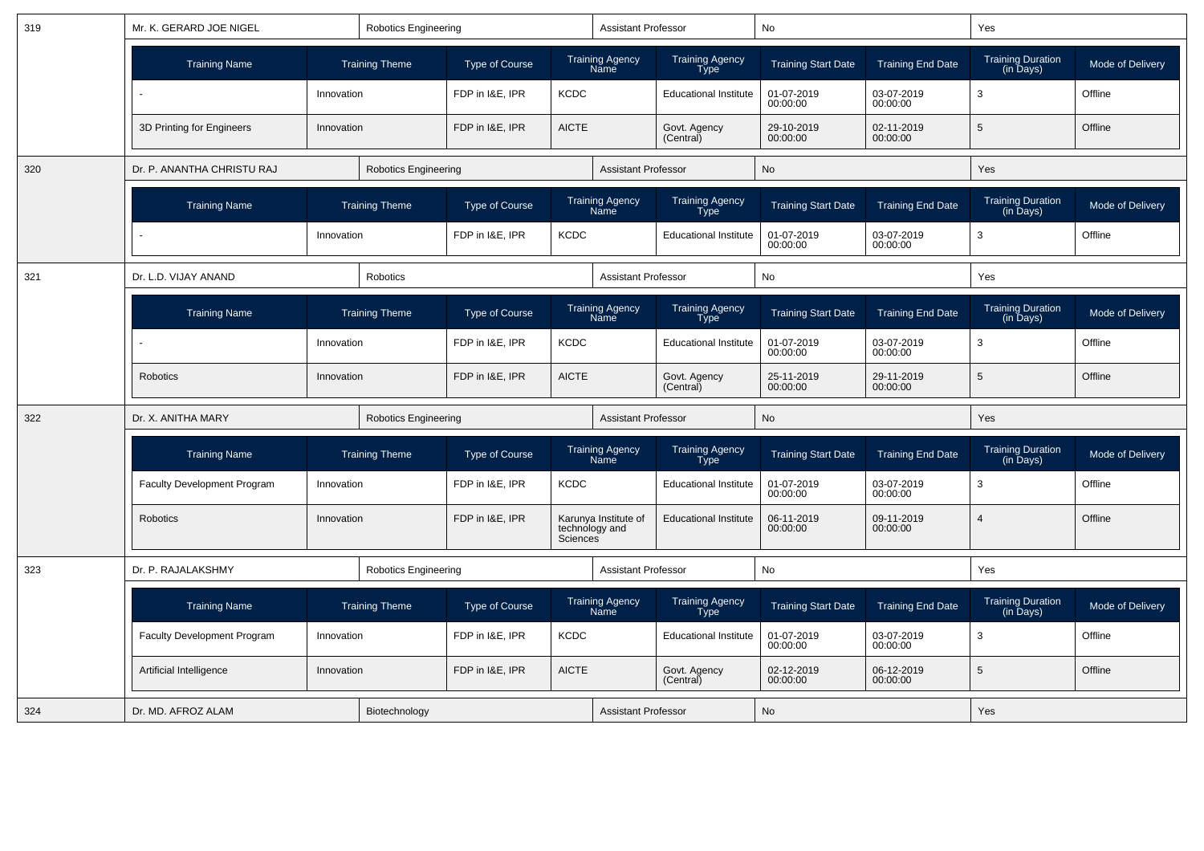| 319 | Mr. K. GERARD JOE NIGEL | Robotics Engineering | Assistant Professor | No | Yes |
|---|---|---|---|---|---|

| Training Name | Training Theme | Type of Course | Training Agency Name | Training Agency Type | Training Start Date | Training End Date | Training Duration (in Days) | Mode of Delivery |
|---|---|---|---|---|---|---|---|---|
| - | Innovation | FDP in I&E, IPR | KCDC | Educational Institute | 01-07-2019 00:00:00 | 03-07-2019 00:00:00 | 3 | Offline |
| 3D Printing for Engineers | Innovation | FDP in I&E, IPR | AICTE | Govt. Agency (Central) | 29-10-2019 00:00:00 | 02-11-2019 00:00:00 | 5 | Offline |

| 320 | Dr. P. ANANTHA CHRISTU RAJ | Robotics Engineering | Assistant Professor | No | Yes |
|---|---|---|---|---|---|

| Training Name | Training Theme | Type of Course | Training Agency Name | Training Agency Type | Training Start Date | Training End Date | Training Duration (in Days) | Mode of Delivery |
|---|---|---|---|---|---|---|---|---|
| - | Innovation | FDP in I&E, IPR | KCDC | Educational Institute | 01-07-2019 00:00:00 | 03-07-2019 00:00:00 | 3 | Offline |

| 321 | Dr. L.D. VIJAY ANAND | Robotics | Assistant Professor | No | Yes |
|---|---|---|---|---|---|

| Training Name | Training Theme | Type of Course | Training Agency Name | Training Agency Type | Training Start Date | Training End Date | Training Duration (in Days) | Mode of Delivery |
|---|---|---|---|---|---|---|---|---|
| - | Innovation | FDP in I&E, IPR | KCDC | Educational Institute | 01-07-2019 00:00:00 | 03-07-2019 00:00:00 | 3 | Offline |
| Robotics | Innovation | FDP in I&E, IPR | AICTE | Govt. Agency (Central) | 25-11-2019 00:00:00 | 29-11-2019 00:00:00 | 5 | Offline |

| 322 | Dr. X. ANITHA MARY | Robotics Engineering | Assistant Professor | No | Yes |
|---|---|---|---|---|---|

| Training Name | Training Theme | Type of Course | Training Agency Name | Training Agency Type | Training Start Date | Training End Date | Training Duration (in Days) | Mode of Delivery |
|---|---|---|---|---|---|---|---|---|
| Faculty Development Program | Innovation | FDP in I&E, IPR | KCDC | Educational Institute | 01-07-2019 00:00:00 | 03-07-2019 00:00:00 | 3 | Offline |
| Robotics | Innovation | FDP in I&E, IPR | Karunya Institute of technology and Sciences | Educational Institute | 06-11-2019 00:00:00 | 09-11-2019 00:00:00 | 4 | Offline |

| 323 | Dr. P. RAJALAKSHMY | Robotics Engineering | Assistant Professor | No | Yes |
|---|---|---|---|---|---|

| Training Name | Training Theme | Type of Course | Training Agency Name | Training Agency Type | Training Start Date | Training End Date | Training Duration (in Days) | Mode of Delivery |
|---|---|---|---|---|---|---|---|---|
| Faculty Development Program | Innovation | FDP in I&E, IPR | KCDC | Educational Institute | 01-07-2019 00:00:00 | 03-07-2019 00:00:00 | 3 | Offline |
| Artificial Intelligence | Innovation | FDP in I&E, IPR | AICTE | Govt. Agency (Central) | 02-12-2019 00:00:00 | 06-12-2019 00:00:00 | 5 | Offline |

| 324 | Dr. MD. AFROZ ALAM | Biotechnology | Assistant Professor | No | Yes |
|---|---|---|---|---|---|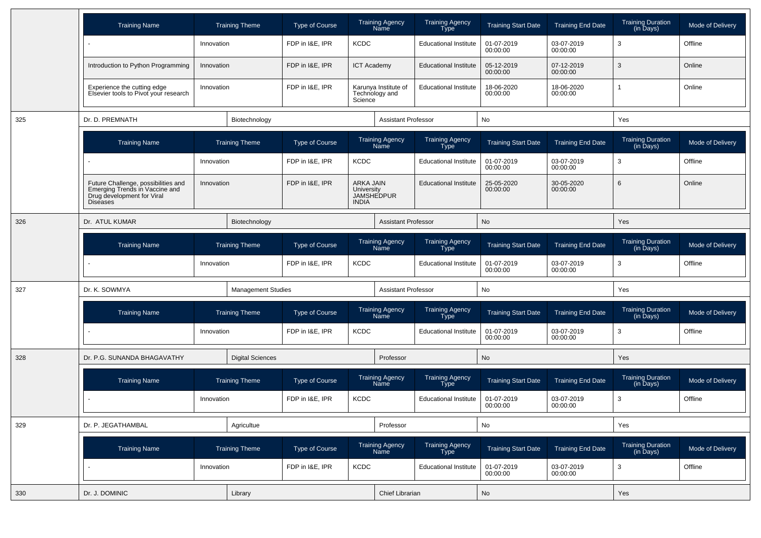| Training Name | Training Theme | Type of Course | Training Agency Name | Training Agency Type | Training Start Date | Training End Date | Training Duration (in Days) | Mode of Delivery |
|---|---|---|---|---|---|---|---|---|
| - | Innovation | FDP in I&E, IPR | KCDC | Educational Institute | 01-07-2019 00:00:00 | 03-07-2019 00:00:00 | 3 | Offline |
| Introduction to Python Programming | Innovation | FDP in I&E, IPR | ICT Academy | Educational Institute | 05-12-2019 00:00:00 | 07-12-2019 00:00:00 | 3 | Online |
| Experience the cutting edge Elsevier tools to Pivot your research | Innovation | FDP in I&E, IPR | Karunya Institute of Technology and Science | Educational Institute | 18-06-2020 00:00:00 | 18-06-2020 00:00:00 | 1 | Online |

| 325 | Dr. D. PREMNATH | Biotechnology | Assistant Professor | No | Yes |
|---|---|---|---|---|---|

| Training Name | Training Theme | Type of Course | Training Agency Name | Training Agency Type | Training Start Date | Training End Date | Training Duration (in Days) | Mode of Delivery |
|---|---|---|---|---|---|---|---|---|
| - | Innovation | FDP in I&E, IPR | KCDC | Educational Institute | 01-07-2019 00:00:00 | 03-07-2019 00:00:00 | 3 | Offline |
| Future Challenge, possibilities and Emerging Trends in Vaccine and Drug development for Viral Diseases | Innovation | FDP in I&E, IPR | ARKA JAIN University JAMSHEDPUR INDIA | Educational Institute | 25-05-2020 00:00:00 | 30-05-2020 00:00:00 | 6 | Online |

| 326 | Dr. ATUL KUMAR | Biotechnology | Assistant Professor | No | Yes |
|---|---|---|---|---|---|

| Training Name | Training Theme | Type of Course | Training Agency Name | Training Agency Type | Training Start Date | Training End Date | Training Duration (in Days) | Mode of Delivery |
|---|---|---|---|---|---|---|---|---|
| - | Innovation | FDP in I&E, IPR | KCDC | Educational Institute | 01-07-2019 00:00:00 | 03-07-2019 00:00:00 | 3 | Offline |

| 327 | Dr. K. SOWMYA | Management Studies | Assistant Professor | No | Yes |
|---|---|---|---|---|---|

| Training Name | Training Theme | Type of Course | Training Agency Name | Training Agency Type | Training Start Date | Training End Date | Training Duration (in Days) | Mode of Delivery |
|---|---|---|---|---|---|---|---|---|
| - | Innovation | FDP in I&E, IPR | KCDC | Educational Institute | 01-07-2019 00:00:00 | 03-07-2019 00:00:00 | 3 | Offline |

| 328 | Dr. P.G. SUNANDA BHAGAVATHY | Digital Sciences | Professor | No | Yes |
|---|---|---|---|---|---|

| Training Name | Training Theme | Type of Course | Training Agency Name | Training Agency Type | Training Start Date | Training End Date | Training Duration (in Days) | Mode of Delivery |
|---|---|---|---|---|---|---|---|---|
| - | Innovation | FDP in I&E, IPR | KCDC | Educational Institute | 01-07-2019 00:00:00 | 03-07-2019 00:00:00 | 3 | Offline |

| 329 | Dr. P. JEGATHAMBAL | Agricultue | Professor | No | Yes |
|---|---|---|---|---|---|

| Training Name | Training Theme | Type of Course | Training Agency Name | Training Agency Type | Training Start Date | Training End Date | Training Duration (in Days) | Mode of Delivery |
|---|---|---|---|---|---|---|---|---|
| - | Innovation | FDP in I&E, IPR | KCDC | Educational Institute | 01-07-2019 00:00:00 | 03-07-2019 00:00:00 | 3 | Offline |

| 330 | Dr. J. DOMINIC | Library | Chief Librarian | No | Yes |
|---|---|---|---|---|---|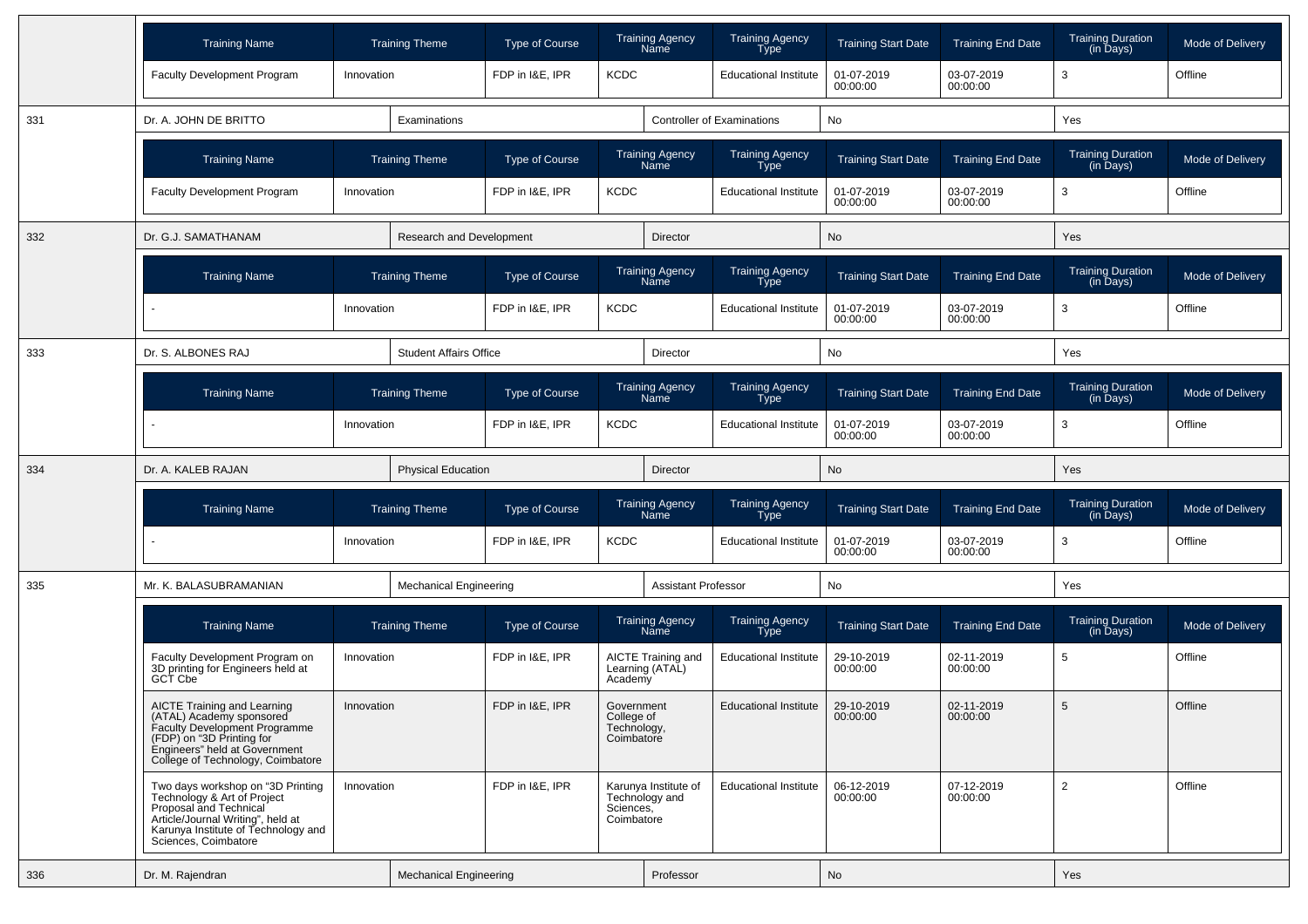| Training Name | Training Theme | Type of Course | Training Agency Name | Training Agency Type | Training Start Date | Training End Date | Training Duration (in Days) | Mode of Delivery |
|---|---|---|---|---|---|---|---|---|
| Faculty Development Program | Innovation | FDP in I&E, IPR | KCDC | Educational Institute | 01-07-2019 00:00:00 | 03-07-2019 00:00:00 | 3 | Offline |

| 331 | Dr. A. JOHN DE BRITTO | Examinations | Controller of Examinations | No | Yes |
|---|---|---|---|---|---|

| Training Name | Training Theme | Type of Course | Training Agency Name | Training Agency Type | Training Start Date | Training End Date | Training Duration (in Days) | Mode of Delivery |
|---|---|---|---|---|---|---|---|---|
| Faculty Development Program | Innovation | FDP in I&E, IPR | KCDC | Educational Institute | 01-07-2019 00:00:00 | 03-07-2019 00:00:00 | 3 | Offline |

| 332 | Dr. G.J. SAMATHANAM | Research and Development | Director | No | Yes |
|---|---|---|---|---|---|

| Training Name | Training Theme | Type of Course | Training Agency Name | Training Agency Type | Training Start Date | Training End Date | Training Duration (in Days) | Mode of Delivery |
|---|---|---|---|---|---|---|---|---|
| - | Innovation | FDP in I&E, IPR | KCDC | Educational Institute | 01-07-2019 00:00:00 | 03-07-2019 00:00:00 | 3 | Offline |

| 333 | Dr. S. ALBONES RAJ | Student Affairs Office | Director | No | Yes |
|---|---|---|---|---|---|

| Training Name | Training Theme | Type of Course | Training Agency Name | Training Agency Type | Training Start Date | Training End Date | Training Duration (in Days) | Mode of Delivery |
|---|---|---|---|---|---|---|---|---|
| - | Innovation | FDP in I&E, IPR | KCDC | Educational Institute | 01-07-2019 00:00:00 | 03-07-2019 00:00:00 | 3 | Offline |

| 334 | Dr. A. KALEB RAJAN | Physical Education | Director | No | Yes |
|---|---|---|---|---|---|

| Training Name | Training Theme | Type of Course | Training Agency Name | Training Agency Type | Training Start Date | Training End Date | Training Duration (in Days) | Mode of Delivery |
|---|---|---|---|---|---|---|---|---|
| - | Innovation | FDP in I&E, IPR | KCDC | Educational Institute | 01-07-2019 00:00:00 | 03-07-2019 00:00:00 | 3 | Offline |

| 335 | Mr. K. BALASUBRAMANIAN | Mechanical Engineering | Assistant Professor | No | Yes |
|---|---|---|---|---|---|

| Training Name | Training Theme | Type of Course | Training Agency Name | Training Agency Type | Training Start Date | Training End Date | Training Duration (in Days) | Mode of Delivery |
|---|---|---|---|---|---|---|---|---|
| Faculty Development Program on 3D printing for Engineers held at GCT Cbe | Innovation | FDP in I&E, IPR | AICTE Training and Learning (ATAL) Academy | Educational Institute | 29-10-2019 00:00:00 | 02-11-2019 00:00:00 | 5 | Offline |
| AICTE Training and Learning (ATAL) Academy sponsored Faculty Development Programme (FDP) on "3D Printing for Engineers" held at Government College of Technology, Coimbatore | Innovation | FDP in I&E, IPR | Government College of Technology, Coimbatore | Educational Institute | 29-10-2019 00:00:00 | 02-11-2019 00:00:00 | 5 | Offline |
| Two days workshop on "3D Printing Technology & Art of Project Proposal and Technical Article/Journal Writing", held at Karunya Institute of Technology and Sciences, Coimbatore | Innovation | FDP in I&E, IPR | Karunya Institute of Technology and Sciences, Coimbatore | Educational Institute | 06-12-2019 00:00:00 | 07-12-2019 00:00:00 | 2 | Offline |

| 336 | Dr. M. Rajendran | Mechanical Engineering | Professor | No | Yes |
|---|---|---|---|---|---|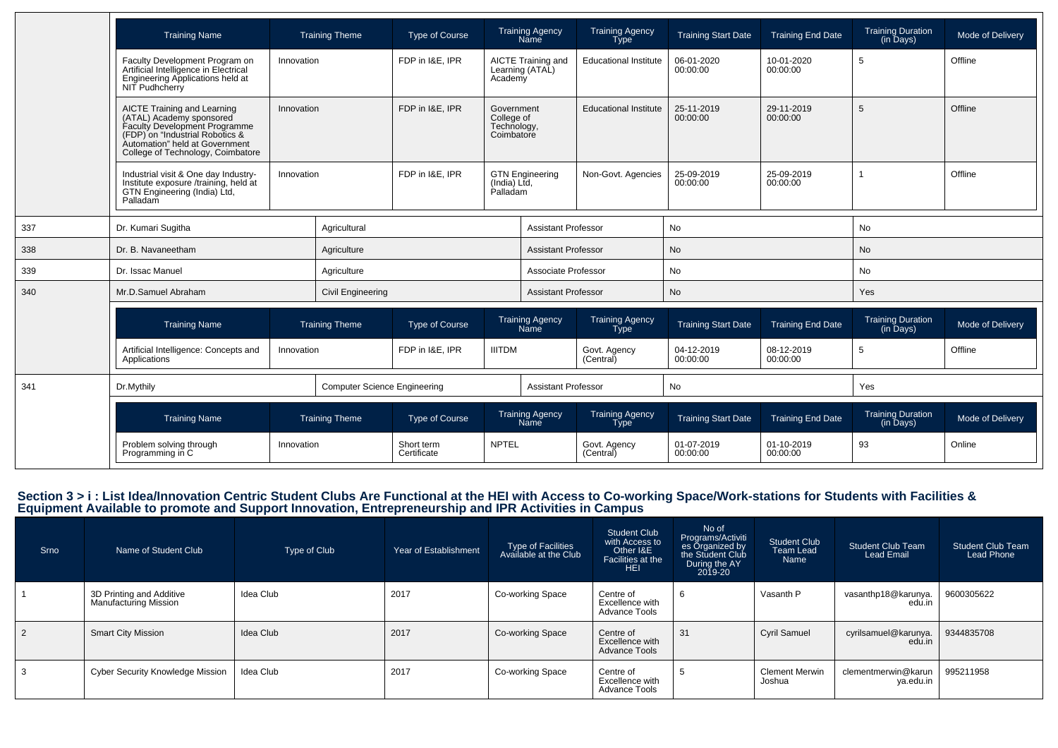| Training Name | Training Theme | Type of Course | Training Agency Name | Training Agency Type | Training Start Date | Training End Date | Training Duration (in Days) | Mode of Delivery |
|---|---|---|---|---|---|---|---|---|
| Faculty Development Program on Artificial Intelligence in Electrical Engineering Applications held at NIT Pudhcherry | Innovation | FDP in I&E, IPR | AICTE Training and Learning (ATAL) Academy | Educational Institute | 06-01-2020 00:00:00 | 10-01-2020 00:00:00 | 5 | Offline |
| AICTE Training and Learning (ATAL) Academy sponsored Faculty Development Programme (FDP) on "Industrial Robotics & Automation" held at Government College of Technology, Coimbatore | Innovation | FDP in I&E, IPR | Government College of Technology, Coimbatore | Educational Institute | 25-11-2019 00:00:00 | 29-11-2019 00:00:00 | 5 | Offline |
| Industrial visit & One day Industry-Institute exposure /training, held at GTN Engineering (India) Ltd, Palladam | Innovation | FDP in I&E, IPR | GTN Engineering (India) Ltd, Palladam | Non-Govt. Agencies | 25-09-2019 00:00:00 | 25-09-2019 00:00:00 | 1 | Offline |

| | | | | | |
|---|---|---|---|---|---|
| 337 | Dr. Kumari Sugitha | Agricultural | Assistant Professor | No | No |
| 338 | Dr. B. Navaneetham | Agriculture | Assistant Professor | No | No |
| 339 | Dr. Issac Manuel | Agriculture | Associate Professor | No | No |
| 340 | Mr.D.Samuel Abraham | Civil Engineering | Assistant Professor | No | Yes |

| Training Name | Training Theme | Type of Course | Training Agency Name | Training Agency Type | Training Start Date | Training End Date | Training Duration (in Days) | Mode of Delivery |
|---|---|---|---|---|---|---|---|---|
| Artificial Intelligence: Concepts and Applications | Innovation | FDP in I&E, IPR | IIITDM | Govt. Agency (Central) | 04-12-2019 00:00:00 | 08-12-2019 00:00:00 | 5 | Offline |

| | | | | | |
|---|---|---|---|---|---|
| 341 | Dr.Mythily | Computer Science Engineering | Assistant Professor | No | Yes |

| Training Name | Training Theme | Type of Course | Training Agency Name | Training Agency Type | Training Start Date | Training End Date | Training Duration (in Days) | Mode of Delivery |
|---|---|---|---|---|---|---|---|---|
| Problem solving through Programming in C | Innovation | Short term Certificate | NPTEL | Govt. Agency (Central) | 01-07-2019 00:00:00 | 01-10-2019 00:00:00 | 93 | Online |

## Section 3 > i : List Idea/Innovation Centric Student Clubs Are Functional at the HEI with Access to Co-working Space/Work-stations for Students with Facilities & Equipment Available to promote and Support Innovation, Entrepreneurship and IPR Activities in Campus

| Srno | Name of Student Club | Type of Club | Year of Establishment | Type of Facilities Available at the Club | Student Club with Access to Other I&E Facilities at the HEI | No of Programs/Activities Organized by the Student Club During the AY 2019-20 | Student Club Team Lead Name | Student Club Team Lead Email | Student Club Team Lead Phone |
|---|---|---|---|---|---|---|---|---|---|
| 1 | 3D Printing and Additive Manufacturing Mission | Idea Club | 2017 | Co-working Space | Centre of Excellence with Advance Tools | 6 | Vasanth P | vasanthp18@karunya.edu.in | 9600305622 |
| 2 | Smart City Mission | Idea Club | 2017 | Co-working Space | Centre of Excellence with Advance Tools | 31 | Cyril Samuel | cyrilsamuel@karunya.edu.in | 9344835708 |
| 3 | Cyber Security Knowledge Mission | Idea Club | 2017 | Co-working Space | Centre of Excellence with Advance Tools | 5 | Clement Merwin Joshua | clementmerwin@karunya.edu.in | 995211958 |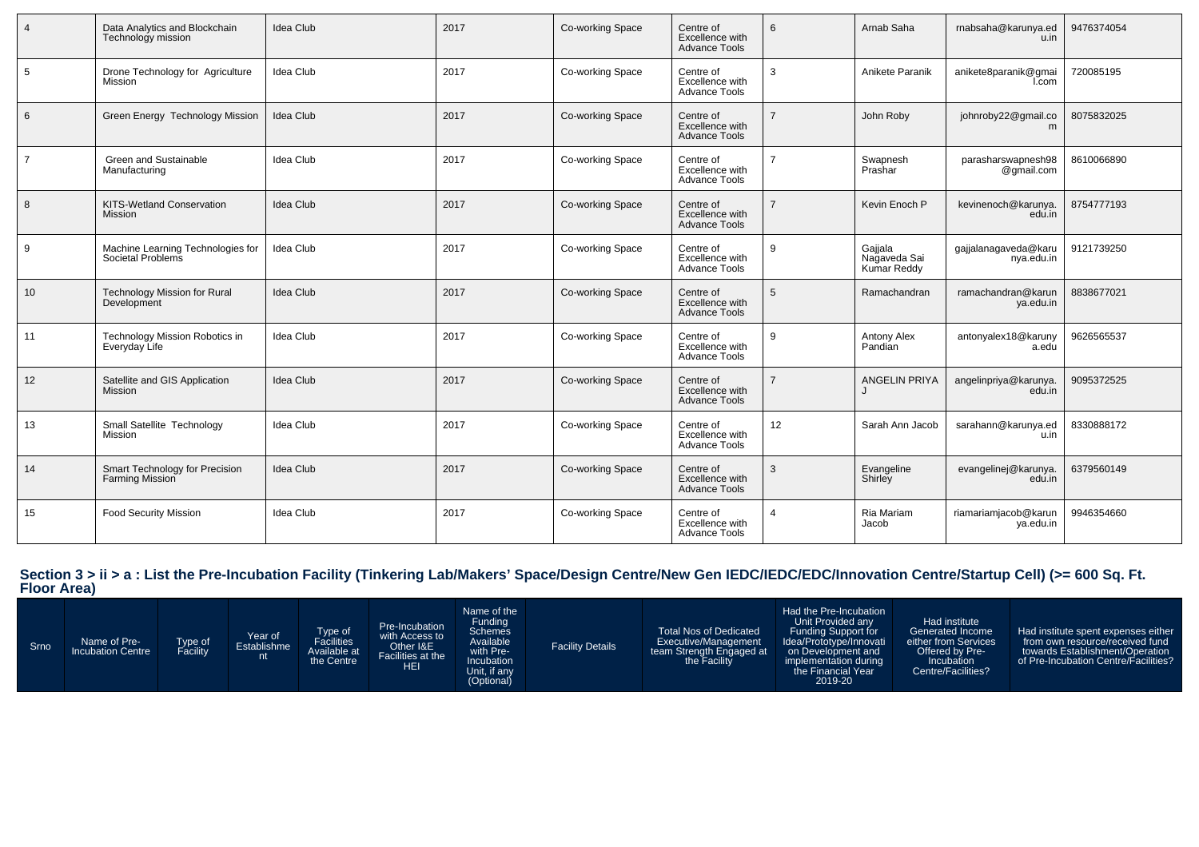| 4 | Data Analytics and Blockchain Technology mission | Idea Club | 2017 | Co-working Space | Centre of Excellence with Advance Tools | 6 | Arnab Saha | rnabsaha@karunya.edu.in | 9476374054 |
|---|---|---|---|---|---|---|---|---|---|
| 5 | Drone Technology for Agriculture Mission | Idea Club | 2017 | Co-working Space | Centre of Excellence with Advance Tools | 3 | Anikete Paranik | anikete8paranik@gmail.com | 720085195 |
| 6 | Green Energy Technology Mission | Idea Club | 2017 | Co-working Space | Centre of Excellence with Advance Tools | 7 | John Roby | johnroby22@gmail.com | 8075832025 |
| 7 | Green and Sustainable Manufacturing | Idea Club | 2017 | Co-working Space | Centre of Excellence with Advance Tools | 7 | Swapnesh Prashar | parasharswapnesh98@gmail.com | 8610066890 |
| 8 | KITS-Wetland Conservation Mission | Idea Club | 2017 | Co-working Space | Centre of Excellence with Advance Tools | 7 | Kevin Enoch P | kevinenoch@karunya.edu.in | 8754777193 |
| 9 | Machine Learning Technologies for Societal Problems | Idea Club | 2017 | Co-working Space | Centre of Excellence with Advance Tools | 9 | Gajjala Nagaveda Sai Kumar Reddy | gajjalanagaveda@karunya.edu.in | 9121739250 |
| 10 | Technology Mission for Rural Development | Idea Club | 2017 | Co-working Space | Centre of Excellence with Advance Tools | 5 | Ramachandran | ramachandran@karunya.edu.in | 8838677021 |
| 11 | Technology Mission Robotics in Everyday Life | Idea Club | 2017 | Co-working Space | Centre of Excellence with Advance Tools | 9 | Antony Alex Pandian | antonyalex18@karunya.edu | 9626565537 |
| 12 | Satellite and GIS Application Mission | Idea Club | 2017 | Co-working Space | Centre of Excellence with Advance Tools | 7 | ANGELIN PRIYA J | angelinpriya@karunya.edu.in | 9095372525 |
| 13 | Small Satellite Technology Mission | Idea Club | 2017 | Co-working Space | Centre of Excellence with Advance Tools | 12 | Sarah Ann Jacob | sarahann@karunya.edu.in | 8330888172 |
| 14 | Smart Technology for Precision Farming Mission | Idea Club | 2017 | Co-working Space | Centre of Excellence with Advance Tools | 3 | Evangeline Shirley | evangelinej@karunya.edu.in | 6379560149 |
| 15 | Food Security Mission | Idea Club | 2017 | Co-working Space | Centre of Excellence with Advance Tools | 4 | Ria Mariam Jacob | riamariamjacob@karunya.edu.in | 9946354660 |

## Section 3 > ii > a : List the Pre-Incubation Facility (Tinkering Lab/Makers' Space/Design Centre/New Gen IEDC/IEDC/EDC/Innovation Centre/Startup Cell) (>= 600 Sq. Ft. Floor Area)

| Srno | Name of Pre-Incubation Centre | Type of Facility | Year of Establishment | Type of Facilities Available at the Centre | Pre-Incubation with Access to Other I&E Facilities at the HEI | Name of the Funding Schemes Available with Pre-Incubation Unit, if any (Optional) | Facility Details | Total Nos of Dedicated Executive/Management team Strength Engaged at the Facility | Had the Pre-Incubation Unit Provided any Funding Support for Idea/Prototype/Innovation on Development and implementation during the Financial Year 2019-20 | Had institute Generated Income either from Services Offered by Pre-Incubation Centre/Facilities? | Had institute spent expenses either from own resource/received fund towards Establishment/Operation of Pre-Incubation Centre/Facilities? |
|---|---|---|---|---|---|---|---|---|---|---|---|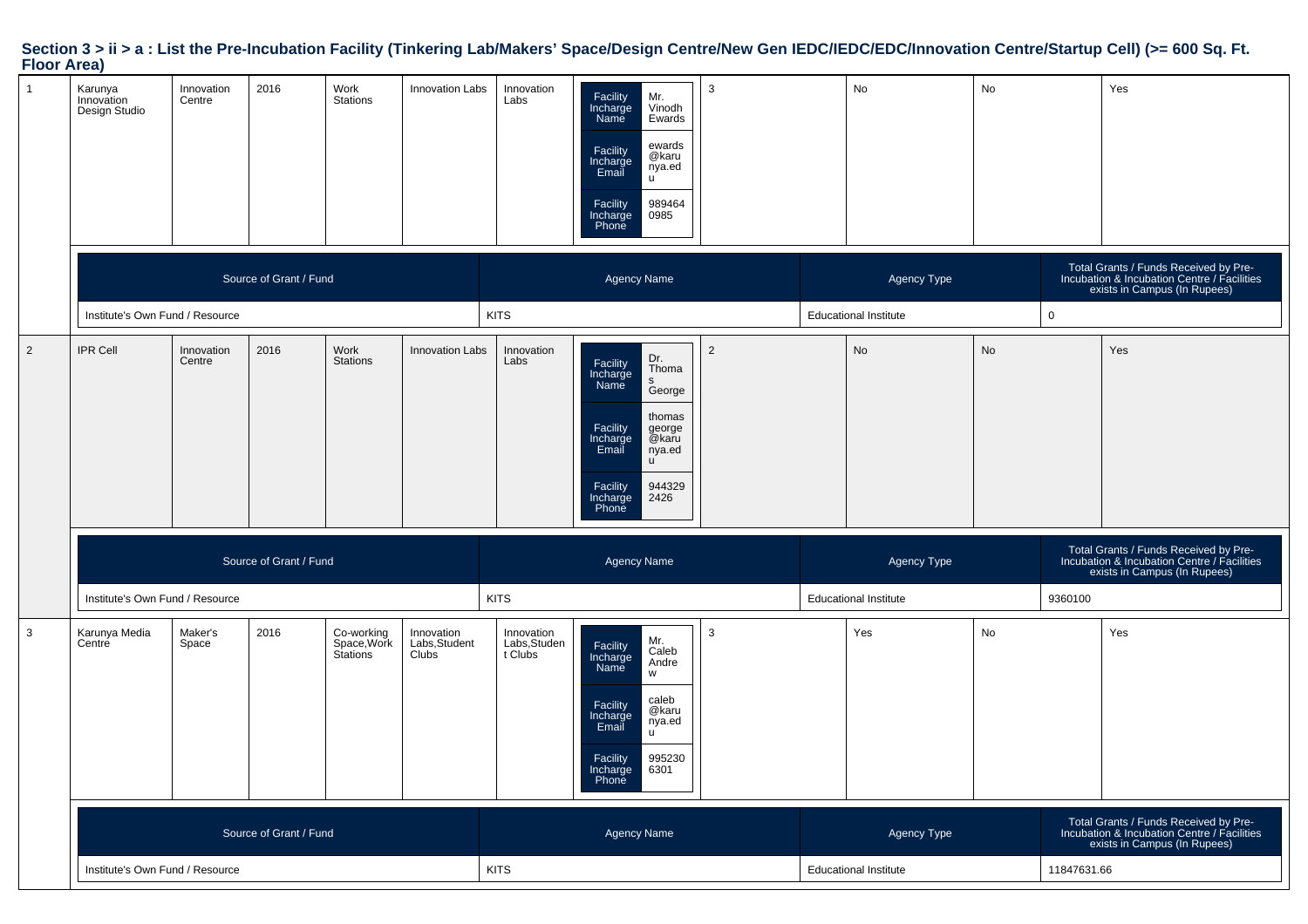## Section 3 > ii > a : List the Pre-Incubation Facility (Tinkering Lab/Makers' Space/Design Centre/New Gen IEDC/IEDC/EDC/Innovation Centre/Startup Cell) (>= 600 Sq. Ft. Floor Area)

| | | | | | | | | | | | |
|---|---|---|---|---|---|---|---|---|---|---|---|
| 1 | Karunya Innovation Design Studio | Innovation Centre | 2016 | Work Stations | Innovation Labs | Innovation Labs | Facility Incharge Name: Mr. Vinodh Ewards; Facility Incharge Email: ewards@karunya.edu; Facility Incharge Phone: 9894640985 | 3 | No | No | Yes |

| Source of Grant / Fund | Agency Name | Agency Type | Total Grants / Funds Received by Pre-Incubation & Incubation Centre / Facilities exists in Campus (In Rupees) |
|---|---|---|---|
| Institute's Own Fund / Resource | KITS | Educational Institute | 0 |

| | | | | | | | | | | | |
|---|---|---|---|---|---|---|---|---|---|---|---|
| 2 | IPR Cell | Innovation Centre | 2016 | Work Stations | Innovation Labs | Innovation Labs | Facility Incharge Name: Dr. Thomas George; Facility Incharge Email: thomasgeorge@karunya.edu; Facility Incharge Phone: 9443292426 | 2 | No | No | Yes |

| Source of Grant / Fund | Agency Name | Agency Type | Total Grants / Funds Received by Pre-Incubation & Incubation Centre / Facilities exists in Campus (In Rupees) |
|---|---|---|---|
| Institute's Own Fund / Resource | KITS | Educational Institute | 9360100 |

| | | | | | | | | | | | |
|---|---|---|---|---|---|---|---|---|---|---|---|
| 3 | Karunya Media Centre | Maker's Space | 2016 | Co-working Space,Work Stations | Innovation Labs,Student Clubs | Innovation Labs,Student Clubs | Facility Incharge Name: Mr. Caleb Andrew; Facility Incharge Email: caleb@karunya.edu; Facility Incharge Phone: 9952306301 | 3 | Yes | No | Yes |

| Source of Grant / Fund | Agency Name | Agency Type | Total Grants / Funds Received by Pre-Incubation & Incubation Centre / Facilities exists in Campus (In Rupees) |
|---|---|---|---|
| Institute's Own Fund / Resource | KITS | Educational Institute | 11847631.66 |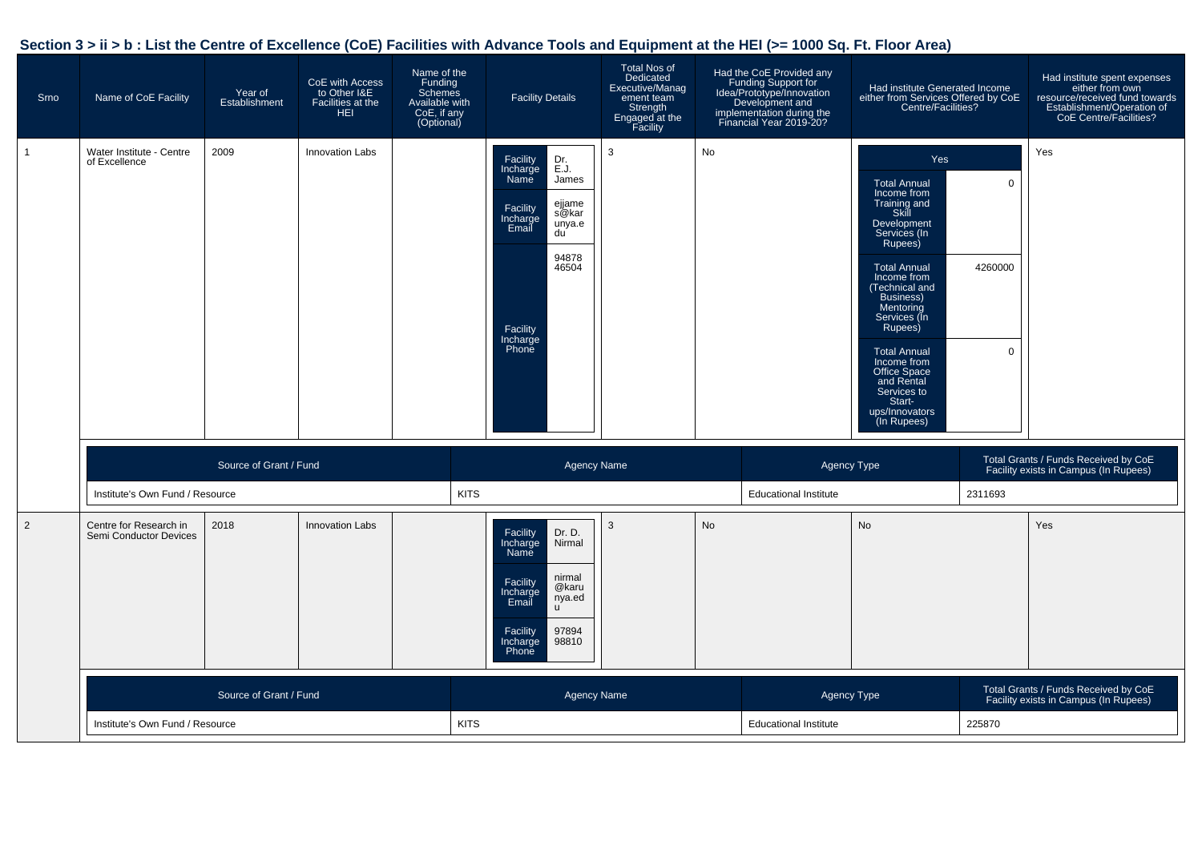## Section 3 > ii > b : List the Centre of Excellence (CoE) Facilities with Advance Tools and Equipment at the HEI (>= 1000 Sq. Ft. Floor Area)

| Srno | Name of CoE Facility | Year of Establishment | CoE with Access to Other I&E Facilities at the HEI | Name of the Funding Schemes Available with CoE, if any (Optional) | Facility Details | Total Nos of Dedicated Executive/Management team Strength Engaged at the Facility | Had the CoE Provided any Funding Support for Idea/Prototype/Innovation Development and implementation during the Financial Year 2019-20? | Had institute Generated Income either from Services Offered by CoE Centre/Facilities? | Had institute spent expenses either from own resource/received fund towards Establishment/Operation of CoE Centre/Facilities? |
|---|---|---|---|---|---|---|---|---|---|
| 1 | Water Institute - Centre of Excellence | 2009 | Innovation Labs | | Facility Incharge Name: Dr. E.J. James<br>Facility Incharge Email: ejjames@karunya.edu<br>Facility Incharge Phone: 9487846504 | 3 | No | Yes<br>Total Annual Income from Training and Skill Development Services (In Rupees): 0<br>Total Annual Income from (Technical and Business) Mentoring Services (In Rupees): 4260000<br>Total Annual Income from Office Space and Rental Services to Start-ups/Innovators (In Rupees): 0 | Yes |
| 2 | Centre for Research in Semi Conductor Devices | 2018 | Innovation Labs | | Facility Incharge Name: Dr. D. Nirmal<br>Facility Incharge Email: nirmal@karunya.edu<br>Facility Incharge Phone: 9789498810 | 3 | No | No | Yes |

**Srno 1 – Funding**

| Source of Grant / Fund | Agency Name | Agency Type | Total Grants / Funds Received by CoE Facility exists in Campus (In Rupees) |
|---|---|---|---|
| Institute's Own Fund / Resource | KITS | Educational Institute | 2311693 |

**Srno 2 – Funding**

| Source of Grant / Fund | Agency Name | Agency Type | Total Grants / Funds Received by CoE Facility exists in Campus (In Rupees) |
|---|---|---|---|
| Institute's Own Fund / Resource | KITS | Educational Institute | 225870 |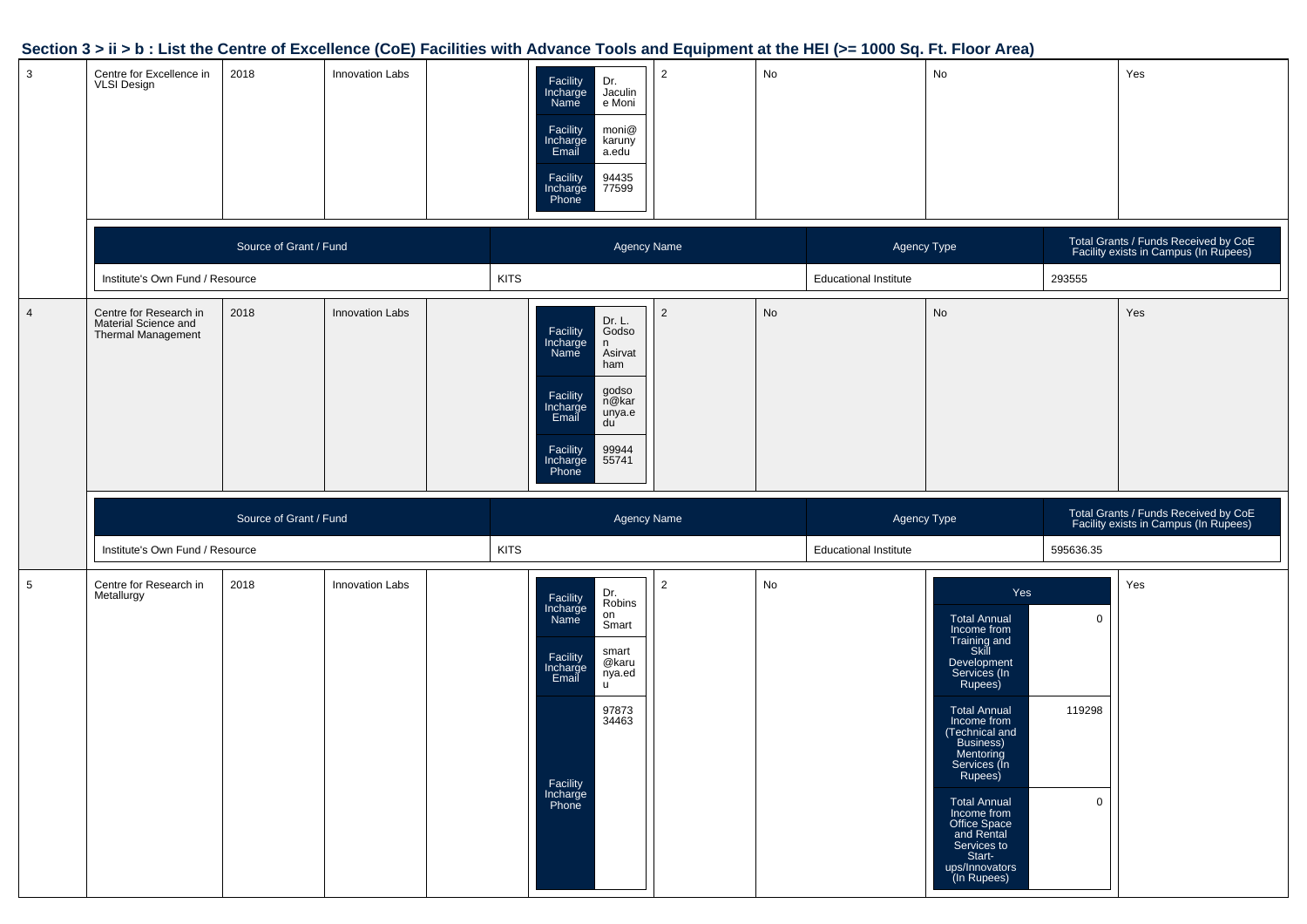## Section 3 > ii > b : List the Centre of Excellence (CoE) Facilities with Advance Tools and Equipment at the HEI (>= 1000 Sq. Ft. Floor Area)

| 3 | Centre for Excellence in VLSI Design | 2018 | Innovation Labs | | Facility Incharge Name: Dr. Jaculine Moni<br>Facility Incharge Email: moni@karunya.edu<br>Facility Incharge Phone: 9443577599 | 2 | No | No | Yes |
|---|---|---|---|---|---|---|---|---|---|

| Source of Grant / Fund | Agency Name | Agency Type | Total Grants / Funds Received by CoE Facility exists in Campus (In Rupees) |
|---|---|---|---|
| Institute's Own Fund / Resource | KITS | Educational Institute | 293555 |

| 4 | Centre for Research in Material Science and Thermal Management | 2018 | Innovation Labs | | Facility Incharge Name: Dr. L. Godson Asirvatham<br>Facility Incharge Email: godson@karunya.edu<br>Facility Incharge Phone: 9994455741 | 2 | No | No | Yes |
|---|---|---|---|---|---|---|---|---|---|

| Source of Grant / Fund | Agency Name | Agency Type | Total Grants / Funds Received by CoE Facility exists in Campus (In Rupees) |
|---|---|---|---|
| Institute's Own Fund / Resource | KITS | Educational Institute | 595636.35 |

| 5 | Centre for Research in Metallurgy | 2018 | Innovation Labs | | Facility Incharge Name: Dr. Robinson Smart<br>Facility Incharge Email: smart@karunya.edu<br>Facility Incharge Phone: 9787334463 | 2 | No | Yes<br>Total Annual Income from Training and Skill Development Services (In Rupees): 0<br>Total Annual Income from (Technical and Business) Mentoring Services (In Rupees): 119298<br>Total Annual Income from Office Space and Rental Services to Start-ups/Innovators (In Rupees): 0 | Yes |
|---|---|---|---|---|---|---|---|---|---|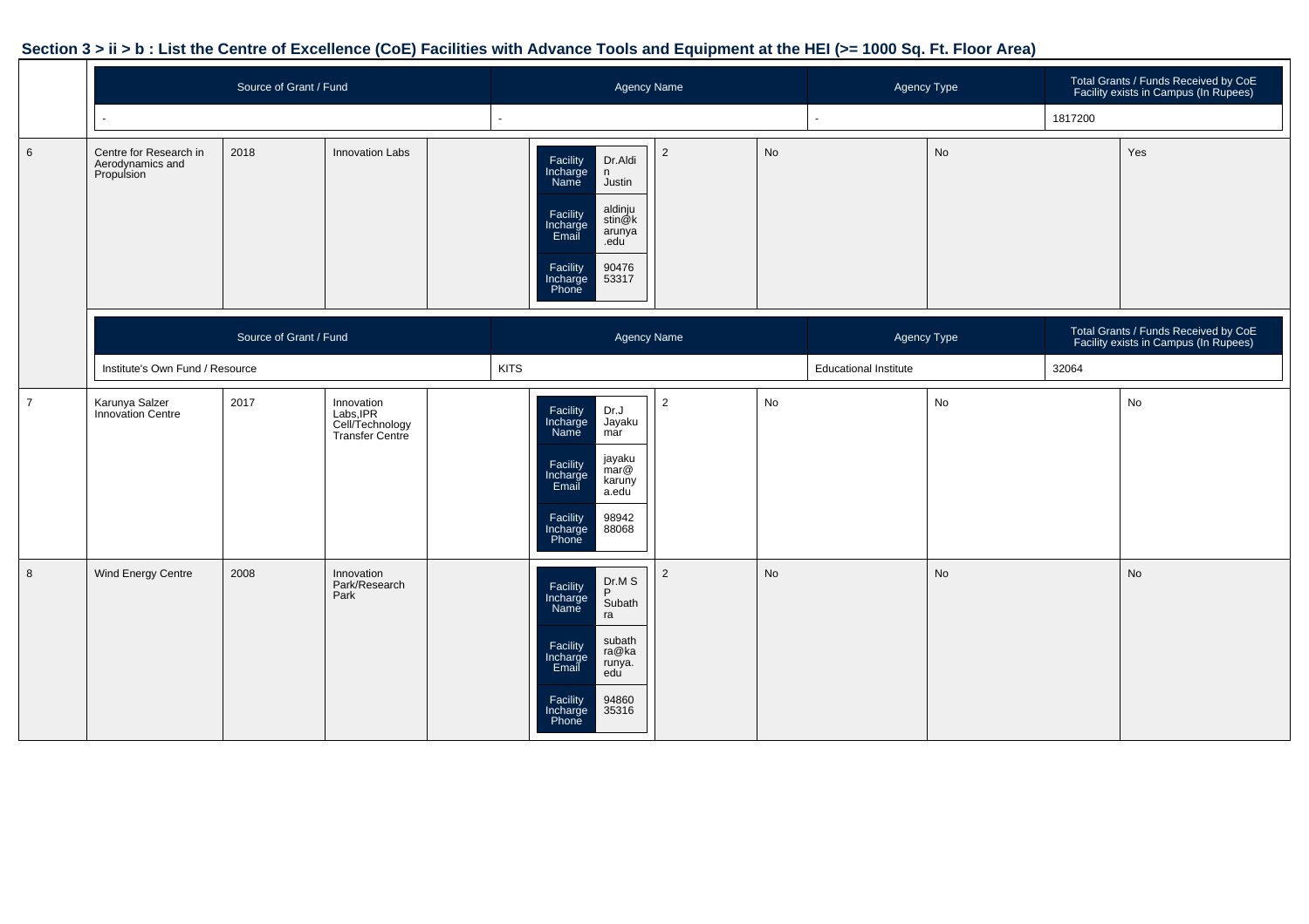## Section 3 > ii > b : List the Centre of Excellence (CoE) Facilities with Advance Tools and Equipment at the HEI (>= 1000 Sq. Ft. Floor Area)

| Source of Grant / Fund | Agency Name | Agency Type | Total Grants / Funds Received by CoE Facility exists in Campus (In Rupees) |
|---|---|---|---|
| - | - | - | 1817200 |

| Sl. | Name | Year | Type | | Facility Incharge Details | | | | |
|---|---|---|---|---|---|---|---|---|---|
| 6 | Centre for Research in Aerodynamics and Propulsion | 2018 | Innovation Labs | | Facility Incharge Name: Dr.Aldin Justin; Facility Incharge Email: aldinjustin@karunya.edu; Facility Incharge Phone: 9047653317 | 2 | No | No | Yes |

| Source of Grant / Fund | Agency Name | Agency Type | Total Grants / Funds Received by CoE Facility exists in Campus (In Rupees) |
|---|---|---|---|
| Institute's Own Fund / Resource | KITS | Educational Institute | 32064 |

| Sl. | Name | Year | Type | | Facility Incharge Details | | | | |
|---|---|---|---|---|---|---|---|---|---|
| 7 | Karunya Salzer Innovation Centre | 2017 | Innovation Labs,IPR Cell/Technology Transfer Centre | | Facility Incharge Name: Dr.J Jayakumar; Facility Incharge Email: jayakumar@karunya.edu; Facility Incharge Phone: 9894288068 | 2 | No | No | No |
| 8 | Wind Energy Centre | 2008 | Innovation Park/Research Park | | Facility Incharge Name: Dr.M S P Subathra; Facility Incharge Email: subathra@karunya.edu; Facility Incharge Phone: 9486035316 | 2 | No | No | No |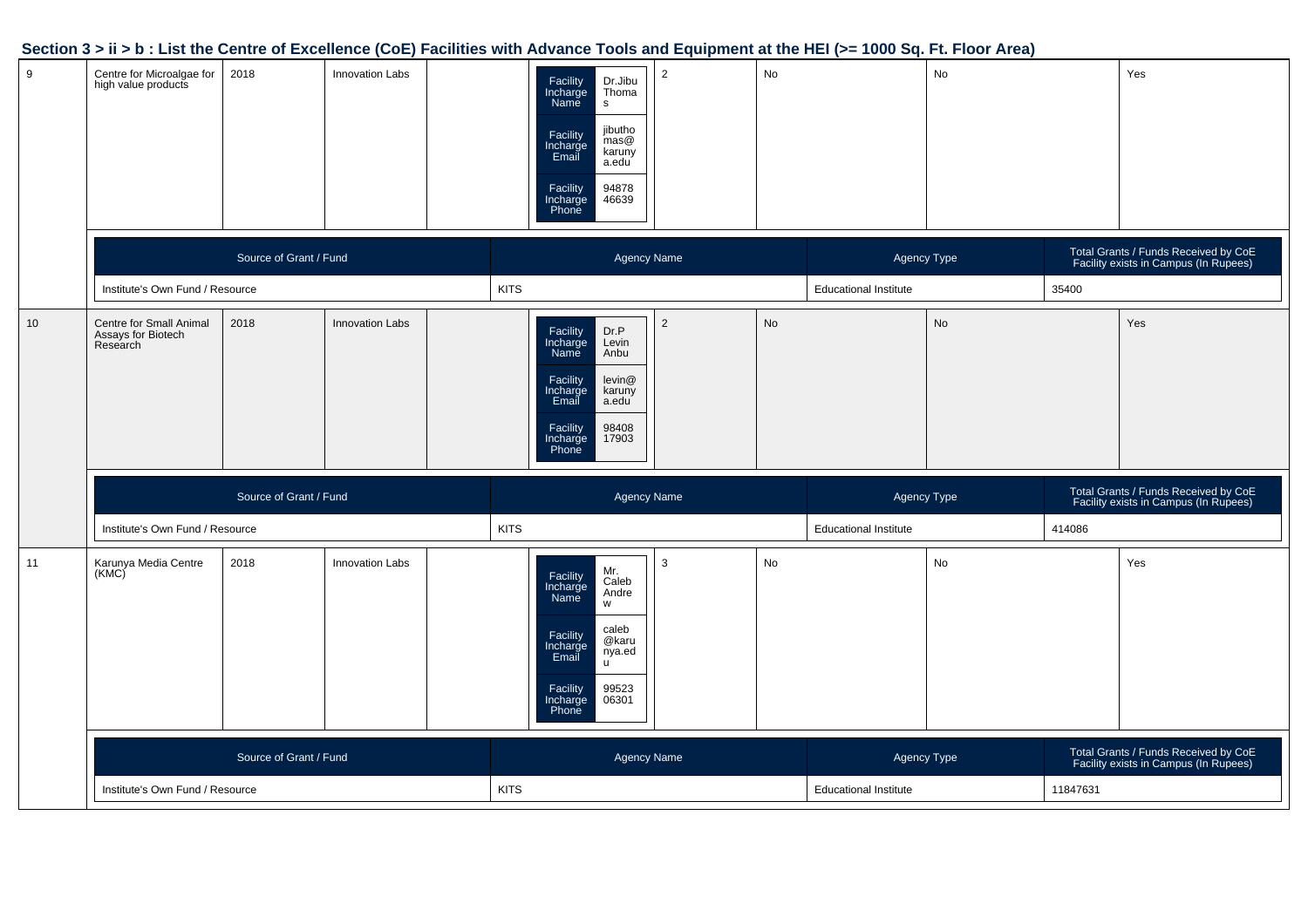## Section 3 > ii > b : List the Centre of Excellence (CoE) Facilities with Advance Tools and Equipment at the HEI (>= 1000 Sq. Ft. Floor Area)

| | | | | | | | | | |
|---|---|---|---|---|---|---|---|---|---|
| 9 | Centre for Microalgae for high value products | 2018 | Innovation Labs | | Facility Incharge Name: Dr.Jibu Thomas<br>Facility Incharge Email: jibuthomas@karunya.edu<br>Facility Incharge Phone: 9487846639 | 2 | No | No | Yes |

| Source of Grant / Fund | Agency Name | Agency Type | Total Grants / Funds Received by CoE Facility exists in Campus (In Rupees) |
|---|---|---|---|
| Institute's Own Fund / Resource | KITS | Educational Institute | 35400 |

| | | | | | | | | | |
|---|---|---|---|---|---|---|---|---|---|
| 10 | Centre for Small Animal Assays for Biotech Research | 2018 | Innovation Labs | | Facility Incharge Name: Dr.P Levin Anbu<br>Facility Incharge Email: levin@karunya.edu<br>Facility Incharge Phone: 9840817903 | 2 | No | No | Yes |

| Source of Grant / Fund | Agency Name | Agency Type | Total Grants / Funds Received by CoE Facility exists in Campus (In Rupees) |
|---|---|---|---|
| Institute's Own Fund / Resource | KITS | Educational Institute | 414086 |

| | | | | | | | | | |
|---|---|---|---|---|---|---|---|---|---|
| 11 | Karunya Media Centre (KMC) | 2018 | Innovation Labs | | Facility Incharge Name: Mr. Caleb Andrew<br>Facility Incharge Email: caleb@karunya.edu<br>Facility Incharge Phone: 9952306301 | 3 | No | No | Yes |

| Source of Grant / Fund | Agency Name | Agency Type | Total Grants / Funds Received by CoE Facility exists in Campus (In Rupees) |
|---|---|---|---|
| Institute's Own Fund / Resource | KITS | Educational Institute | 11847631 |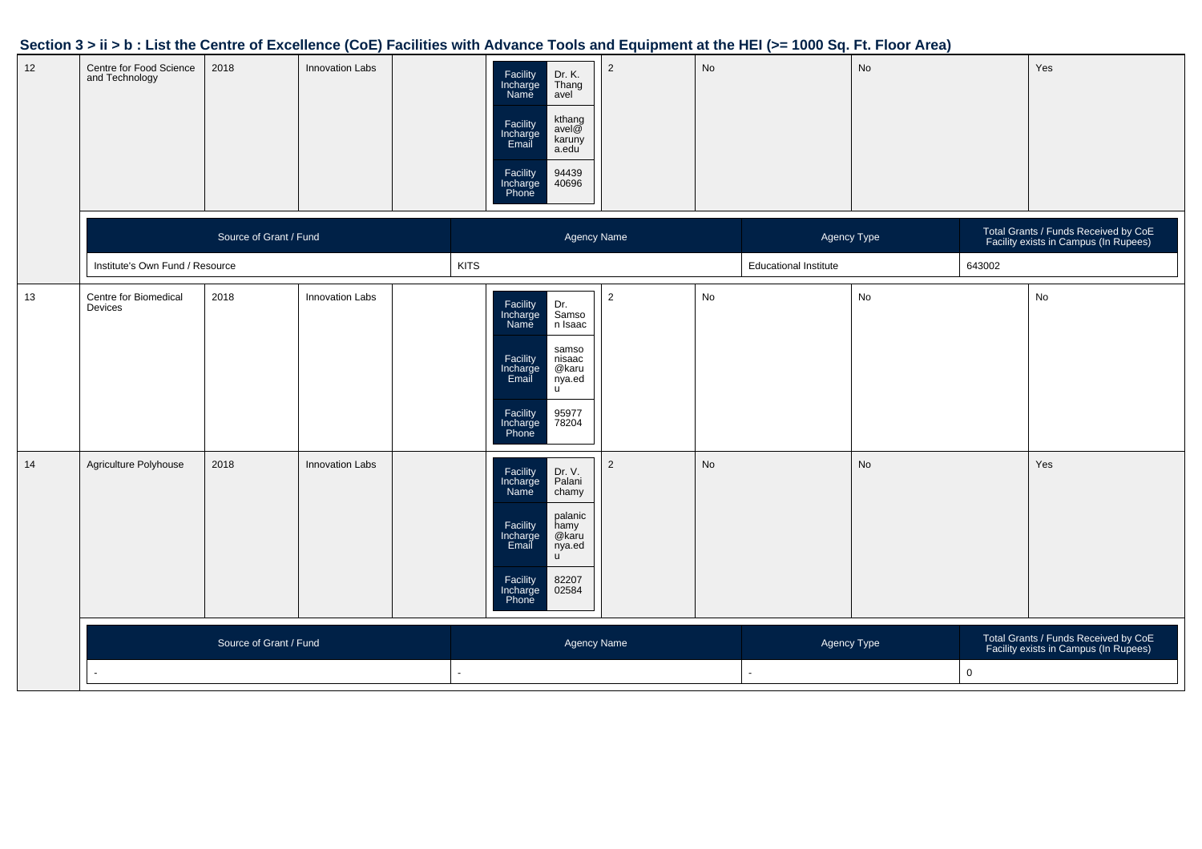## Section 3 > ii > b : List the Centre of Excellence (CoE) Facilities with Advance Tools and Equipment at the HEI (>= 1000 Sq. Ft. Floor Area)

| | | | | | | | | | |
|---|---|---|---|---|---|---|---|---|---|
| 12 | Centre for Food Science and Technology | 2018 | Innovation Labs | | Facility Incharge Name: Dr. K. Thangavel<br>Facility Incharge Email: kthangavel@karunya.edu<br>Facility Incharge Phone: 9443940696 | 2 | No | No | Yes |

| Source of Grant / Fund | Agency Name | Agency Type | Total Grants / Funds Received by CoE Facility exists in Campus (In Rupees) |
|---|---|---|---|
| Institute's Own Fund / Resource | KITS | Educational Institute | 643002 |

| | | | | | | | | | |
|---|---|---|---|---|---|---|---|---|---|
| 13 | Centre for Biomedical Devices | 2018 | Innovation Labs | | Facility Incharge Name: Dr. Samson Isaac<br>Facility Incharge Email: samsonisaac@karunya.edu<br>Facility Incharge Phone: 9597778204 | 2 | No | No | No |
| 14 | Agriculture Polyhouse | 2018 | Innovation Labs | | Facility Incharge Name: Dr. V. Palanichamy<br>Facility Incharge Email: palanichamy@karunya.edu<br>Facility Incharge Phone: 8220702584 | 2 | No | No | Yes |

| Source of Grant / Fund | Agency Name | Agency Type | Total Grants / Funds Received by CoE Facility exists in Campus (In Rupees) |
|---|---|---|---|
| - | - | - | 0 |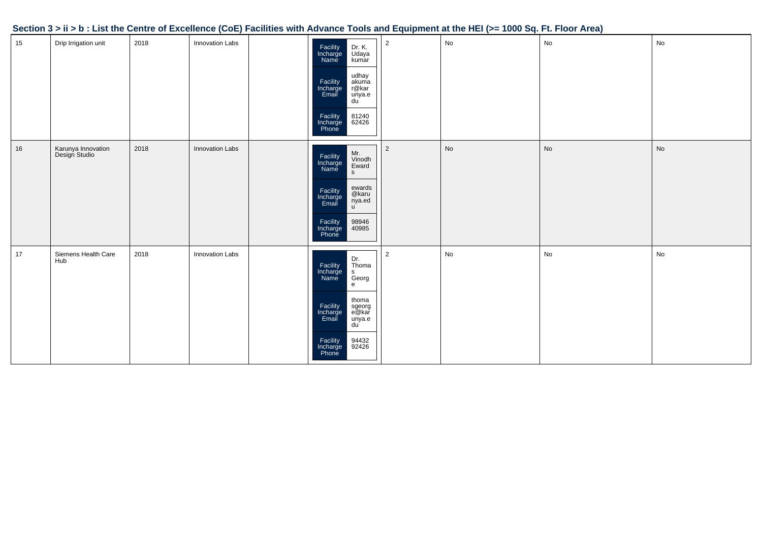## Section 3 > ii > b : List the Centre of Excellence (CoE) Facilities with Advance Tools and Equipment at the HEI (>= 1000 Sq. Ft. Floor Area)

| | | | | | | | | | |
|---|---|---|---|---|---|---|---|---|---|
| 15 | Drip Irrigation unit | 2018 | Innovation Labs | | Facility Incharge Name: Dr. K. Udayakumar<br>Facility Incharge Email: udhayakumar@karunya.edu<br>Facility Incharge Phone: 8124062426 | 2 | No | No | No |
| 16 | Karunya Innovation Design Studio | 2018 | Innovation Labs | | Facility Incharge Name: Mr. Vinodh Ewards<br>Facility Incharge Email: ewards@karunya.edu<br>Facility Incharge Phone: 9894640985 | 2 | No | No | No |
| 17 | Siemens Health Care Hub | 2018 | Innovation Labs | | Facility Incharge Name: Dr. Thomas George<br>Facility Incharge Email: thomasgeorge@karunya.edu<br>Facility Incharge Phone: 9443292426 | 2 | No | No | No |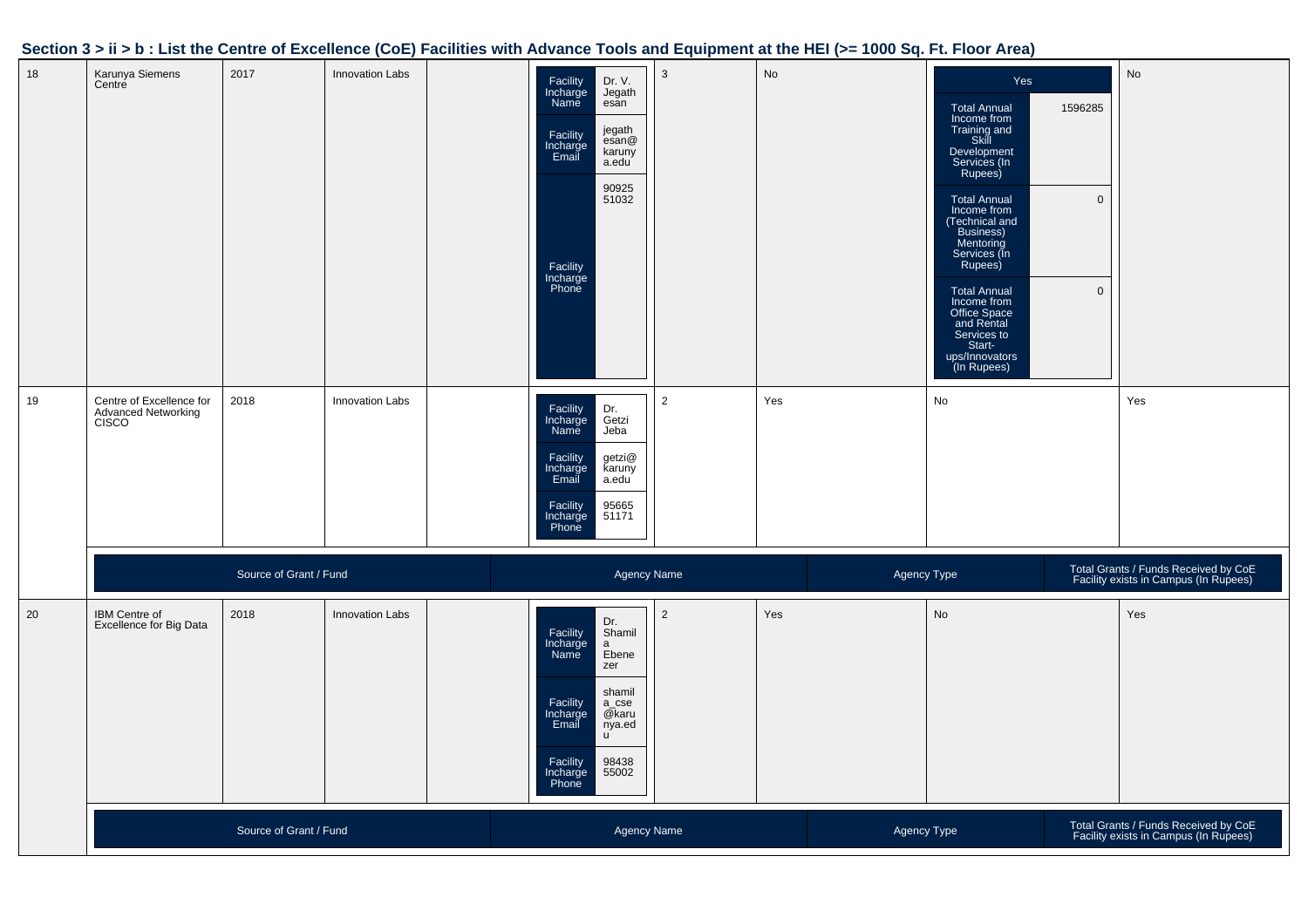## Section 3 > ii > b : List the Centre of Excellence (CoE) Facilities with Advance Tools and Equipment at the HEI (>= 1000 Sq. Ft. Floor Area)

| | | | | | | | | | |
|---|---|---|---|---|---|---|---|---|---|
| 18 | Karunya Siemens Centre | 2017 | Innovation Labs | | Facility Incharge Name: Dr. V. Jegathesan<br>Facility Incharge Email: jegathesan@karunya.edu<br>Facility Incharge Phone: 9092551032 | 3 | No | Yes<br>Total Annual Income from Training and Skill Development Services (In Rupees): 1596285<br>Total Annual Income from (Technical and Business) Mentoring Services (In Rupees): 0<br>Total Annual Income from Office Space and Rental Services to Start-ups/Innovators (In Rupees): 0 | No |
| 19 | Centre of Excellence for Advanced Networking CISCO | 2018 | Innovation Labs | | Facility Incharge Name: Dr. Getzi Jeba<br>Facility Incharge Email: getzi@karunya.edu<br>Facility Incharge Phone: 9566551171 | 2 | Yes | No | Yes |
| 20 | IBM Centre of Excellence for Big Data | 2018 | Innovation Labs | | Facility Incharge Name: Dr. Shamila Ebenezer<br>Facility Incharge Email: shamila_cse@karunya.edu<br>Facility Incharge Phone: 9843855002 | 2 | Yes | No | Yes |

Row 19:

| Source of Grant / Fund | Agency Name | Agency Type | Total Grants / Funds Received by CoE Facility exists in Campus (In Rupees) |
|---|---|---|---|

Row 20:

| Source of Grant / Fund | Agency Name | Agency Type | Total Grants / Funds Received by CoE Facility exists in Campus (In Rupees) |
|---|---|---|---|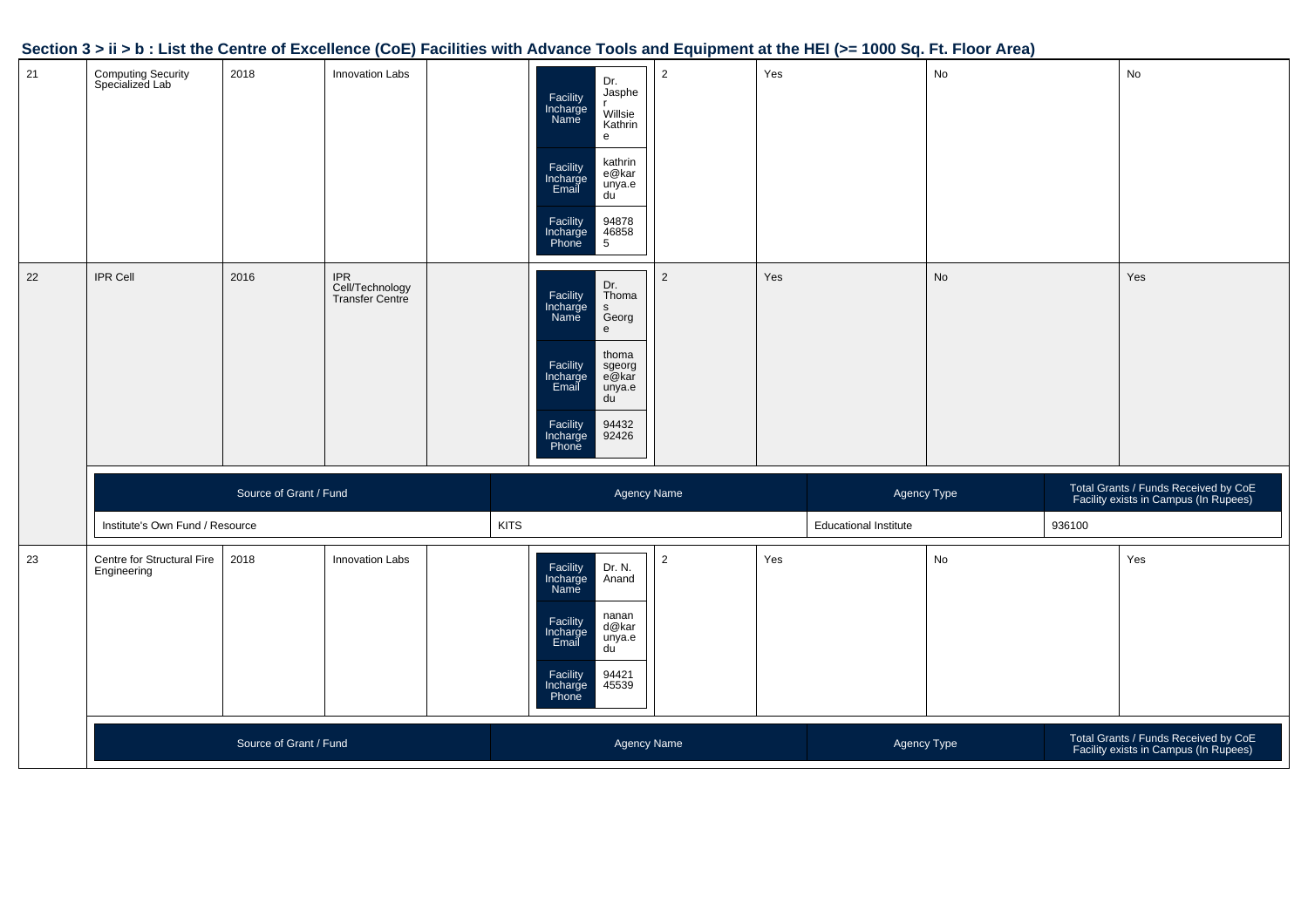## Section 3 > ii > b : List the Centre of Excellence (CoE) Facilities with Advance Tools and Equipment at the HEI (>= 1000 Sq. Ft. Floor Area)

| | | | | | | | | | |
|---|---|---|---|---|---|---|---|---|---|
| 21 | Computing Security Specialized Lab | 2018 | Innovation Labs | | Facility Incharge Name: Dr. Jaspher Willsie Kathrine<br>Facility Incharge Email: kathrine@karunya.edu<br>Facility Incharge Phone: 9487846858 5 | 2 | Yes | No | No |
| 22 | IPR Cell | 2016 | IPR Cell/Technology Transfer Centre | | Facility Incharge Name: Dr. Thomas George<br>Facility Incharge Email: thomasgeorge@karunya.edu<br>Facility Incharge Phone: 9443292426 | 2 | Yes | No | Yes |
| 23 | Centre for Structural Fire Engineering | 2018 | Innovation Labs | | Facility Incharge Name: Dr. N. Anand<br>Facility Incharge Email: nanand@karunya.edu<br>Facility Incharge Phone: 9442145539 | 2 | Yes | No | Yes |

Row 22 grants:

| Source of Grant / Fund | Agency Name | Agency Type | Total Grants / Funds Received by CoE Facility exists in Campus (In Rupees) |
|---|---|---|---|
| Institute's Own Fund / Resource | KITS | Educational Institute | 936100 |

Row 23 grants:

| Source of Grant / Fund | Agency Name | Agency Type | Total Grants / Funds Received by CoE Facility exists in Campus (In Rupees) |
|---|---|---|---|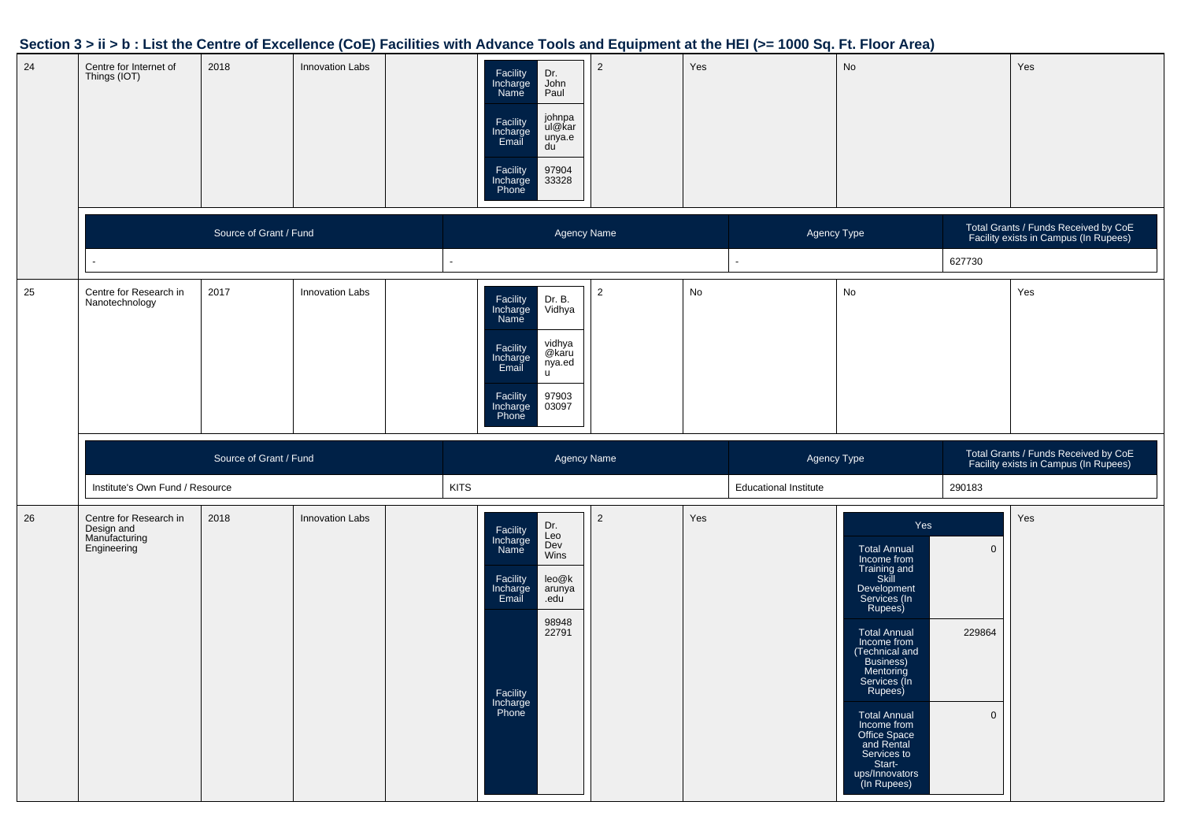## Section 3 > ii > b : List the Centre of Excellence (CoE) Facilities with Advance Tools and Equipment at the HEI (>= 1000 Sq. Ft. Floor Area)

| | | | | | | | | | |
|---|---|---|---|---|---|---|---|---|---|
| 24 | Centre for Internet of Things (IOT) | 2018 | Innovation Labs | | Facility Incharge Name: Dr. John Paul<br>Facility Incharge Email: johnpaul@karunya.edu<br>Facility Incharge Phone: 9790433328 | 2 | Yes | No | Yes |

| Source of Grant / Fund | Agency Name | Agency Type | Total Grants / Funds Received by CoE Facility exists in Campus (In Rupees) |
|---|---|---|---|
| - | - | - | 627730 |

| | | | | | | | | | |
|---|---|---|---|---|---|---|---|---|---|
| 25 | Centre for Research in Nanotechnology | 2017 | Innovation Labs | | Facility Incharge Name: Dr. B. Vidhya<br>Facility Incharge Email: vidhya@karunya.edu<br>Facility Incharge Phone: 9790303097 | 2 | No | No | Yes |

| Source of Grant / Fund | Agency Name | Agency Type | Total Grants / Funds Received by CoE Facility exists in Campus (In Rupees) |
|---|---|---|---|
| Institute's Own Fund / Resource | KITS | Educational Institute | 290183 |

| | | | | | | | | | |
|---|---|---|---|---|---|---|---|---|---|
| 26 | Centre for Research in Design and Manufacturing Engineering | 2018 | Innovation Labs | | Facility Incharge Name: Dr. Leo Dev Wins<br>Facility Incharge Email: leo@karunya.edu<br>Facility Incharge Phone: 9894822791 | 2 | Yes | Yes<br>Total Annual Income from Training and Skill Development Services (In Rupees): 0<br>Total Annual Income from (Technical and Business) Mentoring Services (In Rupees): 229864<br>Total Annual Income from Office Space and Rental Services to Start-ups/Innovators (In Rupees): 0 | Yes |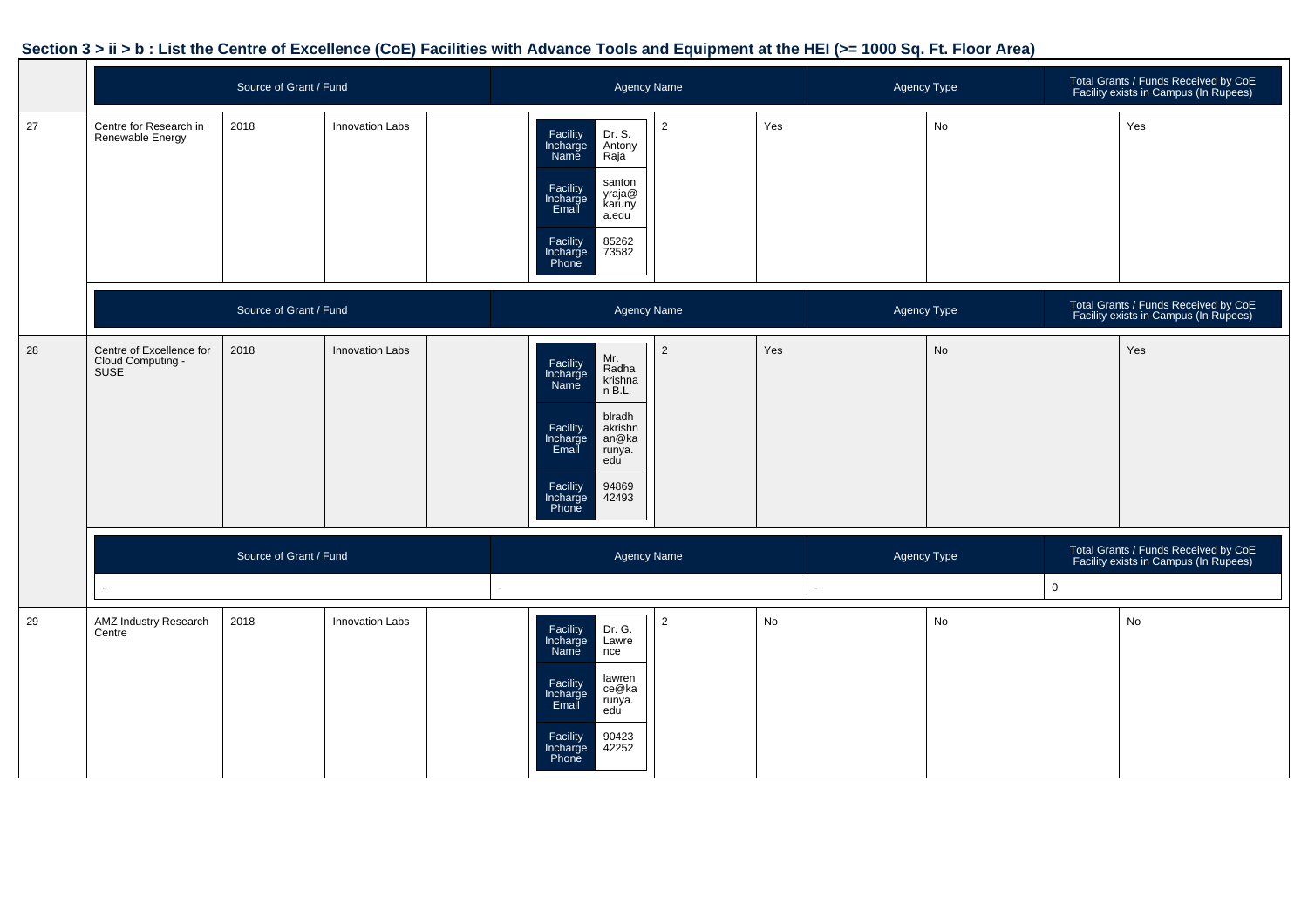## Section 3 > ii > b : List the Centre of Excellence (CoE) Facilities with Advance Tools and Equipment at the HEI (>= 1000 Sq. Ft. Floor Area)

| | Source of Grant / Fund | | | | Agency Name | | | Agency Type | | Total Grants / Funds Received by CoE Facility exists in Campus (In Rupees) |
|---|---|---|---|---|---|---|---|---|---|---|
| 27 | Centre for Research in Renewable Energy | 2018 | Innovation Labs | | Facility Incharge Name: Dr. S. Antony Raja; Facility Incharge Email: santonyraja@karunya.edu; Facility Incharge Phone: 8526273582 | 2 | Yes | | No | Yes |
| | Source of Grant / Fund | | | | Agency Name | | | Agency Type | | Total Grants / Funds Received by CoE Facility exists in Campus (In Rupees) |
| 28 | Centre of Excellence for Cloud Computing - SUSE | 2018 | Innovation Labs | | Facility Incharge Name: Mr. Radhakrishnan B.L.; Facility Incharge Email: blradhakrishnan@karunya.edu; Facility Incharge Phone: 9486942493 | 2 | Yes | | No | Yes |
| | Source of Grant / Fund | | | | Agency Name | | | Agency Type | | Total Grants / Funds Received by CoE Facility exists in Campus (In Rupees) |
| | - | | | | - | | | - | | 0 |
| 29 | AMZ Industry Research Centre | 2018 | Innovation Labs | | Facility Incharge Name: Dr. G. Lawrence; Facility Incharge Email: lawrence@karunya.edu; Facility Incharge Phone: 9042342252 | 2 | No | | No | No |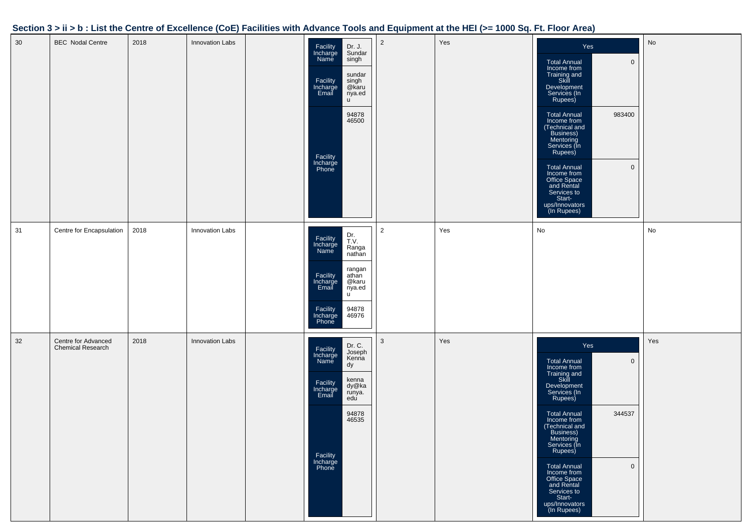## Section 3 > ii > b : List the Centre of Excellence (CoE) Facilities with Advance Tools and Equipment at the HEI (>= 1000 Sq. Ft. Floor Area)

| | | | | | | | | | |
|---|---|---|---|---|---|---|---|---|---|
| 30 | BEC Nodal Centre | 2018 | Innovation Labs | | Facility Incharge Name: Dr. J. Sundar singh<br>Facility Incharge Email: sundarsingh@karunya.edu<br>Facility Incharge Phone: 9487846500 | 2 | Yes | Yes<br>Total Annual Income from Training and Skill Development Services (In Rupees): 0<br>Total Annual Income from (Technical and Business) Mentoring Services (In Rupees): 983400<br>Total Annual Income from Office Space and Rental Services to Start-ups/Innovators (In Rupees): 0 | No |
| 31 | Centre for Encapsulation | 2018 | Innovation Labs | | Facility Incharge Name: Dr. T.V. Ranganathan<br>Facility Incharge Email: ranganathan@karunya.edu<br>Facility Incharge Phone: 9487846976 | 2 | Yes | No | No |
| 32 | Centre for Advanced Chemical Research | 2018 | Innovation Labs | | Facility Incharge Name: Dr. C. Joseph Kennady<br>Facility Incharge Email: kennady@karunya.edu<br>Facility Incharge Phone: 9487846535 | 3 | Yes | Yes<br>Total Annual Income from Training and Skill Development Services (In Rupees): 0<br>Total Annual Income from (Technical and Business) Mentoring Services (In Rupees): 344537<br>Total Annual Income from Office Space and Rental Services to Start-ups/Innovators (In Rupees): 0 | Yes |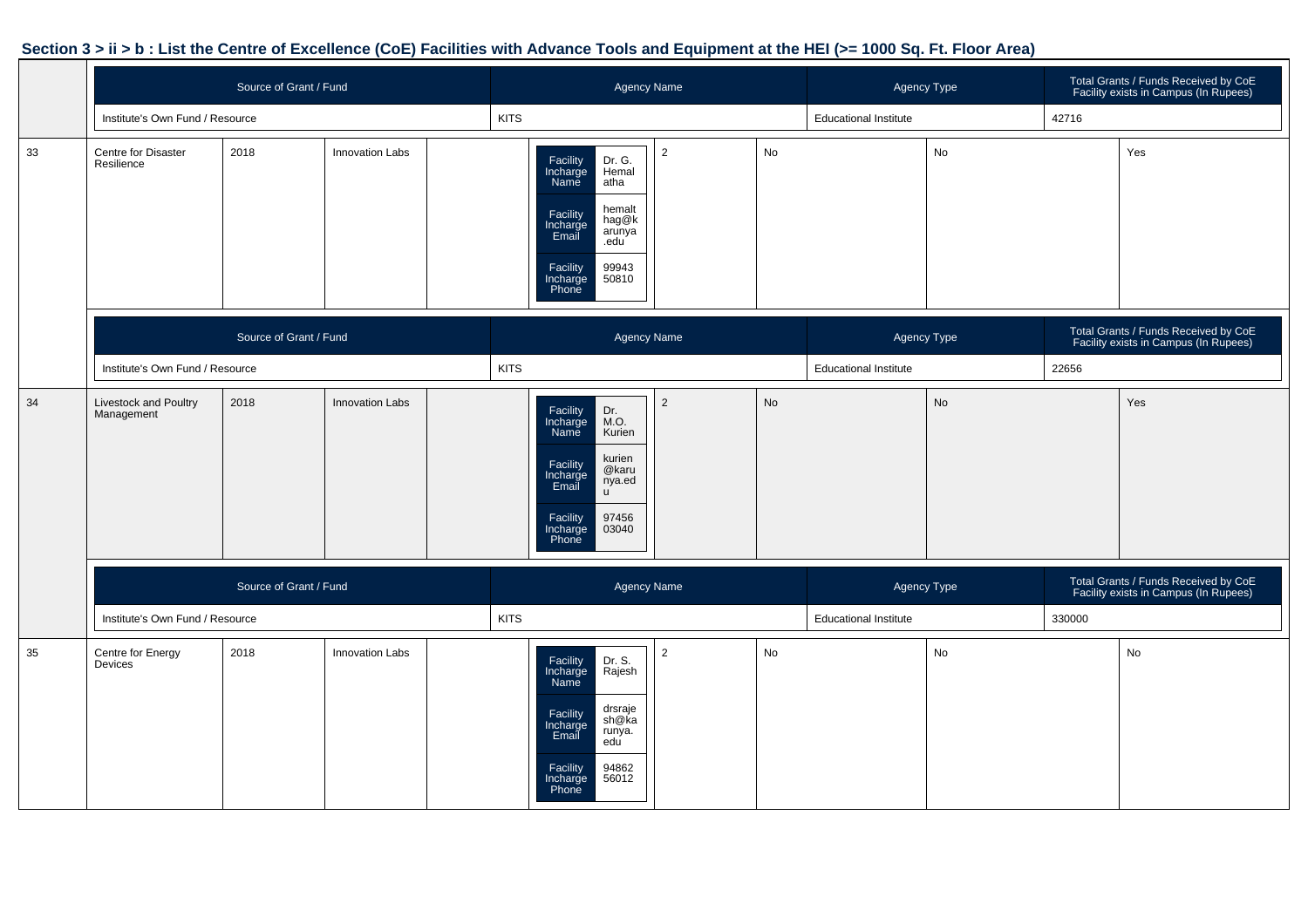## Section 3 > ii > b : List the Centre of Excellence (CoE) Facilities with Advance Tools and Equipment at the HEI (>= 1000 Sq. Ft. Floor Area)

| Source of Grant / Fund | Agency Name | Agency Type | Total Grants / Funds Received by CoE Facility exists in Campus (In Rupees) |
|---|---|---|---|
| Institute's Own Fund / Resource | KITS | Educational Institute | 42716 |

| | | | | | | | | | |
|---|---|---|---|---|---|---|---|---|---|
| 33 | Centre for Disaster Resilience | 2018 | Innovation Labs | | Facility Incharge Name: Dr. G. Hemalatha<br>Facility Incharge Email: hemalthag@karunya.edu<br>Facility Incharge Phone: 9994350810 | 2 | No | No | Yes |

| Source of Grant / Fund | Agency Name | Agency Type | Total Grants / Funds Received by CoE Facility exists in Campus (In Rupees) |
|---|---|---|---|
| Institute's Own Fund / Resource | KITS | Educational Institute | 22656 |

| | | | | | | | | | |
|---|---|---|---|---|---|---|---|---|---|
| 34 | Livestock and Poultry Management | 2018 | Innovation Labs | | Facility Incharge Name: Dr. M.O. Kurien<br>Facility Incharge Email: kurien@karunya.edu<br>Facility Incharge Phone: 9745603040 | 2 | No | No | Yes |

| Source of Grant / Fund | Agency Name | Agency Type | Total Grants / Funds Received by CoE Facility exists in Campus (In Rupees) |
|---|---|---|---|
| Institute's Own Fund / Resource | KITS | Educational Institute | 330000 |

| | | | | | | | | | |
|---|---|---|---|---|---|---|---|---|---|
| 35 | Centre for Energy Devices | 2018 | Innovation Labs | | Facility Incharge Name: Dr. S. Rajesh<br>Facility Incharge Email: drsrajesh@karunya.edu<br>Facility Incharge Phone: 9486256012 | 2 | No | No | No |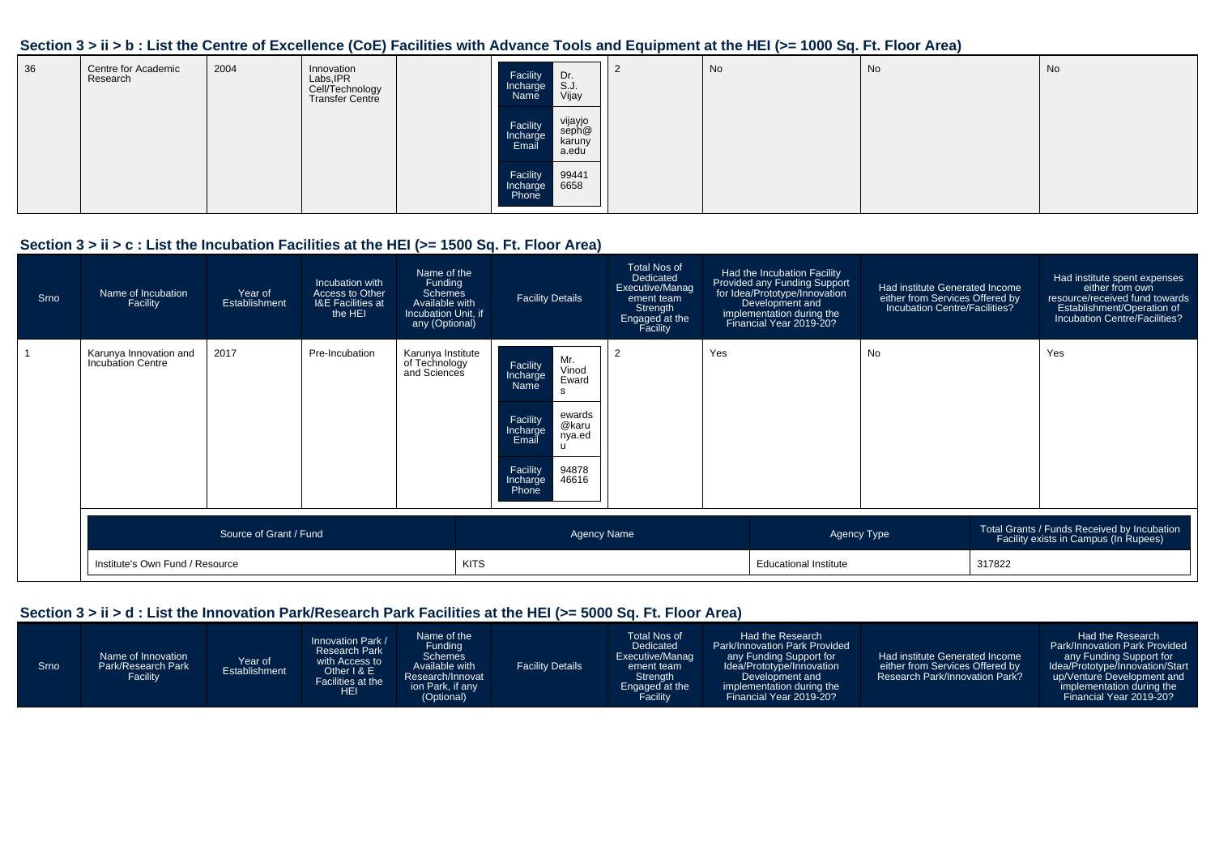## Section 3 > ii > b : List the Centre of Excellence (CoE) Facilities with Advance Tools and Equipment at the HEI (>= 1000 Sq. Ft. Floor Area)

| | | | | | | | | | |
|---|---|---|---|---|---|---|---|---|---|
| 36 | Centre for Academic Research | 2004 | Innovation Labs,IPR Cell/Technology Transfer Centre | | Facility Incharge Name: Dr. S.J. Vijay<br>Facility Incharge Email: vijayjoseph@karunya.edu<br>Facility Incharge Phone: 994416658 | 2 | No | No | No |

## Section 3 > ii > c : List the Incubation Facilities at the HEI (>= 1500 Sq. Ft. Floor Area)

| Srno | Name of Incubation Facility | Year of Establishment | Incubation with Access to Other I&E Facilities at the HEI | Name of the Funding Schemes Available with Incubation Unit, if any (Optional) | Facility Details | Total Nos of Dedicated Executive/Management team Strength Engaged at the Facility | Had the Incubation Facility Provided any Funding Support for Idea/Prototype/Innovation Development and implementation during the Financial Year 2019-20? | Had institute Generated Income either from Services Offered by Incubation Centre/Facilities? | Had institute spent expenses either from own resource/received fund towards Establishment/Operation of Incubation Centre/Facilities? |
|---|---|---|---|---|---|---|---|---|---|
| 1 | Karunya Innovation and Incubation Centre | 2017 | Pre-Incubation | Karunya Institute of Technology and Sciences | Facility Incharge Name: Mr. Vinod Ewards<br>Facility Incharge Email: ewards@karunya.edu<br>Facility Incharge Phone: 9487846616 | 2 | Yes | No | Yes |

| Source of Grant / Fund | Agency Name | Agency Type | Total Grants / Funds Received by Incubation Facility exists in Campus (In Rupees) |
|---|---|---|---|
| Institute's Own Fund / Resource | KITS | Educational Institute | 317822 |

## Section 3 > ii > d : List the Innovation Park/Research Park Facilities at the HEI (>= 5000 Sq. Ft. Floor Area)

| Srno | Name of Innovation Park/Research Park Facility | Year of Establishment | Innovation Park / Research Park with Access to Other I & E Facilities at the HEI | Name of the Funding Schemes Available with Research/Innovation Park, if any (Optional) | Facility Details | Total Nos of Dedicated Executive/Management team Strength Engaged at the Facility | Had the Research Park/Innovation Park Provided any Funding Support for Idea/Prototype/Innovation Development and implementation during the Financial Year 2019-20? | Had institute Generated Income either from Services Offered by Research Park/Innovation Park? | Had the Research Park/Innovation Park Provided any Funding Support for Idea/Prototype/Innovation/Start up/Venture Development and implementation during the Financial Year 2019-20? |
|---|---|---|---|---|---|---|---|---|---|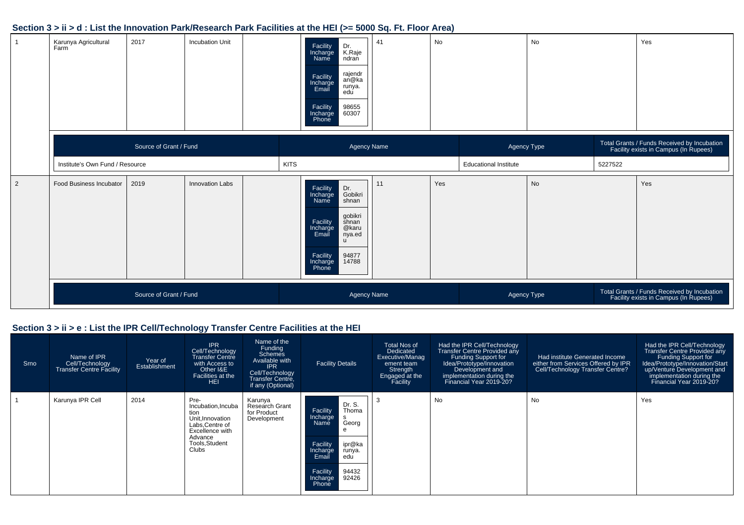## Section 3 > ii > d : List the Innovation Park/Research Park Facilities at the HEI (>= 5000 Sq. Ft. Floor Area)

| 1 | Karunya Agricultural Farm | 2017 | Incubation Unit | | Facility Incharge Name: Dr. K.Rajendran<br>Facility Incharge Email: rajendran@karunya.edu<br>Facility Incharge Phone: 9865560307 | 41 | No | No | Yes |
|---|---|---|---|---|---|---|---|---|---|

| Source of Grant / Fund | Agency Name | Agency Type | Total Grants / Funds Received by Incubation Facility exists in Campus (In Rupees) |
|---|---|---|---|
| Institute's Own Fund / Resource | KITS | Educational Institute | 5227522 |

| 2 | Food Business Incubator | 2019 | Innovation Labs | | Facility Incharge Name: Dr. Gobikrishnan<br>Facility Incharge Email: gobikrishnan@karunya.edu<br>Facility Incharge Phone: 9487714788 | 11 | Yes | No | Yes |
|---|---|---|---|---|---|---|---|---|---|

| Source of Grant / Fund | Agency Name | Agency Type | Total Grants / Funds Received by Incubation Facility exists in Campus (In Rupees) |
|---|---|---|---|

## Section 3 > ii > e : List the IPR Cell/Technology Transfer Centre Facilities at the HEI

| Srno | Name of IPR Cell/Technology Transfer Centre Facility | Year of Establishment | IPR Cell/Technology Transfer Centre with Access to Other I&E Facilities at the HEI | Name of the Funding Schemes Available with IPR Cell/Technology Transfer Centre, if any (Optional) | Facility Details | Total Nos of Dedicated Executive/Management team Strength Engaged at the Facility | Had the IPR Cell/Technology Transfer Centre Provided any Funding Support for Idea/Prototype/Innovation Development and implementation during the Financial Year 2019-20? | Had institute Generated Income either from Services Offered by IPR Cell/Technology Transfer Centre? | Had the IPR Cell/Technology Transfer Centre Provided any Funding Support for Idea/Prototype/Innovation/Start up/Venture Development and implementation during the Financial Year 2019-20? |
|---|---|---|---|---|---|---|---|---|---|
| 1 | Karunya IPR Cell | 2014 | Pre-Incubation,Incubation Unit,Innovation Labs,Centre of Excellence with Advance Tools,Student Clubs | Karunya Research Grant for Product Development | Facility Incharge Name: Dr. S. Thomas George<br>Facility Incharge Email: ipr@karunya.edu<br>Facility Incharge Phone: 9443292426 | 3 | No | No | Yes |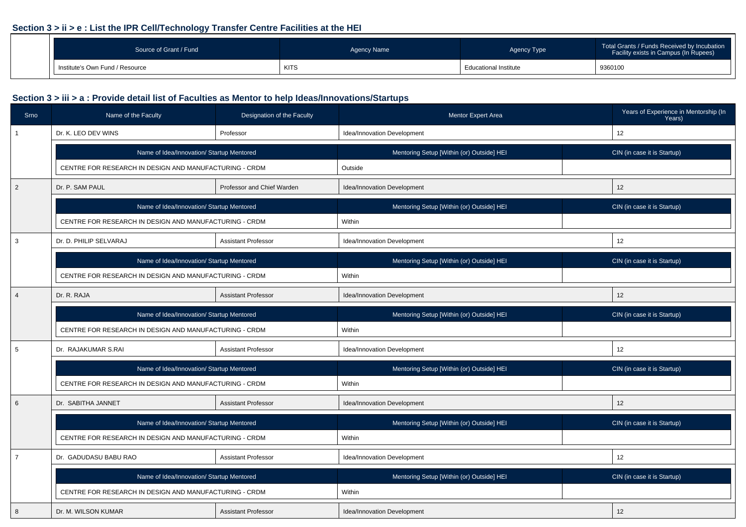### Section 3 > ii > e : List the IPR Cell/Technology Transfer Centre Facilities at the HEI

| Source of Grant / Fund | Agency Name | Agency Type | Total Grants / Funds Received by Incubation Facility exists in Campus (In Rupees) |
|---|---|---|---|
| Institute's Own Fund / Resource | KITS | Educational Institute | 9360100 |

### Section 3 > iii > a : Provide detail list of Faculties as Mentor to help Ideas/Innovations/Startups

| Srno | Name of the Faculty | Designation of the Faculty | Mentor Expert Area | Years of Experience in Mentorship (In Years) |
|---|---|---|---|---|
| 1 | Dr. K. LEO DEV WINS | Professor | Idea/Innovation Development | 12 |

| Name of Idea/Innovation/ Startup Mentored | Mentoring Setup [Within (or) Outside] HEI | CIN (in case it is Startup) |
|---|---|---|
| CENTRE FOR RESEARCH IN DESIGN AND MANUFACTURING - CRDM | Outside | |

| Srno | Name of the Faculty | Designation of the Faculty | Mentor Expert Area | Years of Experience in Mentorship (In Years) |
|---|---|---|---|---|
| 2 | Dr. P. SAM PAUL | Professor and Chief Warden | Idea/Innovation Development | 12 |

| Name of Idea/Innovation/ Startup Mentored | Mentoring Setup [Within (or) Outside] HEI | CIN (in case it is Startup) |
|---|---|---|
| CENTRE FOR RESEARCH IN DESIGN AND MANUFACTURING - CRDM | Within | |

| Srno | Name of the Faculty | Designation of the Faculty | Mentor Expert Area | Years of Experience in Mentorship (In Years) |
|---|---|---|---|---|
| 3 | Dr. D. PHILIP SELVARAJ | Assistant Professor | Idea/Innovation Development | 12 |

| Name of Idea/Innovation/ Startup Mentored | Mentoring Setup [Within (or) Outside] HEI | CIN (in case it is Startup) |
|---|---|---|
| CENTRE FOR RESEARCH IN DESIGN AND MANUFACTURING - CRDM | Within | |

| Srno | Name of the Faculty | Designation of the Faculty | Mentor Expert Area | Years of Experience in Mentorship (In Years) |
|---|---|---|---|---|
| 4 | Dr. R. RAJA | Assistant Professor | Idea/Innovation Development | 12 |

| Name of Idea/Innovation/ Startup Mentored | Mentoring Setup [Within (or) Outside] HEI | CIN (in case it is Startup) |
|---|---|---|
| CENTRE FOR RESEARCH IN DESIGN AND MANUFACTURING - CRDM | Within | |

| Srno | Name of the Faculty | Designation of the Faculty | Mentor Expert Area | Years of Experience in Mentorship (In Years) |
|---|---|---|---|---|
| 5 | Dr. RAJAKUMAR S.RAI | Assistant Professor | Idea/Innovation Development | 12 |

| Name of Idea/Innovation/ Startup Mentored | Mentoring Setup [Within (or) Outside] HEI | CIN (in case it is Startup) |
|---|---|---|
| CENTRE FOR RESEARCH IN DESIGN AND MANUFACTURING - CRDM | Within | |

| Srno | Name of the Faculty | Designation of the Faculty | Mentor Expert Area | Years of Experience in Mentorship (In Years) |
|---|---|---|---|---|
| 6 | Dr. SABITHA JANNET | Assistant Professor | Idea/Innovation Development | 12 |

| Name of Idea/Innovation/ Startup Mentored | Mentoring Setup [Within (or) Outside] HEI | CIN (in case it is Startup) |
|---|---|---|
| CENTRE FOR RESEARCH IN DESIGN AND MANUFACTURING - CRDM | Within | |

| Srno | Name of the Faculty | Designation of the Faculty | Mentor Expert Area | Years of Experience in Mentorship (In Years) |
|---|---|---|---|---|
| 7 | Dr. GADUDASU BABU RAO | Assistant Professor | Idea/Innovation Development | 12 |

| Name of Idea/Innovation/ Startup Mentored | Mentoring Setup [Within (or) Outside] HEI | CIN (in case it is Startup) |
|---|---|---|
| CENTRE FOR RESEARCH IN DESIGN AND MANUFACTURING - CRDM | Within | |

| Srno | Name of the Faculty | Designation of the Faculty | Mentor Expert Area | Years of Experience in Mentorship (In Years) |
|---|---|---|---|---|
| 8 | Dr. M. WILSON KUMAR | Assistant Professor | Idea/Innovation Development | 12 |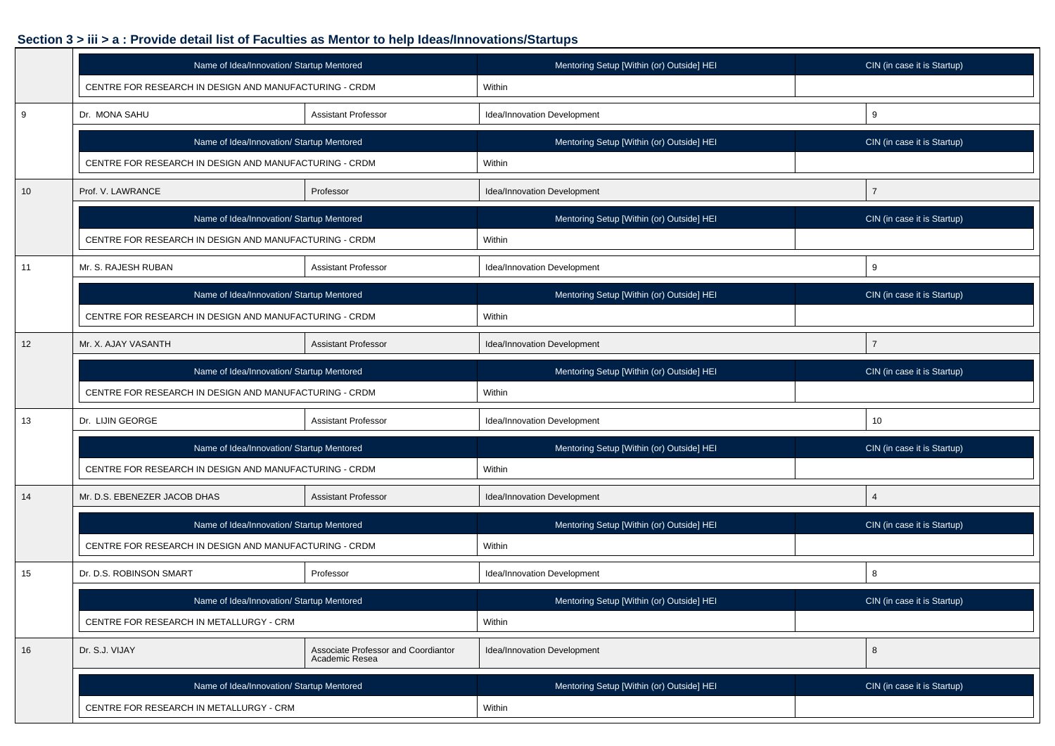### Section 3 > iii > a : Provide detail list of Faculties as Mentor to help Ideas/Innovations/Startups

| | | | | |
|---|---|---|---|---|
| | **Name of Idea/Innovation/ Startup Mentored** | | **Mentoring Setup [Within (or) Outside] HEI** | **CIN (in case it is Startup)** |
| | CENTRE FOR RESEARCH IN DESIGN AND MANUFACTURING - CRDM | | Within | |
| 9 | Dr. MONA SAHU | Assistant Professor | Idea/Innovation Development | 9 |
| | **Name of Idea/Innovation/ Startup Mentored** | | **Mentoring Setup [Within (or) Outside] HEI** | **CIN (in case it is Startup)** |
| | CENTRE FOR RESEARCH IN DESIGN AND MANUFACTURING - CRDM | | Within | |
| 10 | Prof. V. LAWRANCE | Professor | Idea/Innovation Development | 7 |
| | **Name of Idea/Innovation/ Startup Mentored** | | **Mentoring Setup [Within (or) Outside] HEI** | **CIN (in case it is Startup)** |
| | CENTRE FOR RESEARCH IN DESIGN AND MANUFACTURING - CRDM | | Within | |
| 11 | Mr. S. RAJESH RUBAN | Assistant Professor | Idea/Innovation Development | 9 |
| | **Name of Idea/Innovation/ Startup Mentored** | | **Mentoring Setup [Within (or) Outside] HEI** | **CIN (in case it is Startup)** |
| | CENTRE FOR RESEARCH IN DESIGN AND MANUFACTURING - CRDM | | Within | |
| 12 | Mr. X. AJAY VASANTH | Assistant Professor | Idea/Innovation Development | 7 |
| | **Name of Idea/Innovation/ Startup Mentored** | | **Mentoring Setup [Within (or) Outside] HEI** | **CIN (in case it is Startup)** |
| | CENTRE FOR RESEARCH IN DESIGN AND MANUFACTURING - CRDM | | Within | |
| 13 | Dr. LIJIN GEORGE | Assistant Professor | Idea/Innovation Development | 10 |
| | **Name of Idea/Innovation/ Startup Mentored** | | **Mentoring Setup [Within (or) Outside] HEI** | **CIN (in case it is Startup)** |
| | CENTRE FOR RESEARCH IN DESIGN AND MANUFACTURING - CRDM | | Within | |
| 14 | Mr. D.S. EBENEZER JACOB DHAS | Assistant Professor | Idea/Innovation Development | 4 |
| | **Name of Idea/Innovation/ Startup Mentored** | | **Mentoring Setup [Within (or) Outside] HEI** | **CIN (in case it is Startup)** |
| | CENTRE FOR RESEARCH IN DESIGN AND MANUFACTURING - CRDM | | Within | |
| 15 | Dr. D.S. ROBINSON SMART | Professor | Idea/Innovation Development | 8 |
| | **Name of Idea/Innovation/ Startup Mentored** | | **Mentoring Setup [Within (or) Outside] HEI** | **CIN (in case it is Startup)** |
| | CENTRE FOR RESEARCH IN METALLURGY - CRM | | Within | |
| 16 | Dr. S.J. VIJAY | Associate Professor and Coordiantor Academic Resea | Idea/Innovation Development | 8 |
| | **Name of Idea/Innovation/ Startup Mentored** | | **Mentoring Setup [Within (or) Outside] HEI** | **CIN (in case it is Startup)** |
| | CENTRE FOR RESEARCH IN METALLURGY - CRM | | Within | |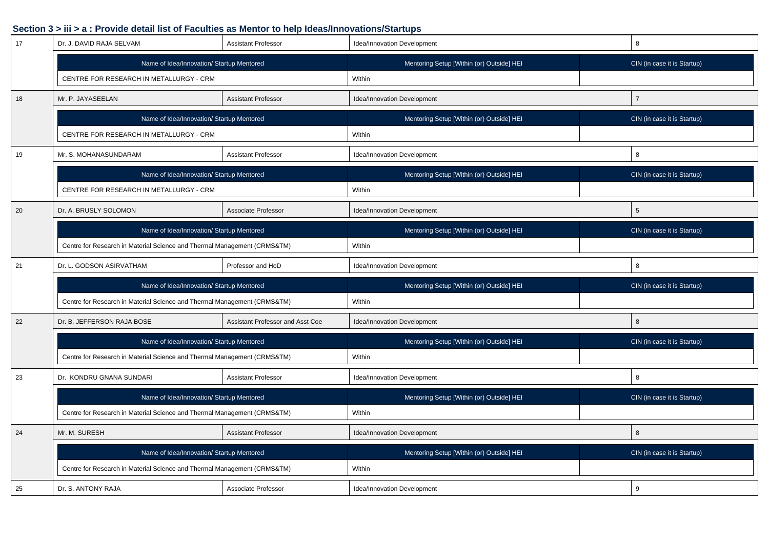**Section 3 > iii > a : Provide detail list of Faculties as Mentor to help Ideas/Innovations/Startups**

| 17 | Dr. J. DAVID RAJA SELVAM | Assistant Professor | Idea/Innovation Development | 8 |
|---|---|---|---|---|
| | **Name of Idea/Innovation/ Startup Mentored** | | **Mentoring Setup [Within (or) Outside] HEI** | **CIN (in case it is Startup)** |
| | CENTRE FOR RESEARCH IN METALLURGY - CRM | | Within | |
| 18 | Mr. P. JAYASEELAN | Assistant Professor | Idea/Innovation Development | 7 |
| | **Name of Idea/Innovation/ Startup Mentored** | | **Mentoring Setup [Within (or) Outside] HEI** | **CIN (in case it is Startup)** |
| | CENTRE FOR RESEARCH IN METALLURGY - CRM | | Within | |
| 19 | Mr. S. MOHANASUNDARAM | Assistant Professor | Idea/Innovation Development | 8 |
| | **Name of Idea/Innovation/ Startup Mentored** | | **Mentoring Setup [Within (or) Outside] HEI** | **CIN (in case it is Startup)** |
| | CENTRE FOR RESEARCH IN METALLURGY - CRM | | Within | |
| 20 | Dr. A. BRUSLY SOLOMON | Associate Professor | Idea/Innovation Development | 5 |
| | **Name of Idea/Innovation/ Startup Mentored** | | **Mentoring Setup [Within (or) Outside] HEI** | **CIN (in case it is Startup)** |
| | Centre for Research in Material Science and Thermal Management (CRMS&TM) | | Within | |
| 21 | Dr. L. GODSON ASIRVATHAM | Professor and HoD | Idea/Innovation Development | 8 |
| | **Name of Idea/Innovation/ Startup Mentored** | | **Mentoring Setup [Within (or) Outside] HEI** | **CIN (in case it is Startup)** |
| | Centre for Research in Material Science and Thermal Management (CRMS&TM) | | Within | |
| 22 | Dr. B. JEFFERSON RAJA BOSE | Assistant Professor and Asst Coe | Idea/Innovation Development | 8 |
| | **Name of Idea/Innovation/ Startup Mentored** | | **Mentoring Setup [Within (or) Outside] HEI** | **CIN (in case it is Startup)** |
| | Centre for Research in Material Science and Thermal Management (CRMS&TM) | | Within | |
| 23 | Dr. KONDRU GNANA SUNDARI | Assistant Professor | Idea/Innovation Development | 8 |
| | **Name of Idea/Innovation/ Startup Mentored** | | **Mentoring Setup [Within (or) Outside] HEI** | **CIN (in case it is Startup)** |
| | Centre for Research in Material Science and Thermal Management (CRMS&TM) | | Within | |
| 24 | Mr. M. SURESH | Assistant Professor | Idea/Innovation Development | 8 |
| | **Name of Idea/Innovation/ Startup Mentored** | | **Mentoring Setup [Within (or) Outside] HEI** | **CIN (in case it is Startup)** |
| | Centre for Research in Material Science and Thermal Management (CRMS&TM) | | Within | |
| 25 | Dr. S. ANTONY RAJA | Associate Professor | Idea/Innovation Development | 9 |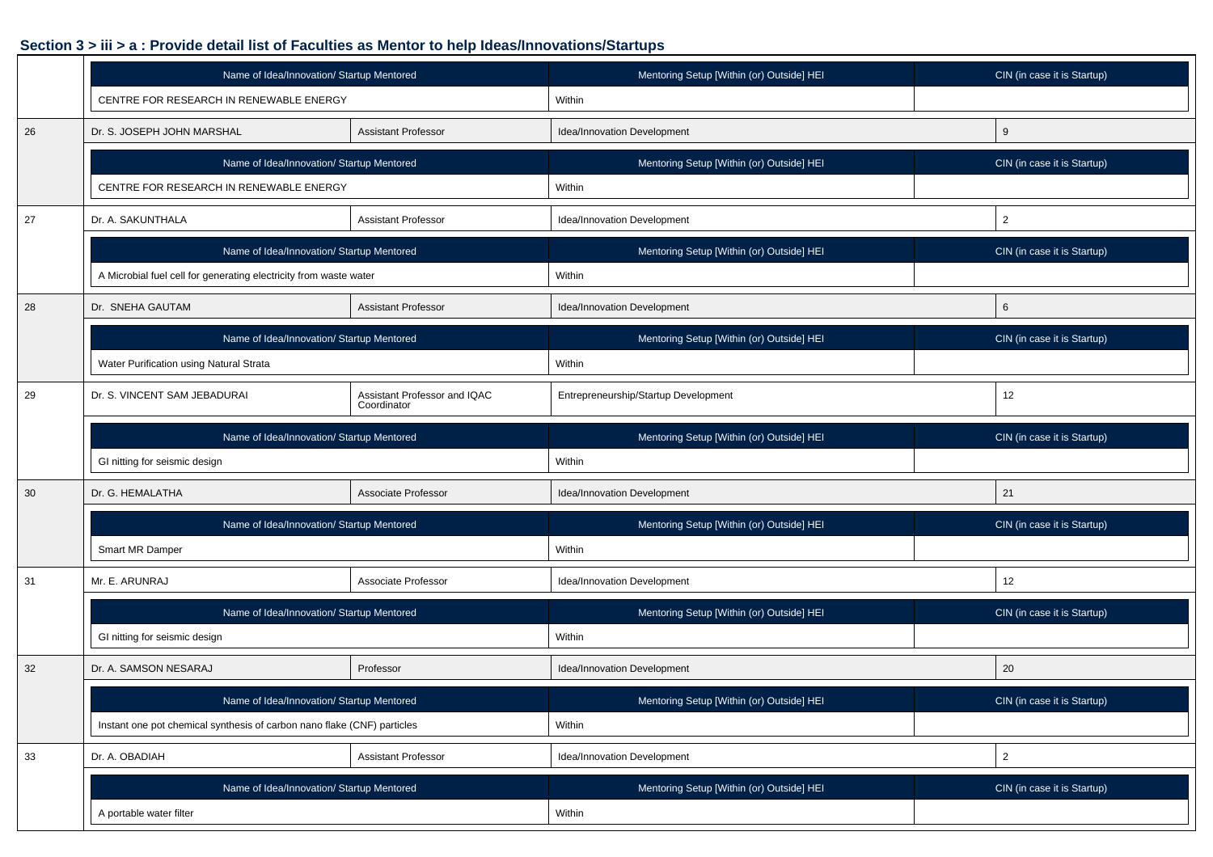## Section 3 > iii > a : Provide detail list of Faculties as Mentor to help Ideas/Innovations/Startups

| | Name of Idea/Innovation/ Startup Mentored | | Mentoring Setup [Within (or) Outside] HEI | CIN (in case it is Startup) |
|---|---|---|---|---|
| | CENTRE FOR RESEARCH IN RENEWABLE ENERGY | | Within | |
| 26 | Dr. S. JOSEPH JOHN MARSHAL | Assistant Professor | Idea/Innovation Development | 9 |
| | Name of Idea/Innovation/ Startup Mentored | | Mentoring Setup [Within (or) Outside] HEI | CIN (in case it is Startup) |
| | CENTRE FOR RESEARCH IN RENEWABLE ENERGY | | Within | |
| 27 | Dr. A. SAKUNTHALA | Assistant Professor | Idea/Innovation Development | 2 |
| | Name of Idea/Innovation/ Startup Mentored | | Mentoring Setup [Within (or) Outside] HEI | CIN (in case it is Startup) |
| | A Microbial fuel cell for generating electricity from waste water | | Within | |
| 28 | Dr. SNEHA GAUTAM | Assistant Professor | Idea/Innovation Development | 6 |
| | Name of Idea/Innovation/ Startup Mentored | | Mentoring Setup [Within (or) Outside] HEI | CIN (in case it is Startup) |
| | Water Purification using Natural Strata | | Within | |
| 29 | Dr. S. VINCENT SAM JEBADURAI | Assistant Professor and IQAC Coordinator | Entrepreneurship/Startup Development | 12 |
| | Name of Idea/Innovation/ Startup Mentored | | Mentoring Setup [Within (or) Outside] HEI | CIN (in case it is Startup) |
| | GI nitting for seismic design | | Within | |
| 30 | Dr. G. HEMALATHA | Associate Professor | Idea/Innovation Development | 21 |
| | Name of Idea/Innovation/ Startup Mentored | | Mentoring Setup [Within (or) Outside] HEI | CIN (in case it is Startup) |
| | Smart MR Damper | | Within | |
| 31 | Mr. E. ARUNRAJ | Associate Professor | Idea/Innovation Development | 12 |
| | Name of Idea/Innovation/ Startup Mentored | | Mentoring Setup [Within (or) Outside] HEI | CIN (in case it is Startup) |
| | GI nitting for seismic design | | Within | |
| 32 | Dr. A. SAMSON NESARAJ | Professor | Idea/Innovation Development | 20 |
| | Name of Idea/Innovation/ Startup Mentored | | Mentoring Setup [Within (or) Outside] HEI | CIN (in case it is Startup) |
| | Instant one pot chemical synthesis of carbon nano flake (CNF) particles | | Within | |
| 33 | Dr. A. OBADIAH | Assistant Professor | Idea/Innovation Development | 2 |
| | Name of Idea/Innovation/ Startup Mentored | | Mentoring Setup [Within (or) Outside] HEI | CIN (in case it is Startup) |
| | A portable water filter | | Within | |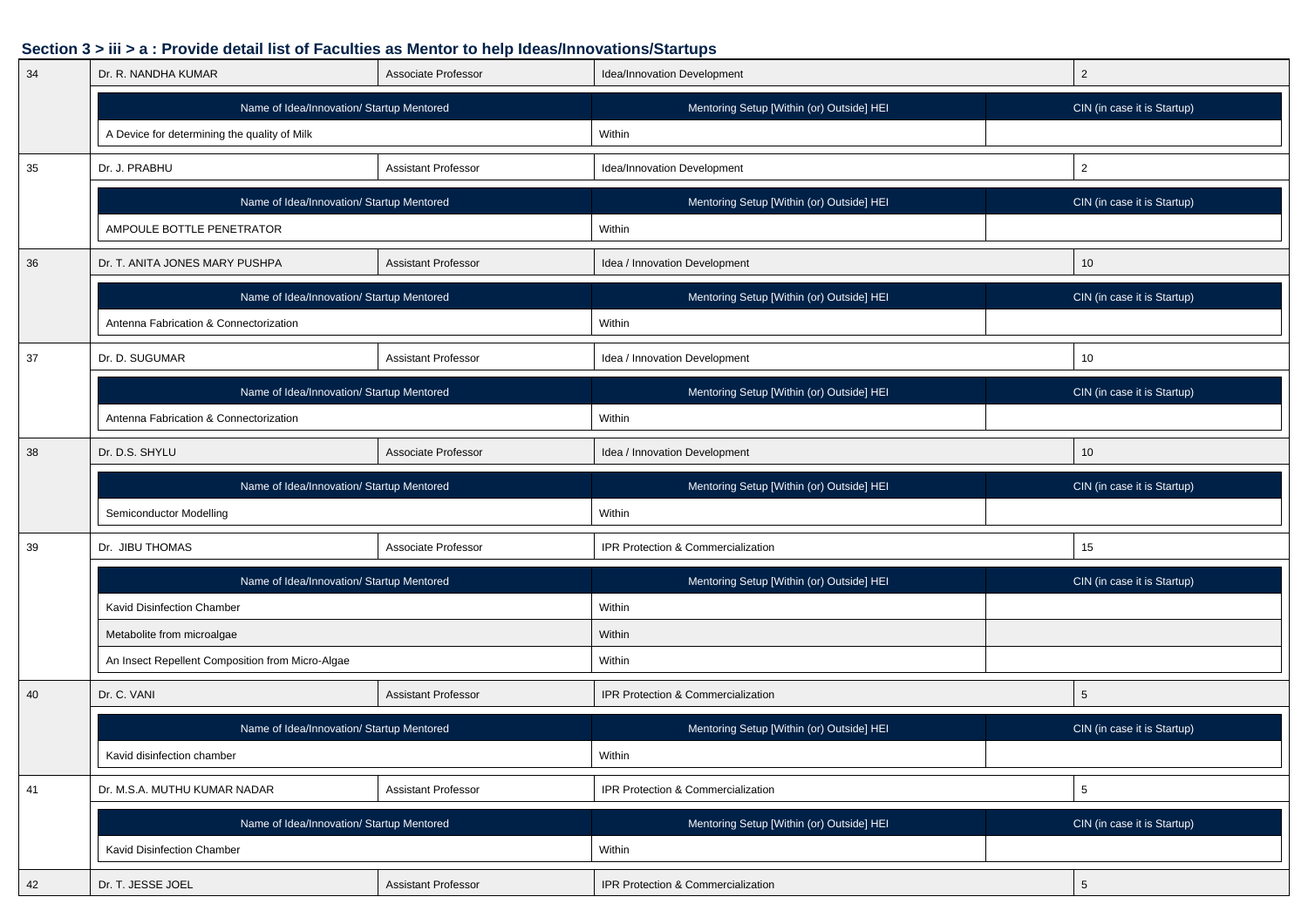### Section 3 > iii > a : Provide detail list of Faculties as Mentor to help Ideas/Innovations/Startups

| 34 | Dr. R. NANDHA KUMAR | Associate Professor | Idea/Innovation Development | 2 |
|---|---|---|---|---|

| Name of Idea/Innovation/ Startup Mentored | Mentoring Setup [Within (or) Outside] HEI | CIN (in case it is Startup) |
|---|---|---|
| A Device for determining the quality of Milk | Within | |

| 35 | Dr. J. PRABHU | Assistant Professor | Idea/Innovation Development | 2 |
|---|---|---|---|---|

| Name of Idea/Innovation/ Startup Mentored | Mentoring Setup [Within (or) Outside] HEI | CIN (in case it is Startup) |
|---|---|---|
| AMPOULE BOTTLE PENETRATOR | Within | |

| 36 | Dr. T. ANITA JONES MARY PUSHPA | Assistant Professor | Idea / Innovation Development | 10 |
|---|---|---|---|---|

| Name of Idea/Innovation/ Startup Mentored | Mentoring Setup [Within (or) Outside] HEI | CIN (in case it is Startup) |
|---|---|---|
| Antenna Fabrication & Connectorization | Within | |

| 37 | Dr. D. SUGUMAR | Assistant Professor | Idea / Innovation Development | 10 |
|---|---|---|---|---|

| Name of Idea/Innovation/ Startup Mentored | Mentoring Setup [Within (or) Outside] HEI | CIN (in case it is Startup) |
|---|---|---|
| Antenna Fabrication & Connectorization | Within | |

| 38 | Dr. D.S. SHYLU | Associate Professor | Idea / Innovation Development | 10 |
|---|---|---|---|---|

| Name of Idea/Innovation/ Startup Mentored | Mentoring Setup [Within (or) Outside] HEI | CIN (in case it is Startup) |
|---|---|---|
| Semiconductor Modelling | Within | |

| 39 | Dr. JIBU THOMAS | Associate Professor | IPR Protection & Commercialization | 15 |
|---|---|---|---|---|

| Name of Idea/Innovation/ Startup Mentored | Mentoring Setup [Within (or) Outside] HEI | CIN (in case it is Startup) |
|---|---|---|
| Kavid Disinfection Chamber | Within | |
| Metabolite from microalgae | Within | |
| An Insect Repellent Composition from Micro-Algae | Within | |

| 40 | Dr. C. VANI | Assistant Professor | IPR Protection & Commercialization | 5 |
|---|---|---|---|---|

| Name of Idea/Innovation/ Startup Mentored | Mentoring Setup [Within (or) Outside] HEI | CIN (in case it is Startup) |
|---|---|---|
| Kavid disinfection chamber | Within | |

| 41 | Dr. M.S.A. MUTHU KUMAR NADAR | Assistant Professor | IPR Protection & Commercialization | 5 |
|---|---|---|---|---|

| Name of Idea/Innovation/ Startup Mentored | Mentoring Setup [Within (or) Outside] HEI | CIN (in case it is Startup) |
|---|---|---|
| Kavid Disinfection Chamber | Within | |

| 42 | Dr. T. JESSE JOEL | Assistant Professor | IPR Protection & Commercialization | 5 |
|---|---|---|---|---|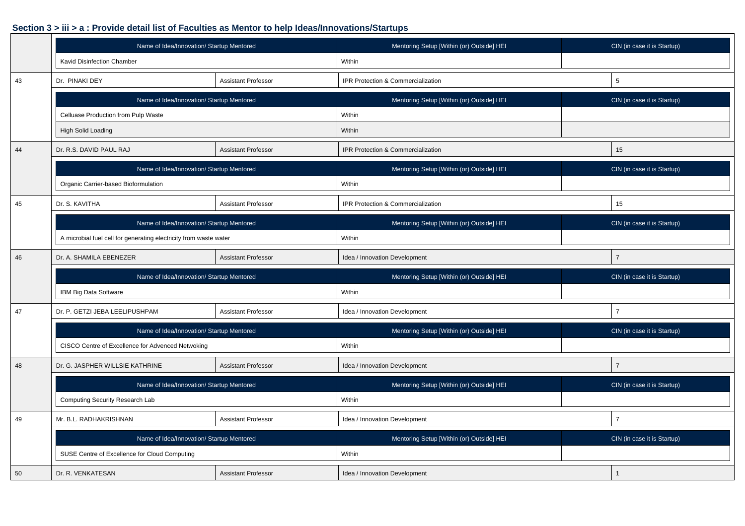### Section 3 > iii > a : Provide detail list of Faculties as Mentor to help Ideas/Innovations/Startups

| | Name of Idea/Innovation/ Startup Mentored | | Mentoring Setup [Within (or) Outside] HEI | CIN (in case it is Startup) |
|---|---|---|---|---|
| | Kavid Disinfection Chamber | | Within | |
| 43 | Dr. PINAKI DEY | Assistant Professor | IPR Protection & Commercialization | 5 |
| | Name of Idea/Innovation/ Startup Mentored | | Mentoring Setup [Within (or) Outside] HEI | CIN (in case it is Startup) |
| | Celluase Production from Pulp Waste | | Within | |
| | High Solid Loading | | Within | |
| 44 | Dr. R.S. DAVID PAUL RAJ | Assistant Professor | IPR Protection & Commercialization | 15 |
| | Name of Idea/Innovation/ Startup Mentored | | Mentoring Setup [Within (or) Outside] HEI | CIN (in case it is Startup) |
| | Organic Carrier-based Bioformulation | | Within | |
| 45 | Dr. S. KAVITHA | Assistant Professor | IPR Protection & Commercialization | 15 |
| | Name of Idea/Innovation/ Startup Mentored | | Mentoring Setup [Within (or) Outside] HEI | CIN (in case it is Startup) |
| | A microbial fuel cell for generating electricity from waste water | | Within | |
| 46 | Dr. A. SHAMILA EBENEZER | Assistant Professor | Idea / Innovation Development | 7 |
| | Name of Idea/Innovation/ Startup Mentored | | Mentoring Setup [Within (or) Outside] HEI | CIN (in case it is Startup) |
| | IBM Big Data Software | | Within | |
| 47 | Dr. P. GETZI JEBA LEELIPUSHPAM | Assistant Professor | Idea / Innovation Development | 7 |
| | Name of Idea/Innovation/ Startup Mentored | | Mentoring Setup [Within (or) Outside] HEI | CIN (in case it is Startup) |
| | CISCO Centre of Excellence for Advenced Netwoking | | Within | |
| 48 | Dr. G. JASPHER WILLSIE KATHRINE | Assistant Professor | Idea / Innovation Development | 7 |
| | Name of Idea/Innovation/ Startup Mentored | | Mentoring Setup [Within (or) Outside] HEI | CIN (in case it is Startup) |
| | Computing Security Research Lab | | Within | |
| 49 | Mr. B.L. RADHAKRISHNAN | Assistant Professor | Idea / Innovation Development | 7 |
| | Name of Idea/Innovation/ Startup Mentored | | Mentoring Setup [Within (or) Outside] HEI | CIN (in case it is Startup) |
| | SUSE Centre of Excellence for Cloud Computing | | Within | |
| 50 | Dr. R. VENKATESAN | Assistant Professor | Idea / Innovation Development | 1 |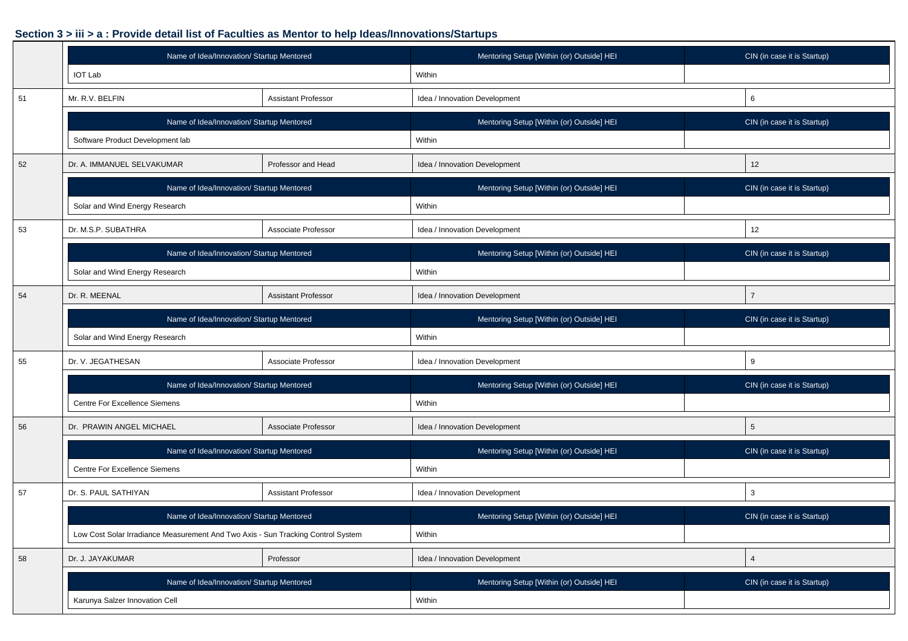### Section 3 > iii > a : Provide detail list of Faculties as Mentor to help Ideas/Innovations/Startups

| Name of Idea/Innovation/ Startup Mentored | Mentoring Setup [Within (or) Outside] HEI | CIN (in case it is Startup) |
|---|---|---|
| IOT Lab | Within | |

| S.No | Name | Designation | Type | Count |
|---|---|---|---|---|
| 51 | Mr. R.V. BELFIN | Assistant Professor | Idea / Innovation Development | 6 |

| Name of Idea/Innovation/ Startup Mentored | Mentoring Setup [Within (or) Outside] HEI | CIN (in case it is Startup) |
|---|---|---|
| Software Product Development lab | Within | |

| S.No | Name | Designation | Type | Count |
|---|---|---|---|---|
| 52 | Dr. A. IMMANUEL SELVAKUMAR | Professor and Head | Idea / Innovation Development | 12 |

| Name of Idea/Innovation/ Startup Mentored | Mentoring Setup [Within (or) Outside] HEI | CIN (in case it is Startup) |
|---|---|---|
| Solar and Wind Energy Research | Within | |

| S.No | Name | Designation | Type | Count |
|---|---|---|---|---|
| 53 | Dr. M.S.P. SUBATHRA | Associate Professor | Idea / Innovation Development | 12 |

| Name of Idea/Innovation/ Startup Mentored | Mentoring Setup [Within (or) Outside] HEI | CIN (in case it is Startup) |
|---|---|---|
| Solar and Wind Energy Research | Within | |

| S.No | Name | Designation | Type | Count |
|---|---|---|---|---|
| 54 | Dr. R. MEENAL | Assistant Professor | Idea / Innovation Development | 7 |

| Name of Idea/Innovation/ Startup Mentored | Mentoring Setup [Within (or) Outside] HEI | CIN (in case it is Startup) |
|---|---|---|
| Solar and Wind Energy Research | Within | |

| S.No | Name | Designation | Type | Count |
|---|---|---|---|---|
| 55 | Dr. V. JEGATHESAN | Associate Professor | Idea / Innovation Development | 9 |

| Name of Idea/Innovation/ Startup Mentored | Mentoring Setup [Within (or) Outside] HEI | CIN (in case it is Startup) |
|---|---|---|
| Centre For Excellence Siemens | Within | |

| S.No | Name | Designation | Type | Count |
|---|---|---|---|---|
| 56 | Dr. PRAWIN ANGEL MICHAEL | Associate Professor | Idea / Innovation Development | 5 |

| Name of Idea/Innovation/ Startup Mentored | Mentoring Setup [Within (or) Outside] HEI | CIN (in case it is Startup) |
|---|---|---|
| Centre For Excellence Siemens | Within | |

| S.No | Name | Designation | Type | Count |
|---|---|---|---|---|
| 57 | Dr. S. PAUL SATHIYAN | Assistant Professor | Idea / Innovation Development | 3 |

| Name of Idea/Innovation/ Startup Mentored | Mentoring Setup [Within (or) Outside] HEI | CIN (in case it is Startup) |
|---|---|---|
| Low Cost Solar Irradiance Measurement And Two Axis - Sun Tracking Control System | Within | |

| S.No | Name | Designation | Type | Count |
|---|---|---|---|---|
| 58 | Dr. J. JAYAKUMAR | Professor | Idea / Innovation Development | 4 |

| Name of Idea/Innovation/ Startup Mentored | Mentoring Setup [Within (or) Outside] HEI | CIN (in case it is Startup) |
|---|---|---|
| Karunya Salzer Innovation Cell | Within | |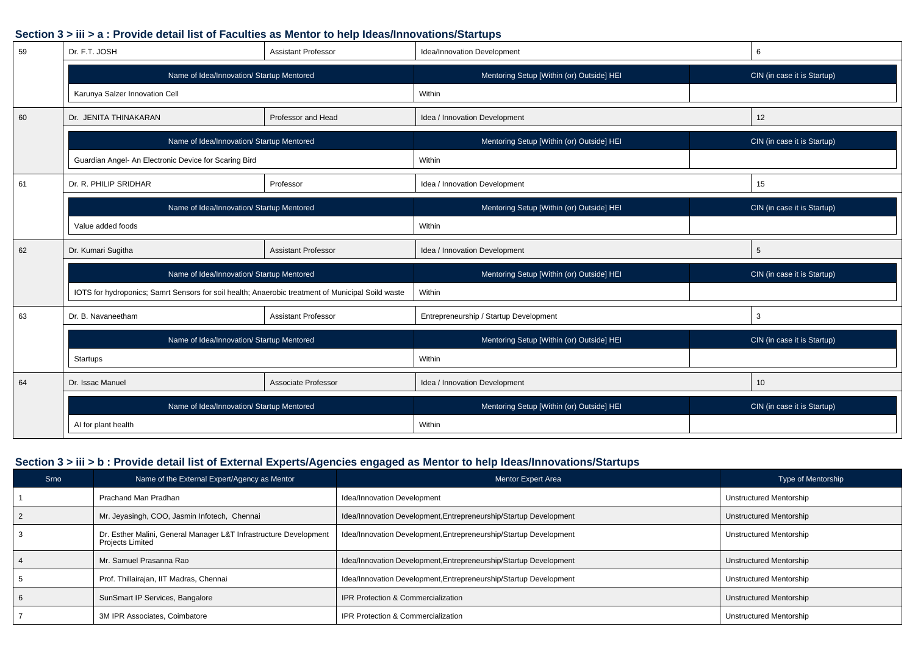### Section 3 > iii > a : Provide detail list of Faculties as Mentor to help Ideas/Innovations/Startups

| 59 | Dr. F.T. JOSH | Assistant Professor | Idea/Innovation Development | 6 |
|---|---|---|---|---|
| | Name of Idea/Innovation/ Startup Mentored | | Mentoring Setup [Within (or) Outside] HEI | CIN (in case it is Startup) |
| | Karunya Salzer Innovation Cell | | Within | |
| 60 | Dr. JENITA THINAKARAN | Professor and Head | Idea / Innovation Development | 12 |
| | Name of Idea/Innovation/ Startup Mentored | | Mentoring Setup [Within (or) Outside] HEI | CIN (in case it is Startup) |
| | Guardian Angel- An Electronic Device for Scaring Bird | | Within | |
| 61 | Dr. R. PHILIP SRIDHAR | Professor | Idea / Innovation Development | 15 |
| | Name of Idea/Innovation/ Startup Mentored | | Mentoring Setup [Within (or) Outside] HEI | CIN (in case it is Startup) |
| | Value added foods | | Within | |
| 62 | Dr. Kumari Sugitha | Assistant Professor | Idea / Innovation Development | 5 |
| | Name of Idea/Innovation/ Startup Mentored | | Mentoring Setup [Within (or) Outside] HEI | CIN (in case it is Startup) |
| | IOTS for hydroponics; Samrt Sensors for soil health; Anaerobic treatment of Municipal Soild waste | | Within | |
| 63 | Dr. B. Navaneetham | Assistant Professor | Entrepreneurship / Startup Development | 3 |
| | Name of Idea/Innovation/ Startup Mentored | | Mentoring Setup [Within (or) Outside] HEI | CIN (in case it is Startup) |
| | Startups | | Within | |
| 64 | Dr. Issac Manuel | Associate Professor | Idea / Innovation Development | 10 |
| | Name of Idea/Innovation/ Startup Mentored | | Mentoring Setup [Within (or) Outside] HEI | CIN (in case it is Startup) |
| | AI for plant health | | Within | |

### Section 3 > iii > b : Provide detail list of External Experts/Agencies engaged as Mentor to help Ideas/Innovations/Startups

| Srno | Name of the External Expert/Agency as Mentor | Mentor Expert Area | Type of Mentorship |
|---|---|---|---|
| 1 | Prachand Man Pradhan | Idea/Innovation Development | Unstructured Mentorship |
| 2 | Mr. Jeyasingh, COO, Jasmin Infotech, Chennai | Idea/Innovation Development,Entrepreneurship/Startup Development | Unstructured Mentorship |
| 3 | Dr. Esther Malini, General Manager L&T Infrastructure Development Projects Limited | Idea/Innovation Development,Entrepreneurship/Startup Development | Unstructured Mentorship |
| 4 | Mr. Samuel Prasanna Rao | Idea/Innovation Development,Entrepreneurship/Startup Development | Unstructured Mentorship |
| 5 | Prof. Thillairajan, IIT Madras, Chennai | Idea/Innovation Development,Entrepreneurship/Startup Development | Unstructured Mentorship |
| 6 | SunSmart IP Services, Bangalore | IPR Protection & Commercialization | Unstructured Mentorship |
| 7 | 3M IPR Associates, Coimbatore | IPR Protection & Commercialization | Unstructured Mentorship |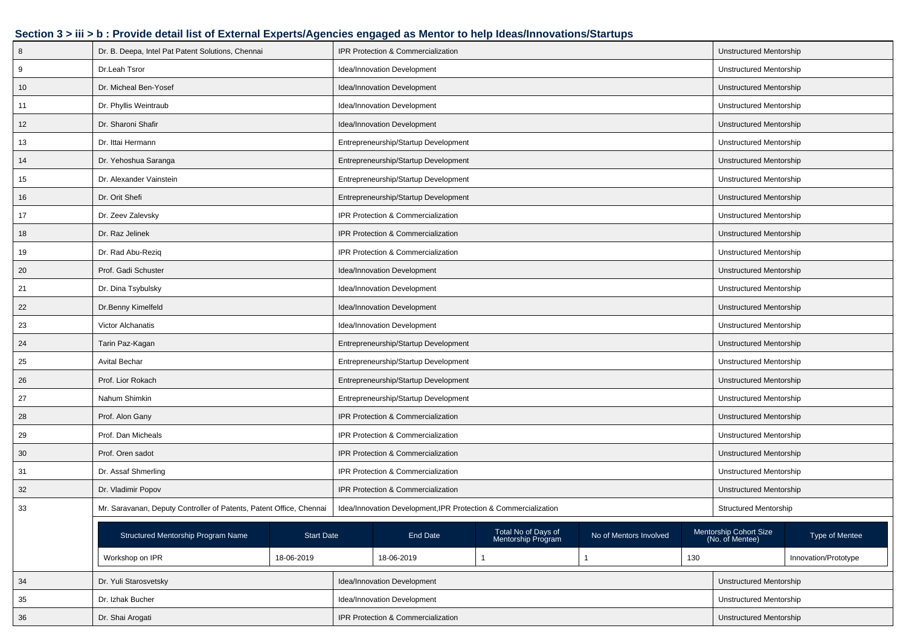### Section 3 > iii > b : Provide detail list of External Experts/Agencies engaged as Mentor to help Ideas/Innovations/Startups

| | | | |
|---|---|---|---|
| 8 | Dr. B. Deepa, Intel Pat Patent Solutions, Chennai | IPR Protection & Commercialization | Unstructured Mentorship |
| 9 | Dr.Leah Tsror | Idea/Innovation Development | Unstructured Mentorship |
| 10 | Dr. Micheal Ben-Yosef | Idea/Innovation Development | Unstructured Mentorship |
| 11 | Dr. Phyllis Weintraub | Idea/Innovation Development | Unstructured Mentorship |
| 12 | Dr. Sharoni Shafir | Idea/Innovation Development | Unstructured Mentorship |
| 13 | Dr. Ittai Hermann | Entrepreneurship/Startup Development | Unstructured Mentorship |
| 14 | Dr. Yehoshua Saranga | Entrepreneurship/Startup Development | Unstructured Mentorship |
| 15 | Dr. Alexander Vainstein | Entrepreneurship/Startup Development | Unstructured Mentorship |
| 16 | Dr. Orit Shefi | Entrepreneurship/Startup Development | Unstructured Mentorship |
| 17 | Dr. Zeev Zalevsky | IPR Protection & Commercialization | Unstructured Mentorship |
| 18 | Dr. Raz Jelinek | IPR Protection & Commercialization | Unstructured Mentorship |
| 19 | Dr. Rad Abu-Reziq | IPR Protection & Commercialization | Unstructured Mentorship |
| 20 | Prof. Gadi Schuster | Idea/Innovation Development | Unstructured Mentorship |
| 21 | Dr. Dina Tsybulsky | Idea/Innovation Development | Unstructured Mentorship |
| 22 | Dr.Benny Kimelfeld | Idea/Innovation Development | Unstructured Mentorship |
| 23 | Victor Alchanatis | Idea/Innovation Development | Unstructured Mentorship |
| 24 | Tarin Paz-Kagan | Entrepreneurship/Startup Development | Unstructured Mentorship |
| 25 | Avital Bechar | Entrepreneurship/Startup Development | Unstructured Mentorship |
| 26 | Prof. Lior Rokach | Entrepreneurship/Startup Development | Unstructured Mentorship |
| 27 | Nahum Shimkin | Entrepreneurship/Startup Development | Unstructured Mentorship |
| 28 | Prof. Alon Gany | IPR Protection & Commercialization | Unstructured Mentorship |
| 29 | Prof. Dan Micheals | IPR Protection & Commercialization | Unstructured Mentorship |
| 30 | Prof. Oren sadot | IPR Protection & Commercialization | Unstructured Mentorship |
| 31 | Dr. Assaf Shmerling | IPR Protection & Commercialization | Unstructured Mentorship |
| 32 | Dr. Vladimir Popov | IPR Protection & Commercialization | Unstructured Mentorship |
| 33 | Mr. Saravanan, Deputy Controller of Patents, Patent Office, Chennai | Idea/Innovation Development,IPR Protection & Commercialization | Structured Mentorship |

| Structured Mentorship Program Name | Start Date | End Date | Total No of Days of Mentorship Program | No of Mentors Involved | Mentorship Cohort Size (No. of Mentee) | Type of Mentee |
|---|---|---|---|---|---|---|
| Workshop on IPR | 18-06-2019 | 18-06-2019 | 1 | 1 | 130 | Innovation/Prototype |

| | | | |
|---|---|---|---|
| 34 | Dr. Yuli Starosvetsky | Idea/Innovation Development | Unstructured Mentorship |
| 35 | Dr. Izhak Bucher | Idea/Innovation Development | Unstructured Mentorship |
| 36 | Dr. Shai Arogati | IPR Protection & Commercialization | Unstructured Mentorship |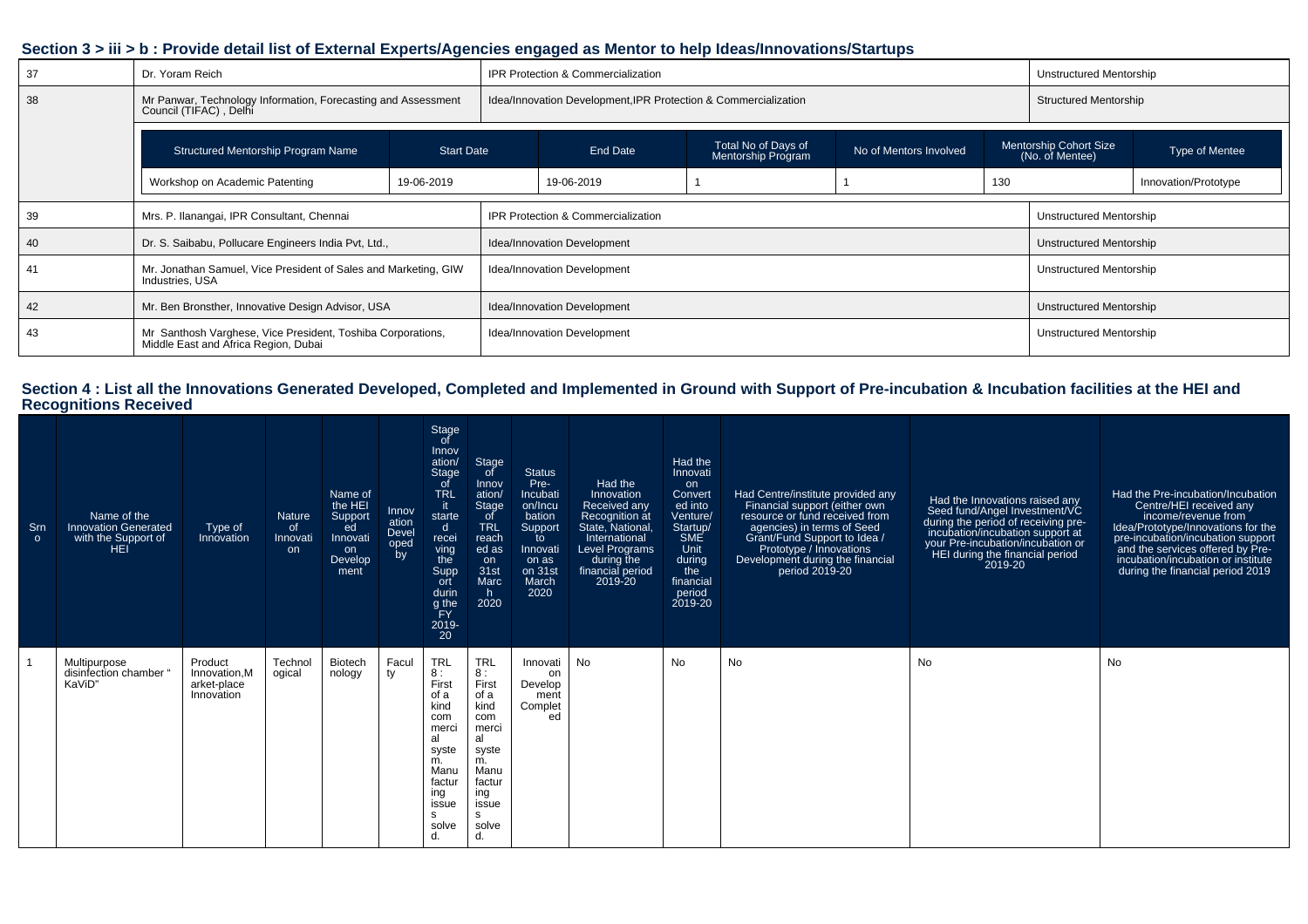## Section 3 > iii > b : Provide detail list of External Experts/Agencies engaged as Mentor to help Ideas/Innovations/Startups

| | | | |
|---|---|---|---|
| 37 | Dr. Yoram Reich | IPR Protection & Commercialization | Unstructured Mentorship |
| 38 | Mr Panwar, Technology Information, Forecasting and Assessment Council (TIFAC) , Delhi | Idea/Innovation Development,IPR Protection & Commercialization | Structured Mentorship |

| Structured Mentorship Program Name | Start Date | End Date | Total No of Days of Mentorship Program | No of Mentors Involved | Mentorship Cohort Size (No. of Mentee) | Type of Mentee |
|---|---|---|---|---|---|---|
| Workshop on Academic Patenting | 19-06-2019 | 19-06-2019 | 1 | 1 | 130 | Innovation/Prototype |

| | | | |
|---|---|---|---|
| 39 | Mrs. P. Ilanangai, IPR Consultant, Chennai | IPR Protection & Commercialization | Unstructured Mentorship |
| 40 | Dr. S. Saibabu, Pollucare Engineers India Pvt, Ltd., | Idea/Innovation Development | Unstructured Mentorship |
| 41 | Mr. Jonathan Samuel, Vice President of Sales and Marketing, GIW Industries, USA | Idea/Innovation Development | Unstructured Mentorship |
| 42 | Mr. Ben Bronsther, Innovative Design Advisor, USA | Idea/Innovation Development | Unstructured Mentorship |
| 43 | Mr Santhosh Varghese, Vice President, Toshiba Corporations, Middle East and Africa Region, Dubai | Idea/Innovation Development | Unstructured Mentorship |

## Section 4 : List all the Innovations Generated Developed, Completed and Implemented in Ground with Support of Pre-incubation & Incubation facilities at the HEI and Recognitions Received

| Srno | Name of the Innovation Generated with the Support of HEI | Type of Innovation | Nature of Innovation | Name of the HEI Supported Innovation Development | Innovation Developed by | Stage of Innovation/ Stage of TRL it started receiving the Support during the FY 2019-20 | Stage of Innovation/ Stage of TRL reached as on 31st March 2020 | Status Pre-Incubation/Incubation Support to Innovation as on 31st March 2020 | Had the Innovation Received any Recognition at State, National, International Level Programs during the financial period 2019-20 | Had the Innovation Converted into Venture/ Startup/ SME Unit during the financial period 2019-20 | Had Centre/institute provided any Financial support (either own resource or fund received from agencies) in terms of Seed Grant/Fund Support to Idea / Prototype / Innovations Development during the financial period 2019-20 | Had the Innovations raised any Seed fund/Angel Investment/VC during the period of receiving pre-incubation/incubation support at your Pre-incubation/incubation or HEI during the financial period 2019-20 | Had the Pre-incubation/Incubation Centre/HEI received any income/revenue from Idea/Prototype/Innovations for the pre-incubation/incubation support and the services offered by Pre-incubation/incubation or institute during the financial period 2019 |
|---|---|---|---|---|---|---|---|---|---|---|---|---|---|
| 1 | Multipurpose disinfection chamber " KaViD" | Product Innovation,Market-place Innovation | Technological | Biotechnology | Faculty | TRL 8 : First of a kind commercial system. Manufacturing issues solved. | TRL 8 : First of a kind commercial system. Manufacturing issues solved. | Innovation Development Completed | No | No | No | No | No |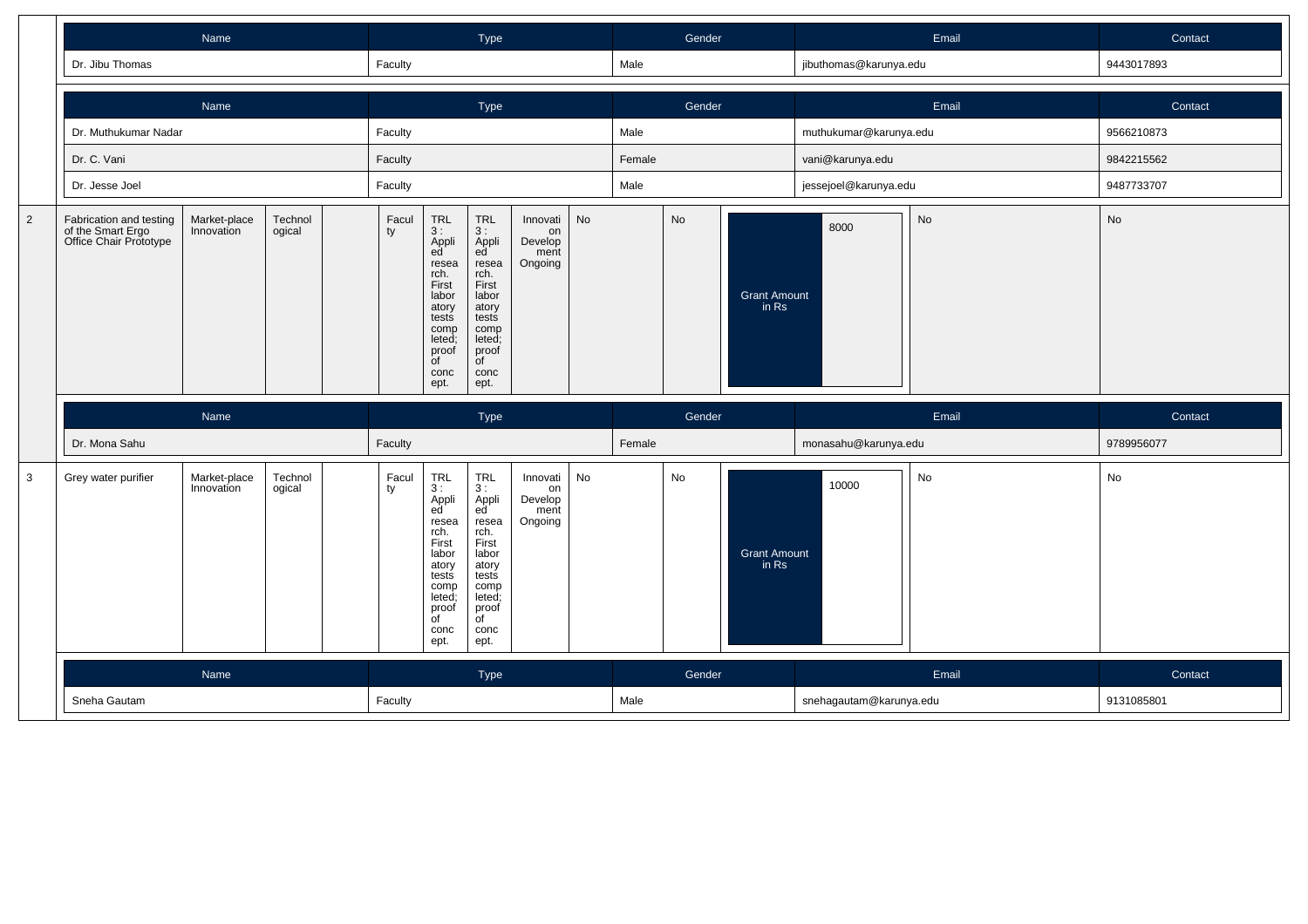| Name | Type | Gender | Email | Contact |
|---|---|---|---|---|
| Dr. Jibu Thomas | Faculty | Male | jibuthomas@karunya.edu | 9443017893 |

| Name | Type | Gender | Email | Contact |
|---|---|---|---|---|
| Dr. Muthukumar Nadar | Faculty | Male | muthukumar@karunya.edu | 9566210873 |
| Dr. C. Vani | Faculty | Female | vani@karunya.edu | 9842215562 |
| Dr. Jesse Joel | Faculty | Male | jessejoel@karunya.edu | 9487733707 |

| | | | | | | | | | | | | | | |
|---|---|---|---|---|---|---|---|---|---|---|---|---|---|---|
| 2 | Fabrication and testing of the Smart Ergo Office Chair Prototype | Market-place Innovation | Technological | | Faculty | TRL 3 : Applied research. First laboratory tests completed; proof of concept. | TRL 3 : Applied research. First laboratory tests completed; proof of concept. | Innovation Development Ongoing | No | No | Grant Amount in Rs | 8000 | No | No |

| Name | Type | Gender | Email | Contact |
|---|---|---|---|---|
| Dr. Mona Sahu | Faculty | Female | monasahu@karunya.edu | 9789956077 |

| | | | | | | | | | | | | | | |
|---|---|---|---|---|---|---|---|---|---|---|---|---|---|---|
| 3 | Grey water purifier | Market-place Innovation | Technological | | Faculty | TRL 3 : Applied research. First laboratory tests completed; proof of concept. | TRL 3 : Applied research. First laboratory tests completed; proof of concept. | Innovation Development Ongoing | No | No | Grant Amount in Rs | 10000 | No | No |

| Name | Type | Gender | Email | Contact |
|---|---|---|---|---|
| Sneha Gautam | Faculty | Male | snehagautam@karunya.edu | 9131085801 |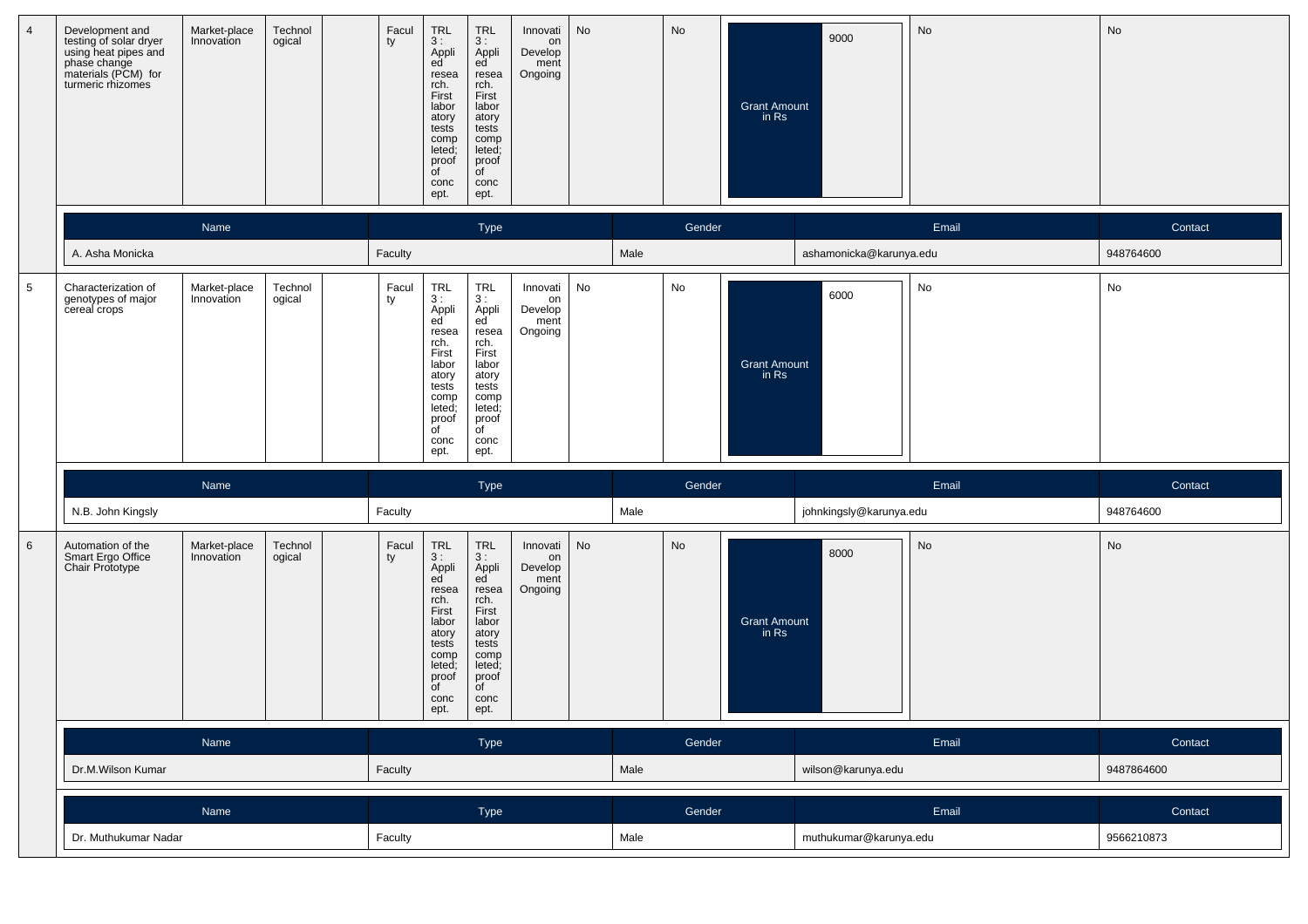| 4 | Development and testing of solar dryer using heat pipes and phase change materials (PCM) for turmeric rhizomes | Market-place Innovation | Technological | | Faculty | TRL 3 : Applied research. First laboratory tests completed; proof of concept. | TRL 3 : Applied research. First laboratory tests completed; proof of concept. | Innovation Development Ongoing | No | No | Grant Amount in Rs | 9000 | No | No |
|---|---|---|---|---|---|---|---|---|---|---|---|---|---|---|

| Name | Type | Gender | Email | Contact |
|---|---|---|---|---|
| A. Asha Monicka | Faculty | Male | ashamonicka@karunya.edu | 948764600 |

| 5 | Characterization of genotypes of major cereal crops | Market-place Innovation | Technological | | Faculty | TRL 3 : Applied research. First laboratory tests completed; proof of concept. | TRL 3 : Applied research. First laboratory tests completed; proof of concept. | Innovation Development Ongoing | No | No | Grant Amount in Rs | 6000 | No | No |
|---|---|---|---|---|---|---|---|---|---|---|---|---|---|---|

| Name | Type | Gender | Email | Contact |
|---|---|---|---|---|
| N.B. John Kingsly | Faculty | Male | johnkingsly@karunya.edu | 948764600 |

| 6 | Automation of the Smart Ergo Office Chair Prototype | Market-place Innovation | Technological | | Faculty | TRL 3 : Applied research. First laboratory tests completed; proof of concept. | TRL 3 : Applied research. First laboratory tests completed; proof of concept. | Innovation Development Ongoing | No | No | Grant Amount in Rs | 8000 | No | No |
|---|---|---|---|---|---|---|---|---|---|---|---|---|---|---|

| Name | Type | Gender | Email | Contact |
|---|---|---|---|---|
| Dr.M.Wilson Kumar | Faculty | Male | wilson@karunya.edu | 9487864600 |

| Name | Type | Gender | Email | Contact |
|---|---|---|---|---|
| Dr. Muthukumar Nadar | Faculty | Male | muthukumar@karunya.edu | 9566210873 |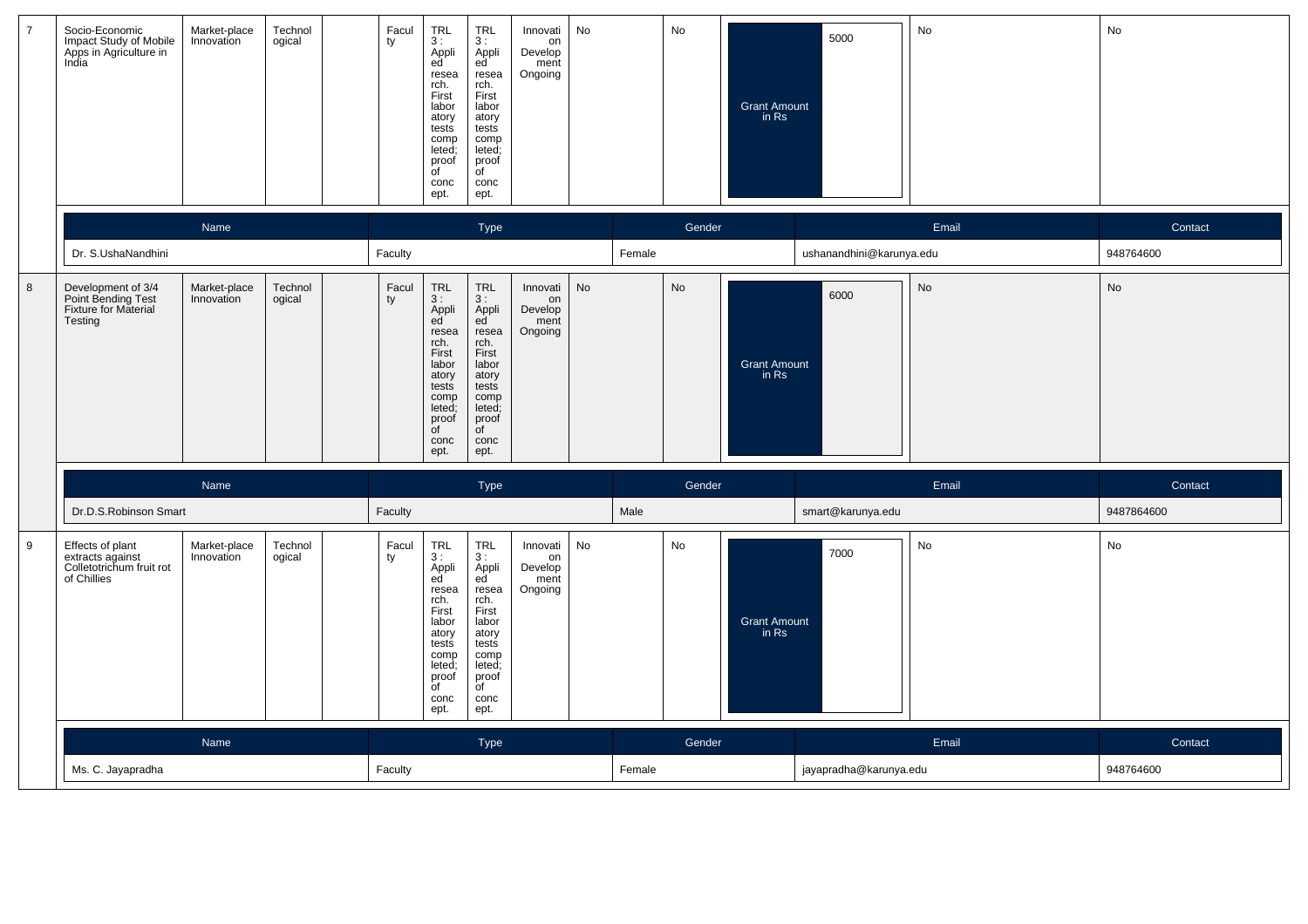| 7 | Socio-Economic Impact Study of Mobile Apps in Agriculture in India | Market-place Innovation | Technological | | Faculty | TRL 3 : Applied research. First laboratory tests completed; proof of concept. | TRL 3 : Applied research. First laboratory tests completed; proof of concept. | Innovation Development Ongoing | No | No | Grant Amount in Rs | 5000 | No | No |
|---|---|---|---|---|---|---|---|---|---|---|---|---|---|---|

| Name | Type | Gender | Email | Contact |
|---|---|---|---|---|
| Dr. S.UshaNandhini | Faculty | Female | ushanandhini@karunya.edu | 948764600 |

| 8 | Development of 3/4 Point Bending Test Fixture for Material Testing | Market-place Innovation | Technological | | Faculty | TRL 3 : Applied research. First laboratory tests completed; proof of concept. | TRL 3 : Applied research. First laboratory tests completed; proof of concept. | Innovation Development Ongoing | No | No | Grant Amount in Rs | 6000 | No | No |
|---|---|---|---|---|---|---|---|---|---|---|---|---|---|---|

| Name | Type | Gender | Email | Contact |
|---|---|---|---|---|
| Dr.D.S.Robinson Smart | Faculty | Male | smart@karunya.edu | 9487864600 |

| 9 | Effects of plant extracts against Colletotrichum fruit rot of Chillies | Market-place Innovation | Technological | | Faculty | TRL 3 : Applied research. First laboratory tests completed; proof of concept. | TRL 3 : Applied research. First laboratory tests completed; proof of concept. | Innovation Development Ongoing | No | No | Grant Amount in Rs | 7000 | No | No |
|---|---|---|---|---|---|---|---|---|---|---|---|---|---|---|

| Name | Type | Gender | Email | Contact |
|---|---|---|---|---|
| Ms. C. Jayapradha | Faculty | Female | jayapradha@karunya.edu | 948764600 |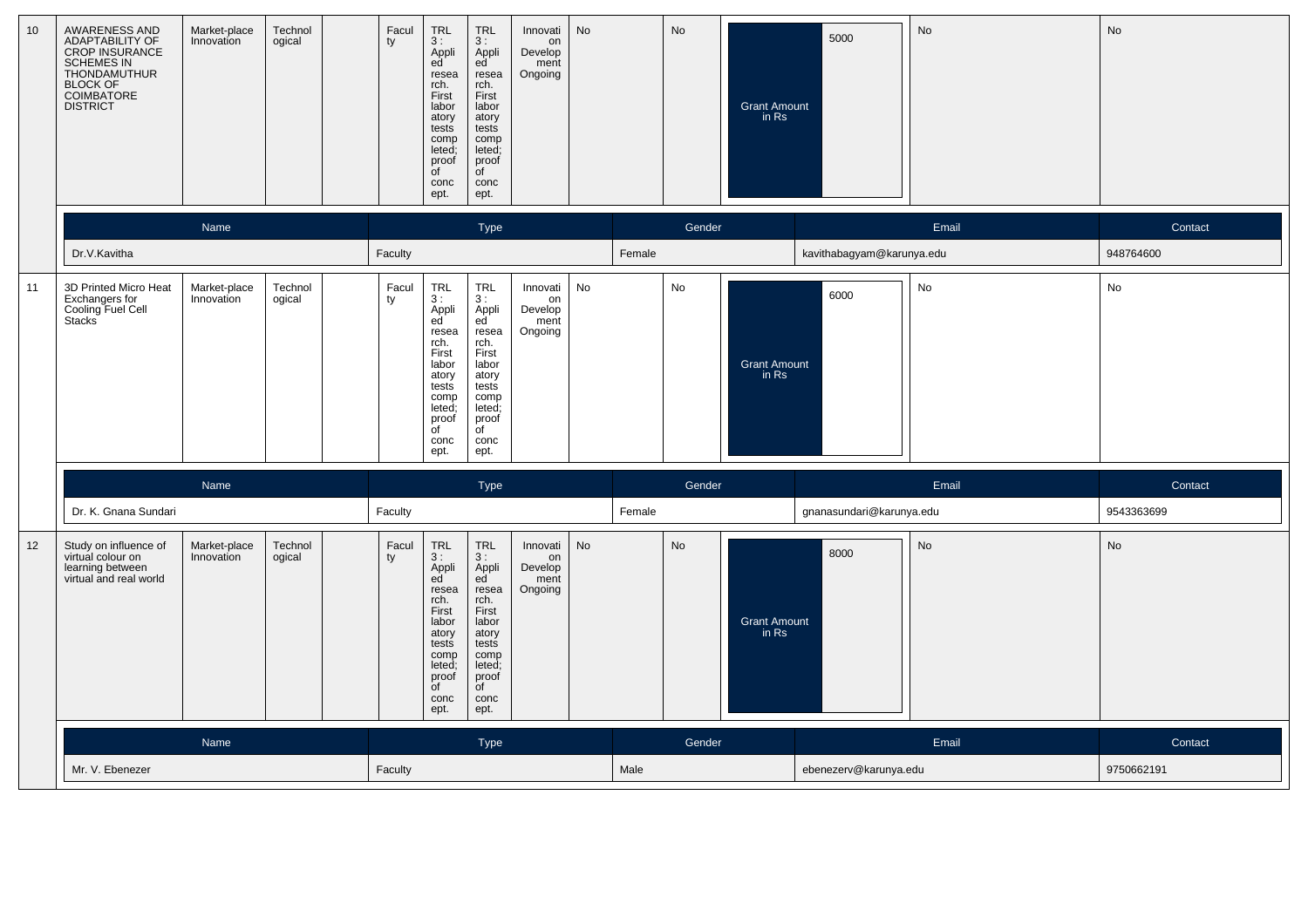| 10 | AWARENESS AND ADAPTABILITY OF CROP INSURANCE SCHEMES IN THONDAMUTHUR BLOCK OF COIMBATORE DISTRICT | Market-place Innovation | Technological | | Faculty | TRL 3 : Applied research. First laboratory tests completed; proof of concept. | TRL 3 : Applied research. First laboratory tests completed; proof of concept. | Innovation Development Ongoing | No | No | Grant Amount in Rs | 5000 | No | No |
|---|---|---|---|---|---|---|---|---|---|---|---|---|---|---|

| Name | Type | Gender | Email | Contact |
|---|---|---|---|---|
| Dr.V.Kavitha | Faculty | Female | kavithabagyam@karunya.edu | 948764600 |

| 11 | 3D Printed Micro Heat Exchangers for Cooling Fuel Cell Stacks | Market-place Innovation | Technological | | Faculty | TRL 3 : Applied research. First laboratory tests completed; proof of concept. | TRL 3 : Applied research. First laboratory tests completed; proof of concept. | Innovation Development Ongoing | No | No | Grant Amount in Rs | 6000 | No | No |
|---|---|---|---|---|---|---|---|---|---|---|---|---|---|---|

| Name | Type | Gender | Email | Contact |
|---|---|---|---|---|
| Dr. K. Gnana Sundari | Faculty | Female | gnanasundari@karunya.edu | 9543363699 |

| 12 | Study on influence of virtual colour on learning between virtual and real world | Market-place Innovation | Technological | | Faculty | TRL 3 : Applied research. First laboratory tests completed; proof of concept. | TRL 3 : Applied research. First laboratory tests completed; proof of concept. | Innovation Development Ongoing | No | No | Grant Amount in Rs | 8000 | No | No |
|---|---|---|---|---|---|---|---|---|---|---|---|---|---|---|

| Name | Type | Gender | Email | Contact |
|---|---|---|---|---|
| Mr. V. Ebenezer | Faculty | Male | ebenezerv@karunya.edu | 9750662191 |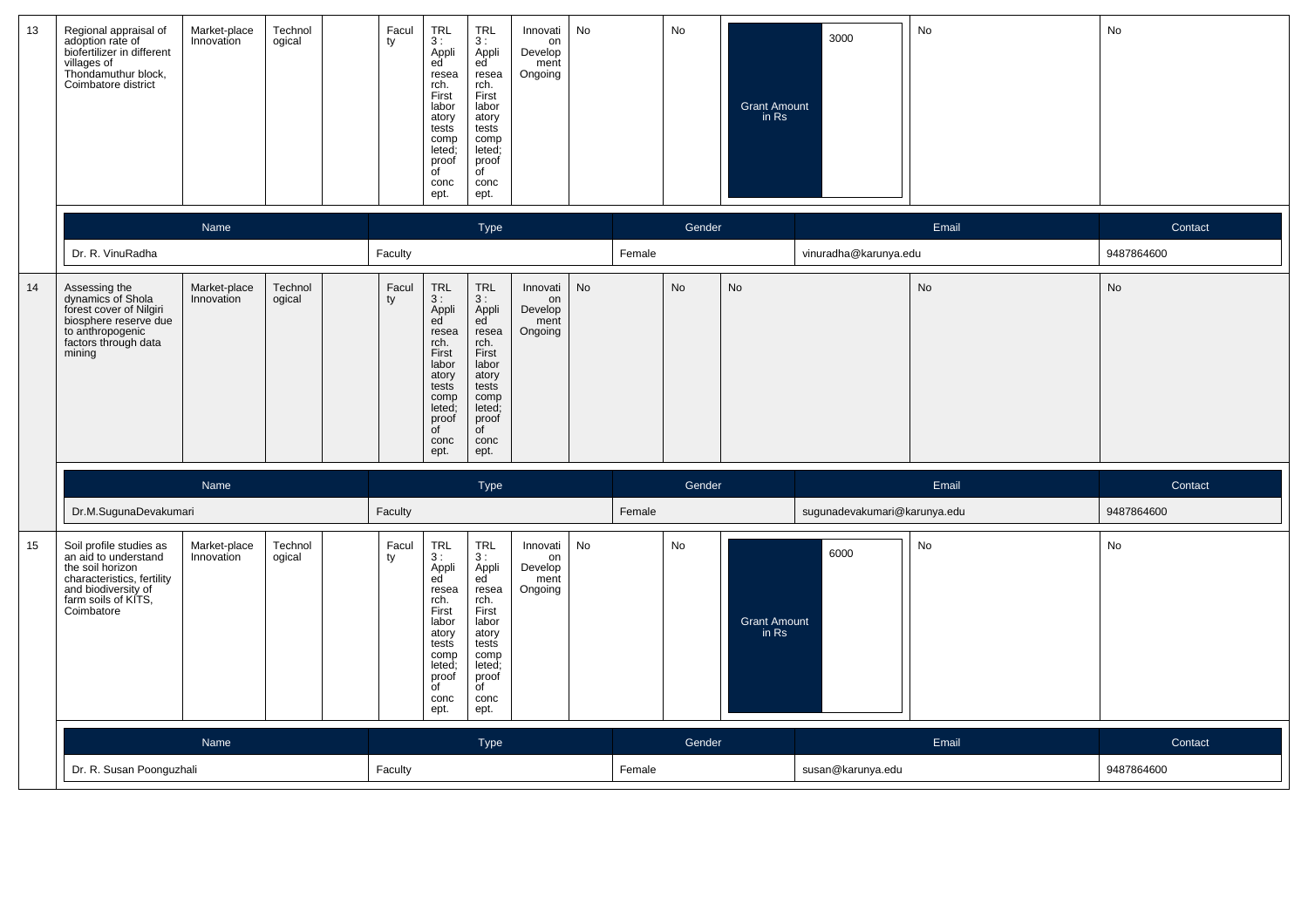| 13 | Regional appraisal of adoption rate of biofertilizer in different villages of Thondamuthur block, Coimbatore district | Market-place Innovation | Technological | | Faculty | TRL 3 : Applied research. First laboratory tests completed; proof of concept. | TRL 3 : Applied research. First laboratory tests completed; proof of concept. | Innovation Development Ongoing | No | No | Grant Amount in Rs: 3000 | No | No |
|---|---|---|---|---|---|---|---|---|---|---|---|---|---|

| Name | Type | Gender | Email | Contact |
|---|---|---|---|---|
| Dr. R. VinuRadha | Faculty | Female | vinuradha@karunya.edu | 9487864600 |

| 14 | Assessing the dynamics of Shola forest cover of Nilgiri biosphere reserve due to anthropogenic factors through data mining | Market-place Innovation | Technological | | Faculty | TRL 3 : Applied research. First laboratory tests completed; proof of concept. | TRL 3 : Applied research. First laboratory tests completed; proof of concept. | Innovation Development Ongoing | No | No | No | No | No |
|---|---|---|---|---|---|---|---|---|---|---|---|---|---|

| Name | Type | Gender | Email | Contact |
|---|---|---|---|---|
| Dr.M.SugunaDevakumari | Faculty | Female | sugunadevakumari@karunya.edu | 9487864600 |

| 15 | Soil profile studies as an aid to understand the soil horizon characteristics, fertility and biodiversity of farm soils of KITS, Coimbatore | Market-place Innovation | Technological | | Faculty | TRL 3 : Applied research. First laboratory tests completed; proof of concept. | TRL 3 : Applied research. First laboratory tests completed; proof of concept. | Innovation Development Ongoing | No | No | Grant Amount in Rs: 6000 | No | No |
|---|---|---|---|---|---|---|---|---|---|---|---|---|---|

| Name | Type | Gender | Email | Contact |
|---|---|---|---|---|
| Dr. R. Susan Poonguzhali | Faculty | Female | susan@karunya.edu | 9487864600 |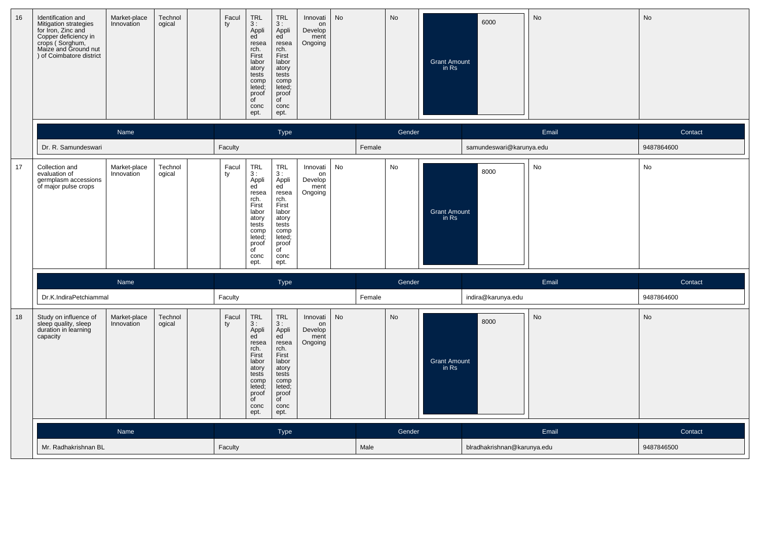| 16 | Identification and Mitigation strategies for Iron, Zinc and Copper deficiency in crops ( Sorghum, Maize and Ground nut ) of Coimbatore district | Market-place Innovation | Technological | | Faculty | TRL 3 : Applied research. First laboratory tests completed; proof of concept. | TRL 3 : Applied research. First laboratory tests completed; proof of concept. | Innovation Development Ongoing | No | No | Grant Amount in Rs | 6000 | No | No |
|---|---|---|---|---|---|---|---|---|---|---|---|---|---|---|

| Name | Type | Gender | Email | Contact |
|---|---|---|---|---|
| Dr. R. Samundeswari | Faculty | Female | samundeswari@karunya.edu | 9487864600 |

| 17 | Collection and evaluation of germplasm accessions of major pulse crops | Market-place Innovation | Technological | | Faculty | TRL 3 : Applied research. First laboratory tests completed; proof of concept. | TRL 3 : Applied research. First laboratory tests completed; proof of concept. | Innovation Development Ongoing | No | No | Grant Amount in Rs | 8000 | No | No |
|---|---|---|---|---|---|---|---|---|---|---|---|---|---|---|

| Name | Type | Gender | Email | Contact |
|---|---|---|---|---|
| Dr.K.IndiraPetchiammal | Faculty | Female | indira@karunya.edu | 9487864600 |

| 18 | Study on influence of sleep quality, sleep duration in learning capacity | Market-place Innovation | Technological | | Faculty | TRL 3 : Applied research. First laboratory tests completed; proof of concept. | TRL 3 : Applied research. First laboratory tests completed; proof of concept. | Innovation Development Ongoing | No | No | Grant Amount in Rs | 8000 | No | No |
|---|---|---|---|---|---|---|---|---|---|---|---|---|---|---|

| Name | Type | Gender | Email | Contact |
|---|---|---|---|---|
| Mr. Radhakrishnan BL | Faculty | Male | blradhakrishnan@karunya.edu | 9487846500 |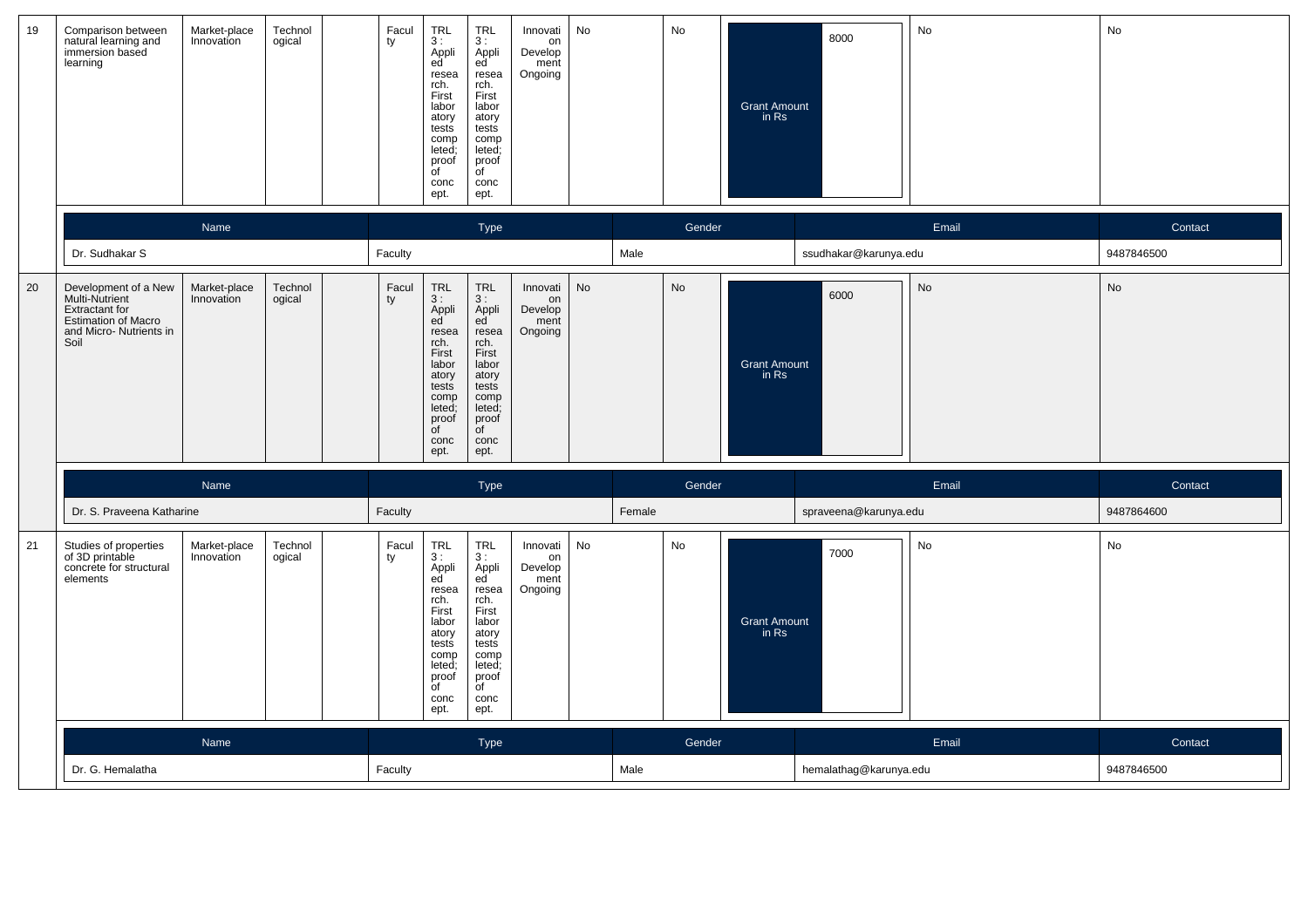| 19 | Comparison between natural learning and immersion based learning | Market-place Innovation | Technological | | Faculty | TRL 3 : Applied research. First laboratory tests completed; proof of concept. | TRL 3 : Applied research. First laboratory tests completed; proof of concept. | Innovation Development Ongoing | No | No | Grant Amount in Rs | 8000 | No | No |
|---|---|---|---|---|---|---|---|---|---|---|---|---|---|---|

| Name | Type | Gender | Email | Contact |
|---|---|---|---|---|
| Dr. Sudhakar S | Faculty | Male | ssudhakar@karunya.edu | 9487846500 |

| 20 | Development of a New Multi-Nutrient Extractant for Estimation of Macro and Micro- Nutrients in Soil | Market-place Innovation | Technological | | Faculty | TRL 3 : Applied research. First laboratory tests completed; proof of concept. | TRL 3 : Applied research. First laboratory tests completed; proof of concept. | Innovation Development Ongoing | No | No | Grant Amount in Rs | 6000 | No | No |
|---|---|---|---|---|---|---|---|---|---|---|---|---|---|---|

| Name | Type | Gender | Email | Contact |
|---|---|---|---|---|
| Dr. S. Praveena Katharine | Faculty | Female | spraveena@karunya.edu | 9487864600 |

| 21 | Studies of properties of 3D printable concrete for structural elements | Market-place Innovation | Technological | | Faculty | TRL 3 : Applied research. First laboratory tests completed; proof of concept. | TRL 3 : Applied research. First laboratory tests completed; proof of concept. | Innovation Development Ongoing | No | No | Grant Amount in Rs | 7000 | No | No |
|---|---|---|---|---|---|---|---|---|---|---|---|---|---|---|

| Name | Type | Gender | Email | Contact |
|---|---|---|---|---|
| Dr. G. Hemalatha | Faculty | Male | hemalathag@karunya.edu | 9487846500 |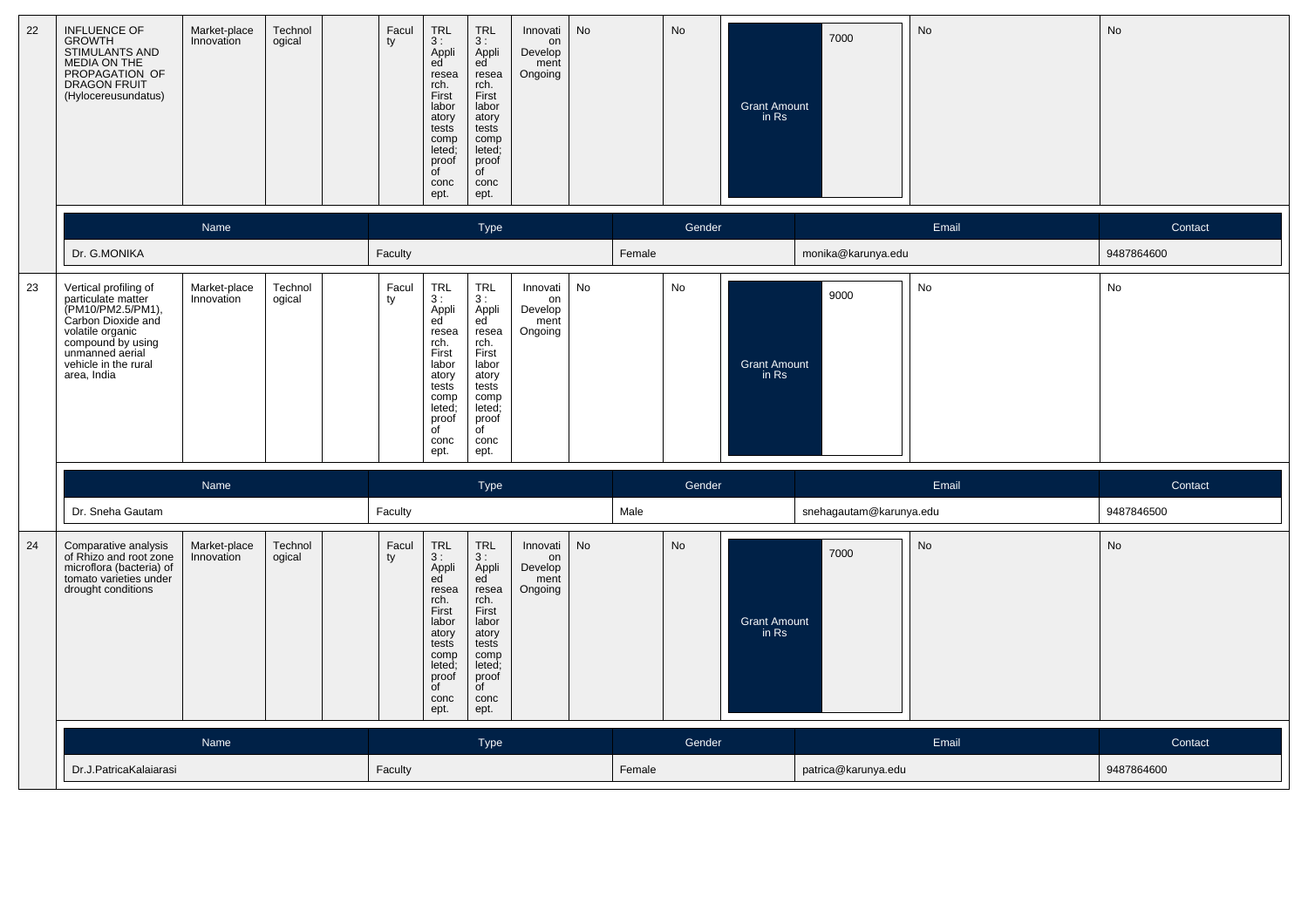| 22 | INFLUENCE OF GROWTH STIMULANTS AND MEDIA ON THE PROPAGATION OF DRAGON FRUIT (Hylocereusundatus) | Market-place Innovation | Technological | | Faculty | TRL 3 : Applied research. First laboratory tests completed; proof of concept. | TRL 3 : Applied research. First laboratory tests completed; proof of concept. | Innovation Development Ongoing | No | No | Grant Amount in Rs | 7000 | No | No |
|---|---|---|---|---|---|---|---|---|---|---|---|---|---|---|
| | **Name** | | | | **Type** | | | | **Gender** | | **Email** | | | **Contact** |
| | Dr. G.MONIKA | | | | Faculty | | | | Female | | monika@karunya.edu | | | 9487864600 |
| 23 | Vertical profiling of particulate matter (PM10/PM2.5/PM1), Carbon Dioxide and volatile organic compound by using unmanned aerial vehicle in the rural area, India | Market-place Innovation | Technological | | Faculty | TRL 3 : Applied research. First laboratory tests completed; proof of concept. | TRL 3 : Applied research. First laboratory tests completed; proof of concept. | Innovation Development Ongoing | No | No | Grant Amount in Rs | 9000 | No | No |
| | **Name** | | | | **Type** | | | | **Gender** | | **Email** | | | **Contact** |
| | Dr. Sneha Gautam | | | | Faculty | | | | Male | | snehagautam@karunya.edu | | | 9487846500 |
| 24 | Comparative analysis of Rhizo and root zone microflora (bacteria) of tomato varieties under drought conditions | Market-place Innovation | Technological | | Faculty | TRL 3 : Applied research. First laboratory tests completed; proof of concept. | TRL 3 : Applied research. First laboratory tests completed; proof of concept. | Innovation Development Ongoing | No | No | Grant Amount in Rs | 7000 | No | No |
| | **Name** | | | | **Type** | | | | **Gender** | | **Email** | | | **Contact** |
| | Dr.J.PatricaKalaiarasi | | | | Faculty | | | | Female | | patrica@karunya.edu | | | 9487864600 |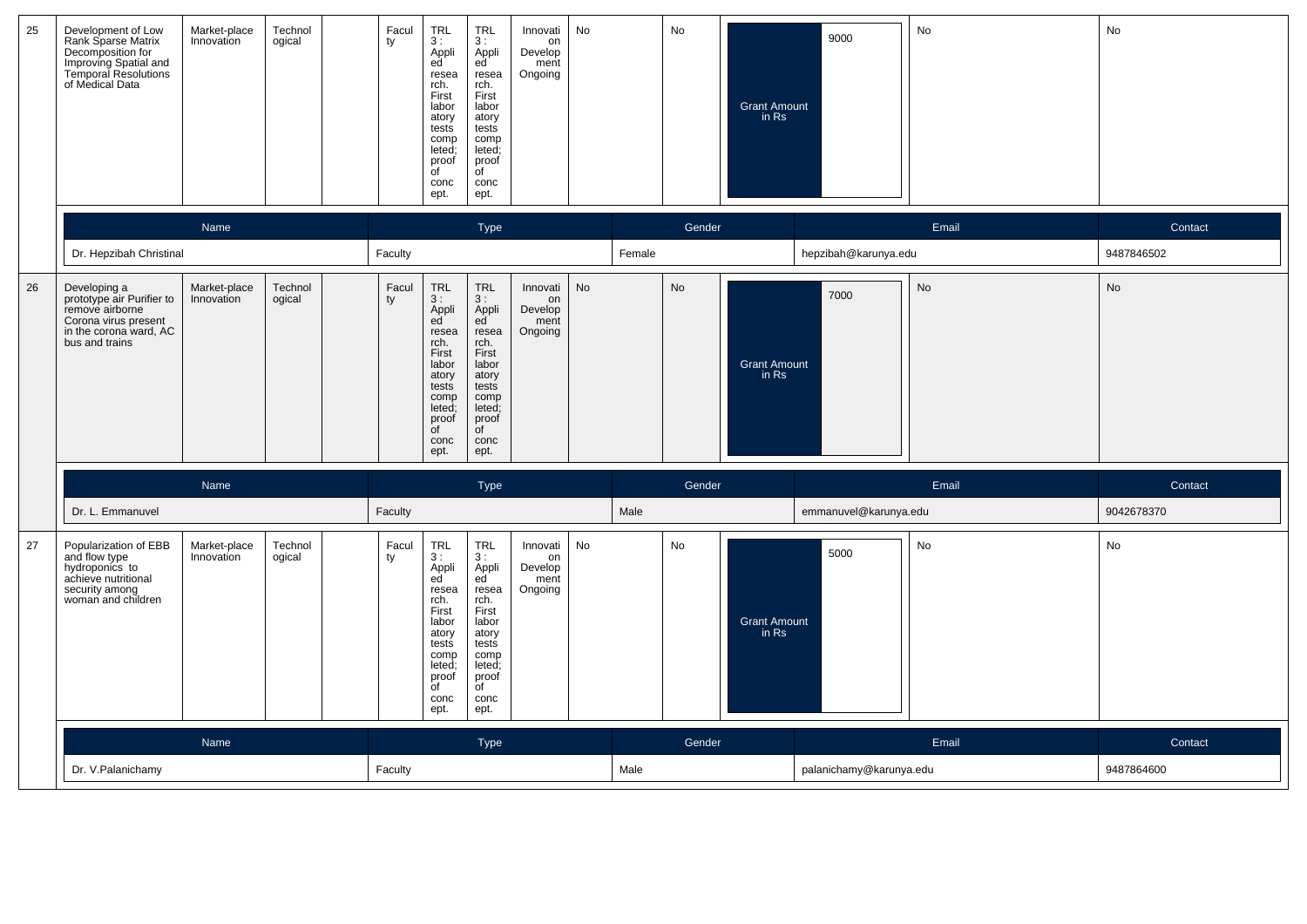| 25 | Development of Low Rank Sparse Matrix Decomposition for Improving Spatial and Temporal Resolutions of Medical Data | Market-place Innovation | Technological | | Faculty | TRL 3 : Applied research. First laboratory tests completed; proof of concept. | TRL 3 : Applied research. First laboratory tests completed; proof of concept. | Innovation Development Ongoing | No | No | Grant Amount in Rs | 9000 | No | No |
|---|---|---|---|---|---|---|---|---|---|---|---|---|---|---|

| Name | Type | Gender | Email | Contact |
|---|---|---|---|---|
| Dr. Hepzibah Christinal | Faculty | Female | hepzibah@karunya.edu | 9487846502 |

| 26 | Developing a prototype air Purifier to remove airborne Corona virus present in the corona ward, AC bus and trains | Market-place Innovation | Technological | | Faculty | TRL 3 : Applied research. First laboratory tests completed; proof of concept. | TRL 3 : Applied research. First laboratory tests completed; proof of concept. | Innovation Development Ongoing | No | No | Grant Amount in Rs | 7000 | No | No |
|---|---|---|---|---|---|---|---|---|---|---|---|---|---|---|

| Name | Type | Gender | Email | Contact |
|---|---|---|---|---|
| Dr. L. Emmanuvel | Faculty | Male | emmanuvel@karunya.edu | 9042678370 |

| 27 | Popularization of EBB and flow type hydroponics to achieve nutritional security among woman and children | Market-place Innovation | Technological | | Faculty | TRL 3 : Applied research. First laboratory tests completed; proof of concept. | TRL 3 : Applied research. First laboratory tests completed; proof of concept. | Innovation Development Ongoing | No | No | Grant Amount in Rs | 5000 | No | No |
|---|---|---|---|---|---|---|---|---|---|---|---|---|---|---|

| Name | Type | Gender | Email | Contact |
|---|---|---|---|---|
| Dr. V.Palanichamy | Faculty | Male | palanichamy@karunya.edu | 9487864600 |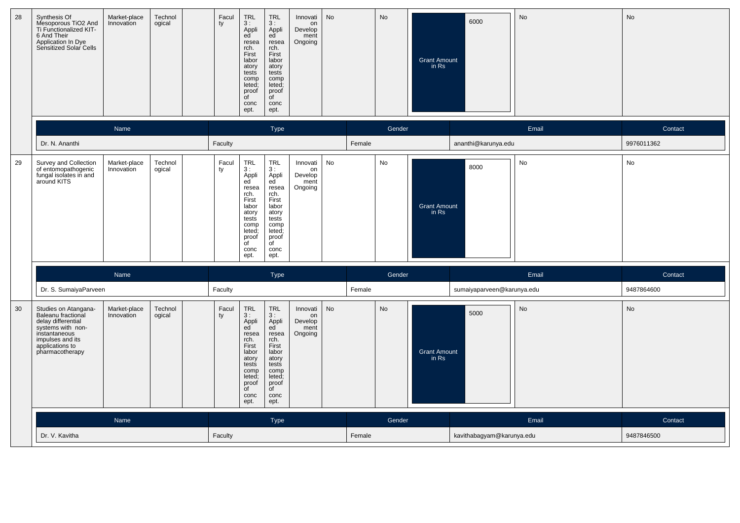| 28 | Synthesis Of Mesoporous $TiO_2$ And Ti Functionalized KIT-6 And Their Application In Dye Sensitized Solar Cells | Market-place Innovation | Technological | | Faculty | TRL 3 : Applied research. First laboratory tests completed; proof of concept. | TRL 3 : Applied research. First laboratory tests completed; proof of concept. | Innovation Development Ongoing | No | No | Grant Amount in Rs | 6000 | No | No |
|---|---|---|---|---|---|---|---|---|---|---|---|---|---|---|

| Name | Type | Gender | Email | Contact |
|---|---|---|---|---|
| Dr. N. Ananthi | Faculty | Female | ananthi@karunya.edu | 9976011362 |

| 29 | Survey and Collection of entomopathogenic fungal isolates in and around KITS | Market-place Innovation | Technological | | Faculty | TRL 3 : Applied research. First laboratory tests completed; proof of concept. | TRL 3 : Applied research. First laboratory tests completed; proof of concept. | Innovation Development Ongoing | No | No | Grant Amount in Rs | 8000 | No | No |
|---|---|---|---|---|---|---|---|---|---|---|---|---|---|---|

| Name | Type | Gender | Email | Contact |
|---|---|---|---|---|
| Dr. S. SumaiyaParveen | Faculty | Female | sumaiyaparveen@karunya.edu | 9487864600 |

| 30 | Studies on Atangana-Baleanu fractional delay differential systems with non-instantaneous impulses and its applications to pharmacotherapy | Market-place Innovation | Technological | | Faculty | TRL 3 : Applied research. First laboratory tests completed; proof of concept. | TRL 3 : Applied research. First laboratory tests completed; proof of concept. | Innovation Development Ongoing | No | No | Grant Amount in Rs | 5000 | No | No |
|---|---|---|---|---|---|---|---|---|---|---|---|---|---|---|

| Name | Type | Gender | Email | Contact |
|---|---|---|---|---|
| Dr. V. Kavitha | Faculty | Female | kavithabagyam@karunya.edu | 9487846500 |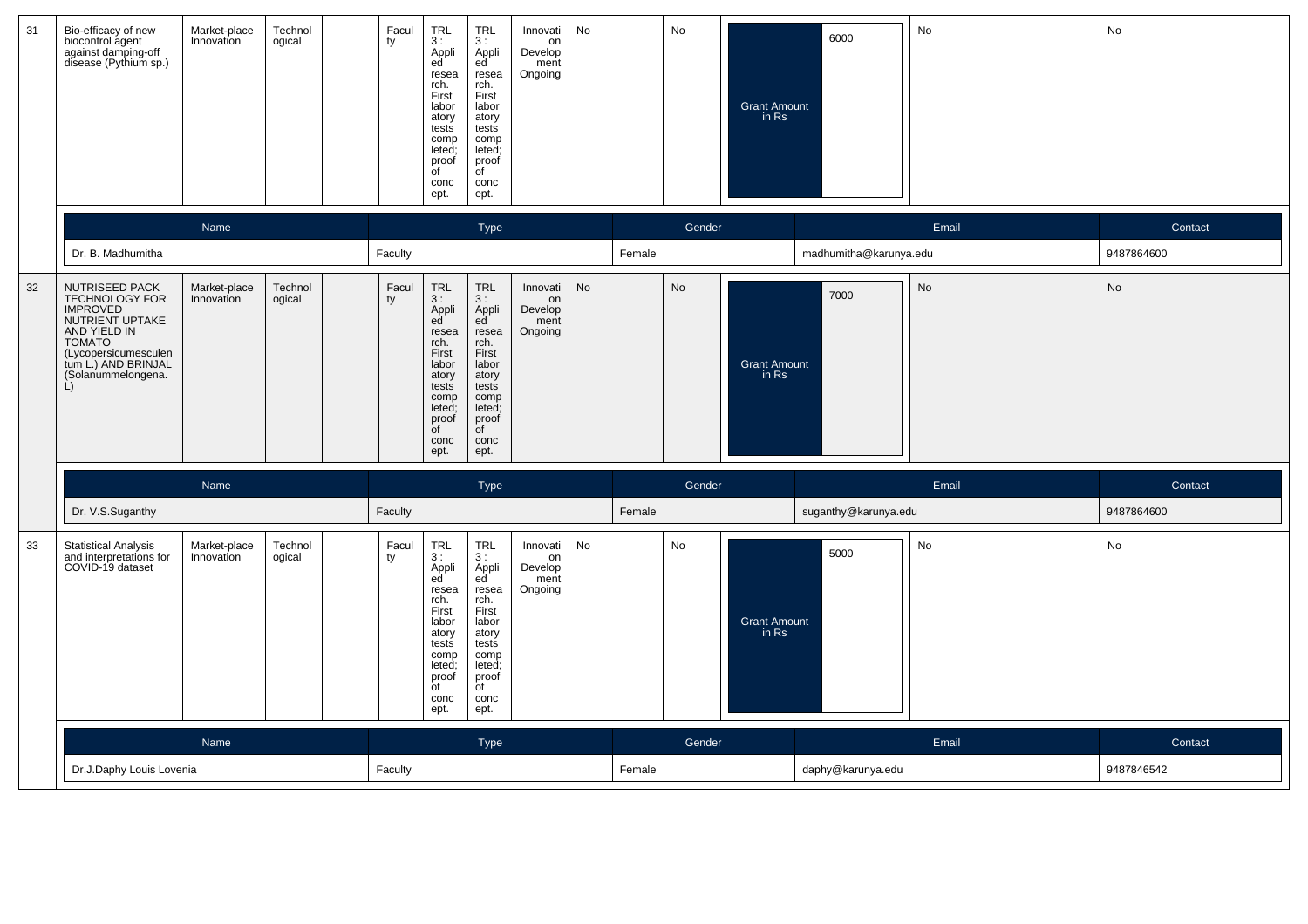| 31 | Bio-efficacy of new biocontrol agent against damping-off disease (Pythium sp.) | Market-place Innovation | Technological | | Faculty | TRL 3 : Applied research. First laboratory tests completed; proof of concept. | TRL 3 : Applied research. First laboratory tests completed; proof of concept. | Innovation Development Ongoing | No | No | Grant Amount in Rs | 6000 | No | No |
|---|---|---|---|---|---|---|---|---|---|---|---|---|---|---|

| Name | Type | Gender | Email | Contact |
|---|---|---|---|---|
| Dr. B. Madhumitha | Faculty | Female | madhumitha@karunya.edu | 9487864600 |

| 32 | NUTRISEED PACK TECHNOLOGY FOR IMPROVED NUTRIENT UPTAKE AND YIELD IN TOMATO (Lycopersicumesculentum L.) AND BRINJAL (Solanummelongena. L) | Market-place Innovation | Technological | | Faculty | TRL 3 : Applied research. First laboratory tests completed; proof of concept. | TRL 3 : Applied research. First laboratory tests completed; proof of concept. | Innovation Development Ongoing | No | No | Grant Amount in Rs | 7000 | No | No |
|---|---|---|---|---|---|---|---|---|---|---|---|---|---|---|

| Name | Type | Gender | Email | Contact |
|---|---|---|---|---|
| Dr. V.S.Suganthy | Faculty | Female | suganthy@karunya.edu | 9487864600 |

| 33 | Statistical Analysis and interpretations for COVID-19 dataset | Market-place Innovation | Technological | | Faculty | TRL 3 : Applied research. First laboratory tests completed; proof of concept. | TRL 3 : Applied research. First laboratory tests completed; proof of concept. | Innovation Development Ongoing | No | No | Grant Amount in Rs | 5000 | No | No |
|---|---|---|---|---|---|---|---|---|---|---|---|---|---|---|

| Name | Type | Gender | Email | Contact |
|---|---|---|---|---|
| Dr.J.Daphy Louis Lovenia | Faculty | Female | daphy@karunya.edu | 9487846542 |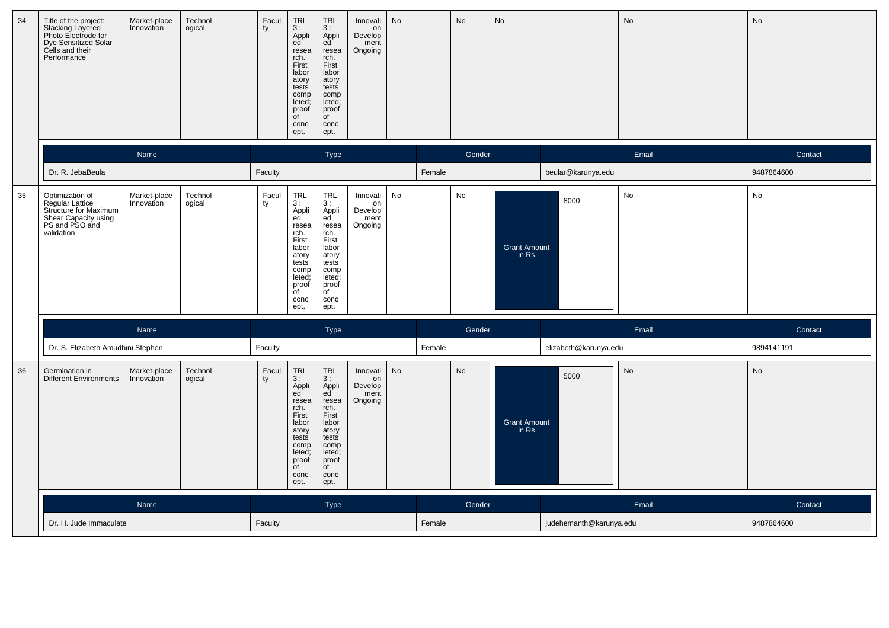| 34 | Title of the project: Stacking Layered Photo Electrode for Dye Sensitized Solar Cells and their Performance | Market-place Innovation | Technological | | Faculty | TRL 3 : Applied research. First laboratory tests completed; proof of concept. | TRL 3 : Applied research. First laboratory tests completed; proof of concept. | Innovation Development Ongoing | No | No | No | No | No |
|---|---|---|---|---|---|---|---|---|---|---|---|---|---|

| Name | Type | Gender | Email | Contact |
|---|---|---|---|---|
| Dr. R. JebaBeula | Faculty | Female | beular@karunya.edu | 9487864600 |

| 35 | Optimization of Regular Lattice Structure for Maximum Shear Capacity using PS and PSO and validation | Market-place Innovation | Technological | | Faculty | TRL 3 : Applied research. First laboratory tests completed; proof of concept. | TRL 3 : Applied research. First laboratory tests completed; proof of concept. | Innovation Development Ongoing | No | No | Grant Amount in Rs: 8000 | No | No |
|---|---|---|---|---|---|---|---|---|---|---|---|---|---|

| Name | Type | Gender | Email | Contact |
|---|---|---|---|---|
| Dr. S. Elizabeth Amudhini Stephen | Faculty | Female | elizabeth@karunya.edu | 9894141191 |

| 36 | Germination in Different Environments | Market-place Innovation | Technological | | Faculty | TRL 3 : Applied research. First laboratory tests completed; proof of concept. | TRL 3 : Applied research. First laboratory tests completed; proof of concept. | Innovation Development Ongoing | No | No | Grant Amount in Rs: 5000 | No | No |
|---|---|---|---|---|---|---|---|---|---|---|---|---|---|

| Name | Type | Gender | Email | Contact |
|---|---|---|---|---|
| Dr. H. Jude Immaculate | Faculty | Female | judehemanth@karunya.edu | 9487864600 |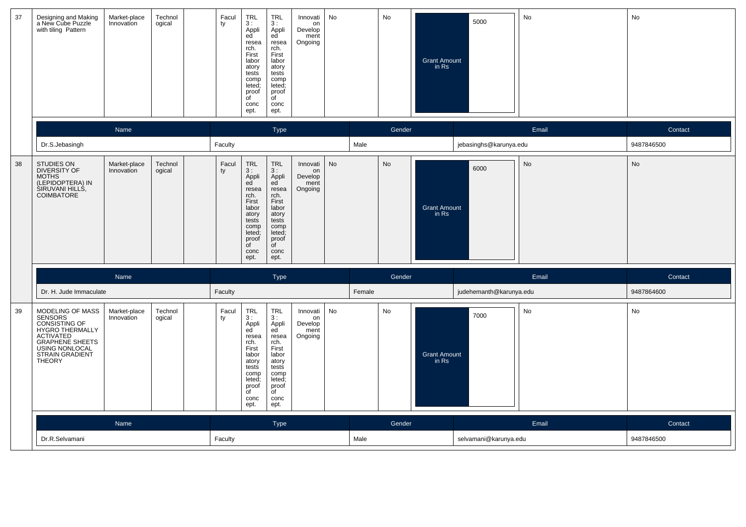| 37 | Designing and Making a New Cube Puzzle with tiling Pattern | Market-place Innovation | Technological | | Faculty | TRL 3 : Applied research. First laboratory tests completed; proof of concept. | TRL 3 : Applied research. First laboratory tests completed; proof of concept. | Innovation Development Ongoing | No | No | Grant Amount in Rs | 5000 | No | No |
|---|---|---|---|---|---|---|---|---|---|---|---|---|---|---|

| Name | Type | Gender | Email | Contact |
|---|---|---|---|---|
| Dr.S.Jebasingh | Faculty | Male | jebasinghs@karunya.edu | 9487846500 |

| 38 | STUDIES ON DIVERSITY OF MOTHS (LEPIDOPTERA) IN SIRUVANI HILLS, COIMBATORE | Market-place Innovation | Technological | | Faculty | TRL 3 : Applied research. First laboratory tests completed; proof of concept. | TRL 3 : Applied research. First laboratory tests completed; proof of concept. | Innovation Development Ongoing | No | No | Grant Amount in Rs | 6000 | No | No |
|---|---|---|---|---|---|---|---|---|---|---|---|---|---|---|

| Name | Type | Gender | Email | Contact |
|---|---|---|---|---|
| Dr. H. Jude Immaculate | Faculty | Female | judehemanth@karunya.edu | 9487864600 |

| 39 | MODELING OF MASS SENSORS CONSISTING OF HYGRO THERMALLY ACTIVATED GRAPHENE SHEETS USING NONLOCAL STRAIN GRADIENT THEORY | Market-place Innovation | Technological | | Faculty | TRL 3 : Applied research. First laboratory tests completed; proof of concept. | TRL 3 : Applied research. First laboratory tests completed; proof of concept. | Innovation Development Ongoing | No | No | Grant Amount in Rs | 7000 | No | No |
|---|---|---|---|---|---|---|---|---|---|---|---|---|---|---|

| Name | Type | Gender | Email | Contact |
|---|---|---|---|---|
| Dr.R.Selvamani | Faculty | Male | selvamani@karunya.edu | 9487846500 |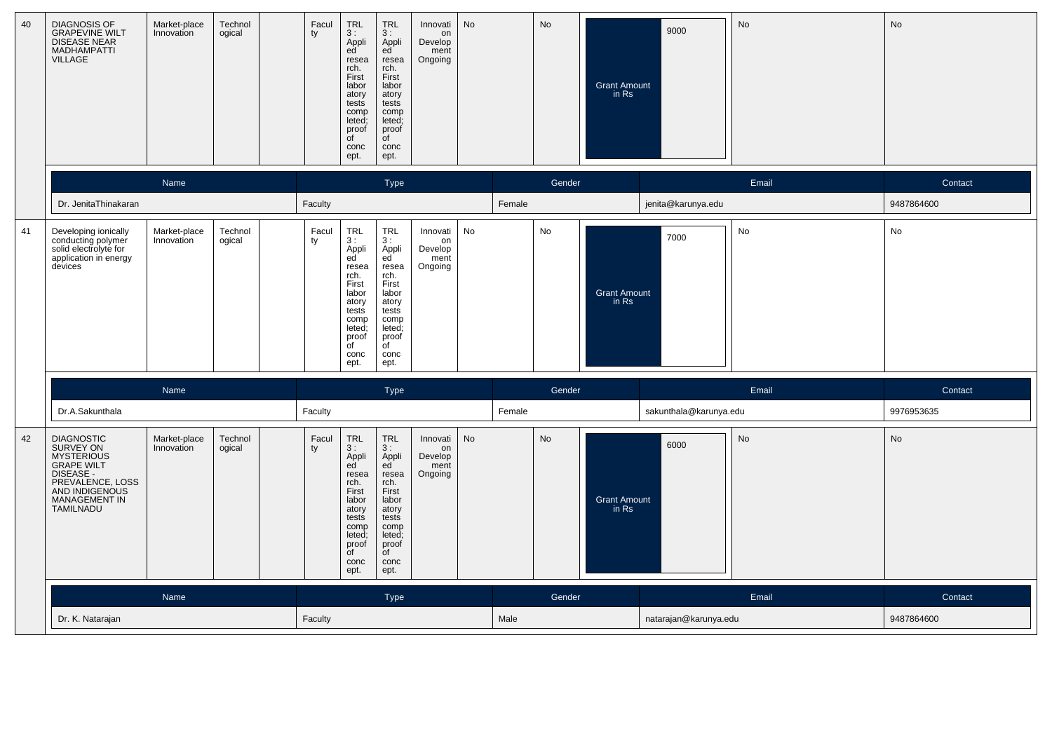| 40 | DIAGNOSIS OF GRAPEVINE WILT DISEASE NEAR MADHAMPATTI VILLAGE | Market-place Innovation | Technological | | Faculty | TRL 3 : Applied research. First laboratory tests completed; proof of concept. | TRL 3 : Applied research. First laboratory tests completed; proof of concept. | Innovation Development Ongoing | No | No | Grant Amount in Rs | 9000 | No | No |
|---|---|---|---|---|---|---|---|---|---|---|---|---|---|---|

| Name | Type | Gender | Email | Contact |
|---|---|---|---|---|
| Dr. JenitaThinakaran | Faculty | Female | jenita@karunya.edu | 9487864600 |

| 41 | Developing ionically conducting polymer solid electrolyte for application in energy devices | Market-place Innovation | Technological | | Faculty | TRL 3 : Applied research. First laboratory tests completed; proof of concept. | TRL 3 : Applied research. First laboratory tests completed; proof of concept. | Innovation Develop ment Ongoing | No | No | Grant Amount in Rs | 7000 | No | No |
|---|---|---|---|---|---|---|---|---|---|---|---|---|---|---|

| Name | Type | Gender | Email | Contact |
|---|---|---|---|---|
| Dr.A.Sakunthala | Faculty | Female | sakunthala@karunya.edu | 9976953635 |

| 42 | DIAGNOSTIC SURVEY ON MYSTERIOUS GRAPE WILT DISEASE - PREVALENCE, LOSS AND INDIGENOUS MANAGEMENT IN TAMILNADU | Market-place Innovation | Technological | | Faculty | TRL 3 : Applied research. First laboratory tests completed; proof of concept. | TRL 3 : Applied research. First laboratory tests completed; proof of concept. | Innovation Develop ment Ongoing | No | No | Grant Amount in Rs | 6000 | No | No |
|---|---|---|---|---|---|---|---|---|---|---|---|---|---|---|

| Name | Type | Gender | Email | Contact |
|---|---|---|---|---|
| Dr. K. Natarajan | Faculty | Male | natarajan@karunya.edu | 9487864600 |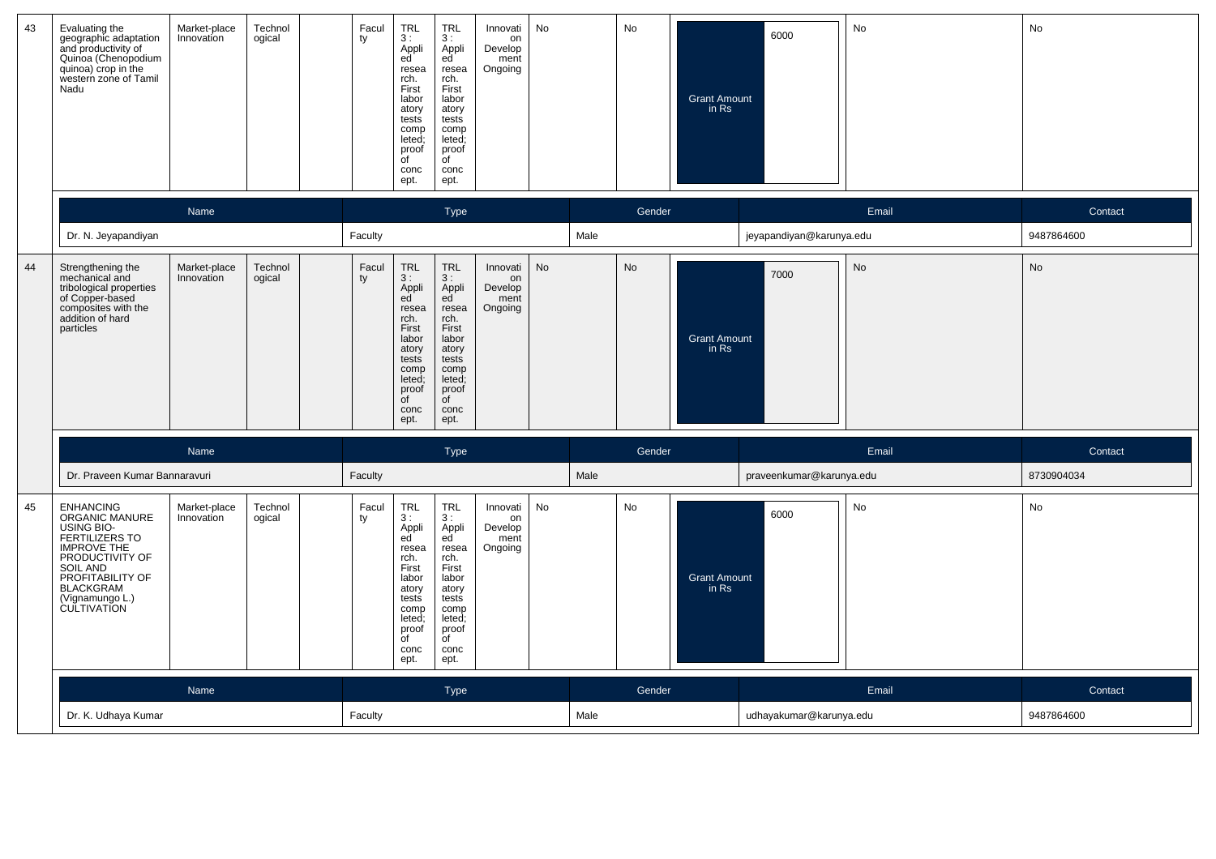| 43 | Evaluating the geographic adaptation and productivity of Quinoa (Chenopodium quinoa) crop in the western zone of Tamil Nadu | Market-place Innovation | Technological | | Faculty | TRL 3 : Applied research. First laboratory tests completed; proof of concept. | TRL 3 : Applied research. First laboratory tests completed; proof of concept. | Innovation Development Ongoing | No | No | Grant Amount in Rs | 6000 | No | No |
|---|---|---|---|---|---|---|---|---|---|---|---|---|---|---|

| Name | Type | Gender | Email | Contact |
|---|---|---|---|---|
| Dr. N. Jeyapandiyan | Faculty | Male | jeyapandiyan@karunya.edu | 9487864600 |

| 44 | Strengthening the mechanical and tribological properties of Copper-based composites with the addition of hard particles | Market-place Innovation | Technological | | Faculty | TRL 3 : Applied research. First laboratory tests completed; proof of concept. | TRL 3 : Applied research. First laboratory tests completed; proof of concept. | Innovation Development Ongoing | No | No | Grant Amount in Rs | 7000 | No | No |
|---|---|---|---|---|---|---|---|---|---|---|---|---|---|---|

| Name | Type | Gender | Email | Contact |
|---|---|---|---|---|
| Dr. Praveen Kumar Bannaravuri | Faculty | Male | praveenkumar@karunya.edu | 8730904034 |

| 45 | ENHANCING ORGANIC MANURE USING BIO-FERTILIZERS TO IMPROVE THE PRODUCTIVITY OF SOIL AND PROFITABILITY OF BLACKGRAM (Vignamungo L.) CULTIVATION | Market-place Innovation | Technological | | Faculty | TRL 3 : Applied research. First laboratory tests completed; proof of concept. | TRL 3 : Applied research. First laboratory tests completed; proof of concept. | Innovation Development Ongoing | No | No | Grant Amount in Rs | 6000 | No | No |
|---|---|---|---|---|---|---|---|---|---|---|---|---|---|---|

| Name | Type | Gender | Email | Contact |
|---|---|---|---|---|
| Dr. K. Udhaya Kumar | Faculty | Male | udhayakumar@karunya.edu | 9487864600 |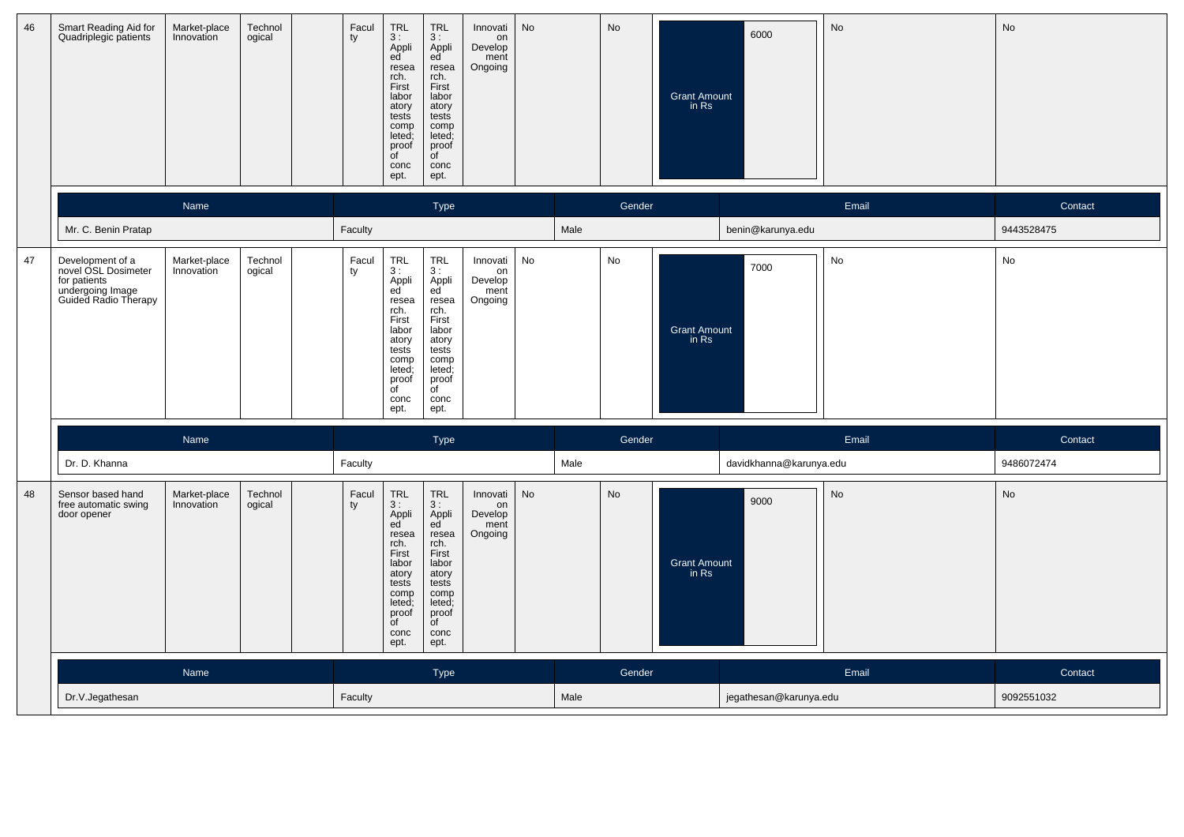| 46 | Smart Reading Aid for Quadriplegic patients | Market-place Innovation | Technological | | Faculty | TRL 3 : Applied research. First laboratory tests completed; proof of concept. | TRL 3 : Applied research. First laboratory tests completed; proof of concept. | Innovation Development Ongoing | No | No | Grant Amount in Rs | 6000 | No | No |
|---|---|---|---|---|---|---|---|---|---|---|---|---|---|---|

| Name | Type | Gender | Email | Contact |
|---|---|---|---|---|
| Mr. C. Benin Pratap | Faculty | Male | benin@karunya.edu | 9443528475 |

| 47 | Development of a novel OSL Dosimeter for patients undergoing Image Guided Radio Therapy | Market-place Innovation | Technological | | Faculty | TRL 3 : Applied research. First laboratory tests completed; proof of concept. | TRL 3 : Applied research. First laboratory tests completed; proof of concept. | Innovation Development Ongoing | No | No | Grant Amount in Rs | 7000 | No | No |
|---|---|---|---|---|---|---|---|---|---|---|---|---|---|---|

| Name | Type | Gender | Email | Contact |
|---|---|---|---|---|
| Dr. D. Khanna | Faculty | Male | davidkhanna@karunya.edu | 9486072474 |

| 48 | Sensor based hand free automatic swing door opener | Market-place Innovation | Technological | | Faculty | TRL 3 : Applied research. First laboratory tests completed; proof of concept. | TRL 3 : Applied research. First laboratory tests completed; proof of concept. | Innovation Development Ongoing | No | No | Grant Amount in Rs | 9000 | No | No |
|---|---|---|---|---|---|---|---|---|---|---|---|---|---|---|

| Name | Type | Gender | Email | Contact |
|---|---|---|---|---|
| Dr.V.Jegathesan | Faculty | Male | jegathesan@karunya.edu | 9092551032 |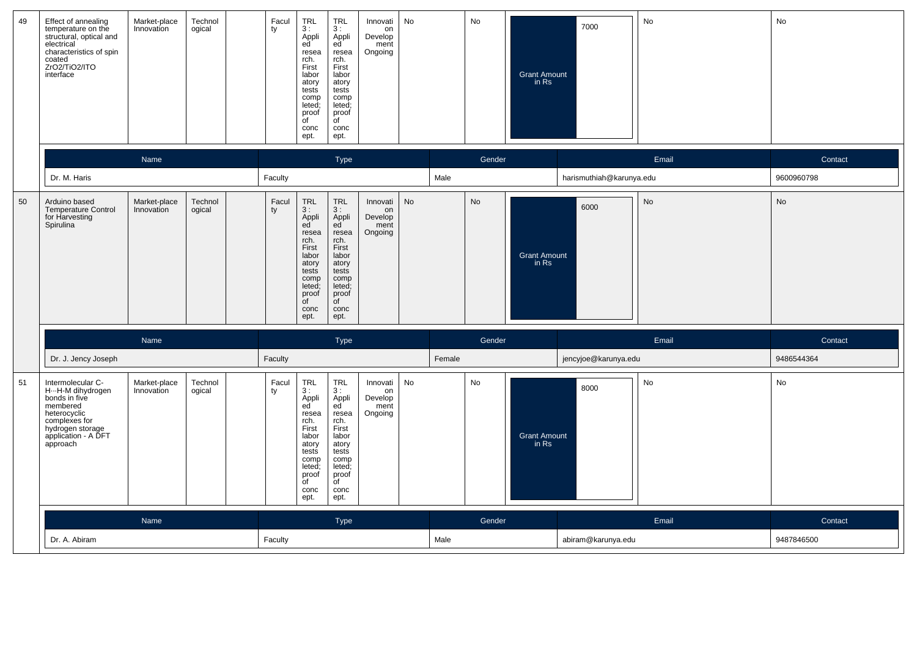| 49 | Effect of annealing temperature on the structural, optical and electrical characteristics of spin coated $ZrO_2/TiO_2$/ITO interface | Market-place Innovation | Technological | | Faculty | TRL 3 : Applied research. First laboratory tests completed; proof of concept. | TRL 3 : Applied research. First laboratory tests completed; proof of concept. | Innovation Development Ongoing | No | No | Grant Amount in Rs | 7000 | No | No |
|---|---|---|---|---|---|---|---|---|---|---|---|---|---|---|

| Name | Type | Gender | Email | Contact |
|---|---|---|---|---|
| Dr. M. Haris | Faculty | Male | harismuthiah@karunya.edu | 9600960798 |

| 50 | Arduino based Temperature Control for Harvesting Spirulina | Market-place Innovation | Technological | | Faculty | TRL 3 : Applied research. First laboratory tests completed; proof of concept. | TRL 3 : Applied research. First laboratory tests completed; proof of concept. | Innovation Development Ongoing | No | No | Grant Amount in Rs | 6000 | No | No |
|---|---|---|---|---|---|---|---|---|---|---|---|---|---|---|

| Name | Type | Gender | Email | Contact |
|---|---|---|---|---|
| Dr. J. Jency Joseph | Faculty | Female | jencyjoe@karunya.edu | 9486544364 |

| 51 | Intermolecular C-H···H-M dihydrogen bonds in five membered heterocyclic complexes for hydrogen storage application - A DFT approach | Market-place Innovation | Technological | | Faculty | TRL 3 : Applied research. First laboratory tests completed; proof of concept. | TRL 3 : Applied research. First laboratory tests completed; proof of concept. | Innovation Development Ongoing | No | No | Grant Amount in Rs | 8000 | No | No |
|---|---|---|---|---|---|---|---|---|---|---|---|---|---|---|

| Name | Type | Gender | Email | Contact |
|---|---|---|---|---|
| Dr. A. Abiram | Faculty | Male | abiram@karunya.edu | 9487846500 |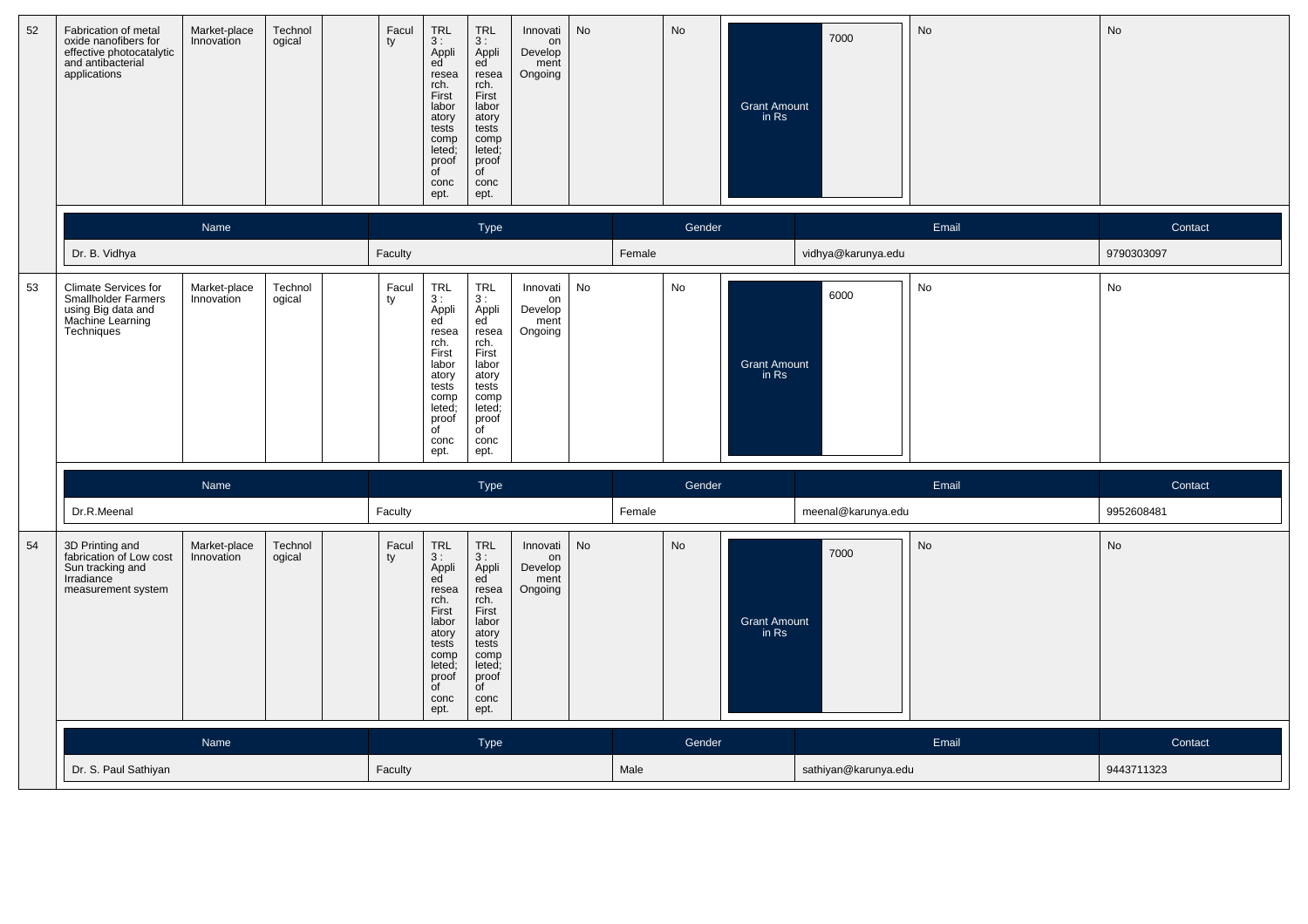| 52 | Fabrication of metal oxide nanofibers for effective photocatalytic and antibacterial applications | Market-place Innovation | Technological | | Faculty | TRL 3 : Applied research. First laboratory tests completed; proof of concept. | TRL 3 : Applied research. First laboratory tests completed; proof of concept. | Innovation Development Ongoing | No | No | Grant Amount in Rs | 7000 | No | No |
|---|---|---|---|---|---|---|---|---|---|---|---|---|---|---|

| Name | Type | Gender | Email | Contact |
|---|---|---|---|---|
| Dr. B. Vidhya | Faculty | Female | vidhya@karunya.edu | 9790303097 |

| 53 | Climate Services for Smallholder Farmers using Big data and Machine Learning Techniques | Market-place Innovation | Technological | | Faculty | TRL 3 : Applied research. First laboratory tests completed; proof of concept. | TRL 3 : Applied research. First laboratory tests completed; proof of concept. | Innovation Development Ongoing | No | No | Grant Amount in Rs | 6000 | No | No |
|---|---|---|---|---|---|---|---|---|---|---|---|---|---|---|

| Name | Type | Gender | Email | Contact |
|---|---|---|---|---|
| Dr.R.Meenal | Faculty | Female | meenal@karunya.edu | 9952608481 |

| 54 | 3D Printing and fabrication of Low cost Sun tracking and Irradiance measurement system | Market-place Innovation | Technological | | Faculty | TRL 3 : Applied research. First laboratory tests completed; proof of concept. | TRL 3 : Applied research. First laboratory tests completed; proof of concept. | Innovation Development Ongoing | No | No | Grant Amount in Rs | 7000 | No | No |
|---|---|---|---|---|---|---|---|---|---|---|---|---|---|---|

| Name | Type | Gender | Email | Contact |
|---|---|---|---|---|
| Dr. S. Paul Sathiyan | Faculty | Male | sathiyan@karunya.edu | 9443711323 |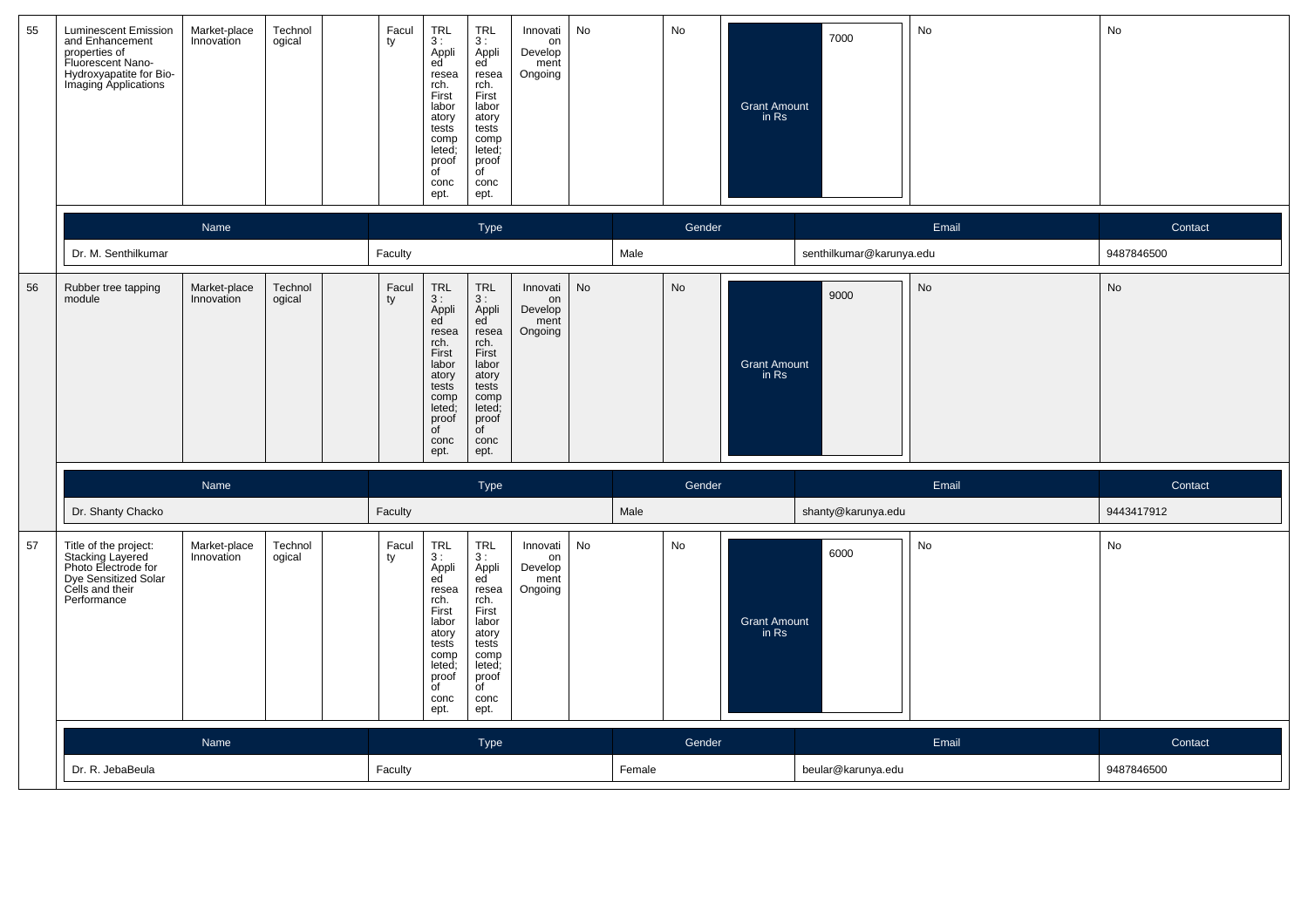| 55 | Luminescent Emission and Enhancement properties of Fluorescent Nano-Hydroxyapatite for Bio-Imaging Applications | Market-place Innovation | Technological | | Faculty | TRL 3 : Applied research. First laboratory tests completed; proof of concept. | TRL 3 : Applied research. First laboratory tests completed; proof of concept. | Innovation Development Ongoing | No | No | Grant Amount in Rs | 7000 | No | No |
|---|---|---|---|---|---|---|---|---|---|---|---|---|---|---|

| Name | Type | Gender | Email | Contact |
|---|---|---|---|---|
| Dr. M. Senthilkumar | Faculty | Male | senthilkumar@karunya.edu | 9487846500 |

| 56 | Rubber tree tapping module | Market-place Innovation | Technological | | Faculty | TRL 3 : Applied research. First laboratory tests completed; proof of concept. | TRL 3 : Applied research. First laboratory tests completed; proof of concept. | Innovation Development Ongoing | No | No | Grant Amount in Rs | 9000 | No | No |
|---|---|---|---|---|---|---|---|---|---|---|---|---|---|---|

| Name | Type | Gender | Email | Contact |
|---|---|---|---|---|
| Dr. Shanty Chacko | Faculty | Male | shanty@karunya.edu | 9443417912 |

| 57 | Title of the project: Stacking Layered Photo Electrode for Dye Sensitized Solar Cells and their Performance | Market-place Innovation | Technological | | Faculty | TRL 3 : Applied research. First laboratory tests completed; proof of concept. | TRL 3 : Applied research. First laboratory tests completed; proof of concept. | Innovation Development Ongoing | No | No | Grant Amount in Rs | 6000 | No | No |
|---|---|---|---|---|---|---|---|---|---|---|---|---|---|---|

| Name | Type | Gender | Email | Contact |
|---|---|---|---|---|
| Dr. R. JebaBeula | Faculty | Female | beular@karunya.edu | 9487846500 |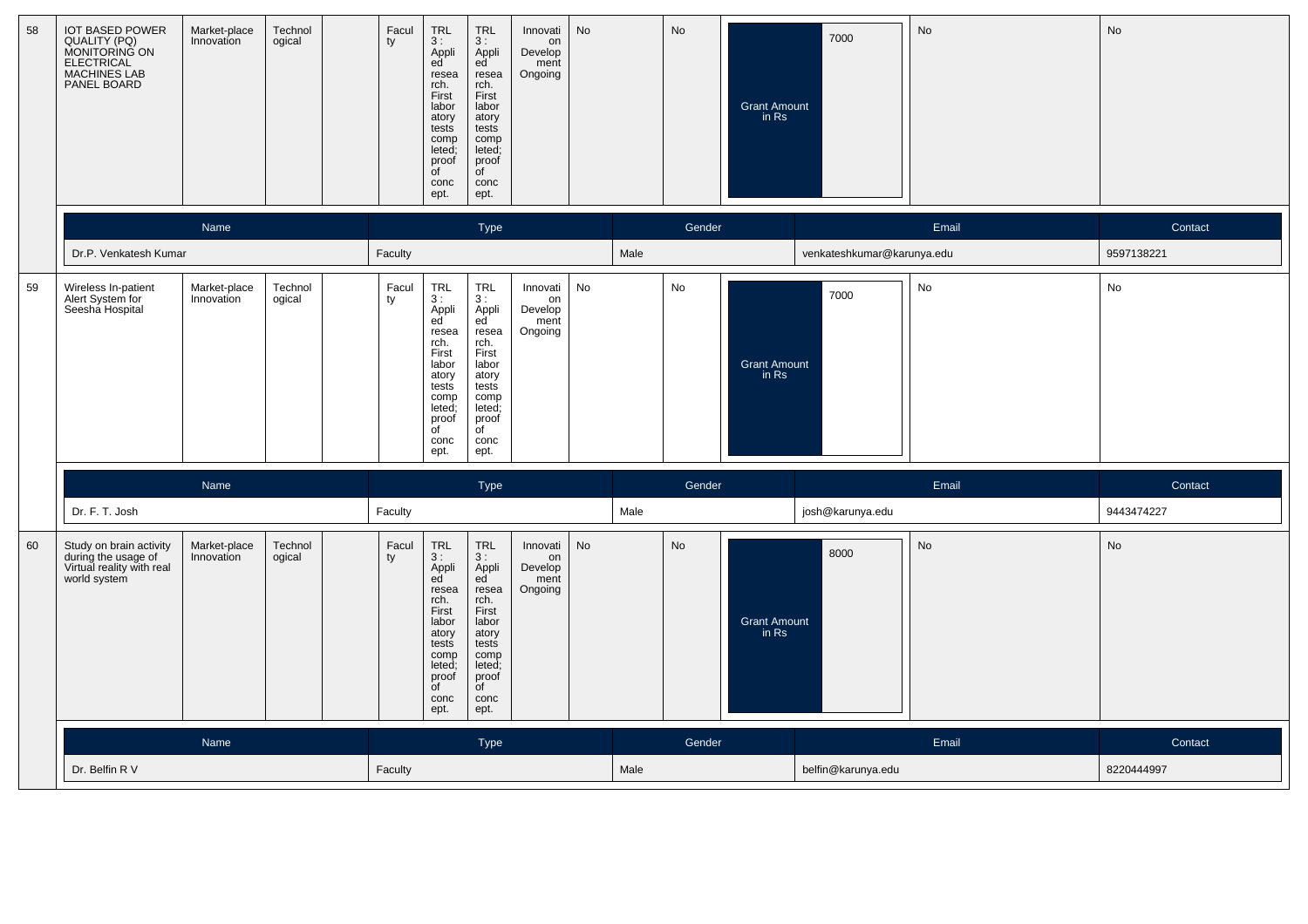| 58 | IOT BASED POWER QUALITY (PQ) MONITORING ON ELECTRICAL MACHINES LAB PANEL BOARD | Market-place Innovation | Technological | | Faculty | TRL 3 : Applied research. First laboratory tests completed; proof of concept. | TRL 3 : Applied research. First laboratory tests completed; proof of concept. | Innovation Development Ongoing | No | No | Grant Amount in Rs | 7000 | No | No |
|---|---|---|---|---|---|---|---|---|---|---|---|---|---|---|

| Name | Type | Gender | Email | Contact |
|---|---|---|---|---|
| Dr.P. Venkatesh Kumar | Faculty | Male | venkateshkumar@karunya.edu | 9597138221 |

| 59 | Wireless In-patient Alert System for Seesha Hospital | Market-place Innovation | Technological | | Faculty | TRL 3 : Applied research. First laboratory tests completed; proof of concept. | TRL 3 : Applied research. First laboratory tests completed; proof of concept. | Innovation Development Ongoing | No | No | Grant Amount in Rs | 7000 | No | No |
|---|---|---|---|---|---|---|---|---|---|---|---|---|---|---|

| Name | Type | Gender | Email | Contact |
|---|---|---|---|---|
| Dr. F. T. Josh | Faculty | Male | josh@karunya.edu | 9443474227 |

| 60 | Study on brain activity during the usage of Virtual reality with real world system | Market-place Innovation | Technological | | Faculty | TRL 3 : Applied research. First laboratory tests completed; proof of concept. | TRL 3 : Applied research. First laboratory tests completed; proof of concept. | Innovation Development Ongoing | No | No | Grant Amount in Rs | 8000 | No | No |
|---|---|---|---|---|---|---|---|---|---|---|---|---|---|---|

| Name | Type | Gender | Email | Contact |
|---|---|---|---|---|
| Dr. Belfin R V | Faculty | Male | belfin@karunya.edu | 8220444997 |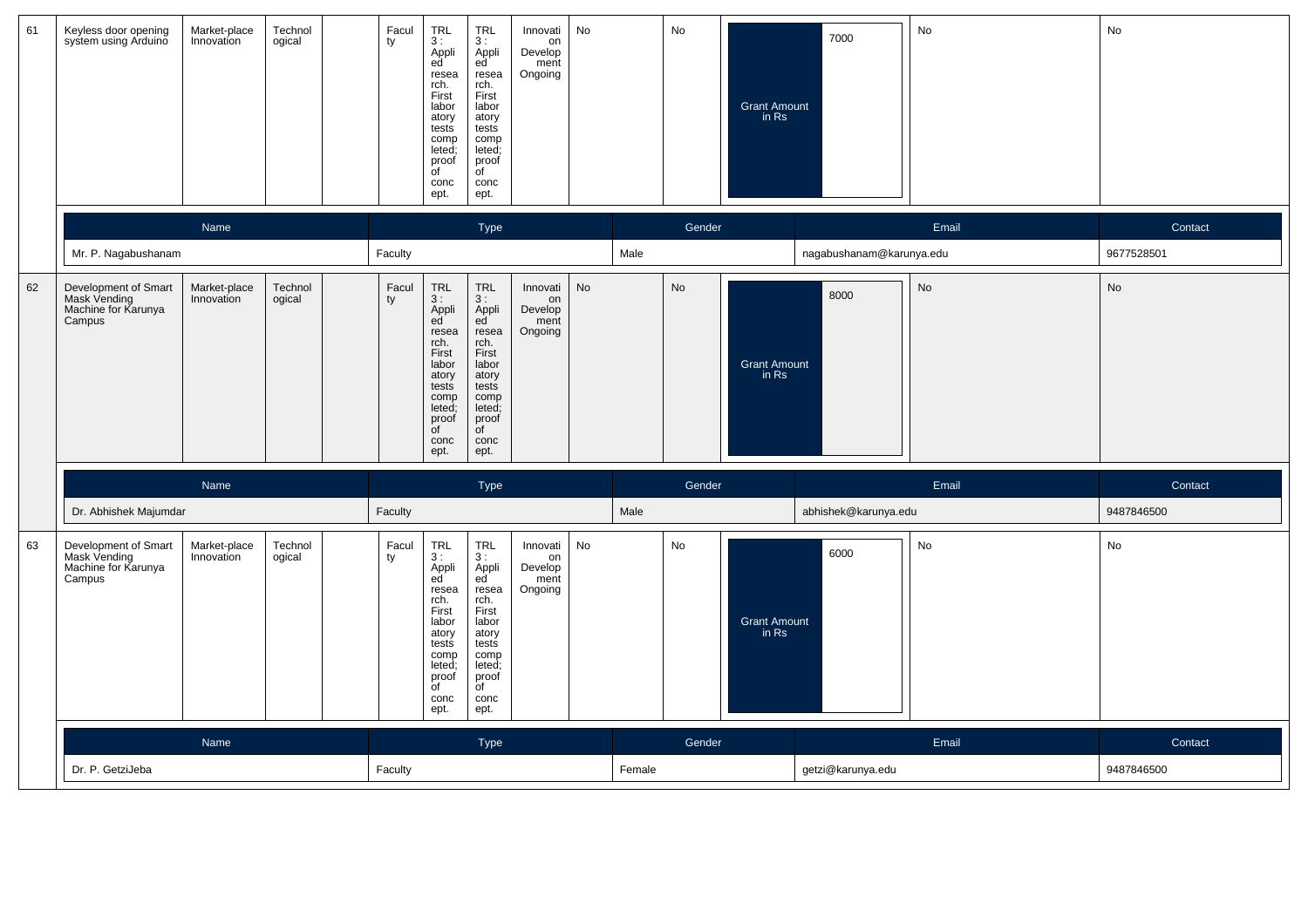| 61 | Keyless door opening system using Arduino | Market-place Innovation | Technological | | Faculty | TRL 3 : Applied research. First laboratory tests completed; proof of concept. | TRL 3 : Applied research. First laboratory tests completed; proof of concept. | Innovation Development Ongoing | No | No | Grant Amount in Rs | 7000 | No | No |
|---|---|---|---|---|---|---|---|---|---|---|---|---|---|---|

| Name | Type | Gender | Email | Contact |
|---|---|---|---|---|
| Mr. P. Nagabushanam | Faculty | Male | nagabushanam@karunya.edu | 9677528501 |

| 62 | Development of Smart Mask Vending Machine for Karunya Campus | Market-place Innovation | Technological | | Faculty | TRL 3 : Applied research. First laboratory tests completed; proof of concept. | TRL 3 : Applied research. First laboratory tests completed; proof of concept. | Innovation Development Ongoing | No | No | Grant Amount in Rs | 8000 | No | No |
|---|---|---|---|---|---|---|---|---|---|---|---|---|---|---|

| Name | Type | Gender | Email | Contact |
|---|---|---|---|---|
| Dr. Abhishek Majumdar | Faculty | Male | abhishek@karunya.edu | 9487846500 |

| 63 | Development of Smart Mask Vending Machine for Karunya Campus | Market-place Innovation | Technological | | Faculty | TRL 3 : Applied research. First laboratory tests completed; proof of concept. | TRL 3 : Applied research. First laboratory tests completed; proof of concept. | Innovation Development Ongoing | No | No | Grant Amount in Rs | 6000 | No | No |
|---|---|---|---|---|---|---|---|---|---|---|---|---|---|---|

| Name | Type | Gender | Email | Contact |
|---|---|---|---|---|
| Dr. P. GetziJeba | Faculty | Female | getzi@karunya.edu | 9487846500 |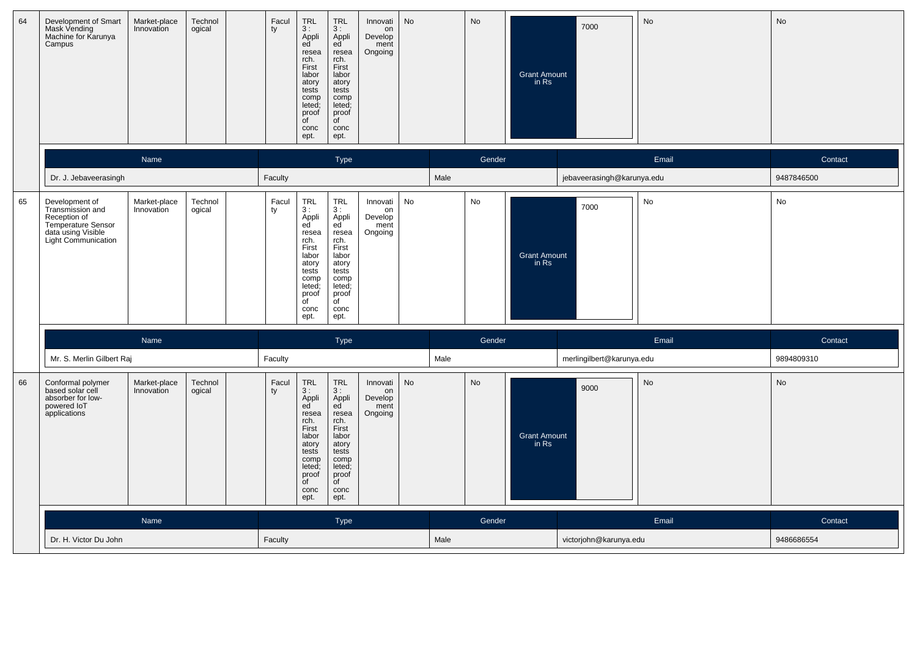| 64 | Development of Smart Mask Vending Machine for Karunya Campus | Market-place Innovation | Technological | | Faculty | TRL 3 : Applied research. First laboratory tests completed; proof of concept. | TRL 3 : Applied research. First laboratory tests completed; proof of concept. | Innovation Development Ongoing | No | No | Grant Amount in Rs | 7000 | No | No |
|---|---|---|---|---|---|---|---|---|---|---|---|---|---|---|

| Name | Type | Gender | Email | Contact |
|---|---|---|---|---|
| Dr. J. Jebaveerasingh | Faculty | Male | jebaveerasingh@karunya.edu | 9487846500 |

| 65 | Development of Transmission and Reception of Temperature Sensor data using Visible Light Communication | Market-place Innovation | Technological | | Faculty | TRL 3 : Applied research. First laboratory tests completed; proof of concept. | TRL 3 : Applied research. First laboratory tests completed; proof of concept. | Innovation Development Ongoing | No | No | Grant Amount in Rs | 7000 | No | No |
|---|---|---|---|---|---|---|---|---|---|---|---|---|---|---|

| Name | Type | Gender | Email | Contact |
|---|---|---|---|---|
| Mr. S. Merlin Gilbert Raj | Faculty | Male | merlingilbert@karunya.edu | 9894809310 |

| 66 | Conformal polymer based solar cell absorber for low-powered IoT applications | Market-place Innovation | Technological | | Faculty | TRL 3 : Applied research. First laboratory tests completed; proof of concept. | TRL 3 : Applied research. First laboratory tests completed; proof of concept. | Innovation Development Ongoing | No | No | Grant Amount in Rs | 9000 | No | No |
|---|---|---|---|---|---|---|---|---|---|---|---|---|---|---|

| Name | Type | Gender | Email | Contact |
|---|---|---|---|---|
| Dr. H. Victor Du John | Faculty | Male | victorjohn@karunya.edu | 9486686554 |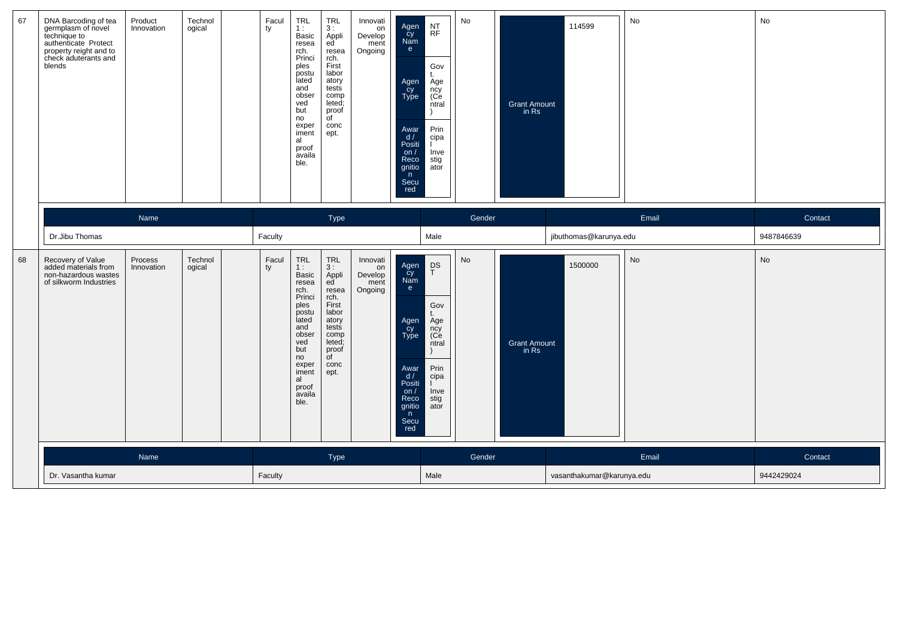| 67 | DNA Barcoding of tea germplasm of novel technique to authenticate Protect property reight and to check aduterants and blends | Product Innovation | Technological | | Faculty | TRL 1 : Basic research. Principles postulated and observed but no experimental proof available. | TRL 3 : Applied research. First laboratory tests completed; proof of concept. | Innovation Development Ongoing | Agency Name: NTRF; Agency Type: Govt. Agency (Central); Award / Position / Recognition Secured: Principal Investigator | No | Grant Amount in Rs: 114599 | No | No |
|---|---|---|---|---|---|---|---|---|---|---|---|---|---|

| Name | Type | Gender | Email | Contact |
|---|---|---|---|---|
| Dr.Jibu Thomas | Faculty | Male | jibuthomas@karunya.edu | 9487846639 |

| 68 | Recovery of Value added materials from non-hazardous wastes of silkworm Industries | Process Innovation | Technological | | Faculty | TRL 1 : Basic research. Principles postulated and observed but no experimental proof available. | TRL 3 : Applied research. First laboratory tests completed; proof of concept. | Innovation Development Ongoing | Agency Name: DST; Agency Type: Govt. Agency (Central); Award / Position / Recognition Secured: Principal Investigator | No | Grant Amount in Rs: 1500000 | No | No |
|---|---|---|---|---|---|---|---|---|---|---|---|---|---|

| Name | Type | Gender | Email | Contact |
|---|---|---|---|---|
| Dr. Vasantha kumar | Faculty | Male | vasanthakumar@karunya.edu | 9442429024 |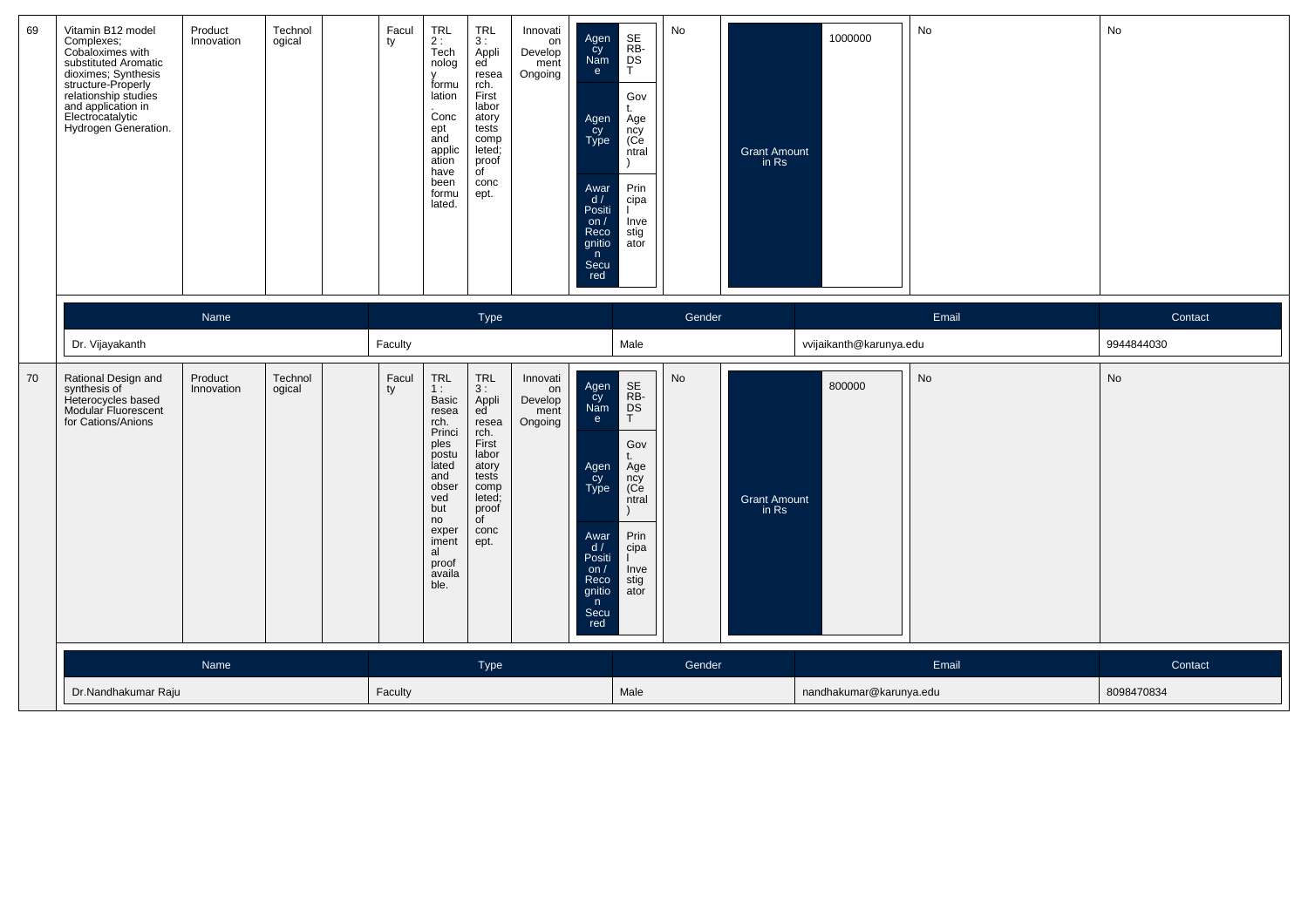| 69 | Vitamin B12 model Complexes; Cobaloximes with substituted Aromatic dioximes; Synthesis structure-Properly relationship studies and application in Electrocatalytic Hydrogen Generation. | Product Innovation | Technological | | Faculty | TRL 2 : Technology formulation. Concept and application have been formulated. | TRL 3 : Applied research. First laboratory tests completed; proof of concept. | Innovation Development Ongoing | Agency Name: SERB-DST; Agency Type: Govt. Agency (Central); Award / Position / Recognition Secured: Principal Investigator | No | Grant Amount in Rs: 1000000 | No | No |
|---|---|---|---|---|---|---|---|---|---|---|---|---|---|

| Name | Type | Gender | Email | Contact |
|---|---|---|---|---|
| Dr. Vijayakanth | Faculty | Male | vvijaikanth@karunya.edu | 9944844030 |

| 70 | Rational Design and synthesis of Heterocycles based Modular Fluorescent for Cations/Anions | Product Innovation | Technological | | Faculty | TRL 1 : Basic research. Principles postulated and observed but no experimental proof available. | TRL 3 : Applied research. First laboratory tests completed; proof of concept. | Innovation Development Ongoing | Agency Name: SERB-DST; Agency Type: Govt. Agency (Central); Award / Position / Recognition Secured: Principal Investigator | No | Grant Amount in Rs: 800000 | No | No |
|---|---|---|---|---|---|---|---|---|---|---|---|---|---|

| Name | Type | Gender | Email | Contact |
|---|---|---|---|---|
| Dr.Nandhakumar Raju | Faculty | Male | nandhakumar@karunya.edu | 8098470834 |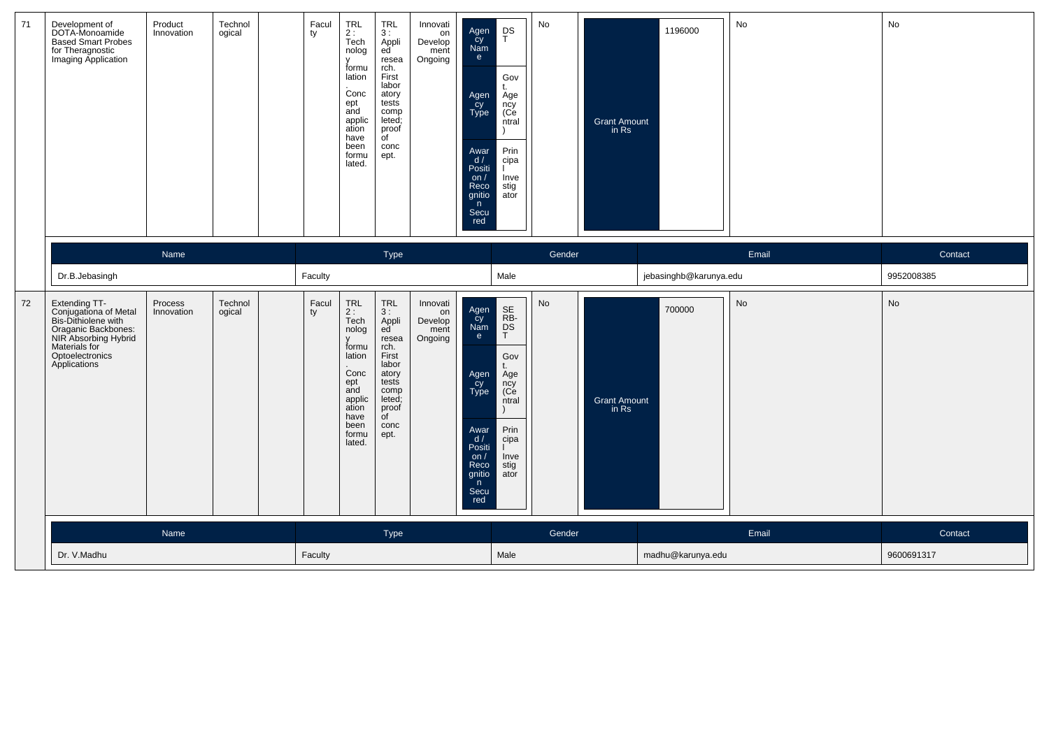| 71 | Development of DOTA-Monoamide Based Smart Probes for Theragnostic Imaging Application | Product Innovation | Technological | | Faculty | TRL 2 : Technology formulation. Concept and application have been formulated. | TRL 3 : Applied research. First laboratory tests completed; proof of concept. | Innovation Development Ongoing | Agency Name: DST; Agency Type: Govt. Agency (Central); Award / Position / Recognition Secured: Principal Investigator | No | Grant Amount in Rs: 1196000 | No | No |
|---|---|---|---|---|---|---|---|---|---|---|---|---|---|

| Name | Type | Gender | Email | Contact |
|---|---|---|---|---|
| Dr.B.Jebasingh | Faculty | Male | jebasinghb@karunya.edu | 9952008385 |

| 72 | Extending TT-Conjugationa of Metal Bis-Dithiolene with Oraganic Backbones: NIR Absorbing Hybrid Materials for Optoelectronics Applications | Process Innovation | Technological | | Faculty | TRL 2 : Technology formulation. Concept and application have been formulated. | TRL 3 : Applied research. First laboratory tests completed; proof of concept. | Innovation Development Ongoing | Agency Name: SERB-DST; Agency Type: Govt. Agency (Central); Award / Position / Recognition Secured: Principal Investigator | No | Grant Amount in Rs: 700000 | No | No |
|---|---|---|---|---|---|---|---|---|---|---|---|---|---|

| Name | Type | Gender | Email | Contact |
|---|---|---|---|---|
| Dr. V.Madhu | Faculty | Male | madhu@karunya.edu | 9600691317 |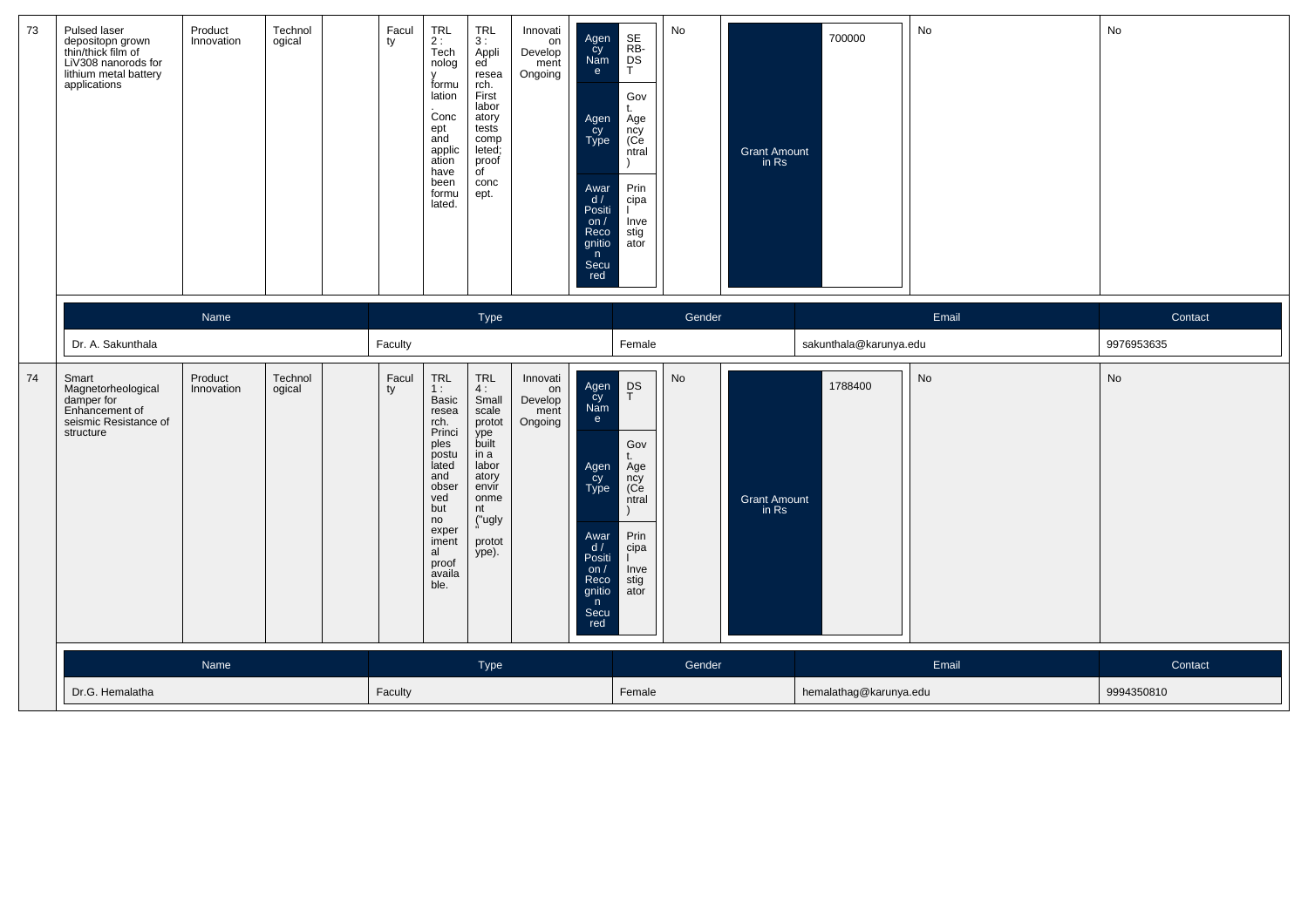| 73 | Pulsed laser depositopn grown thin/thick film of LiV308 nanorods for lithium metal battery applications | Product Innovation | Technological | | Faculty | TRL 2 : Technology formulation. Concept and application have been formulated. | TRL 3 : Applied research. First laboratory tests completed; proof of concept. | Innovation Development Ongoing | Agency Name: SERB-DST; Agency Type: Govt. Agency (Central); Award / Position / Recognition Secured: Principal Investigator | No | Grant Amount in Rs: 700000 | No | No |
|---|---|---|---|---|---|---|---|---|---|---|---|---|---|

| Name | Type | Gender | Email | Contact |
|---|---|---|---|---|
| Dr. A. Sakunthala | Faculty | Female | sakunthala@karunya.edu | 9976953635 |

| 74 | Smart Magnetorheological damper for Enhancement of seismic Resistance of structure | Product Innovation | Technological | | Faculty | TRL 1 : Basic research. Principles postulated and observed but no experimental proof available. | TRL 4 : Small scale prototype built in a laboratory environment ("ugly" prototype). | Innovation Development Ongoing | Agency Name: DST; Agency Type: Govt. Agency (Central); Award / Position / Recognition Secured: Principal Investigator | No | Grant Amount in Rs: 1788400 | No | No |
|---|---|---|---|---|---|---|---|---|---|---|---|---|---|

| Name | Type | Gender | Email | Contact |
|---|---|---|---|---|
| Dr.G. Hemalatha | Faculty | Female | hemalathag@karunya.edu | 9994350810 |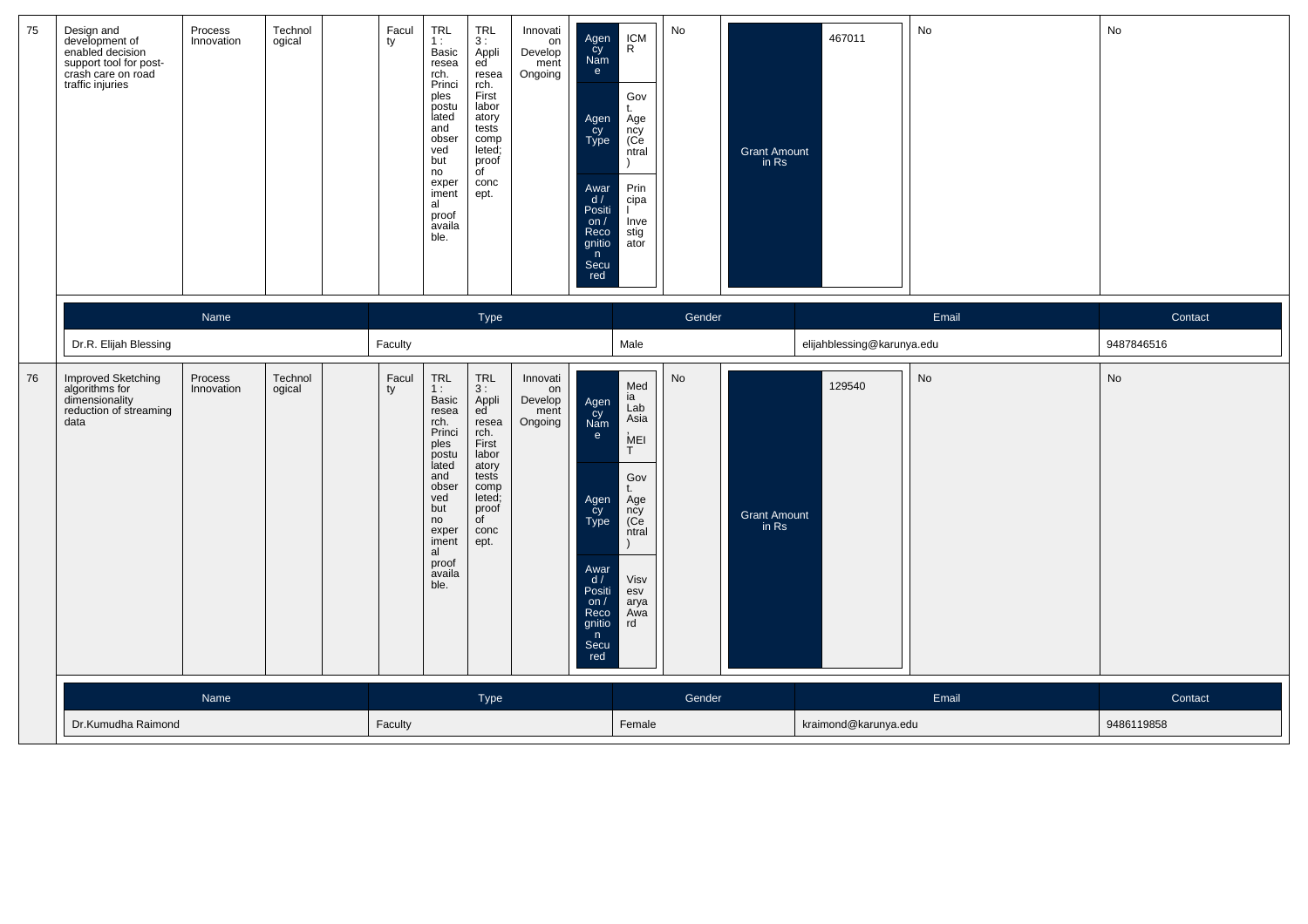| 75 | Design and development of enabled decision support tool for post-crash care on road traffic injuries | Process Innovation | Technological | | Faculty | TRL 1 : Basic research. Principles postulated and observed but no experimental proof available. | TRL 3 : Applied research. First laboratory tests completed; proof of concept. | Innovation Development Ongoing | Agency Name: ICMR; Agency Type: Govt. Agency (Central); Award / Position / Recognition Secured: Principal Investigator | No | Grant Amount in Rs: 467011 | No | No |
|---|---|---|---|---|---|---|---|---|---|---|---|---|---|

| Name | Type | Gender | Email | Contact |
|---|---|---|---|---|
| Dr.R. Elijah Blessing | Faculty | Male | elijahblessing@karunya.edu | 9487846516 |

| 76 | Improved Sketching algorithms for dimensionality reduction of streaming data | Process Innovation | Technological | | Faculty | TRL 1 : Basic research. Principles postulated and observed but no experimental proof available. | TRL 3 : Applied research. First laboratory tests completed; proof of concept. | Innovation Development Ongoing | Agency Name: Media Lab Asia, MEIT; Agency Type: Govt. Agency (Central); Award / Position / Recognition Secured: Visvesvarya Award | No | Grant Amount in Rs: 129540 | No | No |
|---|---|---|---|---|---|---|---|---|---|---|---|---|---|

| Name | Type | Gender | Email | Contact |
|---|---|---|---|---|
| Dr.Kumudha Raimond | Faculty | Female | kraimond@karunya.edu | 9486119858 |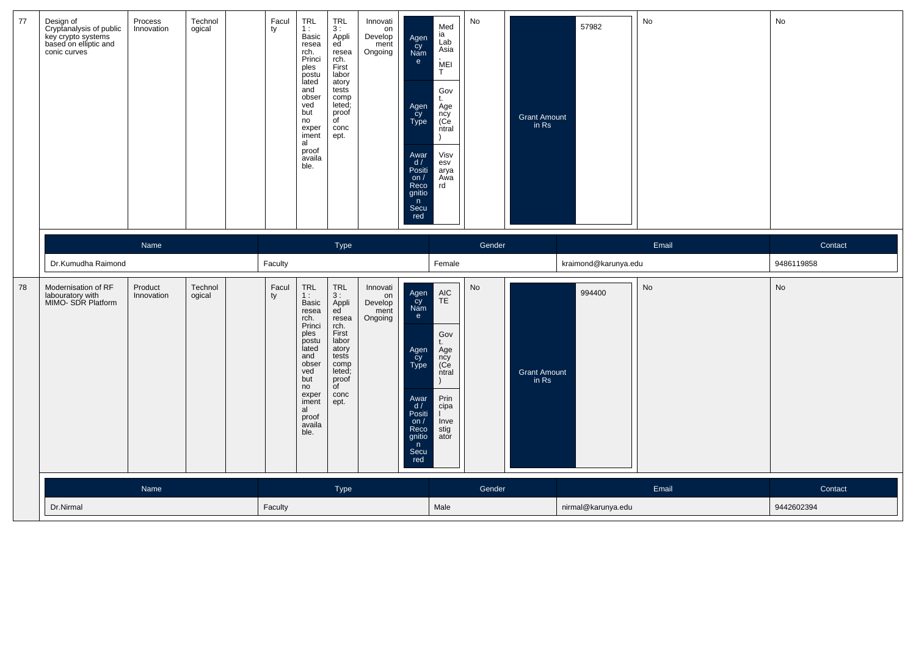| 77 | Design of Cryptanalysis of public key crypto systems based on elliptic and conic curves | Process Innovation | Technological | | Faculty | TRL 1 : Basic research. Principles postulated and observed but no experimental proof available. | TRL 3 : Applied research. First laboratory tests completed; proof of concept. | Innovation Development Ongoing | Agency Name: Media Lab Asia, MEIT; Agency Type: Govt. Agency (Central); Award / Position / Recognition Secured: Visvesvarya Award | No | Grant Amount in Rs: 57982 | No | No |
|---|---|---|---|---|---|---|---|---|---|---|---|---|---|

| Name | Type | Gender | Email | Contact |
|---|---|---|---|---|
| Dr.Kumudha Raimond | Faculty | Female | kraimond@karunya.edu | 9486119858 |

| 78 | Modernisation of RF labouratory with MIMO- SDR Platform | Product Innovation | Technological | | Faculty | TRL 1 : Basic research. Principles postulated and observed but no experimental proof available. | TRL 3 : Applied research. First laboratory tests completed; proof of concept. | Innovation Development Ongoing | Agency Name: AICTE; Agency Type: Govt. Agency (Central); Award / Position / Recognition Secured: Principal Investigator | No | Grant Amount in Rs: 994400 | No | No |
|---|---|---|---|---|---|---|---|---|---|---|---|---|---|

| Name | Type | Gender | Email | Contact |
|---|---|---|---|---|
| Dr.Nirmal | Faculty | Male | nirmal@karunya.edu | 9442602394 |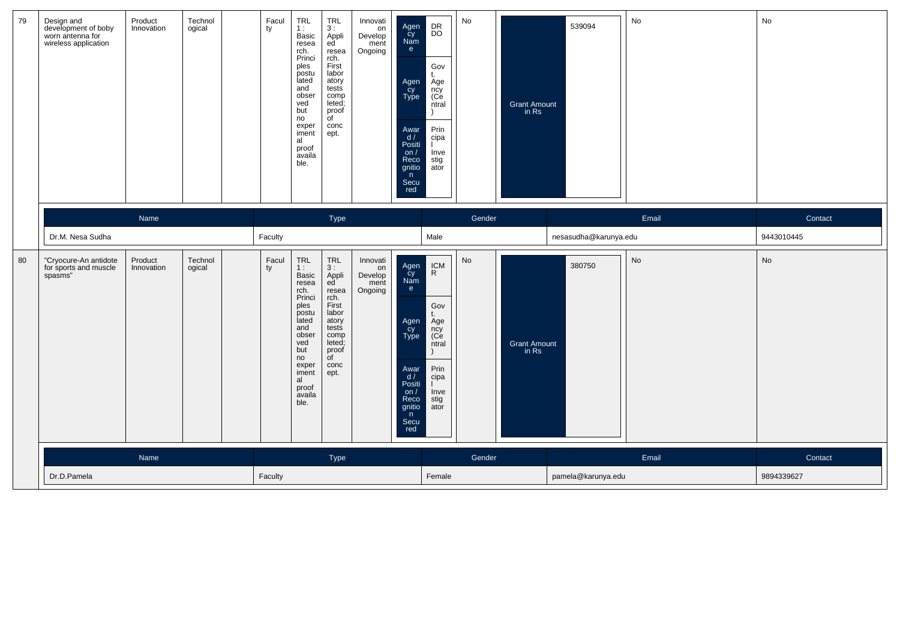| 79 | Design and development of boby worn antenna for wireless application | Product Innovation | Technological | | Faculty | TRL 1 : Basic research. Principles postulated and observed but no experimental proof available. | TRL 3 : Applied research. First laboratory tests completed; proof of concept. | Innovation Development Ongoing | Agency Name: DRDO; Agency Type: Govt. Agency (Central); Award / Position / Recognition Secured: Principal Investigator | No | Grant Amount in Rs: 539094 | No | No |
|---|---|---|---|---|---|---|---|---|---|---|---|---|---|

| Name | Type | Gender | Email | Contact |
|---|---|---|---|---|
| Dr.M. Nesa Sudha | Faculty | Male | nesasudha@karunya.edu | 9443010445 |

| 80 | "Cryocure-An antidote for sports and muscle spasms" | Product Innovation | Technological | | Faculty | TRL 1 : Basic research. Principles postulated and observed but no experimental proof available. | TRL 3 : Applied research. First laboratory tests completed; proof of concept. | Innovation Development Ongoing | Agency Name: ICMR; Agency Type: Govt. Agency (Central); Award / Position / Recognition Secured: Principal Investigator | No | Grant Amount in Rs: 380750 | No | No |
|---|---|---|---|---|---|---|---|---|---|---|---|---|---|

| Name | Type | Gender | Email | Contact |
|---|---|---|---|---|
| Dr.D.Pamela | Faculty | Female | pamela@karunya.edu | 9894339627 |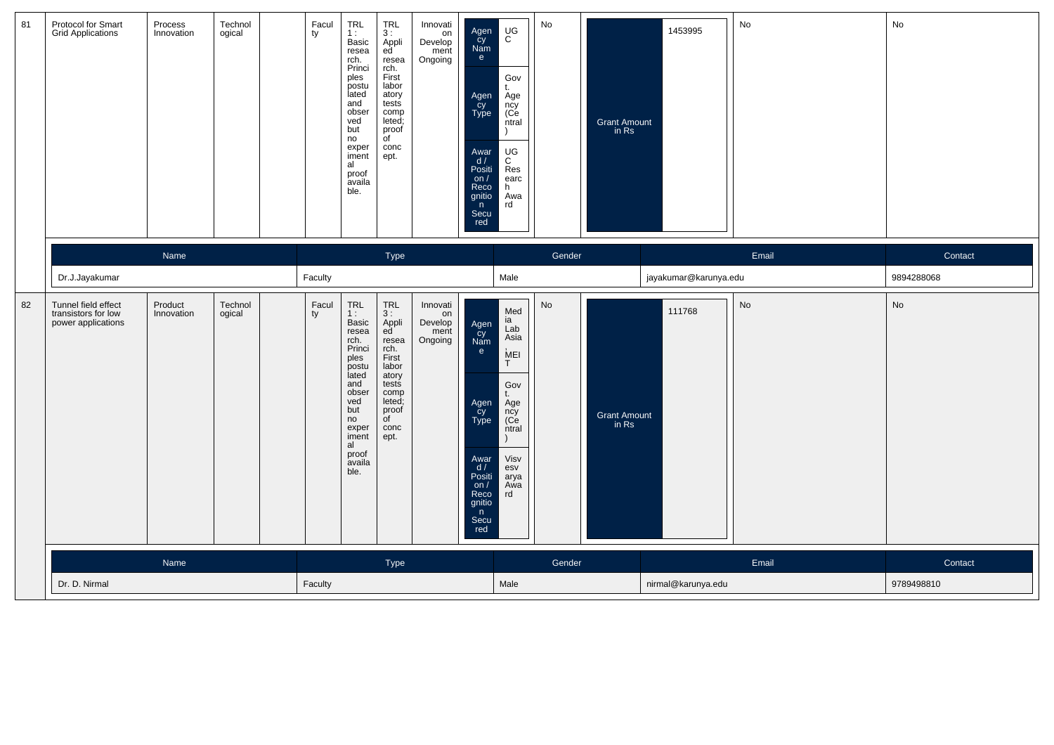| 81 | Protocol for Smart Grid Applications | Process Innovation | Technological | | Faculty | TRL 1 : Basic research. Principles postulated and observed but no experimental proof available. | TRL 3 : Applied research. First laboratory tests completed; proof of concept. | Innovation Development Ongoing | Agency Name: UGC; Agency Type: Govt. Agency (Central); Award / Position / Recognition Secured: UGC Research Award | No | Grant Amount in Rs: 1453995 | No | No |
|---|---|---|---|---|---|---|---|---|---|---|---|---|---|

| Name | Type | Gender | Email | Contact |
|---|---|---|---|---|
| Dr.J.Jayakumar | Faculty | Male | jayakumar@karunya.edu | 9894288068 |

| 82 | Tunnel field effect transistors for low power applications | Product Innovation | Technological | | Faculty | TRL 1 : Basic research. Principles postulated and observed but no experimental proof available. | TRL 3 : Applied research. First laboratory tests completed; proof of concept. | Innovation Development Ongoing | Agency Name: Media Lab Asia, MEIT; Agency Type: Govt. Agency (Central); Award / Position / Recognition Secured: Visvesvarya Award | No | Grant Amount in Rs: 111768 | No | No |
|---|---|---|---|---|---|---|---|---|---|---|---|---|---|

| Name | Type | Gender | Email | Contact |
|---|---|---|---|---|
| Dr. D. Nirmal | Faculty | Male | nirmal@karunya.edu | 9789498810 |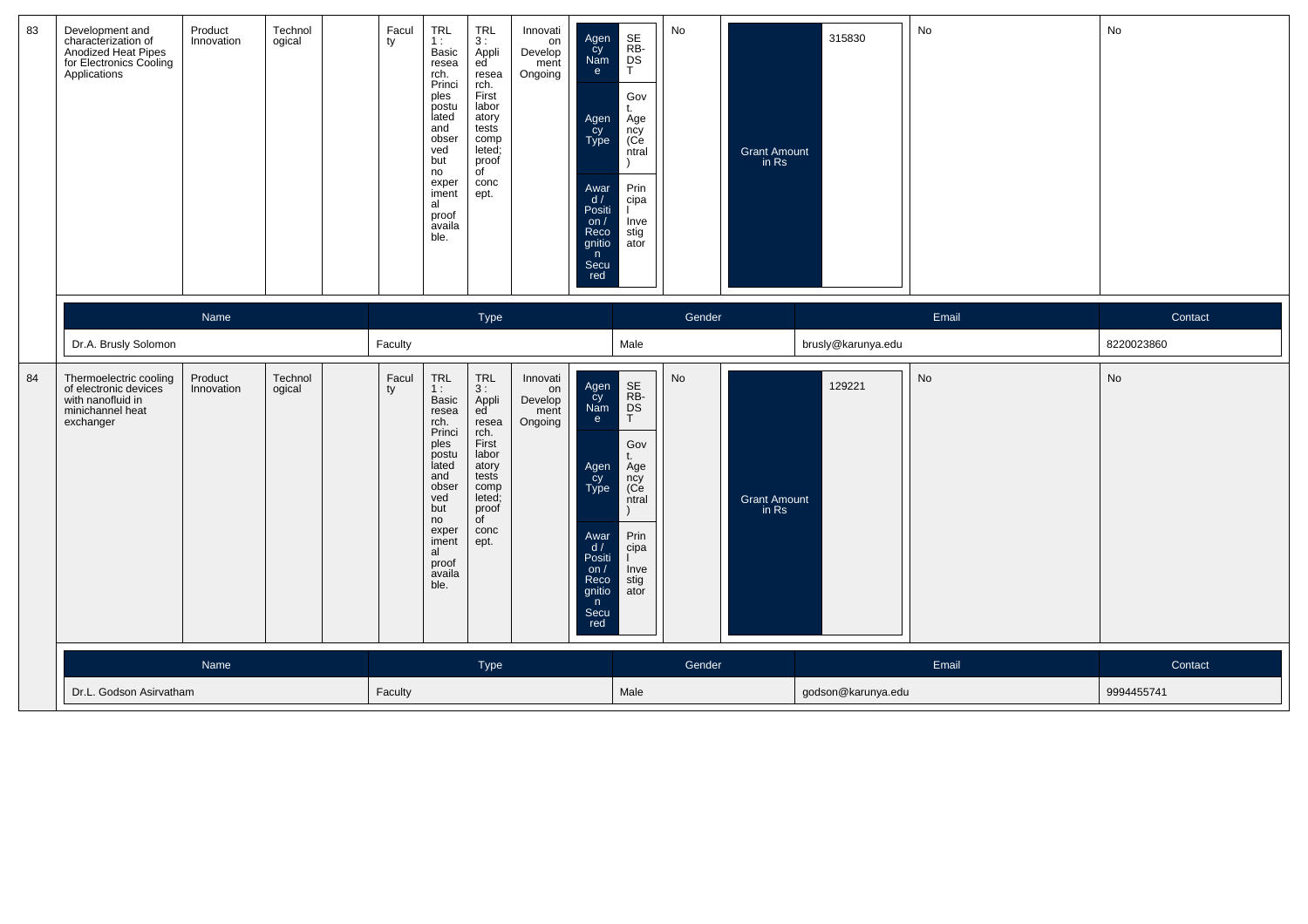| 83 | Development and characterization of Anodized Heat Pipes for Electronics Cooling Applications | Product Innovation | Technological | | Faculty | TRL 1 : Basic research. Principles postulated and observed but no experimental proof available. | TRL 3 : Applied research. First laboratory tests completed; proof of concept. | Innovation Development Ongoing | Agency Name: SERB-DST; Agency Type: Govt. Agency (Central); Award / Position / Recognition Secured: Principal Investigator | No | Grant Amount in Rs: 315830 | No | No |
|---|---|---|---|---|---|---|---|---|---|---|---|---|---|

| Name | Type | Gender | Email | Contact |
|---|---|---|---|---|
| Dr.A. Brusly Solomon | Faculty | Male | brusly@karunya.edu | 8220023860 |

| 84 | Thermoelectric cooling of electronic devices with nanofluid in minichannel heat exchanger | Product Innovation | Technological | | Faculty | TRL 1 : Basic research. Principles postulated and observed but no experimental proof available. | TRL 3 : Applied research. First laboratory tests completed; proof of concept. | Innovation Development Ongoing | Agency Name: SERB-DST; Agency Type: Govt. Agency (Central); Award / Position / Recognition Secured: Principal Investigator | No | Grant Amount in Rs: 129221 | No | No |
|---|---|---|---|---|---|---|---|---|---|---|---|---|---|

| Name | Type | Gender | Email | Contact |
|---|---|---|---|---|
| Dr.L. Godson Asirvatham | Faculty | Male | godson@karunya.edu | 9994455741 |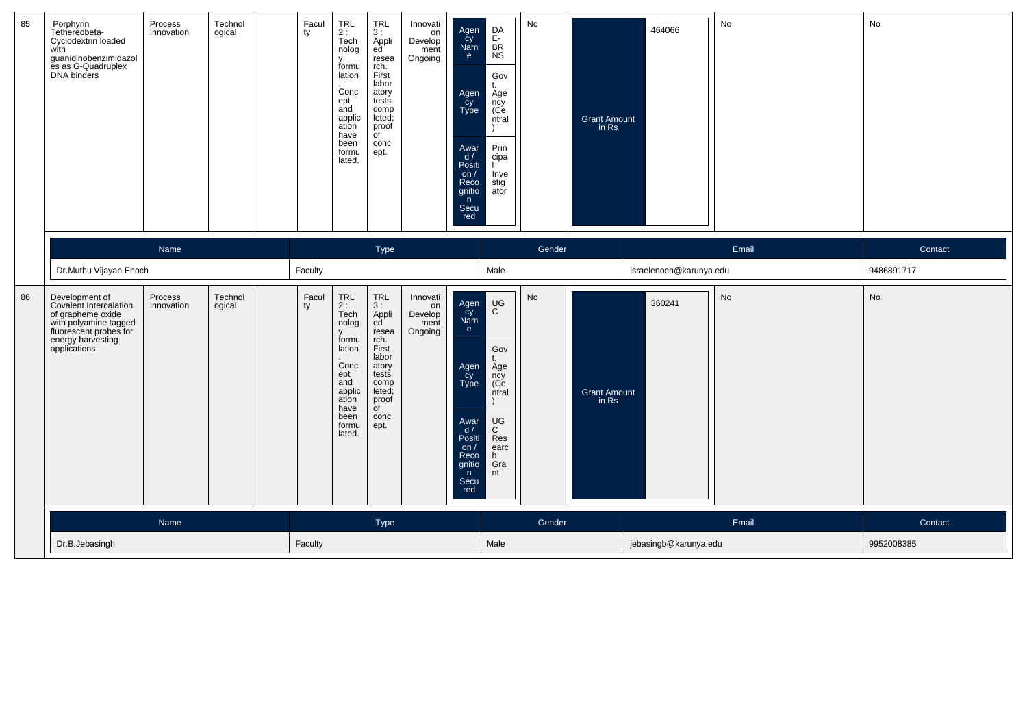| 85 | Porphyrin Tetheredbeta-Cyclodextrin loaded with guanidinobenzimidazoles as G-Quadruplex DNA binders | Process Innovation | Technological | | Faculty | TRL 2 : Technology formulation. Concept and application have been formulated. | TRL 3 : Applied research. First laboratory tests completed; proof of concept. | Innovation Development Ongoing | Agency Name: DAE-BRNS; Agency Type: Govt. Agency (Central); Award / Position / Recognition Secured: Principal Investigator | No | Grant Amount in Rs: 464066 | No | No |
|---|---|---|---|---|---|---|---|---|---|---|---|---|---|

| Name | Type | Gender | Email | Contact |
|---|---|---|---|---|
| Dr.Muthu Vijayan Enoch | Faculty | Male | israelenoch@karunya.edu | 9486891717 |

| 86 | Development of Covalent Intercalation of grapheme oxide with polyamine tagged fluorescent probes for energy harvesting applications | Process Innovation | Technological | | Faculty | TRL 2 : Technology formulation. Concept and application have been formulated. | TRL 3 : Applied research. First laboratory tests completed; proof of concept. | Innovation Development Ongoing | Agency Name: UGC; Agency Type: Govt. Agency (Central); Award / Position / Recognition Secured: UGC Research Grant | No | Grant Amount in Rs: 360241 | No | No |
|---|---|---|---|---|---|---|---|---|---|---|---|---|---|

| Name | Type | Gender | Email | Contact |
|---|---|---|---|---|
| Dr.B.Jebasingh | Faculty | Male | jebasingb@karunya.edu | 9952008385 |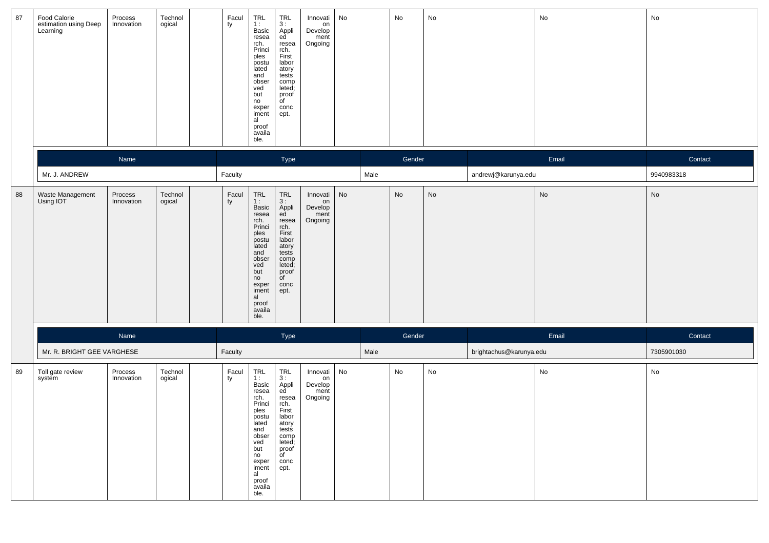| 87 | Food Calorie estimation using Deep Learning | Process Innovation | Technological | | Faculty | TRL 1 : Basic research. Principles postulated and observed but no experimental proof available. | TRL 3 : Applied research. First laboratory tests completed; proof of concept. | Innovation Development Ongoing | No | No | No | No | No |
|---|---|---|---|---|---|---|---|---|---|---|---|---|---|

| Name | Type | Gender | Email | Contact |
|---|---|---|---|---|
| Mr. J. ANDREW | Faculty | Male | andrewj@karunya.edu | 9940983318 |

| 88 | Waste Management Using IOT | Process Innovation | Technological | | Faculty | TRL 1 : Basic research. Principles postulated and observed but no experimental proof available. | TRL 3 : Applied research. First laboratory tests completed; proof of concept. | Innovation Development Ongoing | No | No | No | No | No |
|---|---|---|---|---|---|---|---|---|---|---|---|---|---|

| Name | Type | Gender | Email | Contact |
|---|---|---|---|---|
| Mr. R. BRIGHT GEE VARGHESE | Faculty | Male | brightachus@karunya.edu | 7305901030 |

| 89 | Toll gate review system | Process Innovation | Technological | | Faculty | TRL 1 : Basic research. Principles postulated and observed but no experimental proof available. | TRL 3 : Applied research. First laboratory tests completed; proof of concept. | Innovation Development Ongoing | No | No | No | No | No |
|---|---|---|---|---|---|---|---|---|---|---|---|---|---|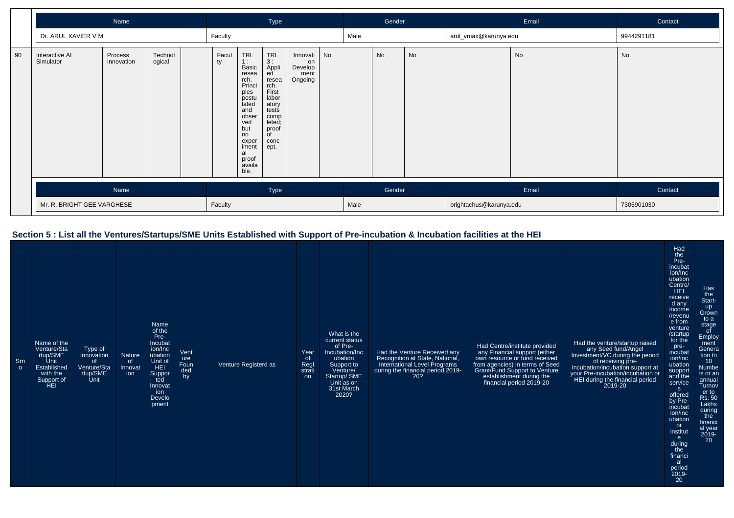| Name | Type | Gender | Email | Contact |
|---|---|---|---|---|
| Dr. ARUL XAVIER V M | Faculty | Male | arul_vmax@karunya.edu | 9944291181 |

| 90 | Interactive AI Simulator | Process Innovation | Technological | | Faculty | TRL 1 : Basic research. Principles postulated and observed but no experimental proof available. | TRL 3 : Applied research. First laboratory tests completed; proof of concept. | Innovation Development Ongoing | No | No | No | No | No |
|---|---|---|---|---|---|---|---|---|---|---|---|---|---|

| Name | Type | Gender | Email | Contact |
|---|---|---|---|---|
| Mr. R. BRIGHT GEE VARGHESE | Faculty | Male | brightachus@karunya.edu | 7305901030 |

## Section 5 : List all the Ventures/Startups/SME Units Established with Support of Pre-incubation & Incubation facilities at the HEI

| Srno | Name of the Venture/Startup/SME Unit Established with the Support of HEI | Type of Innovation of Venture/Startup/SME Unit | Nature of Innovation | Name of the Pre-Incubation/Incubation Unit of HEI Supported Innovation Development | Venture Founded by | Venture Registerd as | Year of Registration | What is the current status of Pre-Incubation/Incubation Support to Venture/ Startup/ SME Unit as on 31st March 2020? | Had the Venture Received any Recognition at State, National, International Level Programs during the financial period 2019-20? | Had Centre/institute provided any Financial support (either own resource or fund received from agencies) in terms of Seed Grant/Fund Support to Venture establishment during the financial period 2019-20 | Had the venture/startup raised any Seed fund/Angel Investment/VC during the period of receiving pre-incubation/incubation support at your Pre-incubation/incubation or HEI during the financial period 2019-20 | Had the Pre-incubation/Incubation Centre/ HEI received any income /revenue from venture /startup for the pre-incubation/incubation support and the services offered by Pre-incubation/incubation or institute during the financial period 2019-20 | Has the Start-up Grown to a stage of Employment Generation to 10 Numbers or an annual Turnover to Rs. 50 Lakhs during the financial year 2019-20 |
|---|---|---|---|---|---|---|---|---|---|---|---|---|---|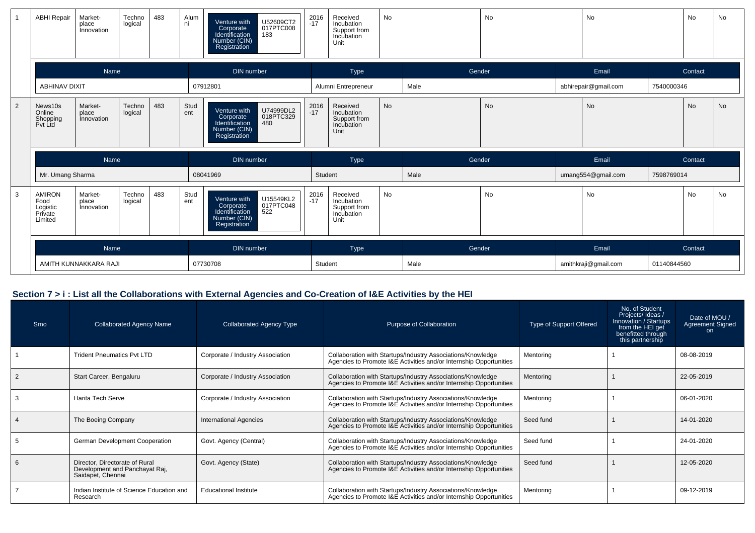| 1 | ABHI Repair | Market-place Innovation | Techno logical | 483 | Alumni | Venture with Corporate Identification Number (CIN) Registration | U52609CT2017PTC008183 | 2016-17 | Received Incubation Support from Incubation Unit | No | No | No | No | No |
|---|---|---|---|---|---|---|---|---|---|---|---|---|---|---|

| Name | DIN number | Type | Gender | Email | Contact |
|---|---|---|---|---|---|
| ABHINAV DIXIT | 07912801 | Alumni Entrepreneur | Male | abhirepair@gmail.com | 7540000346 |

| 2 | News10s Online Shopping Pvt Ltd | Market-place Innovation | Techno logical | 483 | Student | Venture with Corporate Identification Number (CIN) Registration | U74999DL2018PTC329480 | 2016-17 | Received Incubation Support from Incubation Unit | No | No | No | No | No |
|---|---|---|---|---|---|---|---|---|---|---|---|---|---|---|

| Name | DIN number | Type | Gender | Email | Contact |
|---|---|---|---|---|---|
| Mr. Umang Sharma | 08041969 | Student | Male | umang554@gmail.com | 7598769014 |

| 3 | AMIRON Food Logistic Private Limited | Market-place Innovation | Techno logical | 483 | Student | Venture with Corporate Identification Number (CIN) Registration | U15549KL2017PTC048522 | 2016-17 | Received Incubation Support from Incubation Unit | No | No | No | No | No |
|---|---|---|---|---|---|---|---|---|---|---|---|---|---|---|

| Name | DIN number | Type | Gender | Email | Contact |
|---|---|---|---|---|---|
| AMITH KUNNAKKARA RAJI | 07730708 | Student | Male | amithkraji@gmail.com | 01140844560 |

## Section 7 > i : List all the Collaborations with External Agencies and Co-Creation of I&E Activities by the HEI

| Srno | Collaborated Agency Name | Collaborated Agency Type | Purpose of Collaboration | Type of Support Offered | No. of Student Projects/ Ideas / Innovation / Startups from the HEI get benefitted through this partnership | Date of MOU / Agreement Signed on |
|---|---|---|---|---|---|---|
| 1 | Trident Pneumatics Pvt LTD | Corporate / Industry Association | Collaboration with Startups/Industry Associations/Knowledge Agencies to Promote I&E Activities and/or Internship Opportunities | Mentoring | 1 | 08-08-2019 |
| 2 | Start Career, Bengaluru | Corporate / Industry Association | Collaboration with Startups/Industry Associations/Knowledge Agencies to Promote I&E Activities and/or Internship Opportunities | Mentoring | 1 | 22-05-2019 |
| 3 | Harita Tech Serve | Corporate / Industry Association | Collaboration with Startups/Industry Associations/Knowledge Agencies to Promote I&E Activities and/or Internship Opportunities | Mentoring | 1 | 06-01-2020 |
| 4 | The Boeing Company | International Agencies | Collaboration with Startups/Industry Associations/Knowledge Agencies to Promote I&E Activities and/or Internship Opportunities | Seed fund | 1 | 14-01-2020 |
| 5 | German Development Cooperation | Govt. Agency (Central) | Collaboration with Startups/Industry Associations/Knowledge Agencies to Promote I&E Activities and/or Internship Opportunities | Seed fund | 1 | 24-01-2020 |
| 6 | Director, Directorate of Rural Development and Panchayat Raj, Saidapet, Chennai | Govt. Agency (State) | Collaboration with Startups/Industry Associations/Knowledge Agencies to Promote I&E Activities and/or Internship Opportunities | Seed fund | 1 | 12-05-2020 |
| 7 | Indian Institute of Science Education and Research | Educational Institute | Collaboration with Startups/Industry Associations/Knowledge Agencies to Promote I&E Activities and/or Internship Opportunities | Mentoring | 1 | 09-12-2019 |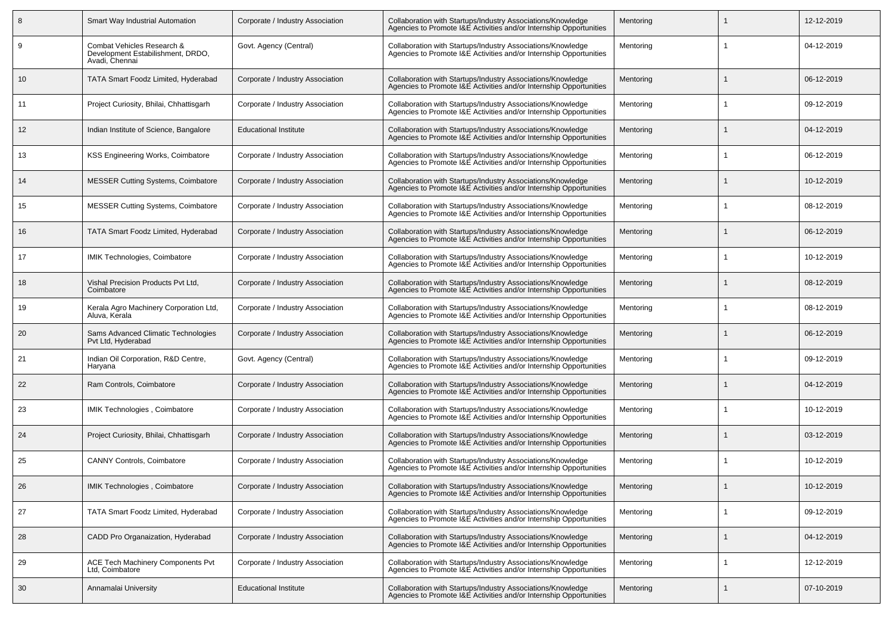| 8 | Smart Way Industrial Automation | Corporate / Industry Association | Collaboration with Startups/Industry Associations/Knowledge Agencies to Promote I&E Activities and/or Internship Opportunities | Mentoring | 1 | 12-12-2019 |
|---|---|---|---|---|---|---|
| 9 | Combat Vehicles Research & Development Estabilishment, DRDO, Avadi, Chennai | Govt. Agency (Central) | Collaboration with Startups/Industry Associations/Knowledge Agencies to Promote I&E Activities and/or Internship Opportunities | Mentoring | 1 | 04-12-2019 |
| 10 | TATA Smart Foodz Limited, Hyderabad | Corporate / Industry Association | Collaboration with Startups/Industry Associations/Knowledge Agencies to Promote I&E Activities and/or Internship Opportunities | Mentoring | 1 | 06-12-2019 |
| 11 | Project Curiosity, Bhilai, Chhattisgarh | Corporate / Industry Association | Collaboration with Startups/Industry Associations/Knowledge Agencies to Promote I&E Activities and/or Internship Opportunities | Mentoring | 1 | 09-12-2019 |
| 12 | Indian Institute of Science, Bangalore | Educational Institute | Collaboration with Startups/Industry Associations/Knowledge Agencies to Promote I&E Activities and/or Internship Opportunities | Mentoring | 1 | 04-12-2019 |
| 13 | KSS Engineering Works, Coimbatore | Corporate / Industry Association | Collaboration with Startups/Industry Associations/Knowledge Agencies to Promote I&E Activities and/or Internship Opportunities | Mentoring | 1 | 06-12-2019 |
| 14 | MESSER Cutting Systems, Coimbatore | Corporate / Industry Association | Collaboration with Startups/Industry Associations/Knowledge Agencies to Promote I&E Activities and/or Internship Opportunities | Mentoring | 1 | 10-12-2019 |
| 15 | MESSER Cutting Systems, Coimbatore | Corporate / Industry Association | Collaboration with Startups/Industry Associations/Knowledge Agencies to Promote I&E Activities and/or Internship Opportunities | Mentoring | 1 | 08-12-2019 |
| 16 | TATA Smart Foodz Limited, Hyderabad | Corporate / Industry Association | Collaboration with Startups/Industry Associations/Knowledge Agencies to Promote I&E Activities and/or Internship Opportunities | Mentoring | 1 | 06-12-2019 |
| 17 | IMIK Technologies, Coimbatore | Corporate / Industry Association | Collaboration with Startups/Industry Associations/Knowledge Agencies to Promote I&E Activities and/or Internship Opportunities | Mentoring | 1 | 10-12-2019 |
| 18 | Vishal Precision Products Pvt Ltd, Coimbatore | Corporate / Industry Association | Collaboration with Startups/Industry Associations/Knowledge Agencies to Promote I&E Activities and/or Internship Opportunities | Mentoring | 1 | 08-12-2019 |
| 19 | Kerala Agro Machinery Corporation Ltd, Aluva, Kerala | Corporate / Industry Association | Collaboration with Startups/Industry Associations/Knowledge Agencies to Promote I&E Activities and/or Internship Opportunities | Mentoring | 1 | 08-12-2019 |
| 20 | Sams Advanced Climatic Technologies Pvt Ltd, Hyderabad | Corporate / Industry Association | Collaboration with Startups/Industry Associations/Knowledge Agencies to Promote I&E Activities and/or Internship Opportunities | Mentoring | 1 | 06-12-2019 |
| 21 | Indian Oil Corporation, R&D Centre, Haryana | Govt. Agency (Central) | Collaboration with Startups/Industry Associations/Knowledge Agencies to Promote I&E Activities and/or Internship Opportunities | Mentoring | 1 | 09-12-2019 |
| 22 | Ram Controls, Coimbatore | Corporate / Industry Association | Collaboration with Startups/Industry Associations/Knowledge Agencies to Promote I&E Activities and/or Internship Opportunities | Mentoring | 1 | 04-12-2019 |
| 23 | IMIK Technologies , Coimbatore | Corporate / Industry Association | Collaboration with Startups/Industry Associations/Knowledge Agencies to Promote I&E Activities and/or Internship Opportunities | Mentoring | 1 | 10-12-2019 |
| 24 | Project Curiosity, Bhilai, Chhattisgarh | Corporate / Industry Association | Collaboration with Startups/Industry Associations/Knowledge Agencies to Promote I&E Activities and/or Internship Opportunities | Mentoring | 1 | 03-12-2019 |
| 25 | CANNY Controls, Coimbatore | Corporate / Industry Association | Collaboration with Startups/Industry Associations/Knowledge Agencies to Promote I&E Activities and/or Internship Opportunities | Mentoring | 1 | 10-12-2019 |
| 26 | IMIK Technologies , Coimbatore | Corporate / Industry Association | Collaboration with Startups/Industry Associations/Knowledge Agencies to Promote I&E Activities and/or Internship Opportunities | Mentoring | 1 | 10-12-2019 |
| 27 | TATA Smart Foodz Limited, Hyderabad | Corporate / Industry Association | Collaboration with Startups/Industry Associations/Knowledge Agencies to Promote I&E Activities and/or Internship Opportunities | Mentoring | 1 | 09-12-2019 |
| 28 | CADD Pro Organaization, Hyderabad | Corporate / Industry Association | Collaboration with Startups/Industry Associations/Knowledge Agencies to Promote I&E Activities and/or Internship Opportunities | Mentoring | 1 | 04-12-2019 |
| 29 | ACE Tech Machinery Components Pvt Ltd, Coimbatore | Corporate / Industry Association | Collaboration with Startups/Industry Associations/Knowledge Agencies to Promote I&E Activities and/or Internship Opportunities | Mentoring | 1 | 12-12-2019 |
| 30 | Annamalai University | Educational Institute | Collaboration with Startups/Industry Associations/Knowledge Agencies to Promote I&E Activities and/or Internship Opportunities | Mentoring | 1 | 07-10-2019 |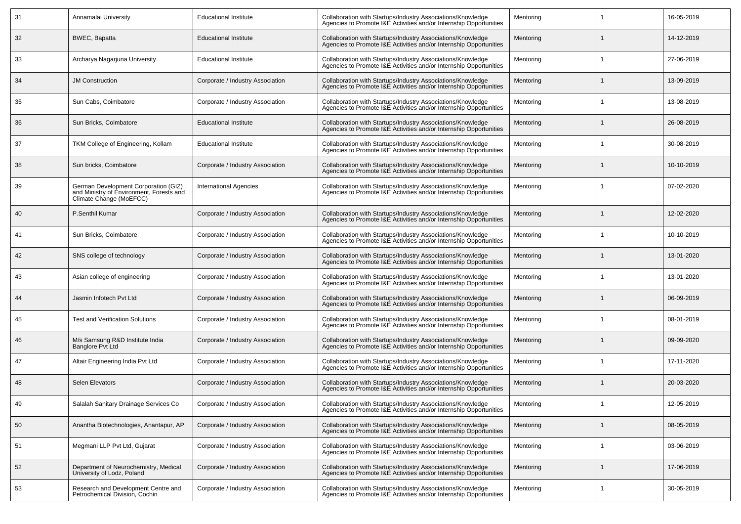| 31 | Annamalai University | Educational Institute | Collaboration with Startups/Industry Associations/Knowledge Agencies to Promote I&E Activities and/or Internship Opportunities | Mentoring | 1 | 16-05-2019 |
|---|---|---|---|---|---|---|
| 32 | BWEC, Bapatta | Educational Institute | Collaboration with Startups/Industry Associations/Knowledge Agencies to Promote I&E Activities and/or Internship Opportunities | Mentoring | 1 | 14-12-2019 |
| 33 | Archarya Nagarjuna University | Educational Institute | Collaboration with Startups/Industry Associations/Knowledge Agencies to Promote I&E Activities and/or Internship Opportunities | Mentoring | 1 | 27-06-2019 |
| 34 | JM Construction | Corporate / Industry Association | Collaboration with Startups/Industry Associations/Knowledge Agencies to Promote I&E Activities and/or Internship Opportunities | Mentoring | 1 | 13-09-2019 |
| 35 | Sun Cabs, Coimbatore | Corporate / Industry Association | Collaboration with Startups/Industry Associations/Knowledge Agencies to Promote I&E Activities and/or Internship Opportunities | Mentoring | 1 | 13-08-2019 |
| 36 | Sun Bricks, Coimbatore | Educational Institute | Collaboration with Startups/Industry Associations/Knowledge Agencies to Promote I&E Activities and/or Internship Opportunities | Mentoring | 1 | 26-08-2019 |
| 37 | TKM College of Engineering, Kollam | Educational Institute | Collaboration with Startups/Industry Associations/Knowledge Agencies to Promote I&E Activities and/or Internship Opportunities | Mentoring | 1 | 30-08-2019 |
| 38 | Sun bricks, Coimbatore | Corporate / Industry Association | Collaboration with Startups/Industry Associations/Knowledge Agencies to Promote I&E Activities and/or Internship Opportunities | Mentoring | 1 | 10-10-2019 |
| 39 | German Development Corporation (GIZ) and Ministry of Environment, Forests and Climate Change (MoEFCC) | International Agencies | Collaboration with Startups/Industry Associations/Knowledge Agencies to Promote I&E Activities and/or Internship Opportunities | Mentoring | 1 | 07-02-2020 |
| 40 | P.Senthil Kumar | Corporate / Industry Association | Collaboration with Startups/Industry Associations/Knowledge Agencies to Promote I&E Activities and/or Internship Opportunities | Mentoring | 1 | 12-02-2020 |
| 41 | Sun Bricks, Coimbatore | Corporate / Industry Association | Collaboration with Startups/Industry Associations/Knowledge Agencies to Promote I&E Activities and/or Internship Opportunities | Mentoring | 1 | 10-10-2019 |
| 42 | SNS college of technology | Corporate / Industry Association | Collaboration with Startups/Industry Associations/Knowledge Agencies to Promote I&E Activities and/or Internship Opportunities | Mentoring | 1 | 13-01-2020 |
| 43 | Asian college of engineering | Corporate / Industry Association | Collaboration with Startups/Industry Associations/Knowledge Agencies to Promote I&E Activities and/or Internship Opportunities | Mentoring | 1 | 13-01-2020 |
| 44 | Jasmin Infotech Pvt Ltd | Corporate / Industry Association | Collaboration with Startups/Industry Associations/Knowledge Agencies to Promote I&E Activities and/or Internship Opportunities | Mentoring | 1 | 06-09-2019 |
| 45 | Test and Verification Solutions | Corporate / Industry Association | Collaboration with Startups/Industry Associations/Knowledge Agencies to Promote I&E Activities and/or Internship Opportunities | Mentoring | 1 | 08-01-2019 |
| 46 | M/s Samsung R&D Institute India Banglore Pvt Ltd | Corporate / Industry Association | Collaboration with Startups/Industry Associations/Knowledge Agencies to Promote I&E Activities and/or Internship Opportunities | Mentoring | 1 | 09-09-2020 |
| 47 | Altair Engineering India Pvt Ltd | Corporate / Industry Association | Collaboration with Startups/Industry Associations/Knowledge Agencies to Promote I&E Activities and/or Internship Opportunities | Mentoring | 1 | 17-11-2020 |
| 48 | Selen Elevators | Corporate / Industry Association | Collaboration with Startups/Industry Associations/Knowledge Agencies to Promote I&E Activities and/or Internship Opportunities | Mentoring | 1 | 20-03-2020 |
| 49 | Salalah Sanitary Drainage Services Co | Corporate / Industry Association | Collaboration with Startups/Industry Associations/Knowledge Agencies to Promote I&E Activities and/or Internship Opportunities | Mentoring | 1 | 12-05-2019 |
| 50 | Anantha Biotechnologies, Anantapur, AP | Corporate / Industry Association | Collaboration with Startups/Industry Associations/Knowledge Agencies to Promote I&E Activities and/or Internship Opportunities | Mentoring | 1 | 08-05-2019 |
| 51 | Megmani LLP Pvt Ltd, Gujarat | Corporate / Industry Association | Collaboration with Startups/Industry Associations/Knowledge Agencies to Promote I&E Activities and/or Internship Opportunities | Mentoring | 1 | 03-06-2019 |
| 52 | Department of Neurochemistry, Medical University of Lodz, Poland | Corporate / Industry Association | Collaboration with Startups/Industry Associations/Knowledge Agencies to Promote I&E Activities and/or Internship Opportunities | Mentoring | 1 | 17-06-2019 |
| 53 | Research and Development Centre and Petrochemical Division, Cochin | Corporate / Industry Association | Collaboration with Startups/Industry Associations/Knowledge Agencies to Promote I&E Activities and/or Internship Opportunities | Mentoring | 1 | 30-05-2019 |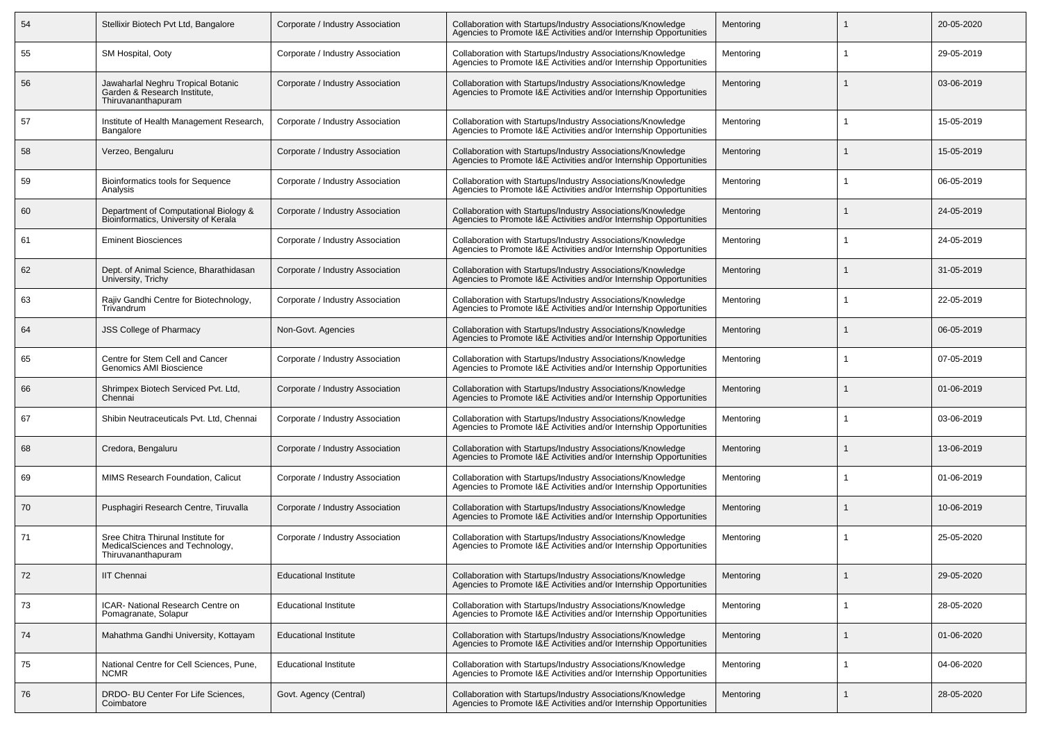| 54 | Stellixir Biotech Pvt Ltd, Bangalore | Corporate / Industry Association | Collaboration with Startups/Industry Associations/Knowledge Agencies to Promote I&E Activities and/or Internship Opportunities | Mentoring | 1 | 20-05-2020 |
|---|---|---|---|---|---|---|
| 55 | SM Hospital, Ooty | Corporate / Industry Association | Collaboration with Startups/Industry Associations/Knowledge Agencies to Promote I&E Activities and/or Internship Opportunities | Mentoring | 1 | 29-05-2019 |
| 56 | Jawaharlal Neghru Tropical Botanic Garden & Research Institute, Thiruvananthapuram | Corporate / Industry Association | Collaboration with Startups/Industry Associations/Knowledge Agencies to Promote I&E Activities and/or Internship Opportunities | Mentoring | 1 | 03-06-2019 |
| 57 | Institute of Health Management Research, Bangalore | Corporate / Industry Association | Collaboration with Startups/Industry Associations/Knowledge Agencies to Promote I&E Activities and/or Internship Opportunities | Mentoring | 1 | 15-05-2019 |
| 58 | Verzeo, Bengaluru | Corporate / Industry Association | Collaboration with Startups/Industry Associations/Knowledge Agencies to Promote I&E Activities and/or Internship Opportunities | Mentoring | 1 | 15-05-2019 |
| 59 | Bioinformatics tools for Sequence Analysis | Corporate / Industry Association | Collaboration with Startups/Industry Associations/Knowledge Agencies to Promote I&E Activities and/or Internship Opportunities | Mentoring | 1 | 06-05-2019 |
| 60 | Department of Computational Biology & Bioinformatics, University of Kerala | Corporate / Industry Association | Collaboration with Startups/Industry Associations/Knowledge Agencies to Promote I&E Activities and/or Internship Opportunities | Mentoring | 1 | 24-05-2019 |
| 61 | Eminent Biosciences | Corporate / Industry Association | Collaboration with Startups/Industry Associations/Knowledge Agencies to Promote I&E Activities and/or Internship Opportunities | Mentoring | 1 | 24-05-2019 |
| 62 | Dept. of Animal Science, Bharathidasan University, Trichy | Corporate / Industry Association | Collaboration with Startups/Industry Associations/Knowledge Agencies to Promote I&E Activities and/or Internship Opportunities | Mentoring | 1 | 31-05-2019 |
| 63 | Rajiv Gandhi Centre for Biotechnology, Trivandrum | Corporate / Industry Association | Collaboration with Startups/Industry Associations/Knowledge Agencies to Promote I&E Activities and/or Internship Opportunities | Mentoring | 1 | 22-05-2019 |
| 64 | JSS College of Pharmacy | Non-Govt. Agencies | Collaboration with Startups/Industry Associations/Knowledge Agencies to Promote I&E Activities and/or Internship Opportunities | Mentoring | 1 | 06-05-2019 |
| 65 | Centre for Stem Cell and Cancer Genomics AMI Bioscience | Corporate / Industry Association | Collaboration with Startups/Industry Associations/Knowledge Agencies to Promote I&E Activities and/or Internship Opportunities | Mentoring | 1 | 07-05-2019 |
| 66 | Shrimpex Biotech Serviced Pvt. Ltd, Chennai | Corporate / Industry Association | Collaboration with Startups/Industry Associations/Knowledge Agencies to Promote I&E Activities and/or Internship Opportunities | Mentoring | 1 | 01-06-2019 |
| 67 | Shibin Neutraceuticals Pvt. Ltd, Chennai | Corporate / Industry Association | Collaboration with Startups/Industry Associations/Knowledge Agencies to Promote I&E Activities and/or Internship Opportunities | Mentoring | 1 | 03-06-2019 |
| 68 | Credora, Bengaluru | Corporate / Industry Association | Collaboration with Startups/Industry Associations/Knowledge Agencies to Promote I&E Activities and/or Internship Opportunities | Mentoring | 1 | 13-06-2019 |
| 69 | MIMS Research Foundation, Calicut | Corporate / Industry Association | Collaboration with Startups/Industry Associations/Knowledge Agencies to Promote I&E Activities and/or Internship Opportunities | Mentoring | 1 | 01-06-2019 |
| 70 | Pusphagiri Research Centre, Tiruvalla | Corporate / Industry Association | Collaboration with Startups/Industry Associations/Knowledge Agencies to Promote I&E Activities and/or Internship Opportunities | Mentoring | 1 | 10-06-2019 |
| 71 | Sree Chitra Thirunal Institute for MedicalSciences and Technology, Thiruvananthapuram | Corporate / Industry Association | Collaboration with Startups/Industry Associations/Knowledge Agencies to Promote I&E Activities and/or Internship Opportunities | Mentoring | 1 | 25-05-2020 |
| 72 | IIT Chennai | Educational Institute | Collaboration with Startups/Industry Associations/Knowledge Agencies to Promote I&E Activities and/or Internship Opportunities | Mentoring | 1 | 29-05-2020 |
| 73 | ICAR- National Research Centre on Pomagranate, Solapur | Educational Institute | Collaboration with Startups/Industry Associations/Knowledge Agencies to Promote I&E Activities and/or Internship Opportunities | Mentoring | 1 | 28-05-2020 |
| 74 | Mahathma Gandhi University, Kottayam | Educational Institute | Collaboration with Startups/Industry Associations/Knowledge Agencies to Promote I&E Activities and/or Internship Opportunities | Mentoring | 1 | 01-06-2020 |
| 75 | National Centre for Cell Sciences, Pune, NCMR | Educational Institute | Collaboration with Startups/Industry Associations/Knowledge Agencies to Promote I&E Activities and/or Internship Opportunities | Mentoring | 1 | 04-06-2020 |
| 76 | DRDO- BU Center For Life Sciences, Coimbatore | Govt. Agency (Central) | Collaboration with Startups/Industry Associations/Knowledge Agencies to Promote I&E Activities and/or Internship Opportunities | Mentoring | 1 | 28-05-2020 |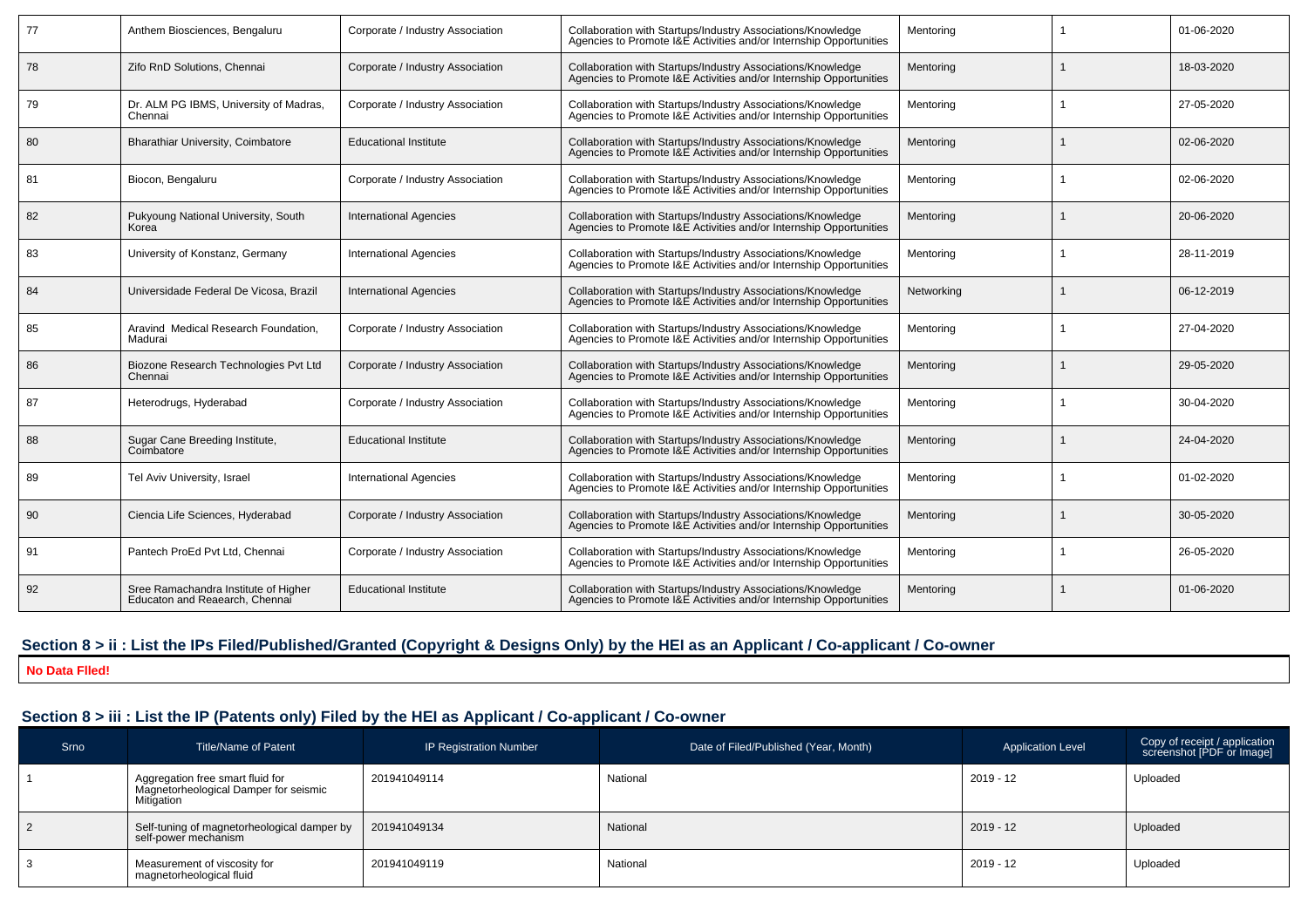| 77 | Anthem Biosciences, Bengaluru | Corporate / Industry Association | Collaboration with Startups/Industry Associations/Knowledge Agencies to Promote I&E Activities and/or Internship Opportunities | Mentoring | 1 | 01-06-2020 |
|---|---|---|---|---|---|---|
| 78 | Zifo RnD Solutions, Chennai | Corporate / Industry Association | Collaboration with Startups/Industry Associations/Knowledge Agencies to Promote I&E Activities and/or Internship Opportunities | Mentoring | 1 | 18-03-2020 |
| 79 | Dr. ALM PG IBMS, University of Madras, Chennai | Corporate / Industry Association | Collaboration with Startups/Industry Associations/Knowledge Agencies to Promote I&E Activities and/or Internship Opportunities | Mentoring | 1 | 27-05-2020 |
| 80 | Bharathiar University, Coimbatore | Educational Institute | Collaboration with Startups/Industry Associations/Knowledge Agencies to Promote I&E Activities and/or Internship Opportunities | Mentoring | 1 | 02-06-2020 |
| 81 | Biocon, Bengaluru | Corporate / Industry Association | Collaboration with Startups/Industry Associations/Knowledge Agencies to Promote I&E Activities and/or Internship Opportunities | Mentoring | 1 | 02-06-2020 |
| 82 | Pukyoung National University, South Korea | International Agencies | Collaboration with Startups/Industry Associations/Knowledge Agencies to Promote I&E Activities and/or Internship Opportunities | Mentoring | 1 | 20-06-2020 |
| 83 | University of Konstanz, Germany | International Agencies | Collaboration with Startups/Industry Associations/Knowledge Agencies to Promote I&E Activities and/or Internship Opportunities | Mentoring | 1 | 28-11-2019 |
| 84 | Universidade Federal De Vicosa, Brazil | International Agencies | Collaboration with Startups/Industry Associations/Knowledge Agencies to Promote I&E Activities and/or Internship Opportunities | Networking | 1 | 06-12-2019 |
| 85 | Aravind Medical Research Foundation, Madurai | Corporate / Industry Association | Collaboration with Startups/Industry Associations/Knowledge Agencies to Promote I&E Activities and/or Internship Opportunities | Mentoring | 1 | 27-04-2020 |
| 86 | Biozone Research Technologies Pvt Ltd Chennai | Corporate / Industry Association | Collaboration with Startups/Industry Associations/Knowledge Agencies to Promote I&E Activities and/or Internship Opportunities | Mentoring | 1 | 29-05-2020 |
| 87 | Heterodrugs, Hyderabad | Corporate / Industry Association | Collaboration with Startups/Industry Associations/Knowledge Agencies to Promote I&E Activities and/or Internship Opportunities | Mentoring | 1 | 30-04-2020 |
| 88 | Sugar Cane Breeding Institute, Coimbatore | Educational Institute | Collaboration with Startups/Industry Associations/Knowledge Agencies to Promote I&E Activities and/or Internship Opportunities | Mentoring | 1 | 24-04-2020 |
| 89 | Tel Aviv University, Israel | International Agencies | Collaboration with Startups/Industry Associations/Knowledge Agencies to Promote I&E Activities and/or Internship Opportunities | Mentoring | 1 | 01-02-2020 |
| 90 | Ciencia Life Sciences, Hyderabad | Corporate / Industry Association | Collaboration with Startups/Industry Associations/Knowledge Agencies to Promote I&E Activities and/or Internship Opportunities | Mentoring | 1 | 30-05-2020 |
| 91 | Pantech ProEd Pvt Ltd, Chennai | Corporate / Industry Association | Collaboration with Startups/Industry Associations/Knowledge Agencies to Promote I&E Activities and/or Internship Opportunities | Mentoring | 1 | 26-05-2020 |
| 92 | Sree Ramachandra Institute of Higher Educaton and Reaearch, Chennai | Educational Institute | Collaboration with Startups/Industry Associations/Knowledge Agencies to Promote I&E Activities and/or Internship Opportunities | Mentoring | 1 | 01-06-2020 |

## Section 8 > ii : List the IPs Filed/Published/Granted (Copyright & Designs Only) by the HEI as an Applicant / Co-applicant / Co-owner

**No Data FIled!**

## Section 8 > iii : List the IP (Patents only) Filed by the HEI as Applicant / Co-applicant / Co-owner

| Srno | Title/Name of Patent | IP Registration Number | Date of Filed/Published (Year, Month) | Application Level | Copy of receipt / application screenshot [PDF or Image] |
|---|---|---|---|---|---|
| 1 | Aggregation free smart fluid for Magnetorheological Damper for seismic Mitigation | 201941049114 | National | 2019 - 12 | Uploaded |
| 2 | Self-tuning of magnetorheological damper by self-power mechanism | 201941049134 | National | 2019 - 12 | Uploaded |
| 3 | Measurement of viscosity for magnetorheological fluid | 201941049119 | National | 2019 - 12 | Uploaded |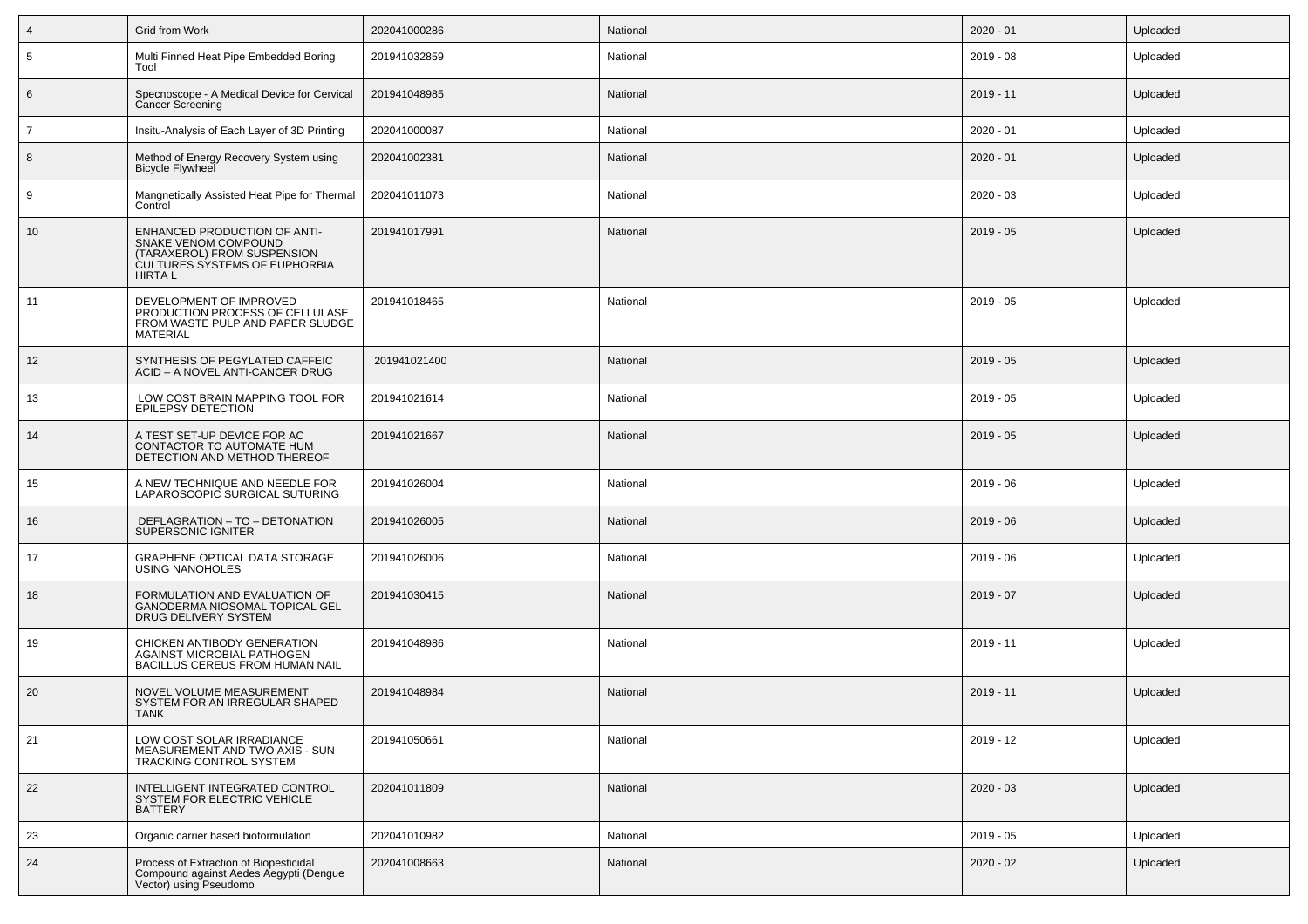| 4 | Grid from Work | 202041000286 | National | 2020 - 01 | Uploaded |
|---|---|---|---|---|---|
| 5 | Multi Finned Heat Pipe Embedded Boring Tool | 201941032859 | National | 2019 - 08 | Uploaded |
| 6 | Specnoscope - A Medical Device for Cervical Cancer Screening | 201941048985 | National | 2019 - 11 | Uploaded |
| 7 | Insitu-Analysis of Each Layer of 3D Printing | 202041000087 | National | 2020 - 01 | Uploaded |
| 8 | Method of Energy Recovery System using Bicycle Flywheel | 202041002381 | National | 2020 - 01 | Uploaded |
| 9 | Mangnetically Assisted Heat Pipe for Thermal Control | 202041011073 | National | 2020 - 03 | Uploaded |
| 10 | ENHANCED PRODUCTION OF ANTI-SNAKE VENOM COMPOUND (TARAXEROL) FROM SUSPENSION CULTURES SYSTEMS OF EUPHORBIA HIRTA L | 201941017991 | National | 2019 - 05 | Uploaded |
| 11 | DEVELOPMENT OF IMPROVED PRODUCTION PROCESS OF CELLULASE FROM WASTE PULP AND PAPER SLUDGE MATERIAL | 201941018465 | National | 2019 - 05 | Uploaded |
| 12 | SYNTHESIS OF PEGYLATED CAFFEIC ACID – A NOVEL ANTI-CANCER DRUG | 201941021400 | National | 2019 - 05 | Uploaded |
| 13 | LOW COST BRAIN MAPPING TOOL FOR EPILEPSY DETECTION | 201941021614 | National | 2019 - 05 | Uploaded |
| 14 | A TEST SET-UP DEVICE FOR AC CONTACTOR TO AUTOMATE HUM DETECTION AND METHOD THEREOF | 201941021667 | National | 2019 - 05 | Uploaded |
| 15 | A NEW TECHNIQUE AND NEEDLE FOR LAPAROSCOPIC SURGICAL SUTURING | 201941026004 | National | 2019 - 06 | Uploaded |
| 16 | DEFLAGRATION – TO – DETONATION SUPERSONIC IGNITER | 201941026005 | National | 2019 - 06 | Uploaded |
| 17 | GRAPHENE OPTICAL DATA STORAGE USING NANOHOLES | 201941026006 | National | 2019 - 06 | Uploaded |
| 18 | FORMULATION AND EVALUATION OF GANODERMA NIOSOMAL TOPICAL GEL DRUG DELIVERY SYSTEM | 201941030415 | National | 2019 - 07 | Uploaded |
| 19 | CHICKEN ANTIBODY GENERATION AGAINST MICROBIAL PATHOGEN BACILLUS CEREUS FROM HUMAN NAIL | 201941048986 | National | 2019 - 11 | Uploaded |
| 20 | NOVEL VOLUME MEASUREMENT SYSTEM FOR AN IRREGULAR SHAPED TANK | 201941048984 | National | 2019 - 11 | Uploaded |
| 21 | LOW COST SOLAR IRRADIANCE MEASUREMENT AND TWO AXIS - SUN TRACKING CONTROL SYSTEM | 201941050661 | National | 2019 - 12 | Uploaded |
| 22 | INTELLIGENT INTEGRATED CONTROL SYSTEM FOR ELECTRIC VEHICLE BATTERY | 202041011809 | National | 2020 - 03 | Uploaded |
| 23 | Organic carrier based bioformulation | 202041010982 | National | 2019 - 05 | Uploaded |
| 24 | Process of Extraction of Biopesticidal Compound against Aedes Aegypti (Dengue Vector) using Pseudomo | 202041008663 | National | 2020 - 02 | Uploaded |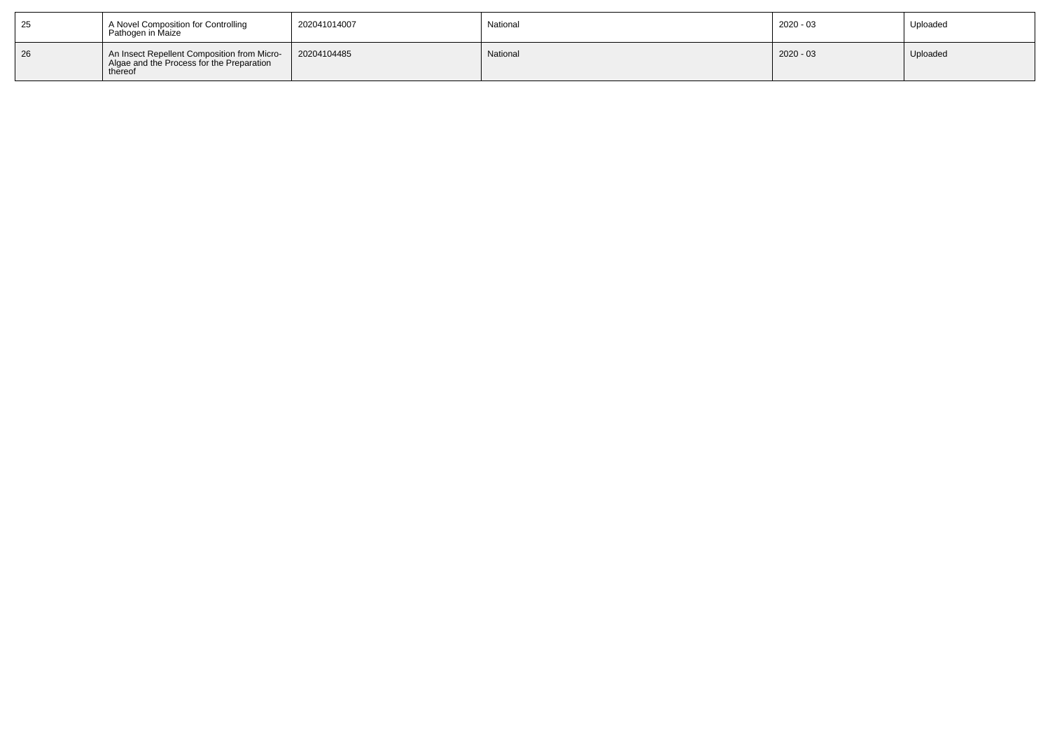| | | | | | |
|---|---|---|---|---|---|
| 25 | A Novel Composition for Controlling Pathogen in Maize | 202041014007 | National | 2020 - 03 | Uploaded |
| 26 | An Insect Repellent Composition from Micro-Algae and the Process for the Preparation thereof | 20204104485 | National | 2020 - 03 | Uploaded |